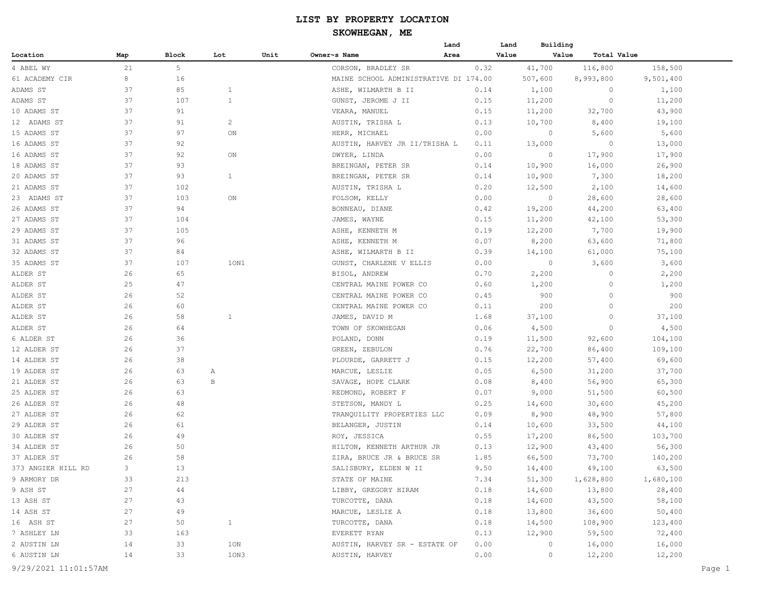# LIST BY PROPERTY LOCATION

## SKOWHEGAN, ME

| Location | Map | Block | Lot | Unit | Owner~s Name | Land Area | Land Value | Building Value | Total Value |
|---|---|---|---|---|---|---|---|---|---|
| 4 ABEL WY | 21 | 5 | | | CORSON, BRADLEY SR | 0.32 | 41,700 | 116,800 | 158,500 |
| 61 ACADEMY CIR | 8 | 16 | | | MAINE SCHOOL ADMINISTRATIVE DI | 174.00 | 507,600 | 8,993,800 | 9,501,400 |
| ADAMS ST | 37 | 85 | 1 | | ASHE, WILMARTH B II | 0.14 | 1,100 | 0 | 1,100 |
| ADAMS ST | 37 | 107 | 1 | | GUNST, JEROME J II | 0.15 | 11,200 | 0 | 11,200 |
| 10 ADAMS ST | 37 | 91 | | | VEARA, MANUEL | 0.15 | 11,200 | 32,700 | 43,900 |
| 12 ADAMS ST | 37 | 91 | 2 | | AUSTIN, TRISHA L | 0.13 | 10,700 | 8,400 | 19,100 |
| 15 ADAMS ST | 37 | 97 | ON | | HERR, MICHAEL | 0.00 | 0 | 5,600 | 5,600 |
| 16 ADAMS ST | 37 | 92 | | | AUSTIN, HARVEY JR II/TRISHA L | 0.11 | 13,000 | 0 | 13,000 |
| 16 ADAMS ST | 37 | 92 | ON | | DWYER, LINDA | 0.00 | 0 | 17,900 | 17,900 |
| 18 ADAMS ST | 37 | 93 | | | BREINGAN, PETER SR | 0.14 | 10,900 | 16,000 | 26,900 |
| 20 ADAMS ST | 37 | 93 | 1 | | BREINGAN, PETER SR | 0.14 | 10,900 | 7,300 | 18,200 |
| 21 ADAMS ST | 37 | 102 | | | AUSTIN, TRISHA L | 0.20 | 12,500 | 2,100 | 14,600 |
| 23 ADAMS ST | 37 | 103 | ON | | FOLSOM, KELLY | 0.00 | 0 | 28,600 | 28,600 |
| 26 ADAMS ST | 37 | 94 | | | BONNEAU, DIANE | 0.42 | 19,200 | 44,200 | 63,400 |
| 27 ADAMS ST | 37 | 104 | | | JAMES, WAYNE | 0.15 | 11,200 | 42,100 | 53,300 |
| 29 ADAMS ST | 37 | 105 | | | ASHE, KENNETH M | 0.19 | 12,200 | 7,700 | 19,900 |
| 31 ADAMS ST | 37 | 96 | | | ASHE, KENNETH M | 0.07 | 8,200 | 63,600 | 71,800 |
| 32 ADAMS ST | 37 | 84 | | | ASHE, WILMARTH B II | 0.39 | 14,100 | 61,000 | 75,100 |
| 35 ADAMS ST | 37 | 107 | 1ON1 | | GUNST, CHARLENE V ELLIS | 0.00 | 0 | 3,600 | 3,600 |
| ALDER ST | 26 | 65 | | | BISOL, ANDREW | 0.70 | 2,200 | 0 | 2,200 |
| ALDER ST | 25 | 47 | | | CENTRAL MAINE POWER CO | 0.60 | 1,200 | 0 | 1,200 |
| ALDER ST | 26 | 52 | | | CENTRAL MAINE POWER CO | 0.45 | 900 | 0 | 900 |
| ALDER ST | 26 | 60 | | | CENTRAL MAINE POWER CO | 0.11 | 200 | 0 | 200 |
| ALDER ST | 26 | 58 | 1 | | JAMES, DAVID M | 1.68 | 37,100 | 0 | 37,100 |
| ALDER ST | 26 | 64 | | | TOWN OF SKOWHEGAN | 0.06 | 4,500 | 0 | 4,500 |
| 6 ALDER ST | 26 | 36 | | | POLAND, DONN | 0.19 | 11,500 | 92,600 | 104,100 |
| 12 ALDER ST | 26 | 37 | | | GREEN, ZEBULON | 0.76 | 22,700 | 86,400 | 109,100 |
| 14 ALDER ST | 26 | 38 | | | PLOURDE, GARRETT J | 0.15 | 12,200 | 57,400 | 69,600 |
| 19 ALDER ST | 26 | 63 | A | | MARCUE, LESLIE | 0.05 | 6,500 | 31,200 | 37,700 |
| 21 ALDER ST | 26 | 63 | B | | SAVAGE, HOPE CLARK | 0.08 | 8,400 | 56,900 | 65,300 |
| 25 ALDER ST | 26 | 63 | | | REDMOND, ROBERT F | 0.07 | 9,000 | 51,500 | 60,500 |
| 26 ALDER ST | 26 | 48 | | | STETSON, MANDY L | 0.25 | 14,600 | 30,600 | 45,200 |
| 27 ALDER ST | 26 | 62 | | | TRANQUILITY PROPERTIES LLC | 0.09 | 8,900 | 48,900 | 57,800 |
| 29 ALDER ST | 26 | 61 | | | BELANGER, JUSTIN | 0.14 | 10,600 | 33,500 | 44,100 |
| 30 ALDER ST | 26 | 49 | | | ROY, JESSICA | 0.55 | 17,200 | 86,500 | 103,700 |
| 34 ALDER ST | 26 | 50 | | | HILTON, KENNETH ARTHUR JR | 0.13 | 12,900 | 43,400 | 56,300 |
| 37 ALDER ST | 26 | 58 | | | ZIRA, BRUCE JR & BRUCE SR | 1.85 | 66,500 | 73,700 | 140,200 |
| 373 ANGIER HILL RD | 3 | 13 | | | SALISBURY, ELDEN W II | 9.50 | 14,400 | 49,100 | 63,500 |
| 9 ARMORY DR | 33 | 213 | | | STATE OF MAINE | 7.34 | 51,300 | 1,628,800 | 1,680,100 |
| 9 ASH ST | 27 | 44 | | | LIBBY, GREGORY HIRAM | 0.18 | 14,600 | 13,800 | 28,400 |
| 13 ASH ST | 27 | 43 | | | TURCOTTE, DANA | 0.18 | 14,600 | 43,500 | 58,100 |
| 14 ASH ST | 27 | 49 | | | MARCUE, LESLIE A | 0.18 | 13,800 | 36,600 | 50,400 |
| 16 ASH ST | 27 | 50 | 1 | | TURCOTTE, DANA | 0.18 | 14,500 | 108,900 | 123,400 |
| 7 ASHLEY LN | 33 | 163 | | | EVERETT RYAN | 0.13 | 12,900 | 59,500 | 72,400 |
| 2 AUSTIN LN | 14 | 33 | 1ON | | AUSTIN, HARVEY SR - ESTATE OF | 0.00 | 0 | 16,000 | 16,000 |
| 6 AUSTIN LN | 14 | 33 | 1ON3 | | AUSTIN, HARVEY | 0.00 | 0 | 12,200 | 12,200 |

9/29/2021 11:01:57AM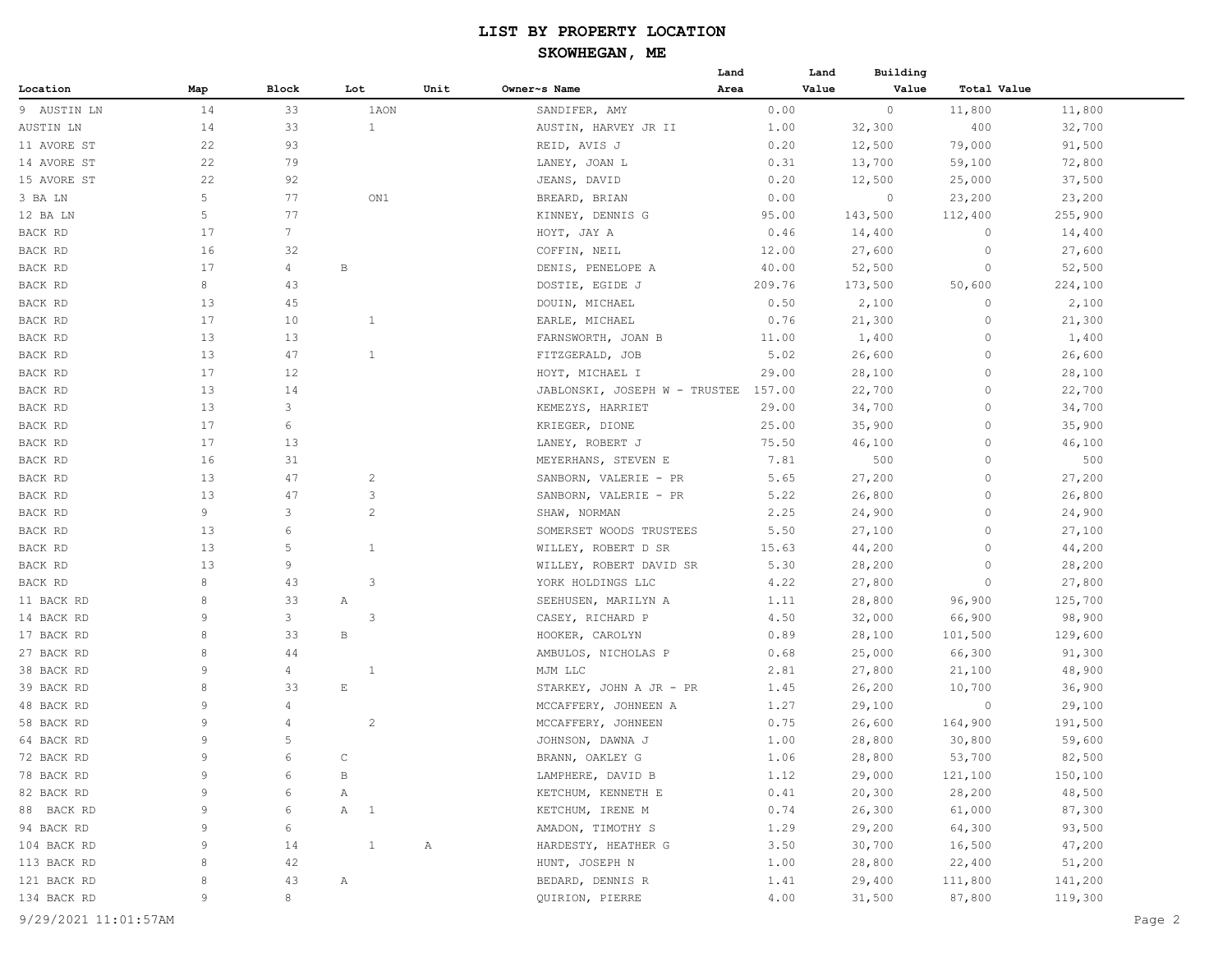# LIST BY PROPERTY LOCATION

## SKOWHEGAN, ME

| Location | Map | Block | Lot | Unit | Owner~s Name | Land Area | Land Value | Building Value | Total Value |
|---|---|---|---|---|---|---|---|---|---|
| 9 AUSTIN LN | 14 | 33 | 1AON | | SANDIFER, AMY | 0.00 | 0 | 11,800 | 11,800 |
| AUSTIN LN | 14 | 33 | 1 | | AUSTIN, HARVEY JR II | 1.00 | 32,300 | 400 | 32,700 |
| 11 AVORE ST | 22 | 93 | | | REID, AVIS J | 0.20 | 12,500 | 79,000 | 91,500 |
| 14 AVORE ST | 22 | 79 | | | LANEY, JOAN L | 0.31 | 13,700 | 59,100 | 72,800 |
| 15 AVORE ST | 22 | 92 | | | JEANS, DAVID | 0.20 | 12,500 | 25,000 | 37,500 |
| 3 BA LN | 5 | 77 | ON1 | | BREARD, BRIAN | 0.00 | 0 | 23,200 | 23,200 |
| 12 BA LN | 5 | 77 | | | KINNEY, DENNIS G | 95.00 | 143,500 | 112,400 | 255,900 |
| BACK RD | 17 | 7 | | | HOYT, JAY A | 0.46 | 14,400 | 0 | 14,400 |
| BACK RD | 16 | 32 | | | COFFIN, NEIL | 12.00 | 27,600 | 0 | 27,600 |
| BACK RD | 17 | 4 | B | | DENIS, PENELOPE A | 40.00 | 52,500 | 0 | 52,500 |
| BACK RD | 8 | 43 | | | DOSTIE, EGIDE J | 209.76 | 173,500 | 50,600 | 224,100 |
| BACK RD | 13 | 45 | | | DOUIN, MICHAEL | 0.50 | 2,100 | 0 | 2,100 |
| BACK RD | 17 | 10 | 1 | | EARLE, MICHAEL | 0.76 | 21,300 | 0 | 21,300 |
| BACK RD | 13 | 13 | | | FARNSWORTH, JOAN B | 11.00 | 1,400 | 0 | 1,400 |
| BACK RD | 13 | 47 | 1 | | FITZGERALD, JOB | 5.02 | 26,600 | 0 | 26,600 |
| BACK RD | 17 | 12 | | | HOYT, MICHAEL I | 29.00 | 28,100 | 0 | 28,100 |
| BACK RD | 13 | 14 | | | JABLONSKI, JOSEPH W - TRUSTEE | 157.00 | 22,700 | 0 | 22,700 |
| BACK RD | 13 | 3 | | | KEMEZYS, HARRIET | 29.00 | 34,700 | 0 | 34,700 |
| BACK RD | 17 | 6 | | | KRIEGER, DIONE | 25.00 | 35,900 | 0 | 35,900 |
| BACK RD | 17 | 13 | | | LANEY, ROBERT J | 75.50 | 46,100 | 0 | 46,100 |
| BACK RD | 16 | 31 | | | MEYERHANS, STEVEN E | 7.81 | 500 | 0 | 500 |
| BACK RD | 13 | 47 | 2 | | SANBORN, VALERIE - PR | 5.65 | 27,200 | 0 | 27,200 |
| BACK RD | 13 | 47 | 3 | | SANBORN, VALERIE - PR | 5.22 | 26,800 | 0 | 26,800 |
| BACK RD | 9 | 3 | 2 | | SHAW, NORMAN | 2.25 | 24,900 | 0 | 24,900 |
| BACK RD | 13 | 6 | | | SOMERSET WOODS TRUSTEES | 5.50 | 27,100 | 0 | 27,100 |
| BACK RD | 13 | 5 | 1 | | WILLEY, ROBERT D SR | 15.63 | 44,200 | 0 | 44,200 |
| BACK RD | 13 | 9 | | | WILLEY, ROBERT DAVID SR | 5.30 | 28,200 | 0 | 28,200 |
| BACK RD | 8 | 43 | 3 | | YORK HOLDINGS LLC | 4.22 | 27,800 | 0 | 27,800 |
| 11 BACK RD | 8 | 33 | A | | SEEHUSEN, MARILYN A | 1.11 | 28,800 | 96,900 | 125,700 |
| 14 BACK RD | 9 | 3 | 3 | | CASEY, RICHARD P | 4.50 | 32,000 | 66,900 | 98,900 |
| 17 BACK RD | 8 | 33 | B | | HOOKER, CAROLYN | 0.89 | 28,100 | 101,500 | 129,600 |
| 27 BACK RD | 8 | 44 | | | AMBULOS, NICHOLAS P | 0.68 | 25,000 | 66,300 | 91,300 |
| 38 BACK RD | 9 | 4 | 1 | | MJM LLC | 2.81 | 27,800 | 21,100 | 48,900 |
| 39 BACK RD | 8 | 33 | E | | STARKEY, JOHN A JR - PR | 1.45 | 26,200 | 10,700 | 36,900 |
| 48 BACK RD | 9 | 4 | | | MCCAFFERY, JOHNEEN A | 1.27 | 29,100 | 0 | 29,100 |
| 58 BACK RD | 9 | 4 | 2 | | MCCAFFERY, JOHNEEN | 0.75 | 26,600 | 164,900 | 191,500 |
| 64 BACK RD | 9 | 5 | | | JOHNSON, DAWNA J | 1.00 | 28,800 | 30,800 | 59,600 |
| 72 BACK RD | 9 | 6 | C | | BRANN, OAKLEY G | 1.06 | 28,800 | 53,700 | 82,500 |
| 78 BACK RD | 9 | 6 | B | | LAMPHERE, DAVID B | 1.12 | 29,000 | 121,100 | 150,100 |
| 82 BACK RD | 9 | 6 | A | | KETCHUM, KENNETH E | 0.41 | 20,300 | 28,200 | 48,500 |
| 88 BACK RD | 9 | 6 | A 1 | | KETCHUM, IRENE M | 0.74 | 26,300 | 61,000 | 87,300 |
| 94 BACK RD | 9 | 6 | | | AMADON, TIMOTHY S | 1.29 | 29,200 | 64,300 | 93,500 |
| 104 BACK RD | 9 | 14 | 1 | A | HARDESTY, HEATHER G | 3.50 | 30,700 | 16,500 | 47,200 |
| 113 BACK RD | 8 | 42 | | | HUNT, JOSEPH N | 1.00 | 28,800 | 22,400 | 51,200 |
| 121 BACK RD | 8 | 43 | A | | BEDARD, DENNIS R | 1.41 | 29,400 | 111,800 | 141,200 |
| 134 BACK RD | 9 | 8 | | | QUIRION, PIERRE | 4.00 | 31,500 | 87,800 | 119,300 |

9/29/2021 11:01:57AM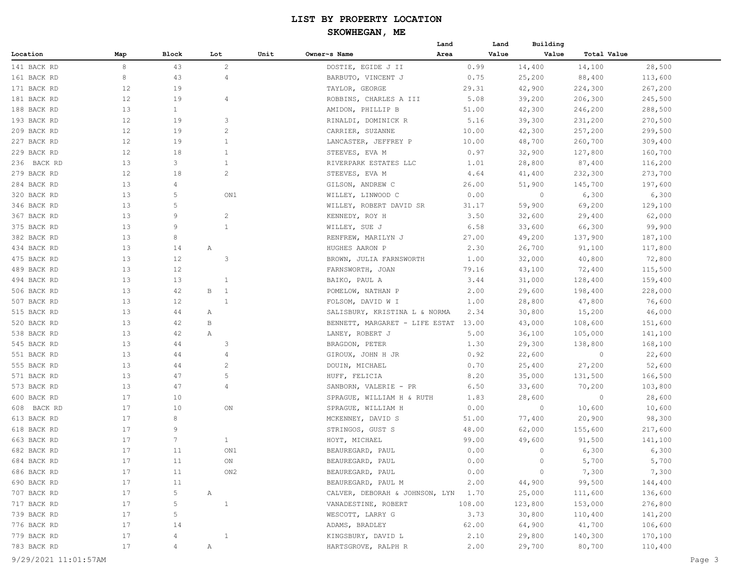# LIST BY PROPERTY LOCATION

## SKOWHEGAN, ME

| Location | Map | Block | Lot | Unit | Owner~s Name | Land Area | Land Value | Building Value | Total Value |
|---|---|---|---|---|---|---|---|---|---|
| 141 BACK RD | 8 | 43 | 2 | | DOSTIE, EGIDE J II | 0.99 | 14,400 | 14,100 | 28,500 |
| 161 BACK RD | 8 | 43 | 4 | | BARBUTO, VINCENT J | 0.75 | 25,200 | 88,400 | 113,600 |
| 171 BACK RD | 12 | 19 | | | TAYLOR, GEORGE | 29.31 | 42,900 | 224,300 | 267,200 |
| 181 BACK RD | 12 | 19 | 4 | | ROBBINS, CHARLES A III | 5.08 | 39,200 | 206,300 | 245,500 |
| 188 BACK RD | 13 | 1 | | | AMIDON, PHILLIP B | 51.00 | 42,300 | 246,200 | 288,500 |
| 193 BACK RD | 12 | 19 | 3 | | RINALDI, DOMINICK R | 5.16 | 39,300 | 231,200 | 270,500 |
| 209 BACK RD | 12 | 19 | 2 | | CARRIER, SUZANNE | 10.00 | 42,300 | 257,200 | 299,500 |
| 227 BACK RD | 12 | 19 | 1 | | LANCASTER, JEFFREY P | 10.00 | 48,700 | 260,700 | 309,400 |
| 229 BACK RD | 12 | 18 | 1 | | STEEVES, EVA M | 0.97 | 32,900 | 127,800 | 160,700 |
| 236 BACK RD | 13 | 3 | 1 | | RIVERPARK ESTATES LLC | 1.01 | 28,800 | 87,400 | 116,200 |
| 279 BACK RD | 12 | 18 | 2 | | STEEVES, EVA M | 4.64 | 41,400 | 232,300 | 273,700 |
| 284 BACK RD | 13 | 4 | | | GILSON, ANDREW C | 26.00 | 51,900 | 145,700 | 197,600 |
| 320 BACK RD | 13 | 5 | ON1 | | WILLEY, LINWOOD C | 0.00 | 0 | 6,300 | 6,300 |
| 346 BACK RD | 13 | 5 | | | WILLEY, ROBERT DAVID SR | 31.17 | 59,900 | 69,200 | 129,100 |
| 367 BACK RD | 13 | 9 | 2 | | KENNEDY, ROY H | 3.50 | 32,600 | 29,400 | 62,000 |
| 375 BACK RD | 13 | 9 | 1 | | WILLEY, SUE J | 6.58 | 33,600 | 66,300 | 99,900 |
| 382 BACK RD | 13 | 8 | | | RENFREW, MARILYN J | 27.00 | 49,200 | 137,900 | 187,100 |
| 434 BACK RD | 13 | 14 | A | | HUGHES AARON P | 2.30 | 26,700 | 91,100 | 117,800 |
| 475 BACK RD | 13 | 12 | 3 | | BROWN, JULIA FARNSWORTH | 1.00 | 32,000 | 40,800 | 72,800 |
| 489 BACK RD | 13 | 12 | | | FARNSWORTH, JOAN | 79.16 | 43,100 | 72,400 | 115,500 |
| 494 BACK RD | 13 | 13 | 1 | | BAIKO, PAUL A | 3.44 | 31,000 | 128,400 | 159,400 |
| 506 BACK RD | 13 | 42 | B 1 | | POMELOW, NATHAN P | 2.00 | 29,600 | 198,400 | 228,000 |
| 507 BACK RD | 13 | 12 | 1 | | FOLSOM, DAVID W I | 1.00 | 28,800 | 47,800 | 76,600 |
| 515 BACK RD | 13 | 44 | A | | SALISBURY, KRISTINA L & NORMA | 2.34 | 30,800 | 15,200 | 46,000 |
| 520 BACK RD | 13 | 42 | B | | BENNETT, MARGARET - LIFE ESTAT | 13.00 | 43,000 | 108,600 | 151,600 |
| 538 BACK RD | 13 | 42 | A | | LANEY, ROBERT J | 5.00 | 36,100 | 105,000 | 141,100 |
| 545 BACK RD | 13 | 44 | 3 | | BRAGDON, PETER | 1.30 | 29,300 | 138,800 | 168,100 |
| 551 BACK RD | 13 | 44 | 4 | | GIROUX, JOHN H JR | 0.92 | 22,600 | 0 | 22,600 |
| 555 BACK RD | 13 | 44 | 2 | | DOUIN, MICHAEL | 0.70 | 25,400 | 27,200 | 52,600 |
| 571 BACK RD | 13 | 47 | 5 | | HUFF, FELICIA | 8.20 | 35,000 | 131,500 | 166,500 |
| 573 BACK RD | 13 | 47 | 4 | | SANBORN, VALERIE - PR | 6.50 | 33,600 | 70,200 | 103,800 |
| 600 BACK RD | 17 | 10 | | | SPRAGUE, WILLIAM H & RUTH | 1.83 | 28,600 | 0 | 28,600 |
| 608 BACK RD | 17 | 10 | ON | | SPRAGUE, WILLIAM H | 0.00 | 0 | 10,600 | 10,600 |
| 613 BACK RD | 17 | 8 | | | MCKENNEY, DAVID S | 51.00 | 77,400 | 20,900 | 98,300 |
| 618 BACK RD | 17 | 9 | | | STRINGOS, GUST S | 48.00 | 62,000 | 155,600 | 217,600 |
| 663 BACK RD | 17 | 7 | 1 | | HOYT, MICHAEL | 99.00 | 49,600 | 91,500 | 141,100 |
| 682 BACK RD | 17 | 11 | ON1 | | BEAUREGARD, PAUL | 0.00 | 0 | 6,300 | 6,300 |
| 684 BACK RD | 17 | 11 | ON | | BEAUREGARD, PAUL | 0.00 | 0 | 5,700 | 5,700 |
| 686 BACK RD | 17 | 11 | ON2 | | BEAUREGARD, PAUL | 0.00 | 0 | 7,300 | 7,300 |
| 690 BACK RD | 17 | 11 | | | BEAUREGARD, PAUL M | 2.00 | 44,900 | 99,500 | 144,400 |
| 707 BACK RD | 17 | 5 | A | | CALVER, DEBORAH & JOHNSON, LYN | 1.70 | 25,000 | 111,600 | 136,600 |
| 717 BACK RD | 17 | 5 | 1 | | VANADESTINE, ROBERT | 108.00 | 123,800 | 153,000 | 276,800 |
| 739 BACK RD | 17 | 5 | | | WESCOTT, LARRY G | 3.73 | 30,800 | 110,400 | 141,200 |
| 776 BACK RD | 17 | 14 | | | ADAMS, BRADLEY | 62.00 | 64,900 | 41,700 | 106,600 |
| 779 BACK RD | 17 | 4 | 1 | | KINGSBURY, DAVID L | 2.10 | 29,800 | 140,300 | 170,100 |
| 783 BACK RD | 17 | 4 | A | | HARTSGROVE, RALPH R | 2.00 | 29,700 | 80,700 | 110,400 |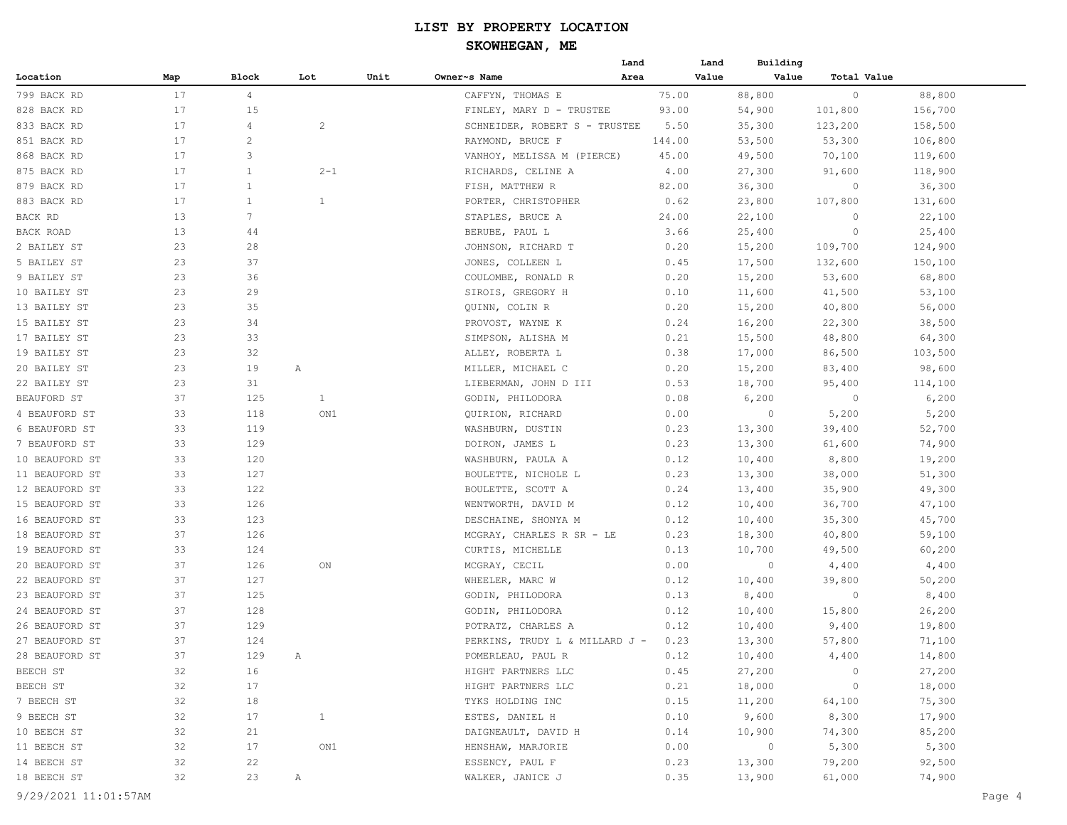# LIST BY PROPERTY LOCATION

## SKOWHEGAN, ME

| Location | Map | Block | Lot | Unit | Owner~s Name | Land Area | Land Value | Building Value | Total Value |
|---|---|---|---|---|---|---|---|---|---|
| 799 BACK RD | 17 | 4 | | | CAFFYN, THOMAS E | 75.00 | 88,800 | 0 | 88,800 |
| 828 BACK RD | 17 | 15 | | | FINLEY, MARY D - TRUSTEE | 93.00 | 54,900 | 101,800 | 156,700 |
| 833 BACK RD | 17 | 4 | 2 | | SCHNEIDER, ROBERT S - TRUSTEE | 5.50 | 35,300 | 123,200 | 158,500 |
| 851 BACK RD | 17 | 2 | | | RAYMOND, BRUCE F | 144.00 | 53,500 | 53,300 | 106,800 |
| 868 BACK RD | 17 | 3 | | | VANHOY, MELISSA M (PIERCE) | 45.00 | 49,500 | 70,100 | 119,600 |
| 875 BACK RD | 17 | 1 | 2-1 | | RICHARDS, CELINE A | 4.00 | 27,300 | 91,600 | 118,900 |
| 879 BACK RD | 17 | 1 | | | FISH, MATTHEW R | 82.00 | 36,300 | 0 | 36,300 |
| 883 BACK RD | 17 | 1 | 1 | | PORTER, CHRISTOPHER | 0.62 | 23,800 | 107,800 | 131,600 |
| BACK RD | 13 | 7 | | | STAPLES, BRUCE A | 24.00 | 22,100 | 0 | 22,100 |
| BACK ROAD | 13 | 44 | | | BERUBE, PAUL L | 3.66 | 25,400 | 0 | 25,400 |
| 2 BAILEY ST | 23 | 28 | | | JOHNSON, RICHARD T | 0.20 | 15,200 | 109,700 | 124,900 |
| 5 BAILEY ST | 23 | 37 | | | JONES, COLLEEN L | 0.45 | 17,500 | 132,600 | 150,100 |
| 9 BAILEY ST | 23 | 36 | | | COULOMBE, RONALD R | 0.20 | 15,200 | 53,600 | 68,800 |
| 10 BAILEY ST | 23 | 29 | | | SIROIS, GREGORY H | 0.10 | 11,600 | 41,500 | 53,100 |
| 13 BAILEY ST | 23 | 35 | | | QUINN, COLIN R | 0.20 | 15,200 | 40,800 | 56,000 |
| 15 BAILEY ST | 23 | 34 | | | PROVOST, WAYNE K | 0.24 | 16,200 | 22,300 | 38,500 |
| 17 BAILEY ST | 23 | 33 | | | SIMPSON, ALISHA M | 0.21 | 15,500 | 48,800 | 64,300 |
| 19 BAILEY ST | 23 | 32 | | | ALLEY, ROBERTA L | 0.38 | 17,000 | 86,500 | 103,500 |
| 20 BAILEY ST | 23 | 19 | A | | MILLER, MICHAEL C | 0.20 | 15,200 | 83,400 | 98,600 |
| 22 BAILEY ST | 23 | 31 | | | LIEBERMAN, JOHN D III | 0.53 | 18,700 | 95,400 | 114,100 |
| BEAUFORD ST | 37 | 125 | 1 | | GODIN, PHILODORA | 0.08 | 6,200 | 0 | 6,200 |
| 4 BEAUFORD ST | 33 | 118 | ON1 | | QUIRION, RICHARD | 0.00 | 0 | 5,200 | 5,200 |
| 6 BEAUFORD ST | 33 | 119 | | | WASHBURN, DUSTIN | 0.23 | 13,300 | 39,400 | 52,700 |
| 7 BEAUFORD ST | 33 | 129 | | | DOIRON, JAMES L | 0.23 | 13,300 | 61,600 | 74,900 |
| 10 BEAUFORD ST | 33 | 120 | | | WASHBURN, PAULA A | 0.12 | 10,400 | 8,800 | 19,200 |
| 11 BEAUFORD ST | 33 | 127 | | | BOULETTE, NICHOLE L | 0.23 | 13,300 | 38,000 | 51,300 |
| 12 BEAUFORD ST | 33 | 122 | | | BOULETTE, SCOTT A | 0.24 | 13,400 | 35,900 | 49,300 |
| 15 BEAUFORD ST | 33 | 126 | | | WENTWORTH, DAVID M | 0.12 | 10,400 | 36,700 | 47,100 |
| 16 BEAUFORD ST | 33 | 123 | | | DESCHAINE, SHONYA M | 0.12 | 10,400 | 35,300 | 45,700 |
| 18 BEAUFORD ST | 37 | 126 | | | MCGRAY, CHARLES R SR - LE | 0.23 | 18,300 | 40,800 | 59,100 |
| 19 BEAUFORD ST | 33 | 124 | | | CURTIS, MICHELLE | 0.13 | 10,700 | 49,500 | 60,200 |
| 20 BEAUFORD ST | 37 | 126 | ON | | MCGRAY, CECIL | 0.00 | 0 | 4,400 | 4,400 |
| 22 BEAUFORD ST | 37 | 127 | | | WHEELER, MARC W | 0.12 | 10,400 | 39,800 | 50,200 |
| 23 BEAUFORD ST | 37 | 125 | | | GODIN, PHILODORA | 0.13 | 8,400 | 0 | 8,400 |
| 24 BEAUFORD ST | 37 | 128 | | | GODIN, PHILODORA | 0.12 | 10,400 | 15,800 | 26,200 |
| 26 BEAUFORD ST | 37 | 129 | | | POTRATZ, CHARLES A | 0.12 | 10,400 | 9,400 | 19,800 |
| 27 BEAUFORD ST | 37 | 124 | | | PERKINS, TRUDY L & MILLARD J - | 0.23 | 13,300 | 57,800 | 71,100 |
| 28 BEAUFORD ST | 37 | 129 | A | | POMERLEAU, PAUL R | 0.12 | 10,400 | 4,400 | 14,800 |
| BEECH ST | 32 | 16 | | | HIGHT PARTNERS LLC | 0.45 | 27,200 | 0 | 27,200 |
| BEECH ST | 32 | 17 | | | HIGHT PARTNERS LLC | 0.21 | 18,000 | 0 | 18,000 |
| 7 BEECH ST | 32 | 18 | | | TYKS HOLDING INC | 0.15 | 11,200 | 64,100 | 75,300 |
| 9 BEECH ST | 32 | 17 | 1 | | ESTES, DANIEL H | 0.10 | 9,600 | 8,300 | 17,900 |
| 10 BEECH ST | 32 | 21 | | | DAIGNEAULT, DAVID H | 0.14 | 10,900 | 74,300 | 85,200 |
| 11 BEECH ST | 32 | 17 | ON1 | | HENSHAW, MARJORIE | 0.00 | 0 | 5,300 | 5,300 |
| 14 BEECH ST | 32 | 22 | | | ESSENCY, PAUL F | 0.23 | 13,300 | 79,200 | 92,500 |
| 18 BEECH ST | 32 | 23 | A | | WALKER, JANICE J | 0.35 | 13,900 | 61,000 | 74,900 |

9/29/2021 11:01:57AM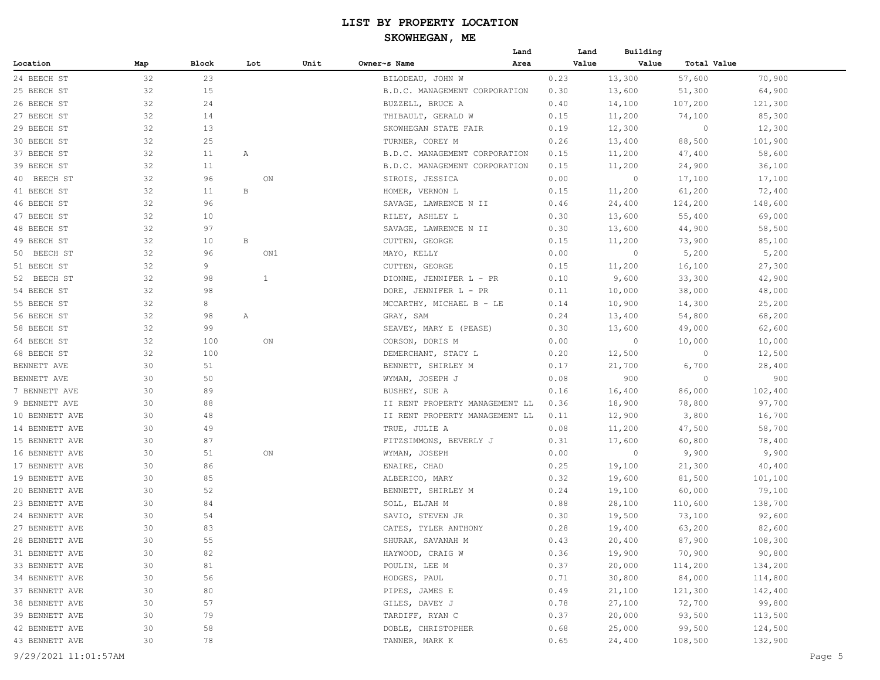# LIST BY PROPERTY LOCATION

## SKOWHEGAN, ME

| Location | Map | Block | Lot | Unit | Owner~s Name | Land Area | Land Value | Building Value | Total Value |
|---|---|---|---|---|---|---|---|---|---|
| 24 BEECH ST | 32 | 23 | | | BILODEAU, JOHN W | 0.23 | 13,300 | 57,600 | 70,900 |
| 25 BEECH ST | 32 | 15 | | | B.D.C. MANAGEMENT CORPORATION | 0.30 | 13,600 | 51,300 | 64,900 |
| 26 BEECH ST | 32 | 24 | | | BUZZELL, BRUCE A | 0.40 | 14,100 | 107,200 | 121,300 |
| 27 BEECH ST | 32 | 14 | | | THIBAULT, GERALD W | 0.15 | 11,200 | 74,100 | 85,300 |
| 29 BEECH ST | 32 | 13 | | | SKOWHEGAN STATE FAIR | 0.19 | 12,300 | 0 | 12,300 |
| 30 BEECH ST | 32 | 25 | | | TURNER, COREY M | 0.26 | 13,400 | 88,500 | 101,900 |
| 37 BEECH ST | 32 | 11 | A | | B.D.C. MANAGEMENT CORPORATION | 0.15 | 11,200 | 47,400 | 58,600 |
| 39 BEECH ST | 32 | 11 | | | B.D.C. MANAGEMENT CORPORATION | 0.15 | 11,200 | 24,900 | 36,100 |
| 40 BEECH ST | 32 | 96 | | ON | SIROIS, JESSICA | 0.00 | 0 | 17,100 | 17,100 |
| 41 BEECH ST | 32 | 11 | B | | HOMER, VERNON L | 0.15 | 11,200 | 61,200 | 72,400 |
| 46 BEECH ST | 32 | 96 | | | SAVAGE, LAWRENCE N II | 0.46 | 24,400 | 124,200 | 148,600 |
| 47 BEECH ST | 32 | 10 | | | RILEY, ASHLEY L | 0.30 | 13,600 | 55,400 | 69,000 |
| 48 BEECH ST | 32 | 97 | | | SAVAGE, LAWRENCE N II | 0.30 | 13,600 | 44,900 | 58,500 |
| 49 BEECH ST | 32 | 10 | B | | CUTTEN, GEORGE | 0.15 | 11,200 | 73,900 | 85,100 |
| 50 BEECH ST | 32 | 96 | | ON1 | MAYO, KELLY | 0.00 | 0 | 5,200 | 5,200 |
| 51 BEECH ST | 32 | 9 | | | CUTTEN, GEORGE | 0.15 | 11,200 | 16,100 | 27,300 |
| 52 BEECH ST | 32 | 98 | | 1 | DIONNE, JENNIFER L - PR | 0.10 | 9,600 | 33,300 | 42,900 |
| 54 BEECH ST | 32 | 98 | | | DORE, JENNIFER L - PR | 0.11 | 10,000 | 38,000 | 48,000 |
| 55 BEECH ST | 32 | 8 | | | MCCARTHY, MICHAEL B - LE | 0.14 | 10,900 | 14,300 | 25,200 |
| 56 BEECH ST | 32 | 98 | A | | GRAY, SAM | 0.24 | 13,400 | 54,800 | 68,200 |
| 58 BEECH ST | 32 | 99 | | | SEAVEY, MARY E (PEASE) | 0.30 | 13,600 | 49,000 | 62,600 |
| 64 BEECH ST | 32 | 100 | | ON | CORSON, DORIS M | 0.00 | 0 | 10,000 | 10,000 |
| 68 BEECH ST | 32 | 100 | | | DEMERCHANT, STACY L | 0.20 | 12,500 | 0 | 12,500 |
| BENNETT AVE | 30 | 51 | | | BENNETT, SHIRLEY M | 0.17 | 21,700 | 6,700 | 28,400 |
| BENNETT AVE | 30 | 50 | | | WYMAN, JOSEPH J | 0.08 | 900 | 0 | 900 |
| 7 BENNETT AVE | 30 | 89 | | | BUSHEY, SUE A | 0.16 | 16,400 | 86,000 | 102,400 |
| 9 BENNETT AVE | 30 | 88 | | | II RENT PROPERTY MANAGEMENT LL | 0.36 | 18,900 | 78,800 | 97,700 |
| 10 BENNETT AVE | 30 | 48 | | | II RENT PROPERTY MANAGEMENT LL | 0.11 | 12,900 | 3,800 | 16,700 |
| 14 BENNETT AVE | 30 | 49 | | | TRUE, JULIE A | 0.08 | 11,200 | 47,500 | 58,700 |
| 15 BENNETT AVE | 30 | 87 | | | FITZSIMMONS, BEVERLY J | 0.31 | 17,600 | 60,800 | 78,400 |
| 16 BENNETT AVE | 30 | 51 | | ON | WYMAN, JOSEPH | 0.00 | 0 | 9,900 | 9,900 |
| 17 BENNETT AVE | 30 | 86 | | | ENAIRE, CHAD | 0.25 | 19,100 | 21,300 | 40,400 |
| 19 BENNETT AVE | 30 | 85 | | | ALBERICO, MARY | 0.32 | 19,600 | 81,500 | 101,100 |
| 20 BENNETT AVE | 30 | 52 | | | BENNETT, SHIRLEY M | 0.24 | 19,100 | 60,000 | 79,100 |
| 23 BENNETT AVE | 30 | 84 | | | SOLL, ELJAH M | 0.88 | 28,100 | 110,600 | 138,700 |
| 24 BENNETT AVE | 30 | 54 | | | SAVIO, STEVEN JR | 0.30 | 19,500 | 73,100 | 92,600 |
| 27 BENNETT AVE | 30 | 83 | | | CATES, TYLER ANTHONY | 0.28 | 19,400 | 63,200 | 82,600 |
| 28 BENNETT AVE | 30 | 55 | | | SHURAK, SAVANAH M | 0.43 | 20,400 | 87,900 | 108,300 |
| 31 BENNETT AVE | 30 | 82 | | | HAYWOOD, CRAIG W | 0.36 | 19,900 | 70,900 | 90,800 |
| 33 BENNETT AVE | 30 | 81 | | | POULIN, LEE M | 0.37 | 20,000 | 114,200 | 134,200 |
| 34 BENNETT AVE | 30 | 56 | | | HODGES, PAUL | 0.71 | 30,800 | 84,000 | 114,800 |
| 37 BENNETT AVE | 30 | 80 | | | PIPES, JAMES E | 0.49 | 21,100 | 121,300 | 142,400 |
| 38 BENNETT AVE | 30 | 57 | | | GILES, DAVEY J | 0.78 | 27,100 | 72,700 | 99,800 |
| 39 BENNETT AVE | 30 | 79 | | | TARDIFF, RYAN C | 0.37 | 20,000 | 93,500 | 113,500 |
| 42 BENNETT AVE | 30 | 58 | | | DOBLE, CHRISTOPHER | 0.68 | 25,000 | 99,500 | 124,500 |
| 43 BENNETT AVE | 30 | 78 | | | TANNER, MARK K | 0.65 | 24,400 | 108,500 | 132,900 |

9/29/2021 11:01:57AM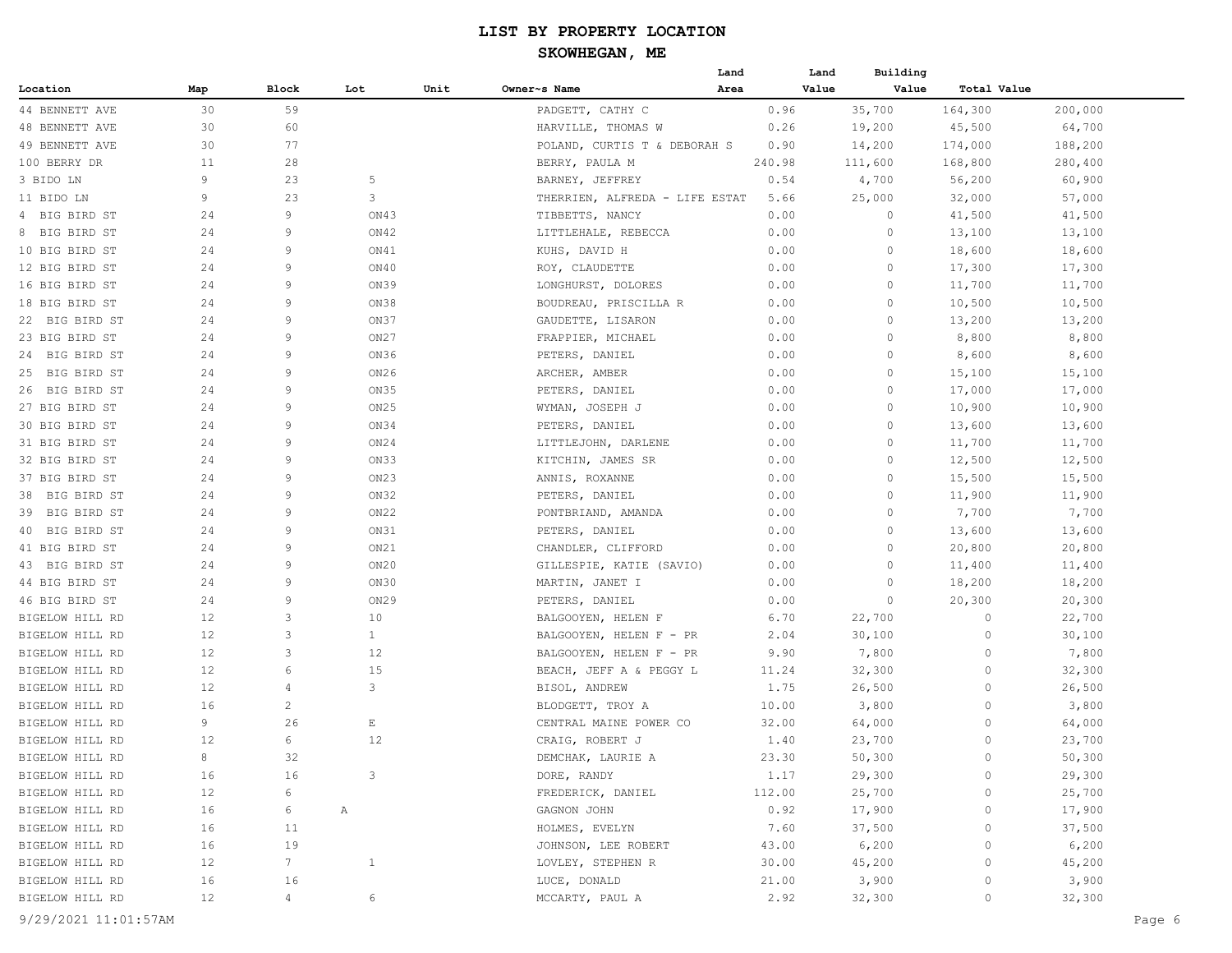# LIST BY PROPERTY LOCATION

## SKOWHEGAN, ME

| Location | Map | Block | Lot | Unit | Owner~s Name | Land Area | Land Value | Building Value | Total Value |
|---|---|---|---|---|---|---|---|---|---|
| 44 BENNETT AVE | 30 | 59 | | | PADGETT, CATHY C | 0.96 | 35,700 | 164,300 | 200,000 |
| 48 BENNETT AVE | 30 | 60 | | | HARVILLE, THOMAS W | 0.26 | 19,200 | 45,500 | 64,700 |
| 49 BENNETT AVE | 30 | 77 | | | POLAND, CURTIS T & DEBORAH S | 0.90 | 14,200 | 174,000 | 188,200 |
| 100 BERRY DR | 11 | 28 | | | BERRY, PAULA M | 240.98 | 111,600 | 168,800 | 280,400 |
| 3 BIDO LN | 9 | 23 | 5 | | BARNEY, JEFFREY | 0.54 | 4,700 | 56,200 | 60,900 |
| 11 BIDO LN | 9 | 23 | 3 | | THERRIEN, ALFREDA - LIFE ESTAT | 5.66 | 25,000 | 32,000 | 57,000 |
| 4 BIG BIRD ST | 24 | 9 | ON43 | | TIBBETTS, NANCY | 0.00 | 0 | 41,500 | 41,500 |
| 8 BIG BIRD ST | 24 | 9 | ON42 | | LITTLEHALE, REBECCA | 0.00 | 0 | 13,100 | 13,100 |
| 10 BIG BIRD ST | 24 | 9 | ON41 | | KUHS, DAVID H | 0.00 | 0 | 18,600 | 18,600 |
| 12 BIG BIRD ST | 24 | 9 | ON40 | | ROY, CLAUDETTE | 0.00 | 0 | 17,300 | 17,300 |
| 16 BIG BIRD ST | 24 | 9 | ON39 | | LONGHURST, DOLORES | 0.00 | 0 | 11,700 | 11,700 |
| 18 BIG BIRD ST | 24 | 9 | ON38 | | BOUDREAU, PRISCILLA R | 0.00 | 0 | 10,500 | 10,500 |
| 22 BIG BIRD ST | 24 | 9 | ON37 | | GAUDETTE, LISARON | 0.00 | 0 | 13,200 | 13,200 |
| 23 BIG BIRD ST | 24 | 9 | ON27 | | FRAPPIER, MICHAEL | 0.00 | 0 | 8,800 | 8,800 |
| 24 BIG BIRD ST | 24 | 9 | ON36 | | PETERS, DANIEL | 0.00 | 0 | 8,600 | 8,600 |
| 25 BIG BIRD ST | 24 | 9 | ON26 | | ARCHER, AMBER | 0.00 | 0 | 15,100 | 15,100 |
| 26 BIG BIRD ST | 24 | 9 | ON35 | | PETERS, DANIEL | 0.00 | 0 | 17,000 | 17,000 |
| 27 BIG BIRD ST | 24 | 9 | ON25 | | WYMAN, JOSEPH J | 0.00 | 0 | 10,900 | 10,900 |
| 30 BIG BIRD ST | 24 | 9 | ON34 | | PETERS, DANIEL | 0.00 | 0 | 13,600 | 13,600 |
| 31 BIG BIRD ST | 24 | 9 | ON24 | | LITTLEJOHN, DARLENE | 0.00 | 0 | 11,700 | 11,700 |
| 32 BIG BIRD ST | 24 | 9 | ON33 | | KITCHIN, JAMES SR | 0.00 | 0 | 12,500 | 12,500 |
| 37 BIG BIRD ST | 24 | 9 | ON23 | | ANNIS, ROXANNE | 0.00 | 0 | 15,500 | 15,500 |
| 38 BIG BIRD ST | 24 | 9 | ON32 | | PETERS, DANIEL | 0.00 | 0 | 11,900 | 11,900 |
| 39 BIG BIRD ST | 24 | 9 | ON22 | | PONTBRIAND, AMANDA | 0.00 | 0 | 7,700 | 7,700 |
| 40 BIG BIRD ST | 24 | 9 | ON31 | | PETERS, DANIEL | 0.00 | 0 | 13,600 | 13,600 |
| 41 BIG BIRD ST | 24 | 9 | ON21 | | CHANDLER, CLIFFORD | 0.00 | 0 | 20,800 | 20,800 |
| 43 BIG BIRD ST | 24 | 9 | ON20 | | GILLESPIE, KATIE (SAVIO) | 0.00 | 0 | 11,400 | 11,400 |
| 44 BIG BIRD ST | 24 | 9 | ON30 | | MARTIN, JANET I | 0.00 | 0 | 18,200 | 18,200 |
| 46 BIG BIRD ST | 24 | 9 | ON29 | | PETERS, DANIEL | 0.00 | 0 | 20,300 | 20,300 |
| BIGELOW HILL RD | 12 | 3 | 10 | | BALGOOYEN, HELEN F | 6.70 | 22,700 | 0 | 22,700 |
| BIGELOW HILL RD | 12 | 3 | 1 | | BALGOOYEN, HELEN F - PR | 2.04 | 30,100 | 0 | 30,100 |
| BIGELOW HILL RD | 12 | 3 | 12 | | BALGOOYEN, HELEN F - PR | 9.90 | 7,800 | 0 | 7,800 |
| BIGELOW HILL RD | 12 | 6 | 15 | | BEACH, JEFF A & PEGGY L | 11.24 | 32,300 | 0 | 32,300 |
| BIGELOW HILL RD | 12 | 4 | 3 | | BISOL, ANDREW | 1.75 | 26,500 | 0 | 26,500 |
| BIGELOW HILL RD | 16 | 2 | | | BLODGETT, TROY A | 10.00 | 3,800 | 0 | 3,800 |
| BIGELOW HILL RD | 9 | 26 | E | | CENTRAL MAINE POWER CO | 32.00 | 64,000 | 0 | 64,000 |
| BIGELOW HILL RD | 12 | 6 | 12 | | CRAIG, ROBERT J | 1.40 | 23,700 | 0 | 23,700 |
| BIGELOW HILL RD | 8 | 32 | | | DEMCHAK, LAURIE A | 23.30 | 50,300 | 0 | 50,300 |
| BIGELOW HILL RD | 16 | 16 | 3 | | DORE, RANDY | 1.17 | 29,300 | 0 | 29,300 |
| BIGELOW HILL RD | 12 | 6 | | | FREDERICK, DANIEL | 112.00 | 25,700 | 0 | 25,700 |
| BIGELOW HILL RD | 16 | 6 | A | | GAGNON JOHN | 0.92 | 17,900 | 0 | 17,900 |
| BIGELOW HILL RD | 16 | 11 | | | HOLMES, EVELYN | 7.60 | 37,500 | 0 | 37,500 |
| BIGELOW HILL RD | 16 | 19 | | | JOHNSON, LEE ROBERT | 43.00 | 6,200 | 0 | 6,200 |
| BIGELOW HILL RD | 12 | 7 | 1 | | LOVLEY, STEPHEN R | 30.00 | 45,200 | 0 | 45,200 |
| BIGELOW HILL RD | 16 | 16 | | | LUCE, DONALD | 21.00 | 3,900 | 0 | 3,900 |
| BIGELOW HILL RD | 12 | 4 | 6 | | MCCARTY, PAUL A | 2.92 | 32,300 | 0 | 32,300 |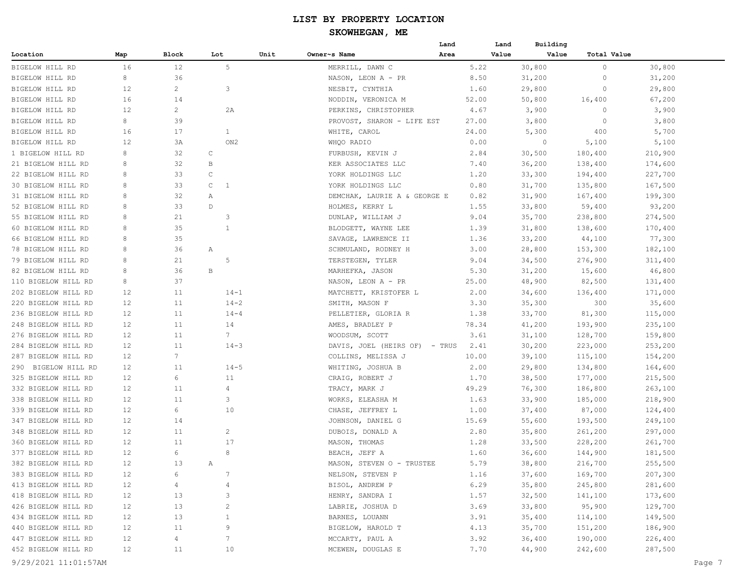# LIST BY PROPERTY LOCATION

## SKOWHEGAN, ME

| Location | Map | Block | Lot | Unit | Owner~s Name | Land Area | Land Value | Building Value | Total Value |
|---|---|---|---|---|---|---|---|---|---|
| BIGELOW HILL RD | 16 | 12 | 5 | | MERRILL, DAWN C | 5.22 | 30,800 | 0 | 30,800 |
| BIGELOW HILL RD | 8 | 36 | | | NASON, LEON A - PR | 8.50 | 31,200 | 0 | 31,200 |
| BIGELOW HILL RD | 12 | 2 | 3 | | NESBIT, CYNTHIA | 1.60 | 29,800 | 0 | 29,800 |
| BIGELOW HILL RD | 16 | 14 | | | NODDIN, VERONICA M | 52.00 | 50,800 | 16,400 | 67,200 |
| BIGELOW HILL RD | 12 | 2 | 2A | | PERKINS, CHRISTOPHER | 4.67 | 3,900 | 0 | 3,900 |
| BIGELOW HILL RD | 8 | 39 | | | PROVOST, SHARON - LIFE EST | 27.00 | 3,800 | 0 | 3,800 |
| BIGELOW HILL RD | 16 | 17 | 1 | | WHITE, CAROL | 24.00 | 5,300 | 400 | 5,700 |
| BIGELOW HILL RD | 12 | 3A | ON2 | | WHQO RADIO | 0.00 | 0 | 5,100 | 5,100 |
| 1 BIGELOW HILL RD | 8 | 32 | C | | FURBUSH, KEVIN J | 2.84 | 30,500 | 180,400 | 210,900 |
| 21 BIGELOW HILL RD | 8 | 32 | B | | KER ASSOCIATES LLC | 7.40 | 36,200 | 138,400 | 174,600 |
| 22 BIGELOW HILL RD | 8 | 33 | C | | YORK HOLDINGS LLC | 1.20 | 33,300 | 194,400 | 227,700 |
| 30 BIGELOW HILL RD | 8 | 33 | C 1 | | YORK HOLDINGS LLC | 0.80 | 31,700 | 135,800 | 167,500 |
| 31 BIGELOW HILL RD | 8 | 32 | A | | DEMCHAK, LAURIE A & GEORGE E | 0.82 | 31,900 | 167,400 | 199,300 |
| 52 BIGELOW HILL RD | 8 | 33 | D | | HOLMES, KERRY L | 1.55 | 33,800 | 59,400 | 93,200 |
| 55 BIGELOW HILL RD | 8 | 21 | 3 | | DUNLAP, WILLIAM J | 9.04 | 35,700 | 238,800 | 274,500 |
| 60 BIGELOW HILL RD | 8 | 35 | 1 | | BLODGETT, WAYNE LEE | 1.39 | 31,800 | 138,600 | 170,400 |
| 66 BIGELOW HILL RD | 8 | 35 | | | SAVAGE, LAWRENCE II | 1.36 | 33,200 | 44,100 | 77,300 |
| 78 BIGELOW HILL RD | 8 | 36 | A | | SCHMULAND, RODNEY H | 3.00 | 28,800 | 153,300 | 182,100 |
| 79 BIGELOW HILL RD | 8 | 21 | 5 | | TERSTEGEN, TYLER | 9.04 | 34,500 | 276,900 | 311,400 |
| 82 BIGELOW HILL RD | 8 | 36 | B | | MARHEFKA, JASON | 5.30 | 31,200 | 15,600 | 46,800 |
| 110 BIGELOW HILL RD | 8 | 37 | | | NASON, LEON A - PR | 25.00 | 48,900 | 82,500 | 131,400 |
| 202 BIGELOW HILL RD | 12 | 11 | 14-1 | | MATCHETT, KRISTOFER L | 2.00 | 34,600 | 136,400 | 171,000 |
| 220 BIGELOW HILL RD | 12 | 11 | 14-2 | | SMITH, MASON F | 3.30 | 35,300 | 300 | 35,600 |
| 236 BIGELOW HILL RD | 12 | 11 | 14-4 | | PELLETIER, GLORIA R | 1.38 | 33,700 | 81,300 | 115,000 |
| 248 BIGELOW HILL RD | 12 | 11 | 14 | | AMES, BRADLEY P | 78.34 | 41,200 | 193,900 | 235,100 |
| 276 BIGELOW HILL RD | 12 | 11 | 7 | | WOODSUM, SCOTT | 3.61 | 31,100 | 128,700 | 159,800 |
| 284 BIGELOW HILL RD | 12 | 11 | 14-3 | | DAVIS, JOEL (HEIRS OF) - TRUS | 2.41 | 30,200 | 223,000 | 253,200 |
| 287 BIGELOW HILL RD | 12 | 7 | | | COLLINS, MELISSA J | 10.00 | 39,100 | 115,100 | 154,200 |
| 290 BIGELOW HILL RD | 12 | 11 | 14-5 | | WHITING, JOSHUA B | 2.00 | 29,800 | 134,800 | 164,600 |
| 325 BIGELOW HILL RD | 12 | 6 | 11 | | CRAIG, ROBERT J | 1.70 | 38,500 | 177,000 | 215,500 |
| 332 BIGELOW HILL RD | 12 | 11 | 4 | | TRACY, MARK J | 49.29 | 76,300 | 186,800 | 263,100 |
| 338 BIGELOW HILL RD | 12 | 11 | 3 | | WORKS, ELEASHA M | 1.63 | 33,900 | 185,000 | 218,900 |
| 339 BIGELOW HILL RD | 12 | 6 | 10 | | CHASE, JEFFREY L | 1.00 | 37,400 | 87,000 | 124,400 |
| 347 BIGELOW HILL RD | 12 | 14 | | | JOHNSON, DANIEL G | 15.69 | 55,600 | 193,500 | 249,100 |
| 348 BIGELOW HILL RD | 12 | 11 | 2 | | DUBOIS, DONALD A | 2.80 | 35,800 | 261,200 | 297,000 |
| 360 BIGELOW HILL RD | 12 | 11 | 17 | | MASON, THOMAS | 1.28 | 33,500 | 228,200 | 261,700 |
| 377 BIGELOW HILL RD | 12 | 6 | 8 | | BEACH, JEFF A | 1.60 | 36,600 | 144,900 | 181,500 |
| 382 BIGELOW HILL RD | 12 | 13 | A | | MASON, STEVEN O - TRUSTEE | 5.79 | 38,800 | 216,700 | 255,500 |
| 383 BIGELOW HILL RD | 12 | 6 | 7 | | NELSON, STEVEN P | 1.16 | 37,600 | 169,700 | 207,300 |
| 413 BIGELOW HILL RD | 12 | 4 | 4 | | BISOL, ANDREW P | 6.29 | 35,800 | 245,800 | 281,600 |
| 418 BIGELOW HILL RD | 12 | 13 | 3 | | HENRY, SANDRA I | 1.57 | 32,500 | 141,100 | 173,600 |
| 426 BIGELOW HILL RD | 12 | 13 | 2 | | LABRIE, JOSHUA D | 3.69 | 33,800 | 95,900 | 129,700 |
| 434 BIGELOW HILL RD | 12 | 13 | 1 | | BARNES, LOUANN | 3.91 | 35,400 | 114,100 | 149,500 |
| 440 BIGELOW HILL RD | 12 | 11 | 9 | | BIGELOW, HAROLD T | 4.13 | 35,700 | 151,200 | 186,900 |
| 447 BIGELOW HILL RD | 12 | 4 | 7 | | MCCARTY, PAUL A | 3.92 | 36,400 | 190,000 | 226,400 |
| 452 BIGELOW HILL RD | 12 | 11 | 10 | | MCEWEN, DOUGLAS E | 7.70 | 44,900 | 242,600 | 287,500 |

9/29/2021 11:01:57AM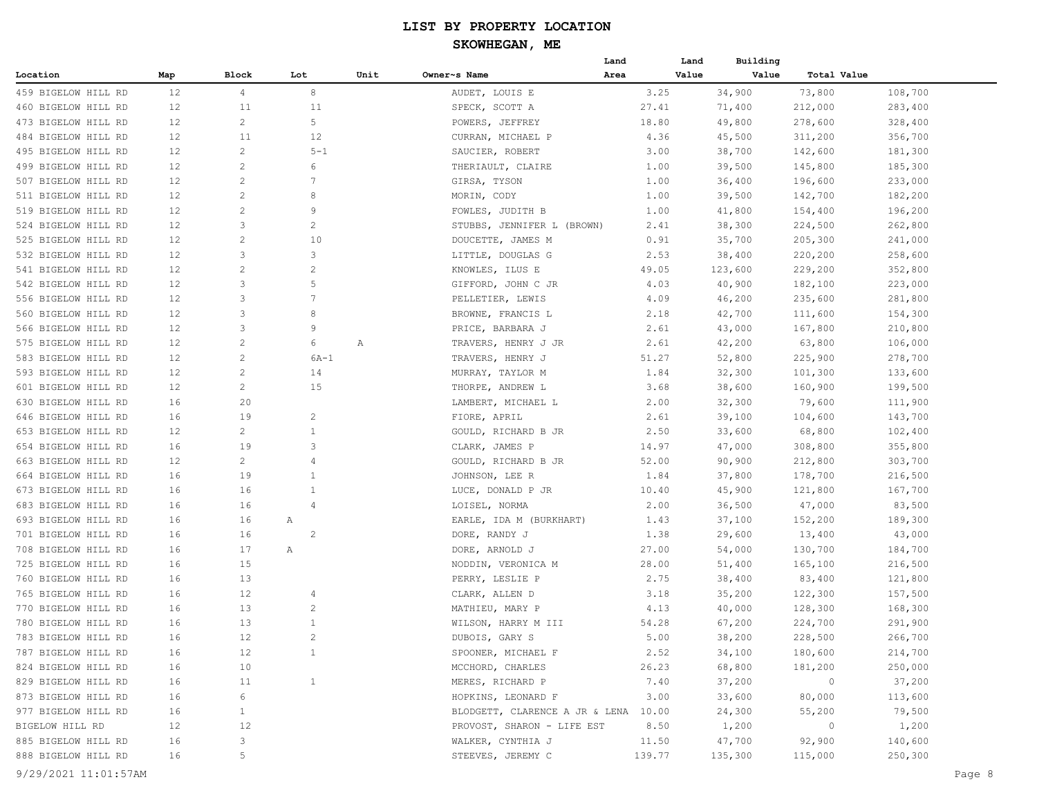# LIST BY PROPERTY LOCATION

## SKOWHEGAN, ME

| Location | Map | Block | Lot | Unit | Owner~s Name | Land Area | Land Value | Building Value | Total Value |
|---|---|---|---|---|---|---|---|---|---|
| 459 BIGELOW HILL RD | 12 | 4 | 8 | | AUDET, LOUIS E | 3.25 | 34,900 | 73,800 | 108,700 |
| 460 BIGELOW HILL RD | 12 | 11 | 11 | | SPECK, SCOTT A | 27.41 | 71,400 | 212,000 | 283,400 |
| 473 BIGELOW HILL RD | 12 | 2 | 5 | | POWERS, JEFFREY | 18.80 | 49,800 | 278,600 | 328,400 |
| 484 BIGELOW HILL RD | 12 | 11 | 12 | | CURRAN, MICHAEL P | 4.36 | 45,500 | 311,200 | 356,700 |
| 495 BIGELOW HILL RD | 12 | 2 | 5-1 | | SAUCIER, ROBERT | 3.00 | 38,700 | 142,600 | 181,300 |
| 499 BIGELOW HILL RD | 12 | 2 | 6 | | THERIAULT, CLAIRE | 1.00 | 39,500 | 145,800 | 185,300 |
| 507 BIGELOW HILL RD | 12 | 2 | 7 | | GIRSA, TYSON | 1.00 | 36,400 | 196,600 | 233,000 |
| 511 BIGELOW HILL RD | 12 | 2 | 8 | | MORIN, CODY | 1.00 | 39,500 | 142,700 | 182,200 |
| 519 BIGELOW HILL RD | 12 | 2 | 9 | | FOWLES, JUDITH B | 1.00 | 41,800 | 154,400 | 196,200 |
| 524 BIGELOW HILL RD | 12 | 3 | 2 | | STUBBS, JENNIFER L (BROWN) | 2.41 | 38,300 | 224,500 | 262,800 |
| 525 BIGELOW HILL RD | 12 | 2 | 10 | | DOUCETTE, JAMES M | 0.91 | 35,700 | 205,300 | 241,000 |
| 532 BIGELOW HILL RD | 12 | 3 | 3 | | LITTLE, DOUGLAS G | 2.53 | 38,400 | 220,200 | 258,600 |
| 541 BIGELOW HILL RD | 12 | 2 | 2 | | KNOWLES, ILUS E | 49.05 | 123,600 | 229,200 | 352,800 |
| 542 BIGELOW HILL RD | 12 | 3 | 5 | | GIFFORD, JOHN C JR | 4.03 | 40,900 | 182,100 | 223,000 |
| 556 BIGELOW HILL RD | 12 | 3 | 7 | | PELLETIER, LEWIS | 4.09 | 46,200 | 235,600 | 281,800 |
| 560 BIGELOW HILL RD | 12 | 3 | 8 | | BROWNE, FRANCIS L | 2.18 | 42,700 | 111,600 | 154,300 |
| 566 BIGELOW HILL RD | 12 | 3 | 9 | | PRICE, BARBARA J | 2.61 | 43,000 | 167,800 | 210,800 |
| 575 BIGELOW HILL RD | 12 | 2 | 6 | A | TRAVERS, HENRY J JR | 2.61 | 42,200 | 63,800 | 106,000 |
| 583 BIGELOW HILL RD | 12 | 2 | 6A-1 | | TRAVERS, HENRY J | 51.27 | 52,800 | 225,900 | 278,700 |
| 593 BIGELOW HILL RD | 12 | 2 | 14 | | MURRAY, TAYLOR M | 1.84 | 32,300 | 101,300 | 133,600 |
| 601 BIGELOW HILL RD | 12 | 2 | 15 | | THORPE, ANDREW L | 3.68 | 38,600 | 160,900 | 199,500 |
| 630 BIGELOW HILL RD | 16 | 20 | | | LAMBERT, MICHAEL L | 2.00 | 32,300 | 79,600 | 111,900 |
| 646 BIGELOW HILL RD | 16 | 19 | 2 | | FIORE, APRIL | 2.61 | 39,100 | 104,600 | 143,700 |
| 653 BIGELOW HILL RD | 12 | 2 | 1 | | GOULD, RICHARD B JR | 2.50 | 33,600 | 68,800 | 102,400 |
| 654 BIGELOW HILL RD | 16 | 19 | 3 | | CLARK, JAMES P | 14.97 | 47,000 | 308,800 | 355,800 |
| 663 BIGELOW HILL RD | 12 | 2 | 4 | | GOULD, RICHARD B JR | 52.00 | 90,900 | 212,800 | 303,700 |
| 664 BIGELOW HILL RD | 16 | 19 | 1 | | JOHNSON, LEE R | 1.84 | 37,800 | 178,700 | 216,500 |
| 673 BIGELOW HILL RD | 16 | 16 | 1 | | LUCE, DONALD P JR | 10.40 | 45,900 | 121,800 | 167,700 |
| 683 BIGELOW HILL RD | 16 | 16 | 4 | | LOISEL, NORMA | 2.00 | 36,500 | 47,000 | 83,500 |
| 693 BIGELOW HILL RD | 16 | 16 | A | | EARLE, IDA M (BURKHART) | 1.43 | 37,100 | 152,200 | 189,300 |
| 701 BIGELOW HILL RD | 16 | 16 | 2 | | DORE, RANDY J | 1.38 | 29,600 | 13,400 | 43,000 |
| 708 BIGELOW HILL RD | 16 | 17 | A | | DORE, ARNOLD J | 27.00 | 54,000 | 130,700 | 184,700 |
| 725 BIGELOW HILL RD | 16 | 15 | | | NODDIN, VERONICA M | 28.00 | 51,400 | 165,100 | 216,500 |
| 760 BIGELOW HILL RD | 16 | 13 | | | PERRY, LESLIE P | 2.75 | 38,400 | 83,400 | 121,800 |
| 765 BIGELOW HILL RD | 16 | 12 | 4 | | CLARK, ALLEN D | 3.18 | 35,200 | 122,300 | 157,500 |
| 770 BIGELOW HILL RD | 16 | 13 | 2 | | MATHIEU, MARY P | 4.13 | 40,000 | 128,300 | 168,300 |
| 780 BIGELOW HILL RD | 16 | 13 | 1 | | WILSON, HARRY M III | 54.28 | 67,200 | 224,700 | 291,900 |
| 783 BIGELOW HILL RD | 16 | 12 | 2 | | DUBOIS, GARY S | 5.00 | 38,200 | 228,500 | 266,700 |
| 787 BIGELOW HILL RD | 16 | 12 | 1 | | SPOONER, MICHAEL F | 2.52 | 34,100 | 180,600 | 214,700 |
| 824 BIGELOW HILL RD | 16 | 10 | | | MCCHORD, CHARLES | 26.23 | 68,800 | 181,200 | 250,000 |
| 829 BIGELOW HILL RD | 16 | 11 | 1 | | MERES, RICHARD P | 7.40 | 37,200 | 0 | 37,200 |
| 873 BIGELOW HILL RD | 16 | 6 | | | HOPKINS, LEONARD F | 3.00 | 33,600 | 80,000 | 113,600 |
| 977 BIGELOW HILL RD | 16 | 1 | | | BLODGETT, CLARENCE A JR & LENA | 10.00 | 24,300 | 55,200 | 79,500 |
| BIGELOW HILL RD | 12 | 12 | | | PROVOST, SHARON - LIFE EST | 8.50 | 1,200 | 0 | 1,200 |
| 885 BIGELOW HILL RD | 16 | 3 | | | WALKER, CYNTHIA J | 11.50 | 47,700 | 92,900 | 140,600 |
| 888 BIGELOW HILL RD | 16 | 5 | | | STEEVES, JEREMY C | 139.77 | 135,300 | 115,000 | 250,300 |

9/29/2021 11:01:57AM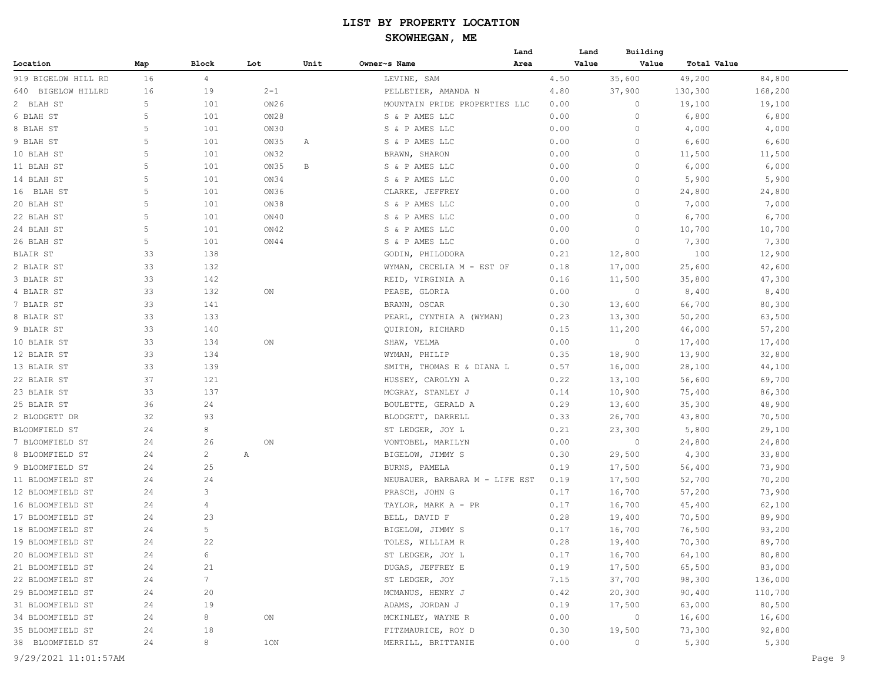| Location | Map | Block | Lot | Unit | Owner~s Name | Land Area | Land Value | Building Value | Total Value |
|---|---|---|---|---|---|---|---|---|---|
| 919 BIGELOW HILL RD | 16 | 4 | | | LEVINE, SAM | 4.50 | 35,600 | 49,200 | 84,800 |
| 640 BIGELOW HILLRD | 16 | 19 | 2-1 | | PELLETIER, AMANDA N | 4.80 | 37,900 | 130,300 | 168,200 |
| 2 BLAH ST | 5 | 101 | ON26 | | MOUNTAIN PRIDE PROPERTIES LLC | 0.00 | 0 | 19,100 | 19,100 |
| 6 BLAH ST | 5 | 101 | ON28 | | S & P AMES LLC | 0.00 | 0 | 6,800 | 6,800 |
| 8 BLAH ST | 5 | 101 | ON30 | | S & P AMES LLC | 0.00 | 0 | 4,000 | 4,000 |
| 9 BLAH ST | 5 | 101 | ON35 | A | S & P AMES LLC | 0.00 | 0 | 6,600 | 6,600 |
| 10 BLAH ST | 5 | 101 | ON32 | | BRAWN, SHARON | 0.00 | 0 | 11,500 | 11,500 |
| 11 BLAH ST | 5 | 101 | ON35 | B | S & P AMES LLC | 0.00 | 0 | 6,000 | 6,000 |
| 14 BLAH ST | 5 | 101 | ON34 | | S & P AMES LLC | 0.00 | 0 | 5,900 | 5,900 |
| 16 BLAH ST | 5 | 101 | ON36 | | CLARKE, JEFFREY | 0.00 | 0 | 24,800 | 24,800 |
| 20 BLAH ST | 5 | 101 | ON38 | | S & P AMES LLC | 0.00 | 0 | 7,000 | 7,000 |
| 22 BLAH ST | 5 | 101 | ON40 | | S & P AMES LLC | 0.00 | 0 | 6,700 | 6,700 |
| 24 BLAH ST | 5 | 101 | ON42 | | S & P AMES LLC | 0.00 | 0 | 10,700 | 10,700 |
| 26 BLAH ST | 5 | 101 | ON44 | | S & P AMES LLC | 0.00 | 0 | 7,300 | 7,300 |
| BLAIR ST | 33 | 138 | | | GODIN, PHILODORA | 0.21 | 12,800 | 100 | 12,900 |
| 2 BLAIR ST | 33 | 132 | | | WYMAN, CECELIA M - EST OF | 0.18 | 17,000 | 25,600 | 42,600 |
| 3 BLAIR ST | 33 | 142 | | | REID, VIRGINIA A | 0.16 | 11,500 | 35,800 | 47,300 |
| 4 BLAIR ST | 33 | 132 | ON | | PEASE, GLORIA | 0.00 | 0 | 8,400 | 8,400 |
| 7 BLAIR ST | 33 | 141 | | | BRANN, OSCAR | 0.30 | 13,600 | 66,700 | 80,300 |
| 8 BLAIR ST | 33 | 133 | | | PEARL, CYNTHIA A (WYMAN) | 0.23 | 13,300 | 50,200 | 63,500 |
| 9 BLAIR ST | 33 | 140 | | | QUIRION, RICHARD | 0.15 | 11,200 | 46,000 | 57,200 |
| 10 BLAIR ST | 33 | 134 | ON | | SHAW, VELMA | 0.00 | 0 | 17,400 | 17,400 |
| 12 BLAIR ST | 33 | 134 | | | WYMAN, PHILIP | 0.35 | 18,900 | 13,900 | 32,800 |
| 13 BLAIR ST | 33 | 139 | | | SMITH, THOMAS E & DIANA L | 0.57 | 16,000 | 28,100 | 44,100 |
| 22 BLAIR ST | 37 | 121 | | | HUSSEY, CAROLYN A | 0.22 | 13,100 | 56,600 | 69,700 |
| 23 BLAIR ST | 33 | 137 | | | MCGRAY, STANLEY J | 0.14 | 10,900 | 75,400 | 86,300 |
| 25 BLAIR ST | 36 | 24 | | | BOULETTE, GERALD A | 0.29 | 13,600 | 35,300 | 48,900 |
| 2 BLODGETT DR | 32 | 93 | | | BLODGETT, DARRELL | 0.33 | 26,700 | 43,800 | 70,500 |
| BLOOMFIELD ST | 24 | 8 | | | ST LEDGER, JOY L | 0.21 | 23,300 | 5,800 | 29,100 |
| 7 BLOOMFIELD ST | 24 | 26 | ON | | VONTOBEL, MARILYN | 0.00 | 0 | 24,800 | 24,800 |
| 8 BLOOMFIELD ST | 24 | 2 | A | | BIGELOW, JIMMY S | 0.30 | 29,500 | 4,300 | 33,800 |
| 9 BLOOMFIELD ST | 24 | 25 | | | BURNS, PAMELA | 0.19 | 17,500 | 56,400 | 73,900 |
| 11 BLOOMFIELD ST | 24 | 24 | | | NEUBAUER, BARBARA M - LIFE EST | 0.19 | 17,500 | 52,700 | 70,200 |
| 12 BLOOMFIELD ST | 24 | 3 | | | PRASCH, JOHN G | 0.17 | 16,700 | 57,200 | 73,900 |
| 16 BLOOMFIELD ST | 24 | 4 | | | TAYLOR, MARK A - PR | 0.17 | 16,700 | 45,400 | 62,100 |
| 17 BLOOMFIELD ST | 24 | 23 | | | BELL, DAVID F | 0.28 | 19,400 | 70,500 | 89,900 |
| 18 BLOOMFIELD ST | 24 | 5 | | | BIGELOW, JIMMY S | 0.17 | 16,700 | 76,500 | 93,200 |
| 19 BLOOMFIELD ST | 24 | 22 | | | TOLES, WILLIAM R | 0.28 | 19,400 | 70,300 | 89,700 |
| 20 BLOOMFIELD ST | 24 | 6 | | | ST LEDGER, JOY L | 0.17 | 16,700 | 64,100 | 80,800 |
| 21 BLOOMFIELD ST | 24 | 21 | | | DUGAS, JEFFREY E | 0.19 | 17,500 | 65,500 | 83,000 |
| 22 BLOOMFIELD ST | 24 | 7 | | | ST LEDGER, JOY | 7.15 | 37,700 | 98,300 | 136,000 |
| 29 BLOOMFIELD ST | 24 | 20 | | | MCMANUS, HENRY J | 0.42 | 20,300 | 90,400 | 110,700 |
| 31 BLOOMFIELD ST | 24 | 19 | | | ADAMS, JORDAN J | 0.19 | 17,500 | 63,000 | 80,500 |
| 34 BLOOMFIELD ST | 24 | 8 | ON | | MCKINLEY, WAYNE R | 0.00 | 0 | 16,600 | 16,600 |
| 35 BLOOMFIELD ST | 24 | 18 | | | FITZMAURICE, ROY D | 0.30 | 19,500 | 73,300 | 92,800 |
| 38 BLOOMFIELD ST | 24 | 8 | 1ON | | MERRILL, BRITTANIE | 0.00 | 0 | 5,300 | 5,300 |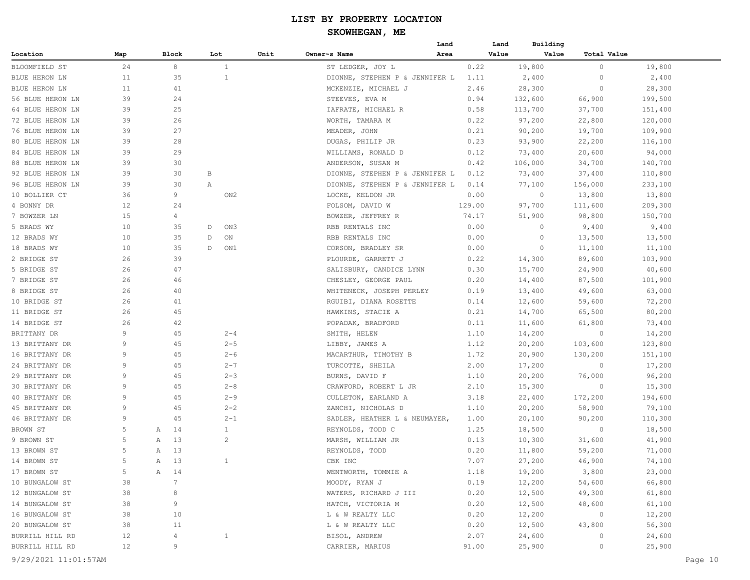# LIST BY PROPERTY LOCATION

## SKOWHEGAN, ME

| Location | Map | Block | Lot | Unit | Owner~s Name | Land Area | Land Value | Building Value | Total Value |
|---|---|---|---|---|---|---|---|---|---|
| BLOOMFIELD ST | 24 | 8 | 1 | | ST LEDGER, JOY L | 0.22 | 19,800 | 0 | 19,800 |
| BLUE HERON LN | 11 | 35 | 1 | | DIONNE, STEPHEN P & JENNIFER L | 1.11 | 2,400 | 0 | 2,400 |
| BLUE HERON LN | 11 | 41 | | | MCKENZIE, MICHAEL J | 2.46 | 28,300 | 0 | 28,300 |
| 56 BLUE HERON LN | 39 | 24 | | | STEEVES, EVA M | 0.94 | 132,600 | 66,900 | 199,500 |
| 64 BLUE HERON LN | 39 | 25 | | | IAFRATE, MICHAEL R | 0.58 | 113,700 | 37,700 | 151,400 |
| 72 BLUE HERON LN | 39 | 26 | | | WORTH, TAMARA M | 0.22 | 97,200 | 22,800 | 120,000 |
| 76 BLUE HERON LN | 39 | 27 | | | MEADER, JOHN | 0.21 | 90,200 | 19,700 | 109,900 |
| 80 BLUE HERON LN | 39 | 28 | | | DUGAS, PHILIP JR | 0.23 | 93,900 | 22,200 | 116,100 |
| 84 BLUE HERON LN | 39 | 29 | | | WILLIAMS, RONALD D | 0.12 | 73,400 | 20,600 | 94,000 |
| 88 BLUE HERON LN | 39 | 30 | | | ANDERSON, SUSAN M | 0.42 | 106,000 | 34,700 | 140,700 |
| 92 BLUE HERON LN | 39 | 30 | B | | DIONNE, STEPHEN P & JENNIFER L | 0.12 | 73,400 | 37,400 | 110,800 |
| 96 BLUE HERON LN | 39 | 30 | A | | DIONNE, STEPHEN P & JENNIFER L | 0.14 | 77,100 | 156,000 | 233,100 |
| 10 BOLLIER CT | 36 | 9 | ON2 | | LOCKE, KELDON JR | 0.00 | 0 | 13,800 | 13,800 |
| 4 BONNY DR | 12 | 24 | | | FOLSOM, DAVID W | 129.00 | 97,700 | 111,600 | 209,300 |
| 7 BOWZER LN | 15 | 4 | | | BOWZER, JEFFREY R | 74.17 | 51,900 | 98,800 | 150,700 |
| 5 BRADS WY | 10 | 35 | D ON3 | | RBB RENTALS INC | 0.00 | 0 | 9,400 | 9,400 |
| 12 BRADS WY | 10 | 35 | D ON | | RBB RENTALS INC | 0.00 | 0 | 13,500 | 13,500 |
| 18 BRADS WY | 10 | 35 | D ON1 | | CORSON, BRADLEY SR | 0.00 | 0 | 11,100 | 11,100 |
| 2 BRIDGE ST | 26 | 39 | | | PLOURDE, GARRETT J | 0.22 | 14,300 | 89,600 | 103,900 |
| 5 BRIDGE ST | 26 | 47 | | | SALISBURY, CANDICE LYNN | 0.30 | 15,700 | 24,900 | 40,600 |
| 7 BRIDGE ST | 26 | 46 | | | CHESLEY, GEORGE PAUL | 0.20 | 14,400 | 87,500 | 101,900 |
| 8 BRIDGE ST | 26 | 40 | | | WHITENECK, JOSEPH PERLEY | 0.19 | 13,400 | 49,600 | 63,000 |
| 10 BRIDGE ST | 26 | 41 | | | RGUIBI, DIANA ROSETTE | 0.14 | 12,600 | 59,600 | 72,200 |
| 11 BRIDGE ST | 26 | 45 | | | HAWKINS, STACIE A | 0.21 | 14,700 | 65,500 | 80,200 |
| 14 BRIDGE ST | 26 | 42 | | | POPADAK, BRADFORD | 0.11 | 11,600 | 61,800 | 73,400 |
| BRITTANY DR | 9 | 45 | 2-4 | | SMITH, HELEN | 1.10 | 14,200 | 0 | 14,200 |
| 13 BRITTANY DR | 9 | 45 | 2-5 | | LIBBY, JAMES A | 1.12 | 20,200 | 103,600 | 123,800 |
| 16 BRITTANY DR | 9 | 45 | 2-6 | | MACARTHUR, TIMOTHY B | 1.72 | 20,900 | 130,200 | 151,100 |
| 24 BRITTANY DR | 9 | 45 | 2-7 | | TURCOTTE, SHEILA | 2.00 | 17,200 | 0 | 17,200 |
| 29 BRITTANY DR | 9 | 45 | 2-3 | | BURNS, DAVID F | 1.10 | 20,200 | 76,000 | 96,200 |
| 30 BRITTANY DR | 9 | 45 | 2-8 | | CRAWFORD, ROBERT L JR | 2.10 | 15,300 | 0 | 15,300 |
| 40 BRITTANY DR | 9 | 45 | 2-9 | | CULLETON, EARLAND A | 3.18 | 22,400 | 172,200 | 194,600 |
| 45 BRITTANY DR | 9 | 45 | 2-2 | | ZANCHI, NICHOLAS D | 1.10 | 20,200 | 58,900 | 79,100 |
| 46 BRITTANY DR | 9 | 45 | 2-1 | | SADLER, HEATHER L & NEUMAYER, | 1.00 | 20,100 | 90,200 | 110,300 |
| BROWN ST | 5 | A 14 | 1 | | REYNOLDS, TODD C | 1.25 | 18,500 | 0 | 18,500 |
| 9 BROWN ST | 5 | A 13 | 2 | | MARSH, WILLIAM JR | 0.13 | 10,300 | 31,600 | 41,900 |
| 13 BROWN ST | 5 | A 13 | | | REYNOLDS, TODD | 0.20 | 11,800 | 59,200 | 71,000 |
| 14 BROWN ST | 5 | A 13 | 1 | | CBK INC | 7.07 | 27,200 | 46,900 | 74,100 |
| 17 BROWN ST | 5 | A 14 | | | WENTWORTH, TOMMIE A | 1.18 | 19,200 | 3,800 | 23,000 |
| 10 BUNGALOW ST | 38 | 7 | | | MOODY, RYAN J | 0.19 | 12,200 | 54,600 | 66,800 |
| 12 BUNGALOW ST | 38 | 8 | | | WATERS, RICHARD J III | 0.20 | 12,500 | 49,300 | 61,800 |
| 14 BUNGALOW ST | 38 | 9 | | | HATCH, VICTORIA M | 0.20 | 12,500 | 48,600 | 61,100 |
| 16 BUNGALOW ST | 38 | 10 | | | L & W REALTY LLC | 0.20 | 12,200 | 0 | 12,200 |
| 20 BUNGALOW ST | 38 | 11 | | | L & W REALTY LLC | 0.20 | 12,500 | 43,800 | 56,300 |
| BURRILL HILL RD | 12 | 4 | 1 | | BISOL, ANDREW | 2.07 | 24,600 | 0 | 24,600 |
| BURRILL HILL RD | 12 | 9 | | | CARRIER, MARIUS | 91.00 | 25,900 | 0 | 25,900 |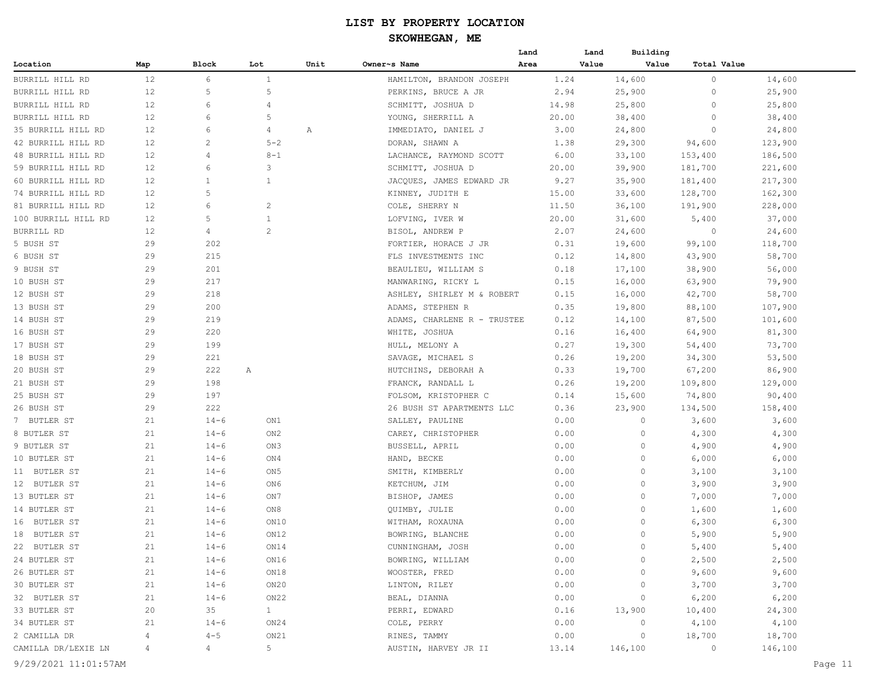# LIST BY PROPERTY LOCATION

## SKOWHEGAN, ME

| Location | Map | Block | Lot | Unit | Owner~s Name | Land Area | Land Value | Building Value | Total Value |
|---|---|---|---|---|---|---|---|---|---|
| BURRILL HILL RD | 12 | 6 | 1 | | HAMILTON, BRANDON JOSEPH | 1.24 | 14,600 | 0 | 14,600 |
| BURRILL HILL RD | 12 | 5 | 5 | | PERKINS, BRUCE A JR | 2.94 | 25,900 | 0 | 25,900 |
| BURRILL HILL RD | 12 | 6 | 4 | | SCHMITT, JOSHUA D | 14.98 | 25,800 | 0 | 25,800 |
| BURRILL HILL RD | 12 | 6 | 5 | | YOUNG, SHERRILL A | 20.00 | 38,400 | 0 | 38,400 |
| 35 BURRILL HILL RD | 12 | 6 | 4 | A | IMMEDIATO, DANIEL J | 3.00 | 24,800 | 0 | 24,800 |
| 42 BURRILL HILL RD | 12 | 2 | 5-2 | | DORAN, SHAWN A | 1.38 | 29,300 | 94,600 | 123,900 |
| 48 BURRILL HILL RD | 12 | 4 | 8-1 | | LACHANCE, RAYMOND SCOTT | 6.00 | 33,100 | 153,400 | 186,500 |
| 59 BURRILL HILL RD | 12 | 6 | 3 | | SCHMITT, JOSHUA D | 20.00 | 39,900 | 181,700 | 221,600 |
| 60 BURRILL HILL RD | 12 | 1 | 1 | | JACQUES, JAMES EDWARD JR | 9.27 | 35,900 | 181,400 | 217,300 |
| 74 BURRILL HILL RD | 12 | 5 | | | KINNEY, JUDITH E | 15.00 | 33,600 | 128,700 | 162,300 |
| 81 BURRILL HILL RD | 12 | 6 | 2 | | COLE, SHERRY N | 11.50 | 36,100 | 191,900 | 228,000 |
| 100 BURRILL HILL RD | 12 | 5 | 1 | | LOFVING, IVER W | 20.00 | 31,600 | 5,400 | 37,000 |
| BURRILL RD | 12 | 4 | 2 | | BISOL, ANDREW P | 2.07 | 24,600 | 0 | 24,600 |
| 5 BUSH ST | 29 | 202 | | | FORTIER, HORACE J JR | 0.31 | 19,600 | 99,100 | 118,700 |
| 6 BUSH ST | 29 | 215 | | | FLS INVESTMENTS INC | 0.12 | 14,800 | 43,900 | 58,700 |
| 9 BUSH ST | 29 | 201 | | | BEAULIEU, WILLIAM S | 0.18 | 17,100 | 38,900 | 56,000 |
| 10 BUSH ST | 29 | 217 | | | MANWARING, RICKY L | 0.15 | 16,000 | 63,900 | 79,900 |
| 12 BUSH ST | 29 | 218 | | | ASHLEY, SHIRLEY M & ROBERT | 0.15 | 16,000 | 42,700 | 58,700 |
| 13 BUSH ST | 29 | 200 | | | ADAMS, STEPHEN R | 0.35 | 19,800 | 88,100 | 107,900 |
| 14 BUSH ST | 29 | 219 | | | ADAMS, CHARLENE R - TRUSTEE | 0.12 | 14,100 | 87,500 | 101,600 |
| 16 BUSH ST | 29 | 220 | | | WHITE, JOSHUA | 0.16 | 16,400 | 64,900 | 81,300 |
| 17 BUSH ST | 29 | 199 | | | HULL, MELONY A | 0.27 | 19,300 | 54,400 | 73,700 |
| 18 BUSH ST | 29 | 221 | | | SAVAGE, MICHAEL S | 0.26 | 19,200 | 34,300 | 53,500 |
| 20 BUSH ST | 29 | 222 | A | | HUTCHINS, DEBORAH A | 0.33 | 19,700 | 67,200 | 86,900 |
| 21 BUSH ST | 29 | 198 | | | FRANCK, RANDALL L | 0.26 | 19,200 | 109,800 | 129,000 |
| 25 BUSH ST | 29 | 197 | | | FOLSOM, KRISTOPHER C | 0.14 | 15,600 | 74,800 | 90,400 |
| 26 BUSH ST | 29 | 222 | | | 26 BUSH ST APARTMENTS LLC | 0.36 | 23,900 | 134,500 | 158,400 |
| 7 BUTLER ST | 21 | 14-6 | ON1 | | SALLEY, PAULINE | 0.00 | 0 | 3,600 | 3,600 |
| 8 BUTLER ST | 21 | 14-6 | ON2 | | CAREY, CHRISTOPHER | 0.00 | 0 | 4,300 | 4,300 |
| 9 BUTLER ST | 21 | 14-6 | ON3 | | BUSSELL, APRIL | 0.00 | 0 | 4,900 | 4,900 |
| 10 BUTLER ST | 21 | 14-6 | ON4 | | HAND, BECKE | 0.00 | 0 | 6,000 | 6,000 |
| 11 BUTLER ST | 21 | 14-6 | ON5 | | SMITH, KIMBERLY | 0.00 | 0 | 3,100 | 3,100 |
| 12 BUTLER ST | 21 | 14-6 | ON6 | | KETCHUM, JIM | 0.00 | 0 | 3,900 | 3,900 |
| 13 BUTLER ST | 21 | 14-6 | ON7 | | BISHOP, JAMES | 0.00 | 0 | 7,000 | 7,000 |
| 14 BUTLER ST | 21 | 14-6 | ON8 | | QUIMBY, JULIE | 0.00 | 0 | 1,600 | 1,600 |
| 16 BUTLER ST | 21 | 14-6 | ON10 | | WITHAM, ROXAUNA | 0.00 | 0 | 6,300 | 6,300 |
| 18 BUTLER ST | 21 | 14-6 | ON12 | | BOWRING, BLANCHE | 0.00 | 0 | 5,900 | 5,900 |
| 22 BUTLER ST | 21 | 14-6 | ON14 | | CUNNINGHAM, JOSH | 0.00 | 0 | 5,400 | 5,400 |
| 24 BUTLER ST | 21 | 14-6 | ON16 | | BOWRING, WILLIAM | 0.00 | 0 | 2,500 | 2,500 |
| 26 BUTLER ST | 21 | 14-6 | ON18 | | WOOSTER, FRED | 0.00 | 0 | 9,600 | 9,600 |
| 30 BUTLER ST | 21 | 14-6 | ON20 | | LINTON, RILEY | 0.00 | 0 | 3,700 | 3,700 |
| 32 BUTLER ST | 21 | 14-6 | ON22 | | BEAL, DIANNA | 0.00 | 0 | 6,200 | 6,200 |
| 33 BUTLER ST | 20 | 35 | 1 | | PERRI, EDWARD | 0.16 | 13,900 | 10,400 | 24,300 |
| 34 BUTLER ST | 21 | 14-6 | ON24 | | COLE, PERRY | 0.00 | 0 | 4,100 | 4,100 |
| 2 CAMILLA DR | 4 | 4-5 | ON21 | | RINES, TAMMY | 0.00 | 0 | 18,700 | 18,700 |
| CAMILLA DR/LEXIE LN | 4 | 4 | 5 | | AUSTIN, HARVEY JR II | 13.14 | 146,100 | 0 | 146,100 |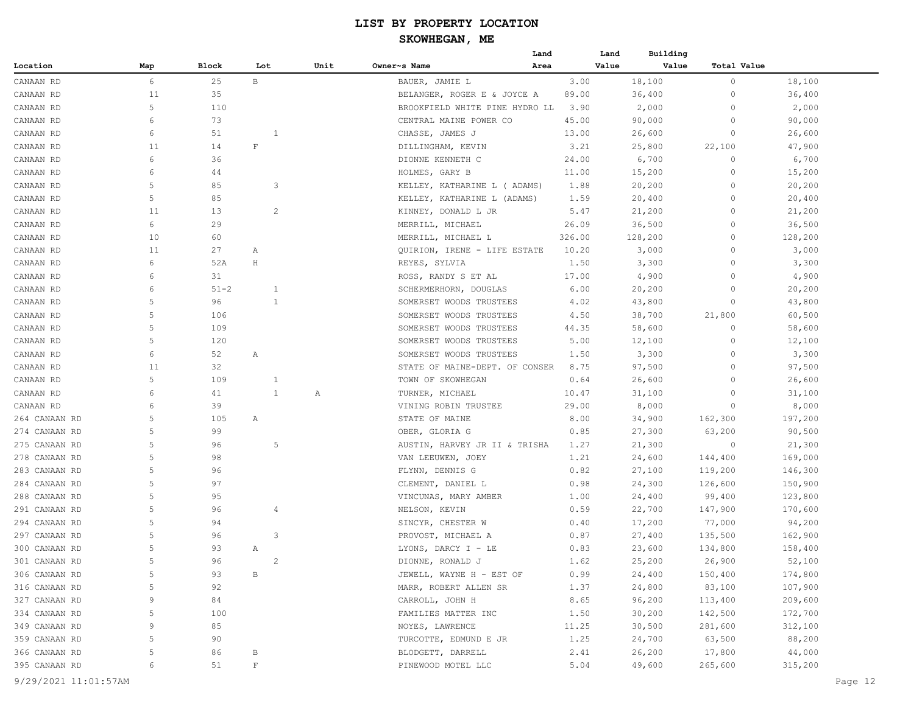# LIST BY PROPERTY LOCATION

## SKOWHEGAN, ME

| Location | Map | Block | Lot | Unit | Owner~s Name | Land Area | Land Value | Building Value | Total Value |
|---|---|---|---|---|---|---|---|---|---|
| CANAAN RD | 6 | 25 | B | | BAUER, JAMIE L | 3.00 | 18,100 | 0 | 18,100 |
| CANAAN RD | 11 | 35 | | | BELANGER, ROGER E & JOYCE A | 89.00 | 36,400 | 0 | 36,400 |
| CANAAN RD | 5 | 110 | | | BROOKFIELD WHITE PINE HYDRO LL | 3.90 | 2,000 | 0 | 2,000 |
| CANAAN RD | 6 | 73 | | | CENTRAL MAINE POWER CO | 45.00 | 90,000 | 0 | 90,000 |
| CANAAN RD | 6 | 51 | 1 | | CHASSE, JAMES J | 13.00 | 26,600 | 0 | 26,600 |
| CANAAN RD | 11 | 14 | F | | DILLINGHAM, KEVIN | 3.21 | 25,800 | 22,100 | 47,900 |
| CANAAN RD | 6 | 36 | | | DIONNE KENNETH C | 24.00 | 6,700 | 0 | 6,700 |
| CANAAN RD | 6 | 44 | | | HOLMES, GARY B | 11.00 | 15,200 | 0 | 15,200 |
| CANAAN RD | 5 | 85 | 3 | | KELLEY, KATHARINE L ( ADAMS) | 1.88 | 20,200 | 0 | 20,200 |
| CANAAN RD | 5 | 85 | | | KELLEY, KATHARINE L (ADAMS) | 1.59 | 20,400 | 0 | 20,400 |
| CANAAN RD | 11 | 13 | 2 | | KINNEY, DONALD L JR | 5.47 | 21,200 | 0 | 21,200 |
| CANAAN RD | 6 | 29 | | | MERRILL, MICHAEL | 26.09 | 36,500 | 0 | 36,500 |
| CANAAN RD | 10 | 60 | | | MERRILL, MICHAEL L | 326.00 | 128,200 | 0 | 128,200 |
| CANAAN RD | 11 | 27 | A | | QUIRION, IRENE - LIFE ESTATE | 10.20 | 3,000 | 0 | 3,000 |
| CANAAN RD | 6 | 52A | H | | REYES, SYLVIA | 1.50 | 3,300 | 0 | 3,300 |
| CANAAN RD | 6 | 31 | | | ROSS, RANDY S ET AL | 17.00 | 4,900 | 0 | 4,900 |
| CANAAN RD | 6 | 51-2 | 1 | | SCHERMERHORN, DOUGLAS | 6.00 | 20,200 | 0 | 20,200 |
| CANAAN RD | 5 | 96 | 1 | | SOMERSET WOODS TRUSTEES | 4.02 | 43,800 | 0 | 43,800 |
| CANAAN RD | 5 | 106 | | | SOMERSET WOODS TRUSTEES | 4.50 | 38,700 | 21,800 | 60,500 |
| CANAAN RD | 5 | 109 | | | SOMERSET WOODS TRUSTEES | 44.35 | 58,600 | 0 | 58,600 |
| CANAAN RD | 5 | 120 | | | SOMERSET WOODS TRUSTEES | 5.00 | 12,100 | 0 | 12,100 |
| CANAAN RD | 6 | 52 | A | | SOMERSET WOODS TRUSTEES | 1.50 | 3,300 | 0 | 3,300 |
| CANAAN RD | 11 | 32 | | | STATE OF MAINE-DEPT. OF CONSER | 8.75 | 97,500 | 0 | 97,500 |
| CANAAN RD | 5 | 109 | 1 | | TOWN OF SKOWHEGAN | 0.64 | 26,600 | 0 | 26,600 |
| CANAAN RD | 6 | 41 | 1 | A | TURNER, MICHAEL | 10.47 | 31,100 | 0 | 31,100 |
| CANAAN RD | 6 | 39 | | | VINING ROBIN TRUSTEE | 29.00 | 8,000 | 0 | 8,000 |
| 264 CANAAN RD | 5 | 105 | A | | STATE OF MAINE | 8.00 | 34,900 | 162,300 | 197,200 |
| 274 CANAAN RD | 5 | 99 | | | OBER, GLORIA G | 0.85 | 27,300 | 63,200 | 90,500 |
| 275 CANAAN RD | 5 | 96 | 5 | | AUSTIN, HARVEY JR II & TRISHA | 1.27 | 21,300 | 0 | 21,300 |
| 278 CANAAN RD | 5 | 98 | | | VAN LEEUWEN, JOEY | 1.21 | 24,600 | 144,400 | 169,000 |
| 283 CANAAN RD | 5 | 96 | | | FLYNN, DENNIS G | 0.82 | 27,100 | 119,200 | 146,300 |
| 284 CANAAN RD | 5 | 97 | | | CLEMENT, DANIEL L | 0.98 | 24,300 | 126,600 | 150,900 |
| 288 CANAAN RD | 5 | 95 | | | VINCUNAS, MARY AMBER | 1.00 | 24,400 | 99,400 | 123,800 |
| 291 CANAAN RD | 5 | 96 | 4 | | NELSON, KEVIN | 0.59 | 22,700 | 147,900 | 170,600 |
| 294 CANAAN RD | 5 | 94 | | | SINCYR, CHESTER W | 0.40 | 17,200 | 77,000 | 94,200 |
| 297 CANAAN RD | 5 | 96 | 3 | | PROVOST, MICHAEL A | 0.87 | 27,400 | 135,500 | 162,900 |
| 300 CANAAN RD | 5 | 93 | A | | LYONS, DARCY I - LE | 0.83 | 23,600 | 134,800 | 158,400 |
| 301 CANAAN RD | 5 | 96 | 2 | | DIONNE, RONALD J | 1.62 | 25,200 | 26,900 | 52,100 |
| 306 CANAAN RD | 5 | 93 | B | | JEWELL, WAYNE H - EST OF | 0.99 | 24,400 | 150,400 | 174,800 |
| 316 CANAAN RD | 5 | 92 | | | MARR, ROBERT ALLEN SR | 1.37 | 24,800 | 83,100 | 107,900 |
| 327 CANAAN RD | 9 | 84 | | | CARROLL, JOHN H | 8.65 | 96,200 | 113,400 | 209,600 |
| 334 CANAAN RD | 5 | 100 | | | FAMILIES MATTER INC | 1.50 | 30,200 | 142,500 | 172,700 |
| 349 CANAAN RD | 9 | 85 | | | NOYES, LAWRENCE | 11.25 | 30,500 | 281,600 | 312,100 |
| 359 CANAAN RD | 5 | 90 | | | TURCOTTE, EDMUND E JR | 1.25 | 24,700 | 63,500 | 88,200 |
| 366 CANAAN RD | 5 | 86 | B | | BLODGETT, DARRELL | 2.41 | 26,200 | 17,800 | 44,000 |
| 395 CANAAN RD | 6 | 51 | F | | PINEWOOD MOTEL LLC | 5.04 | 49,600 | 265,600 | 315,200 |

9/29/2021 11:01:57AM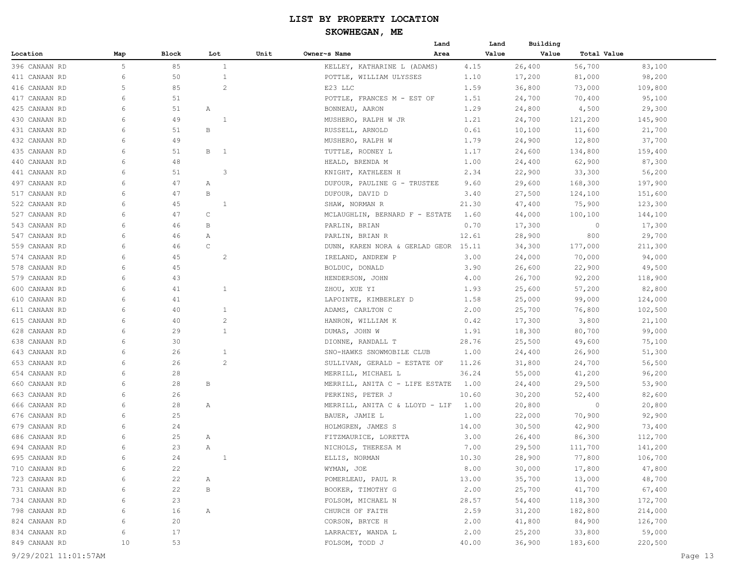# LIST BY PROPERTY LOCATION

## SKOWHEGAN, ME

| Location | Map | Block | Lot | Unit | Owner~s Name | Land Area | Land Value | Building Value | Total Value |
|---|---|---|---|---|---|---|---|---|---|
| 396 CANAAN RD | 5 | 85 | 1 | | KELLEY, KATHARINE L (ADAMS) | 4.15 | 26,400 | 56,700 | 83,100 |
| 411 CANAAN RD | 6 | 50 | 1 | | POTTLE, WILLIAM ULYSSES | 1.10 | 17,200 | 81,000 | 98,200 |
| 416 CANAAN RD | 5 | 85 | 2 | | E23 LLC | 1.59 | 36,800 | 73,000 | 109,800 |
| 417 CANAAN RD | 6 | 51 | | | POTTLE, FRANCES M - EST OF | 1.51 | 24,700 | 70,400 | 95,100 |
| 425 CANAAN RD | 6 | 51 | A | | BONNEAU, AARON | 1.29 | 24,800 | 4,500 | 29,300 |
| 430 CANAAN RD | 6 | 49 | 1 | | MUSHERO, RALPH W JR | 1.21 | 24,700 | 121,200 | 145,900 |
| 431 CANAAN RD | 6 | 51 | B | | RUSSELL, ARNOLD | 0.61 | 10,100 | 11,600 | 21,700 |
| 432 CANAAN RD | 6 | 49 | | | MUSHERO, RALPH W | 1.79 | 24,900 | 12,800 | 37,700 |
| 435 CANAAN RD | 6 | 51 | B 1 | | TUTTLE, RODNEY L | 1.17 | 24,600 | 134,800 | 159,400 |
| 440 CANAAN RD | 6 | 48 | | | HEALD, BRENDA M | 1.00 | 24,400 | 62,900 | 87,300 |
| 441 CANAAN RD | 6 | 51 | 3 | | KNIGHT, KATHLEEN H | 2.34 | 22,900 | 33,300 | 56,200 |
| 497 CANAAN RD | 6 | 47 | A | | DUFOUR, PAULINE G - TRUSTEE | 9.60 | 29,600 | 168,300 | 197,900 |
| 517 CANAAN RD | 6 | 47 | B | | DUFOUR, DAVID D | 3.40 | 27,500 | 124,100 | 151,600 |
| 522 CANAAN RD | 6 | 45 | 1 | | SHAW, NORMAN R | 21.30 | 47,400 | 75,900 | 123,300 |
| 527 CANAAN RD | 6 | 47 | C | | MCLAUGHLIN, BERNARD F - ESTATE | 1.60 | 44,000 | 100,100 | 144,100 |
| 543 CANAAN RD | 6 | 46 | B | | PARLIN, BRIAN | 0.70 | 17,300 | 0 | 17,300 |
| 547 CANAAN RD | 6 | 46 | A | | PARLIN, BRIAN R | 12.61 | 28,900 | 800 | 29,700 |
| 559 CANAAN RD | 6 | 46 | C | | DUNN, KAREN NORA & GERLAD GEOR | 15.11 | 34,300 | 177,000 | 211,300 |
| 574 CANAAN RD | 6 | 45 | 2 | | IRELAND, ANDREW P | 3.00 | 24,000 | 70,000 | 94,000 |
| 578 CANAAN RD | 6 | 45 | | | BOLDUC, DONALD | 3.90 | 26,600 | 22,900 | 49,500 |
| 579 CANAAN RD | 6 | 43 | | | HENDERSON, JOHN | 4.00 | 26,700 | 92,200 | 118,900 |
| 600 CANAAN RD | 6 | 41 | 1 | | ZHOU, XUE YI | 1.93 | 25,600 | 57,200 | 82,800 |
| 610 CANAAN RD | 6 | 41 | | | LAPOINTE, KIMBERLEY D | 1.58 | 25,000 | 99,000 | 124,000 |
| 611 CANAAN RD | 6 | 40 | 1 | | ADAMS, CARLTON C | 2.00 | 25,700 | 76,800 | 102,500 |
| 615 CANAAN RD | 6 | 40 | 2 | | HANRON, WILLIAM K | 0.42 | 17,300 | 3,800 | 21,100 |
| 628 CANAAN RD | 6 | 29 | 1 | | DUMAS, JOHN W | 1.91 | 18,300 | 80,700 | 99,000 |
| 638 CANAAN RD | 6 | 30 | | | DIONNE, RANDALL T | 28.76 | 25,500 | 49,600 | 75,100 |
| 643 CANAAN RD | 6 | 26 | 1 | | SNO-HAWKS SNOWMOBILE CLUB | 1.00 | 24,400 | 26,900 | 51,300 |
| 653 CANAAN RD | 6 | 26 | 2 | | SULLIVAN, GERALD - ESTATE OF | 11.26 | 31,800 | 24,700 | 56,500 |
| 654 CANAAN RD | 6 | 28 | | | MERRILL, MICHAEL L | 36.24 | 55,000 | 41,200 | 96,200 |
| 660 CANAAN RD | 6 | 28 | B | | MERRILL, ANITA C - LIFE ESTATE | 1.00 | 24,400 | 29,500 | 53,900 |
| 663 CANAAN RD | 6 | 26 | | | PERKINS, PETER J | 10.60 | 30,200 | 52,400 | 82,600 |
| 666 CANAAN RD | 6 | 28 | A | | MERRILL, ANITA C & LLOYD - LIF | 1.00 | 20,800 | 0 | 20,800 |
| 676 CANAAN RD | 6 | 25 | | | BAUER, JAMIE L | 1.00 | 22,000 | 70,900 | 92,900 |
| 679 CANAAN RD | 6 | 24 | | | HOLMGREN, JAMES S | 14.00 | 30,500 | 42,900 | 73,400 |
| 686 CANAAN RD | 6 | 25 | A | | FITZMAURICE, LORETTA | 3.00 | 26,400 | 86,300 | 112,700 |
| 694 CANAAN RD | 6 | 23 | A | | NICHOLS, THERESA M | 7.00 | 29,500 | 111,700 | 141,200 |
| 695 CANAAN RD | 6 | 24 | 1 | | ELLIS, NORMAN | 10.30 | 28,900 | 77,800 | 106,700 |
| 710 CANAAN RD | 6 | 22 | | | WYMAN, JOE | 8.00 | 30,000 | 17,800 | 47,800 |
| 723 CANAAN RD | 6 | 22 | A | | POMERLEAU, PAUL R | 13.00 | 35,700 | 13,000 | 48,700 |
| 731 CANAAN RD | 6 | 22 | B | | BOOKER, TIMOTHY G | 2.00 | 25,700 | 41,700 | 67,400 |
| 734 CANAAN RD | 6 | 23 | | | FOLSOM, MICHAEL N | 28.57 | 54,400 | 118,300 | 172,700 |
| 798 CANAAN RD | 6 | 16 | A | | CHURCH OF FAITH | 2.59 | 31,200 | 182,800 | 214,000 |
| 824 CANAAN RD | 6 | 20 | | | CORSON, BRYCE H | 2.00 | 41,800 | 84,900 | 126,700 |
| 834 CANAAN RD | 6 | 17 | | | LARRACEY, WANDA L | 2.00 | 25,200 | 33,800 | 59,000 |
| 849 CANAAN RD | 10 | 53 | | | FOLSOM, TODD J | 40.00 | 36,900 | 183,600 | 220,500 |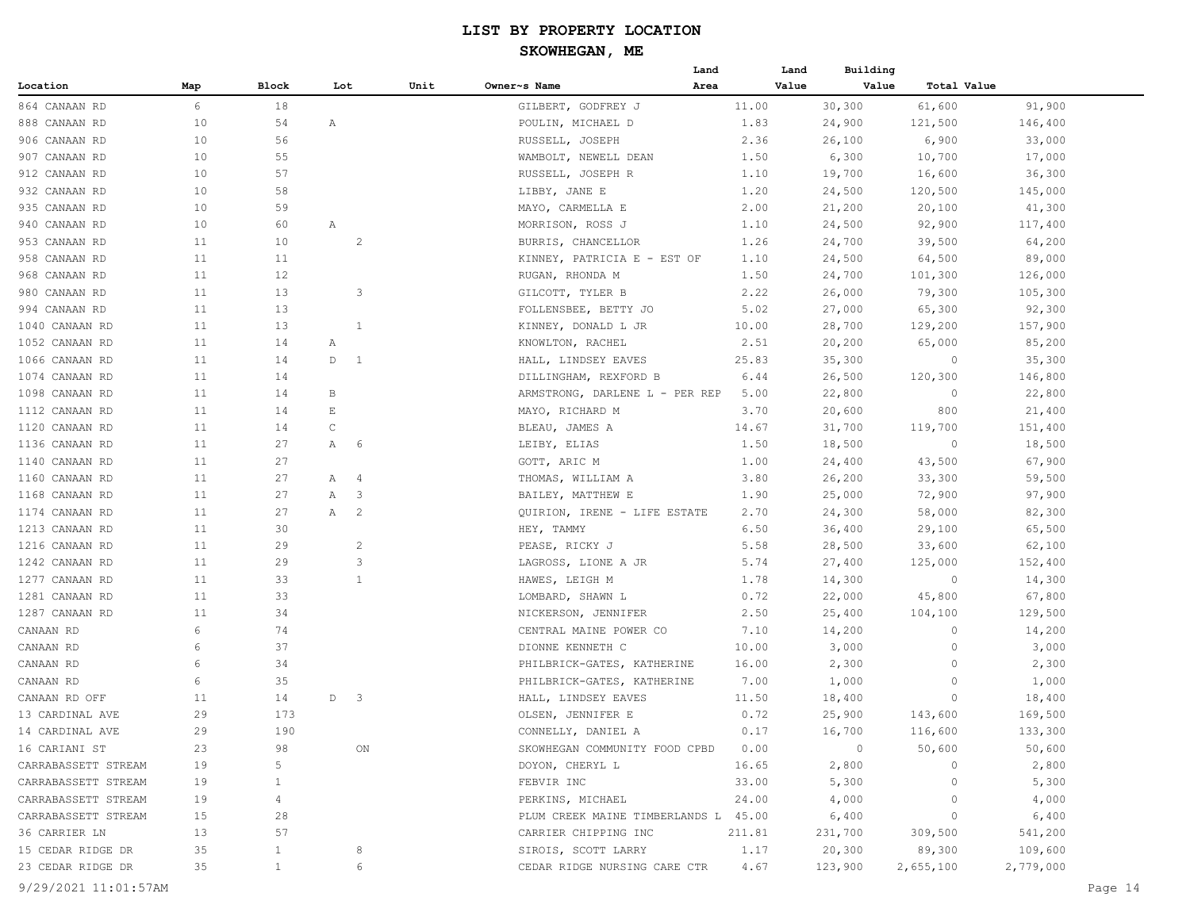# LIST BY PROPERTY LOCATION

## SKOWHEGAN, ME

| Location | Map | Block | Lot | Unit | Owner~s Name | Land Area | Land Value | Building Value | Total Value |
|---|---|---|---|---|---|---|---|---|---|
| 864 CANAAN RD | 6 | 18 | | | GILBERT, GODFREY J | 11.00 | 30,300 | 61,600 | 91,900 |
| 888 CANAAN RD | 10 | 54 | A | | POULIN, MICHAEL D | 1.83 | 24,900 | 121,500 | 146,400 |
| 906 CANAAN RD | 10 | 56 | | | RUSSELL, JOSEPH | 2.36 | 26,100 | 6,900 | 33,000 |
| 907 CANAAN RD | 10 | 55 | | | WAMBOLT, NEWELL DEAN | 1.50 | 6,300 | 10,700 | 17,000 |
| 912 CANAAN RD | 10 | 57 | | | RUSSELL, JOSEPH R | 1.10 | 19,700 | 16,600 | 36,300 |
| 932 CANAAN RD | 10 | 58 | | | LIBBY, JANE E | 1.20 | 24,500 | 120,500 | 145,000 |
| 935 CANAAN RD | 10 | 59 | | | MAYO, CARMELLA E | 2.00 | 21,200 | 20,100 | 41,300 |
| 940 CANAAN RD | 10 | 60 | A | | MORRISON, ROSS J | 1.10 | 24,500 | 92,900 | 117,400 |
| 953 CANAAN RD | 11 | 10 | 2 | | BURRIS, CHANCELLOR | 1.26 | 24,700 | 39,500 | 64,200 |
| 958 CANAAN RD | 11 | 11 | | | KINNEY, PATRICIA E - EST OF | 1.10 | 24,500 | 64,500 | 89,000 |
| 968 CANAAN RD | 11 | 12 | | | RUGAN, RHONDA M | 1.50 | 24,700 | 101,300 | 126,000 |
| 980 CANAAN RD | 11 | 13 | 3 | | GILCOTT, TYLER B | 2.22 | 26,000 | 79,300 | 105,300 |
| 994 CANAAN RD | 11 | 13 | | | FOLLENSBEE, BETTY JO | 5.02 | 27,000 | 65,300 | 92,300 |
| 1040 CANAAN RD | 11 | 13 | 1 | | KINNEY, DONALD L JR | 10.00 | 28,700 | 129,200 | 157,900 |
| 1052 CANAAN RD | 11 | 14 | A | | KNOWLTON, RACHEL | 2.51 | 20,200 | 65,000 | 85,200 |
| 1066 CANAAN RD | 11 | 14 | D 1 | | HALL, LINDSEY EAVES | 25.83 | 35,300 | 0 | 35,300 |
| 1074 CANAAN RD | 11 | 14 | | | DILLINGHAM, REXFORD B | 6.44 | 26,500 | 120,300 | 146,800 |
| 1098 CANAAN RD | 11 | 14 | B | | ARMSTRONG, DARLENE L - PER REP | 5.00 | 22,800 | 0 | 22,800 |
| 1112 CANAAN RD | 11 | 14 | E | | MAYO, RICHARD M | 3.70 | 20,600 | 800 | 21,400 |
| 1120 CANAAN RD | 11 | 14 | C | | BLEAU, JAMES A | 14.67 | 31,700 | 119,700 | 151,400 |
| 1136 CANAAN RD | 11 | 27 | A 6 | | LEIBY, ELIAS | 1.50 | 18,500 | 0 | 18,500 |
| 1140 CANAAN RD | 11 | 27 | | | GOTT, ARIC M | 1.00 | 24,400 | 43,500 | 67,900 |
| 1160 CANAAN RD | 11 | 27 | A 4 | | THOMAS, WILLIAM A | 3.80 | 26,200 | 33,300 | 59,500 |
| 1168 CANAAN RD | 11 | 27 | A 3 | | BAILEY, MATTHEW E | 1.90 | 25,000 | 72,900 | 97,900 |
| 1174 CANAAN RD | 11 | 27 | A 2 | | QUIRION, IRENE - LIFE ESTATE | 2.70 | 24,300 | 58,000 | 82,300 |
| 1213 CANAAN RD | 11 | 30 | | | HEY, TAMMY | 6.50 | 36,400 | 29,100 | 65,500 |
| 1216 CANAAN RD | 11 | 29 | 2 | | PEASE, RICKY J | 5.58 | 28,500 | 33,600 | 62,100 |
| 1242 CANAAN RD | 11 | 29 | 3 | | LAGROSS, LIONE A JR | 5.74 | 27,400 | 125,000 | 152,400 |
| 1277 CANAAN RD | 11 | 33 | 1 | | HAWES, LEIGH M | 1.78 | 14,300 | 0 | 14,300 |
| 1281 CANAAN RD | 11 | 33 | | | LOMBARD, SHAWN L | 0.72 | 22,000 | 45,800 | 67,800 |
| 1287 CANAAN RD | 11 | 34 | | | NICKERSON, JENNIFER | 2.50 | 25,400 | 104,100 | 129,500 |
| CANAAN RD | 6 | 74 | | | CENTRAL MAINE POWER CO | 7.10 | 14,200 | 0 | 14,200 |
| CANAAN RD | 6 | 37 | | | DIONNE KENNETH C | 10.00 | 3,000 | 0 | 3,000 |
| CANAAN RD | 6 | 34 | | | PHILBRICK-GATES, KATHERINE | 16.00 | 2,300 | 0 | 2,300 |
| CANAAN RD | 6 | 35 | | | PHILBRICK-GATES, KATHERINE | 7.00 | 1,000 | 0 | 1,000 |
| CANAAN RD OFF | 11 | 14 | D 3 | | HALL, LINDSEY EAVES | 11.50 | 18,400 | 0 | 18,400 |
| 13 CARDINAL AVE | 29 | 173 | | | OLSEN, JENNIFER E | 0.72 | 25,900 | 143,600 | 169,500 |
| 14 CARDINAL AVE | 29 | 190 | | | CONNELLY, DANIEL A | 0.17 | 16,700 | 116,600 | 133,300 |
| 16 CARIANI ST | 23 | 98 | ON | | SKOWHEGAN COMMUNITY FOOD CPBD | 0.00 | 0 | 50,600 | 50,600 |
| CARRABASSETT STREAM | 19 | 5 | | | DOYON, CHERYL L | 16.65 | 2,800 | 0 | 2,800 |
| CARRABASSETT STREAM | 19 | 1 | | | FEBVIR INC | 33.00 | 5,300 | 0 | 5,300 |
| CARRABASSETT STREAM | 19 | 4 | | | PERKINS, MICHAEL | 24.00 | 4,000 | 0 | 4,000 |
| CARRABASSETT STREAM | 15 | 28 | | | PLUM CREEK MAINE TIMBERLANDS L | 45.00 | 6,400 | 0 | 6,400 |
| 36 CARRIER LN | 13 | 57 | | | CARRIER CHIPPING INC | 211.81 | 231,700 | 309,500 | 541,200 |
| 15 CEDAR RIDGE DR | 35 | 1 | 8 | | SIROIS, SCOTT LARRY | 1.17 | 20,300 | 89,300 | 109,600 |
| 23 CEDAR RIDGE DR | 35 | 1 | 6 | | CEDAR RIDGE NURSING CARE CTR | 4.67 | 123,900 | 2,655,100 | 2,779,000 |

9/29/2021 11:01:57AM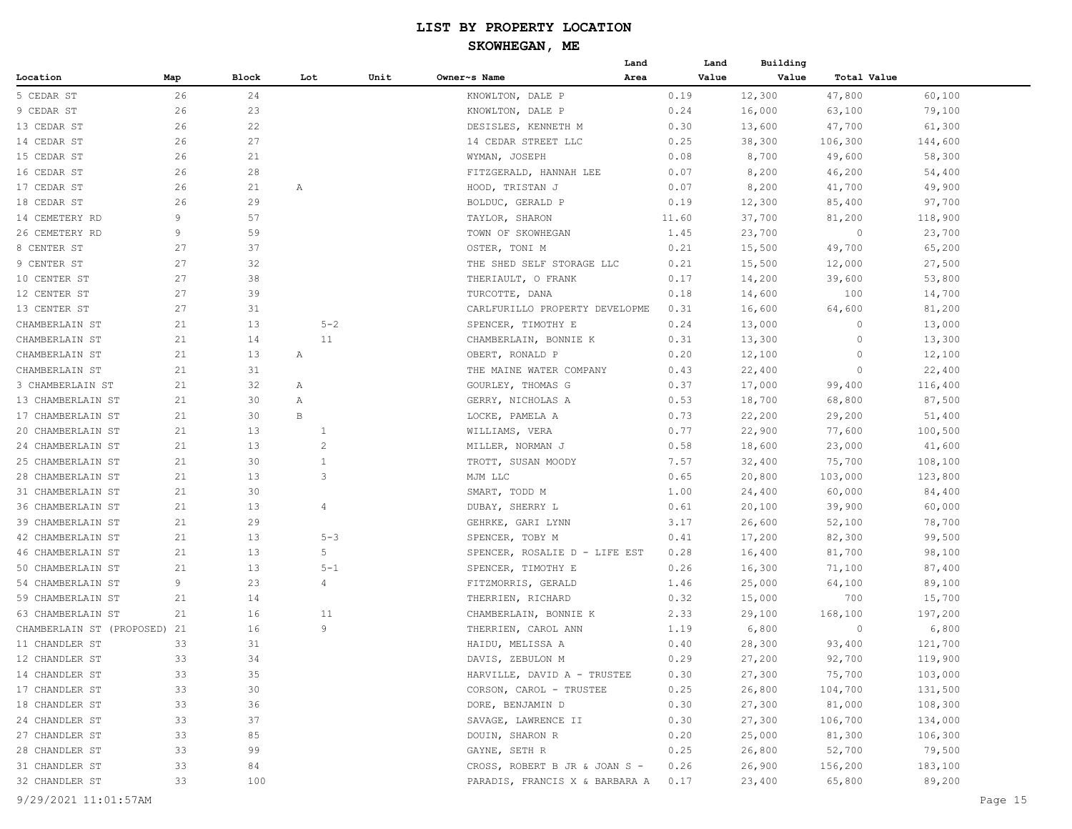# LIST BY PROPERTY LOCATION

## SKOWHEGAN, ME

| Location | Map | Block | Lot | Unit | Owner~s Name | Land Area | Land Value | Building Value | Total Value |
|---|---|---|---|---|---|---|---|---|---|
| 5 CEDAR ST | 26 | 24 | | | KNOWLTON, DALE P | 0.19 | 12,300 | 47,800 | 60,100 |
| 9 CEDAR ST | 26 | 23 | | | KNOWLTON, DALE P | 0.24 | 16,000 | 63,100 | 79,100 |
| 13 CEDAR ST | 26 | 22 | | | DESISLES, KENNETH M | 0.30 | 13,600 | 47,700 | 61,300 |
| 14 CEDAR ST | 26 | 27 | | | 14 CEDAR STREET LLC | 0.25 | 38,300 | 106,300 | 144,600 |
| 15 CEDAR ST | 26 | 21 | | | WYMAN, JOSEPH | 0.08 | 8,700 | 49,600 | 58,300 |
| 16 CEDAR ST | 26 | 28 | | | FITZGERALD, HANNAH LEE | 0.07 | 8,200 | 46,200 | 54,400 |
| 17 CEDAR ST | 26 | 21 | A | | HOOD, TRISTAN J | 0.07 | 8,200 | 41,700 | 49,900 |
| 18 CEDAR ST | 26 | 29 | | | BOLDUC, GERALD P | 0.19 | 12,300 | 85,400 | 97,700 |
| 14 CEMETERY RD | 9 | 57 | | | TAYLOR, SHARON | 11.60 | 37,700 | 81,200 | 118,900 |
| 26 CEMETERY RD | 9 | 59 | | | TOWN OF SKOWHEGAN | 1.45 | 23,700 | 0 | 23,700 |
| 8 CENTER ST | 27 | 37 | | | OSTER, TONI M | 0.21 | 15,500 | 49,700 | 65,200 |
| 9 CENTER ST | 27 | 32 | | | THE SHED SELF STORAGE LLC | 0.21 | 15,500 | 12,000 | 27,500 |
| 10 CENTER ST | 27 | 38 | | | THERIAULT, O FRANK | 0.17 | 14,200 | 39,600 | 53,800 |
| 12 CENTER ST | 27 | 39 | | | TURCOTTE, DANA | 0.18 | 14,600 | 100 | 14,700 |
| 13 CENTER ST | 27 | 31 | | | CARLFURILLO PROPERTY DEVELOPME | 0.31 | 16,600 | 64,600 | 81,200 |
| CHAMBERLAIN ST | 21 | 13 | 5-2 | | SPENCER, TIMOTHY E | 0.24 | 13,000 | 0 | 13,000 |
| CHAMBERLAIN ST | 21 | 14 | 11 | | CHAMBERLAIN, BONNIE K | 0.31 | 13,300 | 0 | 13,300 |
| CHAMBERLAIN ST | 21 | 13 | A | | OBERT, RONALD P | 0.20 | 12,100 | 0 | 12,100 |
| CHAMBERLAIN ST | 21 | 31 | | | THE MAINE WATER COMPANY | 0.43 | 22,400 | 0 | 22,400 |
| 3 CHAMBERLAIN ST | 21 | 32 | A | | GOURLEY, THOMAS G | 0.37 | 17,000 | 99,400 | 116,400 |
| 13 CHAMBERLAIN ST | 21 | 30 | A | | GERRY, NICHOLAS A | 0.53 | 18,700 | 68,800 | 87,500 |
| 17 CHAMBERLAIN ST | 21 | 30 | B | | LOCKE, PAMELA A | 0.73 | 22,200 | 29,200 | 51,400 |
| 20 CHAMBERLAIN ST | 21 | 13 | 1 | | WILLIAMS, VERA | 0.77 | 22,900 | 77,600 | 100,500 |
| 24 CHAMBERLAIN ST | 21 | 13 | 2 | | MILLER, NORMAN J | 0.58 | 18,600 | 23,000 | 41,600 |
| 25 CHAMBERLAIN ST | 21 | 30 | 1 | | TROTT, SUSAN MOODY | 7.57 | 32,400 | 75,700 | 108,100 |
| 28 CHAMBERLAIN ST | 21 | 13 | 3 | | MJM LLC | 0.65 | 20,800 | 103,000 | 123,800 |
| 31 CHAMBERLAIN ST | 21 | 30 | | | SMART, TODD M | 1.00 | 24,400 | 60,000 | 84,400 |
| 36 CHAMBERLAIN ST | 21 | 13 | 4 | | DUBAY, SHERRY L | 0.61 | 20,100 | 39,900 | 60,000 |
| 39 CHAMBERLAIN ST | 21 | 29 | | | GEHRKE, GARI LYNN | 3.17 | 26,600 | 52,100 | 78,700 |
| 42 CHAMBERLAIN ST | 21 | 13 | 5-3 | | SPENCER, TOBY M | 0.41 | 17,200 | 82,300 | 99,500 |
| 46 CHAMBERLAIN ST | 21 | 13 | 5 | | SPENCER, ROSALIE D - LIFE EST | 0.28 | 16,400 | 81,700 | 98,100 |
| 50 CHAMBERLAIN ST | 21 | 13 | 5-1 | | SPENCER, TIMOTHY E | 0.26 | 16,300 | 71,100 | 87,400 |
| 54 CHAMBERLAIN ST | 9 | 23 | 4 | | FITZMORRIS, GERALD | 1.46 | 25,000 | 64,100 | 89,100 |
| 59 CHAMBERLAIN ST | 21 | 14 | | | THERRIEN, RICHARD | 0.32 | 15,000 | 700 | 15,700 |
| 63 CHAMBERLAIN ST | 21 | 16 | 11 | | CHAMBERLAIN, BONNIE K | 2.33 | 29,100 | 168,100 | 197,200 |
| CHAMBERLAIN ST (PROPOSED) | 21 | 16 | 9 | | THERRIEN, CAROL ANN | 1.19 | 6,800 | 0 | 6,800 |
| 11 CHANDLER ST | 33 | 31 | | | HAIDU, MELISSA A | 0.40 | 28,300 | 93,400 | 121,700 |
| 12 CHANDLER ST | 33 | 34 | | | DAVIS, ZEBULON M | 0.29 | 27,200 | 92,700 | 119,900 |
| 14 CHANDLER ST | 33 | 35 | | | HARVILLE, DAVID A - TRUSTEE | 0.30 | 27,300 | 75,700 | 103,000 |
| 17 CHANDLER ST | 33 | 30 | | | CORSON, CAROL - TRUSTEE | 0.25 | 26,800 | 104,700 | 131,500 |
| 18 CHANDLER ST | 33 | 36 | | | DORE, BENJAMIN D | 0.30 | 27,300 | 81,000 | 108,300 |
| 24 CHANDLER ST | 33 | 37 | | | SAVAGE, LAWRENCE II | 0.30 | 27,300 | 106,700 | 134,000 |
| 27 CHANDLER ST | 33 | 85 | | | DOUIN, SHARON R | 0.20 | 25,000 | 81,300 | 106,300 |
| 28 CHANDLER ST | 33 | 99 | | | GAYNE, SETH R | 0.25 | 26,800 | 52,700 | 79,500 |
| 31 CHANDLER ST | 33 | 84 | | | CROSS, ROBERT B JR & JOAN S - | 0.26 | 26,900 | 156,200 | 183,100 |
| 32 CHANDLER ST | 33 | 100 | | | PARADIS, FRANCIS X & BARBARA A | 0.17 | 23,400 | 65,800 | 89,200 |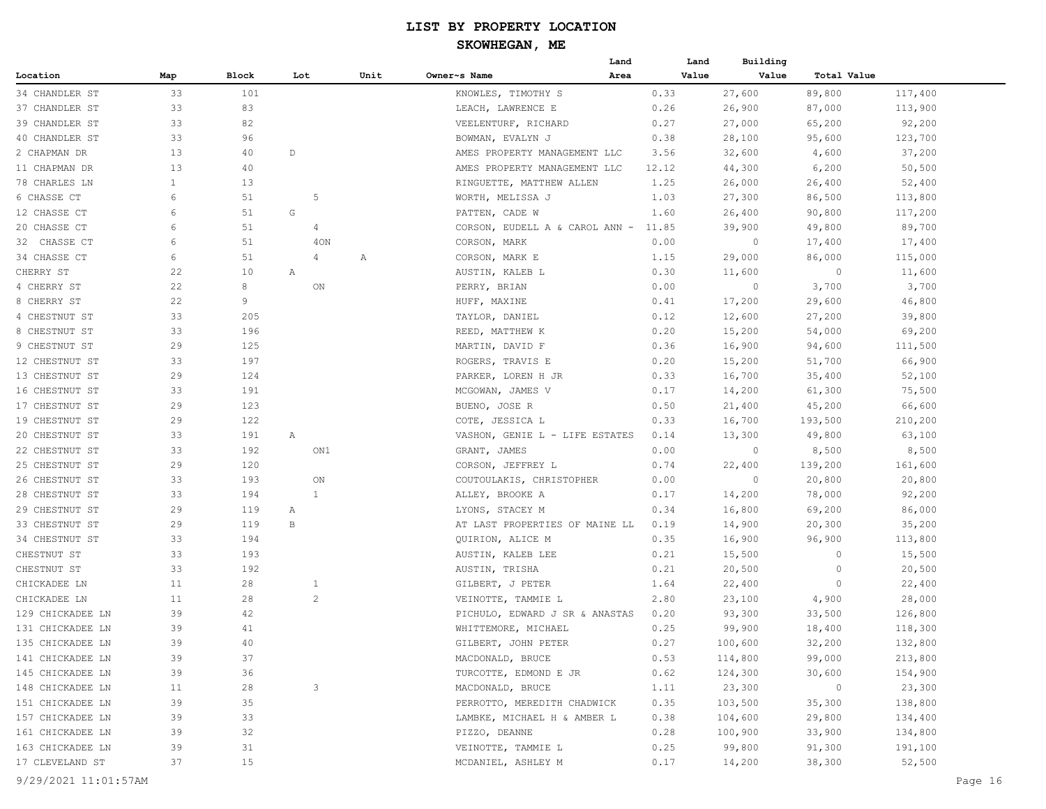# LIST BY PROPERTY LOCATION

## SKOWHEGAN, ME

| Location | Map | Block | Lot | Unit | Owner~s Name | Land Area | Land Value | Building Value | Total Value |
|---|---|---|---|---|---|---|---|---|---|
| 34 CHANDLER ST | 33 | 101 | | | KNOWLES, TIMOTHY S | 0.33 | 27,600 | 89,800 | 117,400 |
| 37 CHANDLER ST | 33 | 83 | | | LEACH, LAWRENCE E | 0.26 | 26,900 | 87,000 | 113,900 |
| 39 CHANDLER ST | 33 | 82 | | | VEELENTURF, RICHARD | 0.27 | 27,000 | 65,200 | 92,200 |
| 40 CHANDLER ST | 33 | 96 | | | BOWMAN, EVALYN J | 0.38 | 28,100 | 95,600 | 123,700 |
| 2 CHAPMAN DR | 13 | 40 | D | | AMES PROPERTY MANAGEMENT LLC | 3.56 | 32,600 | 4,600 | 37,200 |
| 11 CHAPMAN DR | 13 | 40 | | | AMES PROPERTY MANAGEMENT LLC | 12.12 | 44,300 | 6,200 | 50,500 |
| 78 CHARLES LN | 1 | 13 | | | RINGUETTE, MATTHEW ALLEN | 1.25 | 26,000 | 26,400 | 52,400 |
| 6 CHASSE CT | 6 | 51 | 5 | | WORTH, MELISSA J | 1.03 | 27,300 | 86,500 | 113,800 |
| 12 CHASSE CT | 6 | 51 | G | | PATTEN, CADE W | 1.60 | 26,400 | 90,800 | 117,200 |
| 20 CHASSE CT | 6 | 51 | 4 | | CORSON, EUDELL A & CAROL ANN - | 11.85 | 39,900 | 49,800 | 89,700 |
| 32 CHASSE CT | 6 | 51 | 4ON | | CORSON, MARK | 0.00 | 0 | 17,400 | 17,400 |
| 34 CHASSE CT | 6 | 51 | 4 | A | CORSON, MARK E | 1.15 | 29,000 | 86,000 | 115,000 |
| CHERRY ST | 22 | 10 | A | | AUSTIN, KALEB L | 0.30 | 11,600 | 0 | 11,600 |
| 4 CHERRY ST | 22 | 8 | ON | | PERRY, BRIAN | 0.00 | 0 | 3,700 | 3,700 |
| 8 CHERRY ST | 22 | 9 | | | HUFF, MAXINE | 0.41 | 17,200 | 29,600 | 46,800 |
| 4 CHESTNUT ST | 33 | 205 | | | TAYLOR, DANIEL | 0.12 | 12,600 | 27,200 | 39,800 |
| 8 CHESTNUT ST | 33 | 196 | | | REED, MATTHEW K | 0.20 | 15,200 | 54,000 | 69,200 |
| 9 CHESTNUT ST | 29 | 125 | | | MARTIN, DAVID F | 0.36 | 16,900 | 94,600 | 111,500 |
| 12 CHESTNUT ST | 33 | 197 | | | ROGERS, TRAVIS E | 0.20 | 15,200 | 51,700 | 66,900 |
| 13 CHESTNUT ST | 29 | 124 | | | PARKER, LOREN H JR | 0.33 | 16,700 | 35,400 | 52,100 |
| 16 CHESTNUT ST | 33 | 191 | | | MCGOWAN, JAMES V | 0.17 | 14,200 | 61,300 | 75,500 |
| 17 CHESTNUT ST | 29 | 123 | | | BUENO, JOSE R | 0.50 | 21,400 | 45,200 | 66,600 |
| 19 CHESTNUT ST | 29 | 122 | | | COTE, JESSICA L | 0.33 | 16,700 | 193,500 | 210,200 |
| 20 CHESTNUT ST | 33 | 191 | A | | VASHON, GENIE L - LIFE ESTATES | 0.14 | 13,300 | 49,800 | 63,100 |
| 22 CHESTNUT ST | 33 | 192 | ON1 | | GRANT, JAMES | 0.00 | 0 | 8,500 | 8,500 |
| 25 CHESTNUT ST | 29 | 120 | | | CORSON, JEFFREY L | 0.74 | 22,400 | 139,200 | 161,600 |
| 26 CHESTNUT ST | 33 | 193 | ON | | COUTOULAKIS, CHRISTOPHER | 0.00 | 0 | 20,800 | 20,800 |
| 28 CHESTNUT ST | 33 | 194 | 1 | | ALLEY, BROOKE A | 0.17 | 14,200 | 78,000 | 92,200 |
| 29 CHESTNUT ST | 29 | 119 | A | | LYONS, STACEY M | 0.34 | 16,800 | 69,200 | 86,000 |
| 33 CHESTNUT ST | 29 | 119 | B | | AT LAST PROPERTIES OF MAINE LL | 0.19 | 14,900 | 20,300 | 35,200 |
| 34 CHESTNUT ST | 33 | 194 | | | QUIRION, ALICE M | 0.35 | 16,900 | 96,900 | 113,800 |
| CHESTNUT ST | 33 | 193 | | | AUSTIN, KALEB LEE | 0.21 | 15,500 | 0 | 15,500 |
| CHESTNUT ST | 33 | 192 | | | AUSTIN, TRISHA | 0.21 | 20,500 | 0 | 20,500 |
| CHICKADEE LN | 11 | 28 | 1 | | GILBERT, J PETER | 1.64 | 22,400 | 0 | 22,400 |
| CHICKADEE LN | 11 | 28 | 2 | | VEINOTTE, TAMMIE L | 2.80 | 23,100 | 4,900 | 28,000 |
| 129 CHICKADEE LN | 39 | 42 | | | PICHULO, EDWARD J SR & ANASTAS | 0.20 | 93,300 | 33,500 | 126,800 |
| 131 CHICKADEE LN | 39 | 41 | | | WHITTEMORE, MICHAEL | 0.25 | 99,900 | 18,400 | 118,300 |
| 135 CHICKADEE LN | 39 | 40 | | | GILBERT, JOHN PETER | 0.27 | 100,600 | 32,200 | 132,800 |
| 141 CHICKADEE LN | 39 | 37 | | | MACDONALD, BRUCE | 0.53 | 114,800 | 99,000 | 213,800 |
| 145 CHICKADEE LN | 39 | 36 | | | TURCOTTE, EDMOND E JR | 0.62 | 124,300 | 30,600 | 154,900 |
| 148 CHICKADEE LN | 11 | 28 | 3 | | MACDONALD, BRUCE | 1.11 | 23,300 | 0 | 23,300 |
| 151 CHICKADEE LN | 39 | 35 | | | PERROTTO, MEREDITH CHADWICK | 0.35 | 103,500 | 35,300 | 138,800 |
| 157 CHICKADEE LN | 39 | 33 | | | LAMBKE, MICHAEL H & AMBER L | 0.38 | 104,600 | 29,800 | 134,400 |
| 161 CHICKADEE LN | 39 | 32 | | | PIZZO, DEANNE | 0.28 | 100,900 | 33,900 | 134,800 |
| 163 CHICKADEE LN | 39 | 31 | | | VEINOTTE, TAMMIE L | 0.25 | 99,800 | 91,300 | 191,100 |
| 17 CLEVELAND ST | 37 | 15 | | | MCDANIEL, ASHLEY M | 0.17 | 14,200 | 38,300 | 52,500 |

9/29/2021 11:01:57AM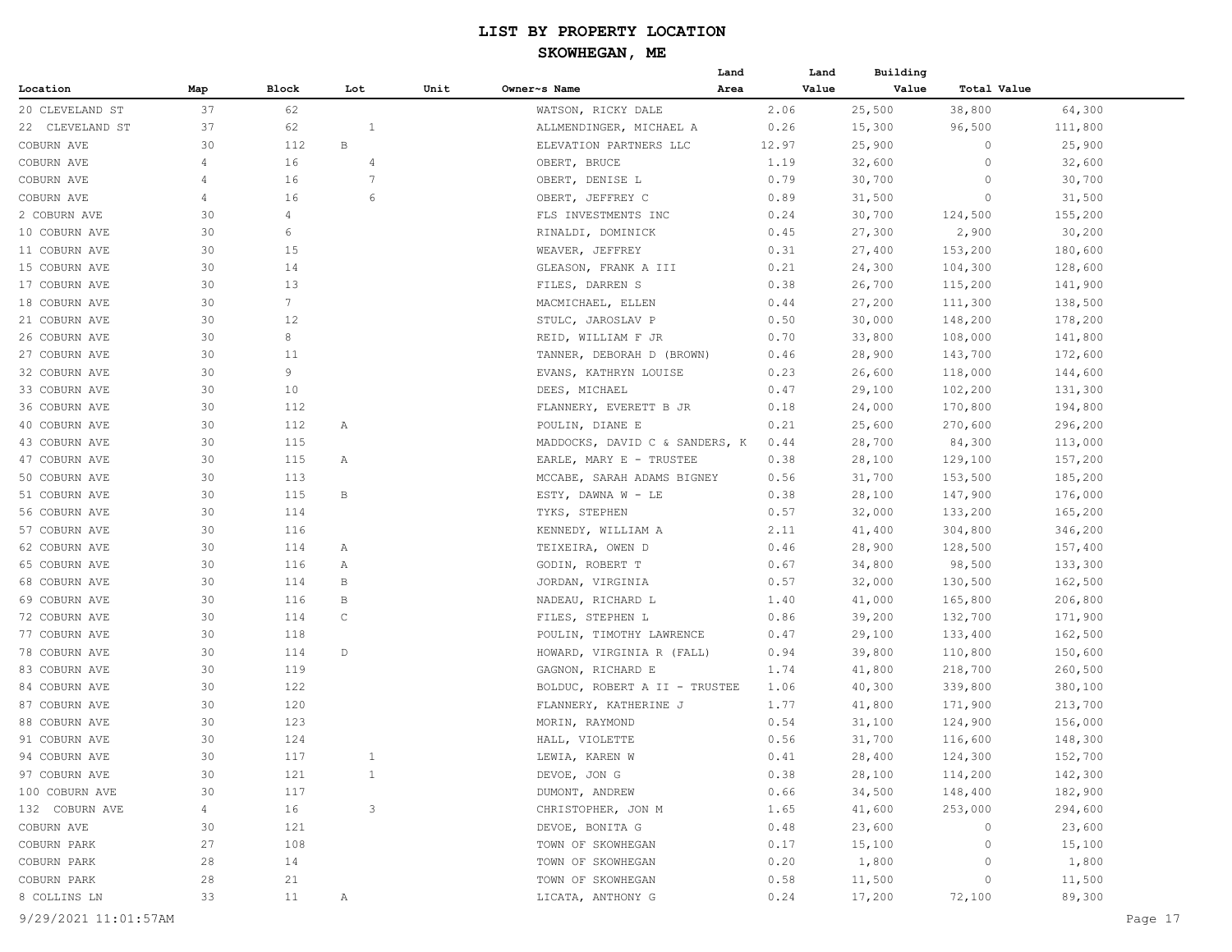# LIST BY PROPERTY LOCATION

## SKOWHEGAN, ME

| Location | Map | Block | Lot | Unit | Owner~s Name | Land Area | Land Value | Building Value | Total Value |
|---|---|---|---|---|---|---|---|---|---|
| 20 CLEVELAND ST | 37 | 62 | | | WATSON, RICKY DALE | 2.06 | 25,500 | 38,800 | 64,300 |
| 22 CLEVELAND ST | 37 | 62 | 1 | | ALLMENDINGER, MICHAEL A | 0.26 | 15,300 | 96,500 | 111,800 |
| COBURN AVE | 30 | 112 | B | | ELEVATION PARTNERS LLC | 12.97 | 25,900 | 0 | 25,900 |
| COBURN AVE | 4 | 16 | 4 | | OBERT, BRUCE | 1.19 | 32,600 | 0 | 32,600 |
| COBURN AVE | 4 | 16 | 7 | | OBERT, DENISE L | 0.79 | 30,700 | 0 | 30,700 |
| COBURN AVE | 4 | 16 | 6 | | OBERT, JEFFREY C | 0.89 | 31,500 | 0 | 31,500 |
| 2 COBURN AVE | 30 | 4 | | | FLS INVESTMENTS INC | 0.24 | 30,700 | 124,500 | 155,200 |
| 10 COBURN AVE | 30 | 6 | | | RINALDI, DOMINICK | 0.45 | 27,300 | 2,900 | 30,200 |
| 11 COBURN AVE | 30 | 15 | | | WEAVER, JEFFREY | 0.31 | 27,400 | 153,200 | 180,600 |
| 15 COBURN AVE | 30 | 14 | | | GLEASON, FRANK A III | 0.21 | 24,300 | 104,300 | 128,600 |
| 17 COBURN AVE | 30 | 13 | | | FILES, DARREN S | 0.38 | 26,700 | 115,200 | 141,900 |
| 18 COBURN AVE | 30 | 7 | | | MACMICHAEL, ELLEN | 0.44 | 27,200 | 111,300 | 138,500 |
| 21 COBURN AVE | 30 | 12 | | | STULC, JAROSLAV P | 0.50 | 30,000 | 148,200 | 178,200 |
| 26 COBURN AVE | 30 | 8 | | | REID, WILLIAM F JR | 0.70 | 33,800 | 108,000 | 141,800 |
| 27 COBURN AVE | 30 | 11 | | | TANNER, DEBORAH D (BROWN) | 0.46 | 28,900 | 143,700 | 172,600 |
| 32 COBURN AVE | 30 | 9 | | | EVANS, KATHRYN LOUISE | 0.23 | 26,600 | 118,000 | 144,600 |
| 33 COBURN AVE | 30 | 10 | | | DEES, MICHAEL | 0.47 | 29,100 | 102,200 | 131,300 |
| 36 COBURN AVE | 30 | 112 | | | FLANNERY, EVERETT B JR | 0.18 | 24,000 | 170,800 | 194,800 |
| 40 COBURN AVE | 30 | 112 | A | | POULIN, DIANE E | 0.21 | 25,600 | 270,600 | 296,200 |
| 43 COBURN AVE | 30 | 115 | | | MADDOCKS, DAVID C & SANDERS, K | 0.44 | 28,700 | 84,300 | 113,000 |
| 47 COBURN AVE | 30 | 115 | A | | EARLE, MARY E - TRUSTEE | 0.38 | 28,100 | 129,100 | 157,200 |
| 50 COBURN AVE | 30 | 113 | | | MCCABE, SARAH ADAMS BIGNEY | 0.56 | 31,700 | 153,500 | 185,200 |
| 51 COBURN AVE | 30 | 115 | B | | ESTY, DAWNA W - LE | 0.38 | 28,100 | 147,900 | 176,000 |
| 56 COBURN AVE | 30 | 114 | | | TYKS, STEPHEN | 0.57 | 32,000 | 133,200 | 165,200 |
| 57 COBURN AVE | 30 | 116 | | | KENNEDY, WILLIAM A | 2.11 | 41,400 | 304,800 | 346,200 |
| 62 COBURN AVE | 30 | 114 | A | | TEIXEIRA, OWEN D | 0.46 | 28,900 | 128,500 | 157,400 |
| 65 COBURN AVE | 30 | 116 | A | | GODIN, ROBERT T | 0.67 | 34,800 | 98,500 | 133,300 |
| 68 COBURN AVE | 30 | 114 | B | | JORDAN, VIRGINIA | 0.57 | 32,000 | 130,500 | 162,500 |
| 69 COBURN AVE | 30 | 116 | B | | NADEAU, RICHARD L | 1.40 | 41,000 | 165,800 | 206,800 |
| 72 COBURN AVE | 30 | 114 | C | | FILES, STEPHEN L | 0.86 | 39,200 | 132,700 | 171,900 |
| 77 COBURN AVE | 30 | 118 | | | POULIN, TIMOTHY LAWRENCE | 0.47 | 29,100 | 133,400 | 162,500 |
| 78 COBURN AVE | 30 | 114 | D | | HOWARD, VIRGINIA R (FALL) | 0.94 | 39,800 | 110,800 | 150,600 |
| 83 COBURN AVE | 30 | 119 | | | GAGNON, RICHARD E | 1.74 | 41,800 | 218,700 | 260,500 |
| 84 COBURN AVE | 30 | 122 | | | BOLDUC, ROBERT A II - TRUSTEE | 1.06 | 40,300 | 339,800 | 380,100 |
| 87 COBURN AVE | 30 | 120 | | | FLANNERY, KATHERINE J | 1.77 | 41,800 | 171,900 | 213,700 |
| 88 COBURN AVE | 30 | 123 | | | MORIN, RAYMOND | 0.54 | 31,100 | 124,900 | 156,000 |
| 91 COBURN AVE | 30 | 124 | | | HALL, VIOLETTE | 0.56 | 31,700 | 116,600 | 148,300 |
| 94 COBURN AVE | 30 | 117 | 1 | | LEWIA, KAREN W | 0.41 | 28,400 | 124,300 | 152,700 |
| 97 COBURN AVE | 30 | 121 | 1 | | DEVOE, JON G | 0.38 | 28,100 | 114,200 | 142,300 |
| 100 COBURN AVE | 30 | 117 | | | DUMONT, ANDREW | 0.66 | 34,500 | 148,400 | 182,900 |
| 132 COBURN AVE | 4 | 16 | 3 | | CHRISTOPHER, JON M | 1.65 | 41,600 | 253,000 | 294,600 |
| COBURN AVE | 30 | 121 | | | DEVOE, BONITA G | 0.48 | 23,600 | 0 | 23,600 |
| COBURN PARK | 27 | 108 | | | TOWN OF SKOWHEGAN | 0.17 | 15,100 | 0 | 15,100 |
| COBURN PARK | 28 | 14 | | | TOWN OF SKOWHEGAN | 0.20 | 1,800 | 0 | 1,800 |
| COBURN PARK | 28 | 21 | | | TOWN OF SKOWHEGAN | 0.58 | 11,500 | 0 | 11,500 |
| 8 COLLINS LN | 33 | 11 | A | | LICATA, ANTHONY G | 0.24 | 17,200 | 72,100 | 89,300 |

9/29/2021 11:01:57AM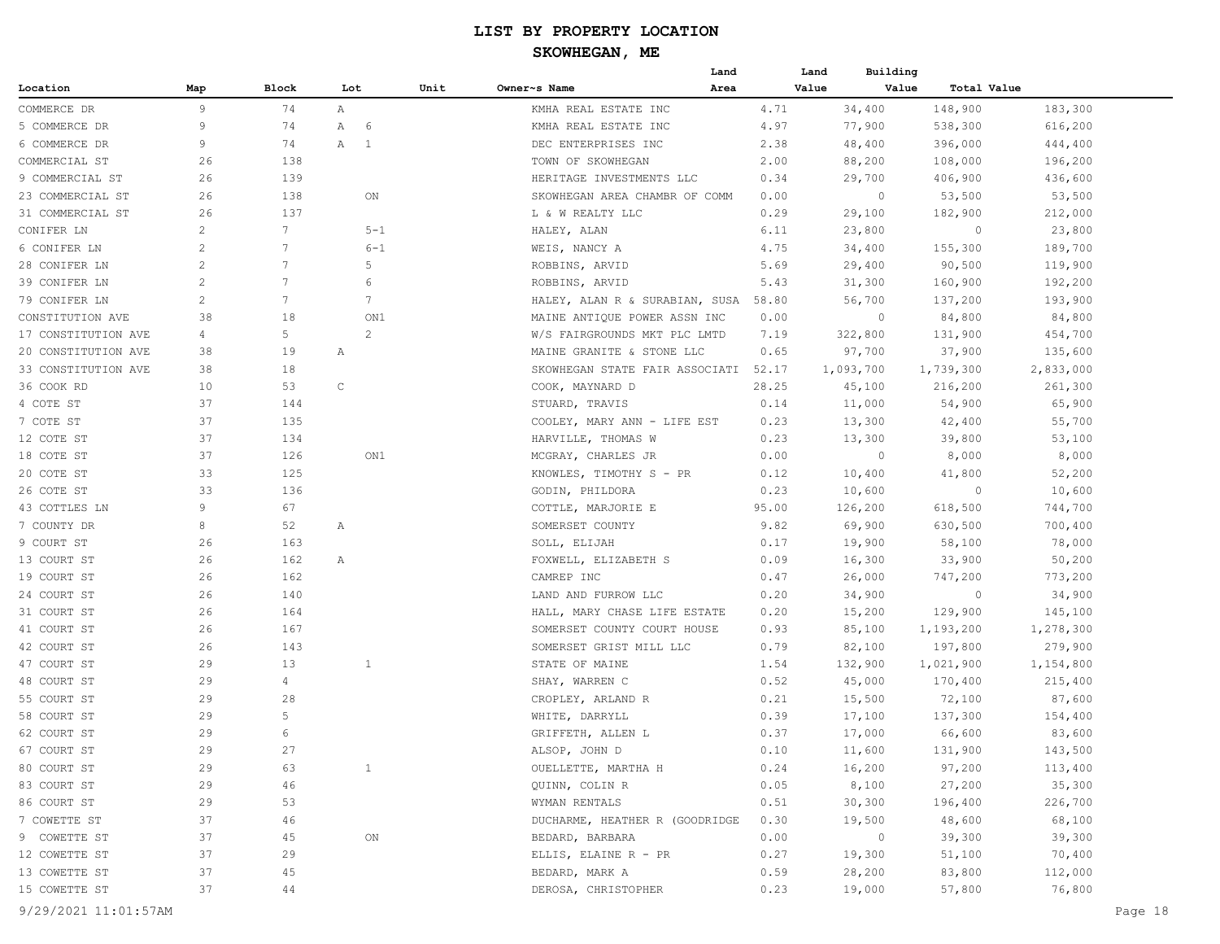# LIST BY PROPERTY LOCATION

## SKOWHEGAN, ME

| Location | Map | Block | Lot | Unit | Owner~s Name | Land Area | Land Value | Building Value | Total Value |
|---|---|---|---|---|---|---|---|---|---|
| COMMERCE DR | 9 | 74 | A | | KMHA REAL ESTATE INC | 4.71 | 34,400 | 148,900 | 183,300 |
| 5 COMMERCE DR | 9 | 74 | A 6 | | KMHA REAL ESTATE INC | 4.97 | 77,900 | 538,300 | 616,200 |
| 6 COMMERCE DR | 9 | 74 | A 1 | | DEC ENTERPRISES INC | 2.38 | 48,400 | 396,000 | 444,400 |
| COMMERCIAL ST | 26 | 138 | | | TOWN OF SKOWHEGAN | 2.00 | 88,200 | 108,000 | 196,200 |
| 9 COMMERCIAL ST | 26 | 139 | | | HERITAGE INVESTMENTS LLC | 0.34 | 29,700 | 406,900 | 436,600 |
| 23 COMMERCIAL ST | 26 | 138 | ON | | SKOWHEGAN AREA CHAMBR OF COMM | 0.00 | 0 | 53,500 | 53,500 |
| 31 COMMERCIAL ST | 26 | 137 | | | L & W REALTY LLC | 0.29 | 29,100 | 182,900 | 212,000 |
| CONIFER LN | 2 | 7 | 5-1 | | HALEY, ALAN | 6.11 | 23,800 | 0 | 23,800 |
| 6 CONIFER LN | 2 | 7 | 6-1 | | WEIS, NANCY A | 4.75 | 34,400 | 155,300 | 189,700 |
| 28 CONIFER LN | 2 | 7 | 5 | | ROBBINS, ARVID | 5.69 | 29,400 | 90,500 | 119,900 |
| 39 CONIFER LN | 2 | 7 | 6 | | ROBBINS, ARVID | 5.43 | 31,300 | 160,900 | 192,200 |
| 79 CONIFER LN | 2 | 7 | 7 | | HALEY, ALAN R & SURABIAN, SUSA | 58.80 | 56,700 | 137,200 | 193,900 |
| CONSTITUTION AVE | 38 | 18 | ON1 | | MAINE ANTIQUE POWER ASSN INC | 0.00 | 0 | 84,800 | 84,800 |
| 17 CONSTITUTION AVE | 4 | 5 | 2 | | W/S FAIRGROUNDS MKT PLC LMTD | 7.19 | 322,800 | 131,900 | 454,700 |
| 20 CONSTITUTION AVE | 38 | 19 | A | | MAINE GRANITE & STONE LLC | 0.65 | 97,700 | 37,900 | 135,600 |
| 33 CONSTITUTION AVE | 38 | 18 | | | SKOWHEGAN STATE FAIR ASSOCIATI | 52.17 | 1,093,700 | 1,739,300 | 2,833,000 |
| 36 COOK RD | 10 | 53 | C | | COOK, MAYNARD D | 28.25 | 45,100 | 216,200 | 261,300 |
| 4 COTE ST | 37 | 144 | | | STUARD, TRAVIS | 0.14 | 11,000 | 54,900 | 65,900 |
| 7 COTE ST | 37 | 135 | | | COOLEY, MARY ANN - LIFE EST | 0.23 | 13,300 | 42,400 | 55,700 |
| 12 COTE ST | 37 | 134 | | | HARVILLE, THOMAS W | 0.23 | 13,300 | 39,800 | 53,100 |
| 18 COTE ST | 37 | 126 | ON1 | | MCGRAY, CHARLES JR | 0.00 | 0 | 8,000 | 8,000 |
| 20 COTE ST | 33 | 125 | | | KNOWLES, TIMOTHY S - PR | 0.12 | 10,400 | 41,800 | 52,200 |
| 26 COTE ST | 33 | 136 | | | GODIN, PHILDORA | 0.23 | 10,600 | 0 | 10,600 |
| 43 COTTLES LN | 9 | 67 | | | COTTLE, MARJORIE E | 95.00 | 126,200 | 618,500 | 744,700 |
| 7 COUNTY DR | 8 | 52 | A | | SOMERSET COUNTY | 9.82 | 69,900 | 630,500 | 700,400 |
| 9 COURT ST | 26 | 163 | | | SOLL, ELIJAH | 0.17 | 19,900 | 58,100 | 78,000 |
| 13 COURT ST | 26 | 162 | A | | FOXWELL, ELIZABETH S | 0.09 | 16,300 | 33,900 | 50,200 |
| 19 COURT ST | 26 | 162 | | | CAMREP INC | 0.47 | 26,000 | 747,200 | 773,200 |
| 24 COURT ST | 26 | 140 | | | LAND AND FURROW LLC | 0.20 | 34,900 | 0 | 34,900 |
| 31 COURT ST | 26 | 164 | | | HALL, MARY CHASE LIFE ESTATE | 0.20 | 15,200 | 129,900 | 145,100 |
| 41 COURT ST | 26 | 167 | | | SOMERSET COUNTY COURT HOUSE | 0.93 | 85,100 | 1,193,200 | 1,278,300 |
| 42 COURT ST | 26 | 143 | | | SOMERSET GRIST MILL LLC | 0.79 | 82,100 | 197,800 | 279,900 |
| 47 COURT ST | 29 | 13 | 1 | | STATE OF MAINE | 1.54 | 132,900 | 1,021,900 | 1,154,800 |
| 48 COURT ST | 29 | 4 | | | SHAY, WARREN C | 0.52 | 45,000 | 170,400 | 215,400 |
| 55 COURT ST | 29 | 28 | | | CROPLEY, ARLAND R | 0.21 | 15,500 | 72,100 | 87,600 |
| 58 COURT ST | 29 | 5 | | | WHITE, DARRYLL | 0.39 | 17,100 | 137,300 | 154,400 |
| 62 COURT ST | 29 | 6 | | | GRIFFETH, ALLEN L | 0.37 | 17,000 | 66,600 | 83,600 |
| 67 COURT ST | 29 | 27 | | | ALSOP, JOHN D | 0.10 | 11,600 | 131,900 | 143,500 |
| 80 COURT ST | 29 | 63 | 1 | | OUELLETTE, MARTHA H | 0.24 | 16,200 | 97,200 | 113,400 |
| 83 COURT ST | 29 | 46 | | | QUINN, COLIN R | 0.05 | 8,100 | 27,200 | 35,300 |
| 86 COURT ST | 29 | 53 | | | WYMAN RENTALS | 0.51 | 30,300 | 196,400 | 226,700 |
| 7 COWETTE ST | 37 | 46 | | | DUCHARME, HEATHER R (GOODRIDGE | 0.30 | 19,500 | 48,600 | 68,100 |
| 9 COWETTE ST | 37 | 45 | ON | | BEDARD, BARBARA | 0.00 | 0 | 39,300 | 39,300 |
| 12 COWETTE ST | 37 | 29 | | | ELLIS, ELAINE R - PR | 0.27 | 19,300 | 51,100 | 70,400 |
| 13 COWETTE ST | 37 | 45 | | | BEDARD, MARK A | 0.59 | 28,200 | 83,800 | 112,000 |
| 15 COWETTE ST | 37 | 44 | | | DEROSA, CHRISTOPHER | 0.23 | 19,000 | 57,800 | 76,800 |

9/29/2021 11:01:57AM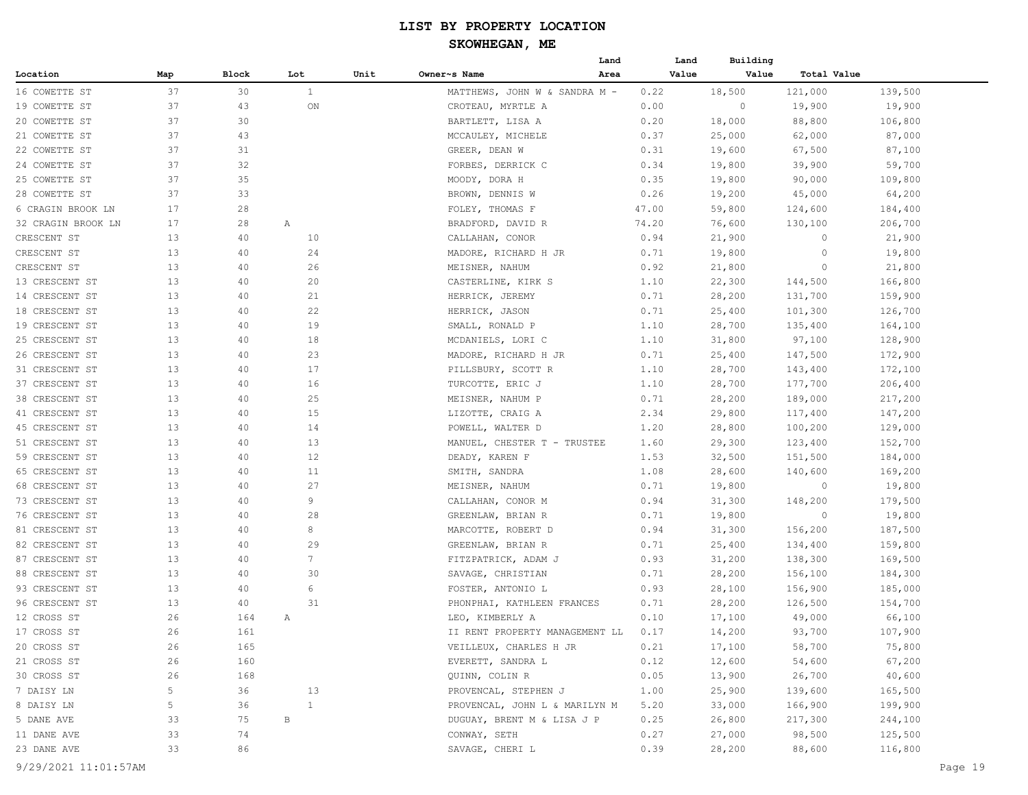# LIST BY PROPERTY LOCATION

## SKOWHEGAN, ME

| Location | Map | Block | Lot | Unit | Owner~s Name | Land Area | Land Value | Building Value | Total Value |
|---|---|---|---|---|---|---|---|---|---|
| 16 COWETTE ST | 37 | 30 | 1 | | MATTHEWS, JOHN W & SANDRA M - | 0.22 | 18,500 | 121,000 | 139,500 |
| 19 COWETTE ST | 37 | 43 | ON | | CROTEAU, MYRTLE A | 0.00 | 0 | 19,900 | 19,900 |
| 20 COWETTE ST | 37 | 30 | | | BARTLETT, LISA A | 0.20 | 18,000 | 88,800 | 106,800 |
| 21 COWETTE ST | 37 | 43 | | | MCCAULEY, MICHELE | 0.37 | 25,000 | 62,000 | 87,000 |
| 22 COWETTE ST | 37 | 31 | | | GREER, DEAN W | 0.31 | 19,600 | 67,500 | 87,100 |
| 24 COWETTE ST | 37 | 32 | | | FORBES, DERRICK C | 0.34 | 19,800 | 39,900 | 59,700 |
| 25 COWETTE ST | 37 | 35 | | | MOODY, DORA H | 0.35 | 19,800 | 90,000 | 109,800 |
| 28 COWETTE ST | 37 | 33 | | | BROWN, DENNIS W | 0.26 | 19,200 | 45,000 | 64,200 |
| 6 CRAGIN BROOK LN | 17 | 28 | | | FOLEY, THOMAS F | 47.00 | 59,800 | 124,600 | 184,400 |
| 32 CRAGIN BROOK LN | 17 | 28 | A | | BRADFORD, DAVID R | 74.20 | 76,600 | 130,100 | 206,700 |
| CRESCENT ST | 13 | 40 | 10 | | CALLAHAN, CONOR | 0.94 | 21,900 | 0 | 21,900 |
| CRESCENT ST | 13 | 40 | 24 | | MADORE, RICHARD H JR | 0.71 | 19,800 | 0 | 19,800 |
| CRESCENT ST | 13 | 40 | 26 | | MEISNER, NAHUM | 0.92 | 21,800 | 0 | 21,800 |
| 13 CRESCENT ST | 13 | 40 | 20 | | CASTERLINE, KIRK S | 1.10 | 22,300 | 144,500 | 166,800 |
| 14 CRESCENT ST | 13 | 40 | 21 | | HERRICK, JEREMY | 0.71 | 28,200 | 131,700 | 159,900 |
| 18 CRESCENT ST | 13 | 40 | 22 | | HERRICK, JASON | 0.71 | 25,400 | 101,300 | 126,700 |
| 19 CRESCENT ST | 13 | 40 | 19 | | SMALL, RONALD P | 1.10 | 28,700 | 135,400 | 164,100 |
| 25 CRESCENT ST | 13 | 40 | 18 | | MCDANIELS, LORI C | 1.10 | 31,800 | 97,100 | 128,900 |
| 26 CRESCENT ST | 13 | 40 | 23 | | MADORE, RICHARD H JR | 0.71 | 25,400 | 147,500 | 172,900 |
| 31 CRESCENT ST | 13 | 40 | 17 | | PILLSBURY, SCOTT R | 1.10 | 28,700 | 143,400 | 172,100 |
| 37 CRESCENT ST | 13 | 40 | 16 | | TURCOTTE, ERIC J | 1.10 | 28,700 | 177,700 | 206,400 |
| 38 CRESCENT ST | 13 | 40 | 25 | | MEISNER, NAHUM P | 0.71 | 28,200 | 189,000 | 217,200 |
| 41 CRESCENT ST | 13 | 40 | 15 | | LIZOTTE, CRAIG A | 2.34 | 29,800 | 117,400 | 147,200 |
| 45 CRESCENT ST | 13 | 40 | 14 | | POWELL, WALTER D | 1.20 | 28,800 | 100,200 | 129,000 |
| 51 CRESCENT ST | 13 | 40 | 13 | | MANUEL, CHESTER T - TRUSTEE | 1.60 | 29,300 | 123,400 | 152,700 |
| 59 CRESCENT ST | 13 | 40 | 12 | | DEADY, KAREN F | 1.53 | 32,500 | 151,500 | 184,000 |
| 65 CRESCENT ST | 13 | 40 | 11 | | SMITH, SANDRA | 1.08 | 28,600 | 140,600 | 169,200 |
| 68 CRESCENT ST | 13 | 40 | 27 | | MEISNER, NAHUM | 0.71 | 19,800 | 0 | 19,800 |
| 73 CRESCENT ST | 13 | 40 | 9 | | CALLAHAN, CONOR M | 0.94 | 31,300 | 148,200 | 179,500 |
| 76 CRESCENT ST | 13 | 40 | 28 | | GREENLAW, BRIAN R | 0.71 | 19,800 | 0 | 19,800 |
| 81 CRESCENT ST | 13 | 40 | 8 | | MARCOTTE, ROBERT D | 0.94 | 31,300 | 156,200 | 187,500 |
| 82 CRESCENT ST | 13 | 40 | 29 | | GREENLAW, BRIAN R | 0.71 | 25,400 | 134,400 | 159,800 |
| 87 CRESCENT ST | 13 | 40 | 7 | | FITZPATRICK, ADAM J | 0.93 | 31,200 | 138,300 | 169,500 |
| 88 CRESCENT ST | 13 | 40 | 30 | | SAVAGE, CHRISTIAN | 0.71 | 28,200 | 156,100 | 184,300 |
| 93 CRESCENT ST | 13 | 40 | 6 | | FOSTER, ANTONIO L | 0.93 | 28,100 | 156,900 | 185,000 |
| 96 CRESCENT ST | 13 | 40 | 31 | | PHONPHAI, KATHLEEN FRANCES | 0.71 | 28,200 | 126,500 | 154,700 |
| 12 CROSS ST | 26 | 164 | A | | LEO, KIMBERLY A | 0.10 | 17,100 | 49,000 | 66,100 |
| 17 CROSS ST | 26 | 161 | | | II RENT PROPERTY MANAGEMENT LL | 0.17 | 14,200 | 93,700 | 107,900 |
| 20 CROSS ST | 26 | 165 | | | VEILLEUX, CHARLES H JR | 0.21 | 17,100 | 58,700 | 75,800 |
| 21 CROSS ST | 26 | 160 | | | EVERETT, SANDRA L | 0.12 | 12,600 | 54,600 | 67,200 |
| 30 CROSS ST | 26 | 168 | | | QUINN, COLIN R | 0.05 | 13,900 | 26,700 | 40,600 |
| 7 DAISY LN | 5 | 36 | 13 | | PROVENCAL, STEPHEN J | 1.00 | 25,900 | 139,600 | 165,500 |
| 8 DAISY LN | 5 | 36 | 1 | | PROVENCAL, JOHN L & MARILYN M | 5.20 | 33,000 | 166,900 | 199,900 |
| 5 DANE AVE | 33 | 75 | B | | DUGUAY, BRENT M & LISA J P | 0.25 | 26,800 | 217,300 | 244,100 |
| 11 DANE AVE | 33 | 74 | | | CONWAY, SETH | 0.27 | 27,000 | 98,500 | 125,500 |
| 23 DANE AVE | 33 | 86 | | | SAVAGE, CHERI L | 0.39 | 28,200 | 88,600 | 116,800 |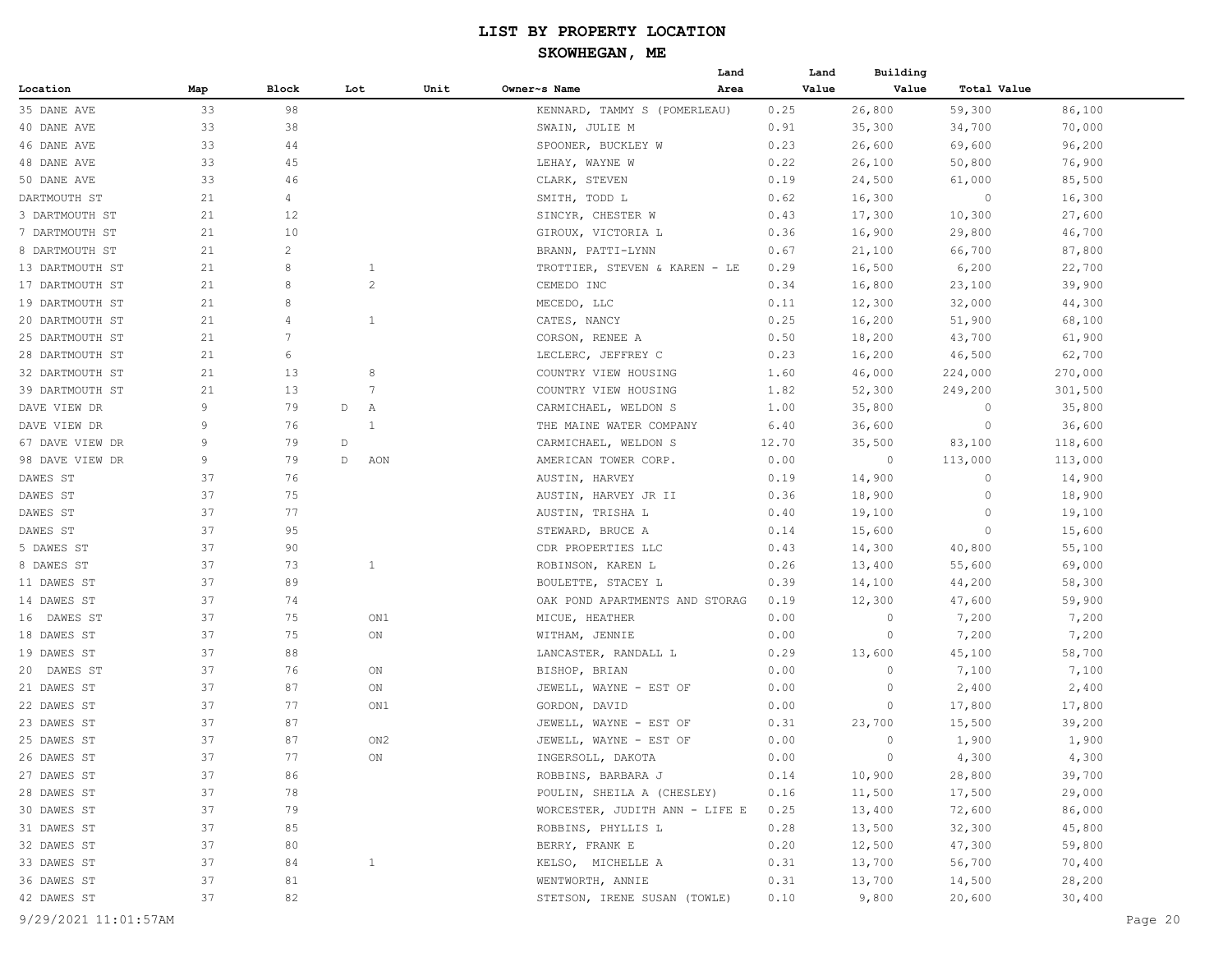# LIST BY PROPERTY LOCATION

## SKOWHEGAN, ME

| Location | Map | Block | Lot | Unit | Owner~s Name | Land Area | Land Value | Building Value | Total Value |
|---|---|---|---|---|---|---|---|---|---|
| 35 DANE AVE | 33 | 98 | | | KENNARD, TAMMY S (POMERLEAU) | 0.25 | 26,800 | 59,300 | 86,100 |
| 40 DANE AVE | 33 | 38 | | | SWAIN, JULIE M | 0.91 | 35,300 | 34,700 | 70,000 |
| 46 DANE AVE | 33 | 44 | | | SPOONER, BUCKLEY W | 0.23 | 26,600 | 69,600 | 96,200 |
| 48 DANE AVE | 33 | 45 | | | LEHAY, WAYNE W | 0.22 | 26,100 | 50,800 | 76,900 |
| 50 DANE AVE | 33 | 46 | | | CLARK, STEVEN | 0.19 | 24,500 | 61,000 | 85,500 |
| DARTMOUTH ST | 21 | 4 | | | SMITH, TODD L | 0.62 | 16,300 | 0 | 16,300 |
| 3 DARTMOUTH ST | 21 | 12 | | | SINCYR, CHESTER W | 0.43 | 17,300 | 10,300 | 27,600 |
| 7 DARTMOUTH ST | 21 | 10 | | | GIROUX, VICTORIA L | 0.36 | 16,900 | 29,800 | 46,700 |
| 8 DARTMOUTH ST | 21 | 2 | | | BRANN, PATTI-LYNN | 0.67 | 21,100 | 66,700 | 87,800 |
| 13 DARTMOUTH ST | 21 | 8 | | 1 | TROTTIER, STEVEN & KAREN - LE | 0.29 | 16,500 | 6,200 | 22,700 |
| 17 DARTMOUTH ST | 21 | 8 | | 2 | CEMEDO INC | 0.34 | 16,800 | 23,100 | 39,900 |
| 19 DARTMOUTH ST | 21 | 8 | | | MECEDO, LLC | 0.11 | 12,300 | 32,000 | 44,300 |
| 20 DARTMOUTH ST | 21 | 4 | | 1 | CATES, NANCY | 0.25 | 16,200 | 51,900 | 68,100 |
| 25 DARTMOUTH ST | 21 | 7 | | | CORSON, RENEE A | 0.50 | 18,200 | 43,700 | 61,900 |
| 28 DARTMOUTH ST | 21 | 6 | | | LECLERC, JEFFREY C | 0.23 | 16,200 | 46,500 | 62,700 |
| 32 DARTMOUTH ST | 21 | 13 | | 8 | COUNTRY VIEW HOUSING | 1.60 | 46,000 | 224,000 | 270,000 |
| 39 DARTMOUTH ST | 21 | 13 | | 7 | COUNTRY VIEW HOUSING | 1.82 | 52,300 | 249,200 | 301,500 |
| DAVE VIEW DR | 9 | 79 | D | A | CARMICHAEL, WELDON S | 1.00 | 35,800 | 0 | 35,800 |
| DAVE VIEW DR | 9 | 76 | | 1 | THE MAINE WATER COMPANY | 6.40 | 36,600 | 0 | 36,600 |
| 67 DAVE VIEW DR | 9 | 79 | D | | CARMICHAEL, WELDON S | 12.70 | 35,500 | 83,100 | 118,600 |
| 98 DAVE VIEW DR | 9 | 79 | D | AON | AMERICAN TOWER CORP. | 0.00 | 0 | 113,000 | 113,000 |
| DAWES ST | 37 | 76 | | | AUSTIN, HARVEY | 0.19 | 14,900 | 0 | 14,900 |
| DAWES ST | 37 | 75 | | | AUSTIN, HARVEY JR II | 0.36 | 18,900 | 0 | 18,900 |
| DAWES ST | 37 | 77 | | | AUSTIN, TRISHA L | 0.40 | 19,100 | 0 | 19,100 |
| DAWES ST | 37 | 95 | | | STEWARD, BRUCE A | 0.14 | 15,600 | 0 | 15,600 |
| 5 DAWES ST | 37 | 90 | | | CDR PROPERTIES LLC | 0.43 | 14,300 | 40,800 | 55,100 |
| 8 DAWES ST | 37 | 73 | | 1 | ROBINSON, KAREN L | 0.26 | 13,400 | 55,600 | 69,000 |
| 11 DAWES ST | 37 | 89 | | | BOULETTE, STACEY L | 0.39 | 14,100 | 44,200 | 58,300 |
| 14 DAWES ST | 37 | 74 | | | OAK POND APARTMENTS AND STORAG | 0.19 | 12,300 | 47,600 | 59,900 |
| 16 DAWES ST | 37 | 75 | | ON1 | MICUE, HEATHER | 0.00 | 0 | 7,200 | 7,200 |
| 18 DAWES ST | 37 | 75 | | ON | WITHAM, JENNIE | 0.00 | 0 | 7,200 | 7,200 |
| 19 DAWES ST | 37 | 88 | | | LANCASTER, RANDALL L | 0.29 | 13,600 | 45,100 | 58,700 |
| 20 DAWES ST | 37 | 76 | | ON | BISHOP, BRIAN | 0.00 | 0 | 7,100 | 7,100 |
| 21 DAWES ST | 37 | 87 | | ON | JEWELL, WAYNE - EST OF | 0.00 | 0 | 2,400 | 2,400 |
| 22 DAWES ST | 37 | 77 | | ON1 | GORDON, DAVID | 0.00 | 0 | 17,800 | 17,800 |
| 23 DAWES ST | 37 | 87 | | | JEWELL, WAYNE - EST OF | 0.31 | 23,700 | 15,500 | 39,200 |
| 25 DAWES ST | 37 | 87 | | ON2 | JEWELL, WAYNE - EST OF | 0.00 | 0 | 1,900 | 1,900 |
| 26 DAWES ST | 37 | 77 | | ON | INGERSOLL, DAKOTA | 0.00 | 0 | 4,300 | 4,300 |
| 27 DAWES ST | 37 | 86 | | | ROBBINS, BARBARA J | 0.14 | 10,900 | 28,800 | 39,700 |
| 28 DAWES ST | 37 | 78 | | | POULIN, SHEILA A (CHESLEY) | 0.16 | 11,500 | 17,500 | 29,000 |
| 30 DAWES ST | 37 | 79 | | | WORCESTER, JUDITH ANN - LIFE E | 0.25 | 13,400 | 72,600 | 86,000 |
| 31 DAWES ST | 37 | 85 | | | ROBBINS, PHYLLIS L | 0.28 | 13,500 | 32,300 | 45,800 |
| 32 DAWES ST | 37 | 80 | | | BERRY, FRANK E | 0.20 | 12,500 | 47,300 | 59,800 |
| 33 DAWES ST | 37 | 84 | | 1 | KELSO, MICHELLE A | 0.31 | 13,700 | 56,700 | 70,400 |
| 36 DAWES ST | 37 | 81 | | | WENTWORTH, ANNIE | 0.31 | 13,700 | 14,500 | 28,200 |
| 42 DAWES ST | 37 | 82 | | | STETSON, IRENE SUSAN (TOWLE) | 0.10 | 9,800 | 20,600 | 30,400 |

9/29/2021 11:01:57AM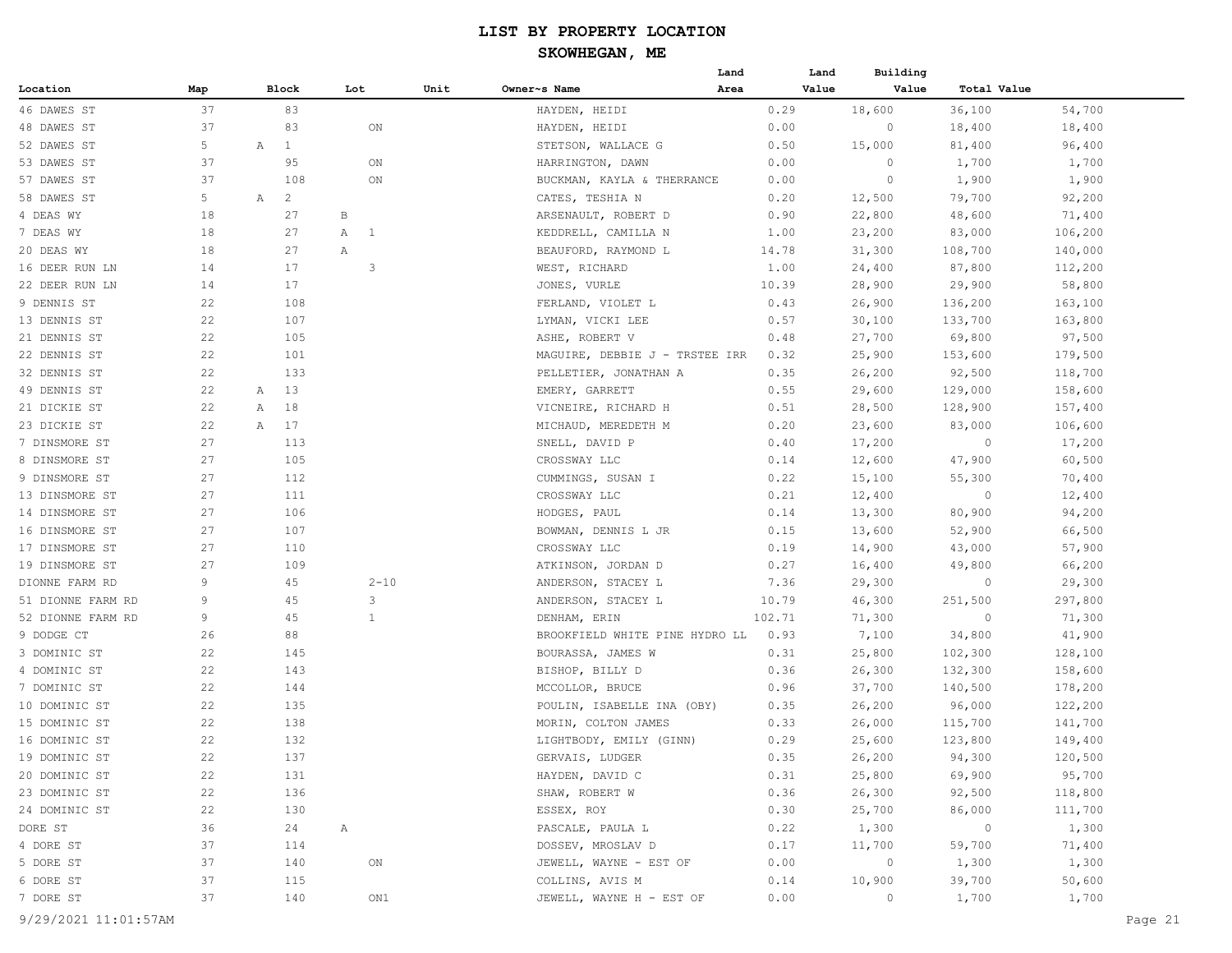# LIST BY PROPERTY LOCATION

## SKOWHEGAN, ME

| Location | Map | Block | Lot | Unit | Owner~s Name | Land Area | Land Value | Building Value | Total Value |
|---|---|---|---|---|---|---|---|---|---|
| 46 DAWES ST | 37 | 83 | | | HAYDEN, HEIDI | 0.29 | 18,600 | 36,100 | 54,700 |
| 48 DAWES ST | 37 | 83 | ON | | HAYDEN, HEIDI | 0.00 | 0 | 18,400 | 18,400 |
| 52 DAWES ST | 5 | A 1 | | | STETSON, WALLACE G | 0.50 | 15,000 | 81,400 | 96,400 |
| 53 DAWES ST | 37 | 95 | ON | | HARRINGTON, DAWN | 0.00 | 0 | 1,700 | 1,700 |
| 57 DAWES ST | 37 | 108 | ON | | BUCKMAN, KAYLA & THERRANCE | 0.00 | 0 | 1,900 | 1,900 |
| 58 DAWES ST | 5 | A 2 | | | CATES, TESHIA N | 0.20 | 12,500 | 79,700 | 92,200 |
| 4 DEAS WY | 18 | 27 | B | | ARSENAULT, ROBERT D | 0.90 | 22,800 | 48,600 | 71,400 |
| 7 DEAS WY | 18 | 27 | A 1 | | KEDDRELL, CAMILLA N | 1.00 | 23,200 | 83,000 | 106,200 |
| 20 DEAS WY | 18 | 27 | A | | BEAUFORD, RAYMOND L | 14.78 | 31,300 | 108,700 | 140,000 |
| 16 DEER RUN LN | 14 | 17 | 3 | | WEST, RICHARD | 1.00 | 24,400 | 87,800 | 112,200 |
| 22 DEER RUN LN | 14 | 17 | | | JONES, VURLE | 10.39 | 28,900 | 29,900 | 58,800 |
| 9 DENNIS ST | 22 | 108 | | | FERLAND, VIOLET L | 0.43 | 26,900 | 136,200 | 163,100 |
| 13 DENNIS ST | 22 | 107 | | | LYMAN, VICKI LEE | 0.57 | 30,100 | 133,700 | 163,800 |
| 21 DENNIS ST | 22 | 105 | | | ASHE, ROBERT V | 0.48 | 27,700 | 69,800 | 97,500 |
| 22 DENNIS ST | 22 | 101 | | | MAGUIRE, DEBBIE J - TRSTEE IRR | 0.32 | 25,900 | 153,600 | 179,500 |
| 32 DENNIS ST | 22 | 133 | | | PELLETIER, JONATHAN A | 0.35 | 26,200 | 92,500 | 118,700 |
| 49 DENNIS ST | 22 | A 13 | | | EMERY, GARRETT | 0.55 | 29,600 | 129,000 | 158,600 |
| 21 DICKIE ST | 22 | A 18 | | | VICNEIRE, RICHARD H | 0.51 | 28,500 | 128,900 | 157,400 |
| 23 DICKIE ST | 22 | A 17 | | | MICHAUD, MEREDETH M | 0.20 | 23,600 | 83,000 | 106,600 |
| 7 DINSMORE ST | 27 | 113 | | | SNELL, DAVID P | 0.40 | 17,200 | 0 | 17,200 |
| 8 DINSMORE ST | 27 | 105 | | | CROSSWAY LLC | 0.14 | 12,600 | 47,900 | 60,500 |
| 9 DINSMORE ST | 27 | 112 | | | CUMMINGS, SUSAN I | 0.22 | 15,100 | 55,300 | 70,400 |
| 13 DINSMORE ST | 27 | 111 | | | CROSSWAY LLC | 0.21 | 12,400 | 0 | 12,400 |
| 14 DINSMORE ST | 27 | 106 | | | HODGES, PAUL | 0.14 | 13,300 | 80,900 | 94,200 |
| 16 DINSMORE ST | 27 | 107 | | | BOWMAN, DENNIS L JR | 0.15 | 13,600 | 52,900 | 66,500 |
| 17 DINSMORE ST | 27 | 110 | | | CROSSWAY LLC | 0.19 | 14,900 | 43,000 | 57,900 |
| 19 DINSMORE ST | 27 | 109 | | | ATKINSON, JORDAN D | 0.27 | 16,400 | 49,800 | 66,200 |
| DIONNE FARM RD | 9 | 45 | 2-10 | | ANDERSON, STACEY L | 7.36 | 29,300 | 0 | 29,300 |
| 51 DIONNE FARM RD | 9 | 45 | 3 | | ANDERSON, STACEY L | 10.79 | 46,300 | 251,500 | 297,800 |
| 52 DIONNE FARM RD | 9 | 45 | 1 | | DENHAM, ERIN | 102.71 | 71,300 | 0 | 71,300 |
| 9 DODGE CT | 26 | 88 | | | BROOKFIELD WHITE PINE HYDRO LL | 0.93 | 7,100 | 34,800 | 41,900 |
| 3 DOMINIC ST | 22 | 145 | | | BOURASSA, JAMES W | 0.31 | 25,800 | 102,300 | 128,100 |
| 4 DOMINIC ST | 22 | 143 | | | BISHOP, BILLY D | 0.36 | 26,300 | 132,300 | 158,600 |
| 7 DOMINIC ST | 22 | 144 | | | MCCOLLOR, BRUCE | 0.96 | 37,700 | 140,500 | 178,200 |
| 10 DOMINIC ST | 22 | 135 | | | POULIN, ISABELLE INA (OBY) | 0.35 | 26,200 | 96,000 | 122,200 |
| 15 DOMINIC ST | 22 | 138 | | | MORIN, COLTON JAMES | 0.33 | 26,000 | 115,700 | 141,700 |
| 16 DOMINIC ST | 22 | 132 | | | LIGHTBODY, EMILY (GINN) | 0.29 | 25,600 | 123,800 | 149,400 |
| 19 DOMINIC ST | 22 | 137 | | | GERVAIS, LUDGER | 0.35 | 26,200 | 94,300 | 120,500 |
| 20 DOMINIC ST | 22 | 131 | | | HAYDEN, DAVID C | 0.31 | 25,800 | 69,900 | 95,700 |
| 23 DOMINIC ST | 22 | 136 | | | SHAW, ROBERT W | 0.36 | 26,300 | 92,500 | 118,800 |
| 24 DOMINIC ST | 22 | 130 | | | ESSEX, ROY | 0.30 | 25,700 | 86,000 | 111,700 |
| DORE ST | 36 | 24 | A | | PASCALE, PAULA L | 0.22 | 1,300 | 0 | 1,300 |
| 4 DORE ST | 37 | 114 | | | DOSSEV, MROSLAV D | 0.17 | 11,700 | 59,700 | 71,400 |
| 5 DORE ST | 37 | 140 | ON | | JEWELL, WAYNE - EST OF | 0.00 | 0 | 1,300 | 1,300 |
| 6 DORE ST | 37 | 115 | | | COLLINS, AVIS M | 0.14 | 10,900 | 39,700 | 50,600 |
| 7 DORE ST | 37 | 140 | ON1 | | JEWELL, WAYNE H - EST OF | 0.00 | 0 | 1,700 | 1,700 |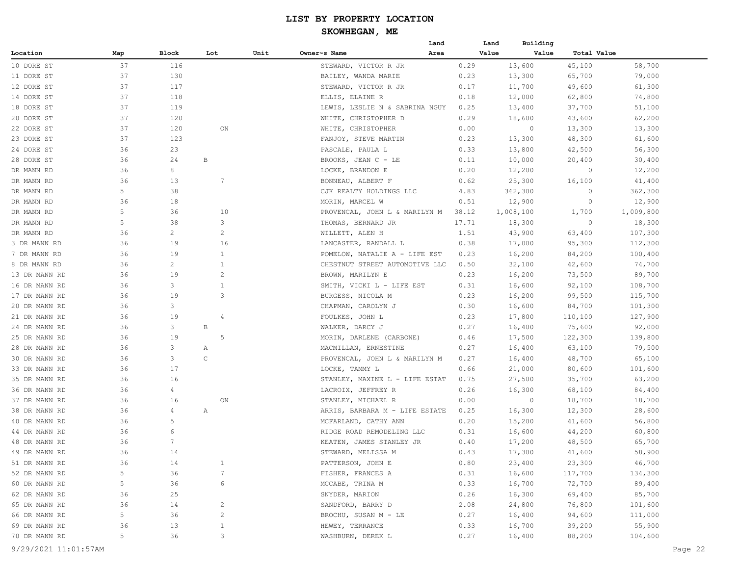# LIST BY PROPERTY LOCATION

## SKOWHEGAN, ME

| Location | Map | Block | Lot | Unit | Owner~s Name | Land Area | Land Value | Building Value | Total Value |
|---|---|---|---|---|---|---|---|---|---|
| 10 DORE ST | 37 | 116 | | | STEWARD, VICTOR R JR | 0.29 | 13,600 | 45,100 | 58,700 |
| 11 DORE ST | 37 | 130 | | | BAILEY, WANDA MARIE | 0.23 | 13,300 | 65,700 | 79,000 |
| 12 DORE ST | 37 | 117 | | | STEWARD, VICTOR R JR | 0.17 | 11,700 | 49,600 | 61,300 |
| 14 DORE ST | 37 | 118 | | | ELLIS, ELAINE R | 0.18 | 12,000 | 62,800 | 74,800 |
| 18 DORE ST | 37 | 119 | | | LEWIS, LESLIE N & SABRINA NGUY | 0.25 | 13,400 | 37,700 | 51,100 |
| 20 DORE ST | 37 | 120 | | | WHITE, CHRISTOPHER D | 0.29 | 18,600 | 43,600 | 62,200 |
| 22 DORE ST | 37 | 120 | ON | | WHITE, CHRISTOPHER | 0.00 | 0 | 13,300 | 13,300 |
| 23 DORE ST | 37 | 123 | | | FANJOY, STEVE MARTIN | 0.23 | 13,300 | 48,300 | 61,600 |
| 24 DORE ST | 36 | 23 | | | PASCALE, PAULA L | 0.33 | 13,800 | 42,500 | 56,300 |
| 28 DORE ST | 36 | 24 | B | | BROOKS, JEAN C - LE | 0.11 | 10,000 | 20,400 | 30,400 |
| DR MANN RD | 36 | 8 | | | LOCKE, BRANDON E | 0.20 | 12,200 | 0 | 12,200 |
| DR MANN RD | 36 | 13 | 7 | | BONNEAU, ALBERT F | 0.62 | 25,300 | 16,100 | 41,400 |
| DR MANN RD | 5 | 38 | | | CJK REALTY HOLDINGS LLC | 4.83 | 362,300 | 0 | 362,300 |
| DR MANN RD | 36 | 18 | | | MORIN, MARCEL W | 0.51 | 12,900 | 0 | 12,900 |
| DR MANN RD | 5 | 36 | 10 | | PROVENCAL, JOHN L & MARILYN M | 38.12 | 1,008,100 | 1,700 | 1,009,800 |
| DR MANN RD | 5 | 38 | 3 | | THOMAS, BERNARD JR | 17.71 | 18,300 | 0 | 18,300 |
| DR MANN RD | 36 | 2 | 2 | | WILLETT, ALEN H | 1.51 | 43,900 | 63,400 | 107,300 |
| 3 DR MANN RD | 36 | 19 | 16 | | LANCASTER, RANDALL L | 0.38 | 17,000 | 95,300 | 112,300 |
| 7 DR MANN RD | 36 | 19 | 1 | | POMELOW, NATALIE A - LIFE EST | 0.23 | 16,200 | 84,200 | 100,400 |
| 8 DR MANN RD | 36 | 2 | 1 | | CHESTNUT STREET AUTOMOTIVE LLC | 0.50 | 32,100 | 42,600 | 74,700 |
| 13 DR MANN RD | 36 | 19 | 2 | | BROWN, MARILYN E | 0.23 | 16,200 | 73,500 | 89,700 |
| 16 DR MANN RD | 36 | 3 | 1 | | SMITH, VICKI L - LIFE EST | 0.31 | 16,600 | 92,100 | 108,700 |
| 17 DR MANN RD | 36 | 19 | 3 | | BURGESS, NICOLA M | 0.23 | 16,200 | 99,500 | 115,700 |
| 20 DR MANN RD | 36 | 3 | | | CHAPMAN, CAROLYN J | 0.30 | 16,600 | 84,700 | 101,300 |
| 21 DR MANN RD | 36 | 19 | 4 | | FOULKES, JOHN L | 0.23 | 17,800 | 110,100 | 127,900 |
| 24 DR MANN RD | 36 | 3 | B | | WALKER, DARCY J | 0.27 | 16,400 | 75,600 | 92,000 |
| 25 DR MANN RD | 36 | 19 | 5 | | MORIN, DARLENE (CARBONE) | 0.46 | 17,500 | 122,300 | 139,800 |
| 28 DR MANN RD | 36 | 3 | A | | MACMILLAN, ERNESTINE | 0.27 | 16,400 | 63,100 | 79,500 |
| 30 DR MANN RD | 36 | 3 | C | | PROVENCAL, JOHN L & MARILYN M | 0.27 | 16,400 | 48,700 | 65,100 |
| 33 DR MANN RD | 36 | 17 | | | LOCKE, TAMMY L | 0.66 | 21,000 | 80,600 | 101,600 |
| 35 DR MANN RD | 36 | 16 | | | STANLEY, MAXINE L - LIFE ESTAT | 0.75 | 27,500 | 35,700 | 63,200 |
| 36 DR MANN RD | 36 | 4 | | | LACROIX, JEFFREY R | 0.26 | 16,300 | 68,100 | 84,400 |
| 37 DR MANN RD | 36 | 16 | ON | | STANLEY, MICHAEL R | 0.00 | 0 | 18,700 | 18,700 |
| 38 DR MANN RD | 36 | 4 | A | | ARRIS, BARBARA M - LIFE ESTATE | 0.25 | 16,300 | 12,300 | 28,600 |
| 40 DR MANN RD | 36 | 5 | | | MCFARLAND, CATHY ANN | 0.20 | 15,200 | 41,600 | 56,800 |
| 44 DR MANN RD | 36 | 6 | | | RIDGE ROAD REMODELING LLC | 0.31 | 16,600 | 44,200 | 60,800 |
| 48 DR MANN RD | 36 | 7 | | | KEATEN, JAMES STANLEY JR | 0.40 | 17,200 | 48,500 | 65,700 |
| 49 DR MANN RD | 36 | 14 | | | STEWARD, MELISSA M | 0.43 | 17,300 | 41,600 | 58,900 |
| 51 DR MANN RD | 36 | 14 | 1 | | PATTERSON, JOHN E | 0.80 | 23,400 | 23,300 | 46,700 |
| 52 DR MANN RD | 5 | 36 | 7 | | FISHER, FRANCES A | 0.31 | 16,600 | 117,700 | 134,300 |
| 60 DR MANN RD | 5 | 36 | 6 | | MCCABE, TRINA M | 0.33 | 16,700 | 72,700 | 89,400 |
| 62 DR MANN RD | 36 | 25 | | | SNYDER, MARION | 0.26 | 16,300 | 69,400 | 85,700 |
| 65 DR MANN RD | 36 | 14 | 2 | | SANDFORD, BARRY D | 2.08 | 24,800 | 76,800 | 101,600 |
| 66 DR MANN RD | 5 | 36 | 2 | | BROCHU, SUSAN M - LE | 0.27 | 16,400 | 94,600 | 111,000 |
| 69 DR MANN RD | 36 | 13 | 1 | | HEWEY, TERRANCE | 0.33 | 16,700 | 39,200 | 55,900 |
| 70 DR MANN RD | 5 | 36 | 3 | | WASHBURN, DEREK L | 0.27 | 16,400 | 88,200 | 104,600 |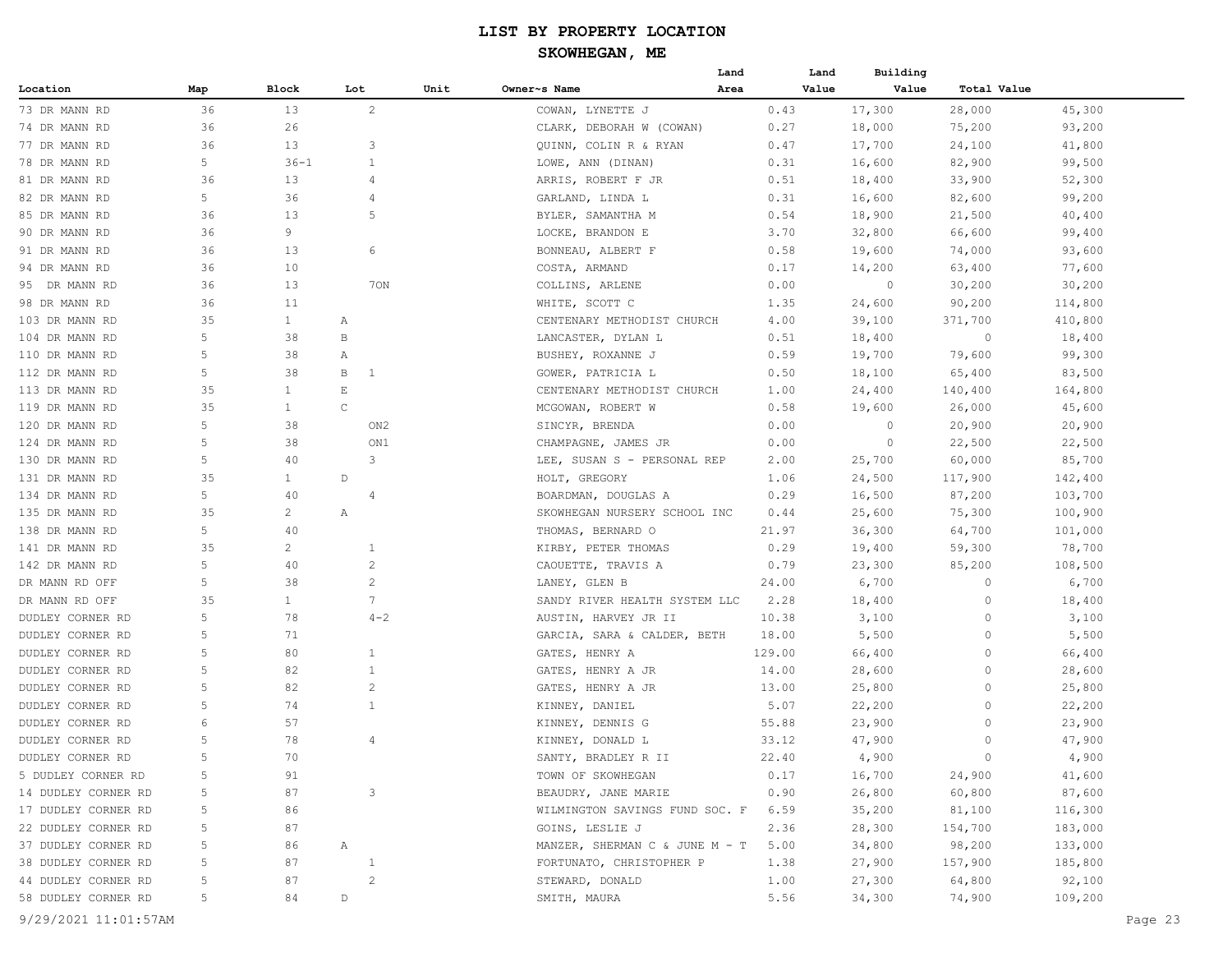# LIST BY PROPERTY LOCATION

## SKOWHEGAN, ME

| Location | Map | Block | Lot | Unit | Owner~s Name | Land Area | Land Value | Building Value | Total Value |
|---|---|---|---|---|---|---|---|---|---|
| 73 DR MANN RD | 36 | 13 | 2 | | COWAN, LYNETTE J | 0.43 | 17,300 | 28,000 | 45,300 |
| 74 DR MANN RD | 36 | 26 | | | CLARK, DEBORAH W (COWAN) | 0.27 | 18,000 | 75,200 | 93,200 |
| 77 DR MANN RD | 36 | 13 | 3 | | QUINN, COLIN R & RYAN | 0.47 | 17,700 | 24,100 | 41,800 |
| 78 DR MANN RD | 5 | 36-1 | 1 | | LOWE, ANN (DINAN) | 0.31 | 16,600 | 82,900 | 99,500 |
| 81 DR MANN RD | 36 | 13 | 4 | | ARRIS, ROBERT F JR | 0.51 | 18,400 | 33,900 | 52,300 |
| 82 DR MANN RD | 5 | 36 | 4 | | GARLAND, LINDA L | 0.31 | 16,600 | 82,600 | 99,200 |
| 85 DR MANN RD | 36 | 13 | 5 | | BYLER, SAMANTHA M | 0.54 | 18,900 | 21,500 | 40,400 |
| 90 DR MANN RD | 36 | 9 | | | LOCKE, BRANDON E | 3.70 | 32,800 | 66,600 | 99,400 |
| 91 DR MANN RD | 36 | 13 | 6 | | BONNEAU, ALBERT F | 0.58 | 19,600 | 74,000 | 93,600 |
| 94 DR MANN RD | 36 | 10 | | | COSTA, ARMAND | 0.17 | 14,200 | 63,400 | 77,600 |
| 95 DR MANN RD | 36 | 13 | 7ON | | COLLINS, ARLENE | 0.00 | 0 | 30,200 | 30,200 |
| 98 DR MANN RD | 36 | 11 | | | WHITE, SCOTT C | 1.35 | 24,600 | 90,200 | 114,800 |
| 103 DR MANN RD | 35 | 1 | A | | CENTENARY METHODIST CHURCH | 4.00 | 39,100 | 371,700 | 410,800 |
| 104 DR MANN RD | 5 | 38 | B | | LANCASTER, DYLAN L | 0.51 | 18,400 | 0 | 18,400 |
| 110 DR MANN RD | 5 | 38 | A | | BUSHEY, ROXANNE J | 0.59 | 19,700 | 79,600 | 99,300 |
| 112 DR MANN RD | 5 | 38 | B 1 | | GOWER, PATRICIA L | 0.50 | 18,100 | 65,400 | 83,500 |
| 113 DR MANN RD | 35 | 1 | E | | CENTENARY METHODIST CHURCH | 1.00 | 24,400 | 140,400 | 164,800 |
| 119 DR MANN RD | 35 | 1 | C | | MCGOWAN, ROBERT W | 0.58 | 19,600 | 26,000 | 45,600 |
| 120 DR MANN RD | 5 | 38 | ON2 | | SINCYR, BRENDA | 0.00 | 0 | 20,900 | 20,900 |
| 124 DR MANN RD | 5 | 38 | ON1 | | CHAMPAGNE, JAMES JR | 0.00 | 0 | 22,500 | 22,500 |
| 130 DR MANN RD | 5 | 40 | 3 | | LEE, SUSAN S - PERSONAL REP | 2.00 | 25,700 | 60,000 | 85,700 |
| 131 DR MANN RD | 35 | 1 | D | | HOLT, GREGORY | 1.06 | 24,500 | 117,900 | 142,400 |
| 134 DR MANN RD | 5 | 40 | 4 | | BOARDMAN, DOUGLAS A | 0.29 | 16,500 | 87,200 | 103,700 |
| 135 DR MANN RD | 35 | 2 | A | | SKOWHEGAN NURSERY SCHOOL INC | 0.44 | 25,600 | 75,300 | 100,900 |
| 138 DR MANN RD | 5 | 40 | | | THOMAS, BERNARD O | 21.97 | 36,300 | 64,700 | 101,000 |
| 141 DR MANN RD | 35 | 2 | 1 | | KIRBY, PETER THOMAS | 0.29 | 19,400 | 59,300 | 78,700 |
| 142 DR MANN RD | 5 | 40 | 2 | | CAOUETTE, TRAVIS A | 0.79 | 23,300 | 85,200 | 108,500 |
| DR MANN RD OFF | 5 | 38 | 2 | | LANEY, GLEN B | 24.00 | 6,700 | 0 | 6,700 |
| DR MANN RD OFF | 35 | 1 | 7 | | SANDY RIVER HEALTH SYSTEM LLC | 2.28 | 18,400 | 0 | 18,400 |
| DUDLEY CORNER RD | 5 | 78 | 4-2 | | AUSTIN, HARVEY JR II | 10.38 | 3,100 | 0 | 3,100 |
| DUDLEY CORNER RD | 5 | 71 | | | GARCIA, SARA & CALDER, BETH | 18.00 | 5,500 | 0 | 5,500 |
| DUDLEY CORNER RD | 5 | 80 | 1 | | GATES, HENRY A | 129.00 | 66,400 | 0 | 66,400 |
| DUDLEY CORNER RD | 5 | 82 | 1 | | GATES, HENRY A JR | 14.00 | 28,600 | 0 | 28,600 |
| DUDLEY CORNER RD | 5 | 82 | 2 | | GATES, HENRY A JR | 13.00 | 25,800 | 0 | 25,800 |
| DUDLEY CORNER RD | 5 | 74 | 1 | | KINNEY, DANIEL | 5.07 | 22,200 | 0 | 22,200 |
| DUDLEY CORNER RD | 6 | 57 | | | KINNEY, DENNIS G | 55.88 | 23,900 | 0 | 23,900 |
| DUDLEY CORNER RD | 5 | 78 | 4 | | KINNEY, DONALD L | 33.12 | 47,900 | 0 | 47,900 |
| DUDLEY CORNER RD | 5 | 70 | | | SANTY, BRADLEY R II | 22.40 | 4,900 | 0 | 4,900 |
| 5 DUDLEY CORNER RD | 5 | 91 | | | TOWN OF SKOWHEGAN | 0.17 | 16,700 | 24,900 | 41,600 |
| 14 DUDLEY CORNER RD | 5 | 87 | 3 | | BEAUDRY, JANE MARIE | 0.90 | 26,800 | 60,800 | 87,600 |
| 17 DUDLEY CORNER RD | 5 | 86 | | | WILMINGTON SAVINGS FUND SOC. F | 6.59 | 35,200 | 81,100 | 116,300 |
| 22 DUDLEY CORNER RD | 5 | 87 | | | GOINS, LESLIE J | 2.36 | 28,300 | 154,700 | 183,000 |
| 37 DUDLEY CORNER RD | 5 | 86 | A | | MANZER, SHERMAN C & JUNE M - T | 5.00 | 34,800 | 98,200 | 133,000 |
| 38 DUDLEY CORNER RD | 5 | 87 | 1 | | FORTUNATO, CHRISTOPHER P | 1.38 | 27,900 | 157,900 | 185,800 |
| 44 DUDLEY CORNER RD | 5 | 87 | 2 | | STEWARD, DONALD | 1.00 | 27,300 | 64,800 | 92,100 |
| 58 DUDLEY CORNER RD | 5 | 84 | D | | SMITH, MAURA | 5.56 | 34,300 | 74,900 | 109,200 |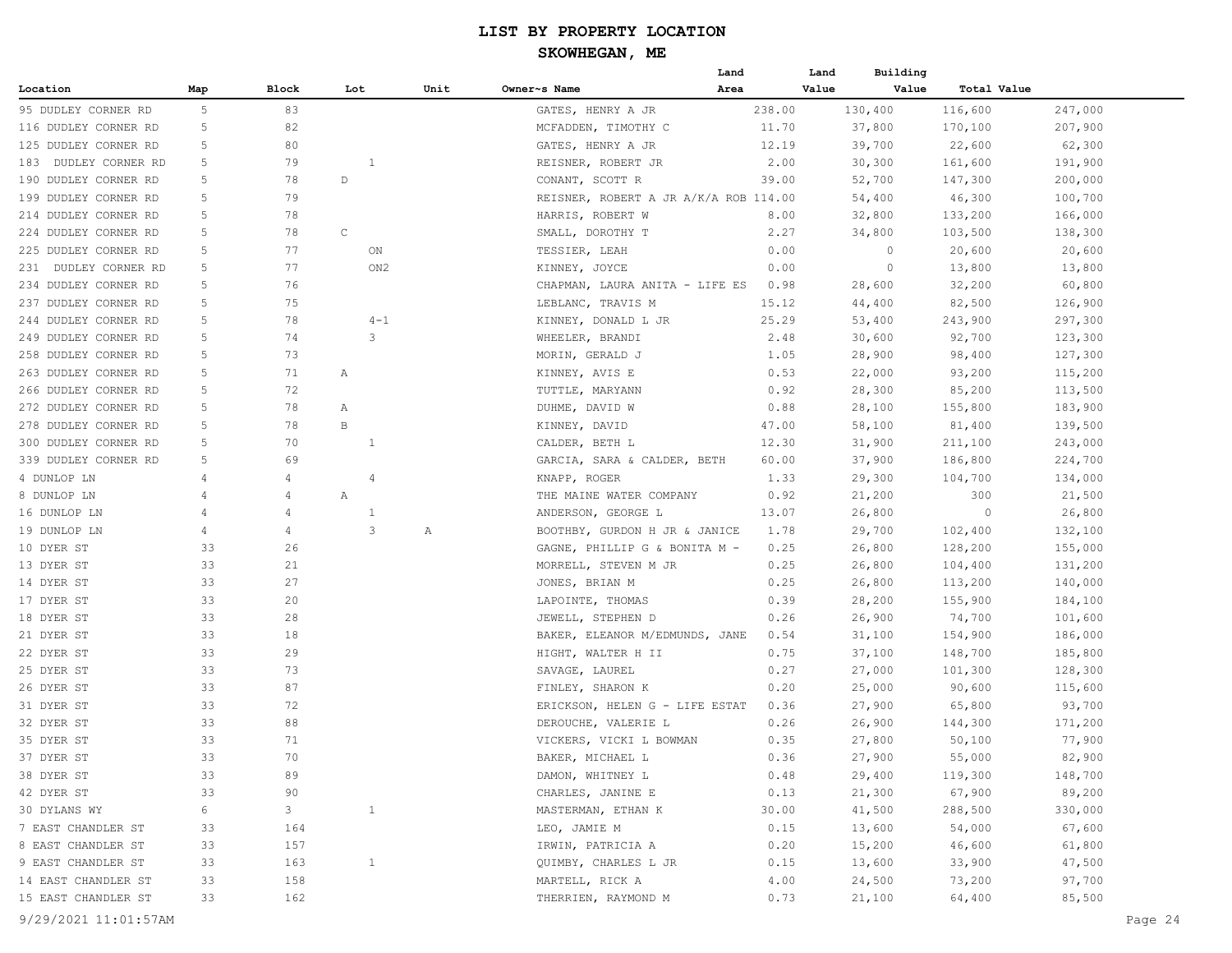# LIST BY PROPERTY LOCATION

## SKOWHEGAN, ME

| Location | Map | Block | Lot | Unit | Owner~s Name | Land Area | Land Value | Building Value | Total Value |
|---|---|---|---|---|---|---|---|---|---|
| 95 DUDLEY CORNER RD | 5 | 83 | | | GATES, HENRY A JR | 238.00 | 130,400 | 116,600 | 247,000 |
| 116 DUDLEY CORNER RD | 5 | 82 | | | MCFADDEN, TIMOTHY C | 11.70 | 37,800 | 170,100 | 207,900 |
| 125 DUDLEY CORNER RD | 5 | 80 | | | GATES, HENRY A JR | 12.19 | 39,700 | 22,600 | 62,300 |
| 183 DUDLEY CORNER RD | 5 | 79 | 1 | | REISNER, ROBERT JR | 2.00 | 30,300 | 161,600 | 191,900 |
| 190 DUDLEY CORNER RD | 5 | 78 | D | | CONANT, SCOTT R | 39.00 | 52,700 | 147,300 | 200,000 |
| 199 DUDLEY CORNER RD | 5 | 79 | | | REISNER, ROBERT A JR A/K/A ROB | 114.00 | 54,400 | 46,300 | 100,700 |
| 214 DUDLEY CORNER RD | 5 | 78 | | | HARRIS, ROBERT W | 8.00 | 32,800 | 133,200 | 166,000 |
| 224 DUDLEY CORNER RD | 5 | 78 | C | | SMALL, DOROTHY T | 2.27 | 34,800 | 103,500 | 138,300 |
| 225 DUDLEY CORNER RD | 5 | 77 | ON | | TESSIER, LEAH | 0.00 | 0 | 20,600 | 20,600 |
| 231 DUDLEY CORNER RD | 5 | 77 | ON2 | | KINNEY, JOYCE | 0.00 | 0 | 13,800 | 13,800 |
| 234 DUDLEY CORNER RD | 5 | 76 | | | CHAPMAN, LAURA ANITA - LIFE ES | 0.98 | 28,600 | 32,200 | 60,800 |
| 237 DUDLEY CORNER RD | 5 | 75 | | | LEBLANC, TRAVIS M | 15.12 | 44,400 | 82,500 | 126,900 |
| 244 DUDLEY CORNER RD | 5 | 78 | 4-1 | | KINNEY, DONALD L JR | 25.29 | 53,400 | 243,900 | 297,300 |
| 249 DUDLEY CORNER RD | 5 | 74 | 3 | | WHEELER, BRANDI | 2.48 | 30,600 | 92,700 | 123,300 |
| 258 DUDLEY CORNER RD | 5 | 73 | | | MORIN, GERALD J | 1.05 | 28,900 | 98,400 | 127,300 |
| 263 DUDLEY CORNER RD | 5 | 71 | A | | KINNEY, AVIS E | 0.53 | 22,000 | 93,200 | 115,200 |
| 266 DUDLEY CORNER RD | 5 | 72 | | | TUTTLE, MARYANN | 0.92 | 28,300 | 85,200 | 113,500 |
| 272 DUDLEY CORNER RD | 5 | 78 | A | | DUHME, DAVID W | 0.88 | 28,100 | 155,800 | 183,900 |
| 278 DUDLEY CORNER RD | 5 | 78 | B | | KINNEY, DAVID | 47.00 | 58,100 | 81,400 | 139,500 |
| 300 DUDLEY CORNER RD | 5 | 70 | 1 | | CALDER, BETH L | 12.30 | 31,900 | 211,100 | 243,000 |
| 339 DUDLEY CORNER RD | 5 | 69 | | | GARCIA, SARA & CALDER, BETH | 60.00 | 37,900 | 186,800 | 224,700 |
| 4 DUNLOP LN | 4 | 4 | 4 | | KNAPP, ROGER | 1.33 | 29,300 | 104,700 | 134,000 |
| 8 DUNLOP LN | 4 | 4 | A | | THE MAINE WATER COMPANY | 0.92 | 21,200 | 300 | 21,500 |
| 16 DUNLOP LN | 4 | 4 | 1 | | ANDERSON, GEORGE L | 13.07 | 26,800 | 0 | 26,800 |
| 19 DUNLOP LN | 4 | 4 | 3 | A | BOOTHBY, GURDON H JR & JANICE | 1.78 | 29,700 | 102,400 | 132,100 |
| 10 DYER ST | 33 | 26 | | | GAGNE, PHILLIP G & BONITA M - | 0.25 | 26,800 | 128,200 | 155,000 |
| 13 DYER ST | 33 | 21 | | | MORRELL, STEVEN M JR | 0.25 | 26,800 | 104,400 | 131,200 |
| 14 DYER ST | 33 | 27 | | | JONES, BRIAN M | 0.25 | 26,800 | 113,200 | 140,000 |
| 17 DYER ST | 33 | 20 | | | LAPOINTE, THOMAS | 0.39 | 28,200 | 155,900 | 184,100 |
| 18 DYER ST | 33 | 28 | | | JEWELL, STEPHEN D | 0.26 | 26,900 | 74,700 | 101,600 |
| 21 DYER ST | 33 | 18 | | | BAKER, ELEANOR M/EDMUNDS, JANE | 0.54 | 31,100 | 154,900 | 186,000 |
| 22 DYER ST | 33 | 29 | | | HIGHT, WALTER H II | 0.75 | 37,100 | 148,700 | 185,800 |
| 25 DYER ST | 33 | 73 | | | SAVAGE, LAUREL | 0.27 | 27,000 | 101,300 | 128,300 |
| 26 DYER ST | 33 | 87 | | | FINLEY, SHARON K | 0.20 | 25,000 | 90,600 | 115,600 |
| 31 DYER ST | 33 | 72 | | | ERICKSON, HELEN G - LIFE ESTAT | 0.36 | 27,900 | 65,800 | 93,700 |
| 32 DYER ST | 33 | 88 | | | DEROUCHE, VALERIE L | 0.26 | 26,900 | 144,300 | 171,200 |
| 35 DYER ST | 33 | 71 | | | VICKERS, VICKI L BOWMAN | 0.35 | 27,800 | 50,100 | 77,900 |
| 37 DYER ST | 33 | 70 | | | BAKER, MICHAEL L | 0.36 | 27,900 | 55,000 | 82,900 |
| 38 DYER ST | 33 | 89 | | | DAMON, WHITNEY L | 0.48 | 29,400 | 119,300 | 148,700 |
| 42 DYER ST | 33 | 90 | | | CHARLES, JANINE E | 0.13 | 21,300 | 67,900 | 89,200 |
| 30 DYLANS WY | 6 | 3 | 1 | | MASTERMAN, ETHAN K | 30.00 | 41,500 | 288,500 | 330,000 |
| 7 EAST CHANDLER ST | 33 | 164 | | | LEO, JAMIE M | 0.15 | 13,600 | 54,000 | 67,600 |
| 8 EAST CHANDLER ST | 33 | 157 | | | IRWIN, PATRICIA A | 0.20 | 15,200 | 46,600 | 61,800 |
| 9 EAST CHANDLER ST | 33 | 163 | 1 | | QUIMBY, CHARLES L JR | 0.15 | 13,600 | 33,900 | 47,500 |
| 14 EAST CHANDLER ST | 33 | 158 | | | MARTELL, RICK A | 4.00 | 24,500 | 73,200 | 97,700 |
| 15 EAST CHANDLER ST | 33 | 162 | | | THERRIEN, RAYMOND M | 0.73 | 21,100 | 64,400 | 85,500 |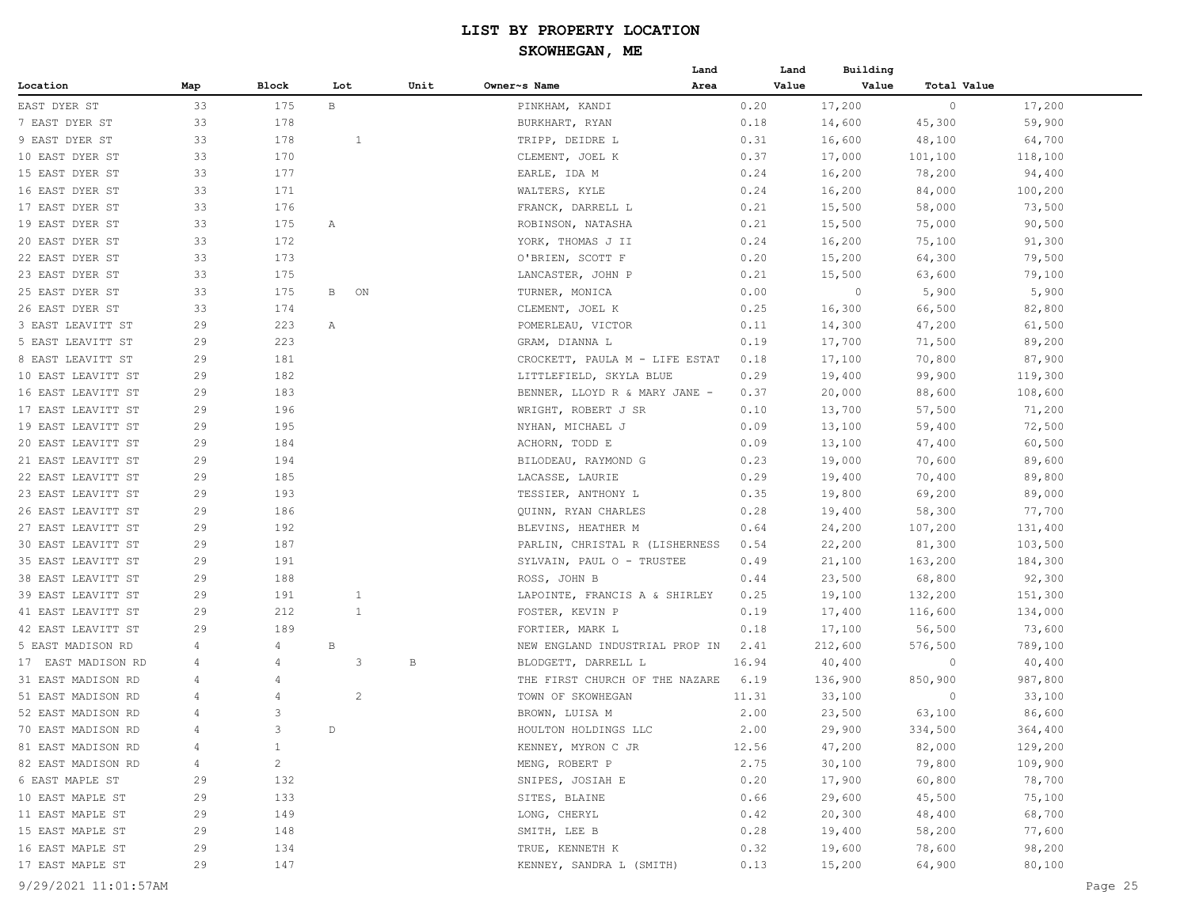# LIST BY PROPERTY LOCATION

## SKOWHEGAN, ME

| Location | Map | Block | Lot | Unit | Owner~s Name | Land Area | Land Value | Building Value | Total Value |
|---|---|---|---|---|---|---|---|---|---|
| EAST DYER ST | 33 | 175 | B | | PINKHAM, KANDI | 0.20 | 17,200 | 0 | 17,200 |
| 7 EAST DYER ST | 33 | 178 | | | BURKHART, RYAN | 0.18 | 14,600 | 45,300 | 59,900 |
| 9 EAST DYER ST | 33 | 178 | 1 | | TRIPP, DEIDRE L | 0.31 | 16,600 | 48,100 | 64,700 |
| 10 EAST DYER ST | 33 | 170 | | | CLEMENT, JOEL K | 0.37 | 17,000 | 101,100 | 118,100 |
| 15 EAST DYER ST | 33 | 177 | | | EARLE, IDA M | 0.24 | 16,200 | 78,200 | 94,400 |
| 16 EAST DYER ST | 33 | 171 | | | WALTERS, KYLE | 0.24 | 16,200 | 84,000 | 100,200 |
| 17 EAST DYER ST | 33 | 176 | | | FRANCK, DARRELL L | 0.21 | 15,500 | 58,000 | 73,500 |
| 19 EAST DYER ST | 33 | 175 | A | | ROBINSON, NATASHA | 0.21 | 15,500 | 75,000 | 90,500 |
| 20 EAST DYER ST | 33 | 172 | | | YORK, THOMAS J II | 0.24 | 16,200 | 75,100 | 91,300 |
| 22 EAST DYER ST | 33 | 173 | | | O'BRIEN, SCOTT F | 0.20 | 15,200 | 64,300 | 79,500 |
| 23 EAST DYER ST | 33 | 175 | | | LANCASTER, JOHN P | 0.21 | 15,500 | 63,600 | 79,100 |
| 25 EAST DYER ST | 33 | 175 | B ON | | TURNER, MONICA | 0.00 | 0 | 5,900 | 5,900 |
| 26 EAST DYER ST | 33 | 174 | | | CLEMENT, JOEL K | 0.25 | 16,300 | 66,500 | 82,800 |
| 3 EAST LEAVITT ST | 29 | 223 | A | | POMERLEAU, VICTOR | 0.11 | 14,300 | 47,200 | 61,500 |
| 5 EAST LEAVITT ST | 29 | 223 | | | GRAM, DIANNA L | 0.19 | 17,700 | 71,500 | 89,200 |
| 8 EAST LEAVITT ST | 29 | 181 | | | CROCKETT, PAULA M - LIFE ESTAT | 0.18 | 17,100 | 70,800 | 87,900 |
| 10 EAST LEAVITT ST | 29 | 182 | | | LITTLEFIELD, SKYLA BLUE | 0.29 | 19,400 | 99,900 | 119,300 |
| 16 EAST LEAVITT ST | 29 | 183 | | | BENNER, LLOYD R & MARY JANE - | 0.37 | 20,000 | 88,600 | 108,600 |
| 17 EAST LEAVITT ST | 29 | 196 | | | WRIGHT, ROBERT J SR | 0.10 | 13,700 | 57,500 | 71,200 |
| 19 EAST LEAVITT ST | 29 | 195 | | | NYHAN, MICHAEL J | 0.09 | 13,100 | 59,400 | 72,500 |
| 20 EAST LEAVITT ST | 29 | 184 | | | ACHORN, TODD E | 0.09 | 13,100 | 47,400 | 60,500 |
| 21 EAST LEAVITT ST | 29 | 194 | | | BILODEAU, RAYMOND G | 0.23 | 19,000 | 70,600 | 89,600 |
| 22 EAST LEAVITT ST | 29 | 185 | | | LACASSE, LAURIE | 0.29 | 19,400 | 70,400 | 89,800 |
| 23 EAST LEAVITT ST | 29 | 193 | | | TESSIER, ANTHONY L | 0.35 | 19,800 | 69,200 | 89,000 |
| 26 EAST LEAVITT ST | 29 | 186 | | | QUINN, RYAN CHARLES | 0.28 | 19,400 | 58,300 | 77,700 |
| 27 EAST LEAVITT ST | 29 | 192 | | | BLEVINS, HEATHER M | 0.64 | 24,200 | 107,200 | 131,400 |
| 30 EAST LEAVITT ST | 29 | 187 | | | PARLIN, CHRISTAL R (LISHERNESS | 0.54 | 22,200 | 81,300 | 103,500 |
| 35 EAST LEAVITT ST | 29 | 191 | | | SYLVAIN, PAUL O - TRUSTEE | 0.49 | 21,100 | 163,200 | 184,300 |
| 38 EAST LEAVITT ST | 29 | 188 | | | ROSS, JOHN B | 0.44 | 23,500 | 68,800 | 92,300 |
| 39 EAST LEAVITT ST | 29 | 191 | 1 | | LAPOINTE, FRANCIS A & SHIRLEY | 0.25 | 19,100 | 132,200 | 151,300 |
| 41 EAST LEAVITT ST | 29 | 212 | 1 | | FOSTER, KEVIN P | 0.19 | 17,400 | 116,600 | 134,000 |
| 42 EAST LEAVITT ST | 29 | 189 | | | FORTIER, MARK L | 0.18 | 17,100 | 56,500 | 73,600 |
| 5 EAST MADISON RD | 4 | 4 | B | | NEW ENGLAND INDUSTRIAL PROP IN | 2.41 | 212,600 | 576,500 | 789,100 |
| 17 EAST MADISON RD | 4 | 4 | 3 | B | BLODGETT, DARRELL L | 16.94 | 40,400 | 0 | 40,400 |
| 31 EAST MADISON RD | 4 | 4 | | | THE FIRST CHURCH OF THE NAZARE | 6.19 | 136,900 | 850,900 | 987,800 |
| 51 EAST MADISON RD | 4 | 4 | 2 | | TOWN OF SKOWHEGAN | 11.31 | 33,100 | 0 | 33,100 |
| 52 EAST MADISON RD | 4 | 3 | | | BROWN, LUISA M | 2.00 | 23,500 | 63,100 | 86,600 |
| 70 EAST MADISON RD | 4 | 3 | D | | HOULTON HOLDINGS LLC | 2.00 | 29,900 | 334,500 | 364,400 |
| 81 EAST MADISON RD | 4 | 1 | | | KENNEY, MYRON C JR | 12.56 | 47,200 | 82,000 | 129,200 |
| 82 EAST MADISON RD | 4 | 2 | | | MENG, ROBERT P | 2.75 | 30,100 | 79,800 | 109,900 |
| 6 EAST MAPLE ST | 29 | 132 | | | SNIPES, JOSIAH E | 0.20 | 17,900 | 60,800 | 78,700 |
| 10 EAST MAPLE ST | 29 | 133 | | | SITES, BLAINE | 0.66 | 29,600 | 45,500 | 75,100 |
| 11 EAST MAPLE ST | 29 | 149 | | | LONG, CHERYL | 0.42 | 20,300 | 48,400 | 68,700 |
| 15 EAST MAPLE ST | 29 | 148 | | | SMITH, LEE B | 0.28 | 19,400 | 58,200 | 77,600 |
| 16 EAST MAPLE ST | 29 | 134 | | | TRUE, KENNETH K | 0.32 | 19,600 | 78,600 | 98,200 |
| 17 EAST MAPLE ST | 29 | 147 | | | KENNEY, SANDRA L (SMITH) | 0.13 | 15,200 | 64,900 | 80,100 |

9/29/2021 11:01:57AM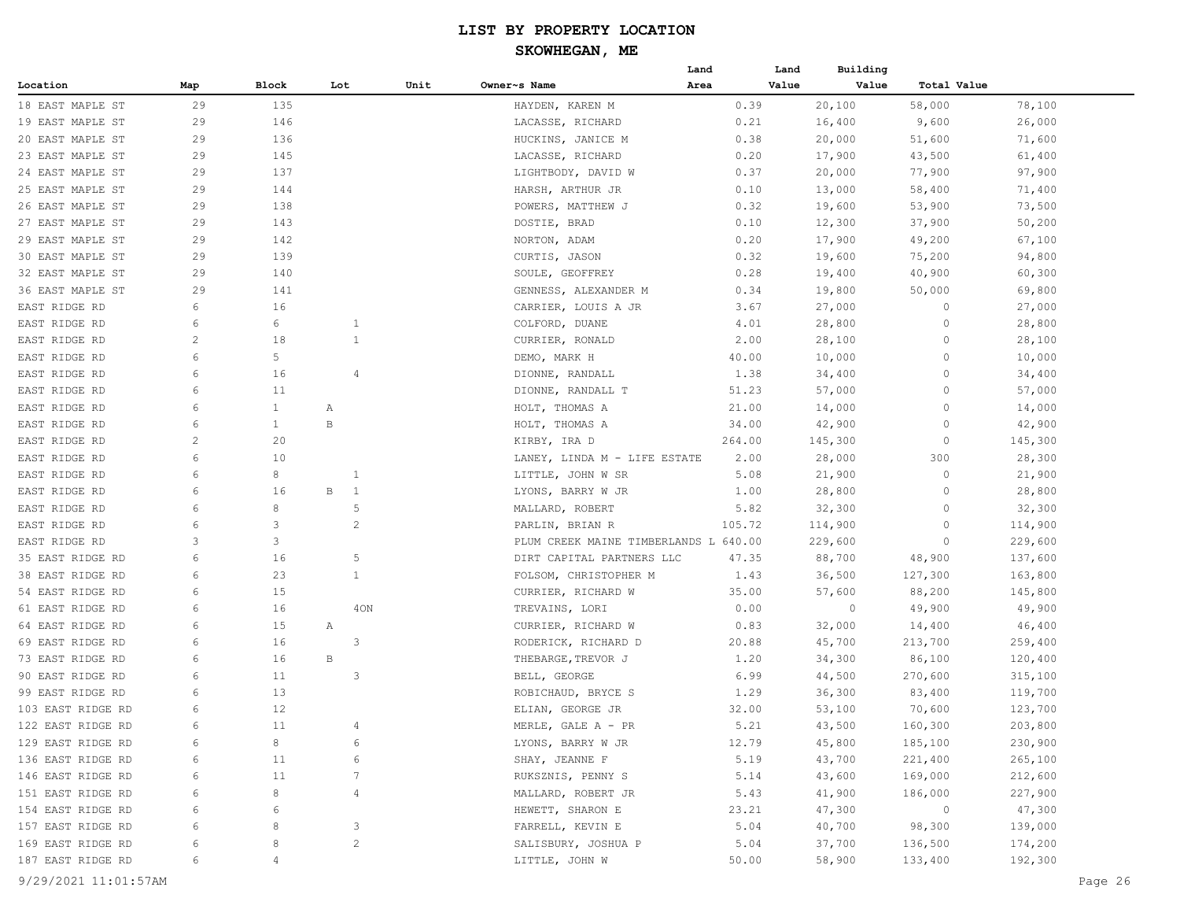# LIST BY PROPERTY LOCATION

## SKOWHEGAN, ME

| Location | Map | Block | Lot | Unit | Owner~s Name | Land Area | Land Value | Building Value | Total Value |
|---|---|---|---|---|---|---|---|---|---|
| 18 EAST MAPLE ST | 29 | 135 | | | HAYDEN, KAREN M | 0.39 | 20,100 | 58,000 | 78,100 |
| 19 EAST MAPLE ST | 29 | 146 | | | LACASSE, RICHARD | 0.21 | 16,400 | 9,600 | 26,000 |
| 20 EAST MAPLE ST | 29 | 136 | | | HUCKINS, JANICE M | 0.38 | 20,000 | 51,600 | 71,600 |
| 23 EAST MAPLE ST | 29 | 145 | | | LACASSE, RICHARD | 0.20 | 17,900 | 43,500 | 61,400 |
| 24 EAST MAPLE ST | 29 | 137 | | | LIGHTBODY, DAVID W | 0.37 | 20,000 | 77,900 | 97,900 |
| 25 EAST MAPLE ST | 29 | 144 | | | HARSH, ARTHUR JR | 0.10 | 13,000 | 58,400 | 71,400 |
| 26 EAST MAPLE ST | 29 | 138 | | | POWERS, MATTHEW J | 0.32 | 19,600 | 53,900 | 73,500 |
| 27 EAST MAPLE ST | 29 | 143 | | | DOSTIE, BRAD | 0.10 | 12,300 | 37,900 | 50,200 |
| 29 EAST MAPLE ST | 29 | 142 | | | NORTON, ADAM | 0.20 | 17,900 | 49,200 | 67,100 |
| 30 EAST MAPLE ST | 29 | 139 | | | CURTIS, JASON | 0.32 | 19,600 | 75,200 | 94,800 |
| 32 EAST MAPLE ST | 29 | 140 | | | SOULE, GEOFFREY | 0.28 | 19,400 | 40,900 | 60,300 |
| 36 EAST MAPLE ST | 29 | 141 | | | GENNESS, ALEXANDER M | 0.34 | 19,800 | 50,000 | 69,800 |
| EAST RIDGE RD | 6 | 16 | | | CARRIER, LOUIS A JR | 3.67 | 27,000 | 0 | 27,000 |
| EAST RIDGE RD | 6 | 6 | 1 | | COLFORD, DUANE | 4.01 | 28,800 | 0 | 28,800 |
| EAST RIDGE RD | 2 | 18 | 1 | | CURRIER, RONALD | 2.00 | 28,100 | 0 | 28,100 |
| EAST RIDGE RD | 6 | 5 | | | DEMO, MARK H | 40.00 | 10,000 | 0 | 10,000 |
| EAST RIDGE RD | 6 | 16 | 4 | | DIONNE, RANDALL | 1.38 | 34,400 | 0 | 34,400 |
| EAST RIDGE RD | 6 | 11 | | | DIONNE, RANDALL T | 51.23 | 57,000 | 0 | 57,000 |
| EAST RIDGE RD | 6 | 1 | A | | HOLT, THOMAS A | 21.00 | 14,000 | 0 | 14,000 |
| EAST RIDGE RD | 6 | 1 | B | | HOLT, THOMAS A | 34.00 | 42,900 | 0 | 42,900 |
| EAST RIDGE RD | 2 | 20 | | | KIRBY, IRA D | 264.00 | 145,300 | 0 | 145,300 |
| EAST RIDGE RD | 6 | 10 | | | LANEY, LINDA M - LIFE ESTATE | 2.00 | 28,000 | 300 | 28,300 |
| EAST RIDGE RD | 6 | 8 | 1 | | LITTLE, JOHN W SR | 5.08 | 21,900 | 0 | 21,900 |
| EAST RIDGE RD | 6 | 16 | B 1 | | LYONS, BARRY W JR | 1.00 | 28,800 | 0 | 28,800 |
| EAST RIDGE RD | 6 | 8 | 5 | | MALLARD, ROBERT | 5.82 | 32,300 | 0 | 32,300 |
| EAST RIDGE RD | 6 | 3 | 2 | | PARLIN, BRIAN R | 105.72 | 114,900 | 0 | 114,900 |
| EAST RIDGE RD | 3 | 3 | | | PLUM CREEK MAINE TIMBERLANDS L | 640.00 | 229,600 | 0 | 229,600 |
| 35 EAST RIDGE RD | 6 | 16 | 5 | | DIRT CAPITAL PARTNERS LLC | 47.35 | 88,700 | 48,900 | 137,600 |
| 38 EAST RIDGE RD | 6 | 23 | 1 | | FOLSOM, CHRISTOPHER M | 1.43 | 36,500 | 127,300 | 163,800 |
| 54 EAST RIDGE RD | 6 | 15 | | | CURRIER, RICHARD W | 35.00 | 57,600 | 88,200 | 145,800 |
| 61 EAST RIDGE RD | 6 | 16 | 4ON | | TREVAINS, LORI | 0.00 | 0 | 49,900 | 49,900 |
| 64 EAST RIDGE RD | 6 | 15 | A | | CURRIER, RICHARD W | 0.83 | 32,000 | 14,400 | 46,400 |
| 69 EAST RIDGE RD | 6 | 16 | 3 | | RODERICK, RICHARD D | 20.88 | 45,700 | 213,700 | 259,400 |
| 73 EAST RIDGE RD | 6 | 16 | B | | THEBARGE,TREVOR J | 1.20 | 34,300 | 86,100 | 120,400 |
| 90 EAST RIDGE RD | 6 | 11 | 3 | | BELL, GEORGE | 6.99 | 44,500 | 270,600 | 315,100 |
| 99 EAST RIDGE RD | 6 | 13 | | | ROBICHAUD, BRYCE S | 1.29 | 36,300 | 83,400 | 119,700 |
| 103 EAST RIDGE RD | 6 | 12 | | | ELIAN, GEORGE JR | 32.00 | 53,100 | 70,600 | 123,700 |
| 122 EAST RIDGE RD | 6 | 11 | 4 | | MERLE, GALE A - PR | 5.21 | 43,500 | 160,300 | 203,800 |
| 129 EAST RIDGE RD | 6 | 8 | 6 | | LYONS, BARRY W JR | 12.79 | 45,800 | 185,100 | 230,900 |
| 136 EAST RIDGE RD | 6 | 11 | 6 | | SHAY, JEANNE F | 5.19 | 43,700 | 221,400 | 265,100 |
| 146 EAST RIDGE RD | 6 | 11 | 7 | | RUKSZNIS, PENNY S | 5.14 | 43,600 | 169,000 | 212,600 |
| 151 EAST RIDGE RD | 6 | 8 | 4 | | MALLARD, ROBERT JR | 5.43 | 41,900 | 186,000 | 227,900 |
| 154 EAST RIDGE RD | 6 | 6 | | | HEWETT, SHARON E | 23.21 | 47,300 | 0 | 47,300 |
| 157 EAST RIDGE RD | 6 | 8 | 3 | | FARRELL, KEVIN E | 5.04 | 40,700 | 98,300 | 139,000 |
| 169 EAST RIDGE RD | 6 | 8 | 2 | | SALISBURY, JOSHUA P | 5.04 | 37,700 | 136,500 | 174,200 |
| 187 EAST RIDGE RD | 6 | 4 | | | LITTLE, JOHN W | 50.00 | 58,900 | 133,400 | 192,300 |

9/29/2021 11:01:57AM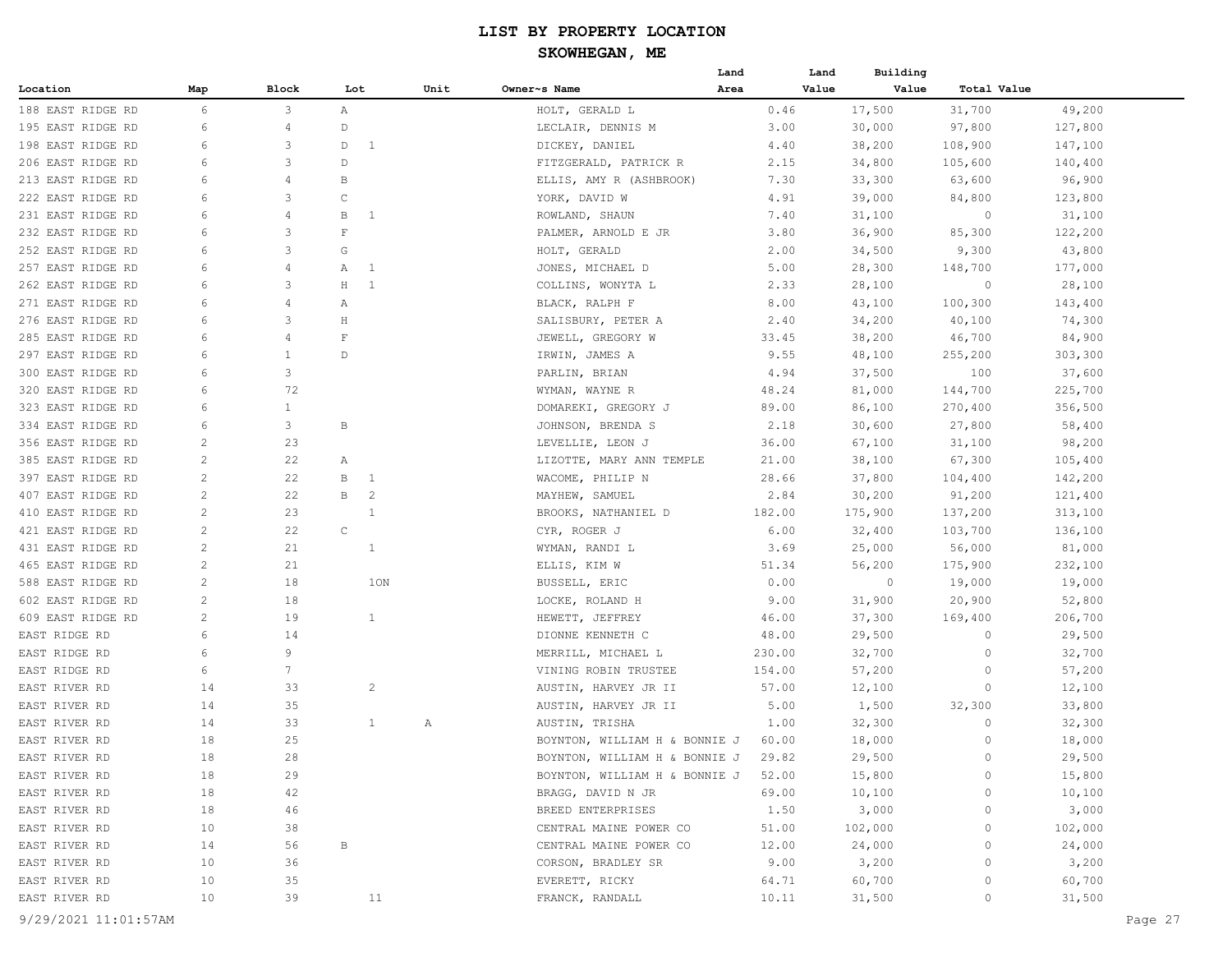# LIST BY PROPERTY LOCATION

## SKOWHEGAN, ME

| Location | Map | Block | Lot | Unit | Owner~s Name | Land Area | Land Value | Building Value | Total Value |
|---|---|---|---|---|---|---|---|---|---|
| 188 EAST RIDGE RD | 6 | 3 | A | | HOLT, GERALD L | 0.46 | 17,500 | 31,700 | 49,200 |
| 195 EAST RIDGE RD | 6 | 4 | D | | LECLAIR, DENNIS M | 3.00 | 30,000 | 97,800 | 127,800 |
| 198 EAST RIDGE RD | 6 | 3 | D 1 | | DICKEY, DANIEL | 4.40 | 38,200 | 108,900 | 147,100 |
| 206 EAST RIDGE RD | 6 | 3 | D | | FITZGERALD, PATRICK R | 2.15 | 34,800 | 105,600 | 140,400 |
| 213 EAST RIDGE RD | 6 | 4 | B | | ELLIS, AMY R (ASHBROOK) | 7.30 | 33,300 | 63,600 | 96,900 |
| 222 EAST RIDGE RD | 6 | 3 | C | | YORK, DAVID W | 4.91 | 39,000 | 84,800 | 123,800 |
| 231 EAST RIDGE RD | 6 | 4 | B 1 | | ROWLAND, SHAUN | 7.40 | 31,100 | 0 | 31,100 |
| 232 EAST RIDGE RD | 6 | 3 | F | | PALMER, ARNOLD E JR | 3.80 | 36,900 | 85,300 | 122,200 |
| 252 EAST RIDGE RD | 6 | 3 | G | | HOLT, GERALD | 2.00 | 34,500 | 9,300 | 43,800 |
| 257 EAST RIDGE RD | 6 | 4 | A 1 | | JONES, MICHAEL D | 5.00 | 28,300 | 148,700 | 177,000 |
| 262 EAST RIDGE RD | 6 | 3 | H 1 | | COLLINS, WONYTA L | 2.33 | 28,100 | 0 | 28,100 |
| 271 EAST RIDGE RD | 6 | 4 | A | | BLACK, RALPH F | 8.00 | 43,100 | 100,300 | 143,400 |
| 276 EAST RIDGE RD | 6 | 3 | H | | SALISBURY, PETER A | 2.40 | 34,200 | 40,100 | 74,300 |
| 285 EAST RIDGE RD | 6 | 4 | F | | JEWELL, GREGORY W | 33.45 | 38,200 | 46,700 | 84,900 |
| 297 EAST RIDGE RD | 6 | 1 | D | | IRWIN, JAMES A | 9.55 | 48,100 | 255,200 | 303,300 |
| 300 EAST RIDGE RD | 6 | 3 | | | PARLIN, BRIAN | 4.94 | 37,500 | 100 | 37,600 |
| 320 EAST RIDGE RD | 6 | 72 | | | WYMAN, WAYNE R | 48.24 | 81,000 | 144,700 | 225,700 |
| 323 EAST RIDGE RD | 6 | 1 | | | DOMAREKI, GREGORY J | 89.00 | 86,100 | 270,400 | 356,500 |
| 334 EAST RIDGE RD | 6 | 3 | B | | JOHNSON, BRENDA S | 2.18 | 30,600 | 27,800 | 58,400 |
| 356 EAST RIDGE RD | 2 | 23 | | | LEVELLIE, LEON J | 36.00 | 67,100 | 31,100 | 98,200 |
| 385 EAST RIDGE RD | 2 | 22 | A | | LIZOTTE, MARY ANN TEMPLE | 21.00 | 38,100 | 67,300 | 105,400 |
| 397 EAST RIDGE RD | 2 | 22 | B 1 | | WACOME, PHILIP N | 28.66 | 37,800 | 104,400 | 142,200 |
| 407 EAST RIDGE RD | 2 | 22 | B 2 | | MAYHEW, SAMUEL | 2.84 | 30,200 | 91,200 | 121,400 |
| 410 EAST RIDGE RD | 2 | 23 | 1 | | BROOKS, NATHANIEL D | 182.00 | 175,900 | 137,200 | 313,100 |
| 421 EAST RIDGE RD | 2 | 22 | C | | CYR, ROGER J | 6.00 | 32,400 | 103,700 | 136,100 |
| 431 EAST RIDGE RD | 2 | 21 | 1 | | WYMAN, RANDI L | 3.69 | 25,000 | 56,000 | 81,000 |
| 465 EAST RIDGE RD | 2 | 21 | | | ELLIS, KIM W | 51.34 | 56,200 | 175,900 | 232,100 |
| 588 EAST RIDGE RD | 2 | 18 | 1ON | | BUSSELL, ERIC | 0.00 | 0 | 19,000 | 19,000 |
| 602 EAST RIDGE RD | 2 | 18 | | | LOCKE, ROLAND H | 9.00 | 31,900 | 20,900 | 52,800 |
| 609 EAST RIDGE RD | 2 | 19 | 1 | | HEWETT, JEFFREY | 46.00 | 37,300 | 169,400 | 206,700 |
| EAST RIDGE RD | 6 | 14 | | | DIONNE KENNETH C | 48.00 | 29,500 | 0 | 29,500 |
| EAST RIDGE RD | 6 | 9 | | | MERRILL, MICHAEL L | 230.00 | 32,700 | 0 | 32,700 |
| EAST RIDGE RD | 6 | 7 | | | VINING ROBIN TRUSTEE | 154.00 | 57,200 | 0 | 57,200 |
| EAST RIVER RD | 14 | 33 | 2 | | AUSTIN, HARVEY JR II | 57.00 | 12,100 | 0 | 12,100 |
| EAST RIVER RD | 14 | 35 | | | AUSTIN, HARVEY JR II | 5.00 | 1,500 | 32,300 | 33,800 |
| EAST RIVER RD | 14 | 33 | 1 | A | AUSTIN, TRISHA | 1.00 | 32,300 | 0 | 32,300 |
| EAST RIVER RD | 18 | 25 | | | BOYNTON, WILLIAM H & BONNIE J | 60.00 | 18,000 | 0 | 18,000 |
| EAST RIVER RD | 18 | 28 | | | BOYNTON, WILLIAM H & BONNIE J | 29.82 | 29,500 | 0 | 29,500 |
| EAST RIVER RD | 18 | 29 | | | BOYNTON, WILLIAM H & BONNIE J | 52.00 | 15,800 | 0 | 15,800 |
| EAST RIVER RD | 18 | 42 | | | BRAGG, DAVID N JR | 69.00 | 10,100 | 0 | 10,100 |
| EAST RIVER RD | 18 | 46 | | | BREED ENTERPRISES | 1.50 | 3,000 | 0 | 3,000 |
| EAST RIVER RD | 10 | 38 | | | CENTRAL MAINE POWER CO | 51.00 | 102,000 | 0 | 102,000 |
| EAST RIVER RD | 14 | 56 | B | | CENTRAL MAINE POWER CO | 12.00 | 24,000 | 0 | 24,000 |
| EAST RIVER RD | 10 | 36 | | | CORSON, BRADLEY SR | 9.00 | 3,200 | 0 | 3,200 |
| EAST RIVER RD | 10 | 35 | | | EVERETT, RICKY | 64.71 | 60,700 | 0 | 60,700 |
| EAST RIVER RD | 10 | 39 | 11 | | FRANCK, RANDALL | 10.11 | 31,500 | 0 | 31,500 |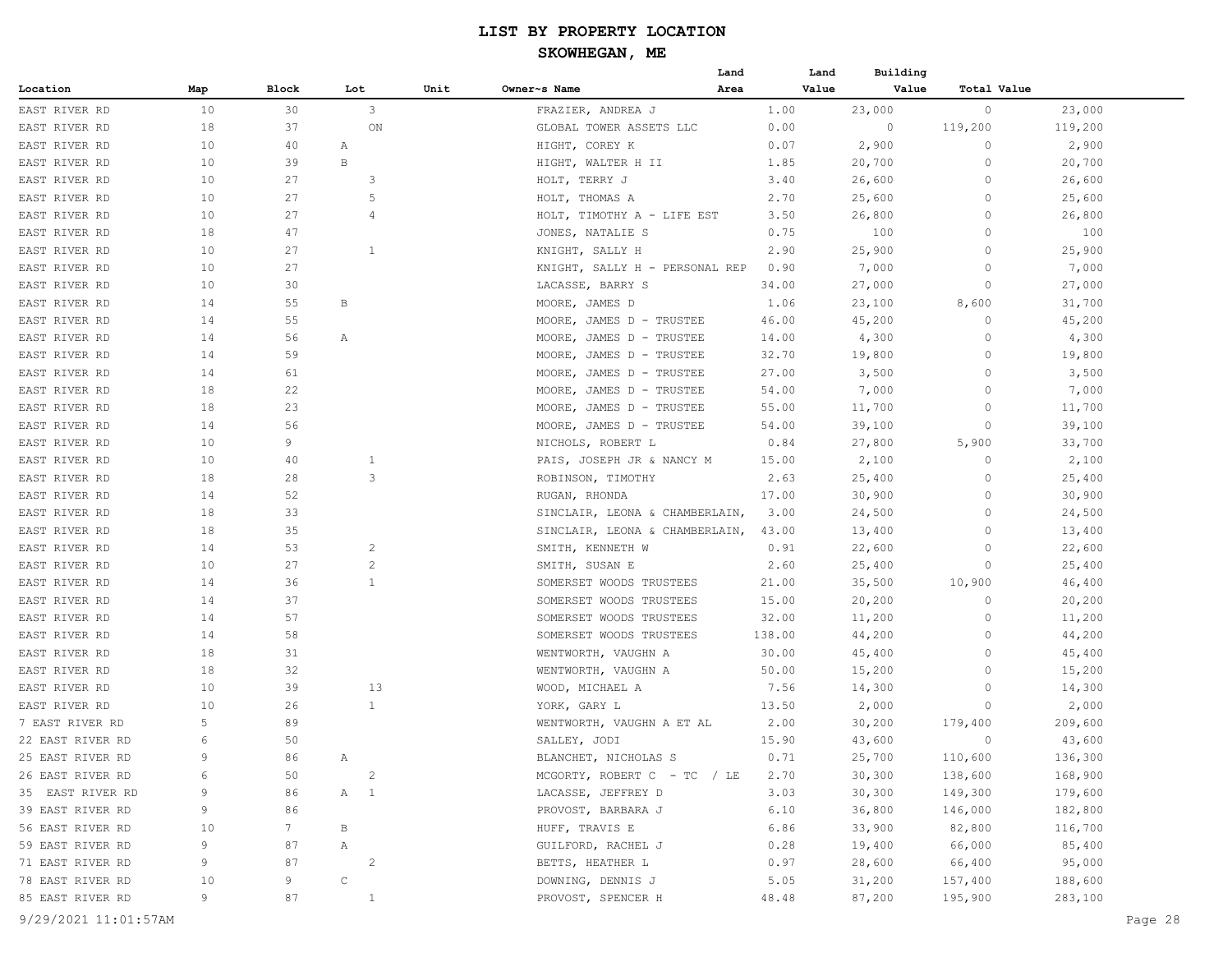# LIST BY PROPERTY LOCATION

## SKOWHEGAN, ME

| Location | Map | Block | Lot | Unit | Owner~s Name | Land Area | Land Value | Building Value | Total Value |
|---|---|---|---|---|---|---|---|---|---|
| EAST RIVER RD | 10 | 30 | 3 | | FRAZIER, ANDREA J | 1.00 | 23,000 | 0 | 23,000 |
| EAST RIVER RD | 18 | 37 | ON | | GLOBAL TOWER ASSETS LLC | 0.00 | 0 | 119,200 | 119,200 |
| EAST RIVER RD | 10 | 40 | A | | HIGHT, COREY K | 0.07 | 2,900 | 0 | 2,900 |
| EAST RIVER RD | 10 | 39 | B | | HIGHT, WALTER H II | 1.85 | 20,700 | 0 | 20,700 |
| EAST RIVER RD | 10 | 27 | 3 | | HOLT, TERRY J | 3.40 | 26,600 | 0 | 26,600 |
| EAST RIVER RD | 10 | 27 | 5 | | HOLT, THOMAS A | 2.70 | 25,600 | 0 | 25,600 |
| EAST RIVER RD | 10 | 27 | 4 | | HOLT, TIMOTHY A - LIFE EST | 3.50 | 26,800 | 0 | 26,800 |
| EAST RIVER RD | 18 | 47 | | | JONES, NATALIE S | 0.75 | 100 | 0 | 100 |
| EAST RIVER RD | 10 | 27 | 1 | | KNIGHT, SALLY H | 2.90 | 25,900 | 0 | 25,900 |
| EAST RIVER RD | 10 | 27 | | | KNIGHT, SALLY H - PERSONAL REP | 0.90 | 7,000 | 0 | 7,000 |
| EAST RIVER RD | 10 | 30 | | | LACASSE, BARRY S | 34.00 | 27,000 | 0 | 27,000 |
| EAST RIVER RD | 14 | 55 | B | | MOORE, JAMES D | 1.06 | 23,100 | 8,600 | 31,700 |
| EAST RIVER RD | 14 | 55 | | | MOORE, JAMES D - TRUSTEE | 46.00 | 45,200 | 0 | 45,200 |
| EAST RIVER RD | 14 | 56 | A | | MOORE, JAMES D - TRUSTEE | 14.00 | 4,300 | 0 | 4,300 |
| EAST RIVER RD | 14 | 59 | | | MOORE, JAMES D - TRUSTEE | 32.70 | 19,800 | 0 | 19,800 |
| EAST RIVER RD | 14 | 61 | | | MOORE, JAMES D - TRUSTEE | 27.00 | 3,500 | 0 | 3,500 |
| EAST RIVER RD | 18 | 22 | | | MOORE, JAMES D - TRUSTEE | 54.00 | 7,000 | 0 | 7,000 |
| EAST RIVER RD | 18 | 23 | | | MOORE, JAMES D - TRUSTEE | 55.00 | 11,700 | 0 | 11,700 |
| EAST RIVER RD | 14 | 56 | | | MOORE, JAMES D - TRUSTEE | 54.00 | 39,100 | 0 | 39,100 |
| EAST RIVER RD | 10 | 9 | | | NICHOLS, ROBERT L | 0.84 | 27,800 | 5,900 | 33,700 |
| EAST RIVER RD | 10 | 40 | 1 | | PAIS, JOSEPH JR & NANCY M | 15.00 | 2,100 | 0 | 2,100 |
| EAST RIVER RD | 18 | 28 | 3 | | ROBINSON, TIMOTHY | 2.63 | 25,400 | 0 | 25,400 |
| EAST RIVER RD | 14 | 52 | | | RUGAN, RHONDA | 17.00 | 30,900 | 0 | 30,900 |
| EAST RIVER RD | 18 | 33 | | | SINCLAIR, LEONA & CHAMBERLAIN, | 3.00 | 24,500 | 0 | 24,500 |
| EAST RIVER RD | 18 | 35 | | | SINCLAIR, LEONA & CHAMBERLAIN, | 43.00 | 13,400 | 0 | 13,400 |
| EAST RIVER RD | 14 | 53 | 2 | | SMITH, KENNETH W | 0.91 | 22,600 | 0 | 22,600 |
| EAST RIVER RD | 10 | 27 | 2 | | SMITH, SUSAN E | 2.60 | 25,400 | 0 | 25,400 |
| EAST RIVER RD | 14 | 36 | 1 | | SOMERSET WOODS TRUSTEES | 21.00 | 35,500 | 10,900 | 46,400 |
| EAST RIVER RD | 14 | 37 | | | SOMERSET WOODS TRUSTEES | 15.00 | 20,200 | 0 | 20,200 |
| EAST RIVER RD | 14 | 57 | | | SOMERSET WOODS TRUSTEES | 32.00 | 11,200 | 0 | 11,200 |
| EAST RIVER RD | 14 | 58 | | | SOMERSET WOODS TRUSTEES | 138.00 | 44,200 | 0 | 44,200 |
| EAST RIVER RD | 18 | 31 | | | WENTWORTH, VAUGHN A | 30.00 | 45,400 | 0 | 45,400 |
| EAST RIVER RD | 18 | 32 | | | WENTWORTH, VAUGHN A | 50.00 | 15,200 | 0 | 15,200 |
| EAST RIVER RD | 10 | 39 | 13 | | WOOD, MICHAEL A | 7.56 | 14,300 | 0 | 14,300 |
| EAST RIVER RD | 10 | 26 | 1 | | YORK, GARY L | 13.50 | 2,000 | 0 | 2,000 |
| 7 EAST RIVER RD | 5 | 89 | | | WENTWORTH, VAUGHN A ET AL | 2.00 | 30,200 | 179,400 | 209,600 |
| 22 EAST RIVER RD | 6 | 50 | | | SALLEY, JODI | 15.90 | 43,600 | 0 | 43,600 |
| 25 EAST RIVER RD | 9 | 86 | A | | BLANCHET, NICHOLAS S | 0.71 | 25,700 | 110,600 | 136,300 |
| 26 EAST RIVER RD | 6 | 50 | 2 | | MCGORTY, ROBERT C - TC / LE | 2.70 | 30,300 | 138,600 | 168,900 |
| 35 EAST RIVER RD | 9 | 86 | A 1 | | LACASSE, JEFFREY D | 3.03 | 30,300 | 149,300 | 179,600 |
| 39 EAST RIVER RD | 9 | 86 | | | PROVOST, BARBARA J | 6.10 | 36,800 | 146,000 | 182,800 |
| 56 EAST RIVER RD | 10 | 7 | B | | HUFF, TRAVIS E | 6.86 | 33,900 | 82,800 | 116,700 |
| 59 EAST RIVER RD | 9 | 87 | A | | GUILFORD, RACHEL J | 0.28 | 19,400 | 66,000 | 85,400 |
| 71 EAST RIVER RD | 9 | 87 | 2 | | BETTS, HEATHER L | 0.97 | 28,600 | 66,400 | 95,000 |
| 78 EAST RIVER RD | 10 | 9 | C | | DOWNING, DENNIS J | 5.05 | 31,200 | 157,400 | 188,600 |
| 85 EAST RIVER RD | 9 | 87 | 1 | | PROVOST, SPENCER H | 48.48 | 87,200 | 195,900 | 283,100 |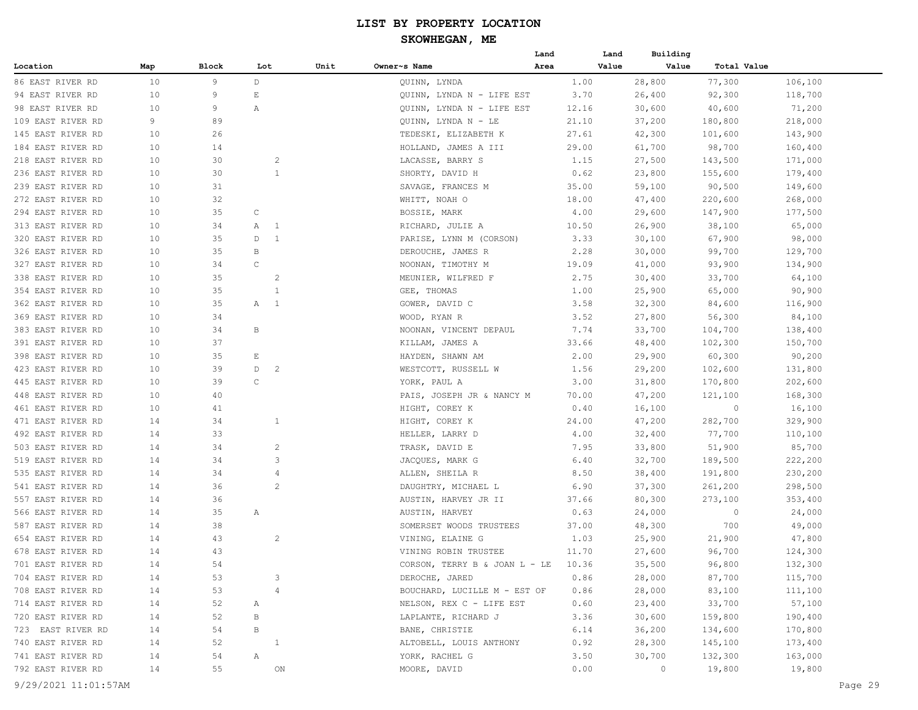# LIST BY PROPERTY LOCATION

## SKOWHEGAN, ME

| Location | Map | Block | Lot | Unit | Owner~s Name | Land Area | Land Value | Building Value | Total Value |
|---|---|---|---|---|---|---|---|---|---|
| 86 EAST RIVER RD | 10 | 9 | D | | QUINN, LYNDA | 1.00 | 28,800 | 77,300 | 106,100 |
| 94 EAST RIVER RD | 10 | 9 | E | | QUINN, LYNDA N - LIFE EST | 3.70 | 26,400 | 92,300 | 118,700 |
| 98 EAST RIVER RD | 10 | 9 | A | | QUINN, LYNDA N - LIFE EST | 12.16 | 30,600 | 40,600 | 71,200 |
| 109 EAST RIVER RD | 9 | 89 | | | QUINN, LYNDA N - LE | 21.10 | 37,200 | 180,800 | 218,000 |
| 145 EAST RIVER RD | 10 | 26 | | | TEDESKI, ELIZABETH K | 27.61 | 42,300 | 101,600 | 143,900 |
| 184 EAST RIVER RD | 10 | 14 | | | HOLLAND, JAMES A III | 29.00 | 61,700 | 98,700 | 160,400 |
| 218 EAST RIVER RD | 10 | 30 | 2 | | LACASSE, BARRY S | 1.15 | 27,500 | 143,500 | 171,000 |
| 236 EAST RIVER RD | 10 | 30 | 1 | | SHORTY, DAVID H | 0.62 | 23,800 | 155,600 | 179,400 |
| 239 EAST RIVER RD | 10 | 31 | | | SAVAGE, FRANCES M | 35.00 | 59,100 | 90,500 | 149,600 |
| 272 EAST RIVER RD | 10 | 32 | | | WHITT, NOAH O | 18.00 | 47,400 | 220,600 | 268,000 |
| 294 EAST RIVER RD | 10 | 35 | C | | BOSSIE, MARK | 4.00 | 29,600 | 147,900 | 177,500 |
| 313 EAST RIVER RD | 10 | 34 | A 1 | | RICHARD, JULIE A | 10.50 | 26,900 | 38,100 | 65,000 |
| 320 EAST RIVER RD | 10 | 35 | D 1 | | PARISE, LYNN M (CORSON) | 3.33 | 30,100 | 67,900 | 98,000 |
| 326 EAST RIVER RD | 10 | 35 | B | | DEROUCHE, JAMES R | 2.28 | 30,000 | 99,700 | 129,700 |
| 327 EAST RIVER RD | 10 | 34 | C | | NOONAN, TIMOTHY M | 19.09 | 41,000 | 93,900 | 134,900 |
| 338 EAST RIVER RD | 10 | 35 | 2 | | MEUNIER, WILFRED F | 2.75 | 30,400 | 33,700 | 64,100 |
| 354 EAST RIVER RD | 10 | 35 | 1 | | GEE, THOMAS | 1.00 | 25,900 | 65,000 | 90,900 |
| 362 EAST RIVER RD | 10 | 35 | A 1 | | GOWER, DAVID C | 3.58 | 32,300 | 84,600 | 116,900 |
| 369 EAST RIVER RD | 10 | 34 | | | WOOD, RYAN R | 3.52 | 27,800 | 56,300 | 84,100 |
| 383 EAST RIVER RD | 10 | 34 | B | | NOONAN, VINCENT DEPAUL | 7.74 | 33,700 | 104,700 | 138,400 |
| 391 EAST RIVER RD | 10 | 37 | | | KILLAM, JAMES A | 33.66 | 48,400 | 102,300 | 150,700 |
| 398 EAST RIVER RD | 10 | 35 | E | | HAYDEN, SHAWN AM | 2.00 | 29,900 | 60,300 | 90,200 |
| 423 EAST RIVER RD | 10 | 39 | D 2 | | WESTCOTT, RUSSELL W | 1.56 | 29,200 | 102,600 | 131,800 |
| 445 EAST RIVER RD | 10 | 39 | C | | YORK, PAUL A | 3.00 | 31,800 | 170,800 | 202,600 |
| 448 EAST RIVER RD | 10 | 40 | | | PAIS, JOSEPH JR & NANCY M | 70.00 | 47,200 | 121,100 | 168,300 |
| 461 EAST RIVER RD | 10 | 41 | | | HIGHT, COREY K | 0.40 | 16,100 | 0 | 16,100 |
| 471 EAST RIVER RD | 14 | 34 | 1 | | HIGHT, COREY K | 24.00 | 47,200 | 282,700 | 329,900 |
| 492 EAST RIVER RD | 14 | 33 | | | HELLER, LARRY D | 4.00 | 32,400 | 77,700 | 110,100 |
| 503 EAST RIVER RD | 14 | 34 | 2 | | TRASK, DAVID E | 7.95 | 33,800 | 51,900 | 85,700 |
| 519 EAST RIVER RD | 14 | 34 | 3 | | JACQUES, MARK G | 6.40 | 32,700 | 189,500 | 222,200 |
| 535 EAST RIVER RD | 14 | 34 | 4 | | ALLEN, SHEILA R | 8.50 | 38,400 | 191,800 | 230,200 |
| 541 EAST RIVER RD | 14 | 36 | 2 | | DAUGHTRY, MICHAEL L | 6.90 | 37,300 | 261,200 | 298,500 |
| 557 EAST RIVER RD | 14 | 36 | | | AUSTIN, HARVEY JR II | 37.66 | 80,300 | 273,100 | 353,400 |
| 566 EAST RIVER RD | 14 | 35 | A | | AUSTIN, HARVEY | 0.63 | 24,000 | 0 | 24,000 |
| 587 EAST RIVER RD | 14 | 38 | | | SOMERSET WOODS TRUSTEES | 37.00 | 48,300 | 700 | 49,000 |
| 654 EAST RIVER RD | 14 | 43 | 2 | | VINING, ELAINE G | 1.03 | 25,900 | 21,900 | 47,800 |
| 678 EAST RIVER RD | 14 | 43 | | | VINING ROBIN TRUSTEE | 11.70 | 27,600 | 96,700 | 124,300 |
| 701 EAST RIVER RD | 14 | 54 | | | CORSON, TERRY B & JOAN L - LE | 10.36 | 35,500 | 96,800 | 132,300 |
| 704 EAST RIVER RD | 14 | 53 | 3 | | DEROCHE, JARED | 0.86 | 28,000 | 87,700 | 115,700 |
| 708 EAST RIVER RD | 14 | 53 | 4 | | BOUCHARD, LUCILLE M - EST OF | 0.86 | 28,000 | 83,100 | 111,100 |
| 714 EAST RIVER RD | 14 | 52 | A | | NELSON, REX C - LIFE EST | 0.60 | 23,400 | 33,700 | 57,100 |
| 720 EAST RIVER RD | 14 | 52 | B | | LAPLANTE, RICHARD J | 3.36 | 30,600 | 159,800 | 190,400 |
| 723 EAST RIVER RD | 14 | 54 | B | | BANE, CHRISTIE | 6.14 | 36,200 | 134,600 | 170,800 |
| 740 EAST RIVER RD | 14 | 52 | 1 | | ALTOBELL, LOUIS ANTHONY | 0.92 | 28,300 | 145,100 | 173,400 |
| 741 EAST RIVER RD | 14 | 54 | A | | YORK, RACHEL G | 3.50 | 30,700 | 132,300 | 163,000 |
| 792 EAST RIVER RD | 14 | 55 | ON | | MOORE, DAVID | 0.00 | 0 | 19,800 | 19,800 |

9/29/2021 11:01:57AM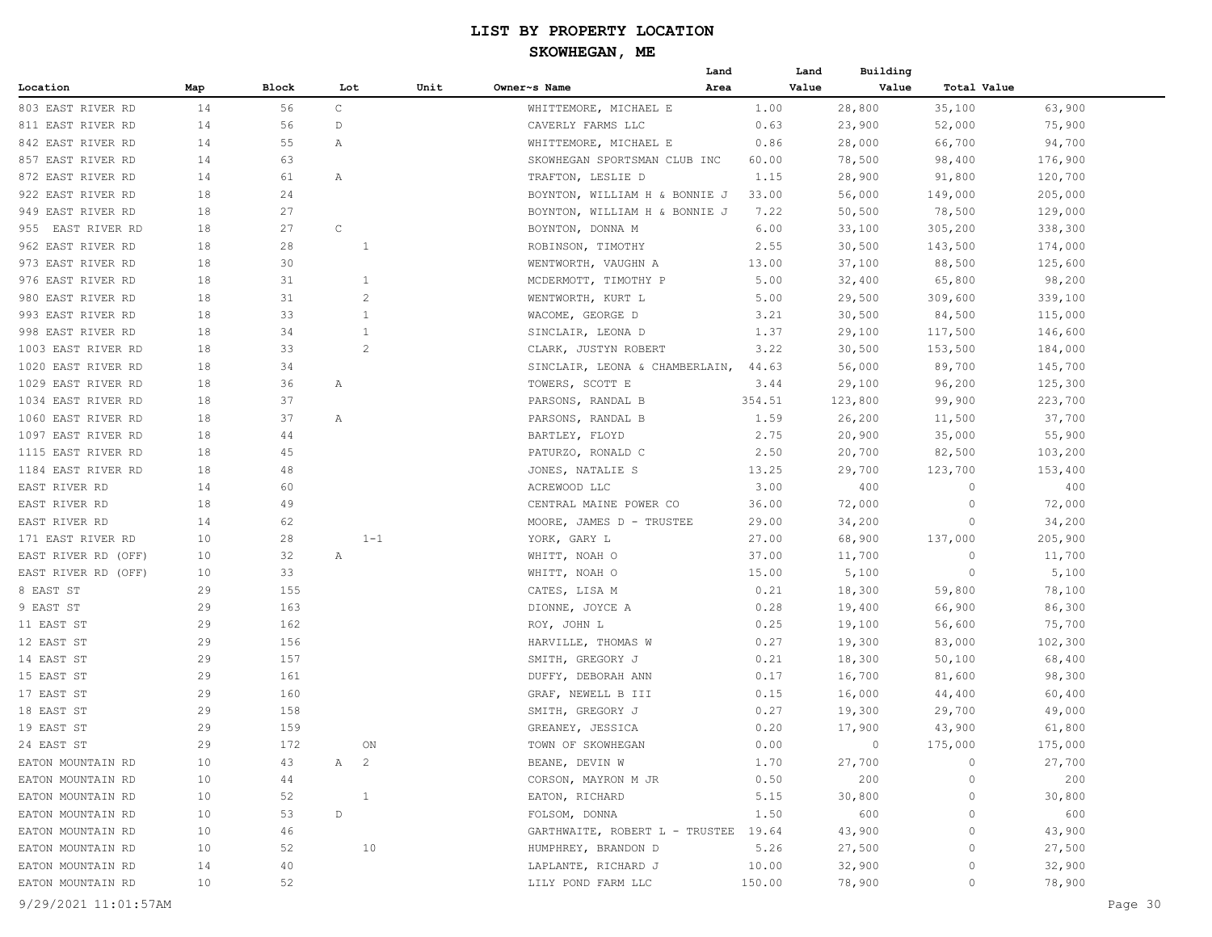# LIST BY PROPERTY LOCATION

## SKOWHEGAN, ME

| Location | Map | Block | Lot | Unit | Owner~s Name | Land Area | Land Value | Building Value | Total Value |
|---|---|---|---|---|---|---|---|---|---|
| 803 EAST RIVER RD | 14 | 56 | C | | WHITTEMORE, MICHAEL E | 1.00 | 28,800 | 35,100 | 63,900 |
| 811 EAST RIVER RD | 14 | 56 | D | | CAVERLY FARMS LLC | 0.63 | 23,900 | 52,000 | 75,900 |
| 842 EAST RIVER RD | 14 | 55 | A | | WHITTEMORE, MICHAEL E | 0.86 | 28,000 | 66,700 | 94,700 |
| 857 EAST RIVER RD | 14 | 63 | | | SKOWHEGAN SPORTSMAN CLUB INC | 60.00 | 78,500 | 98,400 | 176,900 |
| 872 EAST RIVER RD | 14 | 61 | A | | TRAFTON, LESLIE D | 1.15 | 28,900 | 91,800 | 120,700 |
| 922 EAST RIVER RD | 18 | 24 | | | BOYNTON, WILLIAM H & BONNIE J | 33.00 | 56,000 | 149,000 | 205,000 |
| 949 EAST RIVER RD | 18 | 27 | | | BOYNTON, WILLIAM H & BONNIE J | 7.22 | 50,500 | 78,500 | 129,000 |
| 955 EAST RIVER RD | 18 | 27 | C | | BOYNTON, DONNA M | 6.00 | 33,100 | 305,200 | 338,300 |
| 962 EAST RIVER RD | 18 | 28 | 1 | | ROBINSON, TIMOTHY | 2.55 | 30,500 | 143,500 | 174,000 |
| 973 EAST RIVER RD | 18 | 30 | | | WENTWORTH, VAUGHN A | 13.00 | 37,100 | 88,500 | 125,600 |
| 976 EAST RIVER RD | 18 | 31 | 1 | | MCDERMOTT, TIMOTHY P | 5.00 | 32,400 | 65,800 | 98,200 |
| 980 EAST RIVER RD | 18 | 31 | 2 | | WENTWORTH, KURT L | 5.00 | 29,500 | 309,600 | 339,100 |
| 993 EAST RIVER RD | 18 | 33 | 1 | | WACOME, GEORGE D | 3.21 | 30,500 | 84,500 | 115,000 |
| 998 EAST RIVER RD | 18 | 34 | 1 | | SINCLAIR, LEONA D | 1.37 | 29,100 | 117,500 | 146,600 |
| 1003 EAST RIVER RD | 18 | 33 | 2 | | CLARK, JUSTYN ROBERT | 3.22 | 30,500 | 153,500 | 184,000 |
| 1020 EAST RIVER RD | 18 | 34 | | | SINCLAIR, LEONA & CHAMBERLAIN, | 44.63 | 56,000 | 89,700 | 145,700 |
| 1029 EAST RIVER RD | 18 | 36 | A | | TOWERS, SCOTT E | 3.44 | 29,100 | 96,200 | 125,300 |
| 1034 EAST RIVER RD | 18 | 37 | | | PARSONS, RANDAL B | 354.51 | 123,800 | 99,900 | 223,700 |
| 1060 EAST RIVER RD | 18 | 37 | A | | PARSONS, RANDAL B | 1.59 | 26,200 | 11,500 | 37,700 |
| 1097 EAST RIVER RD | 18 | 44 | | | BARTLEY, FLOYD | 2.75 | 20,900 | 35,000 | 55,900 |
| 1115 EAST RIVER RD | 18 | 45 | | | PATURZO, RONALD C | 2.50 | 20,700 | 82,500 | 103,200 |
| 1184 EAST RIVER RD | 18 | 48 | | | JONES, NATALIE S | 13.25 | 29,700 | 123,700 | 153,400 |
| EAST RIVER RD | 14 | 60 | | | ACREWOOD LLC | 3.00 | 400 | 0 | 400 |
| EAST RIVER RD | 18 | 49 | | | CENTRAL MAINE POWER CO | 36.00 | 72,000 | 0 | 72,000 |
| EAST RIVER RD | 14 | 62 | | | MOORE, JAMES D - TRUSTEE | 29.00 | 34,200 | 0 | 34,200 |
| 171 EAST RIVER RD | 10 | 28 | 1-1 | | YORK, GARY L | 27.00 | 68,900 | 137,000 | 205,900 |
| EAST RIVER RD (OFF) | 10 | 32 | A | | WHITT, NOAH O | 37.00 | 11,700 | 0 | 11,700 |
| EAST RIVER RD (OFF) | 10 | 33 | | | WHITT, NOAH O | 15.00 | 5,100 | 0 | 5,100 |
| 8 EAST ST | 29 | 155 | | | CATES, LISA M | 0.21 | 18,300 | 59,800 | 78,100 |
| 9 EAST ST | 29 | 163 | | | DIONNE, JOYCE A | 0.28 | 19,400 | 66,900 | 86,300 |
| 11 EAST ST | 29 | 162 | | | ROY, JOHN L | 0.25 | 19,100 | 56,600 | 75,700 |
| 12 EAST ST | 29 | 156 | | | HARVILLE, THOMAS W | 0.27 | 19,300 | 83,000 | 102,300 |
| 14 EAST ST | 29 | 157 | | | SMITH, GREGORY J | 0.21 | 18,300 | 50,100 | 68,400 |
| 15 EAST ST | 29 | 161 | | | DUFFY, DEBORAH ANN | 0.17 | 16,700 | 81,600 | 98,300 |
| 17 EAST ST | 29 | 160 | | | GRAF, NEWELL B III | 0.15 | 16,000 | 44,400 | 60,400 |
| 18 EAST ST | 29 | 158 | | | SMITH, GREGORY J | 0.27 | 19,300 | 29,700 | 49,000 |
| 19 EAST ST | 29 | 159 | | | GREANEY, JESSICA | 0.20 | 17,900 | 43,900 | 61,800 |
| 24 EAST ST | 29 | 172 | ON | | TOWN OF SKOWHEGAN | 0.00 | 0 | 175,000 | 175,000 |
| EATON MOUNTAIN RD | 10 | 43 | A 2 | | BEANE, DEVIN W | 1.70 | 27,700 | 0 | 27,700 |
| EATON MOUNTAIN RD | 10 | 44 | | | CORSON, MAYRON M JR | 0.50 | 200 | 0 | 200 |
| EATON MOUNTAIN RD | 10 | 52 | 1 | | EATON, RICHARD | 5.15 | 30,800 | 0 | 30,800 |
| EATON MOUNTAIN RD | 10 | 53 | D | | FOLSOM, DONNA | 1.50 | 600 | 0 | 600 |
| EATON MOUNTAIN RD | 10 | 46 | | | GARTHWAITE, ROBERT L - TRUSTEE | 19.64 | 43,900 | 0 | 43,900 |
| EATON MOUNTAIN RD | 10 | 52 | 10 | | HUMPHREY, BRANDON D | 5.26 | 27,500 | 0 | 27,500 |
| EATON MOUNTAIN RD | 14 | 40 | | | LAPLANTE, RICHARD J | 10.00 | 32,900 | 0 | 32,900 |
| EATON MOUNTAIN RD | 10 | 52 | | | LILY POND FARM LLC | 150.00 | 78,900 | 0 | 78,900 |

9/29/2021 11:01:57AM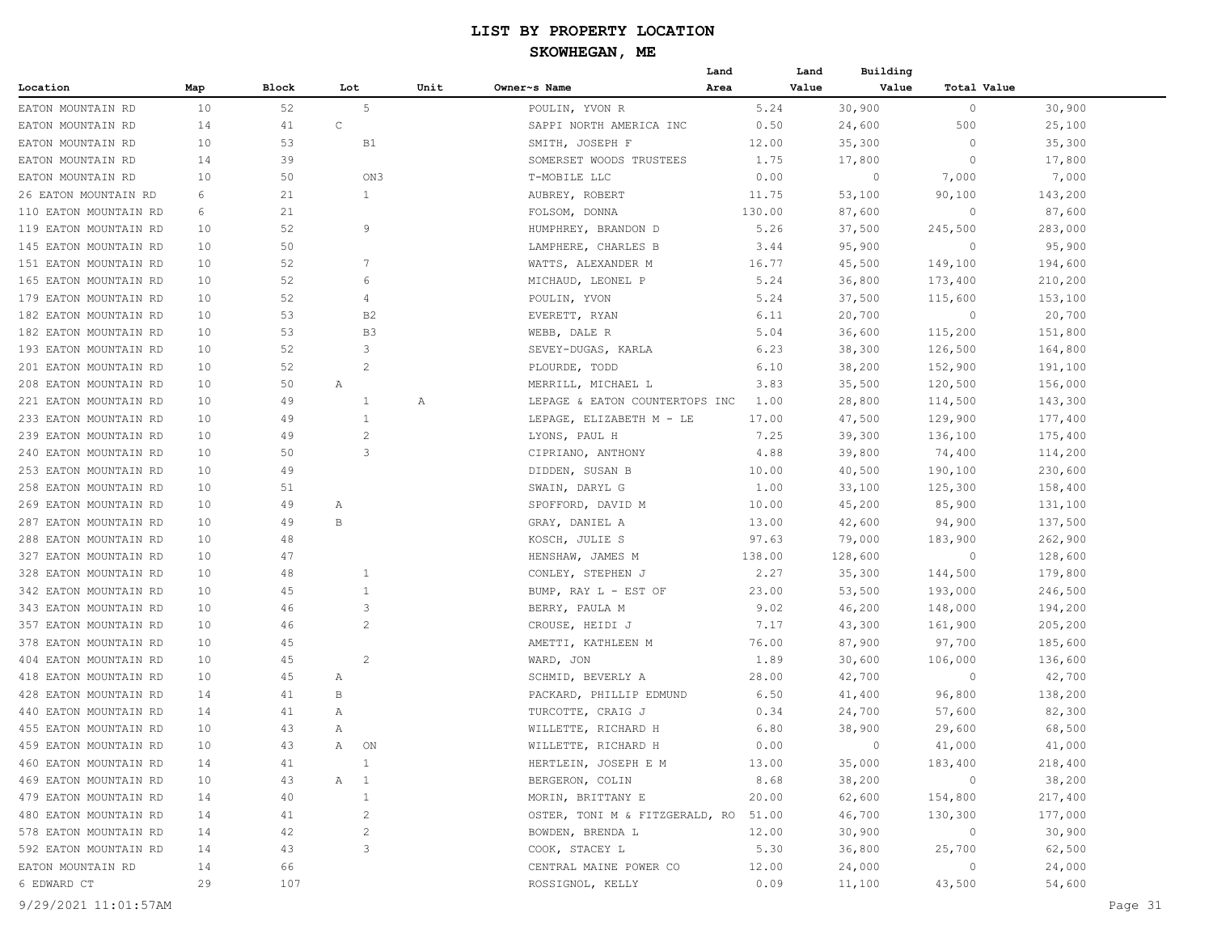# LIST BY PROPERTY LOCATION

## SKOWHEGAN, ME

| Location | Map | Block | Lot | Unit | Owner~s Name | Land Area | Land Value | Building Value | Total Value |
|---|---|---|---|---|---|---|---|---|---|
| EATON MOUNTAIN RD | 10 | 52 | 5 | | POULIN, YVON R | 5.24 | 30,900 | 0 | 30,900 |
| EATON MOUNTAIN RD | 14 | 41 | C | | SAPPI NORTH AMERICA INC | 0.50 | 24,600 | 500 | 25,100 |
| EATON MOUNTAIN RD | 10 | 53 | B1 | | SMITH, JOSEPH F | 12.00 | 35,300 | 0 | 35,300 |
| EATON MOUNTAIN RD | 14 | 39 | | | SOMERSET WOODS TRUSTEES | 1.75 | 17,800 | 0 | 17,800 |
| EATON MOUNTAIN RD | 10 | 50 | ON3 | | T-MOBILE LLC | 0.00 | 0 | 7,000 | 7,000 |
| 26 EATON MOUNTAIN RD | 6 | 21 | 1 | | AUBREY, ROBERT | 11.75 | 53,100 | 90,100 | 143,200 |
| 110 EATON MOUNTAIN RD | 6 | 21 | | | FOLSOM, DONNA | 130.00 | 87,600 | 0 | 87,600 |
| 119 EATON MOUNTAIN RD | 10 | 52 | 9 | | HUMPHREY, BRANDON D | 5.26 | 37,500 | 245,500 | 283,000 |
| 145 EATON MOUNTAIN RD | 10 | 50 | | | LAMPHERE, CHARLES B | 3.44 | 95,900 | 0 | 95,900 |
| 151 EATON MOUNTAIN RD | 10 | 52 | 7 | | WATTS, ALEXANDER M | 16.77 | 45,500 | 149,100 | 194,600 |
| 165 EATON MOUNTAIN RD | 10 | 52 | 6 | | MICHAUD, LEONEL P | 5.24 | 36,800 | 173,400 | 210,200 |
| 179 EATON MOUNTAIN RD | 10 | 52 | 4 | | POULIN, YVON | 5.24 | 37,500 | 115,600 | 153,100 |
| 182 EATON MOUNTAIN RD | 10 | 53 | B2 | | EVERETT, RYAN | 6.11 | 20,700 | 0 | 20,700 |
| 182 EATON MOUNTAIN RD | 10 | 53 | B3 | | WEBB, DALE R | 5.04 | 36,600 | 115,200 | 151,800 |
| 193 EATON MOUNTAIN RD | 10 | 52 | 3 | | SEVEY-DUGAS, KARLA | 6.23 | 38,300 | 126,500 | 164,800 |
| 201 EATON MOUNTAIN RD | 10 | 52 | 2 | | PLOURDE, TODD | 6.10 | 38,200 | 152,900 | 191,100 |
| 208 EATON MOUNTAIN RD | 10 | 50 | A | | MERRILL, MICHAEL L | 3.83 | 35,500 | 120,500 | 156,000 |
| 221 EATON MOUNTAIN RD | 10 | 49 | 1 | A | LEPAGE & EATON COUNTERTOPS INC | 1.00 | 28,800 | 114,500 | 143,300 |
| 233 EATON MOUNTAIN RD | 10 | 49 | 1 | | LEPAGE, ELIZABETH M - LE | 17.00 | 47,500 | 129,900 | 177,400 |
| 239 EATON MOUNTAIN RD | 10 | 49 | 2 | | LYONS, PAUL H | 7.25 | 39,300 | 136,100 | 175,400 |
| 240 EATON MOUNTAIN RD | 10 | 50 | 3 | | CIPRIANO, ANTHONY | 4.88 | 39,800 | 74,400 | 114,200 |
| 253 EATON MOUNTAIN RD | 10 | 49 | | | DIDDEN, SUSAN B | 10.00 | 40,500 | 190,100 | 230,600 |
| 258 EATON MOUNTAIN RD | 10 | 51 | | | SWAIN, DARYL G | 1.00 | 33,100 | 125,300 | 158,400 |
| 269 EATON MOUNTAIN RD | 10 | 49 | A | | SPOFFORD, DAVID M | 10.00 | 45,200 | 85,900 | 131,100 |
| 287 EATON MOUNTAIN RD | 10 | 49 | B | | GRAY, DANIEL A | 13.00 | 42,600 | 94,900 | 137,500 |
| 288 EATON MOUNTAIN RD | 10 | 48 | | | KOSCH, JULIE S | 97.63 | 79,000 | 183,900 | 262,900 |
| 327 EATON MOUNTAIN RD | 10 | 47 | | | HENSHAW, JAMES M | 138.00 | 128,600 | 0 | 128,600 |
| 328 EATON MOUNTAIN RD | 10 | 48 | 1 | | CONLEY, STEPHEN J | 2.27 | 35,300 | 144,500 | 179,800 |
| 342 EATON MOUNTAIN RD | 10 | 45 | 1 | | BUMP, RAY L - EST OF | 23.00 | 53,500 | 193,000 | 246,500 |
| 343 EATON MOUNTAIN RD | 10 | 46 | 3 | | BERRY, PAULA M | 9.02 | 46,200 | 148,000 | 194,200 |
| 357 EATON MOUNTAIN RD | 10 | 46 | 2 | | CROUSE, HEIDI J | 7.17 | 43,300 | 161,900 | 205,200 |
| 378 EATON MOUNTAIN RD | 10 | 45 | | | AMETTI, KATHLEEN M | 76.00 | 87,900 | 97,700 | 185,600 |
| 404 EATON MOUNTAIN RD | 10 | 45 | 2 | | WARD, JON | 1.89 | 30,600 | 106,000 | 136,600 |
| 418 EATON MOUNTAIN RD | 10 | 45 | A | | SCHMID, BEVERLY A | 28.00 | 42,700 | 0 | 42,700 |
| 428 EATON MOUNTAIN RD | 14 | 41 | B | | PACKARD, PHILLIP EDMUND | 6.50 | 41,400 | 96,800 | 138,200 |
| 440 EATON MOUNTAIN RD | 14 | 41 | A | | TURCOTTE, CRAIG J | 0.34 | 24,700 | 57,600 | 82,300 |
| 455 EATON MOUNTAIN RD | 10 | 43 | A | | WILLETTE, RICHARD H | 6.80 | 38,900 | 29,600 | 68,500 |
| 459 EATON MOUNTAIN RD | 10 | 43 | A ON | | WILLETTE, RICHARD H | 0.00 | 0 | 41,000 | 41,000 |
| 460 EATON MOUNTAIN RD | 14 | 41 | 1 | | HERTLEIN, JOSEPH E M | 13.00 | 35,000 | 183,400 | 218,400 |
| 469 EATON MOUNTAIN RD | 10 | 43 | A 1 | | BERGERON, COLIN | 8.68 | 38,200 | 0 | 38,200 |
| 479 EATON MOUNTAIN RD | 14 | 40 | 1 | | MORIN, BRITTANY E | 20.00 | 62,600 | 154,800 | 217,400 |
| 480 EATON MOUNTAIN RD | 14 | 41 | 2 | | OSTER, TONI M & FITZGERALD, RO | 51.00 | 46,700 | 130,300 | 177,000 |
| 578 EATON MOUNTAIN RD | 14 | 42 | 2 | | BOWDEN, BRENDA L | 12.00 | 30,900 | 0 | 30,900 |
| 592 EATON MOUNTAIN RD | 14 | 43 | 3 | | COOK, STACEY L | 5.30 | 36,800 | 25,700 | 62,500 |
| EATON MOUNTAIN RD | 14 | 66 | | | CENTRAL MAINE POWER CO | 12.00 | 24,000 | 0 | 24,000 |
| 6 EDWARD CT | 29 | 107 | | | ROSSIGNOL, KELLY | 0.09 | 11,100 | 43,500 | 54,600 |

9/29/2021 11:01:57AM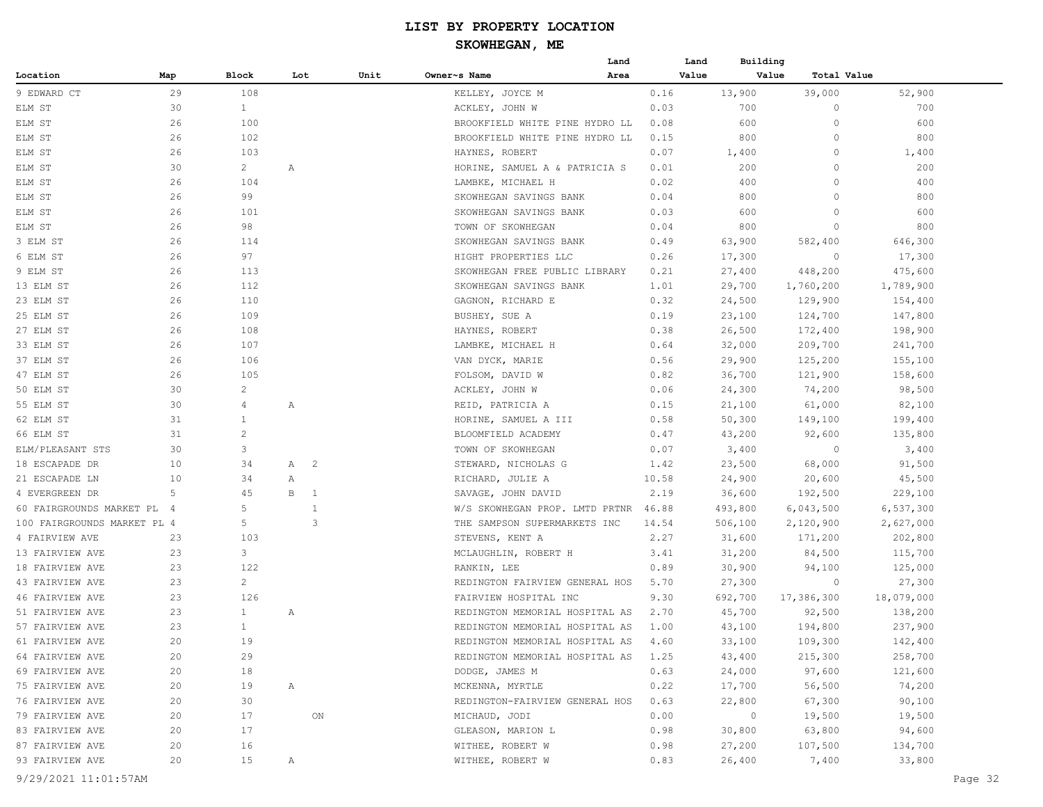# LIST BY PROPERTY LOCATION

## SKOWHEGAN, ME

| Location | Map | Block | Lot | Unit | Owner~s Name | Land Area | Land Value | Building Value | Total Value |
|---|---|---|---|---|---|---|---|---|---|
| 9 EDWARD CT | 29 | 108 | | | KELLEY, JOYCE M | 0.16 | 13,900 | 39,000 | 52,900 |
| ELM ST | 30 | 1 | | | ACKLEY, JOHN W | 0.03 | 700 | 0 | 700 |
| ELM ST | 26 | 100 | | | BROOKFIELD WHITE PINE HYDRO LL | 0.08 | 600 | 0 | 600 |
| ELM ST | 26 | 102 | | | BROOKFIELD WHITE PINE HYDRO LL | 0.15 | 800 | 0 | 800 |
| ELM ST | 26 | 103 | | | HAYNES, ROBERT | 0.07 | 1,400 | 0 | 1,400 |
| ELM ST | 30 | 2 | A | | HORINE, SAMUEL A & PATRICIA S | 0.01 | 200 | 0 | 200 |
| ELM ST | 26 | 104 | | | LAMBKE, MICHAEL H | 0.02 | 400 | 0 | 400 |
| ELM ST | 26 | 99 | | | SKOWHEGAN SAVINGS BANK | 0.04 | 800 | 0 | 800 |
| ELM ST | 26 | 101 | | | SKOWHEGAN SAVINGS BANK | 0.03 | 600 | 0 | 600 |
| ELM ST | 26 | 98 | | | TOWN OF SKOWHEGAN | 0.04 | 800 | 0 | 800 |
| 3 ELM ST | 26 | 114 | | | SKOWHEGAN SAVINGS BANK | 0.49 | 63,900 | 582,400 | 646,300 |
| 6 ELM ST | 26 | 97 | | | HIGHT PROPERTIES LLC | 0.26 | 17,300 | 0 | 17,300 |
| 9 ELM ST | 26 | 113 | | | SKOWHEGAN FREE PUBLIC LIBRARY | 0.21 | 27,400 | 448,200 | 475,600 |
| 13 ELM ST | 26 | 112 | | | SKOWHEGAN SAVINGS BANK | 1.01 | 29,700 | 1,760,200 | 1,789,900 |
| 23 ELM ST | 26 | 110 | | | GAGNON, RICHARD E | 0.32 | 24,500 | 129,900 | 154,400 |
| 25 ELM ST | 26 | 109 | | | BUSHEY, SUE A | 0.19 | 23,100 | 124,700 | 147,800 |
| 27 ELM ST | 26 | 108 | | | HAYNES, ROBERT | 0.38 | 26,500 | 172,400 | 198,900 |
| 33 ELM ST | 26 | 107 | | | LAMBKE, MICHAEL H | 0.64 | 32,000 | 209,700 | 241,700 |
| 37 ELM ST | 26 | 106 | | | VAN DYCK, MARIE | 0.56 | 29,900 | 125,200 | 155,100 |
| 47 ELM ST | 26 | 105 | | | FOLSOM, DAVID W | 0.82 | 36,700 | 121,900 | 158,600 |
| 50 ELM ST | 30 | 2 | | | ACKLEY, JOHN W | 0.06 | 24,300 | 74,200 | 98,500 |
| 55 ELM ST | 30 | 4 | A | | REID, PATRICIA A | 0.15 | 21,100 | 61,000 | 82,100 |
| 62 ELM ST | 31 | 1 | | | HORINE, SAMUEL A III | 0.58 | 50,300 | 149,100 | 199,400 |
| 66 ELM ST | 31 | 2 | | | BLOOMFIELD ACADEMY | 0.47 | 43,200 | 92,600 | 135,800 |
| ELM/PLEASANT STS | 30 | 3 | | | TOWN OF SKOWHEGAN | 0.07 | 3,400 | 0 | 3,400 |
| 18 ESCAPADE DR | 10 | 34 | A 2 | | STEWARD, NICHOLAS G | 1.42 | 23,500 | 68,000 | 91,500 |
| 21 ESCAPADE LN | 10 | 34 | A | | RICHARD, JULIE A | 10.58 | 24,900 | 20,600 | 45,500 |
| 4 EVERGREEN DR | 5 | 45 | B 1 | | SAVAGE, JOHN DAVID | 2.19 | 36,600 | 192,500 | 229,100 |
| 60 FAIRGROUNDS MARKET PL | 4 | 5 | 1 | | W/S SKOWHEGAN PROP. LMTD PRTNR | 46.88 | 493,800 | 6,043,500 | 6,537,300 |
| 100 FAIRGROUNDS MARKET PL | 4 | 5 | 3 | | THE SAMPSON SUPERMARKETS INC | 14.54 | 506,100 | 2,120,900 | 2,627,000 |
| 4 FAIRVIEW AVE | 23 | 103 | | | STEVENS, KENT A | 2.27 | 31,600 | 171,200 | 202,800 |
| 13 FAIRVIEW AVE | 23 | 3 | | | MCLAUGHLIN, ROBERT H | 3.41 | 31,200 | 84,500 | 115,700 |
| 18 FAIRVIEW AVE | 23 | 122 | | | RANKIN, LEE | 0.89 | 30,900 | 94,100 | 125,000 |
| 43 FAIRVIEW AVE | 23 | 2 | | | REDINGTON FAIRVIEW GENERAL HOS | 5.70 | 27,300 | 0 | 27,300 |
| 46 FAIRVIEW AVE | 23 | 126 | | | FAIRVIEW HOSPITAL INC | 9.30 | 692,700 | 17,386,300 | 18,079,000 |
| 51 FAIRVIEW AVE | 23 | 1 | A | | REDINGTON MEMORIAL HOSPITAL AS | 2.70 | 45,700 | 92,500 | 138,200 |
| 57 FAIRVIEW AVE | 23 | 1 | | | REDINGTON MEMORIAL HOSPITAL AS | 1.00 | 43,100 | 194,800 | 237,900 |
| 61 FAIRVIEW AVE | 20 | 19 | | | REDINGTON MEMORIAL HOSPITAL AS | 4.60 | 33,100 | 109,300 | 142,400 |
| 64 FAIRVIEW AVE | 20 | 29 | | | REDINGTON MEMORIAL HOSPITAL AS | 1.25 | 43,400 | 215,300 | 258,700 |
| 69 FAIRVIEW AVE | 20 | 18 | | | DODGE, JAMES M | 0.63 | 24,000 | 97,600 | 121,600 |
| 75 FAIRVIEW AVE | 20 | 19 | A | | MCKENNA, MYRTLE | 0.22 | 17,700 | 56,500 | 74,200 |
| 76 FAIRVIEW AVE | 20 | 30 | | | REDINGTON-FAIRVIEW GENERAL HOS | 0.63 | 22,800 | 67,300 | 90,100 |
| 79 FAIRVIEW AVE | 20 | 17 | ON | | MICHAUD, JODI | 0.00 | 0 | 19,500 | 19,500 |
| 83 FAIRVIEW AVE | 20 | 17 | | | GLEASON, MARION L | 0.98 | 30,800 | 63,800 | 94,600 |
| 87 FAIRVIEW AVE | 20 | 16 | | | WITHEE, ROBERT W | 0.98 | 27,200 | 107,500 | 134,700 |
| 93 FAIRVIEW AVE | 20 | 15 | A | | WITHEE, ROBERT W | 0.83 | 26,400 | 7,400 | 33,800 |

9/29/2021 11:01:57AM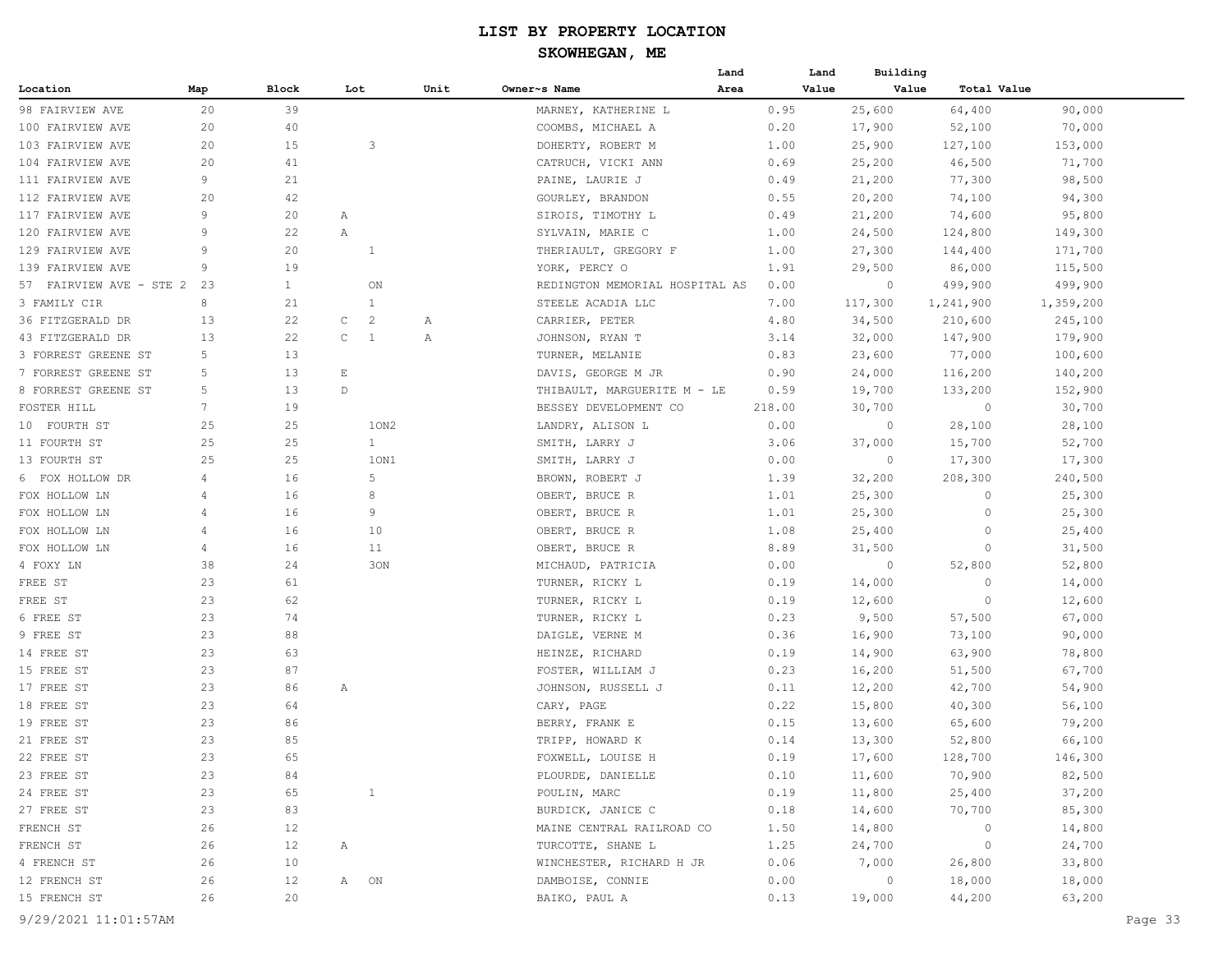# LIST BY PROPERTY LOCATION

## SKOWHEGAN, ME

| Location | Map | Block | Lot | Unit | Owner~s Name | Land Area | Land Value | Building Value | Total Value |
|---|---|---|---|---|---|---|---|---|---|
| 98 FAIRVIEW AVE | 20 | 39 | | | MARNEY, KATHERINE L | 0.95 | 25,600 | 64,400 | 90,000 |
| 100 FAIRVIEW AVE | 20 | 40 | | | COOMBS, MICHAEL A | 0.20 | 17,900 | 52,100 | 70,000 |
| 103 FAIRVIEW AVE | 20 | 15 | 3 | | DOHERTY, ROBERT M | 1.00 | 25,900 | 127,100 | 153,000 |
| 104 FAIRVIEW AVE | 20 | 41 | | | CATRUCH, VICKI ANN | 0.69 | 25,200 | 46,500 | 71,700 |
| 111 FAIRVIEW AVE | 9 | 21 | | | PAINE, LAURIE J | 0.49 | 21,200 | 77,300 | 98,500 |
| 112 FAIRVIEW AVE | 20 | 42 | | | GOURLEY, BRANDON | 0.55 | 20,200 | 74,100 | 94,300 |
| 117 FAIRVIEW AVE | 9 | 20 | A | | SIROIS, TIMOTHY L | 0.49 | 21,200 | 74,600 | 95,800 |
| 120 FAIRVIEW AVE | 9 | 22 | A | | SYLVAIN, MARIE C | 1.00 | 24,500 | 124,800 | 149,300 |
| 129 FAIRVIEW AVE | 9 | 20 | 1 | | THERIAULT, GREGORY F | 1.00 | 27,300 | 144,400 | 171,700 |
| 139 FAIRVIEW AVE | 9 | 19 | | | YORK, PERCY O | 1.91 | 29,500 | 86,000 | 115,500 |
| 57 FAIRVIEW AVE - STE 2 | 23 | 1 | ON | | REDINGTON MEMORIAL HOSPITAL AS | 0.00 | 0 | 499,900 | 499,900 |
| 3 FAMILY CIR | 8 | 21 | 1 | | STEELE ACADIA LLC | 7.00 | 117,300 | 1,241,900 | 1,359,200 |
| 36 FITZGERALD DR | 13 | 22 | C 2 | A | CARRIER, PETER | 4.80 | 34,500 | 210,600 | 245,100 |
| 43 FITZGERALD DR | 13 | 22 | C 1 | A | JOHNSON, RYAN T | 3.14 | 32,000 | 147,900 | 179,900 |
| 3 FORREST GREENE ST | 5 | 13 | | | TURNER, MELANIE | 0.83 | 23,600 | 77,000 | 100,600 |
| 7 FORREST GREENE ST | 5 | 13 | E | | DAVIS, GEORGE M JR | 0.90 | 24,000 | 116,200 | 140,200 |
| 8 FORREST GREENE ST | 5 | 13 | D | | THIBAULT, MARGUERITE M - LE | 0.59 | 19,700 | 133,200 | 152,900 |
| FOSTER HILL | 7 | 19 | | | BESSEY DEVELOPMENT CO | 218.00 | 30,700 | 0 | 30,700 |
| 10 FOURTH ST | 25 | 25 | 1ON2 | | LANDRY, ALISON L | 0.00 | 0 | 28,100 | 28,100 |
| 11 FOURTH ST | 25 | 25 | 1 | | SMITH, LARRY J | 3.06 | 37,000 | 15,700 | 52,700 |
| 13 FOURTH ST | 25 | 25 | 1ON1 | | SMITH, LARRY J | 0.00 | 0 | 17,300 | 17,300 |
| 6 FOX HOLLOW DR | 4 | 16 | 5 | | BROWN, ROBERT J | 1.39 | 32,200 | 208,300 | 240,500 |
| FOX HOLLOW LN | 4 | 16 | 8 | | OBERT, BRUCE R | 1.01 | 25,300 | 0 | 25,300 |
| FOX HOLLOW LN | 4 | 16 | 9 | | OBERT, BRUCE R | 1.01 | 25,300 | 0 | 25,300 |
| FOX HOLLOW LN | 4 | 16 | 10 | | OBERT, BRUCE R | 1.08 | 25,400 | 0 | 25,400 |
| FOX HOLLOW LN | 4 | 16 | 11 | | OBERT, BRUCE R | 8.89 | 31,500 | 0 | 31,500 |
| 4 FOXY LN | 38 | 24 | 3ON | | MICHAUD, PATRICIA | 0.00 | 0 | 52,800 | 52,800 |
| FREE ST | 23 | 61 | | | TURNER, RICKY L | 0.19 | 14,000 | 0 | 14,000 |
| FREE ST | 23 | 62 | | | TURNER, RICKY L | 0.19 | 12,600 | 0 | 12,600 |
| 6 FREE ST | 23 | 74 | | | TURNER, RICKY L | 0.23 | 9,500 | 57,500 | 67,000 |
| 9 FREE ST | 23 | 88 | | | DAIGLE, VERNE M | 0.36 | 16,900 | 73,100 | 90,000 |
| 14 FREE ST | 23 | 63 | | | HEINZE, RICHARD | 0.19 | 14,900 | 63,900 | 78,800 |
| 15 FREE ST | 23 | 87 | | | FOSTER, WILLIAM J | 0.23 | 16,200 | 51,500 | 67,700 |
| 17 FREE ST | 23 | 86 | A | | JOHNSON, RUSSELL J | 0.11 | 12,200 | 42,700 | 54,900 |
| 18 FREE ST | 23 | 64 | | | CARY, PAGE | 0.22 | 15,800 | 40,300 | 56,100 |
| 19 FREE ST | 23 | 86 | | | BERRY, FRANK E | 0.15 | 13,600 | 65,600 | 79,200 |
| 21 FREE ST | 23 | 85 | | | TRIPP, HOWARD K | 0.14 | 13,300 | 52,800 | 66,100 |
| 22 FREE ST | 23 | 65 | | | FOXWELL, LOUISE H | 0.19 | 17,600 | 128,700 | 146,300 |
| 23 FREE ST | 23 | 84 | | | PLOURDE, DANIELLE | 0.10 | 11,600 | 70,900 | 82,500 |
| 24 FREE ST | 23 | 65 | 1 | | POULIN, MARC | 0.19 | 11,800 | 25,400 | 37,200 |
| 27 FREE ST | 23 | 83 | | | BURDICK, JANICE C | 0.18 | 14,600 | 70,700 | 85,300 |
| FRENCH ST | 26 | 12 | | | MAINE CENTRAL RAILROAD CO | 1.50 | 14,800 | 0 | 14,800 |
| FRENCH ST | 26 | 12 | A | | TURCOTTE, SHANE L | 1.25 | 24,700 | 0 | 24,700 |
| 4 FRENCH ST | 26 | 10 | | | WINCHESTER, RICHARD H JR | 0.06 | 7,000 | 26,800 | 33,800 |
| 12 FRENCH ST | 26 | 12 | A ON | | DAMBOISE, CONNIE | 0.00 | 0 | 18,000 | 18,000 |
| 15 FRENCH ST | 26 | 20 | | | BAIKO, PAUL A | 0.13 | 19,000 | 44,200 | 63,200 |

9/29/2021 11:01:57AM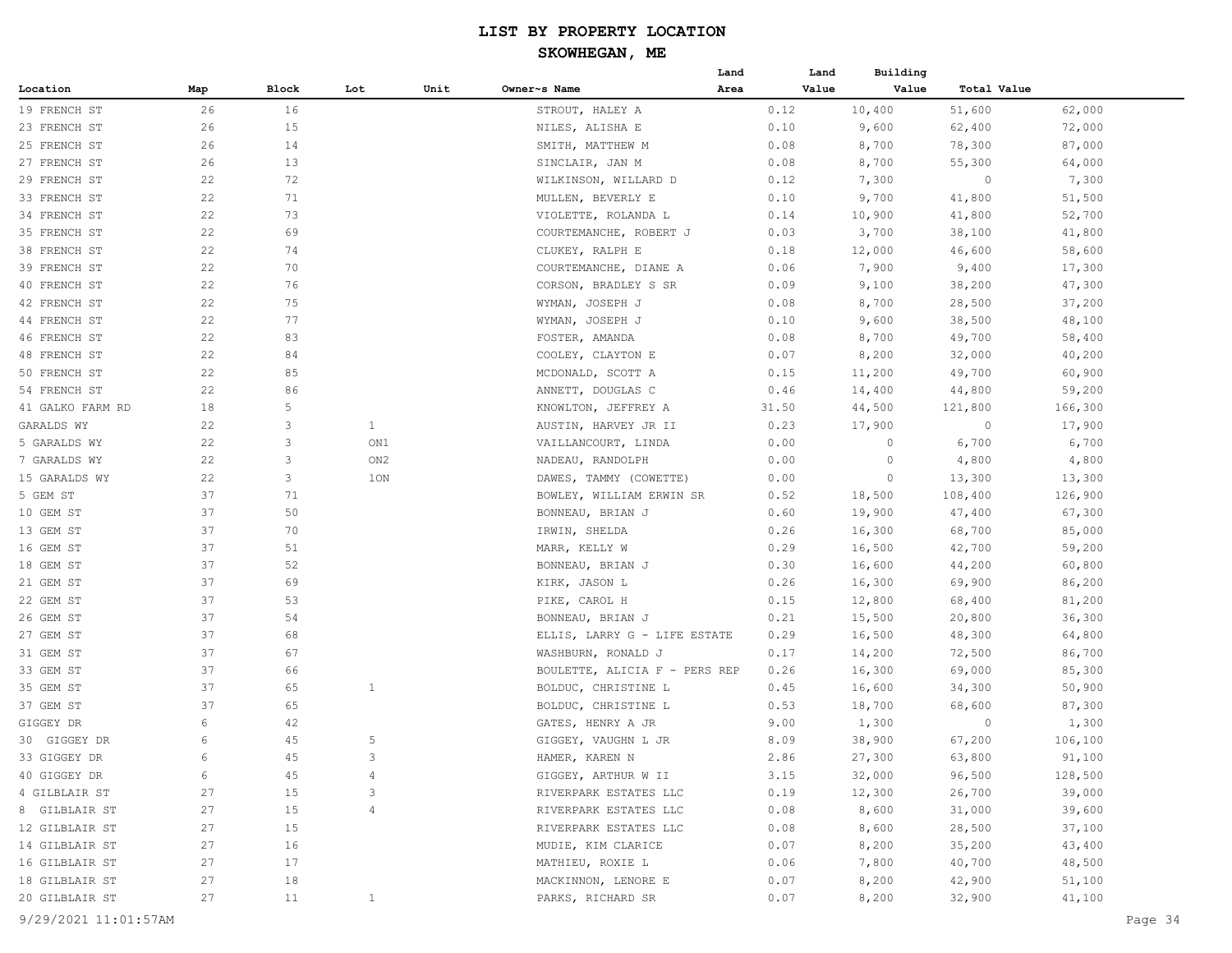# LIST BY PROPERTY LOCATION

## SKOWHEGAN, ME

| Location | Map | Block | Lot | Unit | Owner~s Name | Land Area | Land Value | Building Value | Total Value |
|---|---|---|---|---|---|---|---|---|---|
| 19 FRENCH ST | 26 | 16 | | | STROUT, HALEY A | 0.12 | 10,400 | 51,600 | 62,000 |
| 23 FRENCH ST | 26 | 15 | | | NILES, ALISHA E | 0.10 | 9,600 | 62,400 | 72,000 |
| 25 FRENCH ST | 26 | 14 | | | SMITH, MATTHEW M | 0.08 | 8,700 | 78,300 | 87,000 |
| 27 FRENCH ST | 26 | 13 | | | SINCLAIR, JAN M | 0.08 | 8,700 | 55,300 | 64,000 |
| 29 FRENCH ST | 22 | 72 | | | WILKINSON, WILLARD D | 0.12 | 7,300 | 0 | 7,300 |
| 33 FRENCH ST | 22 | 71 | | | MULLEN, BEVERLY E | 0.10 | 9,700 | 41,800 | 51,500 |
| 34 FRENCH ST | 22 | 73 | | | VIOLETTE, ROLANDA L | 0.14 | 10,900 | 41,800 | 52,700 |
| 35 FRENCH ST | 22 | 69 | | | COURTEMANCHE, ROBERT J | 0.03 | 3,700 | 38,100 | 41,800 |
| 38 FRENCH ST | 22 | 74 | | | CLUKEY, RALPH E | 0.18 | 12,000 | 46,600 | 58,600 |
| 39 FRENCH ST | 22 | 70 | | | COURTEMANCHE, DIANE A | 0.06 | 7,900 | 9,400 | 17,300 |
| 40 FRENCH ST | 22 | 76 | | | CORSON, BRADLEY S SR | 0.09 | 9,100 | 38,200 | 47,300 |
| 42 FRENCH ST | 22 | 75 | | | WYMAN, JOSEPH J | 0.08 | 8,700 | 28,500 | 37,200 |
| 44 FRENCH ST | 22 | 77 | | | WYMAN, JOSEPH J | 0.10 | 9,600 | 38,500 | 48,100 |
| 46 FRENCH ST | 22 | 83 | | | FOSTER, AMANDA | 0.08 | 8,700 | 49,700 | 58,400 |
| 48 FRENCH ST | 22 | 84 | | | COOLEY, CLAYTON E | 0.07 | 8,200 | 32,000 | 40,200 |
| 50 FRENCH ST | 22 | 85 | | | MCDONALD, SCOTT A | 0.15 | 11,200 | 49,700 | 60,900 |
| 54 FRENCH ST | 22 | 86 | | | ANNETT, DOUGLAS C | 0.46 | 14,400 | 44,800 | 59,200 |
| 41 GALKO FARM RD | 18 | 5 | | | KNOWLTON, JEFFREY A | 31.50 | 44,500 | 121,800 | 166,300 |
| GARALDS WY | 22 | 3 | 1 | | AUSTIN, HARVEY JR II | 0.23 | 17,900 | 0 | 17,900 |
| 5 GARALDS WY | 22 | 3 | ON1 | | VAILLANCOURT, LINDA | 0.00 | 0 | 6,700 | 6,700 |
| 7 GARALDS WY | 22 | 3 | ON2 | | NADEAU, RANDOLPH | 0.00 | 0 | 4,800 | 4,800 |
| 15 GARALDS WY | 22 | 3 | 1ON | | DAWES, TAMMY (COWETTE) | 0.00 | 0 | 13,300 | 13,300 |
| 5 GEM ST | 37 | 71 | | | BOWLEY, WILLIAM ERWIN SR | 0.52 | 18,500 | 108,400 | 126,900 |
| 10 GEM ST | 37 | 50 | | | BONNEAU, BRIAN J | 0.60 | 19,900 | 47,400 | 67,300 |
| 13 GEM ST | 37 | 70 | | | IRWIN, SHELDA | 0.26 | 16,300 | 68,700 | 85,000 |
| 16 GEM ST | 37 | 51 | | | MARR, KELLY W | 0.29 | 16,500 | 42,700 | 59,200 |
| 18 GEM ST | 37 | 52 | | | BONNEAU, BRIAN J | 0.30 | 16,600 | 44,200 | 60,800 |
| 21 GEM ST | 37 | 69 | | | KIRK, JASON L | 0.26 | 16,300 | 69,900 | 86,200 |
| 22 GEM ST | 37 | 53 | | | PIKE, CAROL H | 0.15 | 12,800 | 68,400 | 81,200 |
| 26 GEM ST | 37 | 54 | | | BONNEAU, BRIAN J | 0.21 | 15,500 | 20,800 | 36,300 |
| 27 GEM ST | 37 | 68 | | | ELLIS, LARRY G - LIFE ESTATE | 0.29 | 16,500 | 48,300 | 64,800 |
| 31 GEM ST | 37 | 67 | | | WASHBURN, RONALD J | 0.17 | 14,200 | 72,500 | 86,700 |
| 33 GEM ST | 37 | 66 | | | BOULETTE, ALICIA F - PERS REP | 0.26 | 16,300 | 69,000 | 85,300 |
| 35 GEM ST | 37 | 65 | 1 | | BOLDUC, CHRISTINE L | 0.45 | 16,600 | 34,300 | 50,900 |
| 37 GEM ST | 37 | 65 | | | BOLDUC, CHRISTINE L | 0.53 | 18,700 | 68,600 | 87,300 |
| GIGGEY DR | 6 | 42 | | | GATES, HENRY A JR | 9.00 | 1,300 | 0 | 1,300 |
| 30 GIGGEY DR | 6 | 45 | 5 | | GIGGEY, VAUGHN L JR | 8.09 | 38,900 | 67,200 | 106,100 |
| 33 GIGGEY DR | 6 | 45 | 3 | | HAMER, KAREN N | 2.86 | 27,300 | 63,800 | 91,100 |
| 40 GIGGEY DR | 6 | 45 | 4 | | GIGGEY, ARTHUR W II | 3.15 | 32,000 | 96,500 | 128,500 |
| 4 GILBLAIR ST | 27 | 15 | 3 | | RIVERPARK ESTATES LLC | 0.19 | 12,300 | 26,700 | 39,000 |
| 8 GILBLAIR ST | 27 | 15 | 4 | | RIVERPARK ESTATES LLC | 0.08 | 8,600 | 31,000 | 39,600 |
| 12 GILBLAIR ST | 27 | 15 | | | RIVERPARK ESTATES LLC | 0.08 | 8,600 | 28,500 | 37,100 |
| 14 GILBLAIR ST | 27 | 16 | | | MUDIE, KIM CLARICE | 0.07 | 8,200 | 35,200 | 43,400 |
| 16 GILBLAIR ST | 27 | 17 | | | MATHIEU, ROXIE L | 0.06 | 7,800 | 40,700 | 48,500 |
| 18 GILBLAIR ST | 27 | 18 | | | MACKINNON, LENORE E | 0.07 | 8,200 | 42,900 | 51,100 |
| 20 GILBLAIR ST | 27 | 11 | 1 | | PARKS, RICHARD SR | 0.07 | 8,200 | 32,900 | 41,100 |

9/29/2021 11:01:57AM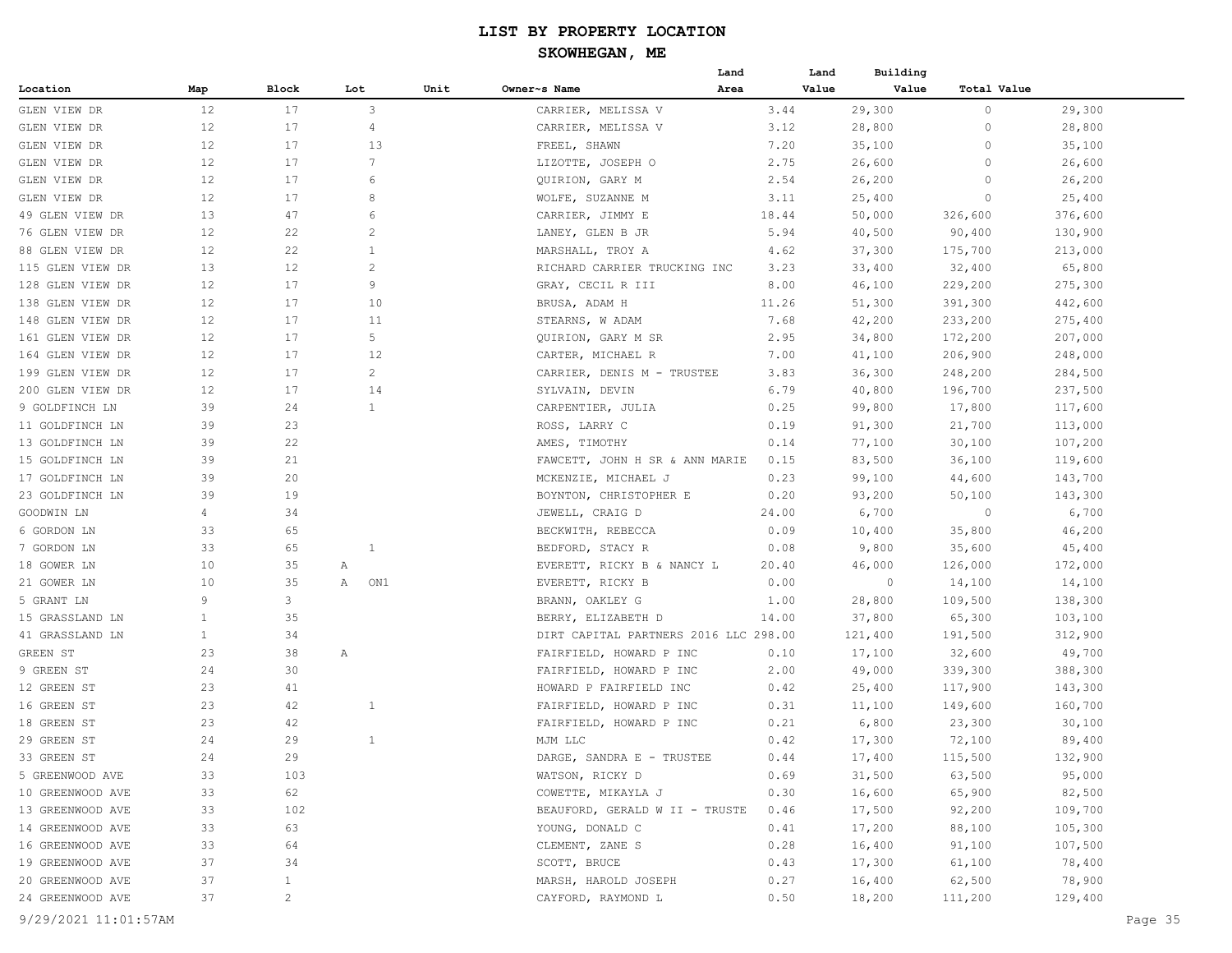# LIST BY PROPERTY LOCATION

## SKOWHEGAN, ME

| Location | Map | Block | Lot | Unit | Owner~s Name | Land Area | Land Value | Building Value | Total Value |
|---|---|---|---|---|---|---|---|---|---|
| GLEN VIEW DR | 12 | 17 | 3 | | CARRIER, MELISSA V | 3.44 | 29,300 | 0 | 29,300 |
| GLEN VIEW DR | 12 | 17 | 4 | | CARRIER, MELISSA V | 3.12 | 28,800 | 0 | 28,800 |
| GLEN VIEW DR | 12 | 17 | 13 | | FREEL, SHAWN | 7.20 | 35,100 | 0 | 35,100 |
| GLEN VIEW DR | 12 | 17 | 7 | | LIZOTTE, JOSEPH O | 2.75 | 26,600 | 0 | 26,600 |
| GLEN VIEW DR | 12 | 17 | 6 | | QUIRION, GARY M | 2.54 | 26,200 | 0 | 26,200 |
| GLEN VIEW DR | 12 | 17 | 8 | | WOLFE, SUZANNE M | 3.11 | 25,400 | 0 | 25,400 |
| 49 GLEN VIEW DR | 13 | 47 | 6 | | CARRIER, JIMMY E | 18.44 | 50,000 | 326,600 | 376,600 |
| 76 GLEN VIEW DR | 12 | 22 | 2 | | LANEY, GLEN B JR | 5.94 | 40,500 | 90,400 | 130,900 |
| 88 GLEN VIEW DR | 12 | 22 | 1 | | MARSHALL, TROY A | 4.62 | 37,300 | 175,700 | 213,000 |
| 115 GLEN VIEW DR | 13 | 12 | 2 | | RICHARD CARRIER TRUCKING INC | 3.23 | 33,400 | 32,400 | 65,800 |
| 128 GLEN VIEW DR | 12 | 17 | 9 | | GRAY, CECIL R III | 8.00 | 46,100 | 229,200 | 275,300 |
| 138 GLEN VIEW DR | 12 | 17 | 10 | | BRUSA, ADAM H | 11.26 | 51,300 | 391,300 | 442,600 |
| 148 GLEN VIEW DR | 12 | 17 | 11 | | STEARNS, W ADAM | 7.68 | 42,200 | 233,200 | 275,400 |
| 161 GLEN VIEW DR | 12 | 17 | 5 | | QUIRION, GARY M SR | 2.95 | 34,800 | 172,200 | 207,000 |
| 164 GLEN VIEW DR | 12 | 17 | 12 | | CARTER, MICHAEL R | 7.00 | 41,100 | 206,900 | 248,000 |
| 199 GLEN VIEW DR | 12 | 17 | 2 | | CARRIER, DENIS M - TRUSTEE | 3.83 | 36,300 | 248,200 | 284,500 |
| 200 GLEN VIEW DR | 12 | 17 | 14 | | SYLVAIN, DEVIN | 6.79 | 40,800 | 196,700 | 237,500 |
| 9 GOLDFINCH LN | 39 | 24 | 1 | | CARPENTIER, JULIA | 0.25 | 99,800 | 17,800 | 117,600 |
| 11 GOLDFINCH LN | 39 | 23 | | | ROSS, LARRY C | 0.19 | 91,300 | 21,700 | 113,000 |
| 13 GOLDFINCH LN | 39 | 22 | | | AMES, TIMOTHY | 0.14 | 77,100 | 30,100 | 107,200 |
| 15 GOLDFINCH LN | 39 | 21 | | | FAWCETT, JOHN H SR & ANN MARIE | 0.15 | 83,500 | 36,100 | 119,600 |
| 17 GOLDFINCH LN | 39 | 20 | | | MCKENZIE, MICHAEL J | 0.23 | 99,100 | 44,600 | 143,700 |
| 23 GOLDFINCH LN | 39 | 19 | | | BOYNTON, CHRISTOPHER E | 0.20 | 93,200 | 50,100 | 143,300 |
| GOODWIN LN | 4 | 34 | | | JEWELL, CRAIG D | 24.00 | 6,700 | 0 | 6,700 |
| 6 GORDON LN | 33 | 65 | | | BECKWITH, REBECCA | 0.09 | 10,400 | 35,800 | 46,200 |
| 7 GORDON LN | 33 | 65 | 1 | | BEDFORD, STACY R | 0.08 | 9,800 | 35,600 | 45,400 |
| 18 GOWER LN | 10 | 35 | A | | EVERETT, RICKY B & NANCY L | 20.40 | 46,000 | 126,000 | 172,000 |
| 21 GOWER LN | 10 | 35 | A | ON1 | EVERETT, RICKY B | 0.00 | 0 | 14,100 | 14,100 |
| 5 GRANT LN | 9 | 3 | | | BRANN, OAKLEY G | 1.00 | 28,800 | 109,500 | 138,300 |
| 15 GRASSLAND LN | 1 | 35 | | | BERRY, ELIZABETH D | 14.00 | 37,800 | 65,300 | 103,100 |
| 41 GRASSLAND LN | 1 | 34 | | | DIRT CAPITAL PARTNERS 2016 LLC | 298.00 | 121,400 | 191,500 | 312,900 |
| GREEN ST | 23 | 38 | A | | FAIRFIELD, HOWARD P INC | 0.10 | 17,100 | 32,600 | 49,700 |
| 9 GREEN ST | 24 | 30 | | | FAIRFIELD, HOWARD P INC | 2.00 | 49,000 | 339,300 | 388,300 |
| 12 GREEN ST | 23 | 41 | | | HOWARD P FAIRFIELD INC | 0.42 | 25,400 | 117,900 | 143,300 |
| 16 GREEN ST | 23 | 42 | 1 | | FAIRFIELD, HOWARD P INC | 0.31 | 11,100 | 149,600 | 160,700 |
| 18 GREEN ST | 23 | 42 | | | FAIRFIELD, HOWARD P INC | 0.21 | 6,800 | 23,300 | 30,100 |
| 29 GREEN ST | 24 | 29 | 1 | | MJM LLC | 0.42 | 17,300 | 72,100 | 89,400 |
| 33 GREEN ST | 24 | 29 | | | DARGE, SANDRA E - TRUSTEE | 0.44 | 17,400 | 115,500 | 132,900 |
| 5 GREENWOOD AVE | 33 | 103 | | | WATSON, RICKY D | 0.69 | 31,500 | 63,500 | 95,000 |
| 10 GREENWOOD AVE | 33 | 62 | | | COWETTE, MIKAYLA J | 0.30 | 16,600 | 65,900 | 82,500 |
| 13 GREENWOOD AVE | 33 | 102 | | | BEAUFORD, GERALD W II - TRUSTE | 0.46 | 17,500 | 92,200 | 109,700 |
| 14 GREENWOOD AVE | 33 | 63 | | | YOUNG, DONALD C | 0.41 | 17,200 | 88,100 | 105,300 |
| 16 GREENWOOD AVE | 33 | 64 | | | CLEMENT, ZANE S | 0.28 | 16,400 | 91,100 | 107,500 |
| 19 GREENWOOD AVE | 37 | 34 | | | SCOTT, BRUCE | 0.43 | 17,300 | 61,100 | 78,400 |
| 20 GREENWOOD AVE | 37 | 1 | | | MARSH, HAROLD JOSEPH | 0.27 | 16,400 | 62,500 | 78,900 |
| 24 GREENWOOD AVE | 37 | 2 | | | CAYFORD, RAYMOND L | 0.50 | 18,200 | 111,200 | 129,400 |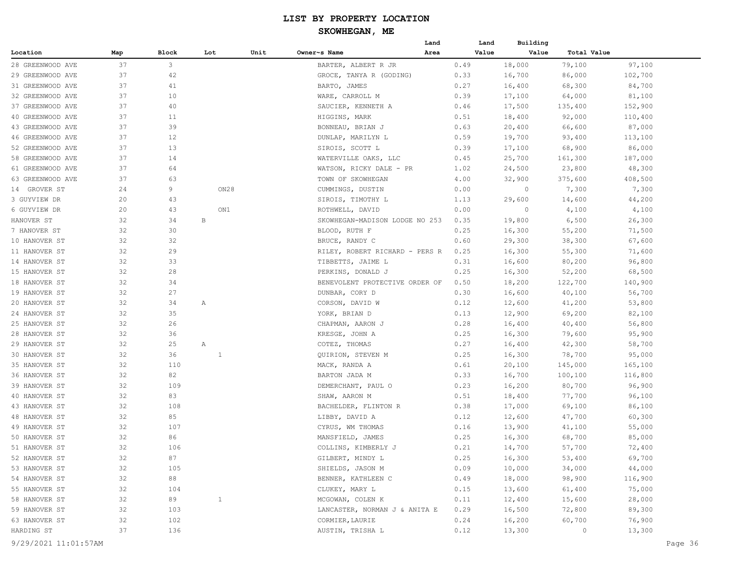# LIST BY PROPERTY LOCATION

## SKOWHEGAN, ME

| Location | Map | Block | Lot | Unit | Owner~s Name | Land Area | Land Value | Building Value | Total Value |
|---|---|---|---|---|---|---|---|---|---|
| 28 GREENWOOD AVE | 37 | 3 | | | BARTER, ALBERT R JR | 0.49 | 18,000 | 79,100 | 97,100 |
| 29 GREENWOOD AVE | 37 | 42 | | | GROCE, TANYA R (GODING) | 0.33 | 16,700 | 86,000 | 102,700 |
| 31 GREENWOOD AVE | 37 | 41 | | | BARTO, JAMES | 0.27 | 16,400 | 68,300 | 84,700 |
| 32 GREENWOOD AVE | 37 | 10 | | | WARE, CARROLL M | 0.39 | 17,100 | 64,000 | 81,100 |
| 37 GREENWOOD AVE | 37 | 40 | | | SAUCIER, KENNETH A | 0.46 | 17,500 | 135,400 | 152,900 |
| 40 GREENWOOD AVE | 37 | 11 | | | HIGGINS, MARK | 0.51 | 18,400 | 92,000 | 110,400 |
| 43 GREENWOOD AVE | 37 | 39 | | | BONNEAU, BRIAN J | 0.63 | 20,400 | 66,600 | 87,000 |
| 46 GREENWOOD AVE | 37 | 12 | | | DUNLAP, MARILYN L | 0.59 | 19,700 | 93,400 | 113,100 |
| 52 GREENWOOD AVE | 37 | 13 | | | SIROIS, SCOTT L | 0.39 | 17,100 | 68,900 | 86,000 |
| 58 GREENWOOD AVE | 37 | 14 | | | WATERVILLE OAKS, LLC | 0.45 | 25,700 | 161,300 | 187,000 |
| 61 GREENWOOD AVE | 37 | 64 | | | WATSON, RICKY DALE - PR | 1.02 | 24,500 | 23,800 | 48,300 |
| 63 GREENWOOD AVE | 37 | 63 | | | TOWN OF SKOWHEGAN | 4.00 | 32,900 | 375,600 | 408,500 |
| 14 GROVER ST | 24 | 9 | ON28 | | CUMMINGS, DUSTIN | 0.00 | 0 | 7,300 | 7,300 |
| 3 GUYVIEW DR | 20 | 43 | | | SIROIS, TIMOTHY L | 1.13 | 29,600 | 14,600 | 44,200 |
| 6 GUYVIEW DR | 20 | 43 | ON1 | | ROTHWELL, DAVID | 0.00 | 0 | 4,100 | 4,100 |
| HANOVER ST | 32 | 34 | B | | SKOWHEGAN-MADISON LODGE NO 253 | 0.35 | 19,800 | 6,500 | 26,300 |
| 7 HANOVER ST | 32 | 30 | | | BLOOD, RUTH F | 0.25 | 16,300 | 55,200 | 71,500 |
| 10 HANOVER ST | 32 | 32 | | | BRUCE, RANDY C | 0.60 | 29,300 | 38,300 | 67,600 |
| 11 HANOVER ST | 32 | 29 | | | RILEY, ROBERT RICHARD - PERS R | 0.25 | 16,300 | 55,300 | 71,600 |
| 14 HANOVER ST | 32 | 33 | | | TIBBETTS, JAIME L | 0.31 | 16,600 | 80,200 | 96,800 |
| 15 HANOVER ST | 32 | 28 | | | PERKINS, DONALD J | 0.25 | 16,300 | 52,200 | 68,500 |
| 18 HANOVER ST | 32 | 34 | | | BENEVOLENT PROTECTIVE ORDER OF | 0.50 | 18,200 | 122,700 | 140,900 |
| 19 HANOVER ST | 32 | 27 | | | DUNBAR, CORY D | 0.30 | 16,600 | 40,100 | 56,700 |
| 20 HANOVER ST | 32 | 34 | A | | CORSON, DAVID W | 0.12 | 12,600 | 41,200 | 53,800 |
| 24 HANOVER ST | 32 | 35 | | | YORK, BRIAN D | 0.13 | 12,900 | 69,200 | 82,100 |
| 25 HANOVER ST | 32 | 26 | | | CHAPMAN, AARON J | 0.28 | 16,400 | 40,400 | 56,800 |
| 28 HANOVER ST | 32 | 36 | | | KRESGE, JOHN A | 0.25 | 16,300 | 79,600 | 95,900 |
| 29 HANOVER ST | 32 | 25 | A | | COTEZ, THOMAS | 0.27 | 16,400 | 42,300 | 58,700 |
| 30 HANOVER ST | 32 | 36 | 1 | | QUIRION, STEVEN M | 0.25 | 16,300 | 78,700 | 95,000 |
| 35 HANOVER ST | 32 | 110 | | | MACK, RANDA A | 0.61 | 20,100 | 145,000 | 165,100 |
| 36 HANOVER ST | 32 | 82 | | | BARTON JADA M | 0.33 | 16,700 | 100,100 | 116,800 |
| 39 HANOVER ST | 32 | 109 | | | DEMERCHANT, PAUL O | 0.23 | 16,200 | 80,700 | 96,900 |
| 40 HANOVER ST | 32 | 83 | | | SHAW, AARON M | 0.51 | 18,400 | 77,700 | 96,100 |
| 43 HANOVER ST | 32 | 108 | | | BACHELDER, FLINTON R | 0.38 | 17,000 | 69,100 | 86,100 |
| 48 HANOVER ST | 32 | 85 | | | LIBBY, DAVID A | 0.12 | 12,600 | 47,700 | 60,300 |
| 49 HANOVER ST | 32 | 107 | | | CYRUS, WM THOMAS | 0.16 | 13,900 | 41,100 | 55,000 |
| 50 HANOVER ST | 32 | 86 | | | MANSFIELD, JAMES | 0.25 | 16,300 | 68,700 | 85,000 |
| 51 HANOVER ST | 32 | 106 | | | COLLINS, KIMBERLY J | 0.21 | 14,700 | 57,700 | 72,400 |
| 52 HANOVER ST | 32 | 87 | | | GILBERT, MINDY L | 0.25 | 16,300 | 53,400 | 69,700 |
| 53 HANOVER ST | 32 | 105 | | | SHIELDS, JASON M | 0.09 | 10,000 | 34,000 | 44,000 |
| 54 HANOVER ST | 32 | 88 | | | BENNER, KATHLEEN C | 0.49 | 18,000 | 98,900 | 116,900 |
| 55 HANOVER ST | 32 | 104 | | | CLUKEY, MARY L | 0.15 | 13,600 | 61,400 | 75,000 |
| 58 HANOVER ST | 32 | 89 | 1 | | MCGOWAN, COLEN K | 0.11 | 12,400 | 15,600 | 28,000 |
| 59 HANOVER ST | 32 | 103 | | | LANCASTER, NORMAN J & ANITA E | 0.29 | 16,500 | 72,800 | 89,300 |
| 63 HANOVER ST | 32 | 102 | | | CORMIER, LAURIE | 0.24 | 16,200 | 60,700 | 76,900 |
| HARDING ST | 37 | 136 | | | AUSTIN, TRISHA L | 0.12 | 13,300 | 0 | 13,300 |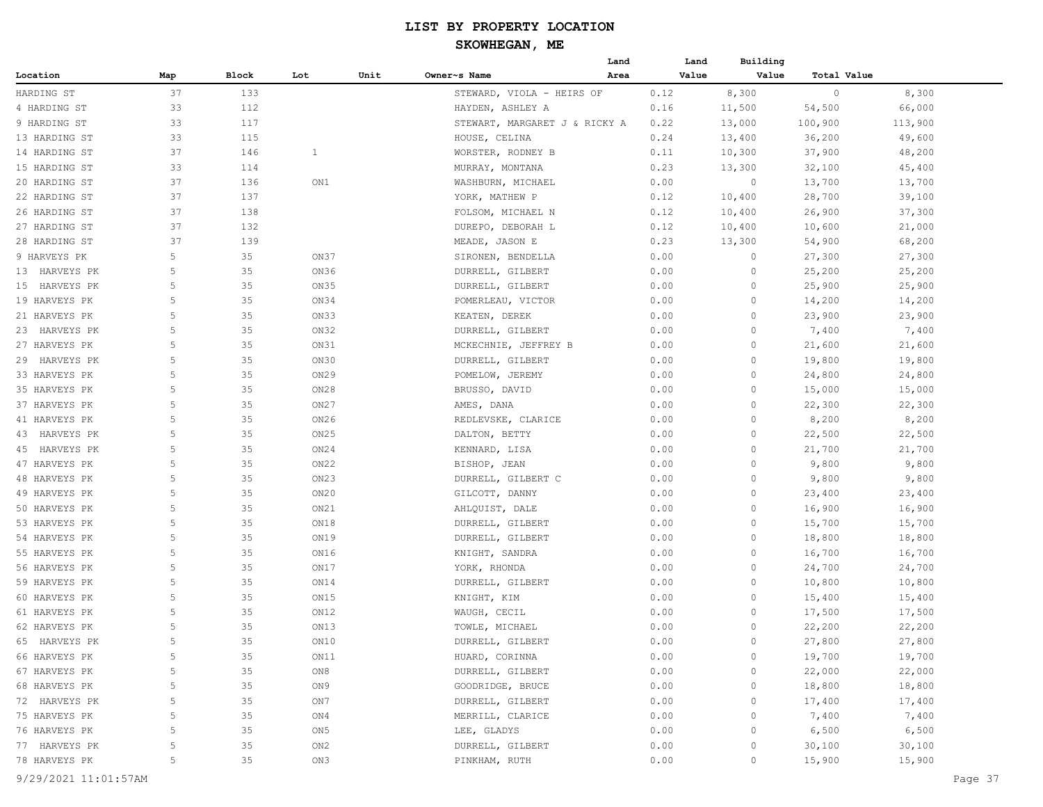# LIST BY PROPERTY LOCATION

## SKOWHEGAN, ME

| Location | Map | Block | Lot | Unit | Owner~s Name | Land Area | Land Value | Building Value | Total Value |
|---|---|---|---|---|---|---|---|---|---|
| HARDING ST | 37 | 133 | | | STEWARD, VIOLA - HEIRS OF | 0.12 | 8,300 | 0 | 8,300 |
| 4 HARDING ST | 33 | 112 | | | HAYDEN, ASHLEY A | 0.16 | 11,500 | 54,500 | 66,000 |
| 9 HARDING ST | 33 | 117 | | | STEWART, MARGARET J & RICKY A | 0.22 | 13,000 | 100,900 | 113,900 |
| 13 HARDING ST | 33 | 115 | | | HOUSE, CELINA | 0.24 | 13,400 | 36,200 | 49,600 |
| 14 HARDING ST | 37 | 146 | 1 | | WORSTER, RODNEY B | 0.11 | 10,300 | 37,900 | 48,200 |
| 15 HARDING ST | 33 | 114 | | | MURRAY, MONTANA | 0.23 | 13,300 | 32,100 | 45,400 |
| 20 HARDING ST | 37 | 136 | ON1 | | WASHBURN, MICHAEL | 0.00 | 0 | 13,700 | 13,700 |
| 22 HARDING ST | 37 | 137 | | | YORK, MATHEW P | 0.12 | 10,400 | 28,700 | 39,100 |
| 26 HARDING ST | 37 | 138 | | | FOLSOM, MICHAEL N | 0.12 | 10,400 | 26,900 | 37,300 |
| 27 HARDING ST | 37 | 132 | | | DUREPO, DEBORAH L | 0.12 | 10,400 | 10,600 | 21,000 |
| 28 HARDING ST | 37 | 139 | | | MEADE, JASON E | 0.23 | 13,300 | 54,900 | 68,200 |
| 9 HARVEYS PK | 5 | 35 | ON37 | | SIRONEN, BENDELLA | 0.00 | 0 | 27,300 | 27,300 |
| 13 HARVEYS PK | 5 | 35 | ON36 | | DURRELL, GILBERT | 0.00 | 0 | 25,200 | 25,200 |
| 15 HARVEYS PK | 5 | 35 | ON35 | | DURRELL, GILBERT | 0.00 | 0 | 25,900 | 25,900 |
| 19 HARVEYS PK | 5 | 35 | ON34 | | POMERLEAU, VICTOR | 0.00 | 0 | 14,200 | 14,200 |
| 21 HARVEYS PK | 5 | 35 | ON33 | | KEATEN, DEREK | 0.00 | 0 | 23,900 | 23,900 |
| 23 HARVEYS PK | 5 | 35 | ON32 | | DURRELL, GILBERT | 0.00 | 0 | 7,400 | 7,400 |
| 27 HARVEYS PK | 5 | 35 | ON31 | | MCKECHNIE, JEFFREY B | 0.00 | 0 | 21,600 | 21,600 |
| 29 HARVEYS PK | 5 | 35 | ON30 | | DURRELL, GILBERT | 0.00 | 0 | 19,800 | 19,800 |
| 33 HARVEYS PK | 5 | 35 | ON29 | | POMELOW, JEREMY | 0.00 | 0 | 24,800 | 24,800 |
| 35 HARVEYS PK | 5 | 35 | ON28 | | BRUSSO, DAVID | 0.00 | 0 | 15,000 | 15,000 |
| 37 HARVEYS PK | 5 | 35 | ON27 | | AMES, DANA | 0.00 | 0 | 22,300 | 22,300 |
| 41 HARVEYS PK | 5 | 35 | ON26 | | REDLEVSKE, CLARICE | 0.00 | 0 | 8,200 | 8,200 |
| 43 HARVEYS PK | 5 | 35 | ON25 | | DALTON, BETTY | 0.00 | 0 | 22,500 | 22,500 |
| 45 HARVEYS PK | 5 | 35 | ON24 | | KENNARD, LISA | 0.00 | 0 | 21,700 | 21,700 |
| 47 HARVEYS PK | 5 | 35 | ON22 | | BISHOP, JEAN | 0.00 | 0 | 9,800 | 9,800 |
| 48 HARVEYS PK | 5 | 35 | ON23 | | DURRELL, GILBERT C | 0.00 | 0 | 9,800 | 9,800 |
| 49 HARVEYS PK | 5 | 35 | ON20 | | GILCOTT, DANNY | 0.00 | 0 | 23,400 | 23,400 |
| 50 HARVEYS PK | 5 | 35 | ON21 | | AHLQUIST, DALE | 0.00 | 0 | 16,900 | 16,900 |
| 53 HARVEYS PK | 5 | 35 | ON18 | | DURRELL, GILBERT | 0.00 | 0 | 15,700 | 15,700 |
| 54 HARVEYS PK | 5 | 35 | ON19 | | DURRELL, GILBERT | 0.00 | 0 | 18,800 | 18,800 |
| 55 HARVEYS PK | 5 | 35 | ON16 | | KNIGHT, SANDRA | 0.00 | 0 | 16,700 | 16,700 |
| 56 HARVEYS PK | 5 | 35 | ON17 | | YORK, RHONDA | 0.00 | 0 | 24,700 | 24,700 |
| 59 HARVEYS PK | 5 | 35 | ON14 | | DURRELL, GILBERT | 0.00 | 0 | 10,800 | 10,800 |
| 60 HARVEYS PK | 5 | 35 | ON15 | | KNIGHT, KIM | 0.00 | 0 | 15,400 | 15,400 |
| 61 HARVEYS PK | 5 | 35 | ON12 | | WAUGH, CECIL | 0.00 | 0 | 17,500 | 17,500 |
| 62 HARVEYS PK | 5 | 35 | ON13 | | TOWLE, MICHAEL | 0.00 | 0 | 22,200 | 22,200 |
| 65 HARVEYS PK | 5 | 35 | ON10 | | DURRELL, GILBERT | 0.00 | 0 | 27,800 | 27,800 |
| 66 HARVEYS PK | 5 | 35 | ON11 | | HUARD, CORINNA | 0.00 | 0 | 19,700 | 19,700 |
| 67 HARVEYS PK | 5 | 35 | ON8 | | DURRELL, GILBERT | 0.00 | 0 | 22,000 | 22,000 |
| 68 HARVEYS PK | 5 | 35 | ON9 | | GOODRIDGE, BRUCE | 0.00 | 0 | 18,800 | 18,800 |
| 72 HARVEYS PK | 5 | 35 | ON7 | | DURRELL, GILBERT | 0.00 | 0 | 17,400 | 17,400 |
| 75 HARVEYS PK | 5 | 35 | ON4 | | MERRILL, CLARICE | 0.00 | 0 | 7,400 | 7,400 |
| 76 HARVEYS PK | 5 | 35 | ON5 | | LEE, GLADYS | 0.00 | 0 | 6,500 | 6,500 |
| 77 HARVEYS PK | 5 | 35 | ON2 | | DURRELL, GILBERT | 0.00 | 0 | 30,100 | 30,100 |
| 78 HARVEYS PK | 5 | 35 | ON3 | | PINKHAM, RUTH | 0.00 | 0 | 15,900 | 15,900 |

9/29/2021 11:01:57AM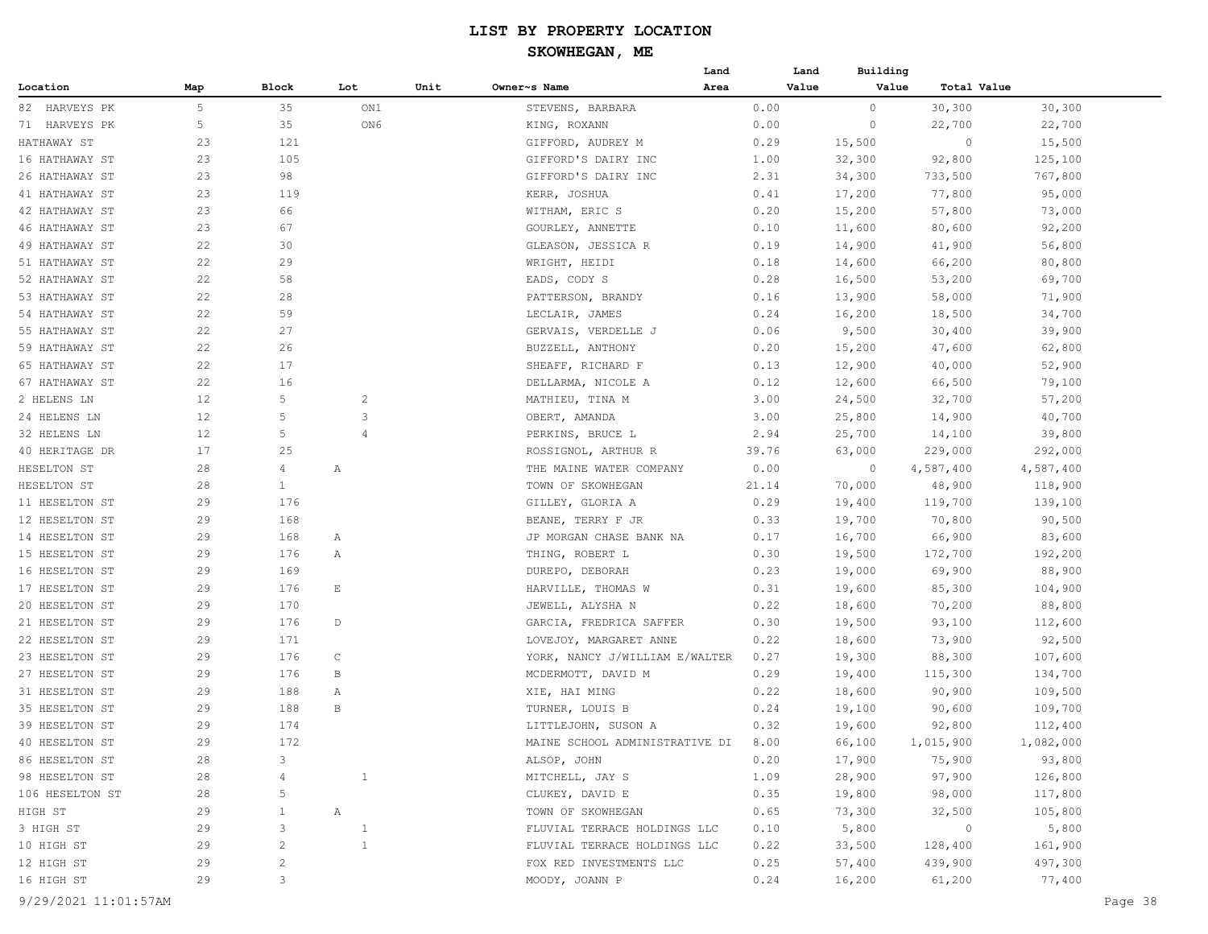# LIST BY PROPERTY LOCATION

## SKOWHEGAN, ME

| Location | Map | Block | Lot | Unit | Owner~s Name | Land Area | Land Value | Building Value | Total Value |
|---|---|---|---|---|---|---|---|---|---|
| 82 HARVEYS PK | 5 | 35 | ON1 | | STEVENS, BARBARA | 0.00 | 0 | 30,300 | 30,300 |
| 71 HARVEYS PK | 5 | 35 | ON6 | | KING, ROXANN | 0.00 | 0 | 22,700 | 22,700 |
| HATHAWAY ST | 23 | 121 | | | GIFFORD, AUDREY M | 0.29 | 15,500 | 0 | 15,500 |
| 16 HATHAWAY ST | 23 | 105 | | | GIFFORD'S DAIRY INC | 1.00 | 32,300 | 92,800 | 125,100 |
| 26 HATHAWAY ST | 23 | 98 | | | GIFFORD'S DAIRY INC | 2.31 | 34,300 | 733,500 | 767,800 |
| 41 HATHAWAY ST | 23 | 119 | | | KERR, JOSHUA | 0.41 | 17,200 | 77,800 | 95,000 |
| 42 HATHAWAY ST | 23 | 66 | | | WITHAM, ERIC S | 0.20 | 15,200 | 57,800 | 73,000 |
| 46 HATHAWAY ST | 23 | 67 | | | GOURLEY, ANNETTE | 0.10 | 11,600 | 80,600 | 92,200 |
| 49 HATHAWAY ST | 22 | 30 | | | GLEASON, JESSICA R | 0.19 | 14,900 | 41,900 | 56,800 |
| 51 HATHAWAY ST | 22 | 29 | | | WRIGHT, HEIDI | 0.18 | 14,600 | 66,200 | 80,800 |
| 52 HATHAWAY ST | 22 | 58 | | | EADS, CODY S | 0.28 | 16,500 | 53,200 | 69,700 |
| 53 HATHAWAY ST | 22 | 28 | | | PATTERSON, BRANDY | 0.16 | 13,900 | 58,000 | 71,900 |
| 54 HATHAWAY ST | 22 | 59 | | | LECLAIR, JAMES | 0.24 | 16,200 | 18,500 | 34,700 |
| 55 HATHAWAY ST | 22 | 27 | | | GERVAIS, VERDELLE J | 0.06 | 9,500 | 30,400 | 39,900 |
| 59 HATHAWAY ST | 22 | 26 | | | BUZZELL, ANTHONY | 0.20 | 15,200 | 47,600 | 62,800 |
| 65 HATHAWAY ST | 22 | 17 | | | SHEAFF, RICHARD F | 0.13 | 12,900 | 40,000 | 52,900 |
| 67 HATHAWAY ST | 22 | 16 | | | DELLARMA, NICOLE A | 0.12 | 12,600 | 66,500 | 79,100 |
| 2 HELENS LN | 12 | 5 | 2 | | MATHIEU, TINA M | 3.00 | 24,500 | 32,700 | 57,200 |
| 24 HELENS LN | 12 | 5 | 3 | | OBERT, AMANDA | 3.00 | 25,800 | 14,900 | 40,700 |
| 32 HELENS LN | 12 | 5 | 4 | | PERKINS, BRUCE L | 2.94 | 25,700 | 14,100 | 39,800 |
| 40 HERITAGE DR | 17 | 25 | | | ROSSIGNOL, ARTHUR R | 39.76 | 63,000 | 229,000 | 292,000 |
| HESELTON ST | 28 | 4 | A | | THE MAINE WATER COMPANY | 0.00 | 0 | 4,587,400 | 4,587,400 |
| HESELTON ST | 28 | 1 | | | TOWN OF SKOWHEGAN | 21.14 | 70,000 | 48,900 | 118,900 |
| 11 HESELTON ST | 29 | 176 | | | GILLEY, GLORIA A | 0.29 | 19,400 | 119,700 | 139,100 |
| 12 HESELTON ST | 29 | 168 | | | BEANE, TERRY F JR | 0.33 | 19,700 | 70,800 | 90,500 |
| 14 HESELTON ST | 29 | 168 | A | | JP MORGAN CHASE BANK NA | 0.17 | 16,700 | 66,900 | 83,600 |
| 15 HESELTON ST | 29 | 176 | A | | THING, ROBERT L | 0.30 | 19,500 | 172,700 | 192,200 |
| 16 HESELTON ST | 29 | 169 | | | DUREPO, DEBORAH | 0.23 | 19,000 | 69,900 | 88,900 |
| 17 HESELTON ST | 29 | 176 | E | | HARVILLE, THOMAS W | 0.31 | 19,600 | 85,300 | 104,900 |
| 20 HESELTON ST | 29 | 170 | | | JEWELL, ALYSHA N | 0.22 | 18,600 | 70,200 | 88,800 |
| 21 HESELTON ST | 29 | 176 | D | | GARCIA, FREDRICA SAFFER | 0.30 | 19,500 | 93,100 | 112,600 |
| 22 HESELTON ST | 29 | 171 | | | LOVEJOY, MARGARET ANNE | 0.22 | 18,600 | 73,900 | 92,500 |
| 23 HESELTON ST | 29 | 176 | C | | YORK, NANCY J/WILLIAM E/WALTER | 0.27 | 19,300 | 88,300 | 107,600 |
| 27 HESELTON ST | 29 | 176 | B | | MCDERMOTT, DAVID M | 0.29 | 19,400 | 115,300 | 134,700 |
| 31 HESELTON ST | 29 | 188 | A | | XIE, HAI MING | 0.22 | 18,600 | 90,900 | 109,500 |
| 35 HESELTON ST | 29 | 188 | B | | TURNER, LOUIS B | 0.24 | 19,100 | 90,600 | 109,700 |
| 39 HESELTON ST | 29 | 174 | | | LITTLEJOHN, SUSON A | 0.32 | 19,600 | 92,800 | 112,400 |
| 40 HESELTON ST | 29 | 172 | | | MAINE SCHOOL ADMINISTRATIVE DI | 8.00 | 66,100 | 1,015,900 | 1,082,000 |
| 86 HESELTON ST | 28 | 3 | | | ALSOP, JOHN | 0.20 | 17,900 | 75,900 | 93,800 |
| 98 HESELTON ST | 28 | 4 | 1 | | MITCHELL, JAY S | 1.09 | 28,900 | 97,900 | 126,800 |
| 106 HESELTON ST | 28 | 5 | | | CLUKEY, DAVID E | 0.35 | 19,800 | 98,000 | 117,800 |
| HIGH ST | 29 | 1 | A | | TOWN OF SKOWHEGAN | 0.65 | 73,300 | 32,500 | 105,800 |
| 3 HIGH ST | 29 | 3 | 1 | | FLUVIAL TERRACE HOLDINGS LLC | 0.10 | 5,800 | 0 | 5,800 |
| 10 HIGH ST | 29 | 2 | 1 | | FLUVIAL TERRACE HOLDINGS LLC | 0.22 | 33,500 | 128,400 | 161,900 |
| 12 HIGH ST | 29 | 2 | | | FOX RED INVESTMENTS LLC | 0.25 | 57,400 | 439,900 | 497,300 |
| 16 HIGH ST | 29 | 3 | | | MOODY, JOANN P | 0.24 | 16,200 | 61,200 | 77,400 |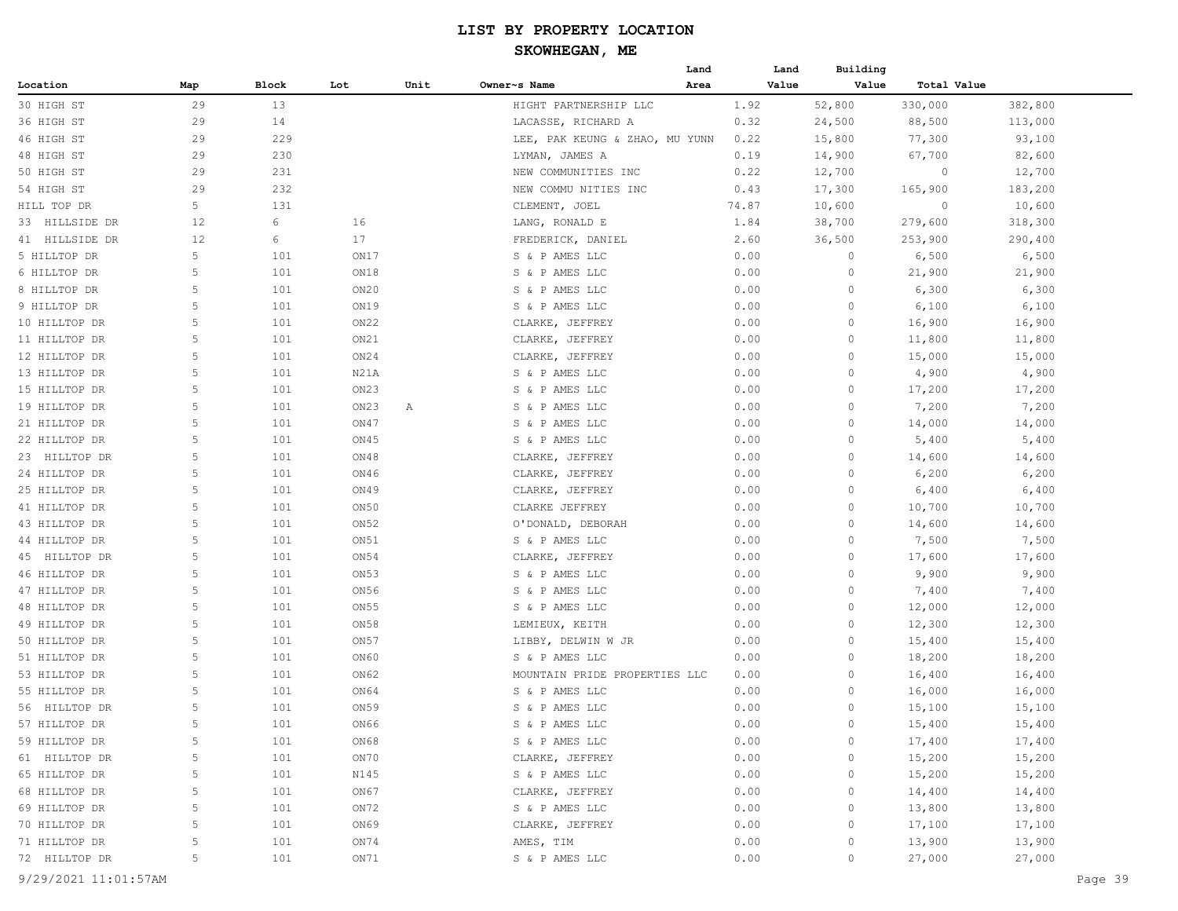# LIST BY PROPERTY LOCATION

## SKOWHEGAN, ME

| Location | Map | Block | Lot | Unit | Owner~s Name | Land Area | Land Value | Building Value | Total Value |
|---|---|---|---|---|---|---|---|---|---|
| 30 HIGH ST | 29 | 13 | | | HIGHT PARTNERSHIP LLC | 1.92 | 52,800 | 330,000 | 382,800 |
| 36 HIGH ST | 29 | 14 | | | LACASSE, RICHARD A | 0.32 | 24,500 | 88,500 | 113,000 |
| 46 HIGH ST | 29 | 229 | | | LEE, PAK KEUNG & ZHAO, MU YUNN | 0.22 | 15,800 | 77,300 | 93,100 |
| 48 HIGH ST | 29 | 230 | | | LYMAN, JAMES A | 0.19 | 14,900 | 67,700 | 82,600 |
| 50 HIGH ST | 29 | 231 | | | NEW COMMUNITIES INC | 0.22 | 12,700 | 0 | 12,700 |
| 54 HIGH ST | 29 | 232 | | | NEW COMMU NITIES INC | 0.43 | 17,300 | 165,900 | 183,200 |
| HILL TOP DR | 5 | 131 | | | CLEMENT, JOEL | 74.87 | 10,600 | 0 | 10,600 |
| 33 HILLSIDE DR | 12 | 6 | 16 | | LANG, RONALD E | 1.84 | 38,700 | 279,600 | 318,300 |
| 41 HILLSIDE DR | 12 | 6 | 17 | | FREDERICK, DANIEL | 2.60 | 36,500 | 253,900 | 290,400 |
| 5 HILLTOP DR | 5 | 101 | ON17 | | S & P AMES LLC | 0.00 | 0 | 6,500 | 6,500 |
| 6 HILLTOP DR | 5 | 101 | ON18 | | S & P AMES LLC | 0.00 | 0 | 21,900 | 21,900 |
| 8 HILLTOP DR | 5 | 101 | ON20 | | S & P AMES LLC | 0.00 | 0 | 6,300 | 6,300 |
| 9 HILLTOP DR | 5 | 101 | ON19 | | S & P AMES LLC | 0.00 | 0 | 6,100 | 6,100 |
| 10 HILLTOP DR | 5 | 101 | ON22 | | CLARKE, JEFFREY | 0.00 | 0 | 16,900 | 16,900 |
| 11 HILLTOP DR | 5 | 101 | ON21 | | CLARKE, JEFFREY | 0.00 | 0 | 11,800 | 11,800 |
| 12 HILLTOP DR | 5 | 101 | ON24 | | CLARKE, JEFFREY | 0.00 | 0 | 15,000 | 15,000 |
| 13 HILLTOP DR | 5 | 101 | N21A | | S & P AMES LLC | 0.00 | 0 | 4,900 | 4,900 |
| 15 HILLTOP DR | 5 | 101 | ON23 | | S & P AMES LLC | 0.00 | 0 | 17,200 | 17,200 |
| 19 HILLTOP DR | 5 | 101 | ON23 | A | S & P AMES LLC | 0.00 | 0 | 7,200 | 7,200 |
| 21 HILLTOP DR | 5 | 101 | ON47 | | S & P AMES LLC | 0.00 | 0 | 14,000 | 14,000 |
| 22 HILLTOP DR | 5 | 101 | ON45 | | S & P AMES LLC | 0.00 | 0 | 5,400 | 5,400 |
| 23 HILLTOP DR | 5 | 101 | ON48 | | CLARKE, JEFFREY | 0.00 | 0 | 14,600 | 14,600 |
| 24 HILLTOP DR | 5 | 101 | ON46 | | CLARKE, JEFFREY | 0.00 | 0 | 6,200 | 6,200 |
| 25 HILLTOP DR | 5 | 101 | ON49 | | CLARKE, JEFFREY | 0.00 | 0 | 6,400 | 6,400 |
| 41 HILLTOP DR | 5 | 101 | ON50 | | CLARKE JEFFREY | 0.00 | 0 | 10,700 | 10,700 |
| 43 HILLTOP DR | 5 | 101 | ON52 | | O'DONALD, DEBORAH | 0.00 | 0 | 14,600 | 14,600 |
| 44 HILLTOP DR | 5 | 101 | ON51 | | S & P AMES LLC | 0.00 | 0 | 7,500 | 7,500 |
| 45 HILLTOP DR | 5 | 101 | ON54 | | CLARKE, JEFFREY | 0.00 | 0 | 17,600 | 17,600 |
| 46 HILLTOP DR | 5 | 101 | ON53 | | S & P AMES LLC | 0.00 | 0 | 9,900 | 9,900 |
| 47 HILLTOP DR | 5 | 101 | ON56 | | S & P AMES LLC | 0.00 | 0 | 7,400 | 7,400 |
| 48 HILLTOP DR | 5 | 101 | ON55 | | S & P AMES LLC | 0.00 | 0 | 12,000 | 12,000 |
| 49 HILLTOP DR | 5 | 101 | ON58 | | LEMIEUX, KEITH | 0.00 | 0 | 12,300 | 12,300 |
| 50 HILLTOP DR | 5 | 101 | ON57 | | LIBBY, DELWIN W JR | 0.00 | 0 | 15,400 | 15,400 |
| 51 HILLTOP DR | 5 | 101 | ON60 | | S & P AMES LLC | 0.00 | 0 | 18,200 | 18,200 |
| 53 HILLTOP DR | 5 | 101 | ON62 | | MOUNTAIN PRIDE PROPERTIES LLC | 0.00 | 0 | 16,400 | 16,400 |
| 55 HILLTOP DR | 5 | 101 | ON64 | | S & P AMES LLC | 0.00 | 0 | 16,000 | 16,000 |
| 56 HILLTOP DR | 5 | 101 | ON59 | | S & P AMES LLC | 0.00 | 0 | 15,100 | 15,100 |
| 57 HILLTOP DR | 5 | 101 | ON66 | | S & P AMES LLC | 0.00 | 0 | 15,400 | 15,400 |
| 59 HILLTOP DR | 5 | 101 | ON68 | | S & P AMES LLC | 0.00 | 0 | 17,400 | 17,400 |
| 61 HILLTOP DR | 5 | 101 | ON70 | | CLARKE, JEFFREY | 0.00 | 0 | 15,200 | 15,200 |
| 65 HILLTOP DR | 5 | 101 | N145 | | S & P AMES LLC | 0.00 | 0 | 15,200 | 15,200 |
| 68 HILLTOP DR | 5 | 101 | ON67 | | CLARKE, JEFFREY | 0.00 | 0 | 14,400 | 14,400 |
| 69 HILLTOP DR | 5 | 101 | ON72 | | S & P AMES LLC | 0.00 | 0 | 13,800 | 13,800 |
| 70 HILLTOP DR | 5 | 101 | ON69 | | CLARKE, JEFFREY | 0.00 | 0 | 17,100 | 17,100 |
| 71 HILLTOP DR | 5 | 101 | ON74 | | AMES, TIM | 0.00 | 0 | 13,900 | 13,900 |
| 72 HILLTOP DR | 5 | 101 | ON71 | | S & P AMES LLC | 0.00 | 0 | 27,000 | 27,000 |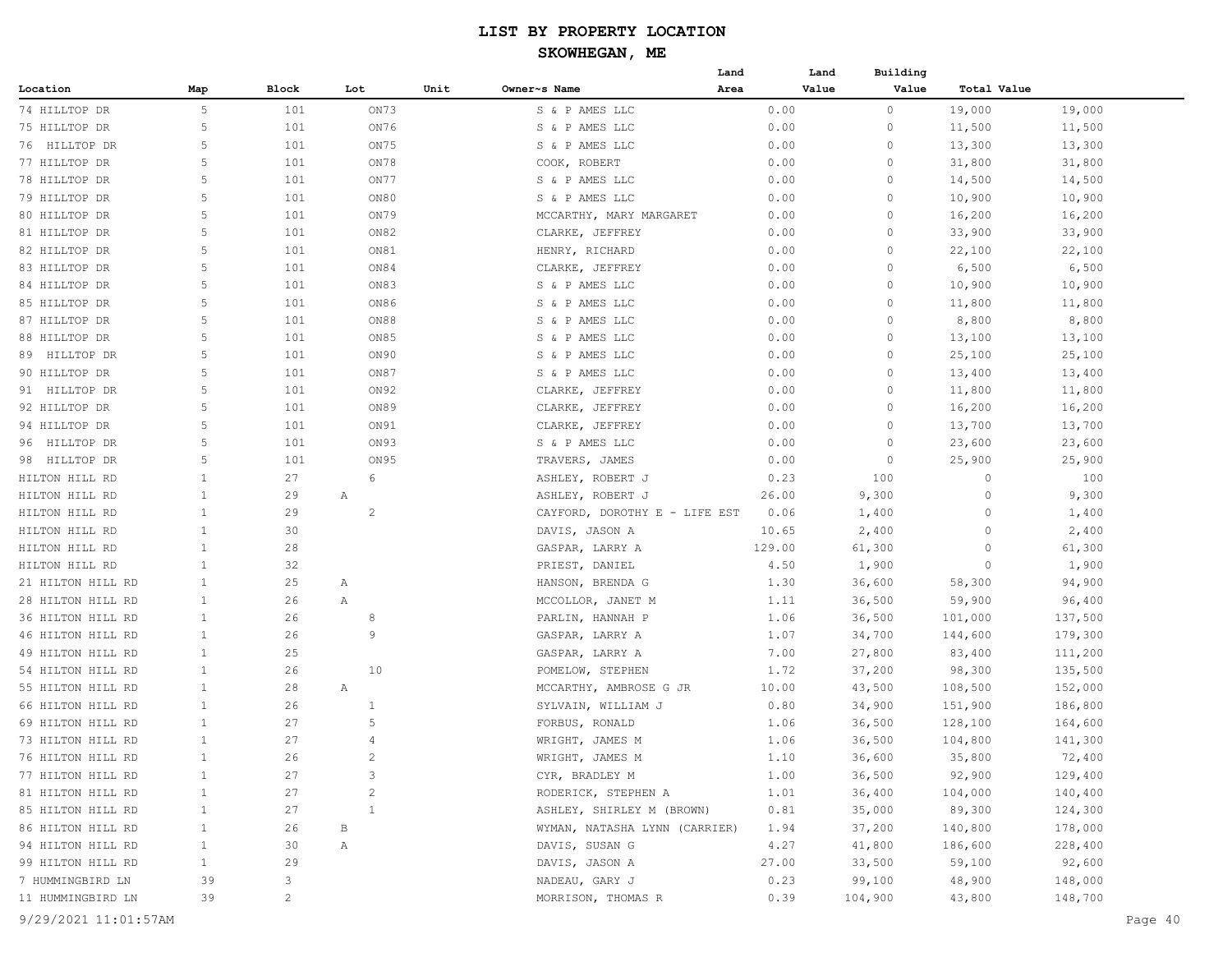| Location | Map | Block | Lot | Unit | Owner~s Name | Land Area | Land Value | Building Value | Total Value |
|---|---|---|---|---|---|---|---|---|---|
| 74 HILLTOP DR | 5 | 101 | ON73 | | S & P AMES LLC | 0.00 | 0 | 19,000 | 19,000 |
| 75 HILLTOP DR | 5 | 101 | ON76 | | S & P AMES LLC | 0.00 | 0 | 11,500 | 11,500 |
| 76 HILLTOP DR | 5 | 101 | ON75 | | S & P AMES LLC | 0.00 | 0 | 13,300 | 13,300 |
| 77 HILLTOP DR | 5 | 101 | ON78 | | COOK, ROBERT | 0.00 | 0 | 31,800 | 31,800 |
| 78 HILLTOP DR | 5 | 101 | ON77 | | S & P AMES LLC | 0.00 | 0 | 14,500 | 14,500 |
| 79 HILLTOP DR | 5 | 101 | ON80 | | S & P AMES LLC | 0.00 | 0 | 10,900 | 10,900 |
| 80 HILLTOP DR | 5 | 101 | ON79 | | MCCARTHY, MARY MARGARET | 0.00 | 0 | 16,200 | 16,200 |
| 81 HILLTOP DR | 5 | 101 | ON82 | | CLARKE, JEFFREY | 0.00 | 0 | 33,900 | 33,900 |
| 82 HILLTOP DR | 5 | 101 | ON81 | | HENRY, RICHARD | 0.00 | 0 | 22,100 | 22,100 |
| 83 HILLTOP DR | 5 | 101 | ON84 | | CLARKE, JEFFREY | 0.00 | 0 | 6,500 | 6,500 |
| 84 HILLTOP DR | 5 | 101 | ON83 | | S & P AMES LLC | 0.00 | 0 | 10,900 | 10,900 |
| 85 HILLTOP DR | 5 | 101 | ON86 | | S & P AMES LLC | 0.00 | 0 | 11,800 | 11,800 |
| 87 HILLTOP DR | 5 | 101 | ON88 | | S & P AMES LLC | 0.00 | 0 | 8,800 | 8,800 |
| 88 HILLTOP DR | 5 | 101 | ON85 | | S & P AMES LLC | 0.00 | 0 | 13,100 | 13,100 |
| 89 HILLTOP DR | 5 | 101 | ON90 | | S & P AMES LLC | 0.00 | 0 | 25,100 | 25,100 |
| 90 HILLTOP DR | 5 | 101 | ON87 | | S & P AMES LLC | 0.00 | 0 | 13,400 | 13,400 |
| 91 HILLTOP DR | 5 | 101 | ON92 | | CLARKE, JEFFREY | 0.00 | 0 | 11,800 | 11,800 |
| 92 HILLTOP DR | 5 | 101 | ON89 | | CLARKE, JEFFREY | 0.00 | 0 | 16,200 | 16,200 |
| 94 HILLTOP DR | 5 | 101 | ON91 | | CLARKE, JEFFREY | 0.00 | 0 | 13,700 | 13,700 |
| 96 HILLTOP DR | 5 | 101 | ON93 | | S & P AMES LLC | 0.00 | 0 | 23,600 | 23,600 |
| 98 HILLTOP DR | 5 | 101 | ON95 | | TRAVERS, JAMES | 0.00 | 0 | 25,900 | 25,900 |
| HILTON HILL RD | 1 | 27 | 6 | | ASHLEY, ROBERT J | 0.23 | 100 | 0 | 100 |
| HILTON HILL RD | 1 | 29 | A | | ASHLEY, ROBERT J | 26.00 | 9,300 | 0 | 9,300 |
| HILTON HILL RD | 1 | 29 | 2 | | CAYFORD, DOROTHY E - LIFE EST | 0.06 | 1,400 | 0 | 1,400 |
| HILTON HILL RD | 1 | 30 | | | DAVIS, JASON A | 10.65 | 2,400 | 0 | 2,400 |
| HILTON HILL RD | 1 | 28 | | | GASPAR, LARRY A | 129.00 | 61,300 | 0 | 61,300 |
| HILTON HILL RD | 1 | 32 | | | PRIEST, DANIEL | 4.50 | 1,900 | 0 | 1,900 |
| 21 HILTON HILL RD | 1 | 25 | A | | HANSON, BRENDA G | 1.30 | 36,600 | 58,300 | 94,900 |
| 28 HILTON HILL RD | 1 | 26 | A | | MCCOLLOR, JANET M | 1.11 | 36,500 | 59,900 | 96,400 |
| 36 HILTON HILL RD | 1 | 26 | 8 | | PARLIN, HANNAH P | 1.06 | 36,500 | 101,000 | 137,500 |
| 46 HILTON HILL RD | 1 | 26 | 9 | | GASPAR, LARRY A | 1.07 | 34,700 | 144,600 | 179,300 |
| 49 HILTON HILL RD | 1 | 25 | | | GASPAR, LARRY A | 7.00 | 27,800 | 83,400 | 111,200 |
| 54 HILTON HILL RD | 1 | 26 | 10 | | POMELOW, STEPHEN | 1.72 | 37,200 | 98,300 | 135,500 |
| 55 HILTON HILL RD | 1 | 28 | A | | MCCARTHY, AMBROSE G JR | 10.00 | 43,500 | 108,500 | 152,000 |
| 66 HILTON HILL RD | 1 | 26 | 1 | | SYLVAIN, WILLIAM J | 0.80 | 34,900 | 151,900 | 186,800 |
| 69 HILTON HILL RD | 1 | 27 | 5 | | FORBUS, RONALD | 1.06 | 36,500 | 128,100 | 164,600 |
| 73 HILTON HILL RD | 1 | 27 | 4 | | WRIGHT, JAMES M | 1.06 | 36,500 | 104,800 | 141,300 |
| 76 HILTON HILL RD | 1 | 26 | 2 | | WRIGHT, JAMES M | 1.10 | 36,600 | 35,800 | 72,400 |
| 77 HILTON HILL RD | 1 | 27 | 3 | | CYR, BRADLEY M | 1.00 | 36,500 | 92,900 | 129,400 |
| 81 HILTON HILL RD | 1 | 27 | 2 | | RODERICK, STEPHEN A | 1.01 | 36,400 | 104,000 | 140,400 |
| 85 HILTON HILL RD | 1 | 27 | 1 | | ASHLEY, SHIRLEY M (BROWN) | 0.81 | 35,000 | 89,300 | 124,300 |
| 86 HILTON HILL RD | 1 | 26 | B | | WYMAN, NATASHA LYNN (CARRIER) | 1.94 | 37,200 | 140,800 | 178,000 |
| 94 HILTON HILL RD | 1 | 30 | A | | DAVIS, SUSAN G | 4.27 | 41,800 | 186,600 | 228,400 |
| 99 HILTON HILL RD | 1 | 29 | | | DAVIS, JASON A | 27.00 | 33,500 | 59,100 | 92,600 |
| 7 HUMMINGBIRD LN | 39 | 3 | | | NADEAU, GARY J | 0.23 | 99,100 | 48,900 | 148,000 |
| 11 HUMMINGBIRD LN | 39 | 2 | | | MORRISON, THOMAS R | 0.39 | 104,900 | 43,800 | 148,700 |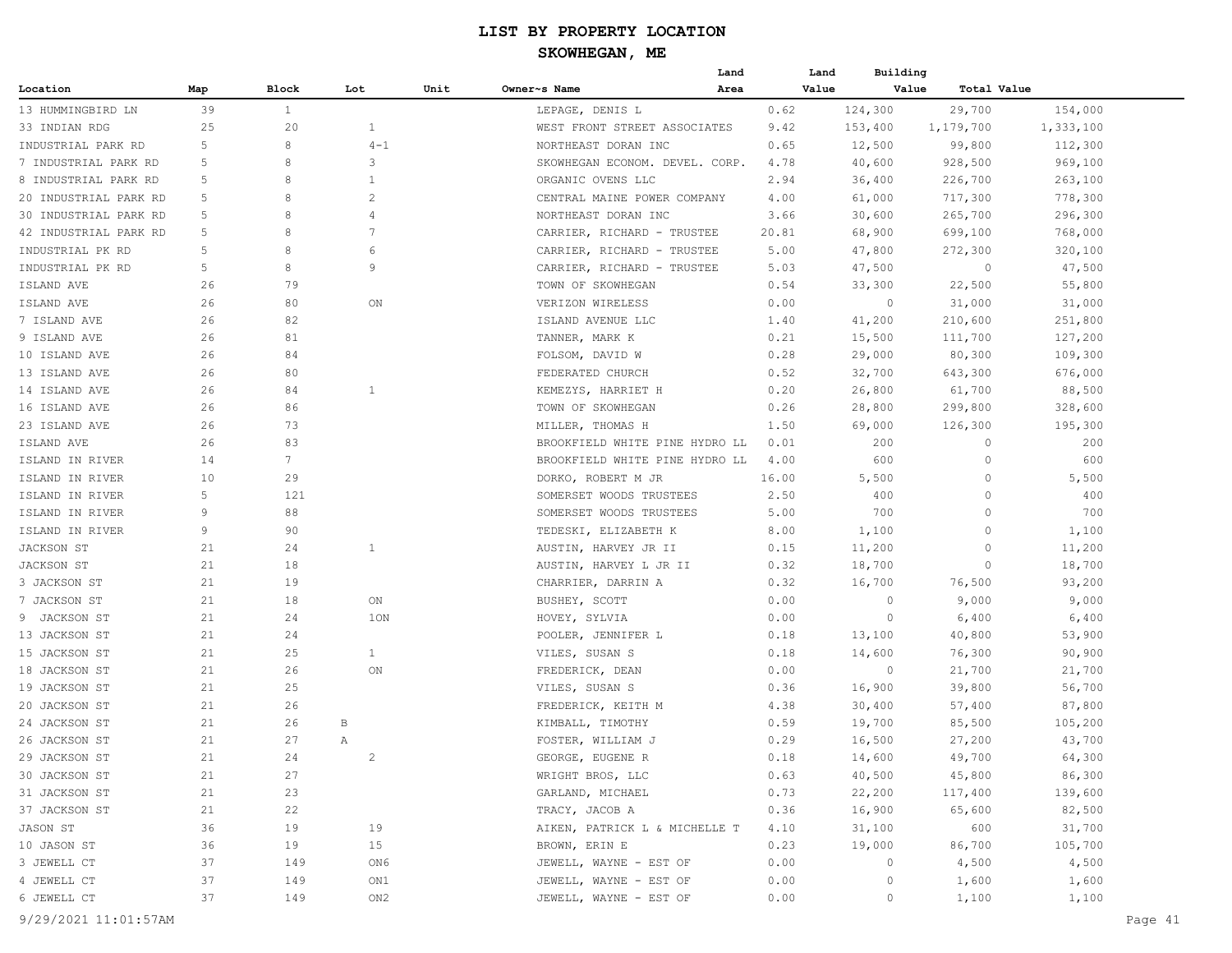# LIST BY PROPERTY LOCATION

## SKOWHEGAN, ME

| Location | Map | Block | Lot | Unit | Owner~s Name | Land Area | Land Value | Building Value | Total Value |
|---|---|---|---|---|---|---|---|---|---|
| 13 HUMMINGBIRD LN | 39 | 1 | | | LEPAGE, DENIS L | 0.62 | 124,300 | 29,700 | 154,000 |
| 33 INDIAN RDG | 25 | 20 | 1 | | WEST FRONT STREET ASSOCIATES | 9.42 | 153,400 | 1,179,700 | 1,333,100 |
| INDUSTRIAL PARK RD | 5 | 8 | 4-1 | | NORTHEAST DORAN INC | 0.65 | 12,500 | 99,800 | 112,300 |
| 7 INDUSTRIAL PARK RD | 5 | 8 | 3 | | SKOWHEGAN ECONOM. DEVEL. CORP. | 4.78 | 40,600 | 928,500 | 969,100 |
| 8 INDUSTRIAL PARK RD | 5 | 8 | 1 | | ORGANIC OVENS LLC | 2.94 | 36,400 | 226,700 | 263,100 |
| 20 INDUSTRIAL PARK RD | 5 | 8 | 2 | | CENTRAL MAINE POWER COMPANY | 4.00 | 61,000 | 717,300 | 778,300 |
| 30 INDUSTRIAL PARK RD | 5 | 8 | 4 | | NORTHEAST DORAN INC | 3.66 | 30,600 | 265,700 | 296,300 |
| 42 INDUSTRIAL PARK RD | 5 | 8 | 7 | | CARRIER, RICHARD - TRUSTEE | 20.81 | 68,900 | 699,100 | 768,000 |
| INDUSTRIAL PK RD | 5 | 8 | 6 | | CARRIER, RICHARD - TRUSTEE | 5.00 | 47,800 | 272,300 | 320,100 |
| INDUSTRIAL PK RD | 5 | 8 | 9 | | CARRIER, RICHARD - TRUSTEE | 5.03 | 47,500 | 0 | 47,500 |
| ISLAND AVE | 26 | 79 | | | TOWN OF SKOWHEGAN | 0.54 | 33,300 | 22,500 | 55,800 |
| ISLAND AVE | 26 | 80 | ON | | VERIZON WIRELESS | 0.00 | 0 | 31,000 | 31,000 |
| 7 ISLAND AVE | 26 | 82 | | | ISLAND AVENUE LLC | 1.40 | 41,200 | 210,600 | 251,800 |
| 9 ISLAND AVE | 26 | 81 | | | TANNER, MARK K | 0.21 | 15,500 | 111,700 | 127,200 |
| 10 ISLAND AVE | 26 | 84 | | | FOLSOM, DAVID W | 0.28 | 29,000 | 80,300 | 109,300 |
| 13 ISLAND AVE | 26 | 80 | | | FEDERATED CHURCH | 0.52 | 32,700 | 643,300 | 676,000 |
| 14 ISLAND AVE | 26 | 84 | 1 | | KEMEZYS, HARRIET H | 0.20 | 26,800 | 61,700 | 88,500 |
| 16 ISLAND AVE | 26 | 86 | | | TOWN OF SKOWHEGAN | 0.26 | 28,800 | 299,800 | 328,600 |
| 23 ISLAND AVE | 26 | 73 | | | MILLER, THOMAS H | 1.50 | 69,000 | 126,300 | 195,300 |
| ISLAND AVE | 26 | 83 | | | BROOKFIELD WHITE PINE HYDRO LL | 0.01 | 200 | 0 | 200 |
| ISLAND IN RIVER | 14 | 7 | | | BROOKFIELD WHITE PINE HYDRO LL | 4.00 | 600 | 0 | 600 |
| ISLAND IN RIVER | 10 | 29 | | | DORKO, ROBERT M JR | 16.00 | 5,500 | 0 | 5,500 |
| ISLAND IN RIVER | 5 | 121 | | | SOMERSET WOODS TRUSTEES | 2.50 | 400 | 0 | 400 |
| ISLAND IN RIVER | 9 | 88 | | | SOMERSET WOODS TRUSTEES | 5.00 | 700 | 0 | 700 |
| ISLAND IN RIVER | 9 | 90 | | | TEDESKI, ELIZABETH K | 8.00 | 1,100 | 0 | 1,100 |
| JACKSON ST | 21 | 24 | 1 | | AUSTIN, HARVEY JR II | 0.15 | 11,200 | 0 | 11,200 |
| JACKSON ST | 21 | 18 | | | AUSTIN, HARVEY L JR II | 0.32 | 18,700 | 0 | 18,700 |
| 3 JACKSON ST | 21 | 19 | | | CHARRIER, DARRIN A | 0.32 | 16,700 | 76,500 | 93,200 |
| 7 JACKSON ST | 21 | 18 | ON | | BUSHEY, SCOTT | 0.00 | 0 | 9,000 | 9,000 |
| 9 JACKSON ST | 21 | 24 | 1ON | | HOVEY, SYLVIA | 0.00 | 0 | 6,400 | 6,400 |
| 13 JACKSON ST | 21 | 24 | | | POOLER, JENNIFER L | 0.18 | 13,100 | 40,800 | 53,900 |
| 15 JACKSON ST | 21 | 25 | 1 | | VILES, SUSAN S | 0.18 | 14,600 | 76,300 | 90,900 |
| 18 JACKSON ST | 21 | 26 | ON | | FREDERICK, DEAN | 0.00 | 0 | 21,700 | 21,700 |
| 19 JACKSON ST | 21 | 25 | | | VILES, SUSAN S | 0.36 | 16,900 | 39,800 | 56,700 |
| 20 JACKSON ST | 21 | 26 | | | FREDERICK, KEITH M | 4.38 | 30,400 | 57,400 | 87,800 |
| 24 JACKSON ST | 21 | 26 | B | | KIMBALL, TIMOTHY | 0.59 | 19,700 | 85,500 | 105,200 |
| 26 JACKSON ST | 21 | 27 | A | | FOSTER, WILLIAM J | 0.29 | 16,500 | 27,200 | 43,700 |
| 29 JACKSON ST | 21 | 24 | 2 | | GEORGE, EUGENE R | 0.18 | 14,600 | 49,700 | 64,300 |
| 30 JACKSON ST | 21 | 27 | | | WRIGHT BROS, LLC | 0.63 | 40,500 | 45,800 | 86,300 |
| 31 JACKSON ST | 21 | 23 | | | GARLAND, MICHAEL | 0.73 | 22,200 | 117,400 | 139,600 |
| 37 JACKSON ST | 21 | 22 | | | TRACY, JACOB A | 0.36 | 16,900 | 65,600 | 82,500 |
| JASON ST | 36 | 19 | 19 | | AIKEN, PATRICK L & MICHELLE T | 4.10 | 31,100 | 600 | 31,700 |
| 10 JASON ST | 36 | 19 | 15 | | BROWN, ERIN E | 0.23 | 19,000 | 86,700 | 105,700 |
| 3 JEWELL CT | 37 | 149 | ON6 | | JEWELL, WAYNE - EST OF | 0.00 | 0 | 4,500 | 4,500 |
| 4 JEWELL CT | 37 | 149 | ON1 | | JEWELL, WAYNE - EST OF | 0.00 | 0 | 1,600 | 1,600 |
| 6 JEWELL CT | 37 | 149 | ON2 | | JEWELL, WAYNE - EST OF | 0.00 | 0 | 1,100 | 1,100 |

9/29/2021 11:01:57AM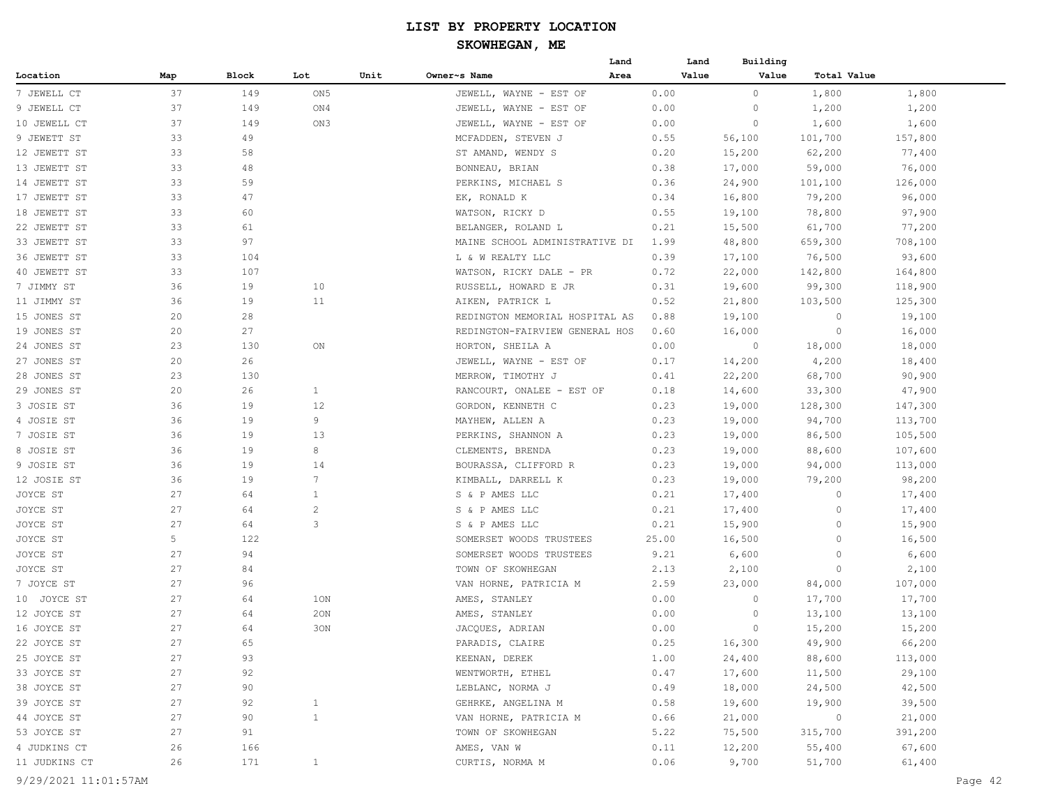# LIST BY PROPERTY LOCATION

## SKOWHEGAN, ME

| Location | Map | Block | Lot | Unit | Owner~s Name | Land Area | Land Value | Building Value | Total Value |
|---|---|---|---|---|---|---|---|---|---|
| 7 JEWELL CT | 37 | 149 | ON5 | | JEWELL, WAYNE - EST OF | 0.00 | 0 | 1,800 | 1,800 |
| 9 JEWELL CT | 37 | 149 | ON4 | | JEWELL, WAYNE - EST OF | 0.00 | 0 | 1,200 | 1,200 |
| 10 JEWELL CT | 37 | 149 | ON3 | | JEWELL, WAYNE - EST OF | 0.00 | 0 | 1,600 | 1,600 |
| 9 JEWETT ST | 33 | 49 | | | MCFADDEN, STEVEN J | 0.55 | 56,100 | 101,700 | 157,800 |
| 12 JEWETT ST | 33 | 58 | | | ST AMAND, WENDY S | 0.20 | 15,200 | 62,200 | 77,400 |
| 13 JEWETT ST | 33 | 48 | | | BONNEAU, BRIAN | 0.38 | 17,000 | 59,000 | 76,000 |
| 14 JEWETT ST | 33 | 59 | | | PERKINS, MICHAEL S | 0.36 | 24,900 | 101,100 | 126,000 |
| 17 JEWETT ST | 33 | 47 | | | EK, RONALD K | 0.34 | 16,800 | 79,200 | 96,000 |
| 18 JEWETT ST | 33 | 60 | | | WATSON, RICKY D | 0.55 | 19,100 | 78,800 | 97,900 |
| 22 JEWETT ST | 33 | 61 | | | BELANGER, ROLAND L | 0.21 | 15,500 | 61,700 | 77,200 |
| 33 JEWETT ST | 33 | 97 | | | MAINE SCHOOL ADMINISTRATIVE DI | 1.99 | 48,800 | 659,300 | 708,100 |
| 36 JEWETT ST | 33 | 104 | | | L & W REALTY LLC | 0.39 | 17,100 | 76,500 | 93,600 |
| 40 JEWETT ST | 33 | 107 | | | WATSON, RICKY DALE - PR | 0.72 | 22,000 | 142,800 | 164,800 |
| 7 JIMMY ST | 36 | 19 | 10 | | RUSSELL, HOWARD E JR | 0.31 | 19,600 | 99,300 | 118,900 |
| 11 JIMMY ST | 36 | 19 | 11 | | AIKEN, PATRICK L | 0.52 | 21,800 | 103,500 | 125,300 |
| 15 JONES ST | 20 | 28 | | | REDINGTON MEMORIAL HOSPITAL AS | 0.88 | 19,100 | 0 | 19,100 |
| 19 JONES ST | 20 | 27 | | | REDINGTON-FAIRVIEW GENERAL HOS | 0.60 | 16,000 | 0 | 16,000 |
| 24 JONES ST | 23 | 130 | ON | | HORTON, SHEILA A | 0.00 | 0 | 18,000 | 18,000 |
| 27 JONES ST | 20 | 26 | | | JEWELL, WAYNE - EST OF | 0.17 | 14,200 | 4,200 | 18,400 |
| 28 JONES ST | 23 | 130 | | | MERROW, TIMOTHY J | 0.41 | 22,200 | 68,700 | 90,900 |
| 29 JONES ST | 20 | 26 | 1 | | RANCOURT, ONALEE - EST OF | 0.18 | 14,600 | 33,300 | 47,900 |
| 3 JOSIE ST | 36 | 19 | 12 | | GORDON, KENNETH C | 0.23 | 19,000 | 128,300 | 147,300 |
| 4 JOSIE ST | 36 | 19 | 9 | | MAYHEW, ALLEN A | 0.23 | 19,000 | 94,700 | 113,700 |
| 7 JOSIE ST | 36 | 19 | 13 | | PERKINS, SHANNON A | 0.23 | 19,000 | 86,500 | 105,500 |
| 8 JOSIE ST | 36 | 19 | 8 | | CLEMENTS, BRENDA | 0.23 | 19,000 | 88,600 | 107,600 |
| 9 JOSIE ST | 36 | 19 | 14 | | BOURASSA, CLIFFORD R | 0.23 | 19,000 | 94,000 | 113,000 |
| 12 JOSIE ST | 36 | 19 | 7 | | KIMBALL, DARRELL K | 0.23 | 19,000 | 79,200 | 98,200 |
| JOYCE ST | 27 | 64 | 1 | | S & P AMES LLC | 0.21 | 17,400 | 0 | 17,400 |
| JOYCE ST | 27 | 64 | 2 | | S & P AMES LLC | 0.21 | 17,400 | 0 | 17,400 |
| JOYCE ST | 27 | 64 | 3 | | S & P AMES LLC | 0.21 | 15,900 | 0 | 15,900 |
| JOYCE ST | 5 | 122 | | | SOMERSET WOODS TRUSTEES | 25.00 | 16,500 | 0 | 16,500 |
| JOYCE ST | 27 | 94 | | | SOMERSET WOODS TRUSTEES | 9.21 | 6,600 | 0 | 6,600 |
| JOYCE ST | 27 | 84 | | | TOWN OF SKOWHEGAN | 2.13 | 2,100 | 0 | 2,100 |
| 7 JOYCE ST | 27 | 96 | | | VAN HORNE, PATRICIA M | 2.59 | 23,000 | 84,000 | 107,000 |
| 10 JOYCE ST | 27 | 64 | 1ON | | AMES, STANLEY | 0.00 | 0 | 17,700 | 17,700 |
| 12 JOYCE ST | 27 | 64 | 2ON | | AMES, STANLEY | 0.00 | 0 | 13,100 | 13,100 |
| 16 JOYCE ST | 27 | 64 | 3ON | | JACQUES, ADRIAN | 0.00 | 0 | 15,200 | 15,200 |
| 22 JOYCE ST | 27 | 65 | | | PARADIS, CLAIRE | 0.25 | 16,300 | 49,900 | 66,200 |
| 25 JOYCE ST | 27 | 93 | | | KEENAN, DEREK | 1.00 | 24,400 | 88,600 | 113,000 |
| 33 JOYCE ST | 27 | 92 | | | WENTWORTH, ETHEL | 0.47 | 17,600 | 11,500 | 29,100 |
| 38 JOYCE ST | 27 | 90 | | | LEBLANC, NORMA J | 0.49 | 18,000 | 24,500 | 42,500 |
| 39 JOYCE ST | 27 | 92 | 1 | | GEHRKE, ANGELINA M | 0.58 | 19,600 | 19,900 | 39,500 |
| 44 JOYCE ST | 27 | 90 | 1 | | VAN HORNE, PATRICIA M | 0.66 | 21,000 | 0 | 21,000 |
| 53 JOYCE ST | 27 | 91 | | | TOWN OF SKOWHEGAN | 5.22 | 75,500 | 315,700 | 391,200 |
| 4 JUDKINS CT | 26 | 166 | | | AMES, VAN W | 0.11 | 12,200 | 55,400 | 67,600 |
| 11 JUDKINS CT | 26 | 171 | 1 | | CURTIS, NORMA M | 0.06 | 9,700 | 51,700 | 61,400 |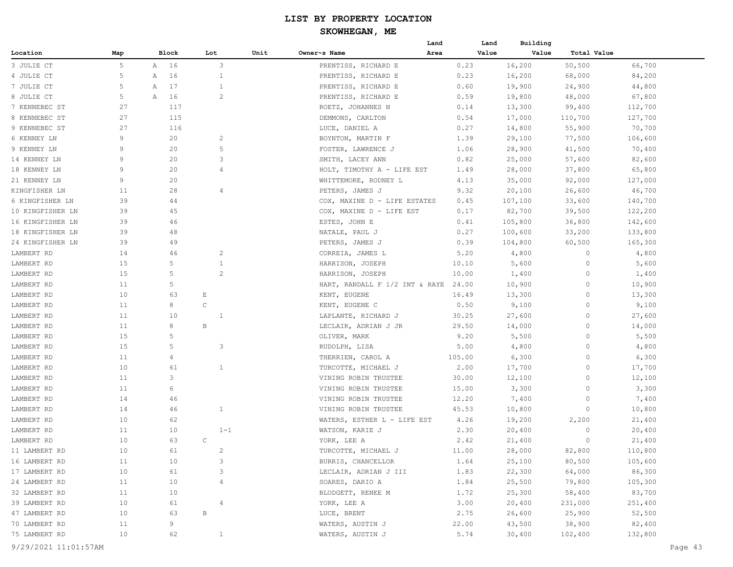# LIST BY PROPERTY LOCATION

## SKOWHEGAN, ME

| Location | Map | Block | Lot | Unit | Owner~s Name | Land Area | Land Value | Building Value | Total Value |
|---|---|---|---|---|---|---|---|---|---|
| 3 JULIE CT | 5 | A 16 | 3 | | PRENTISS, RICHARD E | 0.23 | 16,200 | 50,500 | 66,700 |
| 4 JULIE CT | 5 | A 16 | 1 | | PRENTISS, RICHARD E | 0.23 | 16,200 | 68,000 | 84,200 |
| 7 JULIE CT | 5 | A 17 | 1 | | PRENTISS, RICHARD E | 0.60 | 19,900 | 24,900 | 44,800 |
| 8 JULIE CT | 5 | A 16 | 2 | | PRENTISS, RICHARD E | 0.59 | 19,800 | 48,000 | 67,800 |
| 7 KENNEBEC ST | 27 | 117 | | | ROETZ, JOHANNES N | 0.14 | 13,300 | 99,400 | 112,700 |
| 8 KENNEBEC ST | 27 | 115 | | | DEMMONS, CARLTON | 0.54 | 17,000 | 110,700 | 127,700 |
| 9 KENNEBEC ST | 27 | 116 | | | LUCE, DANIEL A | 0.27 | 14,800 | 55,900 | 70,700 |
| 6 KENNEY LN | 9 | 20 | 2 | | BOYNTON, MARTIN F | 1.39 | 29,100 | 77,500 | 106,600 |
| 9 KENNEY LN | 9 | 20 | 5 | | FOSTER, LAWRENCE J | 1.06 | 28,900 | 41,500 | 70,400 |
| 14 KENNEY LN | 9 | 20 | 3 | | SMITH, LACEY ANN | 0.82 | 25,000 | 57,600 | 82,600 |
| 18 KENNEY LN | 9 | 20 | 4 | | HOLT, TIMOTHY A - LIFE EST | 1.49 | 28,000 | 37,800 | 65,800 |
| 21 KENNEY LN | 9 | 20 | | | WHITTEMORE, RODNEY L | 4.13 | 35,000 | 92,000 | 127,000 |
| KINGFISHER LN | 11 | 28 | 4 | | PETERS, JAMES J | 9.32 | 20,100 | 26,600 | 46,700 |
| 6 KINGFISHER LN | 39 | 44 | | | COX, MAXINE D - LIFE ESTATES | 0.45 | 107,100 | 33,600 | 140,700 |
| 10 KINGFISHER LN | 39 | 45 | | | COX, MAXINE D - LIFE EST | 0.17 | 82,700 | 39,500 | 122,200 |
| 16 KINGFISHER LN | 39 | 46 | | | ESTES, JOHN E | 0.41 | 105,800 | 36,800 | 142,600 |
| 18 KINGFISHER LN | 39 | 48 | | | NATALE, PAUL J | 0.27 | 100,600 | 33,200 | 133,800 |
| 24 KINGFISHER LN | 39 | 49 | | | PETERS, JAMES J | 0.39 | 104,800 | 60,500 | 165,300 |
| LAMBERT RD | 14 | 46 | 2 | | CORREIA, JAMES L | 5.20 | 4,800 | 0 | 4,800 |
| LAMBERT RD | 15 | 5 | 1 | | HARRISON, JOSEPH | 10.10 | 5,600 | 0 | 5,600 |
| LAMBERT RD | 15 | 5 | 2 | | HARRISON, JOSEPH | 10.00 | 1,400 | 0 | 1,400 |
| LAMBERT RD | 11 | 5 | | | HART, RANDALL F 1/2 INT & RAYE | 24.00 | 10,900 | 0 | 10,900 |
| LAMBERT RD | 10 | 63 | E | | KENT, EUGENE | 16.49 | 13,300 | 0 | 13,300 |
| LAMBERT RD | 11 | 8 | C | | KENT, EUGENE C | 0.50 | 9,100 | 0 | 9,100 |
| LAMBERT RD | 11 | 10 | 1 | | LAPLANTE, RICHARD J | 30.25 | 27,600 | 0 | 27,600 |
| LAMBERT RD | 11 | 8 | B | | LECLAIR, ADRIAN J JR | 29.50 | 14,000 | 0 | 14,000 |
| LAMBERT RD | 15 | 5 | | | OLIVER, MARK | 9.20 | 5,500 | 0 | 5,500 |
| LAMBERT RD | 15 | 5 | 3 | | RUDOLPH, LISA | 5.00 | 4,800 | 0 | 4,800 |
| LAMBERT RD | 11 | 4 | | | THERRIEN, CAROL A | 105.00 | 6,300 | 0 | 6,300 |
| LAMBERT RD | 10 | 61 | 1 | | TURCOTTE, MICHAEL J | 2.00 | 17,700 | 0 | 17,700 |
| LAMBERT RD | 11 | 3 | | | VINING ROBIN TRUSTEE | 30.00 | 12,100 | 0 | 12,100 |
| LAMBERT RD | 11 | 6 | | | VINING ROBIN TRUSTEE | 15.00 | 3,300 | 0 | 3,300 |
| LAMBERT RD | 14 | 46 | | | VINING ROBIN TRUSTEE | 12.20 | 7,400 | 0 | 7,400 |
| LAMBERT RD | 14 | 46 | 1 | | VINING ROBIN TRUSTEE | 45.53 | 10,800 | 0 | 10,800 |
| LAMBERT RD | 10 | 62 | | | WATERS, ESTHER L - LIFE EST | 4.26 | 19,200 | 2,200 | 21,400 |
| LAMBERT RD | 11 | 10 | 1-1 | | WATSON, KARIE J | 2.30 | 20,400 | 0 | 20,400 |
| LAMBERT RD | 10 | 63 | C | | YORK, LEE A | 2.42 | 21,400 | 0 | 21,400 |
| 11 LAMBERT RD | 10 | 61 | 2 | | TURCOTTE, MICHAEL J | 11.00 | 28,000 | 82,800 | 110,800 |
| 16 LAMBERT RD | 11 | 10 | 3 | | BURRIS, CHANCELLOR | 1.64 | 25,100 | 80,500 | 105,600 |
| 17 LAMBERT RD | 10 | 61 | 3 | | LECLAIR, ADRIAN J III | 1.83 | 22,300 | 64,000 | 86,300 |
| 24 LAMBERT RD | 11 | 10 | 4 | | SOARES, DARIO A | 1.84 | 25,500 | 79,800 | 105,300 |
| 32 LAMBERT RD | 11 | 10 | | | BLODGETT, RENEE M | 1.72 | 25,300 | 58,400 | 83,700 |
| 39 LAMBERT RD | 10 | 61 | 4 | | YORK, LEE A | 3.00 | 20,400 | 231,000 | 251,400 |
| 47 LAMBERT RD | 10 | 63 | B | | LUCE, BRENT | 2.75 | 26,600 | 25,900 | 52,500 |
| 70 LAMBERT RD | 11 | 9 | | | WATERS, AUSTIN J | 22.00 | 43,500 | 38,900 | 82,400 |
| 75 LAMBERT RD | 10 | 62 | 1 | | WATERS, AUSTIN J | 5.74 | 30,400 | 102,400 | 132,800 |

9/29/2021 11:01:57AM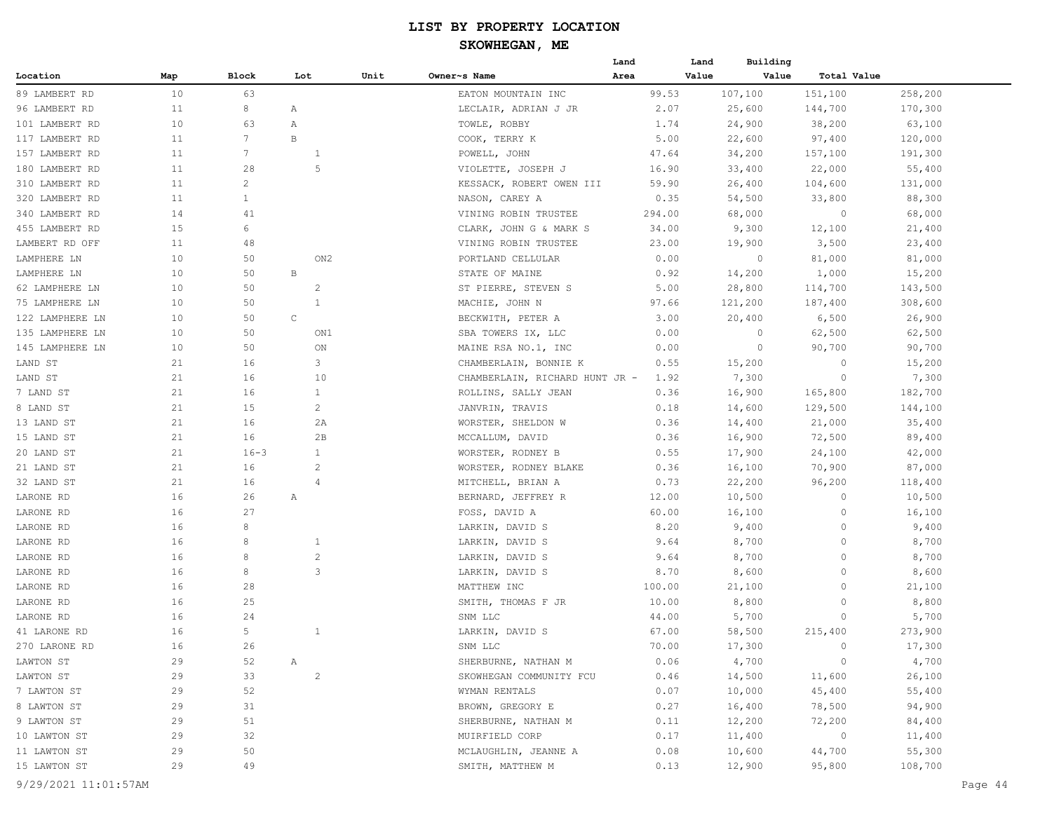# LIST BY PROPERTY LOCATION

## SKOWHEGAN, ME

| Location | Map | Block | Lot | Unit | Owner~s Name | Land Area | Land Value | Building Value | Total Value |
|---|---|---|---|---|---|---|---|---|---|
| 89 LAMBERT RD | 10 | 63 | | | EATON MOUNTAIN INC | 99.53 | 107,100 | 151,100 | 258,200 |
| 96 LAMBERT RD | 11 | 8 | A | | LECLAIR, ADRIAN J JR | 2.07 | 25,600 | 144,700 | 170,300 |
| 101 LAMBERT RD | 10 | 63 | A | | TOWLE, ROBBY | 1.74 | 24,900 | 38,200 | 63,100 |
| 117 LAMBERT RD | 11 | 7 | B | | COOK, TERRY K | 5.00 | 22,600 | 97,400 | 120,000 |
| 157 LAMBERT RD | 11 | 7 | 1 | | POWELL, JOHN | 47.64 | 34,200 | 157,100 | 191,300 |
| 180 LAMBERT RD | 11 | 28 | 5 | | VIOLETTE, JOSEPH J | 16.90 | 33,400 | 22,000 | 55,400 |
| 310 LAMBERT RD | 11 | 2 | | | KESSACK, ROBERT OWEN III | 59.90 | 26,400 | 104,600 | 131,000 |
| 320 LAMBERT RD | 11 | 1 | | | NASON, CAREY A | 0.35 | 54,500 | 33,800 | 88,300 |
| 340 LAMBERT RD | 14 | 41 | | | VINING ROBIN TRUSTEE | 294.00 | 68,000 | 0 | 68,000 |
| 455 LAMBERT RD | 15 | 6 | | | CLARK, JOHN G & MARK S | 34.00 | 9,300 | 12,100 | 21,400 |
| LAMBERT RD OFF | 11 | 48 | | | VINING ROBIN TRUSTEE | 23.00 | 19,900 | 3,500 | 23,400 |
| LAMPHERE LN | 10 | 50 | ON2 | | PORTLAND CELLULAR | 0.00 | 0 | 81,000 | 81,000 |
| LAMPHERE LN | 10 | 50 | B | | STATE OF MAINE | 0.92 | 14,200 | 1,000 | 15,200 |
| 62 LAMPHERE LN | 10 | 50 | 2 | | ST PIERRE, STEVEN S | 5.00 | 28,800 | 114,700 | 143,500 |
| 75 LAMPHERE LN | 10 | 50 | 1 | | MACHIE, JOHN N | 97.66 | 121,200 | 187,400 | 308,600 |
| 122 LAMPHERE LN | 10 | 50 | C | | BECKWITH, PETER A | 3.00 | 20,400 | 6,500 | 26,900 |
| 135 LAMPHERE LN | 10 | 50 | ON1 | | SBA TOWERS IX, LLC | 0.00 | 0 | 62,500 | 62,500 |
| 145 LAMPHERE LN | 10 | 50 | ON | | MAINE RSA NO.1, INC | 0.00 | 0 | 90,700 | 90,700 |
| LAND ST | 21 | 16 | 3 | | CHAMBERLAIN, BONNIE K | 0.55 | 15,200 | 0 | 15,200 |
| LAND ST | 21 | 16 | 10 | | CHAMBERLAIN, RICHARD HUNT JR - | 1.92 | 7,300 | 0 | 7,300 |
| 7 LAND ST | 21 | 16 | 1 | | ROLLINS, SALLY JEAN | 0.36 | 16,900 | 165,800 | 182,700 |
| 8 LAND ST | 21 | 15 | 2 | | JANVRIN, TRAVIS | 0.18 | 14,600 | 129,500 | 144,100 |
| 13 LAND ST | 21 | 16 | 2A | | WORSTER, SHELDON W | 0.36 | 14,400 | 21,000 | 35,400 |
| 15 LAND ST | 21 | 16 | 2B | | MCCALLUM, DAVID | 0.36 | 16,900 | 72,500 | 89,400 |
| 20 LAND ST | 21 | 16-3 | 1 | | WORSTER, RODNEY B | 0.55 | 17,900 | 24,100 | 42,000 |
| 21 LAND ST | 21 | 16 | 2 | | WORSTER, RODNEY BLAKE | 0.36 | 16,100 | 70,900 | 87,000 |
| 32 LAND ST | 21 | 16 | 4 | | MITCHELL, BRIAN A | 0.73 | 22,200 | 96,200 | 118,400 |
| LARONE RD | 16 | 26 | A | | BERNARD, JEFFREY R | 12.00 | 10,500 | 0 | 10,500 |
| LARONE RD | 16 | 27 | | | FOSS, DAVID A | 60.00 | 16,100 | 0 | 16,100 |
| LARONE RD | 16 | 8 | | | LARKIN, DAVID S | 8.20 | 9,400 | 0 | 9,400 |
| LARONE RD | 16 | 8 | 1 | | LARKIN, DAVID S | 9.64 | 8,700 | 0 | 8,700 |
| LARONE RD | 16 | 8 | 2 | | LARKIN, DAVID S | 9.64 | 8,700 | 0 | 8,700 |
| LARONE RD | 16 | 8 | 3 | | LARKIN, DAVID S | 8.70 | 8,600 | 0 | 8,600 |
| LARONE RD | 16 | 28 | | | MATTHEW INC | 100.00 | 21,100 | 0 | 21,100 |
| LARONE RD | 16 | 25 | | | SMITH, THOMAS F JR | 10.00 | 8,800 | 0 | 8,800 |
| LARONE RD | 16 | 24 | | | SNM LLC | 44.00 | 5,700 | 0 | 5,700 |
| 41 LARONE RD | 16 | 5 | 1 | | LARKIN, DAVID S | 67.00 | 58,500 | 215,400 | 273,900 |
| 270 LARONE RD | 16 | 26 | | | SNM LLC | 70.00 | 17,300 | 0 | 17,300 |
| LAWTON ST | 29 | 52 | A | | SHERBURNE, NATHAN M | 0.06 | 4,700 | 0 | 4,700 |
| LAWTON ST | 29 | 33 | 2 | | SKOWHEGAN COMMUNITY FCU | 0.46 | 14,500 | 11,600 | 26,100 |
| 7 LAWTON ST | 29 | 52 | | | WYMAN RENTALS | 0.07 | 10,000 | 45,400 | 55,400 |
| 8 LAWTON ST | 29 | 31 | | | BROWN, GREGORY E | 0.27 | 16,400 | 78,500 | 94,900 |
| 9 LAWTON ST | 29 | 51 | | | SHERBURNE, NATHAN M | 0.11 | 12,200 | 72,200 | 84,400 |
| 10 LAWTON ST | 29 | 32 | | | MUIRFIELD CORP | 0.17 | 11,400 | 0 | 11,400 |
| 11 LAWTON ST | 29 | 50 | | | MCLAUGHLIN, JEANNE A | 0.08 | 10,600 | 44,700 | 55,300 |
| 15 LAWTON ST | 29 | 49 | | | SMITH, MATTHEW M | 0.13 | 12,900 | 95,800 | 108,700 |

9/29/2021 11:01:57AM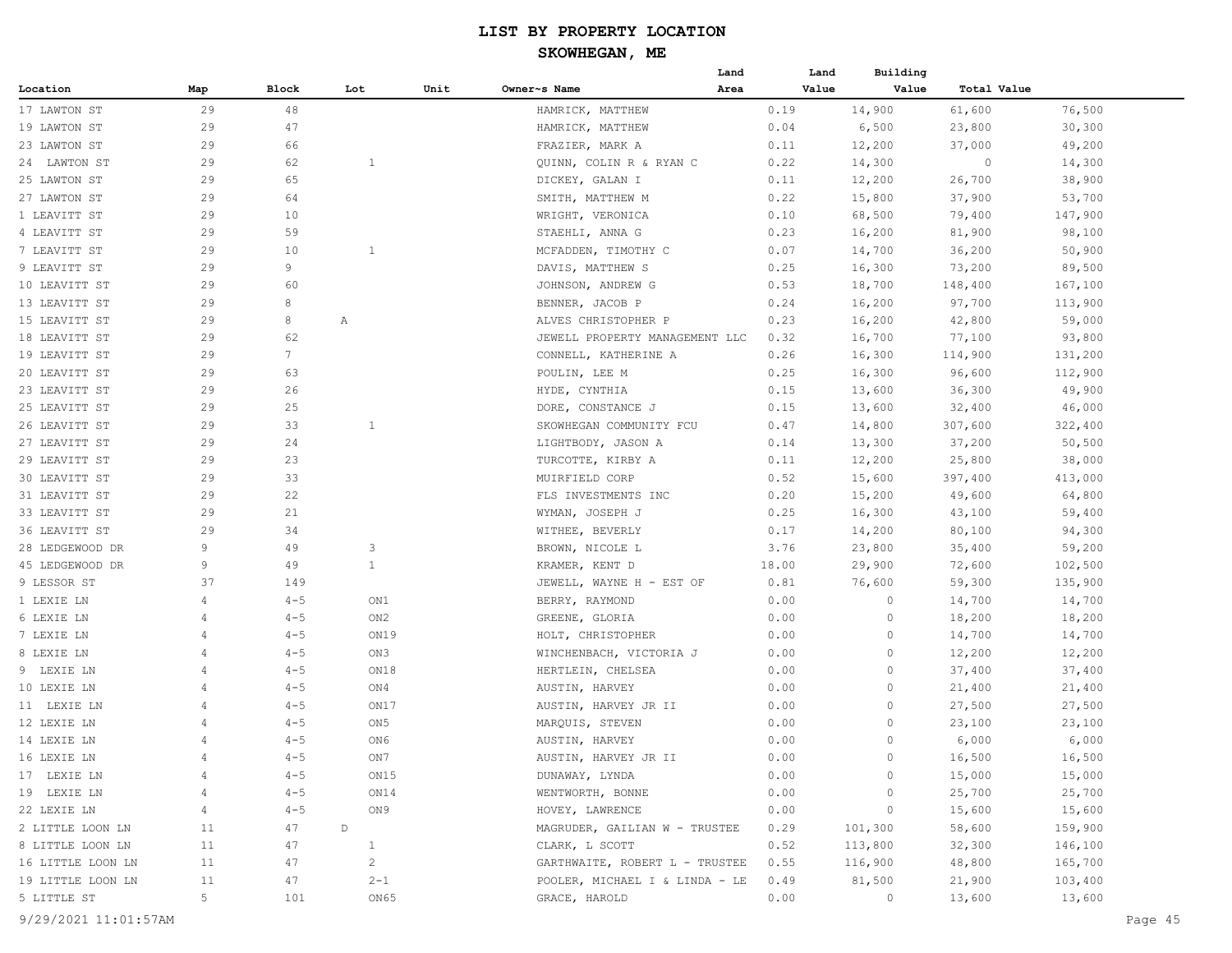# LIST BY PROPERTY LOCATION

## SKOWHEGAN, ME

| Location | Map | Block | Lot | Unit | Owner~s Name | Land Area | Land Value | Building Value | Total Value |
|---|---|---|---|---|---|---|---|---|---|
| 17 LAWTON ST | 29 | 48 | | | HAMRICK, MATTHEW | 0.19 | 14,900 | 61,600 | 76,500 |
| 19 LAWTON ST | 29 | 47 | | | HAMRICK, MATTHEW | 0.04 | 6,500 | 23,800 | 30,300 |
| 23 LAWTON ST | 29 | 66 | | | FRAZIER, MARK A | 0.11 | 12,200 | 37,000 | 49,200 |
| 24 LAWTON ST | 29 | 62 | 1 | | QUINN, COLIN R & RYAN C | 0.22 | 14,300 | 0 | 14,300 |
| 25 LAWTON ST | 29 | 65 | | | DICKEY, GALAN I | 0.11 | 12,200 | 26,700 | 38,900 |
| 27 LAWTON ST | 29 | 64 | | | SMITH, MATTHEW M | 0.22 | 15,800 | 37,900 | 53,700 |
| 1 LEAVITT ST | 29 | 10 | | | WRIGHT, VERONICA | 0.10 | 68,500 | 79,400 | 147,900 |
| 4 LEAVITT ST | 29 | 59 | | | STAEHLI, ANNA G | 0.23 | 16,200 | 81,900 | 98,100 |
| 7 LEAVITT ST | 29 | 10 | 1 | | MCFADDEN, TIMOTHY C | 0.07 | 14,700 | 36,200 | 50,900 |
| 9 LEAVITT ST | 29 | 9 | | | DAVIS, MATTHEW S | 0.25 | 16,300 | 73,200 | 89,500 |
| 10 LEAVITT ST | 29 | 60 | | | JOHNSON, ANDREW G | 0.53 | 18,700 | 148,400 | 167,100 |
| 13 LEAVITT ST | 29 | 8 | | | BENNER, JACOB P | 0.24 | 16,200 | 97,700 | 113,900 |
| 15 LEAVITT ST | 29 | 8 | A | | ALVES CHRISTOPHER P | 0.23 | 16,200 | 42,800 | 59,000 |
| 18 LEAVITT ST | 29 | 62 | | | JEWELL PROPERTY MANAGEMENT LLC | 0.32 | 16,700 | 77,100 | 93,800 |
| 19 LEAVITT ST | 29 | 7 | | | CONNELL, KATHERINE A | 0.26 | 16,300 | 114,900 | 131,200 |
| 20 LEAVITT ST | 29 | 63 | | | POULIN, LEE M | 0.25 | 16,300 | 96,600 | 112,900 |
| 23 LEAVITT ST | 29 | 26 | | | HYDE, CYNTHIA | 0.15 | 13,600 | 36,300 | 49,900 |
| 25 LEAVITT ST | 29 | 25 | | | DORE, CONSTANCE J | 0.15 | 13,600 | 32,400 | 46,000 |
| 26 LEAVITT ST | 29 | 33 | 1 | | SKOWHEGAN COMMUNITY FCU | 0.47 | 14,800 | 307,600 | 322,400 |
| 27 LEAVITT ST | 29 | 24 | | | LIGHTBODY, JASON A | 0.14 | 13,300 | 37,200 | 50,500 |
| 29 LEAVITT ST | 29 | 23 | | | TURCOTTE, KIRBY A | 0.11 | 12,200 | 25,800 | 38,000 |
| 30 LEAVITT ST | 29 | 33 | | | MUIRFIELD CORP | 0.52 | 15,600 | 397,400 | 413,000 |
| 31 LEAVITT ST | 29 | 22 | | | FLS INVESTMENTS INC | 0.20 | 15,200 | 49,600 | 64,800 |
| 33 LEAVITT ST | 29 | 21 | | | WYMAN, JOSEPH J | 0.25 | 16,300 | 43,100 | 59,400 |
| 36 LEAVITT ST | 29 | 34 | | | WITHEE, BEVERLY | 0.17 | 14,200 | 80,100 | 94,300 |
| 28 LEDGEWOOD DR | 9 | 49 | 3 | | BROWN, NICOLE L | 3.76 | 23,800 | 35,400 | 59,200 |
| 45 LEDGEWOOD DR | 9 | 49 | 1 | | KRAMER, KENT D | 18.00 | 29,900 | 72,600 | 102,500 |
| 9 LESSOR ST | 37 | 149 | | | JEWELL, WAYNE H - EST OF | 0.81 | 76,600 | 59,300 | 135,900 |
| 1 LEXIE LN | 4 | 4-5 | ON1 | | BERRY, RAYMOND | 0.00 | 0 | 14,700 | 14,700 |
| 6 LEXIE LN | 4 | 4-5 | ON2 | | GREENE, GLORIA | 0.00 | 0 | 18,200 | 18,200 |
| 7 LEXIE LN | 4 | 4-5 | ON19 | | HOLT, CHRISTOPHER | 0.00 | 0 | 14,700 | 14,700 |
| 8 LEXIE LN | 4 | 4-5 | ON3 | | WINCHENBACH, VICTORIA J | 0.00 | 0 | 12,200 | 12,200 |
| 9 LEXIE LN | 4 | 4-5 | ON18 | | HERTLEIN, CHELSEA | 0.00 | 0 | 37,400 | 37,400 |
| 10 LEXIE LN | 4 | 4-5 | ON4 | | AUSTIN, HARVEY | 0.00 | 0 | 21,400 | 21,400 |
| 11 LEXIE LN | 4 | 4-5 | ON17 | | AUSTIN, HARVEY JR II | 0.00 | 0 | 27,500 | 27,500 |
| 12 LEXIE LN | 4 | 4-5 | ON5 | | MARQUIS, STEVEN | 0.00 | 0 | 23,100 | 23,100 |
| 14 LEXIE LN | 4 | 4-5 | ON6 | | AUSTIN, HARVEY | 0.00 | 0 | 6,000 | 6,000 |
| 16 LEXIE LN | 4 | 4-5 | ON7 | | AUSTIN, HARVEY JR II | 0.00 | 0 | 16,500 | 16,500 |
| 17 LEXIE LN | 4 | 4-5 | ON15 | | DUNAWAY, LYNDA | 0.00 | 0 | 15,000 | 15,000 |
| 19 LEXIE LN | 4 | 4-5 | ON14 | | WENTWORTH, BONNE | 0.00 | 0 | 25,700 | 25,700 |
| 22 LEXIE LN | 4 | 4-5 | ON9 | | HOVEY, LAWRENCE | 0.00 | 0 | 15,600 | 15,600 |
| 2 LITTLE LOON LN | 11 | 47 | D | | MAGRUDER, GAILIAN W - TRUSTEE | 0.29 | 101,300 | 58,600 | 159,900 |
| 8 LITTLE LOON LN | 11 | 47 | 1 | | CLARK, L SCOTT | 0.52 | 113,800 | 32,300 | 146,100 |
| 16 LITTLE LOON LN | 11 | 47 | 2 | | GARTHWAITE, ROBERT L - TRUSTEE | 0.55 | 116,900 | 48,800 | 165,700 |
| 19 LITTLE LOON LN | 11 | 47 | 2-1 | | POOLER, MICHAEL I & LINDA - LE | 0.49 | 81,500 | 21,900 | 103,400 |
| 5 LITTLE ST | 5 | 101 | ON65 | | GRACE, HAROLD | 0.00 | 0 | 13,600 | 13,600 |

9/29/2021 11:01:57AM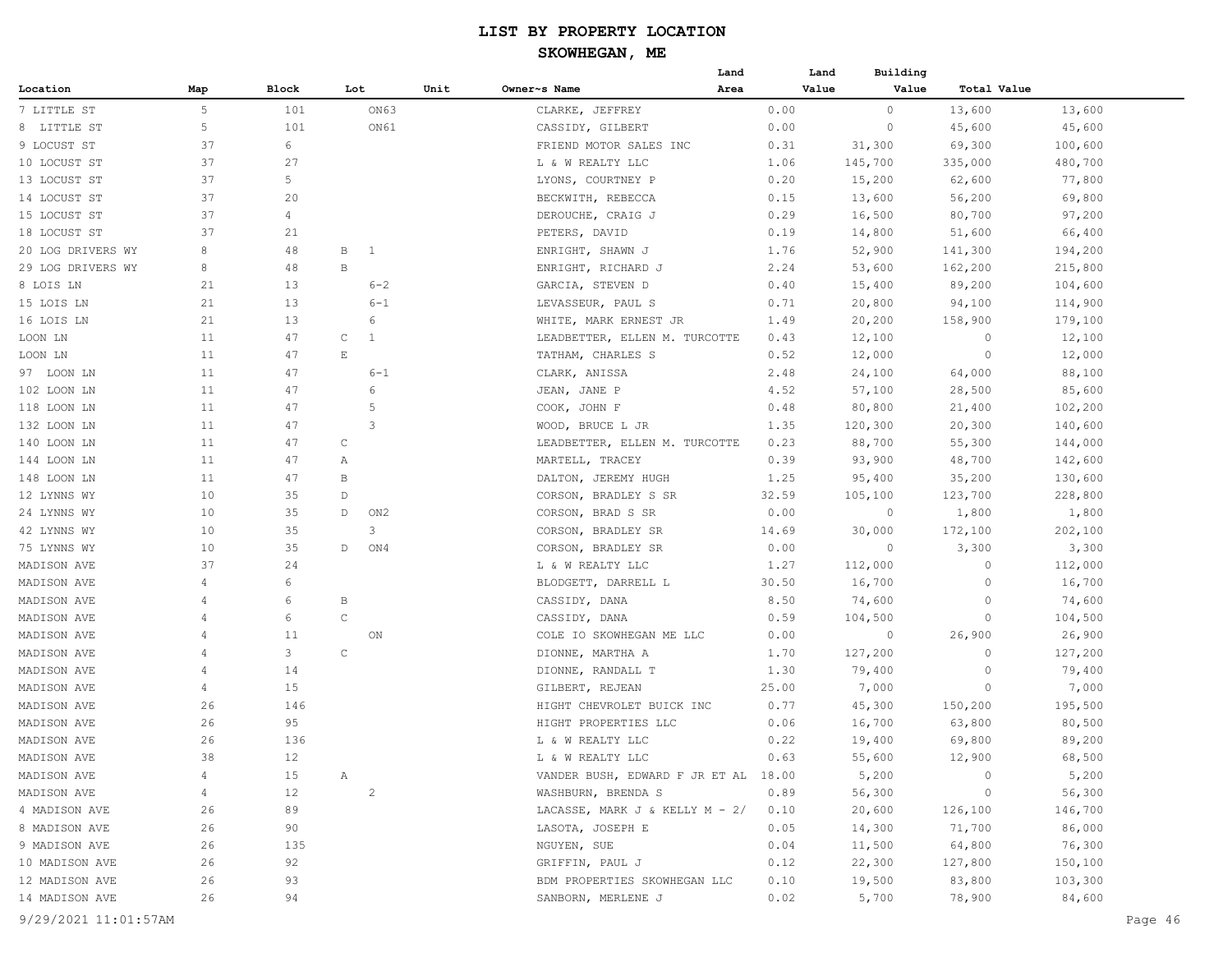# LIST BY PROPERTY LOCATION

## SKOWHEGAN, ME

| Location | Map | Block | Lot | Unit | Owner~s Name | Land Area | Land Value | Building Value | Total Value |
|---|---|---|---|---|---|---|---|---|---|
| 7 LITTLE ST | 5 | 101 | ON63 | | CLARKE, JEFFREY | 0.00 | 0 | 13,600 | 13,600 |
| 8 LITTLE ST | 5 | 101 | ON61 | | CASSIDY, GILBERT | 0.00 | 0 | 45,600 | 45,600 |
| 9 LOCUST ST | 37 | 6 | | | FRIEND MOTOR SALES INC | 0.31 | 31,300 | 69,300 | 100,600 |
| 10 LOCUST ST | 37 | 27 | | | L & W REALTY LLC | 1.06 | 145,700 | 335,000 | 480,700 |
| 13 LOCUST ST | 37 | 5 | | | LYONS, COURTNEY P | 0.20 | 15,200 | 62,600 | 77,800 |
| 14 LOCUST ST | 37 | 20 | | | BECKWITH, REBECCA | 0.15 | 13,600 | 56,200 | 69,800 |
| 15 LOCUST ST | 37 | 4 | | | DEROUCHE, CRAIG J | 0.29 | 16,500 | 80,700 | 97,200 |
| 18 LOCUST ST | 37 | 21 | | | PETERS, DAVID | 0.19 | 14,800 | 51,600 | 66,400 |
| 20 LOG DRIVERS WY | 8 | 48 | B 1 | | ENRIGHT, SHAWN J | 1.76 | 52,900 | 141,300 | 194,200 |
| 29 LOG DRIVERS WY | 8 | 48 | B | | ENRIGHT, RICHARD J | 2.24 | 53,600 | 162,200 | 215,800 |
| 8 LOIS LN | 21 | 13 | 6-2 | | GARCIA, STEVEN D | 0.40 | 15,400 | 89,200 | 104,600 |
| 15 LOIS LN | 21 | 13 | 6-1 | | LEVASSEUR, PAUL S | 0.71 | 20,800 | 94,100 | 114,900 |
| 16 LOIS LN | 21 | 13 | 6 | | WHITE, MARK ERNEST JR | 1.49 | 20,200 | 158,900 | 179,100 |
| LOON LN | 11 | 47 | C 1 | | LEADBETTER, ELLEN M. TURCOTTE | 0.43 | 12,100 | 0 | 12,100 |
| LOON LN | 11 | 47 | E | | TATHAM, CHARLES S | 0.52 | 12,000 | 0 | 12,000 |
| 97 LOON LN | 11 | 47 | 6-1 | | CLARK, ANISSA | 2.48 | 24,100 | 64,000 | 88,100 |
| 102 LOON LN | 11 | 47 | 6 | | JEAN, JANE P | 4.52 | 57,100 | 28,500 | 85,600 |
| 118 LOON LN | 11 | 47 | 5 | | COOK, JOHN F | 0.48 | 80,800 | 21,400 | 102,200 |
| 132 LOON LN | 11 | 47 | 3 | | WOOD, BRUCE L JR | 1.35 | 120,300 | 20,300 | 140,600 |
| 140 LOON LN | 11 | 47 | C | | LEADBETTER, ELLEN M. TURCOTTE | 0.23 | 88,700 | 55,300 | 144,000 |
| 144 LOON LN | 11 | 47 | A | | MARTELL, TRACEY | 0.39 | 93,900 | 48,700 | 142,600 |
| 148 LOON LN | 11 | 47 | B | | DALTON, JEREMY HUGH | 1.25 | 95,400 | 35,200 | 130,600 |
| 12 LYNNS WY | 10 | 35 | D | | CORSON, BRADLEY S SR | 32.59 | 105,100 | 123,700 | 228,800 |
| 24 LYNNS WY | 10 | 35 | D ON2 | | CORSON, BRAD S SR | 0.00 | 0 | 1,800 | 1,800 |
| 42 LYNNS WY | 10 | 35 | 3 | | CORSON, BRADLEY SR | 14.69 | 30,000 | 172,100 | 202,100 |
| 75 LYNNS WY | 10 | 35 | D ON4 | | CORSON, BRADLEY SR | 0.00 | 0 | 3,300 | 3,300 |
| MADISON AVE | 37 | 24 | | | L & W REALTY LLC | 1.27 | 112,000 | 0 | 112,000 |
| MADISON AVE | 4 | 6 | | | BLODGETT, DARRELL L | 30.50 | 16,700 | 0 | 16,700 |
| MADISON AVE | 4 | 6 | B | | CASSIDY, DANA | 8.50 | 74,600 | 0 | 74,600 |
| MADISON AVE | 4 | 6 | C | | CASSIDY, DANA | 0.59 | 104,500 | 0 | 104,500 |
| MADISON AVE | 4 | 11 | ON | | COLE IO SKOWHEGAN ME LLC | 0.00 | 0 | 26,900 | 26,900 |
| MADISON AVE | 4 | 3 | C | | DIONNE, MARTHA A | 1.70 | 127,200 | 0 | 127,200 |
| MADISON AVE | 4 | 14 | | | DIONNE, RANDALL T | 1.30 | 79,400 | 0 | 79,400 |
| MADISON AVE | 4 | 15 | | | GILBERT, REJEAN | 25.00 | 7,000 | 0 | 7,000 |
| MADISON AVE | 26 | 146 | | | HIGHT CHEVROLET BUICK INC | 0.77 | 45,300 | 150,200 | 195,500 |
| MADISON AVE | 26 | 95 | | | HIGHT PROPERTIES LLC | 0.06 | 16,700 | 63,800 | 80,500 |
| MADISON AVE | 26 | 136 | | | L & W REALTY LLC | 0.22 | 19,400 | 69,800 | 89,200 |
| MADISON AVE | 38 | 12 | | | L & W REALTY LLC | 0.63 | 55,600 | 12,900 | 68,500 |
| MADISON AVE | 4 | 15 | A | | VANDER BUSH, EDWARD F JR ET AL | 18.00 | 5,200 | 0 | 5,200 |
| MADISON AVE | 4 | 12 | 2 | | WASHBURN, BRENDA S | 0.89 | 56,300 | 0 | 56,300 |
| 4 MADISON AVE | 26 | 89 | | | LACASSE, MARK J & KELLY M - 2/ | 0.10 | 20,600 | 126,100 | 146,700 |
| 8 MADISON AVE | 26 | 90 | | | LASOTA, JOSEPH E | 0.05 | 14,300 | 71,700 | 86,000 |
| 9 MADISON AVE | 26 | 135 | | | NGUYEN, SUE | 0.04 | 11,500 | 64,800 | 76,300 |
| 10 MADISON AVE | 26 | 92 | | | GRIFFIN, PAUL J | 0.12 | 22,300 | 127,800 | 150,100 |
| 12 MADISON AVE | 26 | 93 | | | BDM PROPERTIES SKOWHEGAN LLC | 0.10 | 19,500 | 83,800 | 103,300 |
| 14 MADISON AVE | 26 | 94 | | | SANBORN, MERLENE J | 0.02 | 5,700 | 78,900 | 84,600 |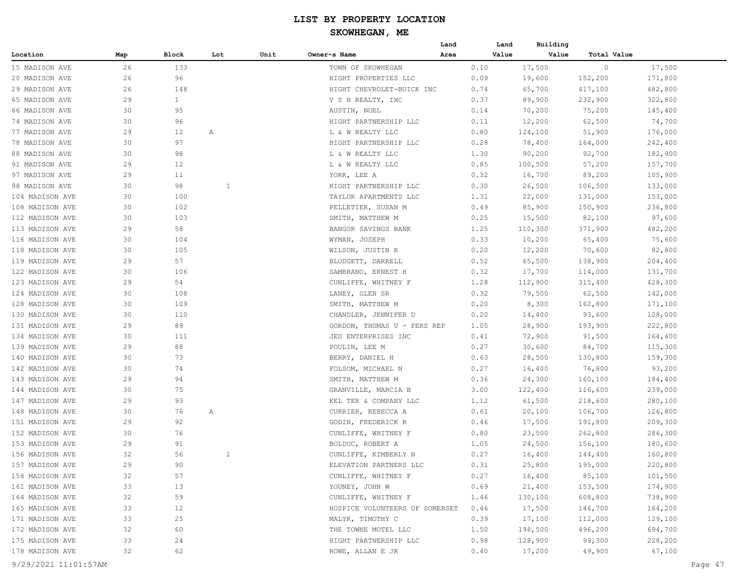# LIST BY PROPERTY LOCATION

## SKOWHEGAN, ME

| Location | Map | Block | Lot | Unit | Owner~s Name | Land Area | Land Value | Building Value | Total Value |
|---|---|---|---|---|---|---|---|---|---|
| 15 MADISON AVE | 26 | 133 | | | TOWN OF SKOWHEGAN | 0.10 | 17,500 | 0 | 17,500 |
| 20 MADISON AVE | 26 | 96 | | | HIGHT PROPERTIES LLC | 0.09 | 19,600 | 152,200 | 171,800 |
| 29 MADISON AVE | 26 | 148 | | | HIGHT CHEVROLET-BUICK INC | 0.74 | 65,700 | 417,100 | 482,800 |
| 65 MADISON AVE | 29 | 1 | | | V S H REALTY, INC | 0.37 | 89,900 | 232,900 | 322,800 |
| 66 MADISON AVE | 30 | 95 | | | AUSTIN, NOEL | 0.14 | 70,200 | 75,200 | 145,400 |
| 74 MADISON AVE | 30 | 96 | | | HIGHT PARTNERSHIP LLC | 0.11 | 12,200 | 62,500 | 74,700 |
| 77 MADISON AVE | 29 | 12 | A | | L & W REALTY LLC | 0.80 | 124,100 | 51,900 | 176,000 |
| 78 MADISON AVE | 30 | 97 | | | HIGHT PARTNERSHIP LLC | 0.28 | 78,400 | 164,000 | 242,400 |
| 88 MADISON AVE | 30 | 98 | | | L & W REALTY LLC | 1.30 | 90,200 | 92,700 | 182,900 |
| 91 MADISON AVE | 29 | 12 | | | L & W REALTY LLC | 0.85 | 100,500 | 57,200 | 157,700 |
| 97 MADISON AVE | 29 | 11 | | | YORK, LEE A | 0.32 | 16,700 | 89,200 | 105,900 |
| 98 MADISON AVE | 30 | 98 | 1 | | HIGHT PARTNERSHIP LLC | 0.30 | 26,500 | 106,500 | 133,000 |
| 104 MADISON AVE | 30 | 100 | | | TAYLOR APARTMENTS LLC | 1.31 | 22,000 | 131,000 | 153,000 |
| 108 MADISON AVE | 30 | 102 | | | PELLETIER, SUSAN M | 0.49 | 85,900 | 150,900 | 236,800 |
| 112 MADISON AVE | 30 | 103 | | | SMITH, MATTHEW M | 0.25 | 15,500 | 82,100 | 97,600 |
| 113 MADISON AVE | 29 | 58 | | | BANGOR SAVINGS BANK | 1.25 | 110,300 | 371,900 | 482,200 |
| 116 MADISON AVE | 30 | 104 | | | WYMAN, JOSEPH | 0.33 | 10,200 | 65,400 | 75,600 |
| 118 MADISON AVE | 30 | 105 | | | WILSON, JUSTIN R | 0.20 | 12,200 | 70,600 | 82,800 |
| 119 MADISON AVE | 29 | 57 | | | BLODGETT, DARRELL | 0.52 | 65,500 | 138,900 | 204,400 |
| 122 MADISON AVE | 30 | 106 | | | SAMBRANO, ERNEST H | 0.32 | 17,700 | 114,000 | 131,700 |
| 123 MADISON AVE | 29 | 54 | | | CUNLIFFE, WHITNEY F | 1.28 | 112,900 | 315,400 | 428,300 |
| 124 MADISON AVE | 30 | 108 | | | LANEY, GLEN SR | 0.32 | 79,500 | 62,500 | 142,000 |
| 128 MADISON AVE | 30 | 109 | | | SMITH, MATTHEW M | 0.20 | 8,300 | 162,800 | 171,100 |
| 130 MADISON AVE | 30 | 110 | | | CHANDLER, JENNIFER D | 0.20 | 14,400 | 93,600 | 108,000 |
| 131 MADISON AVE | 29 | 89 | | | GORDON, THOMAS U - PERS REP | 1.05 | 28,900 | 193,900 | 222,800 |
| 134 MADISON AVE | 30 | 111 | | | JED ENTERPRISES INC | 0.41 | 72,900 | 91,500 | 164,400 |
| 139 MADISON AVE | 29 | 88 | | | POULIN, LEE M | 0.27 | 30,600 | 84,700 | 115,300 |
| 140 MADISON AVE | 30 | 73 | | | BERRY, DANIEL H | 0.63 | 28,500 | 130,800 | 159,300 |
| 142 MADISON AVE | 30 | 74 | | | FOLSOM, MICHAEL N | 0.27 | 16,400 | 76,800 | 93,200 |
| 143 MADISON AVE | 29 | 94 | | | SMITH, MATTHEW M | 0.36 | 24,300 | 160,100 | 184,400 |
| 144 MADISON AVE | 30 | 75 | | | GRANVILLE, MARCIA B | 3.00 | 122,400 | 116,600 | 239,000 |
| 147 MADISON AVE | 29 | 93 | | | KEL TER & COMPANY LLC | 1.12 | 61,500 | 218,600 | 280,100 |
| 148 MADISON AVE | 30 | 76 | A | | CURRIER, REBECCA A | 0.61 | 20,100 | 106,700 | 126,800 |
| 151 MADISON AVE | 29 | 92 | | | GODIN, FREDERICK R | 0.46 | 17,500 | 191,800 | 209,300 |
| 152 MADISON AVE | 30 | 76 | | | CUNLIFFE, WHITNEY F | 0.80 | 23,500 | 262,800 | 286,300 |
| 153 MADISON AVE | 29 | 91 | | | BOLDUC, ROBERT A | 1.05 | 24,500 | 156,100 | 180,600 |
| 156 MADISON AVE | 32 | 56 | 1 | | CUNLIFFE, KIMBERLY N | 0.27 | 16,400 | 144,400 | 160,800 |
| 157 MADISON AVE | 29 | 90 | | | ELEVATION PARTNERS LLC | 0.31 | 25,800 | 195,000 | 220,800 |
| 158 MADISON AVE | 32 | 57 | | | CUNLIFFE, WHITNEY F | 0.27 | 16,400 | 85,100 | 101,500 |
| 161 MADISON AVE | 33 | 13 | | | YOUNEY, JOHN W | 0.69 | 21,400 | 153,500 | 174,900 |
| 164 MADISON AVE | 32 | 59 | | | CUNLIFFE, WHITNEY F | 1.46 | 130,100 | 608,800 | 738,900 |
| 165 MADISON AVE | 33 | 12 | | | HOSPICE VOLUNTEERS OF SOMERSET | 0.46 | 17,500 | 146,700 | 164,200 |
| 171 MADISON AVE | 33 | 25 | | | MALYK, TIMOTHY C | 0.39 | 17,100 | 112,000 | 129,100 |
| 172 MADISON AVE | 32 | 60 | | | THE TOWNE MOTEL LLC | 1.50 | 198,500 | 496,200 | 694,700 |
| 175 MADISON AVE | 33 | 24 | | | HIGHT PARTNERSHIP LLC | 0.98 | 128,900 | 99,300 | 228,200 |
| 178 MADISON AVE | 32 | 62 | | | ROWE, ALLAN E JR | 0.40 | 17,200 | 49,900 | 67,100 |

9/29/2021 11:01:57AM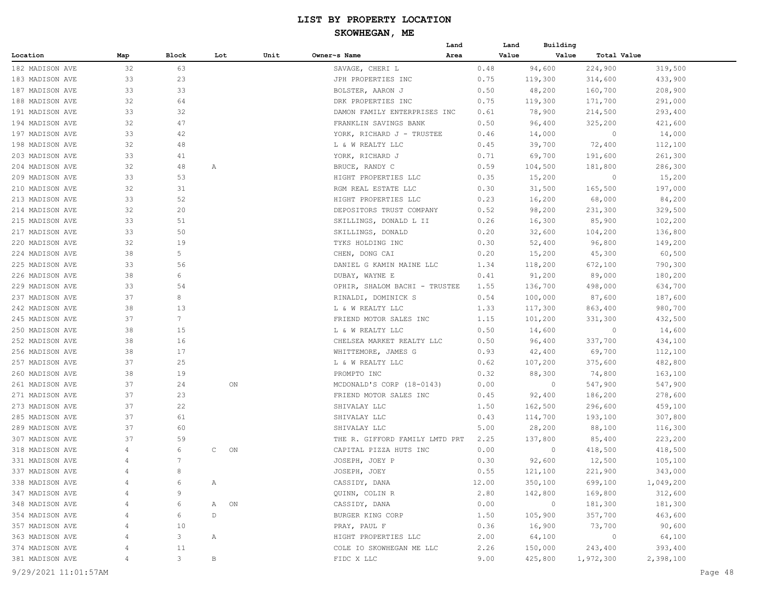# LIST BY PROPERTY LOCATION

## SKOWHEGAN, ME

| Location | Map | Block | Lot | Unit | Owner~s Name | Land Area | Land Value | Building Value | Total Value |
|---|---|---|---|---|---|---|---|---|---|
| 182 MADISON AVE | 32 | 63 | | | SAVAGE, CHERI L | 0.48 | 94,600 | 224,900 | 319,500 |
| 183 MADISON AVE | 33 | 23 | | | JPH PROPERTIES INC | 0.75 | 119,300 | 314,600 | 433,900 |
| 187 MADISON AVE | 33 | 33 | | | BOLSTER, AARON J | 0.50 | 48,200 | 160,700 | 208,900 |
| 188 MADISON AVE | 32 | 64 | | | DRK PROPERTIES INC | 0.75 | 119,300 | 171,700 | 291,000 |
| 191 MADISON AVE | 33 | 32 | | | DAMON FAMILY ENTERPRISES INC | 0.61 | 78,900 | 214,500 | 293,400 |
| 194 MADISON AVE | 32 | 47 | | | FRANKLIN SAVINGS BANK | 0.50 | 96,400 | 325,200 | 421,600 |
| 197 MADISON AVE | 33 | 42 | | | YORK, RICHARD J - TRUSTEE | 0.46 | 14,000 | 0 | 14,000 |
| 198 MADISON AVE | 32 | 48 | | | L & W REALTY LLC | 0.45 | 39,700 | 72,400 | 112,100 |
| 203 MADISON AVE | 33 | 41 | | | YORK, RICHARD J | 0.71 | 69,700 | 191,600 | 261,300 |
| 204 MADISON AVE | 32 | 48 | A | | BRUCE, RANDY C | 0.59 | 104,500 | 181,800 | 286,300 |
| 209 MADISON AVE | 33 | 53 | | | HIGHT PROPERTIES LLC | 0.35 | 15,200 | 0 | 15,200 |
| 210 MADISON AVE | 32 | 31 | | | RGM REAL ESTATE LLC | 0.30 | 31,500 | 165,500 | 197,000 |
| 213 MADISON AVE | 33 | 52 | | | HIGHT PROPERTIES LLC | 0.23 | 16,200 | 68,000 | 84,200 |
| 214 MADISON AVE | 32 | 20 | | | DEPOSITORS TRUST COMPANY | 0.52 | 98,200 | 231,300 | 329,500 |
| 215 MADISON AVE | 33 | 51 | | | SKILLINGS, DONALD L II | 0.26 | 16,300 | 85,900 | 102,200 |
| 217 MADISON AVE | 33 | 50 | | | SKILLINGS, DONALD | 0.20 | 32,600 | 104,200 | 136,800 |
| 220 MADISON AVE | 32 | 19 | | | TYKS HOLDING INC | 0.30 | 52,400 | 96,800 | 149,200 |
| 224 MADISON AVE | 38 | 5 | | | CHEN, DONG CAI | 0.20 | 15,200 | 45,300 | 60,500 |
| 225 MADISON AVE | 33 | 56 | | | DANIEL G KAMIN MAINE LLC | 1.34 | 118,200 | 672,100 | 790,300 |
| 226 MADISON AVE | 38 | 6 | | | DUBAY, WAYNE E | 0.41 | 91,200 | 89,000 | 180,200 |
| 229 MADISON AVE | 33 | 54 | | | OPHIR, SHALOM BACHI - TRUSTEE | 1.55 | 136,700 | 498,000 | 634,700 |
| 237 MADISON AVE | 37 | 8 | | | RINALDI, DOMINICK S | 0.54 | 100,000 | 87,600 | 187,600 |
| 242 MADISON AVE | 38 | 13 | | | L & W REALTY LLC | 1.33 | 117,300 | 863,400 | 980,700 |
| 245 MADISON AVE | 37 | 7 | | | FRIEND MOTOR SALES INC | 1.15 | 101,200 | 331,300 | 432,500 |
| 250 MADISON AVE | 38 | 15 | | | L & W REALTY LLC | 0.50 | 14,600 | 0 | 14,600 |
| 252 MADISON AVE | 38 | 16 | | | CHELSEA MARKET REALTY LLC | 0.50 | 96,400 | 337,700 | 434,100 |
| 256 MADISON AVE | 38 | 17 | | | WHITTEMORE, JAMES G | 0.93 | 42,400 | 69,700 | 112,100 |
| 257 MADISON AVE | 37 | 25 | | | L & W REALTY LLC | 0.62 | 107,200 | 375,600 | 482,800 |
| 260 MADISON AVE | 38 | 19 | | | PROMPTO INC | 0.32 | 88,300 | 74,800 | 163,100 |
| 261 MADISON AVE | 37 | 24 | | ON | MCDONALD'S CORP (18-0143) | 0.00 | 0 | 547,900 | 547,900 |
| 271 MADISON AVE | 37 | 23 | | | FRIEND MOTOR SALES INC | 0.45 | 92,400 | 186,200 | 278,600 |
| 273 MADISON AVE | 37 | 22 | | | SHIVALAY LLC | 1.50 | 162,500 | 296,600 | 459,100 |
| 285 MADISON AVE | 37 | 61 | | | SHIVALAY LLC | 0.43 | 114,700 | 193,100 | 307,800 |
| 289 MADISON AVE | 37 | 60 | | | SHIVALAY LLC | 5.00 | 28,200 | 88,100 | 116,300 |
| 307 MADISON AVE | 37 | 59 | | | THE R. GIFFORD FAMILY LMTD PRT | 2.25 | 137,800 | 85,400 | 223,200 |
| 318 MADISON AVE | 4 | 6 | C | ON | CAPITAL PIZZA HUTS INC | 0.00 | 0 | 418,500 | 418,500 |
| 331 MADISON AVE | 4 | 7 | | | JOSEPH, JOEY P | 0.30 | 92,600 | 12,500 | 105,100 |
| 337 MADISON AVE | 4 | 8 | | | JOSEPH, JOEY | 0.55 | 121,100 | 221,900 | 343,000 |
| 338 MADISON AVE | 4 | 6 | A | | CASSIDY, DANA | 12.00 | 350,100 | 699,100 | 1,049,200 |
| 347 MADISON AVE | 4 | 9 | | | QUINN, COLIN R | 2.80 | 142,800 | 169,800 | 312,600 |
| 348 MADISON AVE | 4 | 6 | A | ON | CASSIDY, DANA | 0.00 | 0 | 181,300 | 181,300 |
| 354 MADISON AVE | 4 | 6 | D | | BURGER KING CORP | 1.50 | 105,900 | 357,700 | 463,600 |
| 357 MADISON AVE | 4 | 10 | | | PRAY, PAUL F | 0.36 | 16,900 | 73,700 | 90,600 |
| 363 MADISON AVE | 4 | 3 | A | | HIGHT PROPERTIES LLC | 2.00 | 64,100 | 0 | 64,100 |
| 374 MADISON AVE | 4 | 11 | | | COLE IO SKOWHEGAN ME LLC | 2.26 | 150,000 | 243,400 | 393,400 |
| 381 MADISON AVE | 4 | 3 | B | | FIDC X LLC | 9.00 | 425,800 | 1,972,300 | 2,398,100 |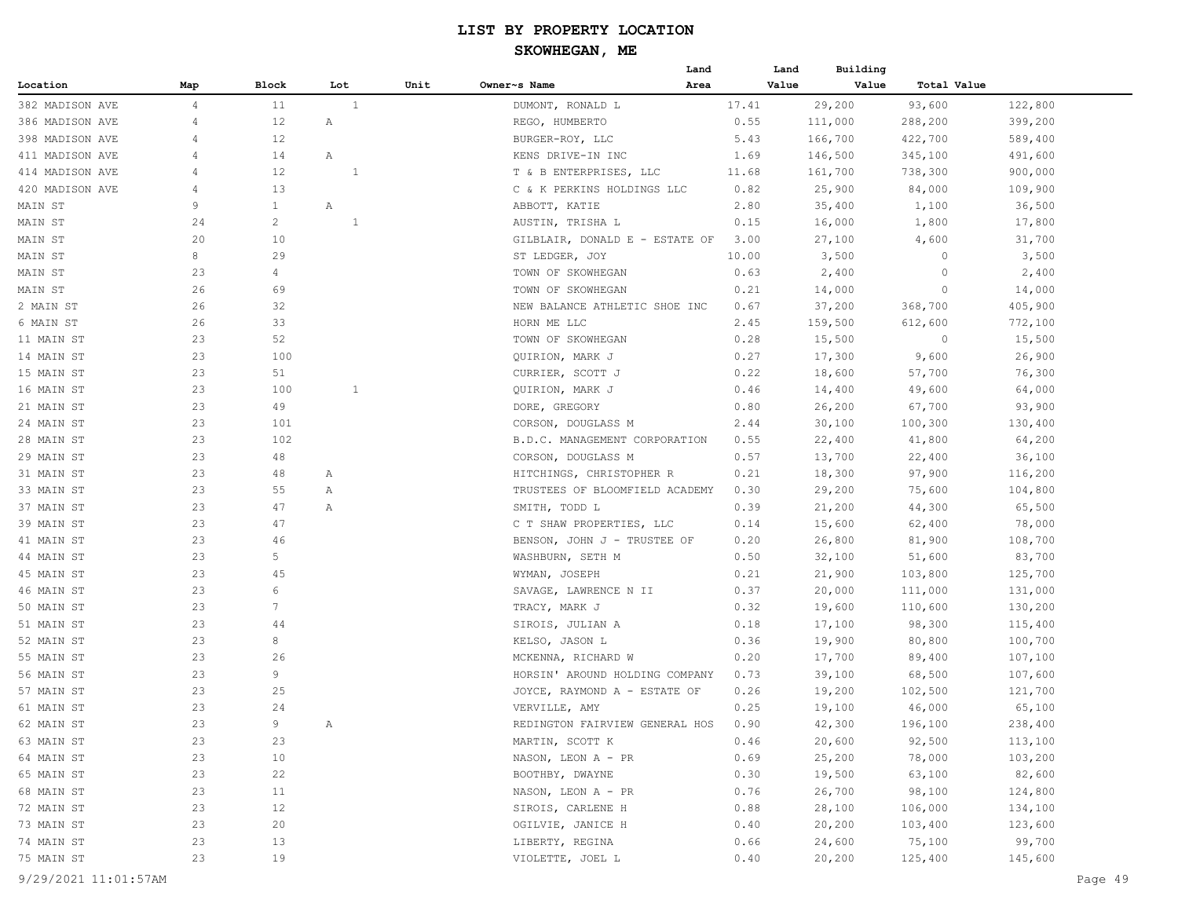# LIST BY PROPERTY LOCATION

## SKOWHEGAN, ME

| Location | Map | Block | Lot | Unit | Owner~s Name | Land Area | Land Value | Building Value | Total Value |
|---|---|---|---|---|---|---|---|---|---|
| 382 MADISON AVE | 4 | 11 | 1 | | DUMONT, RONALD L | 17.41 | 29,200 | 93,600 | 122,800 |
| 386 MADISON AVE | 4 | 12 | A | | REGO, HUMBERTO | 0.55 | 111,000 | 288,200 | 399,200 |
| 398 MADISON AVE | 4 | 12 | | | BURGER-ROY, LLC | 5.43 | 166,700 | 422,700 | 589,400 |
| 411 MADISON AVE | 4 | 14 | A | | KENS DRIVE-IN INC | 1.69 | 146,500 | 345,100 | 491,600 |
| 414 MADISON AVE | 4 | 12 | 1 | | T & B ENTERPRISES, LLC | 11.68 | 161,700 | 738,300 | 900,000 |
| 420 MADISON AVE | 4 | 13 | | | C & K PERKINS HOLDINGS LLC | 0.82 | 25,900 | 84,000 | 109,900 |
| MAIN ST | 9 | 1 | A | | ABBOTT, KATIE | 2.80 | 35,400 | 1,100 | 36,500 |
| MAIN ST | 24 | 2 | 1 | | AUSTIN, TRISHA L | 0.15 | 16,000 | 1,800 | 17,800 |
| MAIN ST | 20 | 10 | | | GILBLAIR, DONALD E - ESTATE OF | 3.00 | 27,100 | 4,600 | 31,700 |
| MAIN ST | 8 | 29 | | | ST LEDGER, JOY | 10.00 | 3,500 | 0 | 3,500 |
| MAIN ST | 23 | 4 | | | TOWN OF SKOWHEGAN | 0.63 | 2,400 | 0 | 2,400 |
| MAIN ST | 26 | 69 | | | TOWN OF SKOWHEGAN | 0.21 | 14,000 | 0 | 14,000 |
| 2 MAIN ST | 26 | 32 | | | NEW BALANCE ATHLETIC SHOE INC | 0.67 | 37,200 | 368,700 | 405,900 |
| 6 MAIN ST | 26 | 33 | | | HORN ME LLC | 2.45 | 159,500 | 612,600 | 772,100 |
| 11 MAIN ST | 23 | 52 | | | TOWN OF SKOWHEGAN | 0.28 | 15,500 | 0 | 15,500 |
| 14 MAIN ST | 23 | 100 | | | QUIRION, MARK J | 0.27 | 17,300 | 9,600 | 26,900 |
| 15 MAIN ST | 23 | 51 | | | CURRIER, SCOTT J | 0.22 | 18,600 | 57,700 | 76,300 |
| 16 MAIN ST | 23 | 100 | 1 | | QUIRION, MARK J | 0.46 | 14,400 | 49,600 | 64,000 |
| 21 MAIN ST | 23 | 49 | | | DORE, GREGORY | 0.80 | 26,200 | 67,700 | 93,900 |
| 24 MAIN ST | 23 | 101 | | | CORSON, DOUGLASS M | 2.44 | 30,100 | 100,300 | 130,400 |
| 28 MAIN ST | 23 | 102 | | | B.D.C. MANAGEMENT CORPORATION | 0.55 | 22,400 | 41,800 | 64,200 |
| 29 MAIN ST | 23 | 48 | | | CORSON, DOUGLASS M | 0.57 | 13,700 | 22,400 | 36,100 |
| 31 MAIN ST | 23 | 48 | A | | HITCHINGS, CHRISTOPHER R | 0.21 | 18,300 | 97,900 | 116,200 |
| 33 MAIN ST | 23 | 55 | A | | TRUSTEES OF BLOOMFIELD ACADEMY | 0.30 | 29,200 | 75,600 | 104,800 |
| 37 MAIN ST | 23 | 47 | A | | SMITH, TODD L | 0.39 | 21,200 | 44,300 | 65,500 |
| 39 MAIN ST | 23 | 47 | | | C T SHAW PROPERTIES, LLC | 0.14 | 15,600 | 62,400 | 78,000 |
| 41 MAIN ST | 23 | 46 | | | BENSON, JOHN J - TRUSTEE OF | 0.20 | 26,800 | 81,900 | 108,700 |
| 44 MAIN ST | 23 | 5 | | | WASHBURN, SETH M | 0.50 | 32,100 | 51,600 | 83,700 |
| 45 MAIN ST | 23 | 45 | | | WYMAN, JOSEPH | 0.21 | 21,900 | 103,800 | 125,700 |
| 46 MAIN ST | 23 | 6 | | | SAVAGE, LAWRENCE N II | 0.37 | 20,000 | 111,000 | 131,000 |
| 50 MAIN ST | 23 | 7 | | | TRACY, MARK J | 0.32 | 19,600 | 110,600 | 130,200 |
| 51 MAIN ST | 23 | 44 | | | SIROIS, JULIAN A | 0.18 | 17,100 | 98,300 | 115,400 |
| 52 MAIN ST | 23 | 8 | | | KELSO, JASON L | 0.36 | 19,900 | 80,800 | 100,700 |
| 55 MAIN ST | 23 | 26 | | | MCKENNA, RICHARD W | 0.20 | 17,700 | 89,400 | 107,100 |
| 56 MAIN ST | 23 | 9 | | | HORSIN' AROUND HOLDING COMPANY | 0.73 | 39,100 | 68,500 | 107,600 |
| 57 MAIN ST | 23 | 25 | | | JOYCE, RAYMOND A - ESTATE OF | 0.26 | 19,200 | 102,500 | 121,700 |
| 61 MAIN ST | 23 | 24 | | | VERVILLE, AMY | 0.25 | 19,100 | 46,000 | 65,100 |
| 62 MAIN ST | 23 | 9 | A | | REDINGTON FAIRVIEW GENERAL HOS | 0.90 | 42,300 | 196,100 | 238,400 |
| 63 MAIN ST | 23 | 23 | | | MARTIN, SCOTT K | 0.46 | 20,600 | 92,500 | 113,100 |
| 64 MAIN ST | 23 | 10 | | | NASON, LEON A - PR | 0.69 | 25,200 | 78,000 | 103,200 |
| 65 MAIN ST | 23 | 22 | | | BOOTHBY, DWAYNE | 0.30 | 19,500 | 63,100 | 82,600 |
| 68 MAIN ST | 23 | 11 | | | NASON, LEON A - PR | 0.76 | 26,700 | 98,100 | 124,800 |
| 72 MAIN ST | 23 | 12 | | | SIROIS, CARLENE H | 0.88 | 28,100 | 106,000 | 134,100 |
| 73 MAIN ST | 23 | 20 | | | OGILVIE, JANICE H | 0.40 | 20,200 | 103,400 | 123,600 |
| 74 MAIN ST | 23 | 13 | | | LIBERTY, REGINA | 0.66 | 24,600 | 75,100 | 99,700 |
| 75 MAIN ST | 23 | 19 | | | VIOLETTE, JOEL L | 0.40 | 20,200 | 125,400 | 145,600 |

9/29/2021 11:01:57AM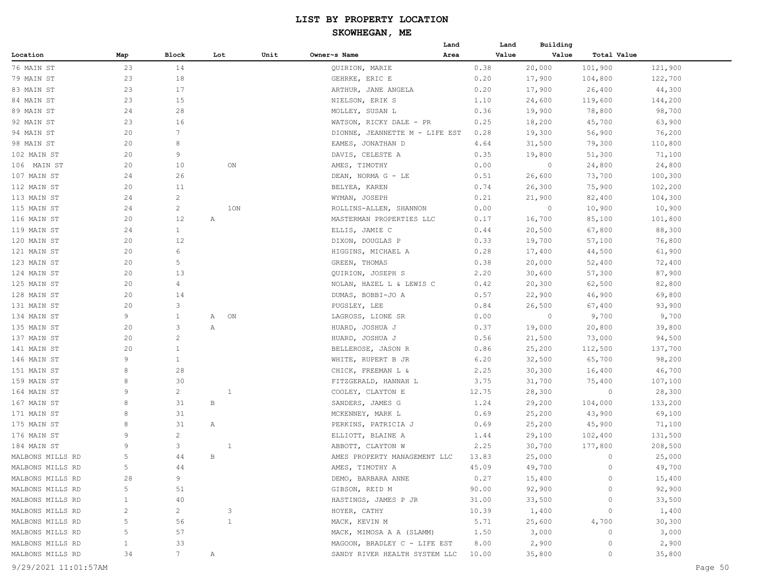# LIST BY PROPERTY LOCATION

## SKOWHEGAN, ME

| Location | Map | Block | Lot | Unit | Owner~s Name | Land Area | Land Value | Building Value | Total Value |
|---|---|---|---|---|---|---|---|---|---|
| 76 MAIN ST | 23 | 14 | | | QUIRION, MARIE | 0.38 | 20,000 | 101,900 | 121,900 |
| 79 MAIN ST | 23 | 18 | | | GEHRKE, ERIC E | 0.20 | 17,900 | 104,800 | 122,700 |
| 83 MAIN ST | 23 | 17 | | | ARTHUR, JANE ANGELA | 0.20 | 17,900 | 26,400 | 44,300 |
| 84 MAIN ST | 23 | 15 | | | NIELSON, ERIK S | 1.10 | 24,600 | 119,600 | 144,200 |
| 89 MAIN ST | 24 | 28 | | | MOLLEY, SUSAN L | 0.36 | 19,900 | 78,800 | 98,700 |
| 92 MAIN ST | 23 | 16 | | | WATSON, RICKY DALE - PR | 0.25 | 18,200 | 45,700 | 63,900 |
| 94 MAIN ST | 20 | 7 | | | DIONNE, JEANNETTE M - LIFE EST | 0.28 | 19,300 | 56,900 | 76,200 |
| 98 MAIN ST | 20 | 8 | | | EAMES, JONATHAN D | 4.64 | 31,500 | 79,300 | 110,800 |
| 102 MAIN ST | 20 | 9 | | | DAVIS, CELESTE A | 0.35 | 19,800 | 51,300 | 71,100 |
| 106 MAIN ST | 20 | 10 | ON | | AMES, TIMOTHY | 0.00 | 0 | 24,800 | 24,800 |
| 107 MAIN ST | 24 | 26 | | | DEAN, NORMA G - LE | 0.51 | 26,600 | 73,700 | 100,300 |
| 112 MAIN ST | 20 | 11 | | | BELYEA, KAREN | 0.74 | 26,300 | 75,900 | 102,200 |
| 113 MAIN ST | 24 | 2 | | | WYMAN, JOSEPH | 0.21 | 21,900 | 82,400 | 104,300 |
| 115 MAIN ST | 24 | 2 | 1ON | | ROLLINS-ALLEN, SHANNON | 0.00 | 0 | 10,900 | 10,900 |
| 116 MAIN ST | 20 | 12 | A | | MASTERMAN PROPERTIES LLC | 0.17 | 16,700 | 85,100 | 101,800 |
| 119 MAIN ST | 24 | 1 | | | ELLIS, JAMIE C | 0.44 | 20,500 | 67,800 | 88,300 |
| 120 MAIN ST | 20 | 12 | | | DIXON, DOUGLAS P | 0.33 | 19,700 | 57,100 | 76,800 |
| 121 MAIN ST | 20 | 6 | | | HIGGINS, MICHAEL A | 0.28 | 17,400 | 44,500 | 61,900 |
| 123 MAIN ST | 20 | 5 | | | GREEN, THOMAS | 0.38 | 20,000 | 52,400 | 72,400 |
| 124 MAIN ST | 20 | 13 | | | QUIRION, JOSEPH S | 2.20 | 30,600 | 57,300 | 87,900 |
| 125 MAIN ST | 20 | 4 | | | NOLAN, HAZEL L & LEWIS C | 0.42 | 20,300 | 62,500 | 82,800 |
| 128 MAIN ST | 20 | 14 | | | DUMAS, BOBBI-JO A | 0.57 | 22,900 | 46,900 | 69,800 |
| 131 MAIN ST | 20 | 3 | | | PUGSLEY, LEE | 0.84 | 26,500 | 67,400 | 93,900 |
| 134 MAIN ST | 9 | 1 | A ON | | LAGROSS, LIONE SR | 0.00 | 0 | 9,700 | 9,700 |
| 135 MAIN ST | 20 | 3 | A | | HUARD, JOSHUA J | 0.37 | 19,000 | 20,800 | 39,800 |
| 137 MAIN ST | 20 | 2 | | | HUARD, JOSHUA J | 0.56 | 21,500 | 73,000 | 94,500 |
| 141 MAIN ST | 20 | 1 | | | BELLEROSE, JASON R | 0.86 | 25,200 | 112,500 | 137,700 |
| 146 MAIN ST | 9 | 1 | | | WHITE, RUPERT B JR | 6.20 | 32,500 | 65,700 | 98,200 |
| 151 MAIN ST | 8 | 28 | | | CHICK, FREEMAN L & | 2.25 | 30,300 | 16,400 | 46,700 |
| 159 MAIN ST | 8 | 30 | | | FITZGERALD, HANNAH L | 3.75 | 31,700 | 75,400 | 107,100 |
| 164 MAIN ST | 9 | 2 | 1 | | COOLEY, CLAYTON E | 12.75 | 28,300 | 0 | 28,300 |
| 167 MAIN ST | 8 | 31 | B | | SANDERS, JAMES G | 1.24 | 29,200 | 104,000 | 133,200 |
| 171 MAIN ST | 8 | 31 | | | MCKENNEY, MARK L | 0.69 | 25,200 | 43,900 | 69,100 |
| 175 MAIN ST | 8 | 31 | A | | PERKINS, PATRICIA J | 0.69 | 25,200 | 45,900 | 71,100 |
| 176 MAIN ST | 9 | 2 | | | ELLIOTT, BLAINE A | 1.44 | 29,100 | 102,400 | 131,500 |
| 184 MAIN ST | 9 | 3 | 1 | | ABBOTT, CLAYTON W | 2.25 | 30,700 | 177,800 | 208,500 |
| MALBONS MILLS RD | 5 | 44 | B | | AMES PROPERTY MANAGEMENT LLC | 13.83 | 25,000 | 0 | 25,000 |
| MALBONS MILLS RD | 5 | 44 | | | AMES, TIMOTHY A | 45.09 | 49,700 | 0 | 49,700 |
| MALBONS MILLS RD | 28 | 9 | | | DEMO, BARBARA ANNE | 0.27 | 15,400 | 0 | 15,400 |
| MALBONS MILLS RD | 5 | 51 | | | GIBSON, REID M | 90.00 | 92,900 | 0 | 92,900 |
| MALBONS MILLS RD | 1 | 40 | | | HASTINGS, JAMES P JR | 31.00 | 33,500 | 0 | 33,500 |
| MALBONS MILLS RD | 2 | 2 | 3 | | HOYER, CATHY | 10.39 | 1,400 | 0 | 1,400 |
| MALBONS MILLS RD | 5 | 56 | 1 | | MACK, KEVIN M | 5.71 | 25,600 | 4,700 | 30,300 |
| MALBONS MILLS RD | 5 | 57 | | | MACK, MIMOSA A A (SLAMM) | 1.50 | 3,000 | 0 | 3,000 |
| MALBONS MILLS RD | 1 | 33 | | | MAGOON, BRADLEY C - LIFE EST | 8.00 | 2,900 | 0 | 2,900 |
| MALBONS MILLS RD | 34 | 7 | A | | SANDY RIVER HEALTH SYSTEM LLC | 10.00 | 35,800 | 0 | 35,800 |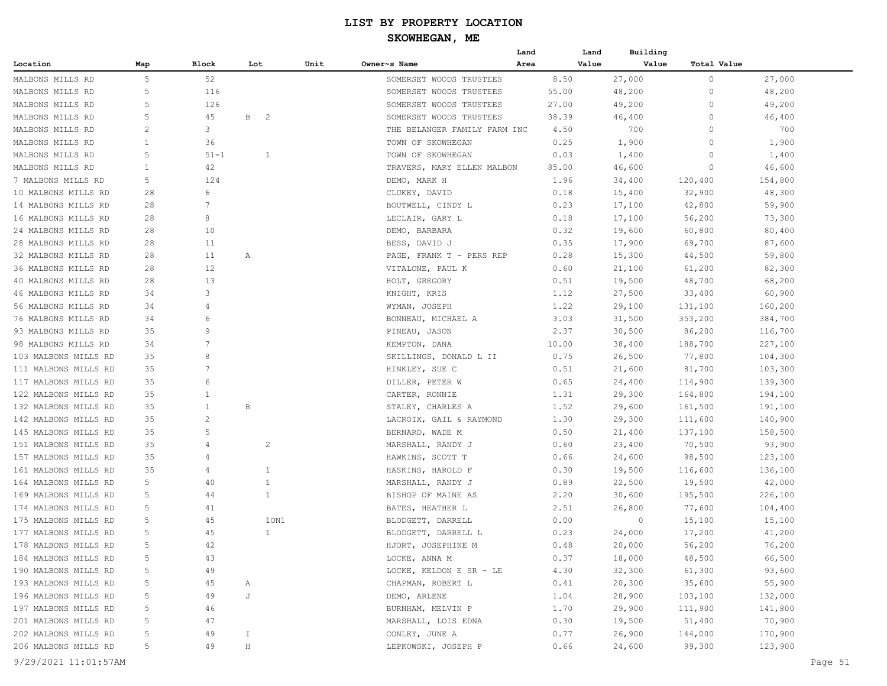# LIST BY PROPERTY LOCATION

## SKOWHEGAN, ME

| Location | Map | Block | Lot | Unit | Owner~s Name | Land Area | Land Value | Building Value | Total Value |
|---|---|---|---|---|---|---|---|---|---|
| MALBONS MILLS RD | 5 | 52 | | | SOMERSET WOODS TRUSTEES | 8.50 | 27,000 | 0 | 27,000 |
| MALBONS MILLS RD | 5 | 116 | | | SOMERSET WOODS TRUSTEES | 55.00 | 48,200 | 0 | 48,200 |
| MALBONS MILLS RD | 5 | 126 | | | SOMERSET WOODS TRUSTEES | 27.00 | 49,200 | 0 | 49,200 |
| MALBONS MILLS RD | 5 | 45 | B 2 | | SOMERSET WOODS TRUSTEES | 38.39 | 46,400 | 0 | 46,400 |
| MALBONS MILLS RD | 2 | 3 | | | THE BELANGER FAMILY FARM INC | 4.50 | 700 | 0 | 700 |
| MALBONS MILLS RD | 1 | 36 | | | TOWN OF SKOWHEGAN | 0.25 | 1,900 | 0 | 1,900 |
| MALBONS MILLS RD | 5 | 51-1 | 1 | | TOWN OF SKOWHEGAN | 0.03 | 1,400 | 0 | 1,400 |
| MALBONS MILLS RD | 1 | 42 | | | TRAVERS, MARY ELLEN MALBON | 85.00 | 46,600 | 0 | 46,600 |
| 7 MALBONS MILLS RD | 5 | 124 | | | DEMO, MARK H | 1.96 | 34,400 | 120,400 | 154,800 |
| 10 MALBONS MILLS RD | 28 | 6 | | | CLUKEY, DAVID | 0.18 | 15,400 | 32,900 | 48,300 |
| 14 MALBONS MILLS RD | 28 | 7 | | | BOUTWELL, CINDY L | 0.23 | 17,100 | 42,800 | 59,900 |
| 16 MALBONS MILLS RD | 28 | 8 | | | LECLAIR, GARY L | 0.18 | 17,100 | 56,200 | 73,300 |
| 24 MALBONS MILLS RD | 28 | 10 | | | DEMO, BARBARA | 0.32 | 19,600 | 60,800 | 80,400 |
| 28 MALBONS MILLS RD | 28 | 11 | | | BESS, DAVID J | 0.35 | 17,900 | 69,700 | 87,600 |
| 32 MALBONS MILLS RD | 28 | 11 | A | | PAGE, FRANK T - PERS REP | 0.28 | 15,300 | 44,500 | 59,800 |
| 36 MALBONS MILLS RD | 28 | 12 | | | VITALONE, PAUL K | 0.60 | 21,100 | 61,200 | 82,300 |
| 40 MALBONS MILLS RD | 28 | 13 | | | HOLT, GREGORY | 0.51 | 19,500 | 48,700 | 68,200 |
| 46 MALBONS MILLS RD | 34 | 3 | | | KNIGHT, KRIS | 1.12 | 27,500 | 33,400 | 60,900 |
| 56 MALBONS MILLS RD | 34 | 4 | | | WYMAN, JOSEPH | 1.22 | 29,100 | 131,100 | 160,200 |
| 76 MALBONS MILLS RD | 34 | 6 | | | BONNEAU, MICHAEL A | 3.03 | 31,500 | 353,200 | 384,700 |
| 93 MALBONS MILLS RD | 35 | 9 | | | PINEAU, JASON | 2.37 | 30,500 | 86,200 | 116,700 |
| 98 MALBONS MILLS RD | 34 | 7 | | | KEMPTON, DANA | 10.00 | 38,400 | 188,700 | 227,100 |
| 103 MALBONS MILLS RD | 35 | 8 | | | SKILLINGS, DONALD L II | 0.75 | 26,500 | 77,800 | 104,300 |
| 111 MALBONS MILLS RD | 35 | 7 | | | HINKLEY, SUE C | 0.51 | 21,600 | 81,700 | 103,300 |
| 117 MALBONS MILLS RD | 35 | 6 | | | DILLER, PETER W | 0.65 | 24,400 | 114,900 | 139,300 |
| 122 MALBONS MILLS RD | 35 | 1 | | | CARTER, RONNIE | 1.31 | 29,300 | 164,800 | 194,100 |
| 132 MALBONS MILLS RD | 35 | 1 | B | | STALEY, CHARLES A | 1.52 | 29,600 | 161,500 | 191,100 |
| 142 MALBONS MILLS RD | 35 | 2 | | | LACROIX, GAIL & RAYMOND | 1.30 | 29,300 | 111,600 | 140,900 |
| 145 MALBONS MILLS RD | 35 | 5 | | | BERNARD, WADE M | 0.50 | 21,400 | 137,100 | 158,500 |
| 151 MALBONS MILLS RD | 35 | 4 | 2 | | MARSHALL, RANDY J | 0.60 | 23,400 | 70,500 | 93,900 |
| 157 MALBONS MILLS RD | 35 | 4 | | | HAWKINS, SCOTT T | 0.66 | 24,600 | 98,500 | 123,100 |
| 161 MALBONS MILLS RD | 35 | 4 | 1 | | HASKINS, HAROLD F | 0.30 | 19,500 | 116,600 | 136,100 |
| 164 MALBONS MILLS RD | 5 | 40 | 1 | | MARSHALL, RANDY J | 0.89 | 22,500 | 19,500 | 42,000 |
| 169 MALBONS MILLS RD | 5 | 44 | 1 | | BISHOP OF MAINE AS | 2.20 | 30,600 | 195,500 | 226,100 |
| 174 MALBONS MILLS RD | 5 | 41 | | | BATES, HEATHER L | 2.51 | 26,800 | 77,600 | 104,400 |
| 175 MALBONS MILLS RD | 5 | 45 | 1ON1 | | BLODGETT, DARRELL | 0.00 | 0 | 15,100 | 15,100 |
| 177 MALBONS MILLS RD | 5 | 45 | 1 | | BLODGETT, DARRELL L | 0.23 | 24,000 | 17,200 | 41,200 |
| 178 MALBONS MILLS RD | 5 | 42 | | | HJORT, JOSEPHINE M | 0.48 | 20,000 | 56,200 | 76,200 |
| 184 MALBONS MILLS RD | 5 | 43 | | | LOCKE, ANNA M | 0.37 | 18,000 | 48,500 | 66,500 |
| 190 MALBONS MILLS RD | 5 | 49 | | | LOCKE, KELDON E SR - LE | 4.30 | 32,300 | 61,300 | 93,600 |
| 193 MALBONS MILLS RD | 5 | 45 | A | | CHAPMAN, ROBERT L | 0.41 | 20,300 | 35,600 | 55,900 |
| 196 MALBONS MILLS RD | 5 | 49 | J | | DEMO, ARLENE | 1.04 | 28,900 | 103,100 | 132,000 |
| 197 MALBONS MILLS RD | 5 | 46 | | | BURNHAM, MELVIN P | 1.70 | 29,900 | 111,900 | 141,800 |
| 201 MALBONS MILLS RD | 5 | 47 | | | MARSHALL, LOIS EDNA | 0.30 | 19,500 | 51,400 | 70,900 |
| 202 MALBONS MILLS RD | 5 | 49 | I | | CONLEY, JUNE A | 0.77 | 26,900 | 144,000 | 170,900 |
| 206 MALBONS MILLS RD | 5 | 49 | H | | LEPKOWSKI, JOSEPH P | 0.66 | 24,600 | 99,300 | 123,900 |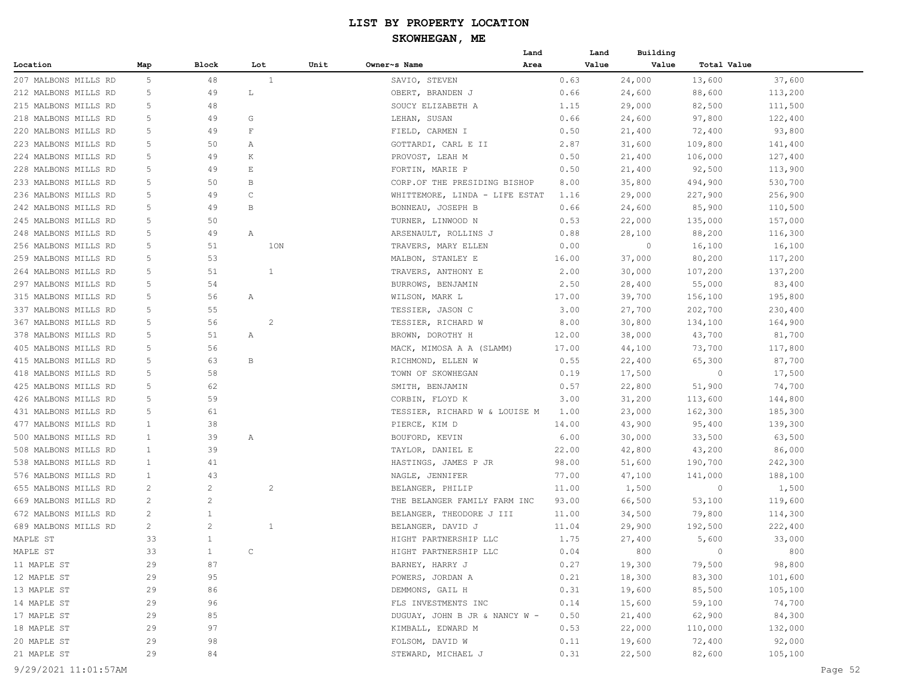# LIST BY PROPERTY LOCATION

## SKOWHEGAN, ME

| Location | Map | Block | Lot | Unit | Owner~s Name | Land Area | Land Value | Building Value | Total Value |
|---|---|---|---|---|---|---|---|---|---|
| 207 MALBONS MILLS RD | 5 | 48 | 1 | | SAVIO, STEVEN | 0.63 | 24,000 | 13,600 | 37,600 |
| 212 MALBONS MILLS RD | 5 | 49 | L | | OBERT, BRANDEN J | 0.66 | 24,600 | 88,600 | 113,200 |
| 215 MALBONS MILLS RD | 5 | 48 | | | SOUCY ELIZABETH A | 1.15 | 29,000 | 82,500 | 111,500 |
| 218 MALBONS MILLS RD | 5 | 49 | G | | LEHAN, SUSAN | 0.66 | 24,600 | 97,800 | 122,400 |
| 220 MALBONS MILLS RD | 5 | 49 | F | | FIELD, CARMEN I | 0.50 | 21,400 | 72,400 | 93,800 |
| 223 MALBONS MILLS RD | 5 | 50 | A | | GOTTARDI, CARL E II | 2.87 | 31,600 | 109,800 | 141,400 |
| 224 MALBONS MILLS RD | 5 | 49 | K | | PROVOST, LEAH M | 0.50 | 21,400 | 106,000 | 127,400 |
| 228 MALBONS MILLS RD | 5 | 49 | E | | FORTIN, MARIE P | 0.50 | 21,400 | 92,500 | 113,900 |
| 233 MALBONS MILLS RD | 5 | 50 | B | | CORP.OF THE PRESIDING BISHOP | 8.00 | 35,800 | 494,900 | 530,700 |
| 236 MALBONS MILLS RD | 5 | 49 | C | | WHITTEMORE, LINDA - LIFE ESTAT | 1.16 | 29,000 | 227,900 | 256,900 |
| 242 MALBONS MILLS RD | 5 | 49 | B | | BONNEAU, JOSEPH B | 0.66 | 24,600 | 85,900 | 110,500 |
| 245 MALBONS MILLS RD | 5 | 50 | | | TURNER, LINWOOD N | 0.53 | 22,000 | 135,000 | 157,000 |
| 248 MALBONS MILLS RD | 5 | 49 | A | | ARSENAULT, ROLLINS J | 0.88 | 28,100 | 88,200 | 116,300 |
| 256 MALBONS MILLS RD | 5 | 51 | 1ON | | TRAVERS, MARY ELLEN | 0.00 | 0 | 16,100 | 16,100 |
| 259 MALBONS MILLS RD | 5 | 53 | | | MALBON, STANLEY E | 16.00 | 37,000 | 80,200 | 117,200 |
| 264 MALBONS MILLS RD | 5 | 51 | 1 | | TRAVERS, ANTHONY E | 2.00 | 30,000 | 107,200 | 137,200 |
| 297 MALBONS MILLS RD | 5 | 54 | | | BURROWS, BENJAMIN | 2.50 | 28,400 | 55,000 | 83,400 |
| 315 MALBONS MILLS RD | 5 | 56 | A | | WILSON, MARK L | 17.00 | 39,700 | 156,100 | 195,800 |
| 337 MALBONS MILLS RD | 5 | 55 | | | TESSIER, JASON C | 3.00 | 27,700 | 202,700 | 230,400 |
| 367 MALBONS MILLS RD | 5 | 56 | 2 | | TESSIER, RICHARD W | 8.00 | 30,800 | 134,100 | 164,900 |
| 378 MALBONS MILLS RD | 5 | 51 | A | | BROWN, DOROTHY H | 12.00 | 38,000 | 43,700 | 81,700 |
| 405 MALBONS MILLS RD | 5 | 56 | | | MACK, MIMOSA A A (SLAMM) | 17.00 | 44,100 | 73,700 | 117,800 |
| 415 MALBONS MILLS RD | 5 | 63 | B | | RICHMOND, ELLEN W | 0.55 | 22,400 | 65,300 | 87,700 |
| 418 MALBONS MILLS RD | 5 | 58 | | | TOWN OF SKOWHEGAN | 0.19 | 17,500 | 0 | 17,500 |
| 425 MALBONS MILLS RD | 5 | 62 | | | SMITH, BENJAMIN | 0.57 | 22,800 | 51,900 | 74,700 |
| 426 MALBONS MILLS RD | 5 | 59 | | | CORBIN, FLOYD K | 3.00 | 31,200 | 113,600 | 144,800 |
| 431 MALBONS MILLS RD | 5 | 61 | | | TESSIER, RICHARD W & LOUISE M | 1.00 | 23,000 | 162,300 | 185,300 |
| 477 MALBONS MILLS RD | 1 | 38 | | | PIERCE, KIM D | 14.00 | 43,900 | 95,400 | 139,300 |
| 500 MALBONS MILLS RD | 1 | 39 | A | | BOUFORD, KEVIN | 6.00 | 30,000 | 33,500 | 63,500 |
| 508 MALBONS MILLS RD | 1 | 39 | | | TAYLOR, DANIEL E | 22.00 | 42,800 | 43,200 | 86,000 |
| 538 MALBONS MILLS RD | 1 | 41 | | | HASTINGS, JAMES P JR | 98.00 | 51,600 | 190,700 | 242,300 |
| 576 MALBONS MILLS RD | 1 | 43 | | | NAGLE, JENNIFER | 77.00 | 47,100 | 141,000 | 188,100 |
| 655 MALBONS MILLS RD | 2 | 2 | 2 | | BELANGER, PHILIP | 11.00 | 1,500 | 0 | 1,500 |
| 669 MALBONS MILLS RD | 2 | 2 | | | THE BELANGER FAMILY FARM INC | 93.00 | 66,500 | 53,100 | 119,600 |
| 672 MALBONS MILLS RD | 2 | 1 | | | BELANGER, THEODORE J III | 11.00 | 34,500 | 79,800 | 114,300 |
| 689 MALBONS MILLS RD | 2 | 2 | 1 | | BELANGER, DAVID J | 11.04 | 29,900 | 192,500 | 222,400 |
| MAPLE ST | 33 | 1 | | | HIGHT PARTNERSHIP LLC | 1.75 | 27,400 | 5,600 | 33,000 |
| MAPLE ST | 33 | 1 | C | | HIGHT PARTNERSHIP LLC | 0.04 | 800 | 0 | 800 |
| 11 MAPLE ST | 29 | 87 | | | BARNEY, HARRY J | 0.27 | 19,300 | 79,500 | 98,800 |
| 12 MAPLE ST | 29 | 95 | | | POWERS, JORDAN A | 0.21 | 18,300 | 83,300 | 101,600 |
| 13 MAPLE ST | 29 | 86 | | | DEMMONS, GAIL H | 0.31 | 19,600 | 85,500 | 105,100 |
| 14 MAPLE ST | 29 | 96 | | | FLS INVESTMENTS INC | 0.14 | 15,600 | 59,100 | 74,700 |
| 17 MAPLE ST | 29 | 85 | | | DUGUAY, JOHN B JR & NANCY W - | 0.50 | 21,400 | 62,900 | 84,300 |
| 18 MAPLE ST | 29 | 97 | | | KIMBALL, EDWARD M | 0.53 | 22,000 | 110,000 | 132,000 |
| 20 MAPLE ST | 29 | 98 | | | FOLSOM, DAVID W | 0.11 | 19,600 | 72,400 | 92,000 |
| 21 MAPLE ST | 29 | 84 | | | STEWARD, MICHAEL J | 0.31 | 22,500 | 82,600 | 105,100 |

9/29/2021 11:01:57AM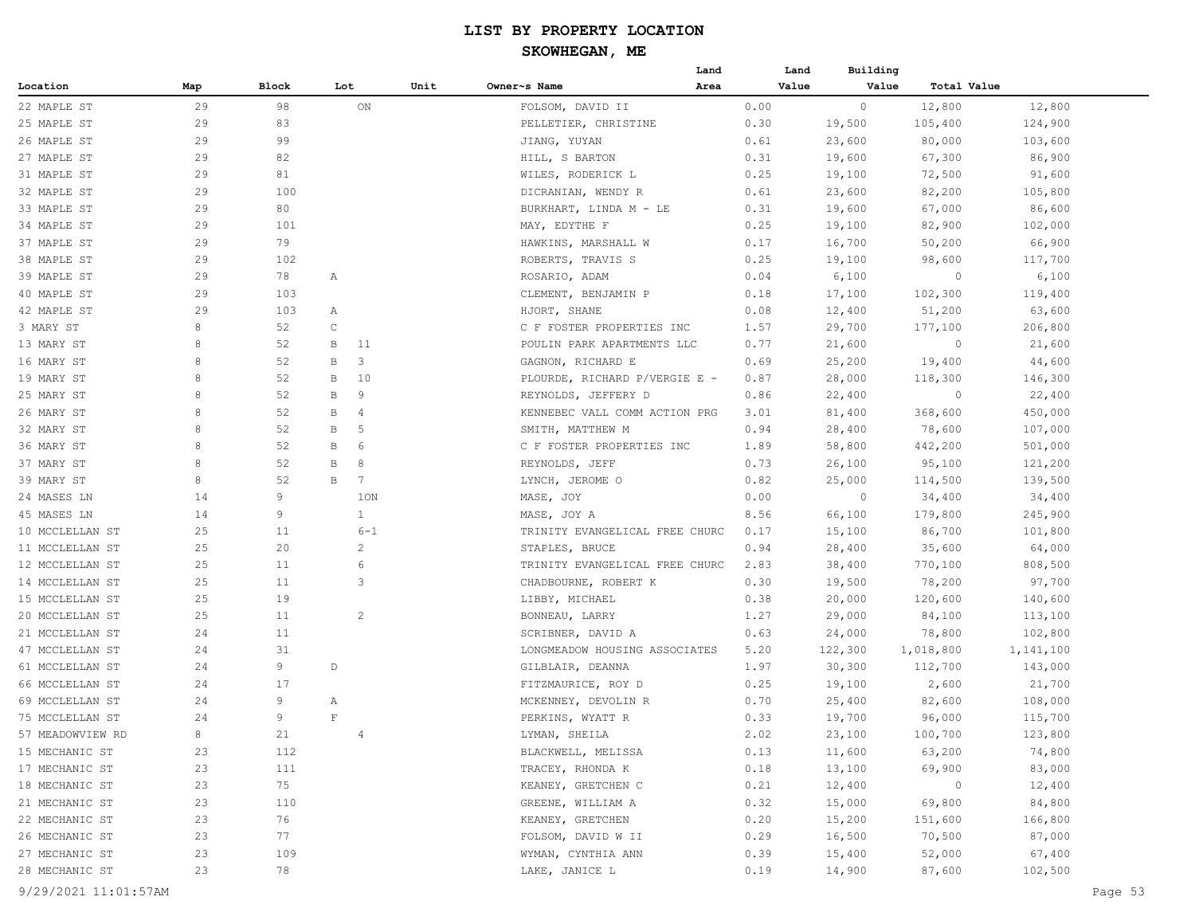# LIST BY PROPERTY LOCATION

## SKOWHEGAN, ME

| Location | Map | Block | Lot | Unit | Owner~s Name | Land Area | Land Value | Building Value | Total Value |
|---|---|---|---|---|---|---|---|---|---|
| 22 MAPLE ST | 29 | 98 | ON | | FOLSOM, DAVID II | 0.00 | 0 | 12,800 | 12,800 |
| 25 MAPLE ST | 29 | 83 | | | PELLETIER, CHRISTINE | 0.30 | 19,500 | 105,400 | 124,900 |
| 26 MAPLE ST | 29 | 99 | | | JIANG, YUYAN | 0.61 | 23,600 | 80,000 | 103,600 |
| 27 MAPLE ST | 29 | 82 | | | HILL, S BARTON | 0.31 | 19,600 | 67,300 | 86,900 |
| 31 MAPLE ST | 29 | 81 | | | WILES, RODERICK L | 0.25 | 19,100 | 72,500 | 91,600 |
| 32 MAPLE ST | 29 | 100 | | | DICRANIAN, WENDY R | 0.61 | 23,600 | 82,200 | 105,800 |
| 33 MAPLE ST | 29 | 80 | | | BURKHART, LINDA M - LE | 0.31 | 19,600 | 67,000 | 86,600 |
| 34 MAPLE ST | 29 | 101 | | | MAY, EDYTHE F | 0.25 | 19,100 | 82,900 | 102,000 |
| 37 MAPLE ST | 29 | 79 | | | HAWKINS, MARSHALL W | 0.17 | 16,700 | 50,200 | 66,900 |
| 38 MAPLE ST | 29 | 102 | | | ROBERTS, TRAVIS S | 0.25 | 19,100 | 98,600 | 117,700 |
| 39 MAPLE ST | 29 | 78 | A | | ROSARIO, ADAM | 0.04 | 6,100 | 0 | 6,100 |
| 40 MAPLE ST | 29 | 103 | | | CLEMENT, BENJAMIN P | 0.18 | 17,100 | 102,300 | 119,400 |
| 42 MAPLE ST | 29 | 103 | A | | HJORT, SHANE | 0.08 | 12,400 | 51,200 | 63,600 |
| 3 MARY ST | 8 | 52 | C | | C F FOSTER PROPERTIES INC | 1.57 | 29,700 | 177,100 | 206,800 |
| 13 MARY ST | 8 | 52 | B 11 | | POULIN PARK APARTMENTS LLC | 0.77 | 21,600 | 0 | 21,600 |
| 16 MARY ST | 8 | 52 | B 3 | | GAGNON, RICHARD E | 0.69 | 25,200 | 19,400 | 44,600 |
| 19 MARY ST | 8 | 52 | B 10 | | PLOURDE, RICHARD P/VERGIE E - | 0.87 | 28,000 | 118,300 | 146,300 |
| 25 MARY ST | 8 | 52 | B 9 | | REYNOLDS, JEFFERY D | 0.86 | 22,400 | 0 | 22,400 |
| 26 MARY ST | 8 | 52 | B 4 | | KENNEBEC VALL COMM ACTION PRG | 3.01 | 81,400 | 368,600 | 450,000 |
| 32 MARY ST | 8 | 52 | B 5 | | SMITH, MATTHEW M | 0.94 | 28,400 | 78,600 | 107,000 |
| 36 MARY ST | 8 | 52 | B 6 | | C F FOSTER PROPERTIES INC | 1.89 | 58,800 | 442,200 | 501,000 |
| 37 MARY ST | 8 | 52 | B 8 | | REYNOLDS, JEFF | 0.73 | 26,100 | 95,100 | 121,200 |
| 39 MARY ST | 8 | 52 | B 7 | | LYNCH, JEROME O | 0.82 | 25,000 | 114,500 | 139,500 |
| 24 MASES LN | 14 | 9 | 1ON | | MASE, JOY | 0.00 | 0 | 34,400 | 34,400 |
| 45 MASES LN | 14 | 9 | 1 | | MASE, JOY A | 8.56 | 66,100 | 179,800 | 245,900 |
| 10 MCCLELLAN ST | 25 | 11 | 6-1 | | TRINITY EVANGELICAL FREE CHURC | 0.17 | 15,100 | 86,700 | 101,800 |
| 11 MCCLELLAN ST | 25 | 20 | 2 | | STAPLES, BRUCE | 0.94 | 28,400 | 35,600 | 64,000 |
| 12 MCCLELLAN ST | 25 | 11 | 6 | | TRINITY EVANGELICAL FREE CHURC | 2.83 | 38,400 | 770,100 | 808,500 |
| 14 MCCLELLAN ST | 25 | 11 | 3 | | CHADBOURNE, ROBERT K | 0.30 | 19,500 | 78,200 | 97,700 |
| 15 MCCLELLAN ST | 25 | 19 | | | LIBBY, MICHAEL | 0.38 | 20,000 | 120,600 | 140,600 |
| 20 MCCLELLAN ST | 25 | 11 | 2 | | BONNEAU, LARRY | 1.27 | 29,000 | 84,100 | 113,100 |
| 21 MCCLELLAN ST | 24 | 11 | | | SCRIBNER, DAVID A | 0.63 | 24,000 | 78,800 | 102,800 |
| 47 MCCLELLAN ST | 24 | 31 | | | LONGMEADOW HOUSING ASSOCIATES | 5.20 | 122,300 | 1,018,800 | 1,141,100 |
| 61 MCCLELLAN ST | 24 | 9 | D | | GILBLAIR, DEANNA | 1.97 | 30,300 | 112,700 | 143,000 |
| 66 MCCLELLAN ST | 24 | 17 | | | FITZMAURICE, ROY D | 0.25 | 19,100 | 2,600 | 21,700 |
| 69 MCCLELLAN ST | 24 | 9 | A | | MCKENNEY, DEVOLIN R | 0.70 | 25,400 | 82,600 | 108,000 |
| 75 MCCLELLAN ST | 24 | 9 | F | | PERKINS, WYATT R | 0.33 | 19,700 | 96,000 | 115,700 |
| 57 MEADOWVIEW RD | 8 | 21 | 4 | | LYMAN, SHEILA | 2.02 | 23,100 | 100,700 | 123,800 |
| 15 MECHANIC ST | 23 | 112 | | | BLACKWELL, MELISSA | 0.13 | 11,600 | 63,200 | 74,800 |
| 17 MECHANIC ST | 23 | 111 | | | TRACEY, RHONDA K | 0.18 | 13,100 | 69,900 | 83,000 |
| 18 MECHANIC ST | 23 | 75 | | | KEANEY, GRETCHEN C | 0.21 | 12,400 | 0 | 12,400 |
| 21 MECHANIC ST | 23 | 110 | | | GREENE, WILLIAM A | 0.32 | 15,000 | 69,800 | 84,800 |
| 22 MECHANIC ST | 23 | 76 | | | KEANEY, GRETCHEN | 0.20 | 15,200 | 151,600 | 166,800 |
| 26 MECHANIC ST | 23 | 77 | | | FOLSOM, DAVID W II | 0.29 | 16,500 | 70,500 | 87,000 |
| 27 MECHANIC ST | 23 | 109 | | | WYMAN, CYNTHIA ANN | 0.39 | 15,400 | 52,000 | 67,400 |
| 28 MECHANIC ST | 23 | 78 | | | LAKE, JANICE L | 0.19 | 14,900 | 87,600 | 102,500 |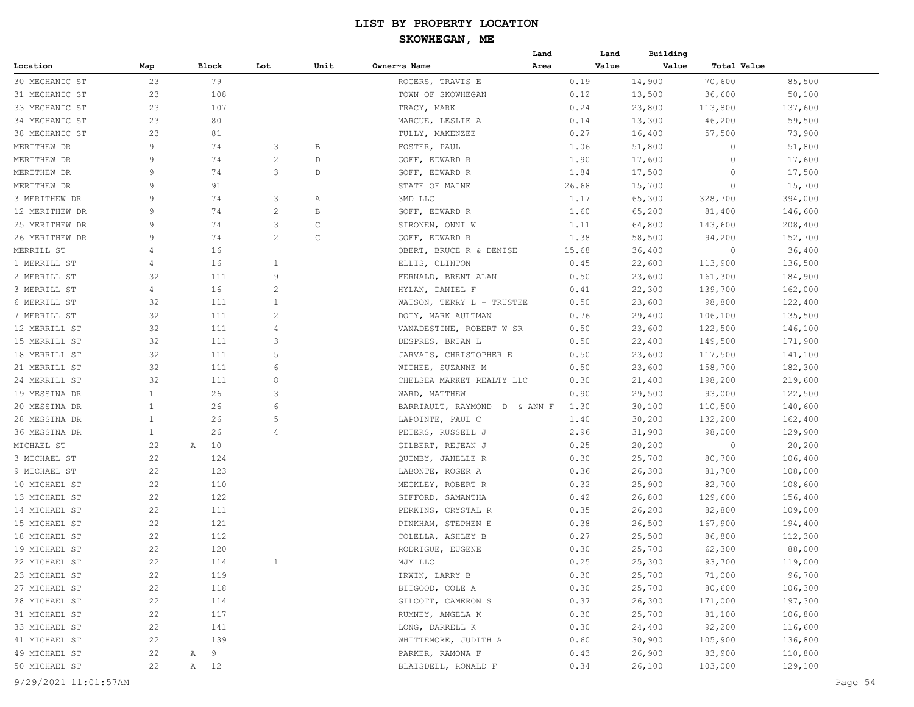| Location | Map | Block | Lot | Unit | Owner~s Name | Land Area | Land Value | Building Value | Total Value |
|---|---|---|---|---|---|---|---|---|---|
| 30 MECHANIC ST | 23 | 79 | | | ROGERS, TRAVIS E | 0.19 | 14,900 | 70,600 | 85,500 |
| 31 MECHANIC ST | 23 | 108 | | | TOWN OF SKOWHEGAN | 0.12 | 13,500 | 36,600 | 50,100 |
| 33 MECHANIC ST | 23 | 107 | | | TRACY, MARK | 0.24 | 23,800 | 113,800 | 137,600 |
| 34 MECHANIC ST | 23 | 80 | | | MARCUE, LESLIE A | 0.14 | 13,300 | 46,200 | 59,500 |
| 38 MECHANIC ST | 23 | 81 | | | TULLY, MAKENZEE | 0.27 | 16,400 | 57,500 | 73,900 |
| MERITHEW DR | 9 | 74 | 3 | B | FOSTER, PAUL | 1.06 | 51,800 | 0 | 51,800 |
| MERITHEW DR | 9 | 74 | 2 | D | GOFF, EDWARD R | 1.90 | 17,600 | 0 | 17,600 |
| MERITHEW DR | 9 | 74 | 3 | D | GOFF, EDWARD R | 1.84 | 17,500 | 0 | 17,500 |
| MERITHEW DR | 9 | 91 | | | STATE OF MAINE | 26.68 | 15,700 | 0 | 15,700 |
| 3 MERITHEW DR | 9 | 74 | 3 | A | 3MD LLC | 1.17 | 65,300 | 328,700 | 394,000 |
| 12 MERITHEW DR | 9 | 74 | 2 | B | GOFF, EDWARD R | 1.60 | 65,200 | 81,400 | 146,600 |
| 25 MERITHEW DR | 9 | 74 | 3 | C | SIRONEN, ONNI W | 1.11 | 64,800 | 143,600 | 208,400 |
| 26 MERITHEW DR | 9 | 74 | 2 | C | GOFF, EDWARD R | 1.38 | 58,500 | 94,200 | 152,700 |
| MERRILL ST | 4 | 16 | | | OBERT, BRUCE R & DENISE | 15.68 | 36,400 | 0 | 36,400 |
| 1 MERRILL ST | 4 | 16 | 1 | | ELLIS, CLINTON | 0.45 | 22,600 | 113,900 | 136,500 |
| 2 MERRILL ST | 32 | 111 | 9 | | FERNALD, BRENT ALAN | 0.50 | 23,600 | 161,300 | 184,900 |
| 3 MERRILL ST | 4 | 16 | 2 | | HYLAN, DANIEL F | 0.41 | 22,300 | 139,700 | 162,000 |
| 6 MERRILL ST | 32 | 111 | 1 | | WATSON, TERRY L - TRUSTEE | 0.50 | 23,600 | 98,800 | 122,400 |
| 7 MERRILL ST | 32 | 111 | 2 | | DOTY, MARK AULTMAN | 0.76 | 29,400 | 106,100 | 135,500 |
| 12 MERRILL ST | 32 | 111 | 4 | | VANADESTINE, ROBERT W SR | 0.50 | 23,600 | 122,500 | 146,100 |
| 15 MERRILL ST | 32 | 111 | 3 | | DESPRES, BRIAN L | 0.50 | 22,400 | 149,500 | 171,900 |
| 18 MERRILL ST | 32 | 111 | 5 | | JARVAIS, CHRISTOPHER E | 0.50 | 23,600 | 117,500 | 141,100 |
| 21 MERRILL ST | 32 | 111 | 6 | | WITHEE, SUZANNE M | 0.50 | 23,600 | 158,700 | 182,300 |
| 24 MERRILL ST | 32 | 111 | 8 | | CHELSEA MARKET REALTY LLC | 0.30 | 21,400 | 198,200 | 219,600 |
| 19 MESSINA DR | 1 | 26 | 3 | | WARD, MATTHEW | 0.90 | 29,500 | 93,000 | 122,500 |
| 20 MESSINA DR | 1 | 26 | 6 | | BARRIAULT, RAYMOND D & ANN F | 1.30 | 30,100 | 110,500 | 140,600 |
| 28 MESSINA DR | 1 | 26 | 5 | | LAPOINTE, PAUL C | 1.40 | 30,200 | 132,200 | 162,400 |
| 36 MESSINA DR | 1 | 26 | 4 | | PETERS, RUSSELL J | 2.96 | 31,900 | 98,000 | 129,900 |
| MICHAEL ST | 22 | A 10 | | | GILBERT, REJEAN J | 0.25 | 20,200 | 0 | 20,200 |
| 3 MICHAEL ST | 22 | 124 | | | QUIMBY, JANELLE R | 0.30 | 25,700 | 80,700 | 106,400 |
| 9 MICHAEL ST | 22 | 123 | | | LABONTE, ROGER A | 0.36 | 26,300 | 81,700 | 108,000 |
| 10 MICHAEL ST | 22 | 110 | | | MECKLEY, ROBERT R | 0.32 | 25,900 | 82,700 | 108,600 |
| 13 MICHAEL ST | 22 | 122 | | | GIFFORD, SAMANTHA | 0.42 | 26,800 | 129,600 | 156,400 |
| 14 MICHAEL ST | 22 | 111 | | | PERKINS, CRYSTAL R | 0.35 | 26,200 | 82,800 | 109,000 |
| 15 MICHAEL ST | 22 | 121 | | | PINKHAM, STEPHEN E | 0.38 | 26,500 | 167,900 | 194,400 |
| 18 MICHAEL ST | 22 | 112 | | | COLELLA, ASHLEY B | 0.27 | 25,500 | 86,800 | 112,300 |
| 19 MICHAEL ST | 22 | 120 | | | RODRIGUE, EUGENE | 0.30 | 25,700 | 62,300 | 88,000 |
| 22 MICHAEL ST | 22 | 114 | 1 | | MJM LLC | 0.25 | 25,300 | 93,700 | 119,000 |
| 23 MICHAEL ST | 22 | 119 | | | IRWIN, LARRY B | 0.30 | 25,700 | 71,000 | 96,700 |
| 27 MICHAEL ST | 22 | 118 | | | BITGOOD, COLE A | 0.30 | 25,700 | 80,600 | 106,300 |
| 28 MICHAEL ST | 22 | 114 | | | GILCOTT, CAMERON S | 0.37 | 26,300 | 171,000 | 197,300 |
| 31 MICHAEL ST | 22 | 117 | | | RUMNEY, ANGELA K | 0.30 | 25,700 | 81,100 | 106,800 |
| 33 MICHAEL ST | 22 | 141 | | | LONG, DARRELL K | 0.30 | 24,400 | 92,200 | 116,600 |
| 41 MICHAEL ST | 22 | 139 | | | WHITTEMORE, JUDITH A | 0.60 | 30,900 | 105,900 | 136,800 |
| 49 MICHAEL ST | 22 | A 9 | | | PARKER, RAMONA F | 0.43 | 26,900 | 83,900 | 110,800 |
| 50 MICHAEL ST | 22 | A 12 | | | BLAISDELL, RONALD F | 0.34 | 26,100 | 103,000 | 129,100 |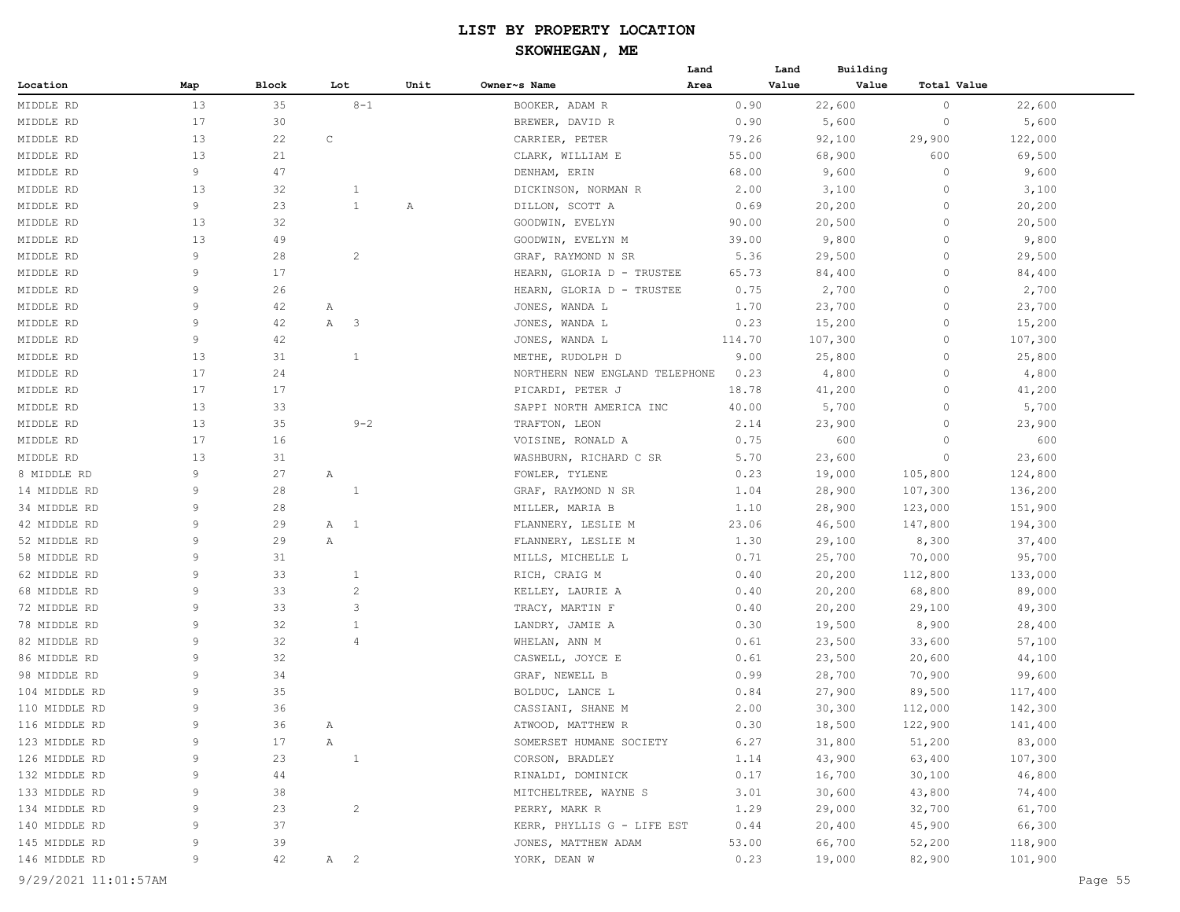# LIST BY PROPERTY LOCATION

## SKOWHEGAN, ME

| Location | Map | Block | Lot | Unit | Owner~s Name | Land Area | Land Value | Building Value | Total Value |
|---|---|---|---|---|---|---|---|---|---|
| MIDDLE RD | 13 | 35 | 8-1 | | BOOKER, ADAM R | 0.90 | 22,600 | 0 | 22,600 |
| MIDDLE RD | 17 | 30 | | | BREWER, DAVID R | 0.90 | 5,600 | 0 | 5,600 |
| MIDDLE RD | 13 | 22 | C | | CARRIER, PETER | 79.26 | 92,100 | 29,900 | 122,000 |
| MIDDLE RD | 13 | 21 | | | CLARK, WILLIAM E | 55.00 | 68,900 | 600 | 69,500 |
| MIDDLE RD | 9 | 47 | | | DENHAM, ERIN | 68.00 | 9,600 | 0 | 9,600 |
| MIDDLE RD | 13 | 32 | 1 | | DICKINSON, NORMAN R | 2.00 | 3,100 | 0 | 3,100 |
| MIDDLE RD | 9 | 23 | 1 | A | DILLON, SCOTT A | 0.69 | 20,200 | 0 | 20,200 |
| MIDDLE RD | 13 | 32 | | | GOODWIN, EVELYN | 90.00 | 20,500 | 0 | 20,500 |
| MIDDLE RD | 13 | 49 | | | GOODWIN, EVELYN M | 39.00 | 9,800 | 0 | 9,800 |
| MIDDLE RD | 9 | 28 | 2 | | GRAF, RAYMOND N SR | 5.36 | 29,500 | 0 | 29,500 |
| MIDDLE RD | 9 | 17 | | | HEARN, GLORIA D - TRUSTEE | 65.73 | 84,400 | 0 | 84,400 |
| MIDDLE RD | 9 | 26 | | | HEARN, GLORIA D - TRUSTEE | 0.75 | 2,700 | 0 | 2,700 |
| MIDDLE RD | 9 | 42 | A | | JONES, WANDA L | 1.70 | 23,700 | 0 | 23,700 |
| MIDDLE RD | 9 | 42 | A 3 | | JONES, WANDA L | 0.23 | 15,200 | 0 | 15,200 |
| MIDDLE RD | 9 | 42 | | | JONES, WANDA L | 114.70 | 107,300 | 0 | 107,300 |
| MIDDLE RD | 13 | 31 | 1 | | METHE, RUDOLPH D | 9.00 | 25,800 | 0 | 25,800 |
| MIDDLE RD | 17 | 24 | | | NORTHERN NEW ENGLAND TELEPHONE | 0.23 | 4,800 | 0 | 4,800 |
| MIDDLE RD | 17 | 17 | | | PICARDI, PETER J | 18.78 | 41,200 | 0 | 41,200 |
| MIDDLE RD | 13 | 33 | | | SAPPI NORTH AMERICA INC | 40.00 | 5,700 | 0 | 5,700 |
| MIDDLE RD | 13 | 35 | 9-2 | | TRAFTON, LEON | 2.14 | 23,900 | 0 | 23,900 |
| MIDDLE RD | 17 | 16 | | | VOISINE, RONALD A | 0.75 | 600 | 0 | 600 |
| MIDDLE RD | 13 | 31 | | | WASHBURN, RICHARD C SR | 5.70 | 23,600 | 0 | 23,600 |
| 8 MIDDLE RD | 9 | 27 | A | | FOWLER, TYLENE | 0.23 | 19,000 | 105,800 | 124,800 |
| 14 MIDDLE RD | 9 | 28 | 1 | | GRAF, RAYMOND N SR | 1.04 | 28,900 | 107,300 | 136,200 |
| 34 MIDDLE RD | 9 | 28 | | | MILLER, MARIA B | 1.10 | 28,900 | 123,000 | 151,900 |
| 42 MIDDLE RD | 9 | 29 | A 1 | | FLANNERY, LESLIE M | 23.06 | 46,500 | 147,800 | 194,300 |
| 52 MIDDLE RD | 9 | 29 | A | | FLANNERY, LESLIE M | 1.30 | 29,100 | 8,300 | 37,400 |
| 58 MIDDLE RD | 9 | 31 | | | MILLS, MICHELLE L | 0.71 | 25,700 | 70,000 | 95,700 |
| 62 MIDDLE RD | 9 | 33 | 1 | | RICH, CRAIG M | 0.40 | 20,200 | 112,800 | 133,000 |
| 68 MIDDLE RD | 9 | 33 | 2 | | KELLEY, LAURIE A | 0.40 | 20,200 | 68,800 | 89,000 |
| 72 MIDDLE RD | 9 | 33 | 3 | | TRACY, MARTIN F | 0.40 | 20,200 | 29,100 | 49,300 |
| 78 MIDDLE RD | 9 | 32 | 1 | | LANDRY, JAMIE A | 0.30 | 19,500 | 8,900 | 28,400 |
| 82 MIDDLE RD | 9 | 32 | 4 | | WHELAN, ANN M | 0.61 | 23,500 | 33,600 | 57,100 |
| 86 MIDDLE RD | 9 | 32 | | | CASWELL, JOYCE E | 0.61 | 23,500 | 20,600 | 44,100 |
| 98 MIDDLE RD | 9 | 34 | | | GRAF, NEWELL B | 0.99 | 28,700 | 70,900 | 99,600 |
| 104 MIDDLE RD | 9 | 35 | | | BOLDUC, LANCE L | 0.84 | 27,900 | 89,500 | 117,400 |
| 110 MIDDLE RD | 9 | 36 | | | CASSIANI, SHANE M | 2.00 | 30,300 | 112,000 | 142,300 |
| 116 MIDDLE RD | 9 | 36 | A | | ATWOOD, MATTHEW R | 0.30 | 18,500 | 122,900 | 141,400 |
| 123 MIDDLE RD | 9 | 17 | A | | SOMERSET HUMANE SOCIETY | 6.27 | 31,800 | 51,200 | 83,000 |
| 126 MIDDLE RD | 9 | 23 | 1 | | CORSON, BRADLEY | 1.14 | 43,900 | 63,400 | 107,300 |
| 132 MIDDLE RD | 9 | 44 | | | RINALDI, DOMINICK | 0.17 | 16,700 | 30,100 | 46,800 |
| 133 MIDDLE RD | 9 | 38 | | | MITCHELTREE, WAYNE S | 3.01 | 30,600 | 43,800 | 74,400 |
| 134 MIDDLE RD | 9 | 23 | 2 | | PERRY, MARK R | 1.29 | 29,000 | 32,700 | 61,700 |
| 140 MIDDLE RD | 9 | 37 | | | KERR, PHYLLIS G - LIFE EST | 0.44 | 20,400 | 45,900 | 66,300 |
| 145 MIDDLE RD | 9 | 39 | | | JONES, MATTHEW ADAM | 53.00 | 66,700 | 52,200 | 118,900 |
| 146 MIDDLE RD | 9 | 42 | A 2 | | YORK, DEAN W | 0.23 | 19,000 | 82,900 | 101,900 |

9/29/2021 11:01:57AM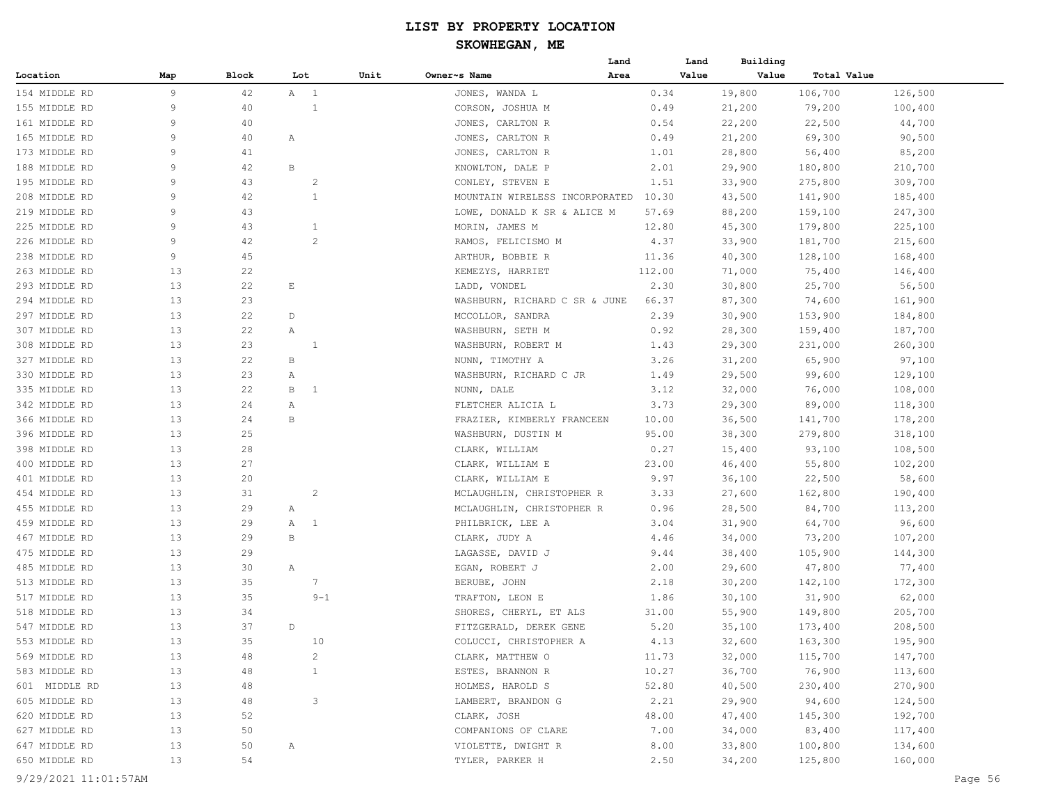# LIST BY PROPERTY LOCATION

## SKOWHEGAN, ME

| Location | Map | Block | Lot | Unit | Owner~s Name | Land Area | Land Value | Building Value | Total Value |
|---|---|---|---|---|---|---|---|---|---|
| 154 MIDDLE RD | 9 | 42 | A 1 | | JONES, WANDA L | 0.34 | 19,800 | 106,700 | 126,500 |
| 155 MIDDLE RD | 9 | 40 | 1 | | CORSON, JOSHUA M | 0.49 | 21,200 | 79,200 | 100,400 |
| 161 MIDDLE RD | 9 | 40 | | | JONES, CARLTON R | 0.54 | 22,200 | 22,500 | 44,700 |
| 165 MIDDLE RD | 9 | 40 | A | | JONES, CARLTON R | 0.49 | 21,200 | 69,300 | 90,500 |
| 173 MIDDLE RD | 9 | 41 | | | JONES, CARLTON R | 1.01 | 28,800 | 56,400 | 85,200 |
| 188 MIDDLE RD | 9 | 42 | B | | KNOWLTON, DALE P | 2.01 | 29,900 | 180,800 | 210,700 |
| 195 MIDDLE RD | 9 | 43 | 2 | | CONLEY, STEVEN E | 1.51 | 33,900 | 275,800 | 309,700 |
| 208 MIDDLE RD | 9 | 42 | 1 | | MOUNTAIN WIRELESS INCORPORATED | 10.30 | 43,500 | 141,900 | 185,400 |
| 219 MIDDLE RD | 9 | 43 | | | LOWE, DONALD K SR & ALICE M | 57.69 | 88,200 | 159,100 | 247,300 |
| 225 MIDDLE RD | 9 | 43 | 1 | | MORIN, JAMES M | 12.80 | 45,300 | 179,800 | 225,100 |
| 226 MIDDLE RD | 9 | 42 | 2 | | RAMOS, FELICISMO M | 4.37 | 33,900 | 181,700 | 215,600 |
| 238 MIDDLE RD | 9 | 45 | | | ARTHUR, BOBBIE R | 11.36 | 40,300 | 128,100 | 168,400 |
| 263 MIDDLE RD | 13 | 22 | | | KEMEZYS, HARRIET | 112.00 | 71,000 | 75,400 | 146,400 |
| 293 MIDDLE RD | 13 | 22 | E | | LADD, VONDEL | 2.30 | 30,800 | 25,700 | 56,500 |
| 294 MIDDLE RD | 13 | 23 | | | WASHBURN, RICHARD C SR & JUNE | 66.37 | 87,300 | 74,600 | 161,900 |
| 297 MIDDLE RD | 13 | 22 | D | | MCCOLLOR, SANDRA | 2.39 | 30,900 | 153,900 | 184,800 |
| 307 MIDDLE RD | 13 | 22 | A | | WASHBURN, SETH M | 0.92 | 28,300 | 159,400 | 187,700 |
| 308 MIDDLE RD | 13 | 23 | 1 | | WASHBURN, ROBERT M | 1.43 | 29,300 | 231,000 | 260,300 |
| 327 MIDDLE RD | 13 | 22 | B | | NUNN, TIMOTHY A | 3.26 | 31,200 | 65,900 | 97,100 |
| 330 MIDDLE RD | 13 | 23 | A | | WASHBURN, RICHARD C JR | 1.49 | 29,500 | 99,600 | 129,100 |
| 335 MIDDLE RD | 13 | 22 | B 1 | | NUNN, DALE | 3.12 | 32,000 | 76,000 | 108,000 |
| 342 MIDDLE RD | 13 | 24 | A | | FLETCHER ALICIA L | 3.73 | 29,300 | 89,000 | 118,300 |
| 366 MIDDLE RD | 13 | 24 | B | | FRAZIER, KIMBERLY FRANCEEN | 10.00 | 36,500 | 141,700 | 178,200 |
| 396 MIDDLE RD | 13 | 25 | | | WASHBURN, DUSTIN M | 95.00 | 38,300 | 279,800 | 318,100 |
| 398 MIDDLE RD | 13 | 28 | | | CLARK, WILLIAM | 0.27 | 15,400 | 93,100 | 108,500 |
| 400 MIDDLE RD | 13 | 27 | | | CLARK, WILLIAM E | 23.00 | 46,400 | 55,800 | 102,200 |
| 401 MIDDLE RD | 13 | 20 | | | CLARK, WILLIAM E | 9.97 | 36,100 | 22,500 | 58,600 |
| 454 MIDDLE RD | 13 | 31 | 2 | | MCLAUGHLIN, CHRISTOPHER R | 3.33 | 27,600 | 162,800 | 190,400 |
| 455 MIDDLE RD | 13 | 29 | A | | MCLAUGHLIN, CHRISTOPHER R | 0.96 | 28,500 | 84,700 | 113,200 |
| 459 MIDDLE RD | 13 | 29 | A 1 | | PHILBRICK, LEE A | 3.04 | 31,900 | 64,700 | 96,600 |
| 467 MIDDLE RD | 13 | 29 | B | | CLARK, JUDY A | 4.46 | 34,000 | 73,200 | 107,200 |
| 475 MIDDLE RD | 13 | 29 | | | LAGASSE, DAVID J | 9.44 | 38,400 | 105,900 | 144,300 |
| 485 MIDDLE RD | 13 | 30 | A | | EGAN, ROBERT J | 2.00 | 29,600 | 47,800 | 77,400 |
| 513 MIDDLE RD | 13 | 35 | 7 | | BERUBE, JOHN | 2.18 | 30,200 | 142,100 | 172,300 |
| 517 MIDDLE RD | 13 | 35 | 9-1 | | TRAFTON, LEON E | 1.86 | 30,100 | 31,900 | 62,000 |
| 518 MIDDLE RD | 13 | 34 | | | SHORES, CHERYL, ET ALS | 31.00 | 55,900 | 149,800 | 205,700 |
| 547 MIDDLE RD | 13 | 37 | D | | FITZGERALD, DEREK GENE | 5.20 | 35,100 | 173,400 | 208,500 |
| 553 MIDDLE RD | 13 | 35 | 10 | | COLUCCI, CHRISTOPHER A | 4.13 | 32,600 | 163,300 | 195,900 |
| 569 MIDDLE RD | 13 | 48 | 2 | | CLARK, MATTHEW O | 11.73 | 32,000 | 115,700 | 147,700 |
| 583 MIDDLE RD | 13 | 48 | 1 | | ESTES, BRANNON R | 10.27 | 36,700 | 76,900 | 113,600 |
| 601 MIDDLE RD | 13 | 48 | | | HOLMES, HAROLD S | 52.80 | 40,500 | 230,400 | 270,900 |
| 605 MIDDLE RD | 13 | 48 | 3 | | LAMBERT, BRANDON G | 2.21 | 29,900 | 94,600 | 124,500 |
| 620 MIDDLE RD | 13 | 52 | | | CLARK, JOSH | 48.00 | 47,400 | 145,300 | 192,700 |
| 627 MIDDLE RD | 13 | 50 | | | COMPANIONS OF CLARE | 7.00 | 34,000 | 83,400 | 117,400 |
| 647 MIDDLE RD | 13 | 50 | A | | VIOLETTE, DWIGHT R | 8.00 | 33,800 | 100,800 | 134,600 |
| 650 MIDDLE RD | 13 | 54 | | | TYLER, PARKER H | 2.50 | 34,200 | 125,800 | 160,000 |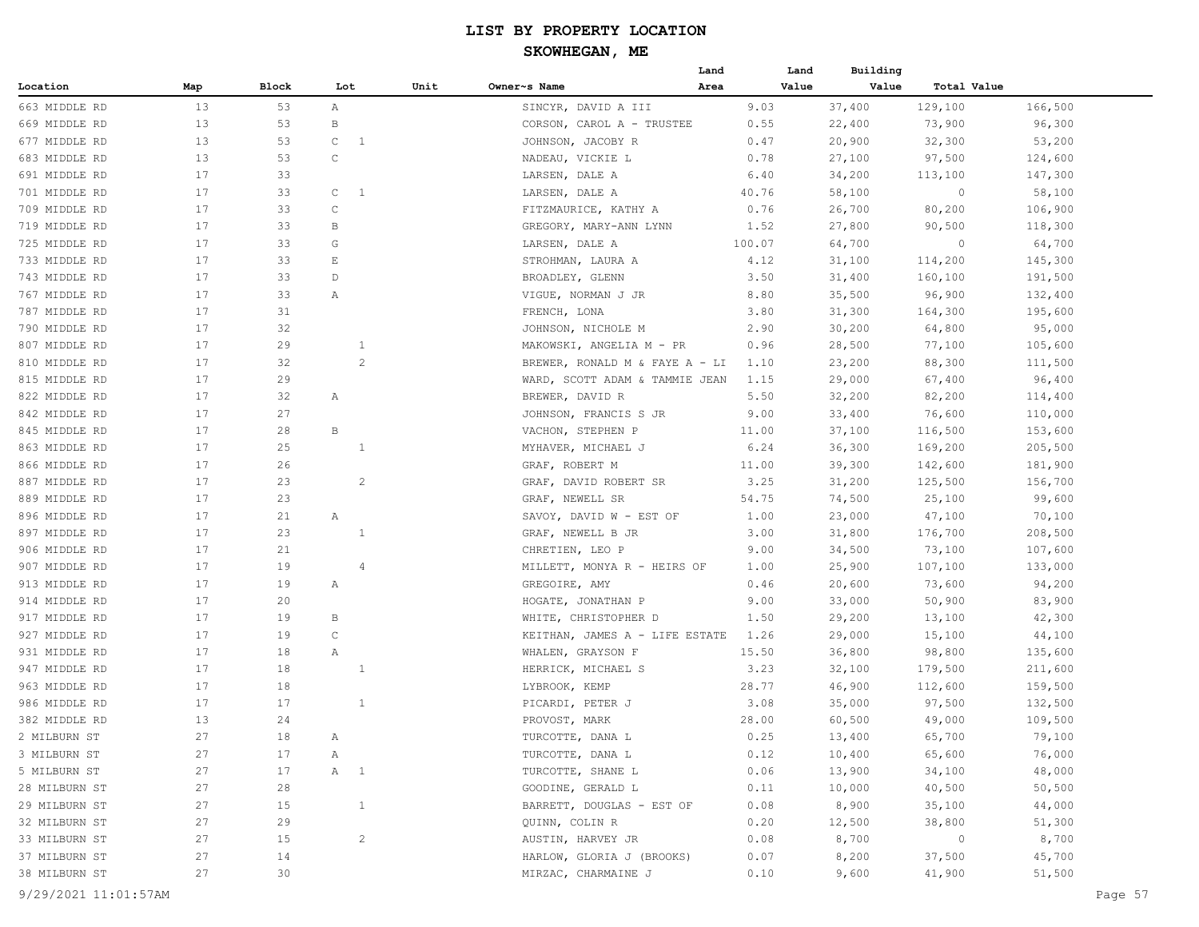# LIST BY PROPERTY LOCATION

## SKOWHEGAN, ME

| Location | Map | Block | Lot | Unit | Owner~s Name | Land Area | Land Value | Building Value | Total Value |
|---|---|---|---|---|---|---|---|---|---|
| 663 MIDDLE RD | 13 | 53 | A | | SINCYR, DAVID A III | 9.03 | 37,400 | 129,100 | 166,500 |
| 669 MIDDLE RD | 13 | 53 | B | | CORSON, CAROL A - TRUSTEE | 0.55 | 22,400 | 73,900 | 96,300 |
| 677 MIDDLE RD | 13 | 53 | C 1 | | JOHNSON, JACOBY R | 0.47 | 20,900 | 32,300 | 53,200 |
| 683 MIDDLE RD | 13 | 53 | C | | NADEAU, VICKIE L | 0.78 | 27,100 | 97,500 | 124,600 |
| 691 MIDDLE RD | 17 | 33 | | | LARSEN, DALE A | 6.40 | 34,200 | 113,100 | 147,300 |
| 701 MIDDLE RD | 17 | 33 | C 1 | | LARSEN, DALE A | 40.76 | 58,100 | 0 | 58,100 |
| 709 MIDDLE RD | 17 | 33 | C | | FITZMAURICE, KATHY A | 0.76 | 26,700 | 80,200 | 106,900 |
| 719 MIDDLE RD | 17 | 33 | B | | GREGORY, MARY-ANN LYNN | 1.52 | 27,800 | 90,500 | 118,300 |
| 725 MIDDLE RD | 17 | 33 | G | | LARSEN, DALE A | 100.07 | 64,700 | 0 | 64,700 |
| 733 MIDDLE RD | 17 | 33 | E | | STROHMAN, LAURA A | 4.12 | 31,100 | 114,200 | 145,300 |
| 743 MIDDLE RD | 17 | 33 | D | | BROADLEY, GLENN | 3.50 | 31,400 | 160,100 | 191,500 |
| 767 MIDDLE RD | 17 | 33 | A | | VIGUE, NORMAN J JR | 8.80 | 35,500 | 96,900 | 132,400 |
| 787 MIDDLE RD | 17 | 31 | | | FRENCH, LONA | 3.80 | 31,300 | 164,300 | 195,600 |
| 790 MIDDLE RD | 17 | 32 | | | JOHNSON, NICHOLE M | 2.90 | 30,200 | 64,800 | 95,000 |
| 807 MIDDLE RD | 17 | 29 | 1 | | MAKOWSKI, ANGELIA M - PR | 0.96 | 28,500 | 77,100 | 105,600 |
| 810 MIDDLE RD | 17 | 32 | 2 | | BREWER, RONALD M & FAYE A - LI | 1.10 | 23,200 | 88,300 | 111,500 |
| 815 MIDDLE RD | 17 | 29 | | | WARD, SCOTT ADAM & TAMMIE JEAN | 1.15 | 29,000 | 67,400 | 96,400 |
| 822 MIDDLE RD | 17 | 32 | A | | BREWER, DAVID R | 5.50 | 32,200 | 82,200 | 114,400 |
| 842 MIDDLE RD | 17 | 27 | | | JOHNSON, FRANCIS S JR | 9.00 | 33,400 | 76,600 | 110,000 |
| 845 MIDDLE RD | 17 | 28 | B | | VACHON, STEPHEN P | 11.00 | 37,100 | 116,500 | 153,600 |
| 863 MIDDLE RD | 17 | 25 | 1 | | MYHAVER, MICHAEL J | 6.24 | 36,300 | 169,200 | 205,500 |
| 866 MIDDLE RD | 17 | 26 | | | GRAF, ROBERT M | 11.00 | 39,300 | 142,600 | 181,900 |
| 887 MIDDLE RD | 17 | 23 | 2 | | GRAF, DAVID ROBERT SR | 3.25 | 31,200 | 125,500 | 156,700 |
| 889 MIDDLE RD | 17 | 23 | | | GRAF, NEWELL SR | 54.75 | 74,500 | 25,100 | 99,600 |
| 896 MIDDLE RD | 17 | 21 | A | | SAVOY, DAVID W - EST OF | 1.00 | 23,000 | 47,100 | 70,100 |
| 897 MIDDLE RD | 17 | 23 | 1 | | GRAF, NEWELL B JR | 3.00 | 31,800 | 176,700 | 208,500 |
| 906 MIDDLE RD | 17 | 21 | | | CHRETIEN, LEO P | 9.00 | 34,500 | 73,100 | 107,600 |
| 907 MIDDLE RD | 17 | 19 | 4 | | MILLETT, MONYA R - HEIRS OF | 1.00 | 25,900 | 107,100 | 133,000 |
| 913 MIDDLE RD | 17 | 19 | A | | GREGOIRE, AMY | 0.46 | 20,600 | 73,600 | 94,200 |
| 914 MIDDLE RD | 17 | 20 | | | HOGATE, JONATHAN P | 9.00 | 33,000 | 50,900 | 83,900 |
| 917 MIDDLE RD | 17 | 19 | B | | WHITE, CHRISTOPHER D | 1.50 | 29,200 | 13,100 | 42,300 |
| 927 MIDDLE RD | 17 | 19 | C | | KEITHAN, JAMES A - LIFE ESTATE | 1.26 | 29,000 | 15,100 | 44,100 |
| 931 MIDDLE RD | 17 | 18 | A | | WHALEN, GRAYSON F | 15.50 | 36,800 | 98,800 | 135,600 |
| 947 MIDDLE RD | 17 | 18 | 1 | | HERRICK, MICHAEL S | 3.23 | 32,100 | 179,500 | 211,600 |
| 963 MIDDLE RD | 17 | 18 | | | LYBROOK, KEMP | 28.77 | 46,900 | 112,600 | 159,500 |
| 986 MIDDLE RD | 17 | 17 | 1 | | PICARDI, PETER J | 3.08 | 35,000 | 97,500 | 132,500 |
| 382 MIDDLE RD | 13 | 24 | | | PROVOST, MARK | 28.00 | 60,500 | 49,000 | 109,500 |
| 2 MILBURN ST | 27 | 18 | A | | TURCOTTE, DANA L | 0.25 | 13,400 | 65,700 | 79,100 |
| 3 MILBURN ST | 27 | 17 | A | | TURCOTTE, DANA L | 0.12 | 10,400 | 65,600 | 76,000 |
| 5 MILBURN ST | 27 | 17 | A 1 | | TURCOTTE, SHANE L | 0.06 | 13,900 | 34,100 | 48,000 |
| 28 MILBURN ST | 27 | 28 | | | GOODINE, GERALD L | 0.11 | 10,000 | 40,500 | 50,500 |
| 29 MILBURN ST | 27 | 15 | 1 | | BARRETT, DOUGLAS - EST OF | 0.08 | 8,900 | 35,100 | 44,000 |
| 32 MILBURN ST | 27 | 29 | | | QUINN, COLIN R | 0.20 | 12,500 | 38,800 | 51,300 |
| 33 MILBURN ST | 27 | 15 | 2 | | AUSTIN, HARVEY JR | 0.08 | 8,700 | 0 | 8,700 |
| 37 MILBURN ST | 27 | 14 | | | HARLOW, GLORIA J (BROOKS) | 0.07 | 8,200 | 37,500 | 45,700 |
| 38 MILBURN ST | 27 | 30 | | | MIRZAC, CHARMAINE J | 0.10 | 9,600 | 41,900 | 51,500 |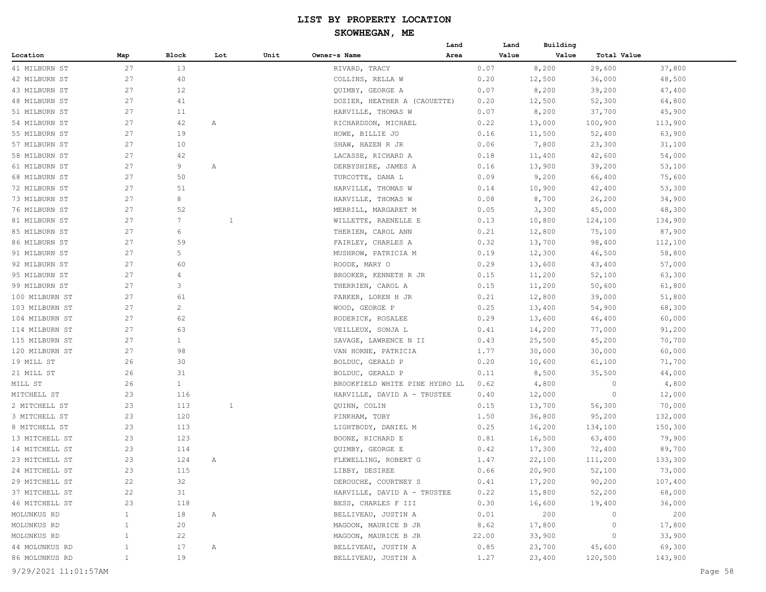# LIST BY PROPERTY LOCATION

## SKOWHEGAN, ME

| Location | Map | Block | Lot | Unit | Owner~s Name | Land Area | Land Value | Building Value | Total Value |
|---|---|---|---|---|---|---|---|---|---|
| 41 MILBURN ST | 27 | 13 | | | RIVARD, TRACY | 0.07 | 8,200 | 29,600 | 37,800 |
| 42 MILBURN ST | 27 | 40 | | | COLLINS, RELLA W | 0.20 | 12,500 | 36,000 | 48,500 |
| 43 MILBURN ST | 27 | 12 | | | QUIMBY, GEORGE A | 0.07 | 8,200 | 39,200 | 47,400 |
| 48 MILBURN ST | 27 | 41 | | | DOZIER, HEATHER A (CAOUETTE) | 0.20 | 12,500 | 52,300 | 64,800 |
| 51 MILBURN ST | 27 | 11 | | | HARVILLE, THOMAS W | 0.07 | 8,200 | 37,700 | 45,900 |
| 54 MILBURN ST | 27 | 42 | A | | RICHARDSON, MICHAEL | 0.22 | 13,000 | 100,900 | 113,900 |
| 55 MILBURN ST | 27 | 19 | | | HOWE, BILLIE JO | 0.16 | 11,500 | 52,400 | 63,900 |
| 57 MILBURN ST | 27 | 10 | | | SHAW, HAZEN R JR | 0.06 | 7,800 | 23,300 | 31,100 |
| 58 MILBURN ST | 27 | 42 | | | LACASSE, RICHARD A | 0.18 | 11,400 | 42,600 | 54,000 |
| 61 MILBURN ST | 27 | 9 | A | | DERBYSHIRE, JAMES A | 0.16 | 13,900 | 39,200 | 53,100 |
| 68 MILBURN ST | 27 | 50 | | | TURCOTTE, DANA L | 0.09 | 9,200 | 66,400 | 75,600 |
| 72 MILBURN ST | 27 | 51 | | | HARVILLE, THOMAS W | 0.14 | 10,900 | 42,400 | 53,300 |
| 73 MILBURN ST | 27 | 8 | | | HARVILLE, THOMAS W | 0.08 | 8,700 | 26,200 | 34,900 |
| 76 MILBURN ST | 27 | 52 | | | MERRILL, MARGARET M | 0.05 | 3,300 | 45,000 | 48,300 |
| 81 MILBURN ST | 27 | 7 | 1 | | WILLETTE, RAENELLE E | 0.13 | 10,800 | 124,100 | 134,900 |
| 85 MILBURN ST | 27 | 6 | | | THERIEN, CAROL ANN | 0.21 | 12,800 | 75,100 | 87,900 |
| 86 MILBURN ST | 27 | 59 | | | FAIRLEY, CHARLES A | 0.32 | 13,700 | 98,400 | 112,100 |
| 91 MILBURN ST | 27 | 5 | | | MUSHROW, PATRICIA M | 0.19 | 12,300 | 46,500 | 58,800 |
| 92 MILBURN ST | 27 | 60 | | | ROODE, MARY O | 0.29 | 13,600 | 43,400 | 57,000 |
| 95 MILBURN ST | 27 | 4 | | | BROOKER, KENNETH R JR | 0.15 | 11,200 | 52,100 | 63,300 |
| 99 MILBURN ST | 27 | 3 | | | THERRIEN, CAROL A | 0.15 | 11,200 | 50,600 | 61,800 |
| 100 MILBURN ST | 27 | 61 | | | PARKER, LOREN H JR | 0.21 | 12,800 | 39,000 | 51,800 |
| 103 MILBURN ST | 27 | 2 | | | WOOD, GEORGE P | 0.25 | 13,400 | 54,900 | 68,300 |
| 104 MILBURN ST | 27 | 62 | | | RODERICK, ROSALEE | 0.29 | 13,600 | 46,400 | 60,000 |
| 114 MILBURN ST | 27 | 63 | | | VEILLEUX, SONJA L | 0.41 | 14,200 | 77,000 | 91,200 |
| 115 MILBURN ST | 27 | 1 | | | SAVAGE, LAWRENCE N II | 0.43 | 25,500 | 45,200 | 70,700 |
| 120 MILBURN ST | 27 | 98 | | | VAN HORNE, PATRICIA | 1.77 | 30,000 | 30,000 | 60,000 |
| 19 MILL ST | 26 | 30 | | | BOLDUC, GERALD P | 0.20 | 10,600 | 61,100 | 71,700 |
| 21 MILL ST | 26 | 31 | | | BOLDUC, GERALD P | 0.11 | 8,500 | 35,500 | 44,000 |
| MILL ST | 26 | 1 | | | BROOKFIELD WHITE PINE HYDRO LL | 0.62 | 4,800 | 0 | 4,800 |
| MITCHELL ST | 23 | 116 | | | HARVILLE, DAVID A - TRUSTEE | 0.40 | 12,000 | 0 | 12,000 |
| 2 MITCHELL ST | 23 | 113 | 1 | | QUINN, COLIN | 0.15 | 13,700 | 56,300 | 70,000 |
| 3 MITCHELL ST | 23 | 120 | | | PINKHAM, TOBY | 1.50 | 36,800 | 95,200 | 132,000 |
| 8 MITCHELL ST | 23 | 113 | | | LIGHTBODY, DANIEL M | 0.25 | 16,200 | 134,100 | 150,300 |
| 13 MITCHELL ST | 23 | 123 | | | BOONE, RICHARD E | 0.81 | 16,500 | 63,400 | 79,900 |
| 14 MITCHELL ST | 23 | 114 | | | QUIMBY, GEORGE E | 0.42 | 17,300 | 72,400 | 89,700 |
| 23 MITCHELL ST | 23 | 124 | A | | FLEWELLING, ROBERT G | 1.47 | 22,100 | 111,200 | 133,300 |
| 24 MITCHELL ST | 23 | 115 | | | LIBBY, DESIREE | 0.66 | 20,900 | 52,100 | 73,000 |
| 29 MITCHELL ST | 22 | 32 | | | DEROUCHE, COURTNEY S | 0.41 | 17,200 | 90,200 | 107,400 |
| 37 MITCHELL ST | 22 | 31 | | | HARVILLE, DAVID A - TRUSTEE | 0.22 | 15,800 | 52,200 | 68,000 |
| 46 MITCHELL ST | 23 | 118 | | | BESS, CHARLES F III | 0.30 | 16,600 | 19,400 | 36,000 |
| MOLUNKUS RD | 1 | 18 | A | | BELLIVEAU, JUSTIN A | 0.01 | 200 | 0 | 200 |
| MOLUNKUS RD | 1 | 20 | | | MAGOON, MAURICE B JR | 8.62 | 17,800 | 0 | 17,800 |
| MOLUNKUS RD | 1 | 22 | | | MAGOON, MAURICE B JR | 22.00 | 33,900 | 0 | 33,900 |
| 44 MOLUNKUS RD | 1 | 17 | A | | BELLIVEAU, JUSTIN A | 0.85 | 23,700 | 45,600 | 69,300 |
| 86 MOLUNKUS RD | 1 | 19 | | | BELLIVEAU, JUSTIN A | 1.27 | 23,400 | 120,500 | 143,900 |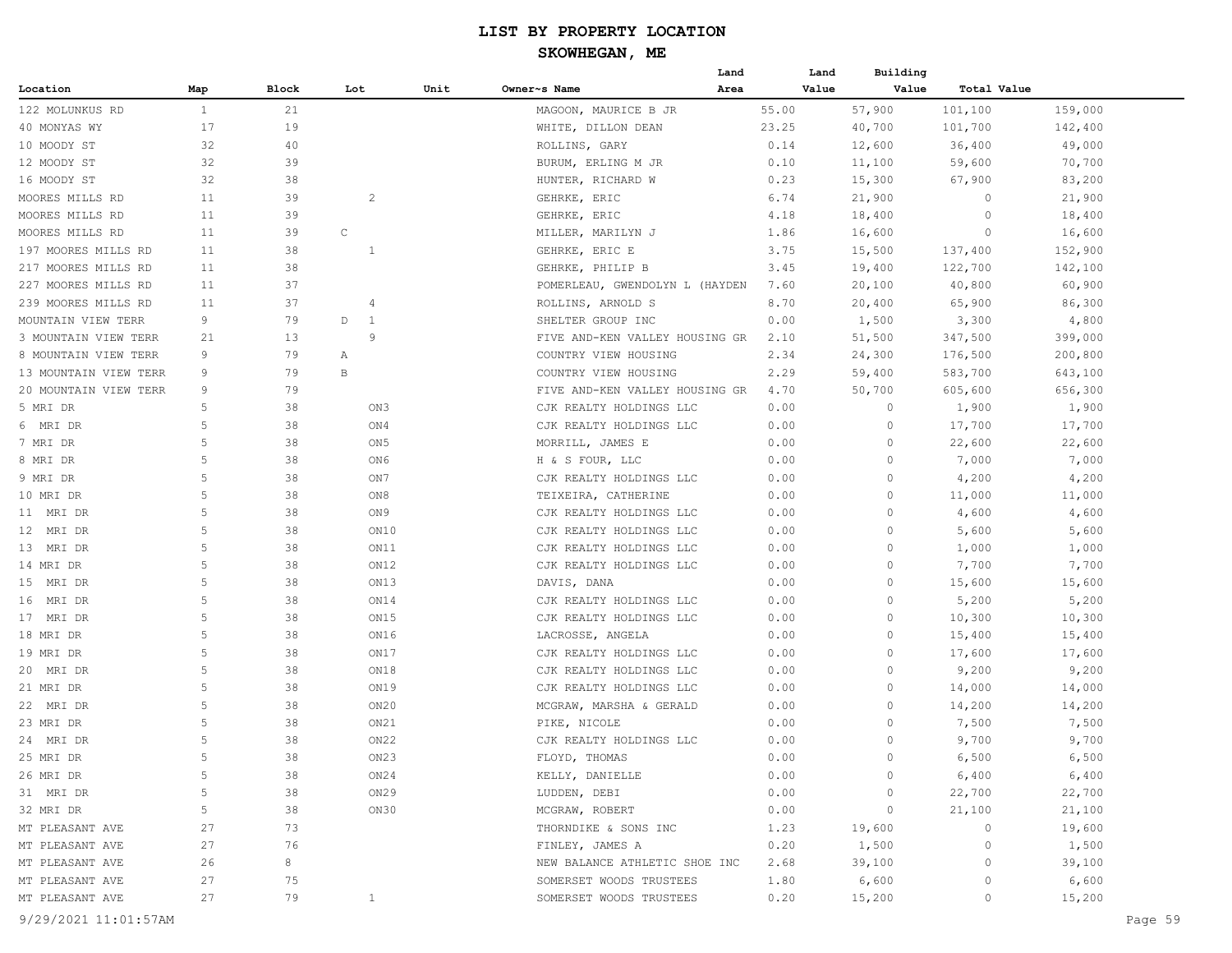# LIST BY PROPERTY LOCATION

## SKOWHEGAN, ME

| Location | Map | Block | Lot | Unit | Owner~s Name | Land Area | Land Value | Building Value | Total Value |
|---|---|---|---|---|---|---|---|---|---|
| 122 MOLUNKUS RD | 1 | 21 | | | MAGOON, MAURICE B JR | 55.00 | 57,900 | 101,100 | 159,000 |
| 40 MONYAS WY | 17 | 19 | | | WHITE, DILLON DEAN | 23.25 | 40,700 | 101,700 | 142,400 |
| 10 MOODY ST | 32 | 40 | | | ROLLINS, GARY | 0.14 | 12,600 | 36,400 | 49,000 |
| 12 MOODY ST | 32 | 39 | | | BURUM, ERLING M JR | 0.10 | 11,100 | 59,600 | 70,700 |
| 16 MOODY ST | 32 | 38 | | | HUNTER, RICHARD W | 0.23 | 15,300 | 67,900 | 83,200 |
| MOORES MILLS RD | 11 | 39 | 2 | | GEHRKE, ERIC | 6.74 | 21,900 | 0 | 21,900 |
| MOORES MILLS RD | 11 | 39 | | | GEHRKE, ERIC | 4.18 | 18,400 | 0 | 18,400 |
| MOORES MILLS RD | 11 | 39 | C | | MILLER, MARILYN J | 1.86 | 16,600 | 0 | 16,600 |
| 197 MOORES MILLS RD | 11 | 38 | 1 | | GEHRKE, ERIC E | 3.75 | 15,500 | 137,400 | 152,900 |
| 217 MOORES MILLS RD | 11 | 38 | | | GEHRKE, PHILIP B | 3.45 | 19,400 | 122,700 | 142,100 |
| 227 MOORES MILLS RD | 11 | 37 | | | POMERLEAU, GWENDOLYN L (HAYDEN | 7.60 | 20,100 | 40,800 | 60,900 |
| 239 MOORES MILLS RD | 11 | 37 | 4 | | ROLLINS, ARNOLD S | 8.70 | 20,400 | 65,900 | 86,300 |
| MOUNTAIN VIEW TERR | 9 | 79 | D 1 | | SHELTER GROUP INC | 0.00 | 1,500 | 3,300 | 4,800 |
| 3 MOUNTAIN VIEW TERR | 21 | 13 | 9 | | FIVE AND-KEN VALLEY HOUSING GR | 2.10 | 51,500 | 347,500 | 399,000 |
| 8 MOUNTAIN VIEW TERR | 9 | 79 | A | | COUNTRY VIEW HOUSING | 2.34 | 24,300 | 176,500 | 200,800 |
| 13 MOUNTAIN VIEW TERR | 9 | 79 | B | | COUNTRY VIEW HOUSING | 2.29 | 59,400 | 583,700 | 643,100 |
| 20 MOUNTAIN VIEW TERR | 9 | 79 | | | FIVE AND-KEN VALLEY HOUSING GR | 4.70 | 50,700 | 605,600 | 656,300 |
| 5 MRI DR | 5 | 38 | ON3 | | CJK REALTY HOLDINGS LLC | 0.00 | 0 | 1,900 | 1,900 |
| 6 MRI DR | 5 | 38 | ON4 | | CJK REALTY HOLDINGS LLC | 0.00 | 0 | 17,700 | 17,700 |
| 7 MRI DR | 5 | 38 | ON5 | | MORRILL, JAMES E | 0.00 | 0 | 22,600 | 22,600 |
| 8 MRI DR | 5 | 38 | ON6 | | H & S FOUR, LLC | 0.00 | 0 | 7,000 | 7,000 |
| 9 MRI DR | 5 | 38 | ON7 | | CJK REALTY HOLDINGS LLC | 0.00 | 0 | 4,200 | 4,200 |
| 10 MRI DR | 5 | 38 | ON8 | | TEIXEIRA, CATHERINE | 0.00 | 0 | 11,000 | 11,000 |
| 11 MRI DR | 5 | 38 | ON9 | | CJK REALTY HOLDINGS LLC | 0.00 | 0 | 4,600 | 4,600 |
| 12 MRI DR | 5 | 38 | ON10 | | CJK REALTY HOLDINGS LLC | 0.00 | 0 | 5,600 | 5,600 |
| 13 MRI DR | 5 | 38 | ON11 | | CJK REALTY HOLDINGS LLC | 0.00 | 0 | 1,000 | 1,000 |
| 14 MRI DR | 5 | 38 | ON12 | | CJK REALTY HOLDINGS LLC | 0.00 | 0 | 7,700 | 7,700 |
| 15 MRI DR | 5 | 38 | ON13 | | DAVIS, DANA | 0.00 | 0 | 15,600 | 15,600 |
| 16 MRI DR | 5 | 38 | ON14 | | CJK REALTY HOLDINGS LLC | 0.00 | 0 | 5,200 | 5,200 |
| 17 MRI DR | 5 | 38 | ON15 | | CJK REALTY HOLDINGS LLC | 0.00 | 0 | 10,300 | 10,300 |
| 18 MRI DR | 5 | 38 | ON16 | | LACROSSE, ANGELA | 0.00 | 0 | 15,400 | 15,400 |
| 19 MRI DR | 5 | 38 | ON17 | | CJK REALTY HOLDINGS LLC | 0.00 | 0 | 17,600 | 17,600 |
| 20 MRI DR | 5 | 38 | ON18 | | CJK REALTY HOLDINGS LLC | 0.00 | 0 | 9,200 | 9,200 |
| 21 MRI DR | 5 | 38 | ON19 | | CJK REALTY HOLDINGS LLC | 0.00 | 0 | 14,000 | 14,000 |
| 22 MRI DR | 5 | 38 | ON20 | | MCGRAW, MARSHA & GERALD | 0.00 | 0 | 14,200 | 14,200 |
| 23 MRI DR | 5 | 38 | ON21 | | PIKE, NICOLE | 0.00 | 0 | 7,500 | 7,500 |
| 24 MRI DR | 5 | 38 | ON22 | | CJK REALTY HOLDINGS LLC | 0.00 | 0 | 9,700 | 9,700 |
| 25 MRI DR | 5 | 38 | ON23 | | FLOYD, THOMAS | 0.00 | 0 | 6,500 | 6,500 |
| 26 MRI DR | 5 | 38 | ON24 | | KELLY, DANIELLE | 0.00 | 0 | 6,400 | 6,400 |
| 31 MRI DR | 5 | 38 | ON29 | | LUDDEN, DEBI | 0.00 | 0 | 22,700 | 22,700 |
| 32 MRI DR | 5 | 38 | ON30 | | MCGRAW, ROBERT | 0.00 | 0 | 21,100 | 21,100 |
| MT PLEASANT AVE | 27 | 73 | | | THORNDIKE & SONS INC | 1.23 | 19,600 | 0 | 19,600 |
| MT PLEASANT AVE | 27 | 76 | | | FINLEY, JAMES A | 0.20 | 1,500 | 0 | 1,500 |
| MT PLEASANT AVE | 26 | 8 | | | NEW BALANCE ATHLETIC SHOE INC | 2.68 | 39,100 | 0 | 39,100 |
| MT PLEASANT AVE | 27 | 75 | | | SOMERSET WOODS TRUSTEES | 1.80 | 6,600 | 0 | 6,600 |
| MT PLEASANT AVE | 27 | 79 | 1 | | SOMERSET WOODS TRUSTEES | 0.20 | 15,200 | 0 | 15,200 |

9/29/2021 11:01:57AM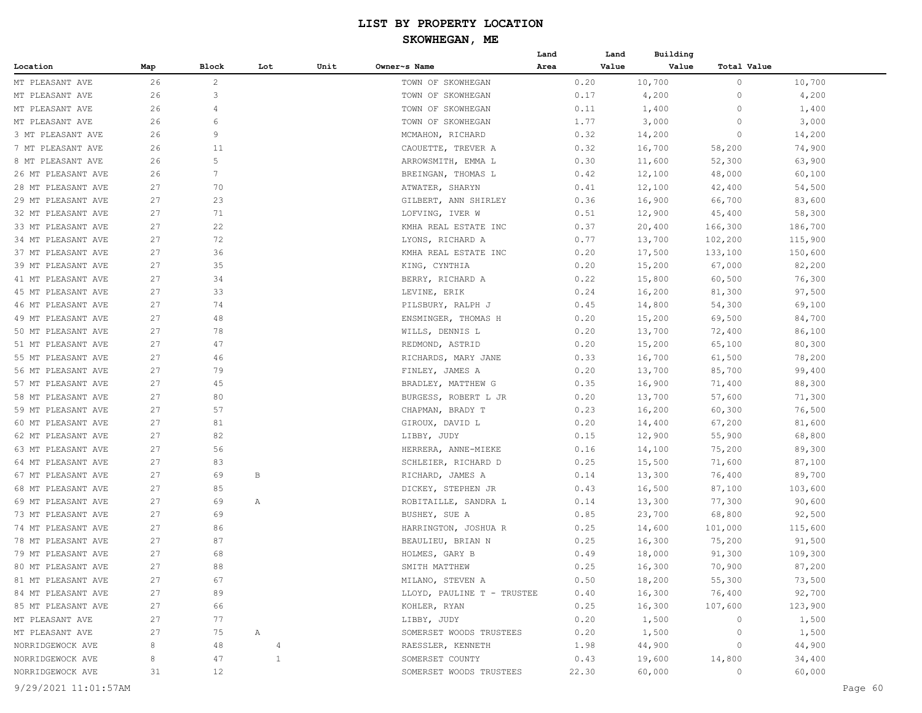# LIST BY PROPERTY LOCATION

## SKOWHEGAN, ME

| Location | Map | Block | Lot | Unit | Owner~s Name | Land Area | Land Value | Building Value | Total Value |
|---|---|---|---|---|---|---|---|---|---|
| MT PLEASANT AVE | 26 | 2 | | | TOWN OF SKOWHEGAN | 0.20 | 10,700 | 0 | 10,700 |
| MT PLEASANT AVE | 26 | 3 | | | TOWN OF SKOWHEGAN | 0.17 | 4,200 | 0 | 4,200 |
| MT PLEASANT AVE | 26 | 4 | | | TOWN OF SKOWHEGAN | 0.11 | 1,400 | 0 | 1,400 |
| MT PLEASANT AVE | 26 | 6 | | | TOWN OF SKOWHEGAN | 1.77 | 3,000 | 0 | 3,000 |
| 3 MT PLEASANT AVE | 26 | 9 | | | MCMAHON, RICHARD | 0.32 | 14,200 | 0 | 14,200 |
| 7 MT PLEASANT AVE | 26 | 11 | | | CAOUETTE, TREVER A | 0.32 | 16,700 | 58,200 | 74,900 |
| 8 MT PLEASANT AVE | 26 | 5 | | | ARROWSMITH, EMMA L | 0.30 | 11,600 | 52,300 | 63,900 |
| 26 MT PLEASANT AVE | 26 | 7 | | | BREINGAN, THOMAS L | 0.42 | 12,100 | 48,000 | 60,100 |
| 28 MT PLEASANT AVE | 27 | 70 | | | ATWATER, SHARYN | 0.41 | 12,100 | 42,400 | 54,500 |
| 29 MT PLEASANT AVE | 27 | 23 | | | GILBERT, ANN SHIRLEY | 0.36 | 16,900 | 66,700 | 83,600 |
| 32 MT PLEASANT AVE | 27 | 71 | | | LOFVING, IVER W | 0.51 | 12,900 | 45,400 | 58,300 |
| 33 MT PLEASANT AVE | 27 | 22 | | | KMHA REAL ESTATE INC | 0.37 | 20,400 | 166,300 | 186,700 |
| 34 MT PLEASANT AVE | 27 | 72 | | | LYONS, RICHARD A | 0.77 | 13,700 | 102,200 | 115,900 |
| 37 MT PLEASANT AVE | 27 | 36 | | | KMHA REAL ESTATE INC | 0.20 | 17,500 | 133,100 | 150,600 |
| 39 MT PLEASANT AVE | 27 | 35 | | | KING, CYNTHIA | 0.20 | 15,200 | 67,000 | 82,200 |
| 41 MT PLEASANT AVE | 27 | 34 | | | BERRY, RICHARD A | 0.22 | 15,800 | 60,500 | 76,300 |
| 45 MT PLEASANT AVE | 27 | 33 | | | LEVINE, ERIK | 0.24 | 16,200 | 81,300 | 97,500 |
| 46 MT PLEASANT AVE | 27 | 74 | | | PILSBURY, RALPH J | 0.45 | 14,800 | 54,300 | 69,100 |
| 49 MT PLEASANT AVE | 27 | 48 | | | ENSMINGER, THOMAS H | 0.20 | 15,200 | 69,500 | 84,700 |
| 50 MT PLEASANT AVE | 27 | 78 | | | WILLS, DENNIS L | 0.20 | 13,700 | 72,400 | 86,100 |
| 51 MT PLEASANT AVE | 27 | 47 | | | REDMOND, ASTRID | 0.20 | 15,200 | 65,100 | 80,300 |
| 55 MT PLEASANT AVE | 27 | 46 | | | RICHARDS, MARY JANE | 0.33 | 16,700 | 61,500 | 78,200 |
| 56 MT PLEASANT AVE | 27 | 79 | | | FINLEY, JAMES A | 0.20 | 13,700 | 85,700 | 99,400 |
| 57 MT PLEASANT AVE | 27 | 45 | | | BRADLEY, MATTHEW G | 0.35 | 16,900 | 71,400 | 88,300 |
| 58 MT PLEASANT AVE | 27 | 80 | | | BURGESS, ROBERT L JR | 0.20 | 13,700 | 57,600 | 71,300 |
| 59 MT PLEASANT AVE | 27 | 57 | | | CHAPMAN, BRADY T | 0.23 | 16,200 | 60,300 | 76,500 |
| 60 MT PLEASANT AVE | 27 | 81 | | | GIROUX, DAVID L | 0.20 | 14,400 | 67,200 | 81,600 |
| 62 MT PLEASANT AVE | 27 | 82 | | | LIBBY, JUDY | 0.15 | 12,900 | 55,900 | 68,800 |
| 63 MT PLEASANT AVE | 27 | 56 | | | HERRERA, ANNE-MIEKE | 0.16 | 14,100 | 75,200 | 89,300 |
| 64 MT PLEASANT AVE | 27 | 83 | | | SCHLEIER, RICHARD D | 0.25 | 15,500 | 71,600 | 87,100 |
| 67 MT PLEASANT AVE | 27 | 69 | B | | RICHARD, JAMES A | 0.14 | 13,300 | 76,400 | 89,700 |
| 68 MT PLEASANT AVE | 27 | 85 | | | DICKEY, STEPHEN JR | 0.43 | 16,500 | 87,100 | 103,600 |
| 69 MT PLEASANT AVE | 27 | 69 | A | | ROBITAILLE, SANDRA L | 0.14 | 13,300 | 77,300 | 90,600 |
| 73 MT PLEASANT AVE | 27 | 69 | | | BUSHEY, SUE A | 0.85 | 23,700 | 68,800 | 92,500 |
| 74 MT PLEASANT AVE | 27 | 86 | | | HARRINGTON, JOSHUA R | 0.25 | 14,600 | 101,000 | 115,600 |
| 78 MT PLEASANT AVE | 27 | 87 | | | BEAULIEU, BRIAN N | 0.25 | 16,300 | 75,200 | 91,500 |
| 79 MT PLEASANT AVE | 27 | 68 | | | HOLMES, GARY B | 0.49 | 18,000 | 91,300 | 109,300 |
| 80 MT PLEASANT AVE | 27 | 88 | | | SMITH MATTHEW | 0.25 | 16,300 | 70,900 | 87,200 |
| 81 MT PLEASANT AVE | 27 | 67 | | | MILANO, STEVEN A | 0.50 | 18,200 | 55,300 | 73,500 |
| 84 MT PLEASANT AVE | 27 | 89 | | | LLOYD, PAULINE T - TRUSTEE | 0.40 | 16,300 | 76,400 | 92,700 |
| 85 MT PLEASANT AVE | 27 | 66 | | | KOHLER, RYAN | 0.25 | 16,300 | 107,600 | 123,900 |
| MT PLEASANT AVE | 27 | 77 | | | LIBBY, JUDY | 0.20 | 1,500 | 0 | 1,500 |
| MT PLEASANT AVE | 27 | 75 | A | | SOMERSET WOODS TRUSTEES | 0.20 | 1,500 | 0 | 1,500 |
| NORRIDGEWOCK AVE | 8 | 48 | 4 | | RAESSLER, KENNETH | 1.98 | 44,900 | 0 | 44,900 |
| NORRIDGEWOCK AVE | 8 | 47 | 1 | | SOMERSET COUNTY | 0.43 | 19,600 | 14,800 | 34,400 |
| NORRIDGEWOCK AVE | 31 | 12 | | | SOMERSET WOODS TRUSTEES | 22.30 | 60,000 | 0 | 60,000 |

9/29/2021 11:01:57AM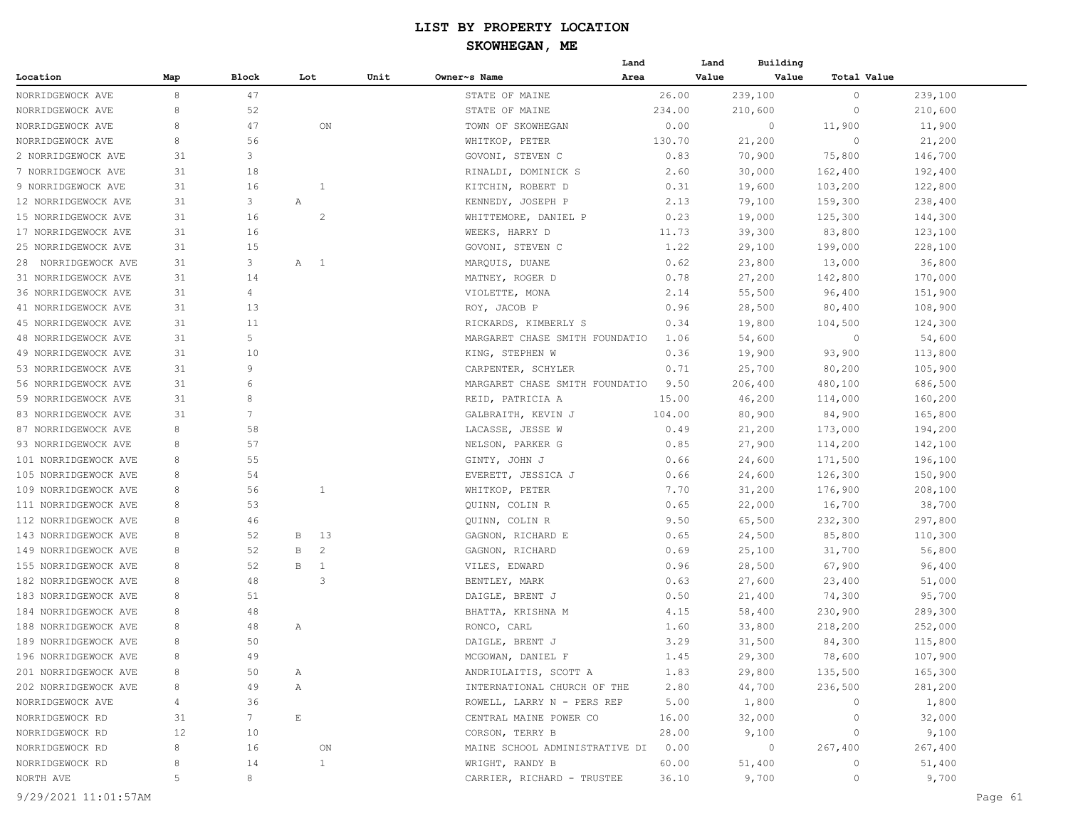# LIST BY PROPERTY LOCATION

## SKOWHEGAN, ME

| Location | Map | Block | Lot | Unit | Owner~s Name | Land Area | Land Value | Building Value | Total Value |
|---|---|---|---|---|---|---|---|---|---|
| NORRIDGEWOCK AVE | 8 | 47 | | | STATE OF MAINE | 26.00 | 239,100 | 0 | 239,100 |
| NORRIDGEWOCK AVE | 8 | 52 | | | STATE OF MAINE | 234.00 | 210,600 | 0 | 210,600 |
| NORRIDGEWOCK AVE | 8 | 47 | ON | | TOWN OF SKOWHEGAN | 0.00 | 0 | 11,900 | 11,900 |
| NORRIDGEWOCK AVE | 8 | 56 | | | WHITKOP, PETER | 130.70 | 21,200 | 0 | 21,200 |
| 2 NORRIDGEWOCK AVE | 31 | 3 | | | GOVONI, STEVEN C | 0.83 | 70,900 | 75,800 | 146,700 |
| 7 NORRIDGEWOCK AVE | 31 | 18 | | | RINALDI, DOMINICK S | 2.60 | 30,000 | 162,400 | 192,400 |
| 9 NORRIDGEWOCK AVE | 31 | 16 | 1 | | KITCHIN, ROBERT D | 0.31 | 19,600 | 103,200 | 122,800 |
| 12 NORRIDGEWOCK AVE | 31 | 3 | A | | KENNEDY, JOSEPH P | 2.13 | 79,100 | 159,300 | 238,400 |
| 15 NORRIDGEWOCK AVE | 31 | 16 | 2 | | WHITTEMORE, DANIEL P | 0.23 | 19,000 | 125,300 | 144,300 |
| 17 NORRIDGEWOCK AVE | 31 | 16 | | | WEEKS, HARRY D | 11.73 | 39,300 | 83,800 | 123,100 |
| 25 NORRIDGEWOCK AVE | 31 | 15 | | | GOVONI, STEVEN C | 1.22 | 29,100 | 199,000 | 228,100 |
| 28 NORRIDGEWOCK AVE | 31 | 3 | A 1 | | MARQUIS, DUANE | 0.62 | 23,800 | 13,000 | 36,800 |
| 31 NORRIDGEWOCK AVE | 31 | 14 | | | MATNEY, ROGER D | 0.78 | 27,200 | 142,800 | 170,000 |
| 36 NORRIDGEWOCK AVE | 31 | 4 | | | VIOLETTE, MONA | 2.14 | 55,500 | 96,400 | 151,900 |
| 41 NORRIDGEWOCK AVE | 31 | 13 | | | ROY, JACOB P | 0.96 | 28,500 | 80,400 | 108,900 |
| 45 NORRIDGEWOCK AVE | 31 | 11 | | | RICKARDS, KIMBERLY S | 0.34 | 19,800 | 104,500 | 124,300 |
| 48 NORRIDGEWOCK AVE | 31 | 5 | | | MARGARET CHASE SMITH FOUNDATIO | 1.06 | 54,600 | 0 | 54,600 |
| 49 NORRIDGEWOCK AVE | 31 | 10 | | | KING, STEPHEN W | 0.36 | 19,900 | 93,900 | 113,800 |
| 53 NORRIDGEWOCK AVE | 31 | 9 | | | CARPENTER, SCHYLER | 0.71 | 25,700 | 80,200 | 105,900 |
| 56 NORRIDGEWOCK AVE | 31 | 6 | | | MARGARET CHASE SMITH FOUNDATIO | 9.50 | 206,400 | 480,100 | 686,500 |
| 59 NORRIDGEWOCK AVE | 31 | 8 | | | REID, PATRICIA A | 15.00 | 46,200 | 114,000 | 160,200 |
| 83 NORRIDGEWOCK AVE | 31 | 7 | | | GALBRAITH, KEVIN J | 104.00 | 80,900 | 84,900 | 165,800 |
| 87 NORRIDGEWOCK AVE | 8 | 58 | | | LACASSE, JESSE W | 0.49 | 21,200 | 173,000 | 194,200 |
| 93 NORRIDGEWOCK AVE | 8 | 57 | | | NELSON, PARKER G | 0.85 | 27,900 | 114,200 | 142,100 |
| 101 NORRIDGEWOCK AVE | 8 | 55 | | | GINTY, JOHN J | 0.66 | 24,600 | 171,500 | 196,100 |
| 105 NORRIDGEWOCK AVE | 8 | 54 | | | EVERETT, JESSICA J | 0.66 | 24,600 | 126,300 | 150,900 |
| 109 NORRIDGEWOCK AVE | 8 | 56 | 1 | | WHITKOP, PETER | 7.70 | 31,200 | 176,900 | 208,100 |
| 111 NORRIDGEWOCK AVE | 8 | 53 | | | QUINN, COLIN R | 0.65 | 22,000 | 16,700 | 38,700 |
| 112 NORRIDGEWOCK AVE | 8 | 46 | | | QUINN, COLIN R | 9.50 | 65,500 | 232,300 | 297,800 |
| 143 NORRIDGEWOCK AVE | 8 | 52 | B 13 | | GAGNON, RICHARD E | 0.65 | 24,500 | 85,800 | 110,300 |
| 149 NORRIDGEWOCK AVE | 8 | 52 | B 2 | | GAGNON, RICHARD | 0.69 | 25,100 | 31,700 | 56,800 |
| 155 NORRIDGEWOCK AVE | 8 | 52 | B 1 | | VILES, EDWARD | 0.96 | 28,500 | 67,900 | 96,400 |
| 182 NORRIDGEWOCK AVE | 8 | 48 | 3 | | BENTLEY, MARK | 0.63 | 27,600 | 23,400 | 51,000 |
| 183 NORRIDGEWOCK AVE | 8 | 51 | | | DAIGLE, BRENT J | 0.50 | 21,400 | 74,300 | 95,700 |
| 184 NORRIDGEWOCK AVE | 8 | 48 | | | BHATTA, KRISHNA M | 4.15 | 58,400 | 230,900 | 289,300 |
| 188 NORRIDGEWOCK AVE | 8 | 48 | A | | RONCO, CARL | 1.60 | 33,800 | 218,200 | 252,000 |
| 189 NORRIDGEWOCK AVE | 8 | 50 | | | DAIGLE, BRENT J | 3.29 | 31,500 | 84,300 | 115,800 |
| 196 NORRIDGEWOCK AVE | 8 | 49 | | | MCGOWAN, DANIEL F | 1.45 | 29,300 | 78,600 | 107,900 |
| 201 NORRIDGEWOCK AVE | 8 | 50 | A | | ANDRIULAITIS, SCOTT A | 1.83 | 29,800 | 135,500 | 165,300 |
| 202 NORRIDGEWOCK AVE | 8 | 49 | A | | INTERNATIONAL CHURCH OF THE | 2.80 | 44,700 | 236,500 | 281,200 |
| NORRIDGEWOCK AVE | 4 | 36 | | | ROWELL, LARRY N - PERS REP | 5.00 | 1,800 | 0 | 1,800 |
| NORRIDGEWOCK RD | 31 | 7 | E | | CENTRAL MAINE POWER CO | 16.00 | 32,000 | 0 | 32,000 |
| NORRIDGEWOCK RD | 12 | 10 | | | CORSON, TERRY B | 28.00 | 9,100 | 0 | 9,100 |
| NORRIDGEWOCK RD | 8 | 16 | ON | | MAINE SCHOOL ADMINISTRATIVE DI | 0.00 | 0 | 267,400 | 267,400 |
| NORRIDGEWOCK RD | 8 | 14 | 1 | | WRIGHT, RANDY B | 60.00 | 51,400 | 0 | 51,400 |
| NORTH AVE | 5 | 8 | | | CARRIER, RICHARD - TRUSTEE | 36.10 | 9,700 | 0 | 9,700 |

9/29/2021 11:01:57AM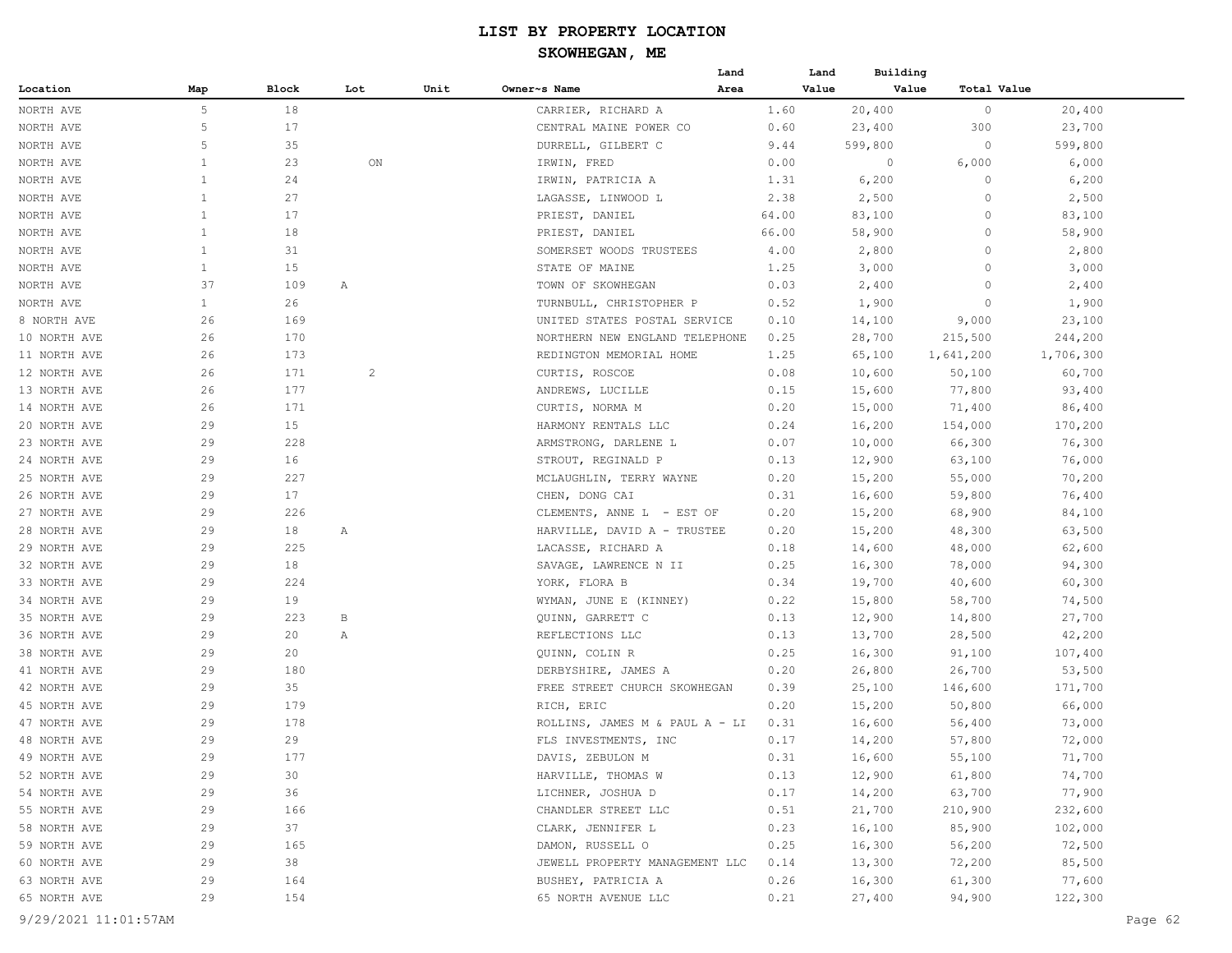# LIST BY PROPERTY LOCATION

## SKOWHEGAN, ME

| Location | Map | Block | Lot | Unit | Owner~s Name | Land Area | Land Value | Building Value | Total Value |
|---|---|---|---|---|---|---|---|---|---|
| NORTH AVE | 5 | 18 | | | CARRIER, RICHARD A | 1.60 | 20,400 | 0 | 20,400 |
| NORTH AVE | 5 | 17 | | | CENTRAL MAINE POWER CO | 0.60 | 23,400 | 300 | 23,700 |
| NORTH AVE | 5 | 35 | | | DURRELL, GILBERT C | 9.44 | 599,800 | 0 | 599,800 |
| NORTH AVE | 1 | 23 | | ON | IRWIN, FRED | 0.00 | 0 | 6,000 | 6,000 |
| NORTH AVE | 1 | 24 | | | IRWIN, PATRICIA A | 1.31 | 6,200 | 0 | 6,200 |
| NORTH AVE | 1 | 27 | | | LAGASSE, LINWOOD L | 2.38 | 2,500 | 0 | 2,500 |
| NORTH AVE | 1 | 17 | | | PRIEST, DANIEL | 64.00 | 83,100 | 0 | 83,100 |
| NORTH AVE | 1 | 18 | | | PRIEST, DANIEL | 66.00 | 58,900 | 0 | 58,900 |
| NORTH AVE | 1 | 31 | | | SOMERSET WOODS TRUSTEES | 4.00 | 2,800 | 0 | 2,800 |
| NORTH AVE | 1 | 15 | | | STATE OF MAINE | 1.25 | 3,000 | 0 | 3,000 |
| NORTH AVE | 37 | 109 | A | | TOWN OF SKOWHEGAN | 0.03 | 2,400 | 0 | 2,400 |
| NORTH AVE | 1 | 26 | | | TURNBULL, CHRISTOPHER P | 0.52 | 1,900 | 0 | 1,900 |
| 8 NORTH AVE | 26 | 169 | | | UNITED STATES POSTAL SERVICE | 0.10 | 14,100 | 9,000 | 23,100 |
| 10 NORTH AVE | 26 | 170 | | | NORTHERN NEW ENGLAND TELEPHONE | 0.25 | 28,700 | 215,500 | 244,200 |
| 11 NORTH AVE | 26 | 173 | | | REDINGTON MEMORIAL HOME | 1.25 | 65,100 | 1,641,200 | 1,706,300 |
| 12 NORTH AVE | 26 | 171 | | 2 | CURTIS, ROSCOE | 0.08 | 10,600 | 50,100 | 60,700 |
| 13 NORTH AVE | 26 | 177 | | | ANDREWS, LUCILLE | 0.15 | 15,600 | 77,800 | 93,400 |
| 14 NORTH AVE | 26 | 171 | | | CURTIS, NORMA M | 0.20 | 15,000 | 71,400 | 86,400 |
| 20 NORTH AVE | 29 | 15 | | | HARMONY RENTALS LLC | 0.24 | 16,200 | 154,000 | 170,200 |
| 23 NORTH AVE | 29 | 228 | | | ARMSTRONG, DARLENE L | 0.07 | 10,000 | 66,300 | 76,300 |
| 24 NORTH AVE | 29 | 16 | | | STROUT, REGINALD P | 0.13 | 12,900 | 63,100 | 76,000 |
| 25 NORTH AVE | 29 | 227 | | | MCLAUGHLIN, TERRY WAYNE | 0.20 | 15,200 | 55,000 | 70,200 |
| 26 NORTH AVE | 29 | 17 | | | CHEN, DONG CAI | 0.31 | 16,600 | 59,800 | 76,400 |
| 27 NORTH AVE | 29 | 226 | | | CLEMENTS, ANNE L - EST OF | 0.20 | 15,200 | 68,900 | 84,100 |
| 28 NORTH AVE | 29 | 18 | A | | HARVILLE, DAVID A - TRUSTEE | 0.20 | 15,200 | 48,300 | 63,500 |
| 29 NORTH AVE | 29 | 225 | | | LACASSE, RICHARD A | 0.18 | 14,600 | 48,000 | 62,600 |
| 32 NORTH AVE | 29 | 18 | | | SAVAGE, LAWRENCE N II | 0.25 | 16,300 | 78,000 | 94,300 |
| 33 NORTH AVE | 29 | 224 | | | YORK, FLORA B | 0.34 | 19,700 | 40,600 | 60,300 |
| 34 NORTH AVE | 29 | 19 | | | WYMAN, JUNE E (KINNEY) | 0.22 | 15,800 | 58,700 | 74,500 |
| 35 NORTH AVE | 29 | 223 | B | | QUINN, GARRETT C | 0.13 | 12,900 | 14,800 | 27,700 |
| 36 NORTH AVE | 29 | 20 | A | | REFLECTIONS LLC | 0.13 | 13,700 | 28,500 | 42,200 |
| 38 NORTH AVE | 29 | 20 | | | QUINN, COLIN R | 0.25 | 16,300 | 91,100 | 107,400 |
| 41 NORTH AVE | 29 | 180 | | | DERBYSHIRE, JAMES A | 0.20 | 26,800 | 26,700 | 53,500 |
| 42 NORTH AVE | 29 | 35 | | | FREE STREET CHURCH SKOWHEGAN | 0.39 | 25,100 | 146,600 | 171,700 |
| 45 NORTH AVE | 29 | 179 | | | RICH, ERIC | 0.20 | 15,200 | 50,800 | 66,000 |
| 47 NORTH AVE | 29 | 178 | | | ROLLINS, JAMES M & PAUL A - LI | 0.31 | 16,600 | 56,400 | 73,000 |
| 48 NORTH AVE | 29 | 29 | | | FLS INVESTMENTS, INC | 0.17 | 14,200 | 57,800 | 72,000 |
| 49 NORTH AVE | 29 | 177 | | | DAVIS, ZEBULON M | 0.31 | 16,600 | 55,100 | 71,700 |
| 52 NORTH AVE | 29 | 30 | | | HARVILLE, THOMAS W | 0.13 | 12,900 | 61,800 | 74,700 |
| 54 NORTH AVE | 29 | 36 | | | LICHNER, JOSHUA D | 0.17 | 14,200 | 63,700 | 77,900 |
| 55 NORTH AVE | 29 | 166 | | | CHANDLER STREET LLC | 0.51 | 21,700 | 210,900 | 232,600 |
| 58 NORTH AVE | 29 | 37 | | | CLARK, JENNIFER L | 0.23 | 16,100 | 85,900 | 102,000 |
| 59 NORTH AVE | 29 | 165 | | | DAMON, RUSSELL O | 0.25 | 16,300 | 56,200 | 72,500 |
| 60 NORTH AVE | 29 | 38 | | | JEWELL PROPERTY MANAGEMENT LLC | 0.14 | 13,300 | 72,200 | 85,500 |
| 63 NORTH AVE | 29 | 164 | | | BUSHEY, PATRICIA A | 0.26 | 16,300 | 61,300 | 77,600 |
| 65 NORTH AVE | 29 | 154 | | | 65 NORTH AVENUE LLC | 0.21 | 27,400 | 94,900 | 122,300 |

9/29/2021 11:01:57AM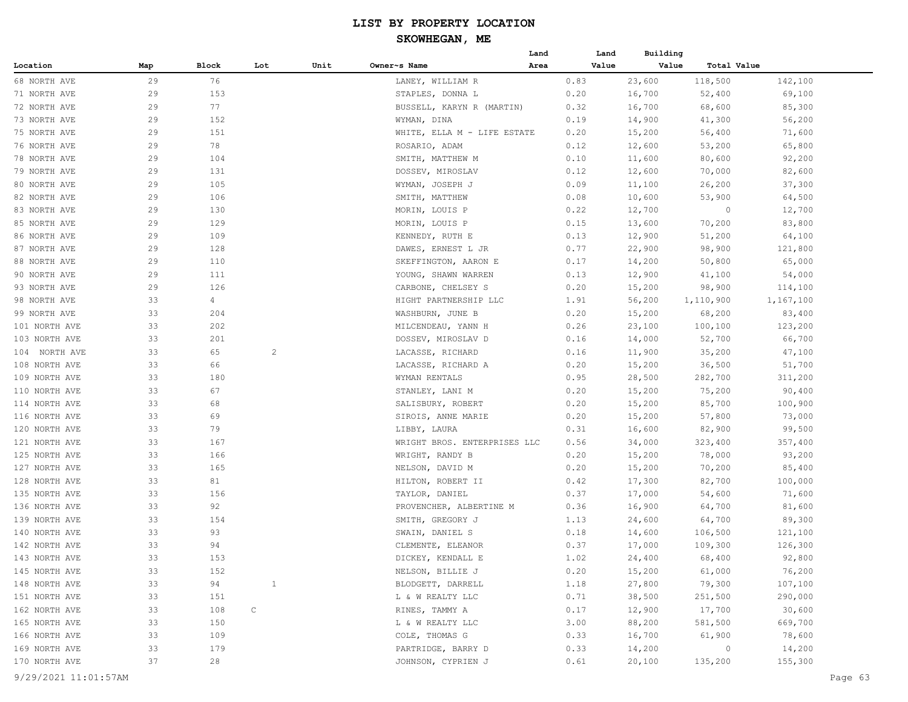# LIST BY PROPERTY LOCATION

## SKOWHEGAN, ME

| Location | Map | Block | Lot | Unit | Owner~s Name | Land Area | Land Value | Building Value | Total Value |
|---|---|---|---|---|---|---|---|---|---|
| 68 NORTH AVE | 29 | 76 | | | LANEY, WILLIAM R | 0.83 | 23,600 | 118,500 | 142,100 |
| 71 NORTH AVE | 29 | 153 | | | STAPLES, DONNA L | 0.20 | 16,700 | 52,400 | 69,100 |
| 72 NORTH AVE | 29 | 77 | | | BUSSELL, KARYN R (MARTIN) | 0.32 | 16,700 | 68,600 | 85,300 |
| 73 NORTH AVE | 29 | 152 | | | WYMAN, DINA | 0.19 | 14,900 | 41,300 | 56,200 |
| 75 NORTH AVE | 29 | 151 | | | WHITE, ELLA M - LIFE ESTATE | 0.20 | 15,200 | 56,400 | 71,600 |
| 76 NORTH AVE | 29 | 78 | | | ROSARIO, ADAM | 0.12 | 12,600 | 53,200 | 65,800 |
| 78 NORTH AVE | 29 | 104 | | | SMITH, MATTHEW M | 0.10 | 11,600 | 80,600 | 92,200 |
| 79 NORTH AVE | 29 | 131 | | | DOSSEV, MIROSLAV | 0.12 | 12,600 | 70,000 | 82,600 |
| 80 NORTH AVE | 29 | 105 | | | WYMAN, JOSEPH J | 0.09 | 11,100 | 26,200 | 37,300 |
| 82 NORTH AVE | 29 | 106 | | | SMITH, MATTHEW | 0.08 | 10,600 | 53,900 | 64,500 |
| 83 NORTH AVE | 29 | 130 | | | MORIN, LOUIS P | 0.22 | 12,700 | 0 | 12,700 |
| 85 NORTH AVE | 29 | 129 | | | MORIN, LOUIS P | 0.15 | 13,600 | 70,200 | 83,800 |
| 86 NORTH AVE | 29 | 109 | | | KENNEDY, RUTH E | 0.13 | 12,900 | 51,200 | 64,100 |
| 87 NORTH AVE | 29 | 128 | | | DAWES, ERNEST L JR | 0.77 | 22,900 | 98,900 | 121,800 |
| 88 NORTH AVE | 29 | 110 | | | SKEFFINGTON, AARON E | 0.17 | 14,200 | 50,800 | 65,000 |
| 90 NORTH AVE | 29 | 111 | | | YOUNG, SHAWN WARREN | 0.13 | 12,900 | 41,100 | 54,000 |
| 93 NORTH AVE | 29 | 126 | | | CARBONE, CHELSEY S | 0.20 | 15,200 | 98,900 | 114,100 |
| 98 NORTH AVE | 33 | 4 | | | HIGHT PARTNERSHIP LLC | 1.91 | 56,200 | 1,110,900 | 1,167,100 |
| 99 NORTH AVE | 33 | 204 | | | WASHBURN, JUNE B | 0.20 | 15,200 | 68,200 | 83,400 |
| 101 NORTH AVE | 33 | 202 | | | MILCENDEAU, YANN H | 0.26 | 23,100 | 100,100 | 123,200 |
| 103 NORTH AVE | 33 | 201 | | | DOSSEV, MIROSLAV D | 0.16 | 14,000 | 52,700 | 66,700 |
| 104 NORTH AVE | 33 | 65 | 2 | | LACASSE, RICHARD | 0.16 | 11,900 | 35,200 | 47,100 |
| 108 NORTH AVE | 33 | 66 | | | LACASSE, RICHARD A | 0.20 | 15,200 | 36,500 | 51,700 |
| 109 NORTH AVE | 33 | 180 | | | WYMAN RENTALS | 0.95 | 28,500 | 282,700 | 311,200 |
| 110 NORTH AVE | 33 | 67 | | | STANLEY, LANI M | 0.20 | 15,200 | 75,200 | 90,400 |
| 114 NORTH AVE | 33 | 68 | | | SALISBURY, ROBERT | 0.20 | 15,200 | 85,700 | 100,900 |
| 116 NORTH AVE | 33 | 69 | | | SIROIS, ANNE MARIE | 0.20 | 15,200 | 57,800 | 73,000 |
| 120 NORTH AVE | 33 | 79 | | | LIBBY, LAURA | 0.31 | 16,600 | 82,900 | 99,500 |
| 121 NORTH AVE | 33 | 167 | | | WRIGHT BROS. ENTERPRISES LLC | 0.56 | 34,000 | 323,400 | 357,400 |
| 125 NORTH AVE | 33 | 166 | | | WRIGHT, RANDY B | 0.20 | 15,200 | 78,000 | 93,200 |
| 127 NORTH AVE | 33 | 165 | | | NELSON, DAVID M | 0.20 | 15,200 | 70,200 | 85,400 |
| 128 NORTH AVE | 33 | 81 | | | HILTON, ROBERT II | 0.42 | 17,300 | 82,700 | 100,000 |
| 135 NORTH AVE | 33 | 156 | | | TAYLOR, DANIEL | 0.37 | 17,000 | 54,600 | 71,600 |
| 136 NORTH AVE | 33 | 92 | | | PROVENCHER, ALBERTINE M | 0.36 | 16,900 | 64,700 | 81,600 |
| 139 NORTH AVE | 33 | 154 | | | SMITH, GREGORY J | 1.13 | 24,600 | 64,700 | 89,300 |
| 140 NORTH AVE | 33 | 93 | | | SWAIN, DANIEL S | 0.18 | 14,600 | 106,500 | 121,100 |
| 142 NORTH AVE | 33 | 94 | | | CLEMENTE, ELEANOR | 0.37 | 17,000 | 109,300 | 126,300 |
| 143 NORTH AVE | 33 | 153 | | | DICKEY, KENDALL E | 1.02 | 24,400 | 68,400 | 92,800 |
| 145 NORTH AVE | 33 | 152 | | | NELSON, BILLIE J | 0.20 | 15,200 | 61,000 | 76,200 |
| 148 NORTH AVE | 33 | 94 | 1 | | BLODGETT, DARRELL | 1.18 | 27,800 | 79,300 | 107,100 |
| 151 NORTH AVE | 33 | 151 | | | L & W REALTY LLC | 0.71 | 38,500 | 251,500 | 290,000 |
| 162 NORTH AVE | 33 | 108 | C | | RINES, TAMMY A | 0.17 | 12,900 | 17,700 | 30,600 |
| 165 NORTH AVE | 33 | 150 | | | L & W REALTY LLC | 3.00 | 88,200 | 581,500 | 669,700 |
| 166 NORTH AVE | 33 | 109 | | | COLE, THOMAS G | 0.33 | 16,700 | 61,900 | 78,600 |
| 169 NORTH AVE | 33 | 179 | | | PARTRIDGE, BARRY D | 0.33 | 14,200 | 0 | 14,200 |
| 170 NORTH AVE | 37 | 28 | | | JOHNSON, CYPRIEN J | 0.61 | 20,100 | 135,200 | 155,300 |

9/29/2021 11:01:57AM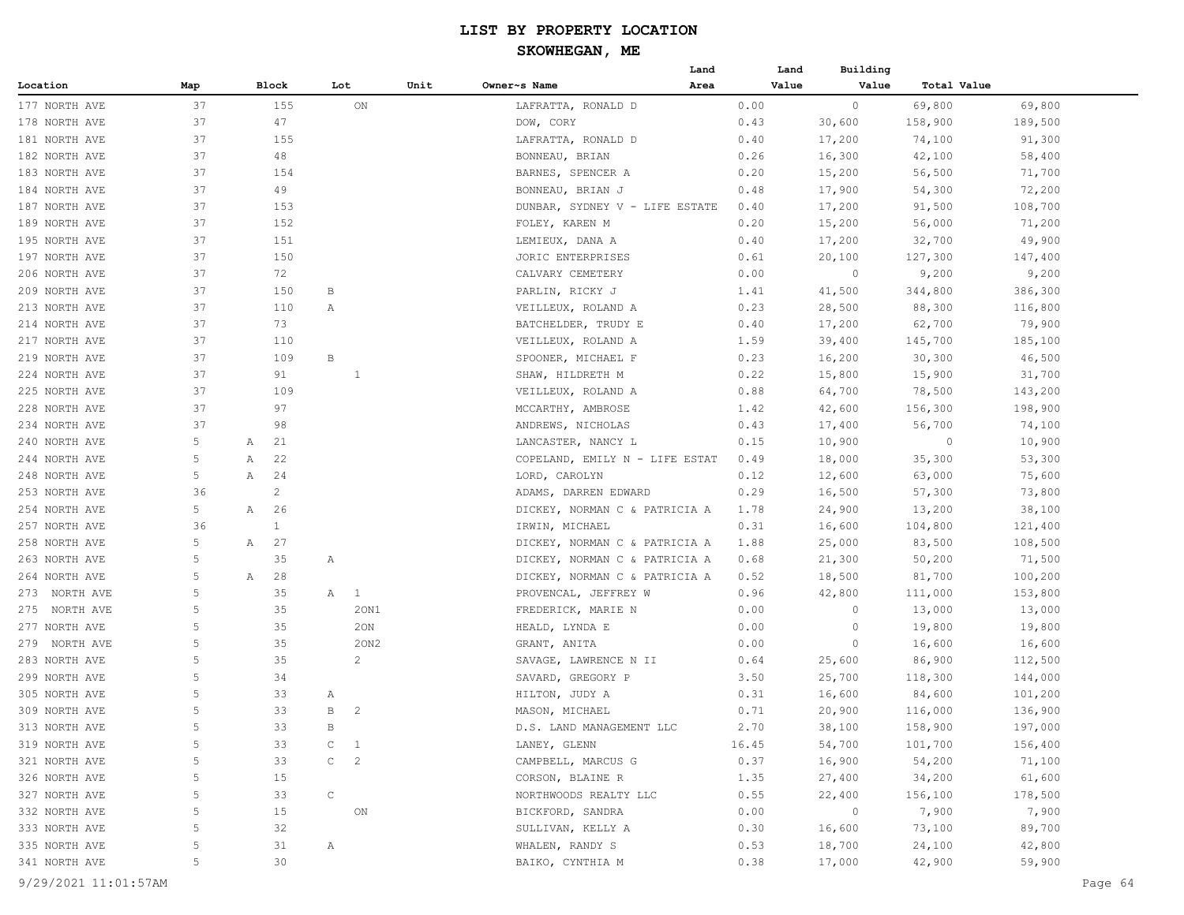# LIST BY PROPERTY LOCATION

## SKOWHEGAN, ME

| Location | Map | Block | Lot | Unit | Owner~s Name | Land Area | Land Value | Building Value | Total Value |
|---|---|---|---|---|---|---|---|---|---|
| 177 NORTH AVE | 37 | 155 | ON | | LAFRATTA, RONALD D | 0.00 | 0 | 69,800 | 69,800 |
| 178 NORTH AVE | 37 | 47 | | | DOW, CORY | 0.43 | 30,600 | 158,900 | 189,500 |
| 181 NORTH AVE | 37 | 155 | | | LAFRATTA, RONALD D | 0.40 | 17,200 | 74,100 | 91,300 |
| 182 NORTH AVE | 37 | 48 | | | BONNEAU, BRIAN | 0.26 | 16,300 | 42,100 | 58,400 |
| 183 NORTH AVE | 37 | 154 | | | BARNES, SPENCER A | 0.20 | 15,200 | 56,500 | 71,700 |
| 184 NORTH AVE | 37 | 49 | | | BONNEAU, BRIAN J | 0.48 | 17,900 | 54,300 | 72,200 |
| 187 NORTH AVE | 37 | 153 | | | DUNBAR, SYDNEY V - LIFE ESTATE | 0.40 | 17,200 | 91,500 | 108,700 |
| 189 NORTH AVE | 37 | 152 | | | FOLEY, KAREN M | 0.20 | 15,200 | 56,000 | 71,200 |
| 195 NORTH AVE | 37 | 151 | | | LEMIEUX, DANA A | 0.40 | 17,200 | 32,700 | 49,900 |
| 197 NORTH AVE | 37 | 150 | | | JORIC ENTERPRISES | 0.61 | 20,100 | 127,300 | 147,400 |
| 206 NORTH AVE | 37 | 72 | | | CALVARY CEMETERY | 0.00 | 0 | 9,200 | 9,200 |
| 209 NORTH AVE | 37 | 150 | B | | PARLIN, RICKY J | 1.41 | 41,500 | 344,800 | 386,300 |
| 213 NORTH AVE | 37 | 110 | A | | VEILLEUX, ROLAND A | 0.23 | 28,500 | 88,300 | 116,800 |
| 214 NORTH AVE | 37 | 73 | | | BATCHELDER, TRUDY E | 0.40 | 17,200 | 62,700 | 79,900 |
| 217 NORTH AVE | 37 | 110 | | | VEILLEUX, ROLAND A | 1.59 | 39,400 | 145,700 | 185,100 |
| 219 NORTH AVE | 37 | 109 | B | | SPOONER, MICHAEL F | 0.23 | 16,200 | 30,300 | 46,500 |
| 224 NORTH AVE | 37 | 91 | 1 | | SHAW, HILDRETH M | 0.22 | 15,800 | 15,900 | 31,700 |
| 225 NORTH AVE | 37 | 109 | | | VEILLEUX, ROLAND A | 0.88 | 64,700 | 78,500 | 143,200 |
| 228 NORTH AVE | 37 | 97 | | | MCCARTHY, AMBROSE | 1.42 | 42,600 | 156,300 | 198,900 |
| 234 NORTH AVE | 37 | 98 | | | ANDREWS, NICHOLAS | 0.43 | 17,400 | 56,700 | 74,100 |
| 240 NORTH AVE | 5 | A 21 | | | LANCASTER, NANCY L | 0.15 | 10,900 | 0 | 10,900 |
| 244 NORTH AVE | 5 | A 22 | | | COPELAND, EMILY N - LIFE ESTAT | 0.49 | 18,000 | 35,300 | 53,300 |
| 248 NORTH AVE | 5 | A 24 | | | LORD, CAROLYN | 0.12 | 12,600 | 63,000 | 75,600 |
| 253 NORTH AVE | 36 | 2 | | | ADAMS, DARREN EDWARD | 0.29 | 16,500 | 57,300 | 73,800 |
| 254 NORTH AVE | 5 | A 26 | | | DICKEY, NORMAN C & PATRICIA A | 1.78 | 24,900 | 13,200 | 38,100 |
| 257 NORTH AVE | 36 | 1 | | | IRWIN, MICHAEL | 0.31 | 16,600 | 104,800 | 121,400 |
| 258 NORTH AVE | 5 | A 27 | | | DICKEY, NORMAN C & PATRICIA A | 1.88 | 25,000 | 83,500 | 108,500 |
| 263 NORTH AVE | 5 | 35 | A | | DICKEY, NORMAN C & PATRICIA A | 0.68 | 21,300 | 50,200 | 71,500 |
| 264 NORTH AVE | 5 | A 28 | | | DICKEY, NORMAN C & PATRICIA A | 0.52 | 18,500 | 81,700 | 100,200 |
| 273 NORTH AVE | 5 | 35 | A 1 | | PROVENCAL, JEFFREY W | 0.96 | 42,800 | 111,000 | 153,800 |
| 275 NORTH AVE | 5 | 35 | 2ON1 | | FREDERICK, MARIE N | 0.00 | 0 | 13,000 | 13,000 |
| 277 NORTH AVE | 5 | 35 | 2ON | | HEALD, LYNDA E | 0.00 | 0 | 19,800 | 19,800 |
| 279 NORTH AVE | 5 | 35 | 2ON2 | | GRANT, ANITA | 0.00 | 0 | 16,600 | 16,600 |
| 283 NORTH AVE | 5 | 35 | 2 | | SAVAGE, LAWRENCE N II | 0.64 | 25,600 | 86,900 | 112,500 |
| 299 NORTH AVE | 5 | 34 | | | SAVARD, GREGORY P | 3.50 | 25,700 | 118,300 | 144,000 |
| 305 NORTH AVE | 5 | 33 | A | | HILTON, JUDY A | 0.31 | 16,600 | 84,600 | 101,200 |
| 309 NORTH AVE | 5 | 33 | B 2 | | MASON, MICHAEL | 0.71 | 20,900 | 116,000 | 136,900 |
| 313 NORTH AVE | 5 | 33 | B | | D.S. LAND MANAGEMENT LLC | 2.70 | 38,100 | 158,900 | 197,000 |
| 319 NORTH AVE | 5 | 33 | C 1 | | LANEY, GLENN | 16.45 | 54,700 | 101,700 | 156,400 |
| 321 NORTH AVE | 5 | 33 | C 2 | | CAMPBELL, MARCUS G | 0.37 | 16,900 | 54,200 | 71,100 |
| 326 NORTH AVE | 5 | 15 | | | CORSON, BLAINE R | 1.35 | 27,400 | 34,200 | 61,600 |
| 327 NORTH AVE | 5 | 33 | C | | NORTHWOODS REALTY LLC | 0.55 | 22,400 | 156,100 | 178,500 |
| 332 NORTH AVE | 5 | 15 | ON | | BICKFORD, SANDRA | 0.00 | 0 | 7,900 | 7,900 |
| 333 NORTH AVE | 5 | 32 | | | SULLIVAN, KELLY A | 0.30 | 16,600 | 73,100 | 89,700 |
| 335 NORTH AVE | 5 | 31 | A | | WHALEN, RANDY S | 0.53 | 18,700 | 24,100 | 42,800 |
| 341 NORTH AVE | 5 | 30 | | | BAIKO, CYNTHIA M | 0.38 | 17,000 | 42,900 | 59,900 |

9/29/2021 11:01:57AM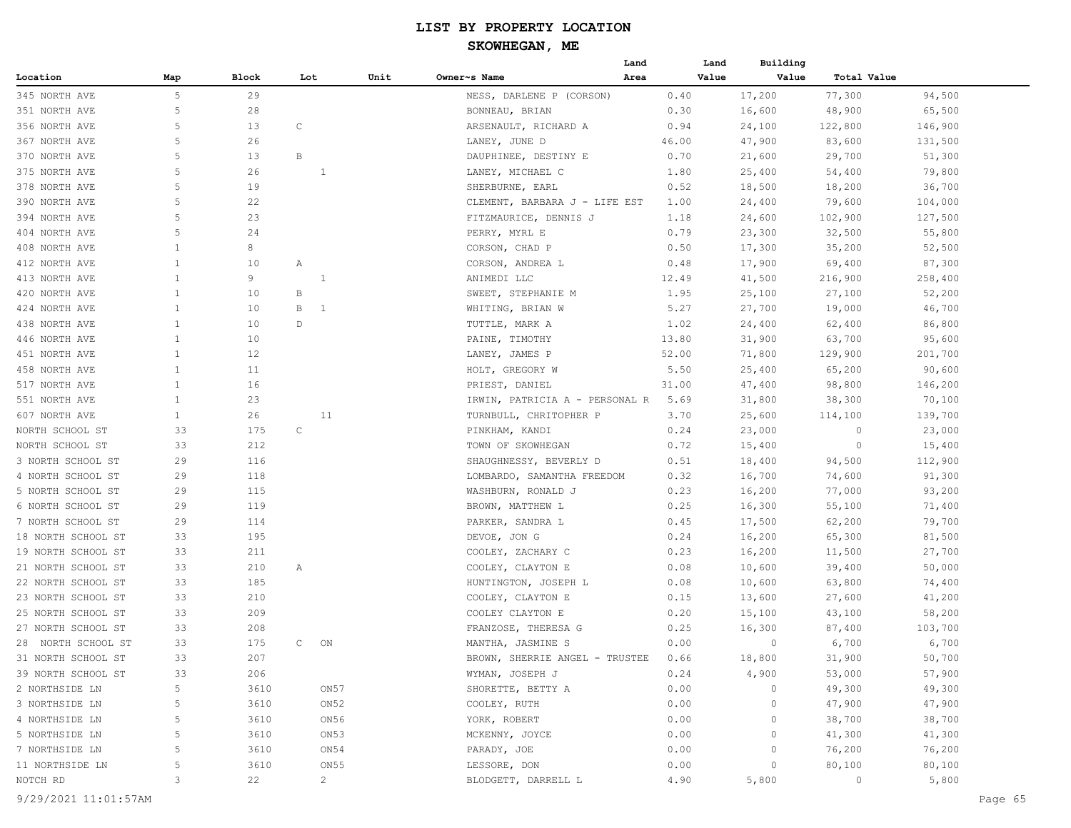# LIST BY PROPERTY LOCATION

## SKOWHEGAN, ME

| Location | Map | Block | Lot | Unit | Owner~s Name | Land Area | Land Value | Building Value | Total Value |
|---|---|---|---|---|---|---|---|---|---|
| 345 NORTH AVE | 5 | 29 | | | NESS, DARLENE P (CORSON) | 0.40 | 17,200 | 77,300 | 94,500 |
| 351 NORTH AVE | 5 | 28 | | | BONNEAU, BRIAN | 0.30 | 16,600 | 48,900 | 65,500 |
| 356 NORTH AVE | 5 | 13 | C | | ARSENAULT, RICHARD A | 0.94 | 24,100 | 122,800 | 146,900 |
| 367 NORTH AVE | 5 | 26 | | | LANEY, JUNE D | 46.00 | 47,900 | 83,600 | 131,500 |
| 370 NORTH AVE | 5 | 13 | B | | DAUPHINEE, DESTINY E | 0.70 | 21,600 | 29,700 | 51,300 |
| 375 NORTH AVE | 5 | 26 | 1 | | LANEY, MICHAEL C | 1.80 | 25,400 | 54,400 | 79,800 |
| 378 NORTH AVE | 5 | 19 | | | SHERBURNE, EARL | 0.52 | 18,500 | 18,200 | 36,700 |
| 390 NORTH AVE | 5 | 22 | | | CLEMENT, BARBARA J - LIFE EST | 1.00 | 24,400 | 79,600 | 104,000 |
| 394 NORTH AVE | 5 | 23 | | | FITZMAURICE, DENNIS J | 1.18 | 24,600 | 102,900 | 127,500 |
| 404 NORTH AVE | 5 | 24 | | | PERRY, MYRL E | 0.79 | 23,300 | 32,500 | 55,800 |
| 408 NORTH AVE | 1 | 8 | | | CORSON, CHAD P | 0.50 | 17,300 | 35,200 | 52,500 |
| 412 NORTH AVE | 1 | 10 | A | | CORSON, ANDREA L | 0.48 | 17,900 | 69,400 | 87,300 |
| 413 NORTH AVE | 1 | 9 | 1 | | ANIMEDI LLC | 12.49 | 41,500 | 216,900 | 258,400 |
| 420 NORTH AVE | 1 | 10 | B | | SWEET, STEPHANIE M | 1.95 | 25,100 | 27,100 | 52,200 |
| 424 NORTH AVE | 1 | 10 | B 1 | | WHITING, BRIAN W | 5.27 | 27,700 | 19,000 | 46,700 |
| 438 NORTH AVE | 1 | 10 | D | | TUTTLE, MARK A | 1.02 | 24,400 | 62,400 | 86,800 |
| 446 NORTH AVE | 1 | 10 | | | PAINE, TIMOTHY | 13.80 | 31,900 | 63,700 | 95,600 |
| 451 NORTH AVE | 1 | 12 | | | LANEY, JAMES P | 52.00 | 71,800 | 129,900 | 201,700 |
| 458 NORTH AVE | 1 | 11 | | | HOLT, GREGORY W | 5.50 | 25,400 | 65,200 | 90,600 |
| 517 NORTH AVE | 1 | 16 | | | PRIEST, DANIEL | 31.00 | 47,400 | 98,800 | 146,200 |
| 551 NORTH AVE | 1 | 23 | | | IRWIN, PATRICIA A - PERSONAL R | 5.69 | 31,800 | 38,300 | 70,100 |
| 607 NORTH AVE | 1 | 26 | 11 | | TURNBULL, CHRITOPHER P | 3.70 | 25,600 | 114,100 | 139,700 |
| NORTH SCHOOL ST | 33 | 175 | C | | PINKHAM, KANDI | 0.24 | 23,000 | 0 | 23,000 |
| NORTH SCHOOL ST | 33 | 212 | | | TOWN OF SKOWHEGAN | 0.72 | 15,400 | 0 | 15,400 |
| 3 NORTH SCHOOL ST | 29 | 116 | | | SHAUGHNESSY, BEVERLY D | 0.51 | 18,400 | 94,500 | 112,900 |
| 4 NORTH SCHOOL ST | 29 | 118 | | | LOMBARDO, SAMANTHA FREEDOM | 0.32 | 16,700 | 74,600 | 91,300 |
| 5 NORTH SCHOOL ST | 29 | 115 | | | WASHBURN, RONALD J | 0.23 | 16,200 | 77,000 | 93,200 |
| 6 NORTH SCHOOL ST | 29 | 119 | | | BROWN, MATTHEW L | 0.25 | 16,300 | 55,100 | 71,400 |
| 7 NORTH SCHOOL ST | 29 | 114 | | | PARKER, SANDRA L | 0.45 | 17,500 | 62,200 | 79,700 |
| 18 NORTH SCHOOL ST | 33 | 195 | | | DEVOE, JON G | 0.24 | 16,200 | 65,300 | 81,500 |
| 19 NORTH SCHOOL ST | 33 | 211 | | | COOLEY, ZACHARY C | 0.23 | 16,200 | 11,500 | 27,700 |
| 21 NORTH SCHOOL ST | 33 | 210 | A | | COOLEY, CLAYTON E | 0.08 | 10,600 | 39,400 | 50,000 |
| 22 NORTH SCHOOL ST | 33 | 185 | | | HUNTINGTON, JOSEPH L | 0.08 | 10,600 | 63,800 | 74,400 |
| 23 NORTH SCHOOL ST | 33 | 210 | | | COOLEY, CLAYTON E | 0.15 | 13,600 | 27,600 | 41,200 |
| 25 NORTH SCHOOL ST | 33 | 209 | | | COOLEY CLAYTON E | 0.20 | 15,100 | 43,100 | 58,200 |
| 27 NORTH SCHOOL ST | 33 | 208 | | | FRANZOSE, THERESA G | 0.25 | 16,300 | 87,400 | 103,700 |
| 28 NORTH SCHOOL ST | 33 | 175 | C ON | | MANTHA, JASMINE S | 0.00 | 0 | 6,700 | 6,700 |
| 31 NORTH SCHOOL ST | 33 | 207 | | | BROWN, SHERRIE ANGEL - TRUSTEE | 0.66 | 18,800 | 31,900 | 50,700 |
| 39 NORTH SCHOOL ST | 33 | 206 | | | WYMAN, JOSEPH J | 0.24 | 4,900 | 53,000 | 57,900 |
| 2 NORTHSIDE LN | 5 | 3610 | ON57 | | SHORETTE, BETTY A | 0.00 | 0 | 49,300 | 49,300 |
| 3 NORTHSIDE LN | 5 | 3610 | ON52 | | COOLEY, RUTH | 0.00 | 0 | 47,900 | 47,900 |
| 4 NORTHSIDE LN | 5 | 3610 | ON56 | | YORK, ROBERT | 0.00 | 0 | 38,700 | 38,700 |
| 5 NORTHSIDE LN | 5 | 3610 | ON53 | | MCKENNY, JOYCE | 0.00 | 0 | 41,300 | 41,300 |
| 7 NORTHSIDE LN | 5 | 3610 | ON54 | | PARADY, JOE | 0.00 | 0 | 76,200 | 76,200 |
| 11 NORTHSIDE LN | 5 | 3610 | ON55 | | LESSORE, DON | 0.00 | 0 | 80,100 | 80,100 |
| NOTCH RD | 3 | 22 | 2 | | BLODGETT, DARRELL L | 4.90 | 5,800 | 0 | 5,800 |

9/29/2021 11:01:57AM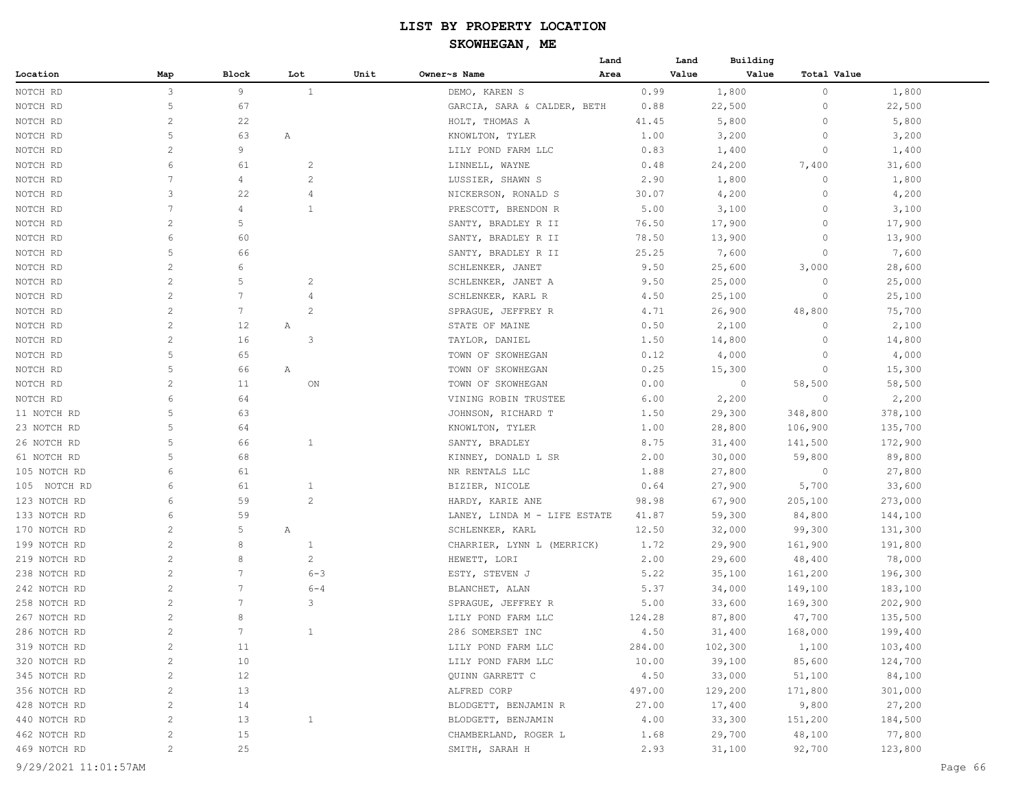# LIST BY PROPERTY LOCATION

## SKOWHEGAN, ME

| Location | Map | Block | Lot | Unit | Owner~s Name | Land Area | Land Value | Building Value | Total Value |
|---|---|---|---|---|---|---|---|---|---|
| NOTCH RD | 3 | 9 | 1 | | DEMO, KAREN S | 0.99 | 1,800 | 0 | 1,800 |
| NOTCH RD | 5 | 67 | | | GARCIA, SARA & CALDER, BETH | 0.88 | 22,500 | 0 | 22,500 |
| NOTCH RD | 2 | 22 | | | HOLT, THOMAS A | 41.45 | 5,800 | 0 | 5,800 |
| NOTCH RD | 5 | 63 | A | | KNOWLTON, TYLER | 1.00 | 3,200 | 0 | 3,200 |
| NOTCH RD | 2 | 9 | | | LILY POND FARM LLC | 0.83 | 1,400 | 0 | 1,400 |
| NOTCH RD | 6 | 61 | 2 | | LINNELL, WAYNE | 0.48 | 24,200 | 7,400 | 31,600 |
| NOTCH RD | 7 | 4 | 2 | | LUSSIER, SHAWN S | 2.90 | 1,800 | 0 | 1,800 |
| NOTCH RD | 3 | 22 | 4 | | NICKERSON, RONALD S | 30.07 | 4,200 | 0 | 4,200 |
| NOTCH RD | 7 | 4 | 1 | | PRESCOTT, BRENDON R | 5.00 | 3,100 | 0 | 3,100 |
| NOTCH RD | 2 | 5 | | | SANTY, BRADLEY R II | 76.50 | 17,900 | 0 | 17,900 |
| NOTCH RD | 6 | 60 | | | SANTY, BRADLEY R II | 78.50 | 13,900 | 0 | 13,900 |
| NOTCH RD | 5 | 66 | | | SANTY, BRADLEY R II | 25.25 | 7,600 | 0 | 7,600 |
| NOTCH RD | 2 | 6 | | | SCHLENKER, JANET | 9.50 | 25,600 | 3,000 | 28,600 |
| NOTCH RD | 2 | 5 | 2 | | SCHLENKER, JANET A | 9.50 | 25,000 | 0 | 25,000 |
| NOTCH RD | 2 | 7 | 4 | | SCHLENKER, KARL R | 4.50 | 25,100 | 0 | 25,100 |
| NOTCH RD | 2 | 7 | 2 | | SPRAGUE, JEFFREY R | 4.71 | 26,900 | 48,800 | 75,700 |
| NOTCH RD | 2 | 12 | A | | STATE OF MAINE | 0.50 | 2,100 | 0 | 2,100 |
| NOTCH RD | 2 | 16 | 3 | | TAYLOR, DANIEL | 1.50 | 14,800 | 0 | 14,800 |
| NOTCH RD | 5 | 65 | | | TOWN OF SKOWHEGAN | 0.12 | 4,000 | 0 | 4,000 |
| NOTCH RD | 5 | 66 | A | | TOWN OF SKOWHEGAN | 0.25 | 15,300 | 0 | 15,300 |
| NOTCH RD | 2 | 11 | ON | | TOWN OF SKOWHEGAN | 0.00 | 0 | 58,500 | 58,500 |
| NOTCH RD | 6 | 64 | | | VINING ROBIN TRUSTEE | 6.00 | 2,200 | 0 | 2,200 |
| 11 NOTCH RD | 5 | 63 | | | JOHNSON, RICHARD T | 1.50 | 29,300 | 348,800 | 378,100 |
| 23 NOTCH RD | 5 | 64 | | | KNOWLTON, TYLER | 1.00 | 28,800 | 106,900 | 135,700 |
| 26 NOTCH RD | 5 | 66 | 1 | | SANTY, BRADLEY | 8.75 | 31,400 | 141,500 | 172,900 |
| 61 NOTCH RD | 5 | 68 | | | KINNEY, DONALD L SR | 2.00 | 30,000 | 59,800 | 89,800 |
| 105 NOTCH RD | 6 | 61 | | | NR RENTALS LLC | 1.88 | 27,800 | 0 | 27,800 |
| 105 NOTCH RD | 6 | 61 | 1 | | BIZIER, NICOLE | 0.64 | 27,900 | 5,700 | 33,600 |
| 123 NOTCH RD | 6 | 59 | 2 | | HARDY, KARIE ANE | 98.98 | 67,900 | 205,100 | 273,000 |
| 133 NOTCH RD | 6 | 59 | | | LANEY, LINDA M - LIFE ESTATE | 41.87 | 59,300 | 84,800 | 144,100 |
| 170 NOTCH RD | 2 | 5 | A | | SCHLENKER, KARL | 12.50 | 32,000 | 99,300 | 131,300 |
| 199 NOTCH RD | 2 | 8 | 1 | | CHARRIER, LYNN L (MERRICK) | 1.72 | 29,900 | 161,900 | 191,800 |
| 219 NOTCH RD | 2 | 8 | 2 | | HEWETT, LORI | 2.00 | 29,600 | 48,400 | 78,000 |
| 238 NOTCH RD | 2 | 7 | 6-3 | | ESTY, STEVEN J | 5.22 | 35,100 | 161,200 | 196,300 |
| 242 NOTCH RD | 2 | 7 | 6-4 | | BLANCHET, ALAN | 5.37 | 34,000 | 149,100 | 183,100 |
| 258 NOTCH RD | 2 | 7 | 3 | | SPRAGUE, JEFFREY R | 5.00 | 33,600 | 169,300 | 202,900 |
| 267 NOTCH RD | 2 | 8 | | | LILY POND FARM LLC | 124.28 | 87,800 | 47,700 | 135,500 |
| 286 NOTCH RD | 2 | 7 | 1 | | 286 SOMERSET INC | 4.50 | 31,400 | 168,000 | 199,400 |
| 319 NOTCH RD | 2 | 11 | | | LILY POND FARM LLC | 284.00 | 102,300 | 1,100 | 103,400 |
| 320 NOTCH RD | 2 | 10 | | | LILY POND FARM LLC | 10.00 | 39,100 | 85,600 | 124,700 |
| 345 NOTCH RD | 2 | 12 | | | QUINN GARRETT C | 4.50 | 33,000 | 51,100 | 84,100 |
| 356 NOTCH RD | 2 | 13 | | | ALFRED CORP | 497.00 | 129,200 | 171,800 | 301,000 |
| 428 NOTCH RD | 2 | 14 | | | BLODGETT, BENJAMIN R | 27.00 | 17,400 | 9,800 | 27,200 |
| 440 NOTCH RD | 2 | 13 | 1 | | BLODGETT, BENJAMIN | 4.00 | 33,300 | 151,200 | 184,500 |
| 462 NOTCH RD | 2 | 15 | | | CHAMBERLAND, ROGER L | 1.68 | 29,700 | 48,100 | 77,800 |
| 469 NOTCH RD | 2 | 25 | | | SMITH, SARAH H | 2.93 | 31,100 | 92,700 | 123,800 |

9/29/2021 11:01:57AM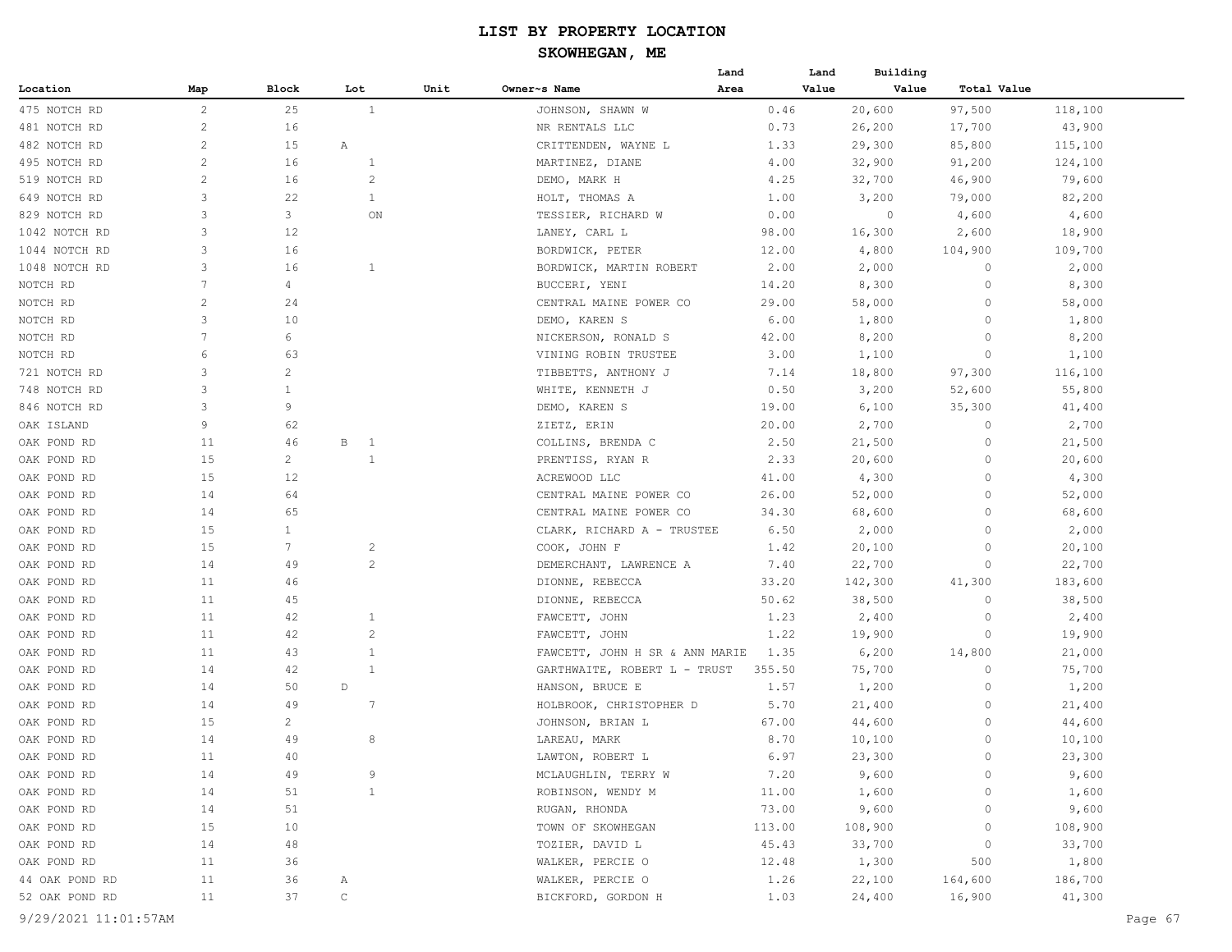# LIST BY PROPERTY LOCATION

## SKOWHEGAN, ME

| Location | Map | Block | Lot | Unit | Owner~s Name | Land Area | Land Value | Building Value | Total Value |
|---|---|---|---|---|---|---|---|---|---|
| 475 NOTCH RD | 2 | 25 | 1 | | JOHNSON, SHAWN W | 0.46 | 20,600 | 97,500 | 118,100 |
| 481 NOTCH RD | 2 | 16 | | | NR RENTALS LLC | 0.73 | 26,200 | 17,700 | 43,900 |
| 482 NOTCH RD | 2 | 15 | A | | CRITTENDEN, WAYNE L | 1.33 | 29,300 | 85,800 | 115,100 |
| 495 NOTCH RD | 2 | 16 | 1 | | MARTINEZ, DIANE | 4.00 | 32,900 | 91,200 | 124,100 |
| 519 NOTCH RD | 2 | 16 | 2 | | DEMO, MARK H | 4.25 | 32,700 | 46,900 | 79,600 |
| 649 NOTCH RD | 3 | 22 | 1 | | HOLT, THOMAS A | 1.00 | 3,200 | 79,000 | 82,200 |
| 829 NOTCH RD | 3 | 3 | ON | | TESSIER, RICHARD W | 0.00 | 0 | 4,600 | 4,600 |
| 1042 NOTCH RD | 3 | 12 | | | LANEY, CARL L | 98.00 | 16,300 | 2,600 | 18,900 |
| 1044 NOTCH RD | 3 | 16 | | | BORDWICK, PETER | 12.00 | 4,800 | 104,900 | 109,700 |
| 1048 NOTCH RD | 3 | 16 | 1 | | BORDWICK, MARTIN ROBERT | 2.00 | 2,000 | 0 | 2,000 |
| NOTCH RD | 7 | 4 | | | BUCCERI, YENI | 14.20 | 8,300 | 0 | 8,300 |
| NOTCH RD | 2 | 24 | | | CENTRAL MAINE POWER CO | 29.00 | 58,000 | 0 | 58,000 |
| NOTCH RD | 3 | 10 | | | DEMO, KAREN S | 6.00 | 1,800 | 0 | 1,800 |
| NOTCH RD | 7 | 6 | | | NICKERSON, RONALD S | 42.00 | 8,200 | 0 | 8,200 |
| NOTCH RD | 6 | 63 | | | VINING ROBIN TRUSTEE | 3.00 | 1,100 | 0 | 1,100 |
| 721 NOTCH RD | 3 | 2 | | | TIBBETTS, ANTHONY J | 7.14 | 18,800 | 97,300 | 116,100 |
| 748 NOTCH RD | 3 | 1 | | | WHITE, KENNETH J | 0.50 | 3,200 | 52,600 | 55,800 |
| 846 NOTCH RD | 3 | 9 | | | DEMO, KAREN S | 19.00 | 6,100 | 35,300 | 41,400 |
| OAK ISLAND | 9 | 62 | | | ZIETZ, ERIN | 20.00 | 2,700 | 0 | 2,700 |
| OAK POND RD | 11 | 46 | B 1 | | COLLINS, BRENDA C | 2.50 | 21,500 | 0 | 21,500 |
| OAK POND RD | 15 | 2 | 1 | | PRENTISS, RYAN R | 2.33 | 20,600 | 0 | 20,600 |
| OAK POND RD | 15 | 12 | | | ACREWOOD LLC | 41.00 | 4,300 | 0 | 4,300 |
| OAK POND RD | 14 | 64 | | | CENTRAL MAINE POWER CO | 26.00 | 52,000 | 0 | 52,000 |
| OAK POND RD | 14 | 65 | | | CENTRAL MAINE POWER CO | 34.30 | 68,600 | 0 | 68,600 |
| OAK POND RD | 15 | 1 | | | CLARK, RICHARD A - TRUSTEE | 6.50 | 2,000 | 0 | 2,000 |
| OAK POND RD | 15 | 7 | 2 | | COOK, JOHN F | 1.42 | 20,100 | 0 | 20,100 |
| OAK POND RD | 14 | 49 | 2 | | DEMERCHANT, LAWRENCE A | 7.40 | 22,700 | 0 | 22,700 |
| OAK POND RD | 11 | 46 | | | DIONNE, REBECCA | 33.20 | 142,300 | 41,300 | 183,600 |
| OAK POND RD | 11 | 45 | | | DIONNE, REBECCA | 50.62 | 38,500 | 0 | 38,500 |
| OAK POND RD | 11 | 42 | 1 | | FAWCETT, JOHN | 1.23 | 2,400 | 0 | 2,400 |
| OAK POND RD | 11 | 42 | 2 | | FAWCETT, JOHN | 1.22 | 19,900 | 0 | 19,900 |
| OAK POND RD | 11 | 43 | 1 | | FAWCETT, JOHN H SR & ANN MARIE | 1.35 | 6,200 | 14,800 | 21,000 |
| OAK POND RD | 14 | 42 | 1 | | GARTHWAITE, ROBERT L - TRUST | 355.50 | 75,700 | 0 | 75,700 |
| OAK POND RD | 14 | 50 | D | | HANSON, BRUCE E | 1.57 | 1,200 | 0 | 1,200 |
| OAK POND RD | 14 | 49 | 7 | | HOLBROOK, CHRISTOPHER D | 5.70 | 21,400 | 0 | 21,400 |
| OAK POND RD | 15 | 2 | | | JOHNSON, BRIAN L | 67.00 | 44,600 | 0 | 44,600 |
| OAK POND RD | 14 | 49 | 8 | | LAREAU, MARK | 8.70 | 10,100 | 0 | 10,100 |
| OAK POND RD | 11 | 40 | | | LAWTON, ROBERT L | 6.97 | 23,300 | 0 | 23,300 |
| OAK POND RD | 14 | 49 | 9 | | MCLAUGHLIN, TERRY W | 7.20 | 9,600 | 0 | 9,600 |
| OAK POND RD | 14 | 51 | 1 | | ROBINSON, WENDY M | 11.00 | 1,600 | 0 | 1,600 |
| OAK POND RD | 14 | 51 | | | RUGAN, RHONDA | 73.00 | 9,600 | 0 | 9,600 |
| OAK POND RD | 15 | 10 | | | TOWN OF SKOWHEGAN | 113.00 | 108,900 | 0 | 108,900 |
| OAK POND RD | 14 | 48 | | | TOZIER, DAVID L | 45.43 | 33,700 | 0 | 33,700 |
| OAK POND RD | 11 | 36 | | | WALKER, PERCIE O | 12.48 | 1,300 | 500 | 1,800 |
| 44 OAK POND RD | 11 | 36 | A | | WALKER, PERCIE O | 1.26 | 22,100 | 164,600 | 186,700 |
| 52 OAK POND RD | 11 | 37 | C | | BICKFORD, GORDON H | 1.03 | 24,400 | 16,900 | 41,300 |

9/29/2021 11:01:57AM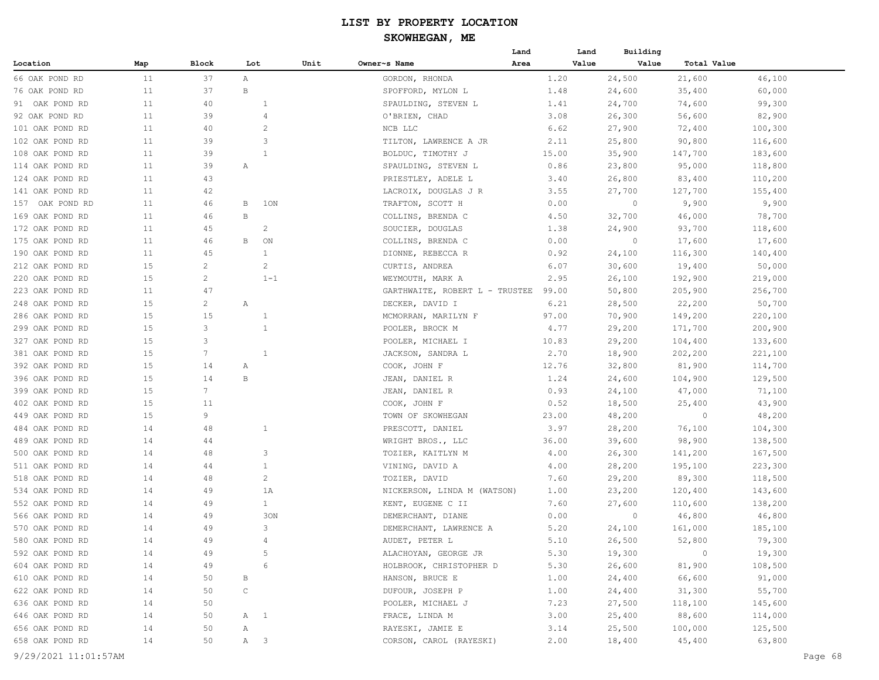# LIST BY PROPERTY LOCATION

## SKOWHEGAN, ME

| Location | Map | Block | Lot | Unit | Owner~s Name | Land Area | Land Value | Building Value | Total Value |
|---|---|---|---|---|---|---|---|---|---|
| 66 OAK POND RD | 11 | 37 | A | | GORDON, RHONDA | 1.20 | 24,500 | 21,600 | 46,100 |
| 76 OAK POND RD | 11 | 37 | B | | SPOFFORD, MYLON L | 1.48 | 24,600 | 35,400 | 60,000 |
| 91 OAK POND RD | 11 | 40 | 1 | | SPAULDING, STEVEN L | 1.41 | 24,700 | 74,600 | 99,300 |
| 92 OAK POND RD | 11 | 39 | 4 | | O'BRIEN, CHAD | 3.08 | 26,300 | 56,600 | 82,900 |
| 101 OAK POND RD | 11 | 40 | 2 | | NCB LLC | 6.62 | 27,900 | 72,400 | 100,300 |
| 102 OAK POND RD | 11 | 39 | 3 | | TILTON, LAWRENCE A JR | 2.11 | 25,800 | 90,800 | 116,600 |
| 108 OAK POND RD | 11 | 39 | 1 | | BOLDUC, TIMOTHY J | 15.00 | 35,900 | 147,700 | 183,600 |
| 114 OAK POND RD | 11 | 39 | A | | SPAULDING, STEVEN L | 0.86 | 23,800 | 95,000 | 118,800 |
| 124 OAK POND RD | 11 | 43 | | | PRIESTLEY, ADELE L | 3.40 | 26,800 | 83,400 | 110,200 |
| 141 OAK POND RD | 11 | 42 | | | LACROIX, DOUGLAS J R | 3.55 | 27,700 | 127,700 | 155,400 |
| 157 OAK POND RD | 11 | 46 | B 1ON | | TRAFTON, SCOTT H | 0.00 | 0 | 9,900 | 9,900 |
| 169 OAK POND RD | 11 | 46 | B | | COLLINS, BRENDA C | 4.50 | 32,700 | 46,000 | 78,700 |
| 172 OAK POND RD | 11 | 45 | 2 | | SOUCIER, DOUGLAS | 1.38 | 24,900 | 93,700 | 118,600 |
| 175 OAK POND RD | 11 | 46 | B ON | | COLLINS, BRENDA C | 0.00 | 0 | 17,600 | 17,600 |
| 190 OAK POND RD | 11 | 45 | 1 | | DIONNE, REBECCA R | 0.92 | 24,100 | 116,300 | 140,400 |
| 212 OAK POND RD | 15 | 2 | 2 | | CURTIS, ANDREA | 6.07 | 30,600 | 19,400 | 50,000 |
| 220 OAK POND RD | 15 | 2 | 1-1 | | WEYMOUTH, MARK A | 2.95 | 26,100 | 192,900 | 219,000 |
| 223 OAK POND RD | 11 | 47 | | | GARTHWAITE, ROBERT L - TRUSTEE | 99.00 | 50,800 | 205,900 | 256,700 |
| 248 OAK POND RD | 15 | 2 | A | | DECKER, DAVID I | 6.21 | 28,500 | 22,200 | 50,700 |
| 286 OAK POND RD | 15 | 15 | 1 | | MCMORRAN, MARILYN F | 97.00 | 70,900 | 149,200 | 220,100 |
| 299 OAK POND RD | 15 | 3 | 1 | | POOLER, BROCK M | 4.77 | 29,200 | 171,700 | 200,900 |
| 327 OAK POND RD | 15 | 3 | | | POOLER, MICHAEL I | 10.83 | 29,200 | 104,400 | 133,600 |
| 381 OAK POND RD | 15 | 7 | 1 | | JACKSON, SANDRA L | 2.70 | 18,900 | 202,200 | 221,100 |
| 392 OAK POND RD | 15 | 14 | A | | COOK, JOHN F | 12.76 | 32,800 | 81,900 | 114,700 |
| 396 OAK POND RD | 15 | 14 | B | | JEAN, DANIEL R | 1.24 | 24,600 | 104,900 | 129,500 |
| 399 OAK POND RD | 15 | 7 | | | JEAN, DANIEL R | 0.93 | 24,100 | 47,000 | 71,100 |
| 402 OAK POND RD | 15 | 11 | | | COOK, JOHN F | 0.52 | 18,500 | 25,400 | 43,900 |
| 449 OAK POND RD | 15 | 9 | | | TOWN OF SKOWHEGAN | 23.00 | 48,200 | 0 | 48,200 |
| 484 OAK POND RD | 14 | 48 | 1 | | PRESCOTT, DANIEL | 3.97 | 28,200 | 76,100 | 104,300 |
| 489 OAK POND RD | 14 | 44 | | | WRIGHT BROS., LLC | 36.00 | 39,600 | 98,900 | 138,500 |
| 500 OAK POND RD | 14 | 48 | 3 | | TOZIER, KAITLYN M | 4.00 | 26,300 | 141,200 | 167,500 |
| 511 OAK POND RD | 14 | 44 | 1 | | VINING, DAVID A | 4.00 | 28,200 | 195,100 | 223,300 |
| 518 OAK POND RD | 14 | 48 | 2 | | TOZIER, DAVID | 7.60 | 29,200 | 89,300 | 118,500 |
| 534 OAK POND RD | 14 | 49 | 1A | | NICKERSON, LINDA M (WATSON) | 1.00 | 23,200 | 120,400 | 143,600 |
| 552 OAK POND RD | 14 | 49 | 1 | | KENT, EUGENE C II | 7.60 | 27,600 | 110,600 | 138,200 |
| 566 OAK POND RD | 14 | 49 | 3ON | | DEMERCHANT, DIANE | 0.00 | 0 | 46,800 | 46,800 |
| 570 OAK POND RD | 14 | 49 | 3 | | DEMERCHANT, LAWRENCE A | 5.20 | 24,100 | 161,000 | 185,100 |
| 580 OAK POND RD | 14 | 49 | 4 | | AUDET, PETER L | 5.10 | 26,500 | 52,800 | 79,300 |
| 592 OAK POND RD | 14 | 49 | 5 | | ALACHOYAN, GEORGE JR | 5.30 | 19,300 | 0 | 19,300 |
| 604 OAK POND RD | 14 | 49 | 6 | | HOLBROOK, CHRISTOPHER D | 5.30 | 26,600 | 81,900 | 108,500 |
| 610 OAK POND RD | 14 | 50 | B | | HANSON, BRUCE E | 1.00 | 24,400 | 66,600 | 91,000 |
| 622 OAK POND RD | 14 | 50 | C | | DUFOUR, JOSEPH P | 1.00 | 24,400 | 31,300 | 55,700 |
| 636 OAK POND RD | 14 | 50 | | | POOLER, MICHAEL J | 7.23 | 27,500 | 118,100 | 145,600 |
| 646 OAK POND RD | 14 | 50 | A 1 | | FRACE, LINDA M | 3.00 | 25,400 | 88,600 | 114,000 |
| 656 OAK POND RD | 14 | 50 | A | | RAYESKI, JAMIE E | 3.14 | 25,500 | 100,000 | 125,500 |
| 658 OAK POND RD | 14 | 50 | A 3 | | CORSON, CAROL (RAYESKI) | 2.00 | 18,400 | 45,400 | 63,800 |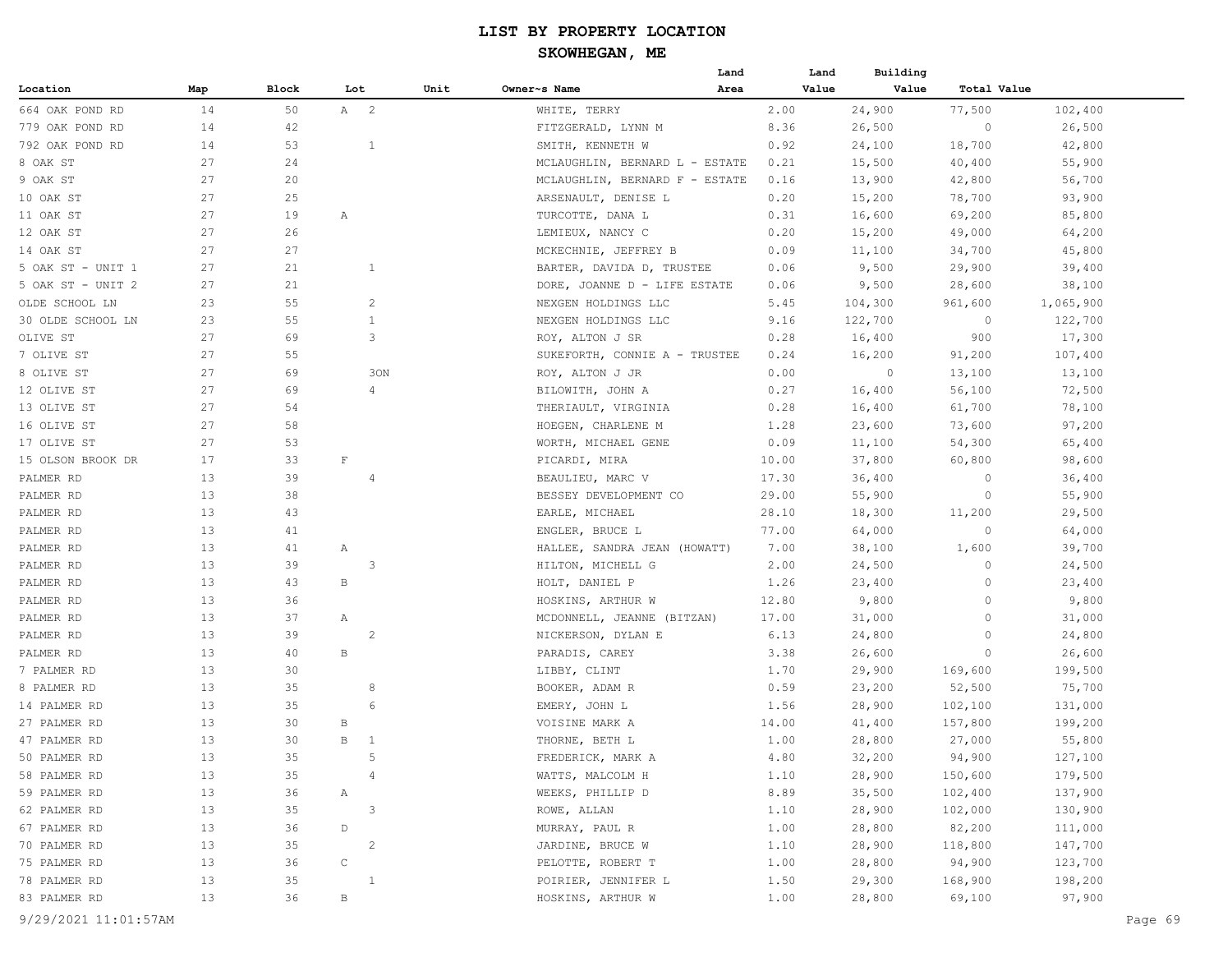# LIST BY PROPERTY LOCATION

## SKOWHEGAN, ME

| Location | Map | Block | Lot | Unit | Owner~s Name | Land Area | Land Value | Building Value | Total Value |
|---|---|---|---|---|---|---|---|---|---|
| 664 OAK POND RD | 14 | 50 | A 2 | | WHITE, TERRY | 2.00 | 24,900 | 77,500 | 102,400 |
| 779 OAK POND RD | 14 | 42 | | | FITZGERALD, LYNN M | 8.36 | 26,500 | 0 | 26,500 |
| 792 OAK POND RD | 14 | 53 | 1 | | SMITH, KENNETH W | 0.92 | 24,100 | 18,700 | 42,800 |
| 8 OAK ST | 27 | 24 | | | MCLAUGHLIN, BERNARD L - ESTATE | 0.21 | 15,500 | 40,400 | 55,900 |
| 9 OAK ST | 27 | 20 | | | MCLAUGHLIN, BERNARD F - ESTATE | 0.16 | 13,900 | 42,800 | 56,700 |
| 10 OAK ST | 27 | 25 | | | ARSENAULT, DENISE L | 0.20 | 15,200 | 78,700 | 93,900 |
| 11 OAK ST | 27 | 19 | A | | TURCOTTE, DANA L | 0.31 | 16,600 | 69,200 | 85,800 |
| 12 OAK ST | 27 | 26 | | | LEMIEUX, NANCY C | 0.20 | 15,200 | 49,000 | 64,200 |
| 14 OAK ST | 27 | 27 | | | MCKECHNIE, JEFFREY B | 0.09 | 11,100 | 34,700 | 45,800 |
| 5 OAK ST - UNIT 1 | 27 | 21 | 1 | | BARTER, DAVIDA D, TRUSTEE | 0.06 | 9,500 | 29,900 | 39,400 |
| 5 OAK ST - UNIT 2 | 27 | 21 | | | DORE, JOANNE D - LIFE ESTATE | 0.06 | 9,500 | 28,600 | 38,100 |
| OLDE SCHOOL LN | 23 | 55 | 2 | | NEXGEN HOLDINGS LLC | 5.45 | 104,300 | 961,600 | 1,065,900 |
| 30 OLDE SCHOOL LN | 23 | 55 | 1 | | NEXGEN HOLDINGS LLC | 9.16 | 122,700 | 0 | 122,700 |
| OLIVE ST | 27 | 69 | 3 | | ROY, ALTON J SR | 0.28 | 16,400 | 900 | 17,300 |
| 7 OLIVE ST | 27 | 55 | | | SUKEFORTH, CONNIE A - TRUSTEE | 0.24 | 16,200 | 91,200 | 107,400 |
| 8 OLIVE ST | 27 | 69 | 3ON | | ROY, ALTON J JR | 0.00 | 0 | 13,100 | 13,100 |
| 12 OLIVE ST | 27 | 69 | 4 | | BILOWITH, JOHN A | 0.27 | 16,400 | 56,100 | 72,500 |
| 13 OLIVE ST | 27 | 54 | | | THERIAULT, VIRGINIA | 0.28 | 16,400 | 61,700 | 78,100 |
| 16 OLIVE ST | 27 | 58 | | | HOEGEN, CHARLENE M | 1.28 | 23,600 | 73,600 | 97,200 |
| 17 OLIVE ST | 27 | 53 | | | WORTH, MICHAEL GENE | 0.09 | 11,100 | 54,300 | 65,400 |
| 15 OLSON BROOK DR | 17 | 33 | F | | PICARDI, MIRA | 10.00 | 37,800 | 60,800 | 98,600 |
| PALMER RD | 13 | 39 | 4 | | BEAULIEU, MARC V | 17.30 | 36,400 | 0 | 36,400 |
| PALMER RD | 13 | 38 | | | BESSEY DEVELOPMENT CO | 29.00 | 55,900 | 0 | 55,900 |
| PALMER RD | 13 | 43 | | | EARLE, MICHAEL | 28.10 | 18,300 | 11,200 | 29,500 |
| PALMER RD | 13 | 41 | | | ENGLER, BRUCE L | 77.00 | 64,000 | 0 | 64,000 |
| PALMER RD | 13 | 41 | A | | HALLEE, SANDRA JEAN (HOWATT) | 7.00 | 38,100 | 1,600 | 39,700 |
| PALMER RD | 13 | 39 | 3 | | HILTON, MICHELL G | 2.00 | 24,500 | 0 | 24,500 |
| PALMER RD | 13 | 43 | B | | HOLT, DANIEL P | 1.26 | 23,400 | 0 | 23,400 |
| PALMER RD | 13 | 36 | | | HOSKINS, ARTHUR W | 12.80 | 9,800 | 0 | 9,800 |
| PALMER RD | 13 | 37 | A | | MCDONNELL, JEANNE (BITZAN) | 17.00 | 31,000 | 0 | 31,000 |
| PALMER RD | 13 | 39 | 2 | | NICKERSON, DYLAN E | 6.13 | 24,800 | 0 | 24,800 |
| PALMER RD | 13 | 40 | B | | PARADIS, CAREY | 3.38 | 26,600 | 0 | 26,600 |
| 7 PALMER RD | 13 | 30 | | | LIBBY, CLINT | 1.70 | 29,900 | 169,600 | 199,500 |
| 8 PALMER RD | 13 | 35 | 8 | | BOOKER, ADAM R | 0.59 | 23,200 | 52,500 | 75,700 |
| 14 PALMER RD | 13 | 35 | 6 | | EMERY, JOHN L | 1.56 | 28,900 | 102,100 | 131,000 |
| 27 PALMER RD | 13 | 30 | B | | VOISINE MARK A | 14.00 | 41,400 | 157,800 | 199,200 |
| 47 PALMER RD | 13 | 30 | B 1 | | THORNE, BETH L | 1.00 | 28,800 | 27,000 | 55,800 |
| 50 PALMER RD | 13 | 35 | 5 | | FREDERICK, MARK A | 4.80 | 32,200 | 94,900 | 127,100 |
| 58 PALMER RD | 13 | 35 | 4 | | WATTS, MALCOLM H | 1.10 | 28,900 | 150,600 | 179,500 |
| 59 PALMER RD | 13 | 36 | A | | WEEKS, PHILLIP D | 8.89 | 35,500 | 102,400 | 137,900 |
| 62 PALMER RD | 13 | 35 | 3 | | ROWE, ALLAN | 1.10 | 28,900 | 102,000 | 130,900 |
| 67 PALMER RD | 13 | 36 | D | | MURRAY, PAUL R | 1.00 | 28,800 | 82,200 | 111,000 |
| 70 PALMER RD | 13 | 35 | 2 | | JARDINE, BRUCE W | 1.10 | 28,900 | 118,800 | 147,700 |
| 75 PALMER RD | 13 | 36 | C | | PELOTTE, ROBERT T | 1.00 | 28,800 | 94,900 | 123,700 |
| 78 PALMER RD | 13 | 35 | 1 | | POIRIER, JENNIFER L | 1.50 | 29,300 | 168,900 | 198,200 |
| 83 PALMER RD | 13 | 36 | B | | HOSKINS, ARTHUR W | 1.00 | 28,800 | 69,100 | 97,900 |

9/29/2021 11:01:57AM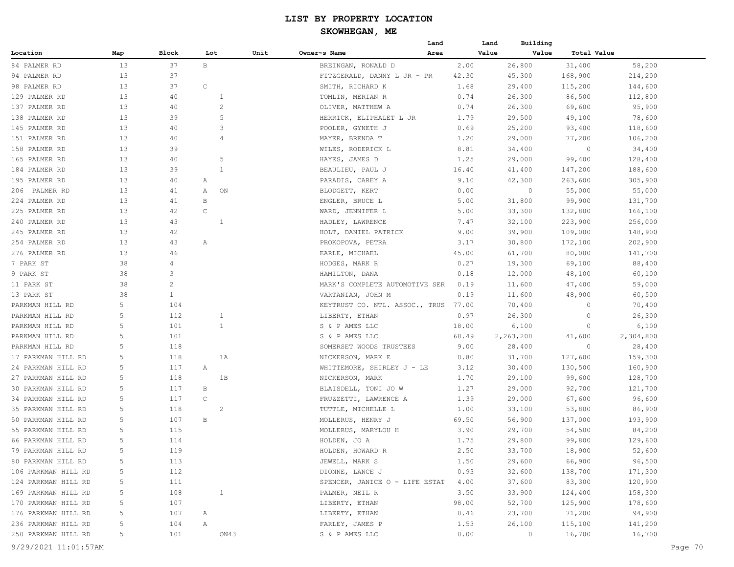# LIST BY PROPERTY LOCATION

## SKOWHEGAN, ME

| Location | Map | Block | Lot | Unit | Owner~s Name | Land Area | Land Value | Building Value | Total Value |
|---|---|---|---|---|---|---|---|---|---|
| 84 PALMER RD | 13 | 37 | B | | BREINGAN, RONALD D | 2.00 | 26,800 | 31,400 | 58,200 |
| 94 PALMER RD | 13 | 37 | | | FITZGERALD, DANNY L JR - PR | 42.30 | 45,300 | 168,900 | 214,200 |
| 98 PALMER RD | 13 | 37 | C | | SMITH, RICHARD K | 1.68 | 29,400 | 115,200 | 144,600 |
| 129 PALMER RD | 13 | 40 | 1 | | TOMLIN, MERIAN R | 0.74 | 26,300 | 86,500 | 112,800 |
| 137 PALMER RD | 13 | 40 | 2 | | OLIVER, MATTHEW A | 0.74 | 26,300 | 69,600 | 95,900 |
| 138 PALMER RD | 13 | 39 | 5 | | HERRICK, ELIPHALET L JR | 1.79 | 29,500 | 49,100 | 78,600 |
| 145 PALMER RD | 13 | 40 | 3 | | POOLER, GYNETH J | 0.69 | 25,200 | 93,400 | 118,600 |
| 151 PALMER RD | 13 | 40 | 4 | | MAYER, BRENDA T | 1.20 | 29,000 | 77,200 | 106,200 |
| 158 PALMER RD | 13 | 39 | | | WILES, RODERICK L | 8.81 | 34,400 | 0 | 34,400 |
| 165 PALMER RD | 13 | 40 | 5 | | HAYES, JAMES D | 1.25 | 29,000 | 99,400 | 128,400 |
| 184 PALMER RD | 13 | 39 | 1 | | BEAULIEU, PAUL J | 16.40 | 41,400 | 147,200 | 188,600 |
| 195 PALMER RD | 13 | 40 | A | | PARADIS, CAREY A | 9.10 | 42,300 | 263,600 | 305,900 |
| 206 PALMER RD | 13 | 41 | A ON | | BLODGETT, KERT | 0.00 | 0 | 55,000 | 55,000 |
| 224 PALMER RD | 13 | 41 | B | | ENGLER, BRUCE L | 5.00 | 31,800 | 99,900 | 131,700 |
| 225 PALMER RD | 13 | 42 | C | | WARD, JENNIFER L | 5.00 | 33,300 | 132,800 | 166,100 |
| 240 PALMER RD | 13 | 43 | 1 | | HADLEY, LAWRENCE | 7.47 | 32,100 | 223,900 | 256,000 |
| 245 PALMER RD | 13 | 42 | | | HOLT, DANIEL PATRICK | 9.00 | 39,900 | 109,000 | 148,900 |
| 254 PALMER RD | 13 | 43 | A | | PROKOPOVA, PETRA | 3.17 | 30,800 | 172,100 | 202,900 |
| 276 PALMER RD | 13 | 46 | | | EARLE, MICHAEL | 45.00 | 61,700 | 80,000 | 141,700 |
| 7 PARK ST | 38 | 4 | | | HODGES, MARK R | 0.27 | 19,300 | 69,100 | 88,400 |
| 9 PARK ST | 38 | 3 | | | HAMILTON, DANA | 0.18 | 12,000 | 48,100 | 60,100 |
| 11 PARK ST | 38 | 2 | | | MARK'S COMPLETE AUTOMOTIVE SER | 0.19 | 11,600 | 47,400 | 59,000 |
| 13 PARK ST | 38 | 1 | | | VARTANIAN, JOHN M | 0.19 | 11,600 | 48,900 | 60,500 |
| PARKMAN HILL RD | 5 | 104 | | | KEYTRUST CO. NTL. ASSOC., TRUS | 77.00 | 70,400 | 0 | 70,400 |
| PARKMAN HILL RD | 5 | 112 | 1 | | LIBERTY, ETHAN | 0.97 | 26,300 | 0 | 26,300 |
| PARKMAN HILL RD | 5 | 101 | 1 | | S & P AMES LLC | 18.00 | 6,100 | 0 | 6,100 |
| PARKMAN HILL RD | 5 | 101 | | | S & P AMES LLC | 68.49 | 2,263,200 | 41,600 | 2,304,800 |
| PARKMAN HILL RD | 5 | 118 | | | SOMERSET WOODS TRUSTEES | 9.00 | 28,400 | 0 | 28,400 |
| 17 PARKMAN HILL RD | 5 | 118 | 1A | | NICKERSON, MARK E | 0.80 | 31,700 | 127,600 | 159,300 |
| 24 PARKMAN HILL RD | 5 | 117 | A | | WHITTEMORE, SHIRLEY J - LE | 3.12 | 30,400 | 130,500 | 160,900 |
| 27 PARKMAN HILL RD | 5 | 118 | 1B | | NICKERSON, MARK | 1.70 | 29,100 | 99,600 | 128,700 |
| 30 PARKMAN HILL RD | 5 | 117 | B | | BLAISDELL, TONI JO W | 1.27 | 29,000 | 92,700 | 121,700 |
| 34 PARKMAN HILL RD | 5 | 117 | C | | FRUZZETTI, LAWRENCE A | 1.39 | 29,000 | 67,600 | 96,600 |
| 35 PARKMAN HILL RD | 5 | 118 | 2 | | TUTTLE, MICHELLE L | 1.00 | 33,100 | 53,800 | 86,900 |
| 50 PARKMAN HILL RD | 5 | 107 | B | | MOLLERUS, HENRY J | 69.50 | 56,900 | 137,000 | 193,900 |
| 55 PARKMAN HILL RD | 5 | 115 | | | MOLLERUS, MARYLOU H | 3.90 | 29,700 | 54,500 | 84,200 |
| 66 PARKMAN HILL RD | 5 | 114 | | | HOLDEN, JO A | 1.75 | 29,800 | 99,800 | 129,600 |
| 79 PARKMAN HILL RD | 5 | 119 | | | HOLDEN, HOWARD R | 2.50 | 33,700 | 18,900 | 52,600 |
| 80 PARKMAN HILL RD | 5 | 113 | | | JEWELL, MARK S | 1.50 | 29,600 | 66,900 | 96,500 |
| 106 PARKMAN HILL RD | 5 | 112 | | | DIONNE, LANCE J | 0.93 | 32,600 | 138,700 | 171,300 |
| 124 PARKMAN HILL RD | 5 | 111 | | | SPENCER, JANICE O - LIFE ESTAT | 4.00 | 37,600 | 83,300 | 120,900 |
| 169 PARKMAN HILL RD | 5 | 108 | 1 | | PALMER, NEIL R | 3.50 | 33,900 | 124,400 | 158,300 |
| 170 PARKMAN HILL RD | 5 | 107 | | | LIBERTY, ETHAN | 98.00 | 52,700 | 125,900 | 178,600 |
| 176 PARKMAN HILL RD | 5 | 107 | A | | LIBERTY, ETHAN | 0.46 | 23,700 | 71,200 | 94,900 |
| 236 PARKMAN HILL RD | 5 | 104 | A | | FARLEY, JAMES P | 1.53 | 26,100 | 115,100 | 141,200 |
| 250 PARKMAN HILL RD | 5 | 101 | ON43 | | S & P AMES LLC | 0.00 | 0 | 16,700 | 16,700 |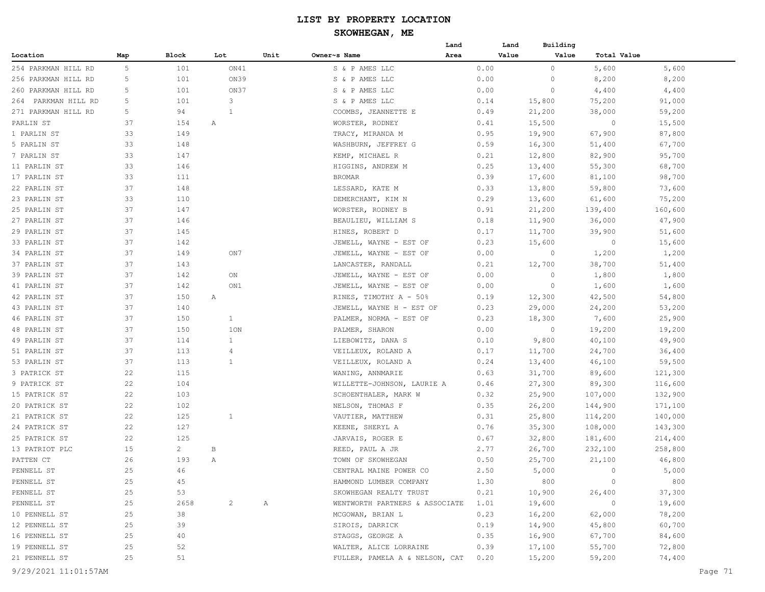# LIST BY PROPERTY LOCATION

## SKOWHEGAN, ME

| Location | Map | Block | Lot | Unit | Owner~s Name | Land Area | Land Value | Building Value | Total Value |
|---|---|---|---|---|---|---|---|---|---|
| 254 PARKMAN HILL RD | 5 | 101 | ON41 | | S & P AMES LLC | 0.00 | 0 | 5,600 | 5,600 |
| 256 PARKMAN HILL RD | 5 | 101 | ON39 | | S & P AMES LLC | 0.00 | 0 | 8,200 | 8,200 |
| 260 PARKMAN HILL RD | 5 | 101 | ON37 | | S & P AMES LLC | 0.00 | 0 | 4,400 | 4,400 |
| 264 PARKMAN HILL RD | 5 | 101 | 3 | | S & P AMES LLC | 0.14 | 15,800 | 75,200 | 91,000 |
| 271 PARKMAN HILL RD | 5 | 94 | 1 | | COOMBS, JEANNETTE E | 0.49 | 21,200 | 38,000 | 59,200 |
| PARLIN ST | 37 | 154 | A | | WORSTER, RODNEY | 0.41 | 15,500 | 0 | 15,500 |
| 1 PARLIN ST | 33 | 149 | | | TRACY, MIRANDA M | 0.95 | 19,900 | 67,900 | 87,800 |
| 5 PARLIN ST | 33 | 148 | | | WASHBURN, JEFFREY G | 0.59 | 16,300 | 51,400 | 67,700 |
| 7 PARLIN ST | 33 | 147 | | | KEMP, MICHAEL R | 0.21 | 12,800 | 82,900 | 95,700 |
| 11 PARLIN ST | 33 | 146 | | | HIGGINS, ANDREW M | 0.25 | 13,400 | 55,300 | 68,700 |
| 17 PARLIN ST | 33 | 111 | | | BROMAR | 0.39 | 17,600 | 81,100 | 98,700 |
| 22 PARLIN ST | 37 | 148 | | | LESSARD, KATE M | 0.33 | 13,800 | 59,800 | 73,600 |
| 23 PARLIN ST | 33 | 110 | | | DEMERCHANT, KIM N | 0.29 | 13,600 | 61,600 | 75,200 |
| 25 PARLIN ST | 37 | 147 | | | WORSTER, RODNEY B | 0.91 | 21,200 | 139,400 | 160,600 |
| 27 PARLIN ST | 37 | 146 | | | BEAULIEU, WILLIAM S | 0.18 | 11,900 | 36,000 | 47,900 |
| 29 PARLIN ST | 37 | 145 | | | HINES, ROBERT D | 0.17 | 11,700 | 39,900 | 51,600 |
| 33 PARLIN ST | 37 | 142 | | | JEWELL, WAYNE - EST OF | 0.23 | 15,600 | 0 | 15,600 |
| 34 PARLIN ST | 37 | 149 | ON7 | | JEWELL, WAYNE - EST OF | 0.00 | 0 | 1,200 | 1,200 |
| 37 PARLIN ST | 37 | 143 | | | LANCASTER, RANDALL | 0.21 | 12,700 | 38,700 | 51,400 |
| 39 PARLIN ST | 37 | 142 | ON | | JEWELL, WAYNE - EST OF | 0.00 | 0 | 1,800 | 1,800 |
| 41 PARLIN ST | 37 | 142 | ON1 | | JEWELL, WAYNE - EST OF | 0.00 | 0 | 1,600 | 1,600 |
| 42 PARLIN ST | 37 | 150 | A | | RINES, TIMOTHY A - 50% | 0.19 | 12,300 | 42,500 | 54,800 |
| 43 PARLIN ST | 37 | 140 | | | JEWELL, WAYNE H - EST OF | 0.23 | 29,000 | 24,200 | 53,200 |
| 46 PARLIN ST | 37 | 150 | 1 | | PALMER, NORMA - EST OF | 0.23 | 18,300 | 7,600 | 25,900 |
| 48 PARLIN ST | 37 | 150 | 1ON | | PALMER, SHARON | 0.00 | 0 | 19,200 | 19,200 |
| 49 PARLIN ST | 37 | 114 | 1 | | LIEBOWITZ, DANA S | 0.10 | 9,800 | 40,100 | 49,900 |
| 51 PARLIN ST | 37 | 113 | 4 | | VEILLEUX, ROLAND A | 0.17 | 11,700 | 24,700 | 36,400 |
| 53 PARLIN ST | 37 | 113 | 1 | | VEILLEUX, ROLAND A | 0.24 | 13,400 | 46,100 | 59,500 |
| 3 PATRICK ST | 22 | 115 | | | WANING, ANNMARIE | 0.63 | 31,700 | 89,600 | 121,300 |
| 9 PATRICK ST | 22 | 104 | | | WILLETTE-JOHNSON, LAURIE A | 0.46 | 27,300 | 89,300 | 116,600 |
| 15 PATRICK ST | 22 | 103 | | | SCHOENTHALER, MARK W | 0.32 | 25,900 | 107,000 | 132,900 |
| 20 PATRICK ST | 22 | 102 | | | NELSON, THOMAS F | 0.35 | 26,200 | 144,900 | 171,100 |
| 21 PATRICK ST | 22 | 125 | 1 | | VAUTIER, MATTHEW | 0.31 | 25,800 | 114,200 | 140,000 |
| 24 PATRICK ST | 22 | 127 | | | KEENE, SHERYL A | 0.76 | 35,300 | 108,000 | 143,300 |
| 25 PATRICK ST | 22 | 125 | | | JARVAIS, ROGER E | 0.67 | 32,800 | 181,600 | 214,400 |
| 13 PATRIOT PLC | 15 | 2 | B | | REED, PAUL A JR | 2.77 | 26,700 | 232,100 | 258,800 |
| PATTEN CT | 26 | 193 | A | | TOWN OF SKOWHEGAN | 0.50 | 25,700 | 21,100 | 46,800 |
| PENNELL ST | 25 | 46 | | | CENTRAL MAINE POWER CO | 2.50 | 5,000 | 0 | 5,000 |
| PENNELL ST | 25 | 45 | | | HAMMOND LUMBER COMPANY | 1.30 | 800 | 0 | 800 |
| PENNELL ST | 25 | 53 | | | SKOWHEGAN REALTY TRUST | 0.21 | 10,900 | 26,400 | 37,300 |
| PENNELL ST | 25 | 2658 | 2 | A | WENTWORTH PARTNERS & ASSOCIATE | 1.01 | 19,600 | 0 | 19,600 |
| 10 PENNELL ST | 25 | 38 | | | MCGOWAN, BRIAN L | 0.23 | 16,200 | 62,000 | 78,200 |
| 12 PENNELL ST | 25 | 39 | | | SIROIS, DARRICK | 0.19 | 14,900 | 45,800 | 60,700 |
| 16 PENNELL ST | 25 | 40 | | | STAGGS, GEORGE A | 0.35 | 16,900 | 67,700 | 84,600 |
| 19 PENNELL ST | 25 | 52 | | | WALTER, ALICE LORRAINE | 0.39 | 17,100 | 55,700 | 72,800 |
| 21 PENNELL ST | 25 | 51 | | | FULLER, PAMELA A & NELSON, CAT | 0.20 | 15,200 | 59,200 | 74,400 |

9/29/2021 11:01:57AM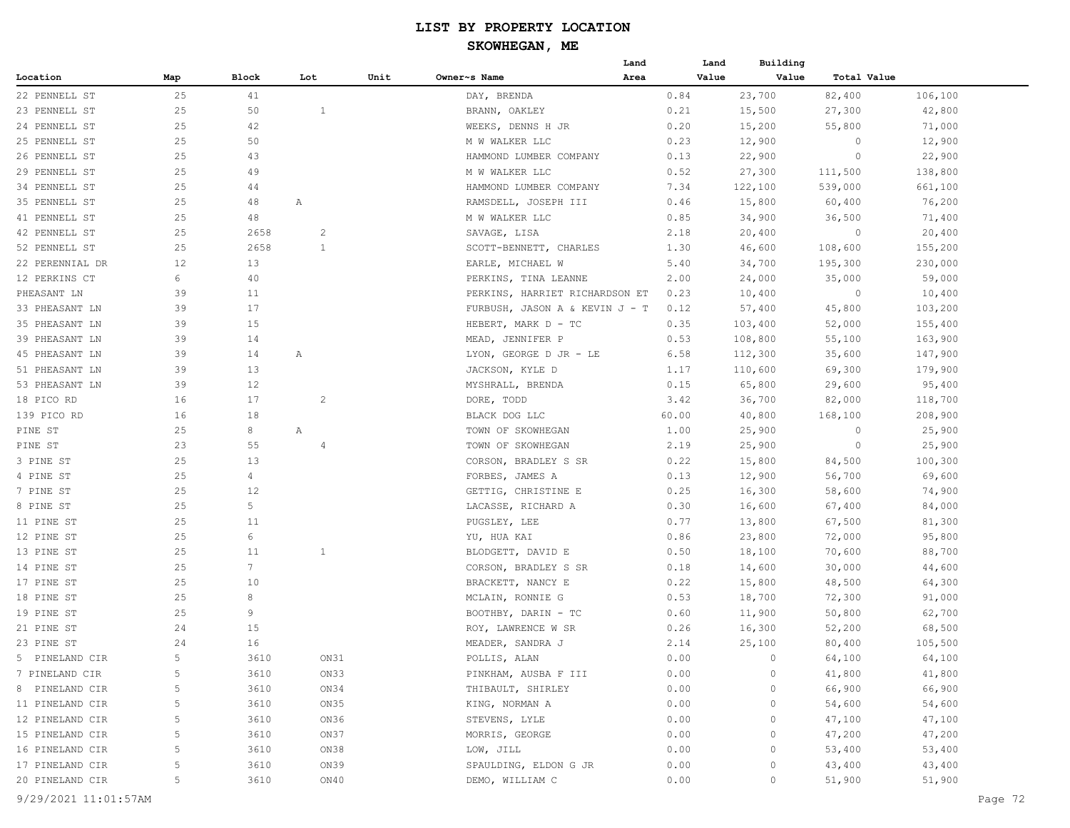# LIST BY PROPERTY LOCATION

## SKOWHEGAN, ME

| Location | Map | Block | Lot | Unit | Owner~s Name | Land Area | Land Value | Building Value | Total Value |
|---|---|---|---|---|---|---|---|---|---|
| 22 PENNELL ST | 25 | 41 | | | DAY, BRENDA | 0.84 | 23,700 | 82,400 | 106,100 |
| 23 PENNELL ST | 25 | 50 | 1 | | BRANN, OAKLEY | 0.21 | 15,500 | 27,300 | 42,800 |
| 24 PENNELL ST | 25 | 42 | | | WEEKS, DENNS H JR | 0.20 | 15,200 | 55,800 | 71,000 |
| 25 PENNELL ST | 25 | 50 | | | M W WALKER LLC | 0.23 | 12,900 | 0 | 12,900 |
| 26 PENNELL ST | 25 | 43 | | | HAMMOND LUMBER COMPANY | 0.13 | 22,900 | 0 | 22,900 |
| 29 PENNELL ST | 25 | 49 | | | M W WALKER LLC | 0.52 | 27,300 | 111,500 | 138,800 |
| 34 PENNELL ST | 25 | 44 | | | HAMMOND LUMBER COMPANY | 7.34 | 122,100 | 539,000 | 661,100 |
| 35 PENNELL ST | 25 | 48 | A | | RAMSDELL, JOSEPH III | 0.46 | 15,800 | 60,400 | 76,200 |
| 41 PENNELL ST | 25 | 48 | | | M W WALKER LLC | 0.85 | 34,900 | 36,500 | 71,400 |
| 42 PENNELL ST | 25 | 2658 | 2 | | SAVAGE, LISA | 2.18 | 20,400 | 0 | 20,400 |
| 52 PENNELL ST | 25 | 2658 | 1 | | SCOTT-BENNETT, CHARLES | 1.30 | 46,600 | 108,600 | 155,200 |
| 22 PERENNIAL DR | 12 | 13 | | | EARLE, MICHAEL W | 5.40 | 34,700 | 195,300 | 230,000 |
| 12 PERKINS CT | 6 | 40 | | | PERKINS, TINA LEANNE | 2.00 | 24,000 | 35,000 | 59,000 |
| PHEASANT LN | 39 | 11 | | | PERKINS, HARRIET RICHARDSON ET | 0.23 | 10,400 | 0 | 10,400 |
| 33 PHEASANT LN | 39 | 17 | | | FURBUSH, JASON A & KEVIN J - T | 0.12 | 57,400 | 45,800 | 103,200 |
| 35 PHEASANT LN | 39 | 15 | | | HEBERT, MARK D - TC | 0.35 | 103,400 | 52,000 | 155,400 |
| 39 PHEASANT LN | 39 | 14 | | | MEAD, JENNIFER P | 0.53 | 108,800 | 55,100 | 163,900 |
| 45 PHEASANT LN | 39 | 14 | A | | LYON, GEORGE D JR - LE | 6.58 | 112,300 | 35,600 | 147,900 |
| 51 PHEASANT LN | 39 | 13 | | | JACKSON, KYLE D | 1.17 | 110,600 | 69,300 | 179,900 |
| 53 PHEASANT LN | 39 | 12 | | | MYSHRALL, BRENDA | 0.15 | 65,800 | 29,600 | 95,400 |
| 18 PICO RD | 16 | 17 | 2 | | DORE, TODD | 3.42 | 36,700 | 82,000 | 118,700 |
| 139 PICO RD | 16 | 18 | | | BLACK DOG LLC | 60.00 | 40,800 | 168,100 | 208,900 |
| PINE ST | 25 | 8 | A | | TOWN OF SKOWHEGAN | 1.00 | 25,900 | 0 | 25,900 |
| PINE ST | 23 | 55 | 4 | | TOWN OF SKOWHEGAN | 2.19 | 25,900 | 0 | 25,900 |
| 3 PINE ST | 25 | 13 | | | CORSON, BRADLEY S SR | 0.22 | 15,800 | 84,500 | 100,300 |
| 4 PINE ST | 25 | 4 | | | FORBES, JAMES A | 0.13 | 12,900 | 56,700 | 69,600 |
| 7 PINE ST | 25 | 12 | | | GETTIG, CHRISTINE E | 0.25 | 16,300 | 58,600 | 74,900 |
| 8 PINE ST | 25 | 5 | | | LACASSE, RICHARD A | 0.30 | 16,600 | 67,400 | 84,000 |
| 11 PINE ST | 25 | 11 | | | PUGSLEY, LEE | 0.77 | 13,800 | 67,500 | 81,300 |
| 12 PINE ST | 25 | 6 | | | YU, HUA KAI | 0.86 | 23,800 | 72,000 | 95,800 |
| 13 PINE ST | 25 | 11 | 1 | | BLODGETT, DAVID E | 0.50 | 18,100 | 70,600 | 88,700 |
| 14 PINE ST | 25 | 7 | | | CORSON, BRADLEY S SR | 0.18 | 14,600 | 30,000 | 44,600 |
| 17 PINE ST | 25 | 10 | | | BRACKETT, NANCY E | 0.22 | 15,800 | 48,500 | 64,300 |
| 18 PINE ST | 25 | 8 | | | MCLAIN, RONNIE G | 0.53 | 18,700 | 72,300 | 91,000 |
| 19 PINE ST | 25 | 9 | | | BOOTHBY, DARIN - TC | 0.60 | 11,900 | 50,800 | 62,700 |
| 21 PINE ST | 24 | 15 | | | ROY, LAWRENCE W SR | 0.26 | 16,300 | 52,200 | 68,500 |
| 23 PINE ST | 24 | 16 | | | MEADER, SANDRA J | 2.14 | 25,100 | 80,400 | 105,500 |
| 5 PINELAND CIR | 5 | 3610 | ON31 | | POLLIS, ALAN | 0.00 | 0 | 64,100 | 64,100 |
| 7 PINELAND CIR | 5 | 3610 | ON33 | | PINKHAM, AUSBA F III | 0.00 | 0 | 41,800 | 41,800 |
| 8 PINELAND CIR | 5 | 3610 | ON34 | | THIBAULT, SHIRLEY | 0.00 | 0 | 66,900 | 66,900 |
| 11 PINELAND CIR | 5 | 3610 | ON35 | | KING, NORMAN A | 0.00 | 0 | 54,600 | 54,600 |
| 12 PINELAND CIR | 5 | 3610 | ON36 | | STEVENS, LYLE | 0.00 | 0 | 47,100 | 47,100 |
| 15 PINELAND CIR | 5 | 3610 | ON37 | | MORRIS, GEORGE | 0.00 | 0 | 47,200 | 47,200 |
| 16 PINELAND CIR | 5 | 3610 | ON38 | | LOW, JILL | 0.00 | 0 | 53,400 | 53,400 |
| 17 PINELAND CIR | 5 | 3610 | ON39 | | SPAULDING, ELDON G JR | 0.00 | 0 | 43,400 | 43,400 |
| 20 PINELAND CIR | 5 | 3610 | ON40 | | DEMO, WILLIAM C | 0.00 | 0 | 51,900 | 51,900 |

9/29/2021 11:01:57AM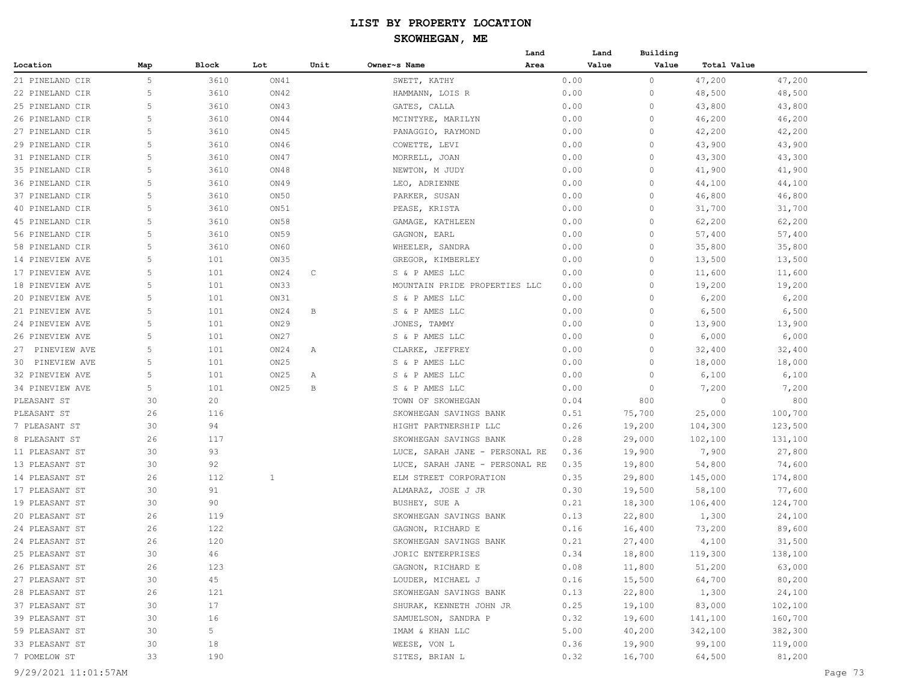# LIST BY PROPERTY LOCATION

## SKOWHEGAN, ME

| Location | Map | Block | Lot | Unit | Owner~s Name | Land Area | Land Value | Building Value | Total Value |
|---|---|---|---|---|---|---|---|---|---|
| 21 PINELAND CIR | 5 | 3610 | ON41 | | SWETT, KATHY | 0.00 | 0 | 47,200 | 47,200 |
| 22 PINELAND CIR | 5 | 3610 | ON42 | | HAMMANN, LOIS R | 0.00 | 0 | 48,500 | 48,500 |
| 25 PINELAND CIR | 5 | 3610 | ON43 | | GATES, CALLA | 0.00 | 0 | 43,800 | 43,800 |
| 26 PINELAND CIR | 5 | 3610 | ON44 | | MCINTYRE, MARILYN | 0.00 | 0 | 46,200 | 46,200 |
| 27 PINELAND CIR | 5 | 3610 | ON45 | | PANAGGIO, RAYMOND | 0.00 | 0 | 42,200 | 42,200 |
| 29 PINELAND CIR | 5 | 3610 | ON46 | | COWETTE, LEVI | 0.00 | 0 | 43,900 | 43,900 |
| 31 PINELAND CIR | 5 | 3610 | ON47 | | MORRELL, JOAN | 0.00 | 0 | 43,300 | 43,300 |
| 35 PINELAND CIR | 5 | 3610 | ON48 | | NEWTON, M JUDY | 0.00 | 0 | 41,900 | 41,900 |
| 36 PINELAND CIR | 5 | 3610 | ON49 | | LEO, ADRIENNE | 0.00 | 0 | 44,100 | 44,100 |
| 37 PINELAND CIR | 5 | 3610 | ON50 | | PARKER, SUSAN | 0.00 | 0 | 46,800 | 46,800 |
| 40 PINELAND CIR | 5 | 3610 | ON51 | | PEASE, KRISTA | 0.00 | 0 | 31,700 | 31,700 |
| 45 PINELAND CIR | 5 | 3610 | ON58 | | GAMAGE, KATHLEEN | 0.00 | 0 | 62,200 | 62,200 |
| 56 PINELAND CIR | 5 | 3610 | ON59 | | GAGNON, EARL | 0.00 | 0 | 57,400 | 57,400 |
| 58 PINELAND CIR | 5 | 3610 | ON60 | | WHEELER, SANDRA | 0.00 | 0 | 35,800 | 35,800 |
| 14 PINEVIEW AVE | 5 | 101 | ON35 | | GREGOR, KIMBERLEY | 0.00 | 0 | 13,500 | 13,500 |
| 17 PINEVIEW AVE | 5 | 101 | ON24 | C | S & P AMES LLC | 0.00 | 0 | 11,600 | 11,600 |
| 18 PINEVIEW AVE | 5 | 101 | ON33 | | MOUNTAIN PRIDE PROPERTIES LLC | 0.00 | 0 | 19,200 | 19,200 |
| 20 PINEVIEW AVE | 5 | 101 | ON31 | | S & P AMES LLC | 0.00 | 0 | 6,200 | 6,200 |
| 21 PINEVIEW AVE | 5 | 101 | ON24 | B | S & P AMES LLC | 0.00 | 0 | 6,500 | 6,500 |
| 24 PINEVIEW AVE | 5 | 101 | ON29 | | JONES, TAMMY | 0.00 | 0 | 13,900 | 13,900 |
| 26 PINEVIEW AVE | 5 | 101 | ON27 | | S & P AMES LLC | 0.00 | 0 | 6,000 | 6,000 |
| 27 PINEVIEW AVE | 5 | 101 | ON24 | A | CLARKE, JEFFREY | 0.00 | 0 | 32,400 | 32,400 |
| 30 PINEVIEW AVE | 5 | 101 | ON25 | | S & P AMES LLC | 0.00 | 0 | 18,000 | 18,000 |
| 32 PINEVIEW AVE | 5 | 101 | ON25 | A | S & P AMES LLC | 0.00 | 0 | 6,100 | 6,100 |
| 34 PINEVIEW AVE | 5 | 101 | ON25 | B | S & P AMES LLC | 0.00 | 0 | 7,200 | 7,200 |
| PLEASANT ST | 30 | 20 | | | TOWN OF SKOWHEGAN | 0.04 | 800 | 0 | 800 |
| PLEASANT ST | 26 | 116 | | | SKOWHEGAN SAVINGS BANK | 0.51 | 75,700 | 25,000 | 100,700 |
| 7 PLEASANT ST | 30 | 94 | | | HIGHT PARTNERSHIP LLC | 0.26 | 19,200 | 104,300 | 123,500 |
| 8 PLEASANT ST | 26 | 117 | | | SKOWHEGAN SAVINGS BANK | 0.28 | 29,000 | 102,100 | 131,100 |
| 11 PLEASANT ST | 30 | 93 | | | LUCE, SARAH JANE - PERSONAL RE | 0.36 | 19,900 | 7,900 | 27,800 |
| 13 PLEASANT ST | 30 | 92 | | | LUCE, SARAH JANE - PERSONAL RE | 0.35 | 19,800 | 54,800 | 74,600 |
| 14 PLEASANT ST | 26 | 112 | 1 | | ELM STREET CORPORATION | 0.35 | 29,800 | 145,000 | 174,800 |
| 17 PLEASANT ST | 30 | 91 | | | ALMARAZ, JOSE J JR | 0.30 | 19,500 | 58,100 | 77,600 |
| 19 PLEASANT ST | 30 | 90 | | | BUSHEY, SUE A | 0.21 | 18,300 | 106,400 | 124,700 |
| 20 PLEASANT ST | 26 | 119 | | | SKOWHEGAN SAVINGS BANK | 0.13 | 22,800 | 1,300 | 24,100 |
| 24 PLEASANT ST | 26 | 122 | | | GAGNON, RICHARD E | 0.16 | 16,400 | 73,200 | 89,600 |
| 24 PLEASANT ST | 26 | 120 | | | SKOWHEGAN SAVINGS BANK | 0.21 | 27,400 | 4,100 | 31,500 |
| 25 PLEASANT ST | 30 | 46 | | | JORIC ENTERPRISES | 0.34 | 18,800 | 119,300 | 138,100 |
| 26 PLEASANT ST | 26 | 123 | | | GAGNON, RICHARD E | 0.08 | 11,800 | 51,200 | 63,000 |
| 27 PLEASANT ST | 30 | 45 | | | LOUDER, MICHAEL J | 0.16 | 15,500 | 64,700 | 80,200 |
| 28 PLEASANT ST | 26 | 121 | | | SKOWHEGAN SAVINGS BANK | 0.13 | 22,800 | 1,300 | 24,100 |
| 37 PLEASANT ST | 30 | 17 | | | SHURAK, KENNETH JOHN JR | 0.25 | 19,100 | 83,000 | 102,100 |
| 39 PLEASANT ST | 30 | 16 | | | SAMUELSON, SANDRA P | 0.32 | 19,600 | 141,100 | 160,700 |
| 59 PLEASANT ST | 30 | 5 | | | IMAM & KHAN LLC | 5.00 | 40,200 | 342,100 | 382,300 |
| 33 PLEASANT ST | 30 | 18 | | | WEESE, VON L | 0.36 | 19,900 | 99,100 | 119,000 |
| 7 POMELOW ST | 33 | 190 | | | SITES, BRIAN L | 0.32 | 16,700 | 64,500 | 81,200 |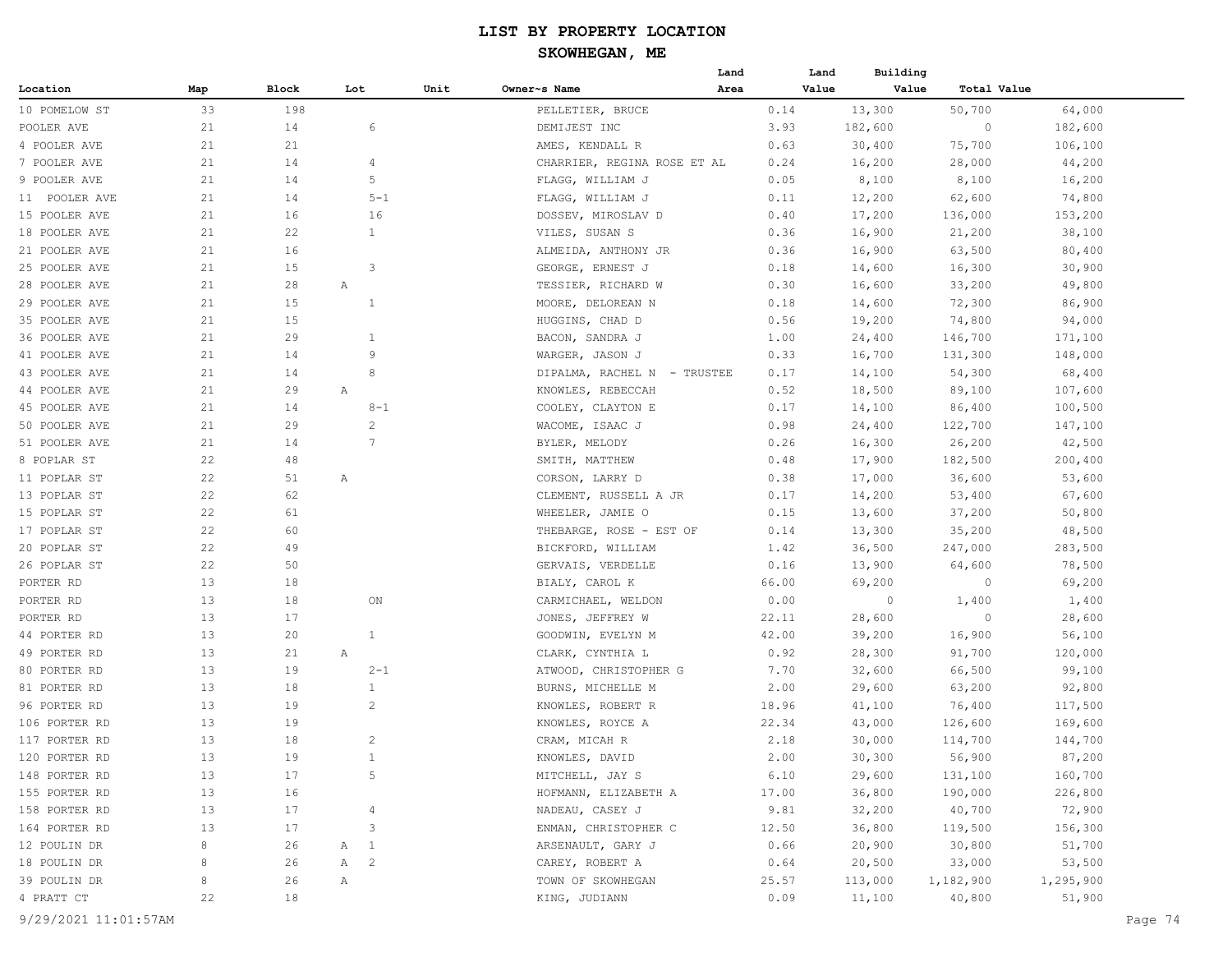# LIST BY PROPERTY LOCATION

## SKOWHEGAN, ME

| Location | Map | Block | Lot | Unit | Owner~s Name | Land Area | Land Value | Building Value | Total Value |
|---|---|---|---|---|---|---|---|---|---|
| 10 POMELOW ST | 33 | 198 | | | PELLETIER, BRUCE | 0.14 | 13,300 | 50,700 | 64,000 |
| POOLER AVE | 21 | 14 | 6 | | DEMIJEST INC | 3.93 | 182,600 | 0 | 182,600 |
| 4 POOLER AVE | 21 | 21 | | | AMES, KENDALL R | 0.63 | 30,400 | 75,700 | 106,100 |
| 7 POOLER AVE | 21 | 14 | 4 | | CHARRIER, REGINA ROSE ET AL | 0.24 | 16,200 | 28,000 | 44,200 |
| 9 POOLER AVE | 21 | 14 | 5 | | FLAGG, WILLIAM J | 0.05 | 8,100 | 8,100 | 16,200 |
| 11 POOLER AVE | 21 | 14 | 5-1 | | FLAGG, WILLIAM J | 0.11 | 12,200 | 62,600 | 74,800 |
| 15 POOLER AVE | 21 | 16 | 16 | | DOSSEV, MIROSLAV D | 0.40 | 17,200 | 136,000 | 153,200 |
| 18 POOLER AVE | 21 | 22 | 1 | | VILES, SUSAN S | 0.36 | 16,900 | 21,200 | 38,100 |
| 21 POOLER AVE | 21 | 16 | | | ALMEIDA, ANTHONY JR | 0.36 | 16,900 | 63,500 | 80,400 |
| 25 POOLER AVE | 21 | 15 | 3 | | GEORGE, ERNEST J | 0.18 | 14,600 | 16,300 | 30,900 |
| 28 POOLER AVE | 21 | 28 | A | | TESSIER, RICHARD W | 0.30 | 16,600 | 33,200 | 49,800 |
| 29 POOLER AVE | 21 | 15 | 1 | | MOORE, DELOREAN N | 0.18 | 14,600 | 72,300 | 86,900 |
| 35 POOLER AVE | 21 | 15 | | | HUGGINS, CHAD D | 0.56 | 19,200 | 74,800 | 94,000 |
| 36 POOLER AVE | 21 | 29 | 1 | | BACON, SANDRA J | 1.00 | 24,400 | 146,700 | 171,100 |
| 41 POOLER AVE | 21 | 14 | 9 | | WARGER, JASON J | 0.33 | 16,700 | 131,300 | 148,000 |
| 43 POOLER AVE | 21 | 14 | 8 | | DIPALMA, RACHEL N - TRUSTEE | 0.17 | 14,100 | 54,300 | 68,400 |
| 44 POOLER AVE | 21 | 29 | A | | KNOWLES, REBECCAH | 0.52 | 18,500 | 89,100 | 107,600 |
| 45 POOLER AVE | 21 | 14 | 8-1 | | COOLEY, CLAYTON E | 0.17 | 14,100 | 86,400 | 100,500 |
| 50 POOLER AVE | 21 | 29 | 2 | | WACOME, ISAAC J | 0.98 | 24,400 | 122,700 | 147,100 |
| 51 POOLER AVE | 21 | 14 | 7 | | BYLER, MELODY | 0.26 | 16,300 | 26,200 | 42,500 |
| 8 POPLAR ST | 22 | 48 | | | SMITH, MATTHEW | 0.48 | 17,900 | 182,500 | 200,400 |
| 11 POPLAR ST | 22 | 51 | A | | CORSON, LARRY D | 0.38 | 17,000 | 36,600 | 53,600 |
| 13 POPLAR ST | 22 | 62 | | | CLEMENT, RUSSELL A JR | 0.17 | 14,200 | 53,400 | 67,600 |
| 15 POPLAR ST | 22 | 61 | | | WHEELER, JAMIE O | 0.15 | 13,600 | 37,200 | 50,800 |
| 17 POPLAR ST | 22 | 60 | | | THEBARGE, ROSE - EST OF | 0.14 | 13,300 | 35,200 | 48,500 |
| 20 POPLAR ST | 22 | 49 | | | BICKFORD, WILLIAM | 1.42 | 36,500 | 247,000 | 283,500 |
| 26 POPLAR ST | 22 | 50 | | | GERVAIS, VERDELLE | 0.16 | 13,900 | 64,600 | 78,500 |
| PORTER RD | 13 | 18 | | | BIALY, CAROL K | 66.00 | 69,200 | 0 | 69,200 |
| PORTER RD | 13 | 18 | ON | | CARMICHAEL, WELDON | 0.00 | 0 | 1,400 | 1,400 |
| PORTER RD | 13 | 17 | | | JONES, JEFFREY W | 22.11 | 28,600 | 0 | 28,600 |
| 44 PORTER RD | 13 | 20 | 1 | | GOODWIN, EVELYN M | 42.00 | 39,200 | 16,900 | 56,100 |
| 49 PORTER RD | 13 | 21 | A | | CLARK, CYNTHIA L | 0.92 | 28,300 | 91,700 | 120,000 |
| 80 PORTER RD | 13 | 19 | 2-1 | | ATWOOD, CHRISTOPHER G | 7.70 | 32,600 | 66,500 | 99,100 |
| 81 PORTER RD | 13 | 18 | 1 | | BURNS, MICHELLE M | 2.00 | 29,600 | 63,200 | 92,800 |
| 96 PORTER RD | 13 | 19 | 2 | | KNOWLES, ROBERT R | 18.96 | 41,100 | 76,400 | 117,500 |
| 106 PORTER RD | 13 | 19 | | | KNOWLES, ROYCE A | 22.34 | 43,000 | 126,600 | 169,600 |
| 117 PORTER RD | 13 | 18 | 2 | | CRAM, MICAH R | 2.18 | 30,000 | 114,700 | 144,700 |
| 120 PORTER RD | 13 | 19 | 1 | | KNOWLES, DAVID | 2.00 | 30,300 | 56,900 | 87,200 |
| 148 PORTER RD | 13 | 17 | 5 | | MITCHELL, JAY S | 6.10 | 29,600 | 131,100 | 160,700 |
| 155 PORTER RD | 13 | 16 | | | HOFMANN, ELIZABETH A | 17.00 | 36,800 | 190,000 | 226,800 |
| 158 PORTER RD | 13 | 17 | 4 | | NADEAU, CASEY J | 9.81 | 32,200 | 40,700 | 72,900 |
| 164 PORTER RD | 13 | 17 | 3 | | ENMAN, CHRISTOPHER C | 12.50 | 36,800 | 119,500 | 156,300 |
| 12 POULIN DR | 8 | 26 | A 1 | | ARSENAULT, GARY J | 0.66 | 20,900 | 30,800 | 51,700 |
| 18 POULIN DR | 8 | 26 | A 2 | | CAREY, ROBERT A | 0.64 | 20,500 | 33,000 | 53,500 |
| 39 POULIN DR | 8 | 26 | A | | TOWN OF SKOWHEGAN | 25.57 | 113,000 | 1,182,900 | 1,295,900 |
| 4 PRATT CT | 22 | 18 | | | KING, JUDIANN | 0.09 | 11,100 | 40,800 | 51,900 |

9/29/2021 11:01:57AM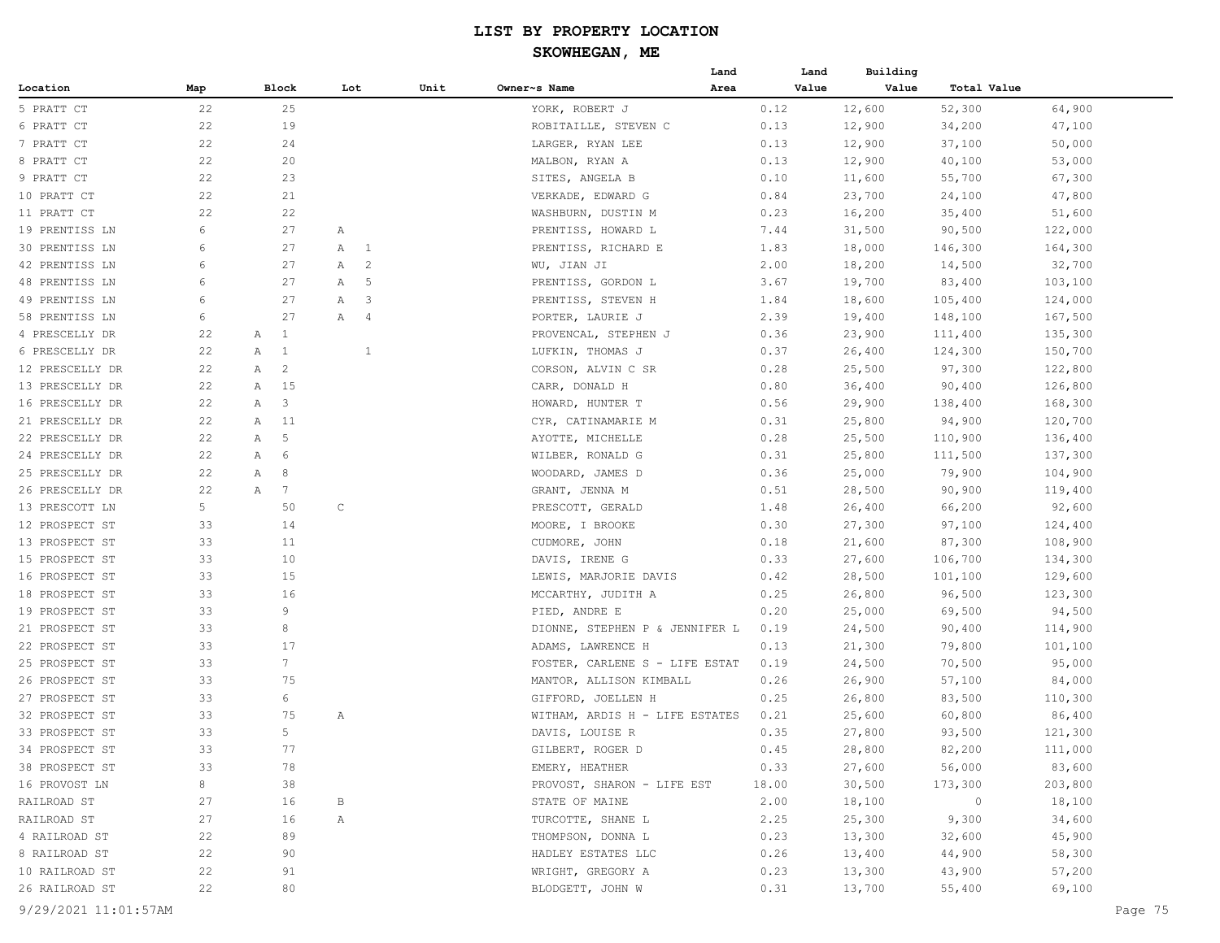# LIST BY PROPERTY LOCATION

## SKOWHEGAN, ME

| Location | Map | Block | Lot | Unit | Owner~s Name | Land Area | Land Value | Building Value | Total Value |
|---|---|---|---|---|---|---|---|---|---|
| 5 PRATT CT | 22 | 25 | | | YORK, ROBERT J | 0.12 | 12,600 | 52,300 | 64,900 |
| 6 PRATT CT | 22 | 19 | | | ROBITAILLE, STEVEN C | 0.13 | 12,900 | 34,200 | 47,100 |
| 7 PRATT CT | 22 | 24 | | | LARGER, RYAN LEE | 0.13 | 12,900 | 37,100 | 50,000 |
| 8 PRATT CT | 22 | 20 | | | MALBON, RYAN A | 0.13 | 12,900 | 40,100 | 53,000 |
| 9 PRATT CT | 22 | 23 | | | SITES, ANGELA B | 0.10 | 11,600 | 55,700 | 67,300 |
| 10 PRATT CT | 22 | 21 | | | VERKADE, EDWARD G | 0.84 | 23,700 | 24,100 | 47,800 |
| 11 PRATT CT | 22 | 22 | | | WASHBURN, DUSTIN M | 0.23 | 16,200 | 35,400 | 51,600 |
| 19 PRENTISS LN | 6 | 27 | A | | PRENTISS, HOWARD L | 7.44 | 31,500 | 90,500 | 122,000 |
| 30 PRENTISS LN | 6 | 27 | A 1 | | PRENTISS, RICHARD E | 1.83 | 18,000 | 146,300 | 164,300 |
| 42 PRENTISS LN | 6 | 27 | A 2 | | WU, JIAN JI | 2.00 | 18,200 | 14,500 | 32,700 |
| 48 PRENTISS LN | 6 | 27 | A 5 | | PRENTISS, GORDON L | 3.67 | 19,700 | 83,400 | 103,100 |
| 49 PRENTISS LN | 6 | 27 | A 3 | | PRENTISS, STEVEN H | 1.84 | 18,600 | 105,400 | 124,000 |
| 58 PRENTISS LN | 6 | 27 | A 4 | | PORTER, LAURIE J | 2.39 | 19,400 | 148,100 | 167,500 |
| 4 PRESCELLY DR | 22 | A 1 | | | PROVENCAL, STEPHEN J | 0.36 | 23,900 | 111,400 | 135,300 |
| 6 PRESCELLY DR | 22 | A 1 | 1 | | LUFKIN, THOMAS J | 0.37 | 26,400 | 124,300 | 150,700 |
| 12 PRESCELLY DR | 22 | A 2 | | | CORSON, ALVIN C SR | 0.28 | 25,500 | 97,300 | 122,800 |
| 13 PRESCELLY DR | 22 | A 15 | | | CARR, DONALD H | 0.80 | 36,400 | 90,400 | 126,800 |
| 16 PRESCELLY DR | 22 | A 3 | | | HOWARD, HUNTER T | 0.56 | 29,900 | 138,400 | 168,300 |
| 21 PRESCELLY DR | 22 | A 11 | | | CYR, CATINAMARIE M | 0.31 | 25,800 | 94,900 | 120,700 |
| 22 PRESCELLY DR | 22 | A 5 | | | AYOTTE, MICHELLE | 0.28 | 25,500 | 110,900 | 136,400 |
| 24 PRESCELLY DR | 22 | A 6 | | | WILBER, RONALD G | 0.31 | 25,800 | 111,500 | 137,300 |
| 25 PRESCELLY DR | 22 | A 8 | | | WOODARD, JAMES D | 0.36 | 25,000 | 79,900 | 104,900 |
| 26 PRESCELLY DR | 22 | A 7 | | | GRANT, JENNA M | 0.51 | 28,500 | 90,900 | 119,400 |
| 13 PRESCOTT LN | 5 | 50 | C | | PRESCOTT, GERALD | 1.48 | 26,400 | 66,200 | 92,600 |
| 12 PROSPECT ST | 33 | 14 | | | MOORE, I BROOKE | 0.30 | 27,300 | 97,100 | 124,400 |
| 13 PROSPECT ST | 33 | 11 | | | CUDMORE, JOHN | 0.18 | 21,600 | 87,300 | 108,900 |
| 15 PROSPECT ST | 33 | 10 | | | DAVIS, IRENE G | 0.33 | 27,600 | 106,700 | 134,300 |
| 16 PROSPECT ST | 33 | 15 | | | LEWIS, MARJORIE DAVIS | 0.42 | 28,500 | 101,100 | 129,600 |
| 18 PROSPECT ST | 33 | 16 | | | MCCARTHY, JUDITH A | 0.25 | 26,800 | 96,500 | 123,300 |
| 19 PROSPECT ST | 33 | 9 | | | PIED, ANDRE E | 0.20 | 25,000 | 69,500 | 94,500 |
| 21 PROSPECT ST | 33 | 8 | | | DIONNE, STEPHEN P & JENNIFER L | 0.19 | 24,500 | 90,400 | 114,900 |
| 22 PROSPECT ST | 33 | 17 | | | ADAMS, LAWRENCE H | 0.13 | 21,300 | 79,800 | 101,100 |
| 25 PROSPECT ST | 33 | 7 | | | FOSTER, CARLENE S - LIFE ESTAT | 0.19 | 24,500 | 70,500 | 95,000 |
| 26 PROSPECT ST | 33 | 75 | | | MANTOR, ALLISON KIMBALL | 0.26 | 26,900 | 57,100 | 84,000 |
| 27 PROSPECT ST | 33 | 6 | | | GIFFORD, JOELLEN H | 0.25 | 26,800 | 83,500 | 110,300 |
| 32 PROSPECT ST | 33 | 75 | A | | WITHAM, ARDIS H - LIFE ESTATES | 0.21 | 25,600 | 60,800 | 86,400 |
| 33 PROSPECT ST | 33 | 5 | | | DAVIS, LOUISE R | 0.35 | 27,800 | 93,500 | 121,300 |
| 34 PROSPECT ST | 33 | 77 | | | GILBERT, ROGER D | 0.45 | 28,800 | 82,200 | 111,000 |
| 38 PROSPECT ST | 33 | 78 | | | EMERY, HEATHER | 0.33 | 27,600 | 56,000 | 83,600 |
| 16 PROVOST LN | 8 | 38 | | | PROVOST, SHARON - LIFE EST | 18.00 | 30,500 | 173,300 | 203,800 |
| RAILROAD ST | 27 | 16 | B | | STATE OF MAINE | 2.00 | 18,100 | 0 | 18,100 |
| RAILROAD ST | 27 | 16 | A | | TURCOTTE, SHANE L | 2.25 | 25,300 | 9,300 | 34,600 |
| 4 RAILROAD ST | 22 | 89 | | | THOMPSON, DONNA L | 0.23 | 13,300 | 32,600 | 45,900 |
| 8 RAILROAD ST | 22 | 90 | | | HADLEY ESTATES LLC | 0.26 | 13,400 | 44,900 | 58,300 |
| 10 RAILROAD ST | 22 | 91 | | | WRIGHT, GREGORY A | 0.23 | 13,300 | 43,900 | 57,200 |
| 26 RAILROAD ST | 22 | 80 | | | BLODGETT, JOHN W | 0.31 | 13,700 | 55,400 | 69,100 |

9/29/2021 11:01:57AM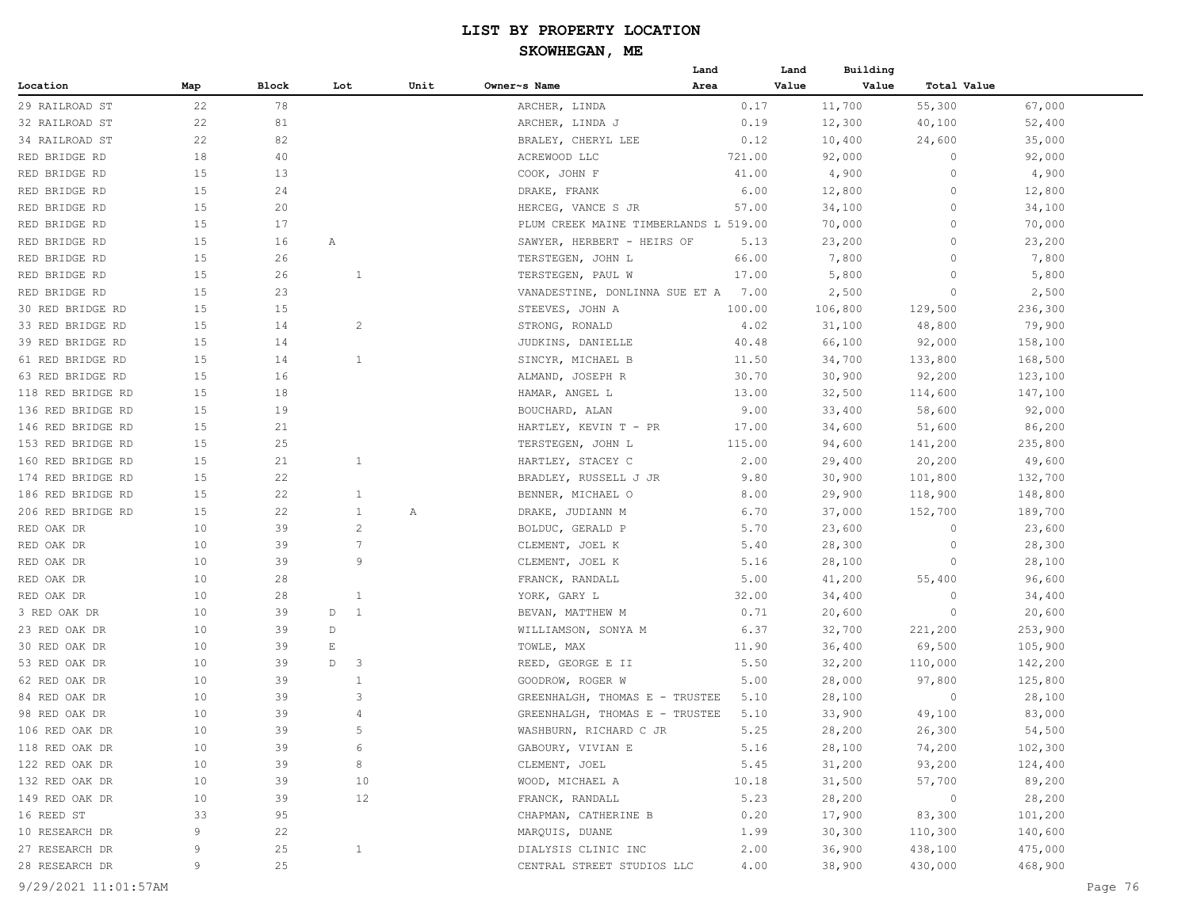# LIST BY PROPERTY LOCATION

## SKOWHEGAN, ME

| Location | Map | Block | Lot | Unit | Owner~s Name | Land Area | Land Value | Building Value | Total Value |
|---|---|---|---|---|---|---|---|---|---|
| 29 RAILROAD ST | 22 | 78 | | | ARCHER, LINDA | 0.17 | 11,700 | 55,300 | 67,000 |
| 32 RAILROAD ST | 22 | 81 | | | ARCHER, LINDA J | 0.19 | 12,300 | 40,100 | 52,400 |
| 34 RAILROAD ST | 22 | 82 | | | BRALEY, CHERYL LEE | 0.12 | 10,400 | 24,600 | 35,000 |
| RED BRIDGE RD | 18 | 40 | | | ACREWOOD LLC | 721.00 | 92,000 | 0 | 92,000 |
| RED BRIDGE RD | 15 | 13 | | | COOK, JOHN F | 41.00 | 4,900 | 0 | 4,900 |
| RED BRIDGE RD | 15 | 24 | | | DRAKE, FRANK | 6.00 | 12,800 | 0 | 12,800 |
| RED BRIDGE RD | 15 | 20 | | | HERCEG, VANCE S JR | 57.00 | 34,100 | 0 | 34,100 |
| RED BRIDGE RD | 15 | 17 | | | PLUM CREEK MAINE TIMBERLANDS L | 519.00 | 70,000 | 0 | 70,000 |
| RED BRIDGE RD | 15 | 16 | A | | SAWYER, HERBERT - HEIRS OF | 5.13 | 23,200 | 0 | 23,200 |
| RED BRIDGE RD | 15 | 26 | | | TERSTEGEN, JOHN L | 66.00 | 7,800 | 0 | 7,800 |
| RED BRIDGE RD | 15 | 26 | 1 | | TERSTEGEN, PAUL W | 17.00 | 5,800 | 0 | 5,800 |
| RED BRIDGE RD | 15 | 23 | | | VANADESTINE, DONLINNA SUE ET A | 7.00 | 2,500 | 0 | 2,500 |
| 30 RED BRIDGE RD | 15 | 15 | | | STEEVES, JOHN A | 100.00 | 106,800 | 129,500 | 236,300 |
| 33 RED BRIDGE RD | 15 | 14 | 2 | | STRONG, RONALD | 4.02 | 31,100 | 48,800 | 79,900 |
| 39 RED BRIDGE RD | 15 | 14 | | | JUDKINS, DANIELLE | 40.48 | 66,100 | 92,000 | 158,100 |
| 61 RED BRIDGE RD | 15 | 14 | 1 | | SINCYR, MICHAEL B | 11.50 | 34,700 | 133,800 | 168,500 |
| 63 RED BRIDGE RD | 15 | 16 | | | ALMAND, JOSEPH R | 30.70 | 30,900 | 92,200 | 123,100 |
| 118 RED BRIDGE RD | 15 | 18 | | | HAMAR, ANGEL L | 13.00 | 32,500 | 114,600 | 147,100 |
| 136 RED BRIDGE RD | 15 | 19 | | | BOUCHARD, ALAN | 9.00 | 33,400 | 58,600 | 92,000 |
| 146 RED BRIDGE RD | 15 | 21 | | | HARTLEY, KEVIN T - PR | 17.00 | 34,600 | 51,600 | 86,200 |
| 153 RED BRIDGE RD | 15 | 25 | | | TERSTEGEN, JOHN L | 115.00 | 94,600 | 141,200 | 235,800 |
| 160 RED BRIDGE RD | 15 | 21 | 1 | | HARTLEY, STACEY C | 2.00 | 29,400 | 20,200 | 49,600 |
| 174 RED BRIDGE RD | 15 | 22 | | | BRADLEY, RUSSELL J JR | 9.80 | 30,900 | 101,800 | 132,700 |
| 186 RED BRIDGE RD | 15 | 22 | 1 | | BENNER, MICHAEL O | 8.00 | 29,900 | 118,900 | 148,800 |
| 206 RED BRIDGE RD | 15 | 22 | 1 | A | DRAKE, JUDIANN M | 6.70 | 37,000 | 152,700 | 189,700 |
| RED OAK DR | 10 | 39 | 2 | | BOLDUC, GERALD P | 5.70 | 23,600 | 0 | 23,600 |
| RED OAK DR | 10 | 39 | 7 | | CLEMENT, JOEL K | 5.40 | 28,300 | 0 | 28,300 |
| RED OAK DR | 10 | 39 | 9 | | CLEMENT, JOEL K | 5.16 | 28,100 | 0 | 28,100 |
| RED OAK DR | 10 | 28 | | | FRANCK, RANDALL | 5.00 | 41,200 | 55,400 | 96,600 |
| RED OAK DR | 10 | 28 | 1 | | YORK, GARY L | 32.00 | 34,400 | 0 | 34,400 |
| 3 RED OAK DR | 10 | 39 | D 1 | | BEVAN, MATTHEW M | 0.71 | 20,600 | 0 | 20,600 |
| 23 RED OAK DR | 10 | 39 | D | | WILLIAMSON, SONYA M | 6.37 | 32,700 | 221,200 | 253,900 |
| 30 RED OAK DR | 10 | 39 | E | | TOWLE, MAX | 11.90 | 36,400 | 69,500 | 105,900 |
| 53 RED OAK DR | 10 | 39 | D 3 | | REED, GEORGE E II | 5.50 | 32,200 | 110,000 | 142,200 |
| 62 RED OAK DR | 10 | 39 | 1 | | GOODROW, ROGER W | 5.00 | 28,000 | 97,800 | 125,800 |
| 84 RED OAK DR | 10 | 39 | 3 | | GREENHALGH, THOMAS E - TRUSTEE | 5.10 | 28,100 | 0 | 28,100 |
| 98 RED OAK DR | 10 | 39 | 4 | | GREENHALGH, THOMAS E - TRUSTEE | 5.10 | 33,900 | 49,100 | 83,000 |
| 106 RED OAK DR | 10 | 39 | 5 | | WASHBURN, RICHARD C JR | 5.25 | 28,200 | 26,300 | 54,500 |
| 118 RED OAK DR | 10 | 39 | 6 | | GABOURY, VIVIAN E | 5.16 | 28,100 | 74,200 | 102,300 |
| 122 RED OAK DR | 10 | 39 | 8 | | CLEMENT, JOEL | 5.45 | 31,200 | 93,200 | 124,400 |
| 132 RED OAK DR | 10 | 39 | 10 | | WOOD, MICHAEL A | 10.18 | 31,500 | 57,700 | 89,200 |
| 149 RED OAK DR | 10 | 39 | 12 | | FRANCK, RANDALL | 5.23 | 28,200 | 0 | 28,200 |
| 16 REED ST | 33 | 95 | | | CHAPMAN, CATHERINE B | 0.20 | 17,900 | 83,300 | 101,200 |
| 10 RESEARCH DR | 9 | 22 | | | MARQUIS, DUANE | 1.99 | 30,300 | 110,300 | 140,600 |
| 27 RESEARCH DR | 9 | 25 | 1 | | DIALYSIS CLINIC INC | 2.00 | 36,900 | 438,100 | 475,000 |
| 28 RESEARCH DR | 9 | 25 | | | CENTRAL STREET STUDIOS LLC | 4.00 | 38,900 | 430,000 | 468,900 |

9/29/2021 11:01:57AM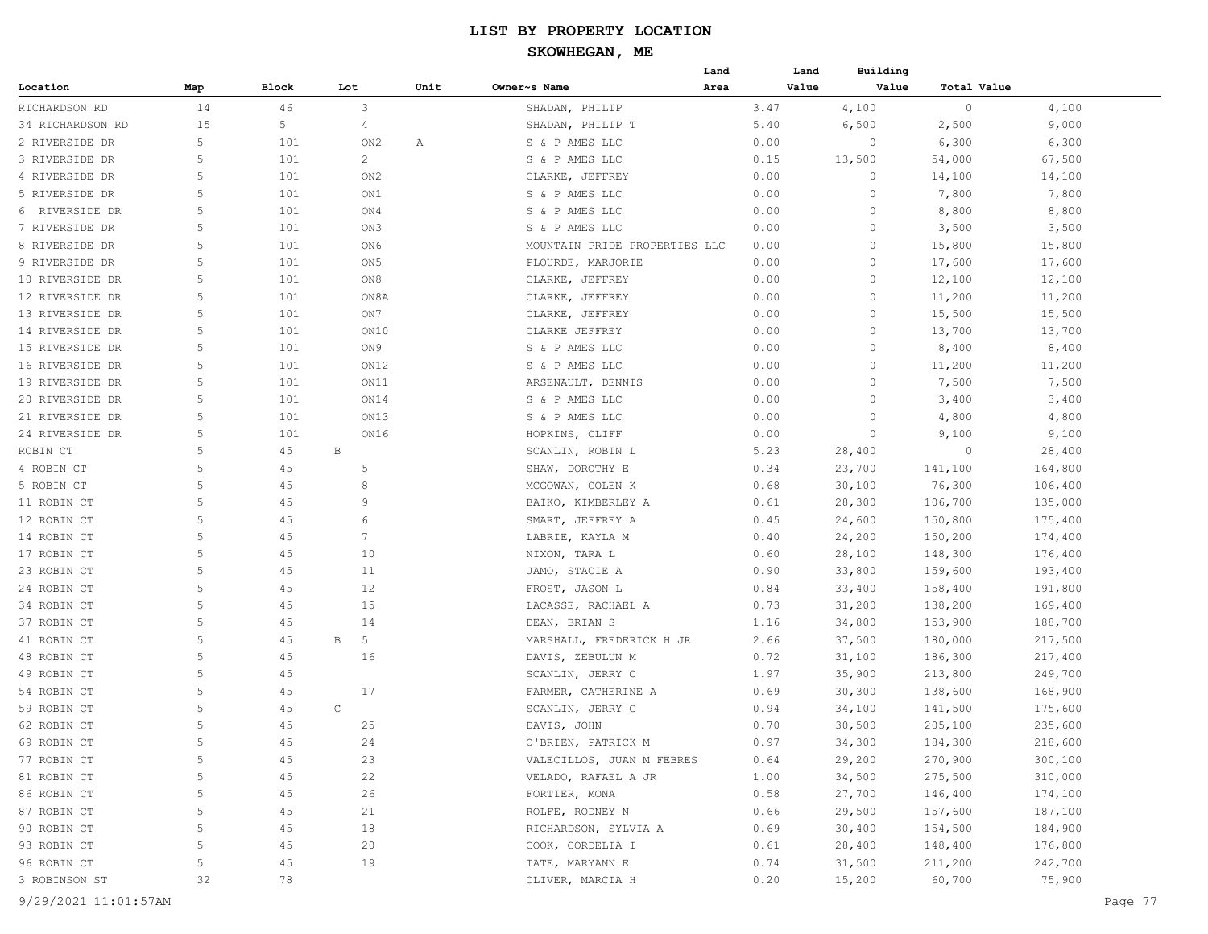# LIST BY PROPERTY LOCATION

## SKOWHEGAN, ME

| Location | Map | Block | Lot | Unit | Owner~s Name | Land Area | Land Value | Building Value | Total Value |
|---|---|---|---|---|---|---|---|---|---|
| RICHARDSON RD | 14 | 46 | 3 | | SHADAN, PHILIP | 3.47 | 4,100 | 0 | 4,100 |
| 34 RICHARDSON RD | 15 | 5 | 4 | | SHADAN, PHILIP T | 5.40 | 6,500 | 2,500 | 9,000 |
| 2 RIVERSIDE DR | 5 | 101 | ON2 | A | S & P AMES LLC | 0.00 | 0 | 6,300 | 6,300 |
| 3 RIVERSIDE DR | 5 | 101 | 2 | | S & P AMES LLC | 0.15 | 13,500 | 54,000 | 67,500 |
| 4 RIVERSIDE DR | 5 | 101 | ON2 | | CLARKE, JEFFREY | 0.00 | 0 | 14,100 | 14,100 |
| 5 RIVERSIDE DR | 5 | 101 | ON1 | | S & P AMES LLC | 0.00 | 0 | 7,800 | 7,800 |
| 6 RIVERSIDE DR | 5 | 101 | ON4 | | S & P AMES LLC | 0.00 | 0 | 8,800 | 8,800 |
| 7 RIVERSIDE DR | 5 | 101 | ON3 | | S & P AMES LLC | 0.00 | 0 | 3,500 | 3,500 |
| 8 RIVERSIDE DR | 5 | 101 | ON6 | | MOUNTAIN PRIDE PROPERTIES LLC | 0.00 | 0 | 15,800 | 15,800 |
| 9 RIVERSIDE DR | 5 | 101 | ON5 | | PLOURDE, MARJORIE | 0.00 | 0 | 17,600 | 17,600 |
| 10 RIVERSIDE DR | 5 | 101 | ON8 | | CLARKE, JEFFREY | 0.00 | 0 | 12,100 | 12,100 |
| 12 RIVERSIDE DR | 5 | 101 | ON8A | | CLARKE, JEFFREY | 0.00 | 0 | 11,200 | 11,200 |
| 13 RIVERSIDE DR | 5 | 101 | ON7 | | CLARKE, JEFFREY | 0.00 | 0 | 15,500 | 15,500 |
| 14 RIVERSIDE DR | 5 | 101 | ON10 | | CLARKE JEFFREY | 0.00 | 0 | 13,700 | 13,700 |
| 15 RIVERSIDE DR | 5 | 101 | ON9 | | S & P AMES LLC | 0.00 | 0 | 8,400 | 8,400 |
| 16 RIVERSIDE DR | 5 | 101 | ON12 | | S & P AMES LLC | 0.00 | 0 | 11,200 | 11,200 |
| 19 RIVERSIDE DR | 5 | 101 | ON11 | | ARSENAULT, DENNIS | 0.00 | 0 | 7,500 | 7,500 |
| 20 RIVERSIDE DR | 5 | 101 | ON14 | | S & P AMES LLC | 0.00 | 0 | 3,400 | 3,400 |
| 21 RIVERSIDE DR | 5 | 101 | ON13 | | S & P AMES LLC | 0.00 | 0 | 4,800 | 4,800 |
| 24 RIVERSIDE DR | 5 | 101 | ON16 | | HOPKINS, CLIFF | 0.00 | 0 | 9,100 | 9,100 |
| ROBIN CT | 5 | 45 | B | | SCANLIN, ROBIN L | 5.23 | 28,400 | 0 | 28,400 |
| 4 ROBIN CT | 5 | 45 | 5 | | SHAW, DOROTHY E | 0.34 | 23,700 | 141,100 | 164,800 |
| 5 ROBIN CT | 5 | 45 | 8 | | MCGOWAN, COLEN K | 0.68 | 30,100 | 76,300 | 106,400 |
| 11 ROBIN CT | 5 | 45 | 9 | | BAIKO, KIMBERLEY A | 0.61 | 28,300 | 106,700 | 135,000 |
| 12 ROBIN CT | 5 | 45 | 6 | | SMART, JEFFREY A | 0.45 | 24,600 | 150,800 | 175,400 |
| 14 ROBIN CT | 5 | 45 | 7 | | LABRIE, KAYLA M | 0.40 | 24,200 | 150,200 | 174,400 |
| 17 ROBIN CT | 5 | 45 | 10 | | NIXON, TARA L | 0.60 | 28,100 | 148,300 | 176,400 |
| 23 ROBIN CT | 5 | 45 | 11 | | JAMO, STACIE A | 0.90 | 33,800 | 159,600 | 193,400 |
| 24 ROBIN CT | 5 | 45 | 12 | | FROST, JASON L | 0.84 | 33,400 | 158,400 | 191,800 |
| 34 ROBIN CT | 5 | 45 | 15 | | LACASSE, RACHAEL A | 0.73 | 31,200 | 138,200 | 169,400 |
| 37 ROBIN CT | 5 | 45 | 14 | | DEAN, BRIAN S | 1.16 | 34,800 | 153,900 | 188,700 |
| 41 ROBIN CT | 5 | 45 | B 5 | | MARSHALL, FREDERICK H JR | 2.66 | 37,500 | 180,000 | 217,500 |
| 48 ROBIN CT | 5 | 45 | 16 | | DAVIS, ZEBULUN M | 0.72 | 31,100 | 186,300 | 217,400 |
| 49 ROBIN CT | 5 | 45 | | | SCANLIN, JERRY C | 1.97 | 35,900 | 213,800 | 249,700 |
| 54 ROBIN CT | 5 | 45 | 17 | | FARMER, CATHERINE A | 0.69 | 30,300 | 138,600 | 168,900 |
| 59 ROBIN CT | 5 | 45 | C | | SCANLIN, JERRY C | 0.94 | 34,100 | 141,500 | 175,600 |
| 62 ROBIN CT | 5 | 45 | 25 | | DAVIS, JOHN | 0.70 | 30,500 | 205,100 | 235,600 |
| 69 ROBIN CT | 5 | 45 | 24 | | O'BRIEN, PATRICK M | 0.97 | 34,300 | 184,300 | 218,600 |
| 77 ROBIN CT | 5 | 45 | 23 | | VALECILLOS, JUAN M FEBRES | 0.64 | 29,200 | 270,900 | 300,100 |
| 81 ROBIN CT | 5 | 45 | 22 | | VELADO, RAFAEL A JR | 1.00 | 34,500 | 275,500 | 310,000 |
| 86 ROBIN CT | 5 | 45 | 26 | | FORTIER, MONA | 0.58 | 27,700 | 146,400 | 174,100 |
| 87 ROBIN CT | 5 | 45 | 21 | | ROLFE, RODNEY N | 0.66 | 29,500 | 157,600 | 187,100 |
| 90 ROBIN CT | 5 | 45 | 18 | | RICHARDSON, SYLVIA A | 0.69 | 30,400 | 154,500 | 184,900 |
| 93 ROBIN CT | 5 | 45 | 20 | | COOK, CORDELIA I | 0.61 | 28,400 | 148,400 | 176,800 |
| 96 ROBIN CT | 5 | 45 | 19 | | TATE, MARYANN E | 0.74 | 31,500 | 211,200 | 242,700 |
| 3 ROBINSON ST | 32 | 78 | | | OLIVER, MARCIA H | 0.20 | 15,200 | 60,700 | 75,900 |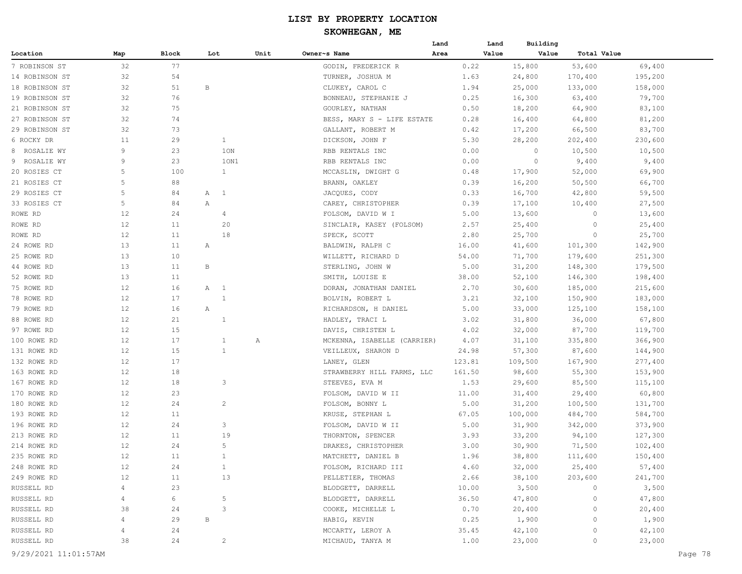# LIST BY PROPERTY LOCATION

## SKOWHEGAN, ME

| Location | Map | Block | Lot | Unit | Owner~s Name | Land Area | Land Value | Building Value | Total Value |
|---|---|---|---|---|---|---|---|---|---|
| 7 ROBINSON ST | 32 | 77 | | | GODIN, FREDERICK R | 0.22 | 15,800 | 53,600 | 69,400 |
| 14 ROBINSON ST | 32 | 54 | | | TURNER, JOSHUA M | 1.63 | 24,800 | 170,400 | 195,200 |
| 18 ROBINSON ST | 32 | 51 | B | | CLUKEY, CAROL C | 1.94 | 25,000 | 133,000 | 158,000 |
| 19 ROBINSON ST | 32 | 76 | | | BONNEAU, STEPHANIE J | 0.25 | 16,300 | 63,400 | 79,700 |
| 21 ROBINSON ST | 32 | 75 | | | GOURLEY, NATHAN | 0.50 | 18,200 | 64,900 | 83,100 |
| 27 ROBINSON ST | 32 | 74 | | | BESS, MARY S - LIFE ESTATE | 0.28 | 16,400 | 64,800 | 81,200 |
| 29 ROBINSON ST | 32 | 73 | | | GALLANT, ROBERT M | 0.42 | 17,200 | 66,500 | 83,700 |
| 6 ROCKY DR | 11 | 29 | 1 | | DICKSON, JOHN F | 5.30 | 28,200 | 202,400 | 230,600 |
| 8 ROSALIE WY | 9 | 23 | 1ON | | RBB RENTALS INC | 0.00 | 0 | 10,500 | 10,500 |
| 9 ROSALIE WY | 9 | 23 | 1ON1 | | RBB RENTALS INC | 0.00 | 0 | 9,400 | 9,400 |
| 20 ROSIES CT | 5 | 100 | 1 | | MCCASLIN, DWIGHT G | 0.48 | 17,900 | 52,000 | 69,900 |
| 21 ROSIES CT | 5 | 88 | | | BRANN, OAKLEY | 0.39 | 16,200 | 50,500 | 66,700 |
| 29 ROSIES CT | 5 | 84 | A 1 | | JACQUES, CODY | 0.33 | 16,700 | 42,800 | 59,500 |
| 33 ROSIES CT | 5 | 84 | A | | CAREY, CHRISTOPHER | 0.39 | 17,100 | 10,400 | 27,500 |
| ROWE RD | 12 | 24 | 4 | | FOLSOM, DAVID W I | 5.00 | 13,600 | 0 | 13,600 |
| ROWE RD | 12 | 11 | 20 | | SINCLAIR, KASEY (FOLSOM) | 2.57 | 25,400 | 0 | 25,400 |
| ROWE RD | 12 | 11 | 18 | | SPECK, SCOTT | 2.80 | 25,700 | 0 | 25,700 |
| 24 ROWE RD | 13 | 11 | A | | BALDWIN, RALPH C | 16.00 | 41,600 | 101,300 | 142,900 |
| 25 ROWE RD | 13 | 10 | | | WILLETT, RICHARD D | 54.00 | 71,700 | 179,600 | 251,300 |
| 44 ROWE RD | 13 | 11 | B | | STERLING, JOHN W | 5.00 | 31,200 | 148,300 | 179,500 |
| 52 ROWE RD | 13 | 11 | | | SMITH, LOUISE E | 38.00 | 52,100 | 146,300 | 198,400 |
| 75 ROWE RD | 12 | 16 | A 1 | | DORAN, JONATHAN DANIEL | 2.70 | 30,600 | 185,000 | 215,600 |
| 78 ROWE RD | 12 | 17 | 1 | | BOLVIN, ROBERT L | 3.21 | 32,100 | 150,900 | 183,000 |
| 79 ROWE RD | 12 | 16 | A | | RICHARDSON, H DANIEL | 5.00 | 33,000 | 125,100 | 158,100 |
| 88 ROWE RD | 12 | 21 | 1 | | HADLEY, TRACI L | 3.02 | 31,800 | 36,000 | 67,800 |
| 97 ROWE RD | 12 | 15 | | | DAVIS, CHRISTEN L | 4.02 | 32,000 | 87,700 | 119,700 |
| 100 ROWE RD | 12 | 17 | 1 | A | MCKENNA, ISABELLE (CARRIER) | 4.07 | 31,100 | 335,800 | 366,900 |
| 131 ROWE RD | 12 | 15 | 1 | | VEILLEUX, SHARON D | 24.98 | 57,300 | 87,600 | 144,900 |
| 132 ROWE RD | 12 | 17 | | | LANEY, GLEN | 123.81 | 109,500 | 167,900 | 277,400 |
| 163 ROWE RD | 12 | 18 | | | STRAWBERRY HILL FARMS, LLC | 161.50 | 98,600 | 55,300 | 153,900 |
| 167 ROWE RD | 12 | 18 | 3 | | STEEVES, EVA M | 1.53 | 29,600 | 85,500 | 115,100 |
| 170 ROWE RD | 12 | 23 | | | FOLSOM, DAVID W II | 11.00 | 31,400 | 29,400 | 60,800 |
| 180 ROWE RD | 12 | 24 | 2 | | FOLSOM, BONNY L | 5.00 | 31,200 | 100,500 | 131,700 |
| 193 ROWE RD | 12 | 11 | | | KRUSE, STEPHAN L | 67.05 | 100,000 | 484,700 | 584,700 |
| 196 ROWE RD | 12 | 24 | 3 | | FOLSOM, DAVID W II | 5.00 | 31,900 | 342,000 | 373,900 |
| 213 ROWE RD | 12 | 11 | 19 | | THORNTON, SPENCER | 3.93 | 33,200 | 94,100 | 127,300 |
| 214 ROWE RD | 12 | 24 | 5 | | DRAKES, CHRISTOPHER | 3.00 | 30,900 | 71,500 | 102,400 |
| 235 ROWE RD | 12 | 11 | 1 | | MATCHETT, DANIEL B | 1.96 | 38,800 | 111,600 | 150,400 |
| 248 ROWE RD | 12 | 24 | 1 | | FOLSOM, RICHARD III | 4.60 | 32,000 | 25,400 | 57,400 |
| 249 ROWE RD | 12 | 11 | 13 | | PELLETIER, THOMAS | 2.66 | 38,100 | 203,600 | 241,700 |
| RUSSELL RD | 4 | 23 | | | BLODGETT, DARRELL | 10.00 | 3,500 | 0 | 3,500 |
| RUSSELL RD | 4 | 6 | 5 | | BLODGETT, DARRELL | 36.50 | 47,800 | 0 | 47,800 |
| RUSSELL RD | 38 | 24 | 3 | | COOKE, MICHELLE L | 0.70 | 20,400 | 0 | 20,400 |
| RUSSELL RD | 4 | 29 | B | | HABIG, KEVIN | 0.25 | 1,900 | 0 | 1,900 |
| RUSSELL RD | 4 | 24 | | | MCCARTY, LEROY A | 35.45 | 42,100 | 0 | 42,100 |
| RUSSELL RD | 38 | 24 | 2 | | MICHAUD, TANYA M | 1.00 | 23,000 | 0 | 23,000 |

9/29/2021 11:01:57AM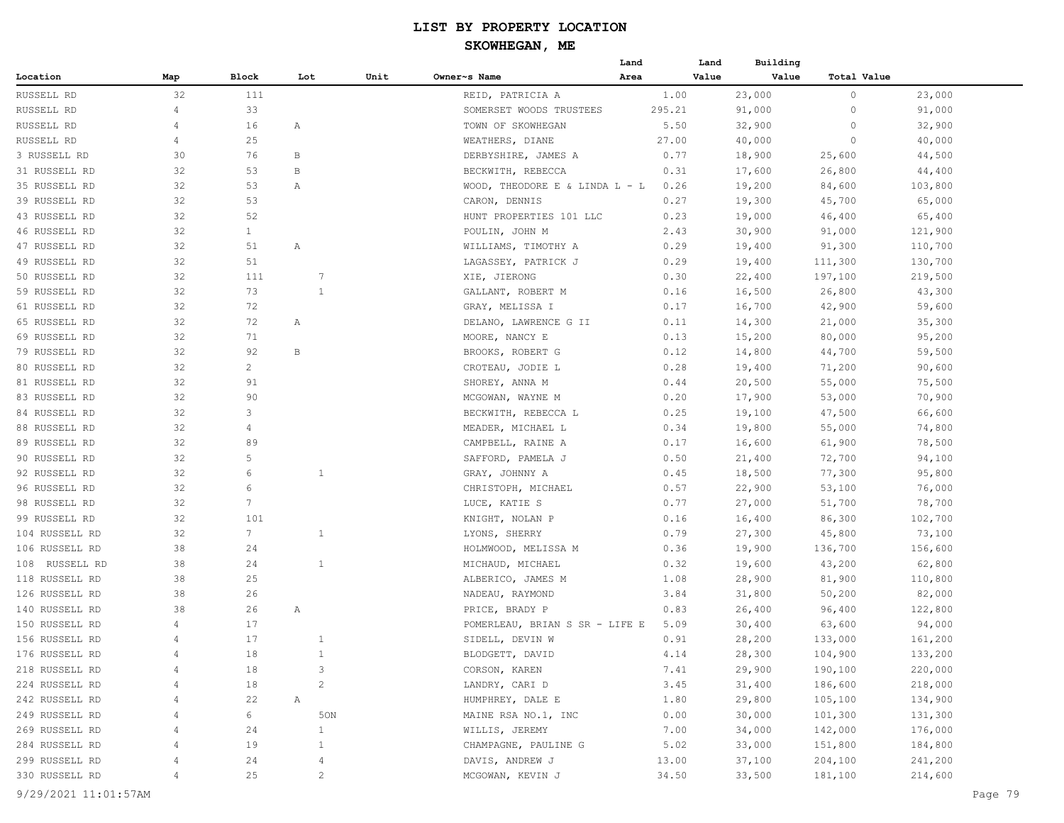| Location | Map | Block | Lot | Unit | Owner~s Name | Land Area | Land Value | Building Value | Total Value |
|---|---|---|---|---|---|---|---|---|---|
| RUSSELL RD | 32 | 111 | | | REID, PATRICIA A | 1.00 | 23,000 | 0 | 23,000 |
| RUSSELL RD | 4 | 33 | | | SOMERSET WOODS TRUSTEES | 295.21 | 91,000 | 0 | 91,000 |
| RUSSELL RD | 4 | 16 | A | | TOWN OF SKOWHEGAN | 5.50 | 32,900 | 0 | 32,900 |
| RUSSELL RD | 4 | 25 | | | WEATHERS, DIANE | 27.00 | 40,000 | 0 | 40,000 |
| 3 RUSSELL RD | 30 | 76 | B | | DERBYSHIRE, JAMES A | 0.77 | 18,900 | 25,600 | 44,500 |
| 31 RUSSELL RD | 32 | 53 | B | | BECKWITH, REBECCA | 0.31 | 17,600 | 26,800 | 44,400 |
| 35 RUSSELL RD | 32 | 53 | A | | WOOD, THEODORE E & LINDA L - L | 0.26 | 19,200 | 84,600 | 103,800 |
| 39 RUSSELL RD | 32 | 53 | | | CARON, DENNIS | 0.27 | 19,300 | 45,700 | 65,000 |
| 43 RUSSELL RD | 32 | 52 | | | HUNT PROPERTIES 101 LLC | 0.23 | 19,000 | 46,400 | 65,400 |
| 46 RUSSELL RD | 32 | 1 | | | POULIN, JOHN M | 2.43 | 30,900 | 91,000 | 121,900 |
| 47 RUSSELL RD | 32 | 51 | A | | WILLIAMS, TIMOTHY A | 0.29 | 19,400 | 91,300 | 110,700 |
| 49 RUSSELL RD | 32 | 51 | | | LAGASSEY, PATRICK J | 0.29 | 19,400 | 111,300 | 130,700 |
| 50 RUSSELL RD | 32 | 111 | 7 | | XIE, JIERONG | 0.30 | 22,400 | 197,100 | 219,500 |
| 59 RUSSELL RD | 32 | 73 | 1 | | GALLANT, ROBERT M | 0.16 | 16,500 | 26,800 | 43,300 |
| 61 RUSSELL RD | 32 | 72 | | | GRAY, MELISSA I | 0.17 | 16,700 | 42,900 | 59,600 |
| 65 RUSSELL RD | 32 | 72 | A | | DELANO, LAWRENCE G II | 0.11 | 14,300 | 21,000 | 35,300 |
| 69 RUSSELL RD | 32 | 71 | | | MOORE, NANCY E | 0.13 | 15,200 | 80,000 | 95,200 |
| 79 RUSSELL RD | 32 | 92 | B | | BROOKS, ROBERT G | 0.12 | 14,800 | 44,700 | 59,500 |
| 80 RUSSELL RD | 32 | 2 | | | CROTEAU, JODIE L | 0.28 | 19,400 | 71,200 | 90,600 |
| 81 RUSSELL RD | 32 | 91 | | | SHOREY, ANNA M | 0.44 | 20,500 | 55,000 | 75,500 |
| 83 RUSSELL RD | 32 | 90 | | | MCGOWAN, WAYNE M | 0.20 | 17,900 | 53,000 | 70,900 |
| 84 RUSSELL RD | 32 | 3 | | | BECKWITH, REBECCA L | 0.25 | 19,100 | 47,500 | 66,600 |
| 88 RUSSELL RD | 32 | 4 | | | MEADER, MICHAEL L | 0.34 | 19,800 | 55,000 | 74,800 |
| 89 RUSSELL RD | 32 | 89 | | | CAMPBELL, RAINE A | 0.17 | 16,600 | 61,900 | 78,500 |
| 90 RUSSELL RD | 32 | 5 | | | SAFFORD, PAMELA J | 0.50 | 21,400 | 72,700 | 94,100 |
| 92 RUSSELL RD | 32 | 6 | 1 | | GRAY, JOHNNY A | 0.45 | 18,500 | 77,300 | 95,800 |
| 96 RUSSELL RD | 32 | 6 | | | CHRISTOPH, MICHAEL | 0.57 | 22,900 | 53,100 | 76,000 |
| 98 RUSSELL RD | 32 | 7 | | | LUCE, KATIE S | 0.77 | 27,000 | 51,700 | 78,700 |
| 99 RUSSELL RD | 32 | 101 | | | KNIGHT, NOLAN P | 0.16 | 16,400 | 86,300 | 102,700 |
| 104 RUSSELL RD | 32 | 7 | 1 | | LYONS, SHERRY | 0.79 | 27,300 | 45,800 | 73,100 |
| 106 RUSSELL RD | 38 | 24 | | | HOLMWOOD, MELISSA M | 0.36 | 19,900 | 136,700 | 156,600 |
| 108 RUSSELL RD | 38 | 24 | 1 | | MICHAUD, MICHAEL | 0.32 | 19,600 | 43,200 | 62,800 |
| 118 RUSSELL RD | 38 | 25 | | | ALBERICO, JAMES M | 1.08 | 28,900 | 81,900 | 110,800 |
| 126 RUSSELL RD | 38 | 26 | | | NADEAU, RAYMOND | 3.84 | 31,800 | 50,200 | 82,000 |
| 140 RUSSELL RD | 38 | 26 | A | | PRICE, BRADY P | 0.83 | 26,400 | 96,400 | 122,800 |
| 150 RUSSELL RD | 4 | 17 | | | POMERLEAU, BRIAN S SR - LIFE E | 5.09 | 30,400 | 63,600 | 94,000 |
| 156 RUSSELL RD | 4 | 17 | 1 | | SIDELL, DEVIN W | 0.91 | 28,200 | 133,000 | 161,200 |
| 176 RUSSELL RD | 4 | 18 | 1 | | BLODGETT, DAVID | 4.14 | 28,300 | 104,900 | 133,200 |
| 218 RUSSELL RD | 4 | 18 | 3 | | CORSON, KAREN | 7.41 | 29,900 | 190,100 | 220,000 |
| 224 RUSSELL RD | 4 | 18 | 2 | | LANDRY, CARI D | 3.45 | 31,400 | 186,600 | 218,000 |
| 242 RUSSELL RD | 4 | 22 | A | | HUMPHREY, DALE E | 1.80 | 29,800 | 105,100 | 134,900 |
| 249 RUSSELL RD | 4 | 6 | 5ON | | MAINE RSA NO.1, INC | 0.00 | 30,000 | 101,300 | 131,300 |
| 269 RUSSELL RD | 4 | 24 | 1 | | WILLIS, JEREMY | 7.00 | 34,000 | 142,000 | 176,000 |
| 284 RUSSELL RD | 4 | 19 | 1 | | CHAMPAGNE, PAULINE G | 5.02 | 33,000 | 151,800 | 184,800 |
| 299 RUSSELL RD | 4 | 24 | 4 | | DAVIS, ANDREW J | 13.00 | 37,100 | 204,100 | 241,200 |
| 330 RUSSELL RD | 4 | 25 | 2 | | MCGOWAN, KEVIN J | 34.50 | 33,500 | 181,100 | 214,600 |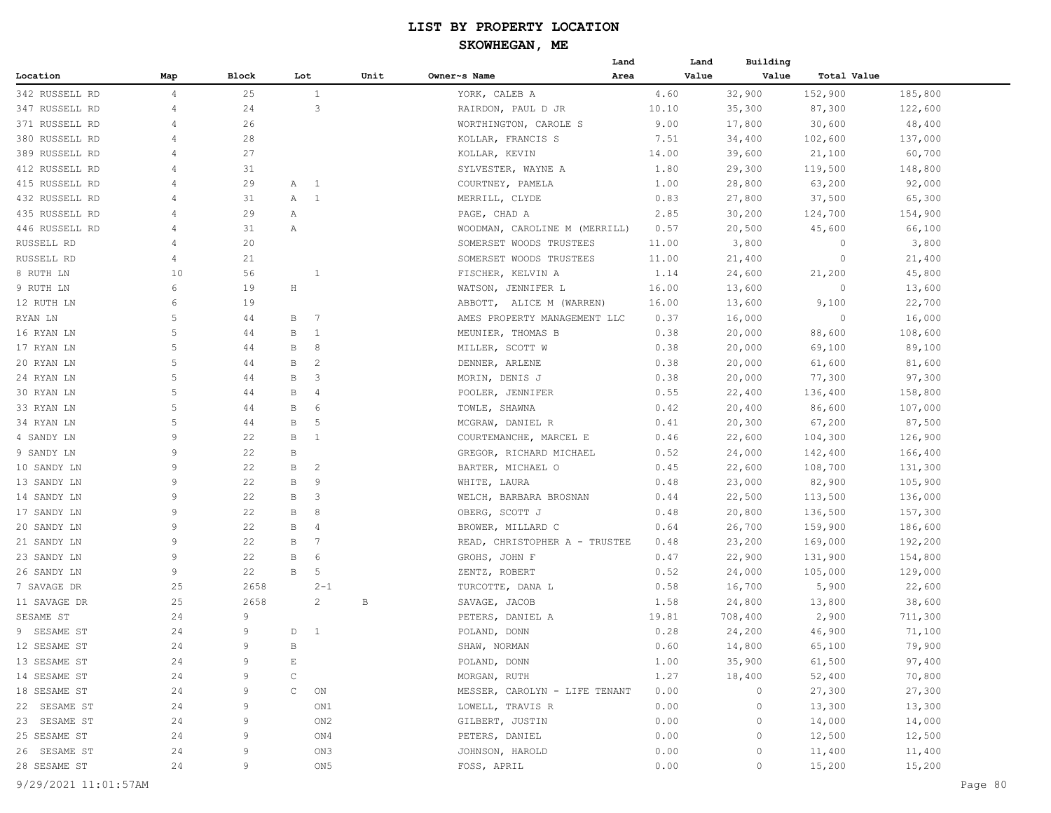# LIST BY PROPERTY LOCATION

## SKOWHEGAN, ME

| Location | Map | Block | Lot | Unit | Owner~s Name | Land Area | Land Value | Building Value | Total Value |
|---|---|---|---|---|---|---|---|---|---|
| 342 RUSSELL RD | 4 | 25 | 1 | | YORK, CALEB A | 4.60 | 32,900 | 152,900 | 185,800 |
| 347 RUSSELL RD | 4 | 24 | 3 | | RAIRDON, PAUL D JR | 10.10 | 35,300 | 87,300 | 122,600 |
| 371 RUSSELL RD | 4 | 26 | | | WORTHINGTON, CAROLE S | 9.00 | 17,800 | 30,600 | 48,400 |
| 380 RUSSELL RD | 4 | 28 | | | KOLLAR, FRANCIS S | 7.51 | 34,400 | 102,600 | 137,000 |
| 389 RUSSELL RD | 4 | 27 | | | KOLLAR, KEVIN | 14.00 | 39,600 | 21,100 | 60,700 |
| 412 RUSSELL RD | 4 | 31 | | | SYLVESTER, WAYNE A | 1.80 | 29,300 | 119,500 | 148,800 |
| 415 RUSSELL RD | 4 | 29 | A 1 | | COURTNEY, PAMELA | 1.00 | 28,800 | 63,200 | 92,000 |
| 432 RUSSELL RD | 4 | 31 | A 1 | | MERRILL, CLYDE | 0.83 | 27,800 | 37,500 | 65,300 |
| 435 RUSSELL RD | 4 | 29 | A | | PAGE, CHAD A | 2.85 | 30,200 | 124,700 | 154,900 |
| 446 RUSSELL RD | 4 | 31 | A | | WOODMAN, CAROLINE M (MERRILL) | 0.57 | 20,500 | 45,600 | 66,100 |
| RUSSELL RD | 4 | 20 | | | SOMERSET WOODS TRUSTEES | 11.00 | 3,800 | 0 | 3,800 |
| RUSSELL RD | 4 | 21 | | | SOMERSET WOODS TRUSTEES | 11.00 | 21,400 | 0 | 21,400 |
| 8 RUTH LN | 10 | 56 | 1 | | FISCHER, KELVIN A | 1.14 | 24,600 | 21,200 | 45,800 |
| 9 RUTH LN | 6 | 19 | H | | WATSON, JENNIFER L | 16.00 | 13,600 | 0 | 13,600 |
| 12 RUTH LN | 6 | 19 | | | ABBOTT, ALICE M (WARREN) | 16.00 | 13,600 | 9,100 | 22,700 |
| RYAN LN | 5 | 44 | B 7 | | AMES PROPERTY MANAGEMENT LLC | 0.37 | 16,000 | 0 | 16,000 |
| 16 RYAN LN | 5 | 44 | B 1 | | MEUNIER, THOMAS B | 0.38 | 20,000 | 88,600 | 108,600 |
| 17 RYAN LN | 5 | 44 | B 8 | | MILLER, SCOTT W | 0.38 | 20,000 | 69,100 | 89,100 |
| 20 RYAN LN | 5 | 44 | B 2 | | DENNER, ARLENE | 0.38 | 20,000 | 61,600 | 81,600 |
| 24 RYAN LN | 5 | 44 | B 3 | | MORIN, DENIS J | 0.38 | 20,000 | 77,300 | 97,300 |
| 30 RYAN LN | 5 | 44 | B 4 | | POOLER, JENNIFER | 0.55 | 22,400 | 136,400 | 158,800 |
| 33 RYAN LN | 5 | 44 | B 6 | | TOWLE, SHAWNA | 0.42 | 20,400 | 86,600 | 107,000 |
| 34 RYAN LN | 5 | 44 | B 5 | | MCGRAW, DANIEL R | 0.41 | 20,300 | 67,200 | 87,500 |
| 4 SANDY LN | 9 | 22 | B 1 | | COURTEMANCHE, MARCEL E | 0.46 | 22,600 | 104,300 | 126,900 |
| 9 SANDY LN | 9 | 22 | B | | GREGOR, RICHARD MICHAEL | 0.52 | 24,000 | 142,400 | 166,400 |
| 10 SANDY LN | 9 | 22 | B 2 | | BARTER, MICHAEL O | 0.45 | 22,600 | 108,700 | 131,300 |
| 13 SANDY LN | 9 | 22 | B 9 | | WHITE, LAURA | 0.48 | 23,000 | 82,900 | 105,900 |
| 14 SANDY LN | 9 | 22 | B 3 | | WELCH, BARBARA BROSNAN | 0.44 | 22,500 | 113,500 | 136,000 |
| 17 SANDY LN | 9 | 22 | B 8 | | OBERG, SCOTT J | 0.48 | 20,800 | 136,500 | 157,300 |
| 20 SANDY LN | 9 | 22 | B 4 | | BROWER, MILLARD C | 0.64 | 26,700 | 159,900 | 186,600 |
| 21 SANDY LN | 9 | 22 | B 7 | | READ, CHRISTOPHER A - TRUSTEE | 0.48 | 23,200 | 169,000 | 192,200 |
| 23 SANDY LN | 9 | 22 | B 6 | | GROHS, JOHN F | 0.47 | 22,900 | 131,900 | 154,800 |
| 26 SANDY LN | 9 | 22 | B 5 | | ZENTZ, ROBERT | 0.52 | 24,000 | 105,000 | 129,000 |
| 7 SAVAGE DR | 25 | 2658 | 2-1 | | TURCOTTE, DANA L | 0.58 | 16,700 | 5,900 | 22,600 |
| 11 SAVAGE DR | 25 | 2658 | 2 | B | SAVAGE, JACOB | 1.58 | 24,800 | 13,800 | 38,600 |
| SESAME ST | 24 | 9 | | | PETERS, DANIEL A | 19.81 | 708,400 | 2,900 | 711,300 |
| 9 SESAME ST | 24 | 9 | D 1 | | POLAND, DONN | 0.28 | 24,200 | 46,900 | 71,100 |
| 12 SESAME ST | 24 | 9 | B | | SHAW, NORMAN | 0.60 | 14,800 | 65,100 | 79,900 |
| 13 SESAME ST | 24 | 9 | E | | POLAND, DONN | 1.00 | 35,900 | 61,500 | 97,400 |
| 14 SESAME ST | 24 | 9 | C | | MORGAN, RUTH | 1.27 | 18,400 | 52,400 | 70,800 |
| 18 SESAME ST | 24 | 9 | C ON | | MESSER, CAROLYN - LIFE TENANT | 0.00 | 0 | 27,300 | 27,300 |
| 22 SESAME ST | 24 | 9 | ON1 | | LOWELL, TRAVIS R | 0.00 | 0 | 13,300 | 13,300 |
| 23 SESAME ST | 24 | 9 | ON2 | | GILBERT, JUSTIN | 0.00 | 0 | 14,000 | 14,000 |
| 25 SESAME ST | 24 | 9 | ON4 | | PETERS, DANIEL | 0.00 | 0 | 12,500 | 12,500 |
| 26 SESAME ST | 24 | 9 | ON3 | | JOHNSON, HAROLD | 0.00 | 0 | 11,400 | 11,400 |
| 28 SESAME ST | 24 | 9 | ON5 | | FOSS, APRIL | 0.00 | 0 | 15,200 | 15,200 |

9/29/2021 11:01:57AM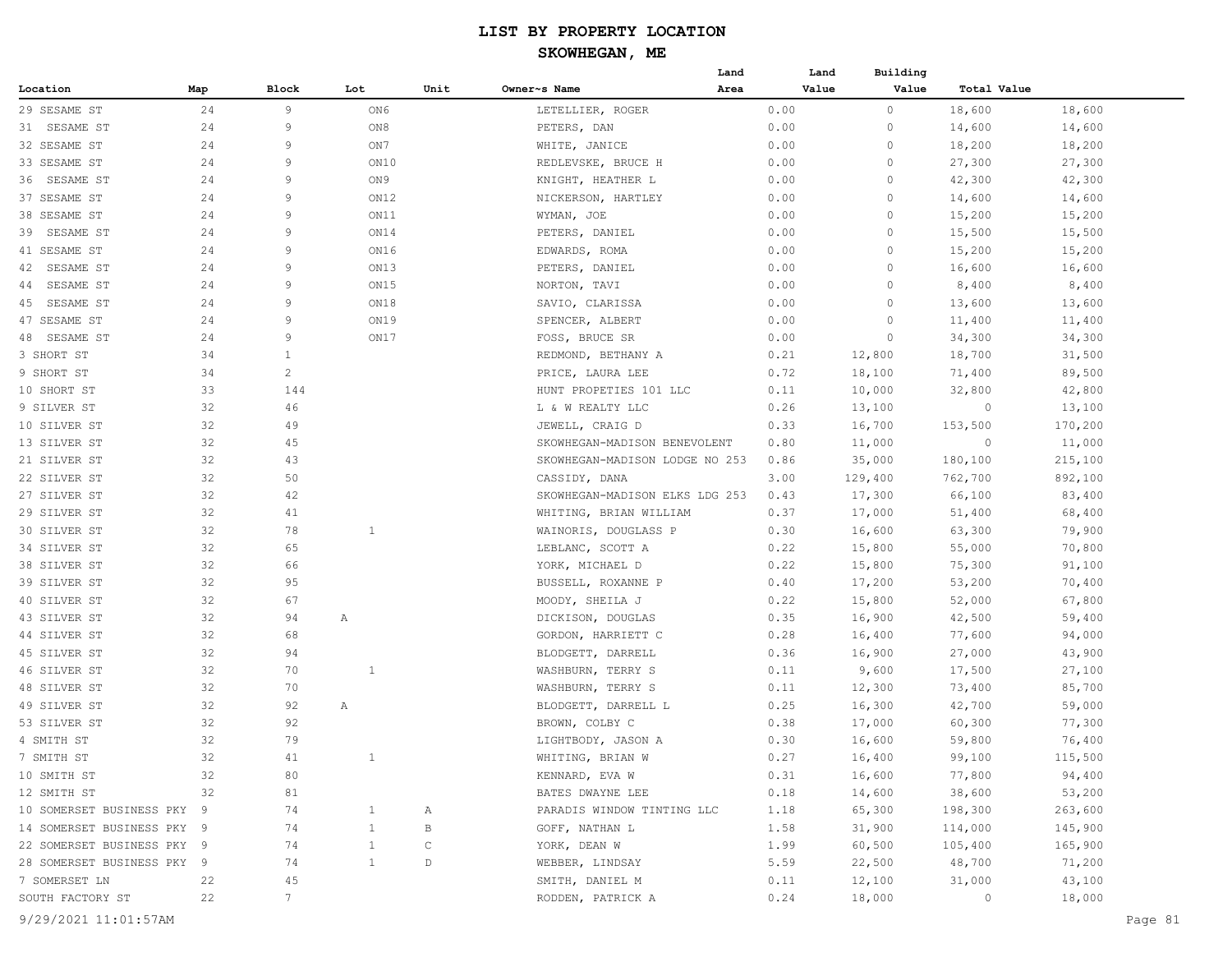# LIST BY PROPERTY LOCATION

## SKOWHEGAN, ME

| Location | Map | Block | Lot | Unit | Owner~s Name | Land Area | Land Value | Building Value | Total Value |
|---|---|---|---|---|---|---|---|---|---|
| 29 SESAME ST | 24 | 9 | ON6 | | LETELLIER, ROGER | 0.00 | 0 | 18,600 | 18,600 |
| 31 SESAME ST | 24 | 9 | ON8 | | PETERS, DAN | 0.00 | 0 | 14,600 | 14,600 |
| 32 SESAME ST | 24 | 9 | ON7 | | WHITE, JANICE | 0.00 | 0 | 18,200 | 18,200 |
| 33 SESAME ST | 24 | 9 | ON10 | | REDLEVSKE, BRUCE H | 0.00 | 0 | 27,300 | 27,300 |
| 36 SESAME ST | 24 | 9 | ON9 | | KNIGHT, HEATHER L | 0.00 | 0 | 42,300 | 42,300 |
| 37 SESAME ST | 24 | 9 | ON12 | | NICKERSON, HARTLEY | 0.00 | 0 | 14,600 | 14,600 |
| 38 SESAME ST | 24 | 9 | ON11 | | WYMAN, JOE | 0.00 | 0 | 15,200 | 15,200 |
| 39 SESAME ST | 24 | 9 | ON14 | | PETERS, DANIEL | 0.00 | 0 | 15,500 | 15,500 |
| 41 SESAME ST | 24 | 9 | ON16 | | EDWARDS, ROMA | 0.00 | 0 | 15,200 | 15,200 |
| 42 SESAME ST | 24 | 9 | ON13 | | PETERS, DANIEL | 0.00 | 0 | 16,600 | 16,600 |
| 44 SESAME ST | 24 | 9 | ON15 | | NORTON, TAVI | 0.00 | 0 | 8,400 | 8,400 |
| 45 SESAME ST | 24 | 9 | ON18 | | SAVIO, CLARISSA | 0.00 | 0 | 13,600 | 13,600 |
| 47 SESAME ST | 24 | 9 | ON19 | | SPENCER, ALBERT | 0.00 | 0 | 11,400 | 11,400 |
| 48 SESAME ST | 24 | 9 | ON17 | | FOSS, BRUCE SR | 0.00 | 0 | 34,300 | 34,300 |
| 3 SHORT ST | 34 | 1 | | | REDMOND, BETHANY A | 0.21 | 12,800 | 18,700 | 31,500 |
| 9 SHORT ST | 34 | 2 | | | PRICE, LAURA LEE | 0.72 | 18,100 | 71,400 | 89,500 |
| 10 SHORT ST | 33 | 144 | | | HUNT PROPETIES 101 LLC | 0.11 | 10,000 | 32,800 | 42,800 |
| 9 SILVER ST | 32 | 46 | | | L & W REALTY LLC | 0.26 | 13,100 | 0 | 13,100 |
| 10 SILVER ST | 32 | 49 | | | JEWELL, CRAIG D | 0.33 | 16,700 | 153,500 | 170,200 |
| 13 SILVER ST | 32 | 45 | | | SKOWHEGAN-MADISON BENEVOLENT | 0.80 | 11,000 | 0 | 11,000 |
| 21 SILVER ST | 32 | 43 | | | SKOWHEGAN-MADISON LODGE NO 253 | 0.86 | 35,000 | 180,100 | 215,100 |
| 22 SILVER ST | 32 | 50 | | | CASSIDY, DANA | 3.00 | 129,400 | 762,700 | 892,100 |
| 27 SILVER ST | 32 | 42 | | | SKOWHEGAN-MADISON ELKS LDG 253 | 0.43 | 17,300 | 66,100 | 83,400 |
| 29 SILVER ST | 32 | 41 | | | WHITING, BRIAN WILLIAM | 0.37 | 17,000 | 51,400 | 68,400 |
| 30 SILVER ST | 32 | 78 | 1 | | WAINORIS, DOUGLASS P | 0.30 | 16,600 | 63,300 | 79,900 |
| 34 SILVER ST | 32 | 65 | | | LEBLANC, SCOTT A | 0.22 | 15,800 | 55,000 | 70,800 |
| 38 SILVER ST | 32 | 66 | | | YORK, MICHAEL D | 0.22 | 15,800 | 75,300 | 91,100 |
| 39 SILVER ST | 32 | 95 | | | BUSSELL, ROXANNE P | 0.40 | 17,200 | 53,200 | 70,400 |
| 40 SILVER ST | 32 | 67 | | | MOODY, SHEILA J | 0.22 | 15,800 | 52,000 | 67,800 |
| 43 SILVER ST | 32 | 94 | A | | DICKISON, DOUGLAS | 0.35 | 16,900 | 42,500 | 59,400 |
| 44 SILVER ST | 32 | 68 | | | GORDON, HARRIETT C | 0.28 | 16,400 | 77,600 | 94,000 |
| 45 SILVER ST | 32 | 94 | | | BLODGETT, DARRELL | 0.36 | 16,900 | 27,000 | 43,900 |
| 46 SILVER ST | 32 | 70 | 1 | | WASHBURN, TERRY S | 0.11 | 9,600 | 17,500 | 27,100 |
| 48 SILVER ST | 32 | 70 | | | WASHBURN, TERRY S | 0.11 | 12,300 | 73,400 | 85,700 |
| 49 SILVER ST | 32 | 92 | A | | BLODGETT, DARRELL L | 0.25 | 16,300 | 42,700 | 59,000 |
| 53 SILVER ST | 32 | 92 | | | BROWN, COLBY C | 0.38 | 17,000 | 60,300 | 77,300 |
| 4 SMITH ST | 32 | 79 | | | LIGHTBODY, JASON A | 0.30 | 16,600 | 59,800 | 76,400 |
| 7 SMITH ST | 32 | 41 | 1 | | WHITING, BRIAN W | 0.27 | 16,400 | 99,100 | 115,500 |
| 10 SMITH ST | 32 | 80 | | | KENNARD, EVA W | 0.31 | 16,600 | 77,800 | 94,400 |
| 12 SMITH ST | 32 | 81 | | | BATES DWAYNE LEE | 0.18 | 14,600 | 38,600 | 53,200 |
| 10 SOMERSET BUSINESS PKY | 9 | 74 | 1 | A | PARADIS WINDOW TINTING LLC | 1.18 | 65,300 | 198,300 | 263,600 |
| 14 SOMERSET BUSINESS PKY | 9 | 74 | 1 | B | GOFF, NATHAN L | 1.58 | 31,900 | 114,000 | 145,900 |
| 22 SOMERSET BUSINESS PKY | 9 | 74 | 1 | C | YORK, DEAN W | 1.99 | 60,500 | 105,400 | 165,900 |
| 28 SOMERSET BUSINESS PKY | 9 | 74 | 1 | D | WEBBER, LINDSAY | 5.59 | 22,500 | 48,700 | 71,200 |
| 7 SOMERSET LN | 22 | 45 | | | SMITH, DANIEL M | 0.11 | 12,100 | 31,000 | 43,100 |
| SOUTH FACTORY ST | 22 | 7 | | | RODDEN, PATRICK A | 0.24 | 18,000 | 0 | 18,000 |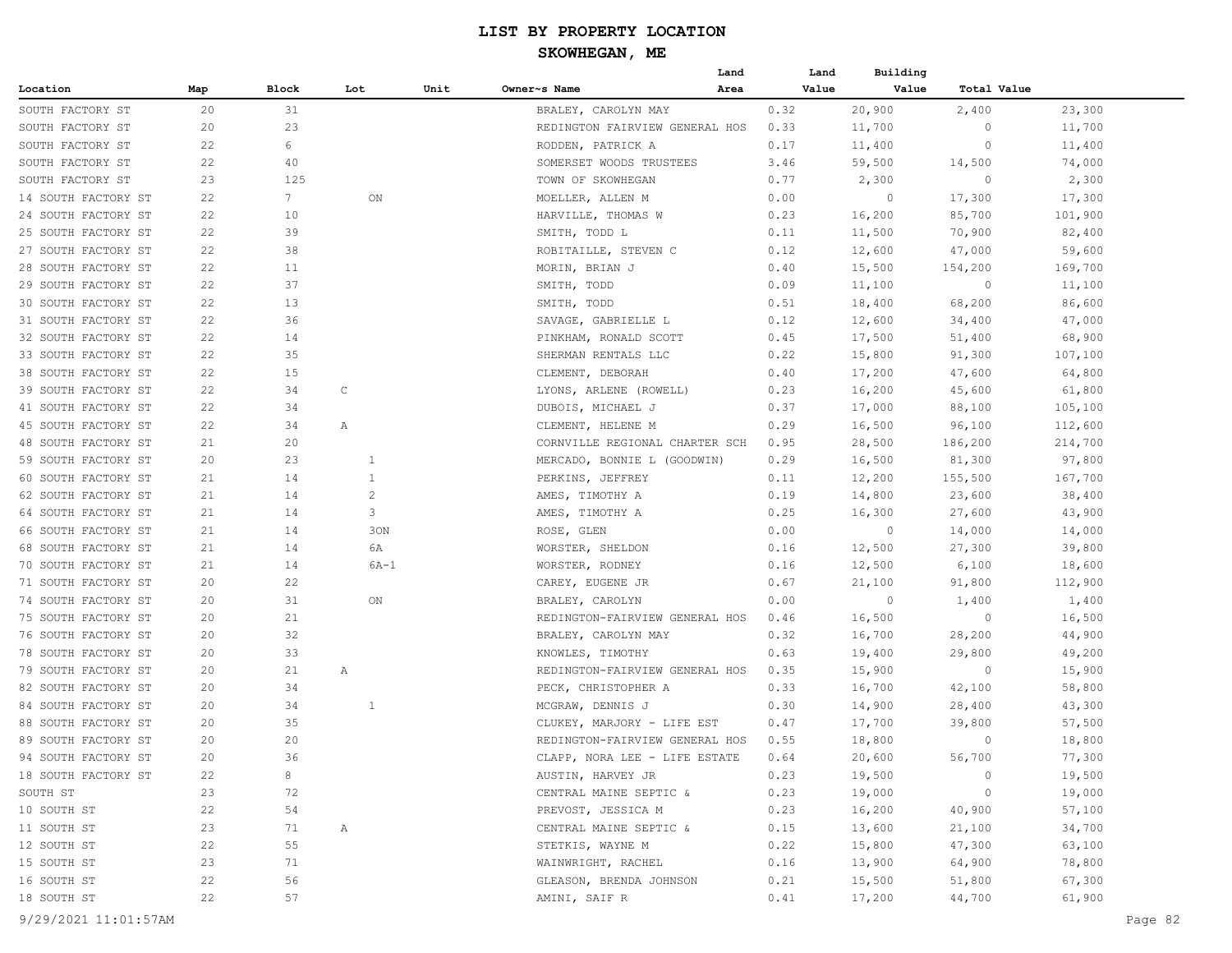# LIST BY PROPERTY LOCATION

## SKOWHEGAN, ME

| Location | Map | Block | Lot | Unit | Owner~s Name | Land Area | Land Value | Building Value | Total Value |
|---|---|---|---|---|---|---|---|---|---|
| SOUTH FACTORY ST | 20 | 31 | | | BRALEY, CAROLYN MAY | 0.32 | 20,900 | 2,400 | 23,300 |
| SOUTH FACTORY ST | 20 | 23 | | | REDINGTON FAIRVIEW GENERAL HOS | 0.33 | 11,700 | 0 | 11,700 |
| SOUTH FACTORY ST | 22 | 6 | | | RODDEN, PATRICK A | 0.17 | 11,400 | 0 | 11,400 |
| SOUTH FACTORY ST | 22 | 40 | | | SOMERSET WOODS TRUSTEES | 3.46 | 59,500 | 14,500 | 74,000 |
| SOUTH FACTORY ST | 23 | 125 | | | TOWN OF SKOWHEGAN | 0.77 | 2,300 | 0 | 2,300 |
| 14 SOUTH FACTORY ST | 22 | 7 | ON | | MOELLER, ALLEN M | 0.00 | 0 | 17,300 | 17,300 |
| 24 SOUTH FACTORY ST | 22 | 10 | | | HARVILLE, THOMAS W | 0.23 | 16,200 | 85,700 | 101,900 |
| 25 SOUTH FACTORY ST | 22 | 39 | | | SMITH, TODD L | 0.11 | 11,500 | 70,900 | 82,400 |
| 27 SOUTH FACTORY ST | 22 | 38 | | | ROBITAILLE, STEVEN C | 0.12 | 12,600 | 47,000 | 59,600 |
| 28 SOUTH FACTORY ST | 22 | 11 | | | MORIN, BRIAN J | 0.40 | 15,500 | 154,200 | 169,700 |
| 29 SOUTH FACTORY ST | 22 | 37 | | | SMITH, TODD | 0.09 | 11,100 | 0 | 11,100 |
| 30 SOUTH FACTORY ST | 22 | 13 | | | SMITH, TODD | 0.51 | 18,400 | 68,200 | 86,600 |
| 31 SOUTH FACTORY ST | 22 | 36 | | | SAVAGE, GABRIELLE L | 0.12 | 12,600 | 34,400 | 47,000 |
| 32 SOUTH FACTORY ST | 22 | 14 | | | PINKHAM, RONALD SCOTT | 0.45 | 17,500 | 51,400 | 68,900 |
| 33 SOUTH FACTORY ST | 22 | 35 | | | SHERMAN RENTALS LLC | 0.22 | 15,800 | 91,300 | 107,100 |
| 38 SOUTH FACTORY ST | 22 | 15 | | | CLEMENT, DEBORAH | 0.40 | 17,200 | 47,600 | 64,800 |
| 39 SOUTH FACTORY ST | 22 | 34 | C | | LYONS, ARLENE (ROWELL) | 0.23 | 16,200 | 45,600 | 61,800 |
| 41 SOUTH FACTORY ST | 22 | 34 | | | DUBOIS, MICHAEL J | 0.37 | 17,000 | 88,100 | 105,100 |
| 45 SOUTH FACTORY ST | 22 | 34 | A | | CLEMENT, HELENE M | 0.29 | 16,500 | 96,100 | 112,600 |
| 48 SOUTH FACTORY ST | 21 | 20 | | | CORNVILLE REGIONAL CHARTER SCH | 0.95 | 28,500 | 186,200 | 214,700 |
| 59 SOUTH FACTORY ST | 20 | 23 | 1 | | MERCADO, BONNIE L (GOODWIN) | 0.29 | 16,500 | 81,300 | 97,800 |
| 60 SOUTH FACTORY ST | 21 | 14 | 1 | | PERKINS, JEFFREY | 0.11 | 12,200 | 155,500 | 167,700 |
| 62 SOUTH FACTORY ST | 21 | 14 | 2 | | AMES, TIMOTHY A | 0.19 | 14,800 | 23,600 | 38,400 |
| 64 SOUTH FACTORY ST | 21 | 14 | 3 | | AMES, TIMOTHY A | 0.25 | 16,300 | 27,600 | 43,900 |
| 66 SOUTH FACTORY ST | 21 | 14 | 3ON | | ROSE, GLEN | 0.00 | 0 | 14,000 | 14,000 |
| 68 SOUTH FACTORY ST | 21 | 14 | 6A | | WORSTER, SHELDON | 0.16 | 12,500 | 27,300 | 39,800 |
| 70 SOUTH FACTORY ST | 21 | 14 | 6A-1 | | WORSTER, RODNEY | 0.16 | 12,500 | 6,100 | 18,600 |
| 71 SOUTH FACTORY ST | 20 | 22 | | | CAREY, EUGENE JR | 0.67 | 21,100 | 91,800 | 112,900 |
| 74 SOUTH FACTORY ST | 20 | 31 | ON | | BRALEY, CAROLYN | 0.00 | 0 | 1,400 | 1,400 |
| 75 SOUTH FACTORY ST | 20 | 21 | | | REDINGTON-FAIRVIEW GENERAL HOS | 0.46 | 16,500 | 0 | 16,500 |
| 76 SOUTH FACTORY ST | 20 | 32 | | | BRALEY, CAROLYN MAY | 0.32 | 16,700 | 28,200 | 44,900 |
| 78 SOUTH FACTORY ST | 20 | 33 | | | KNOWLES, TIMOTHY | 0.63 | 19,400 | 29,800 | 49,200 |
| 79 SOUTH FACTORY ST | 20 | 21 | A | | REDINGTON-FAIRVIEW GENERAL HOS | 0.35 | 15,900 | 0 | 15,900 |
| 82 SOUTH FACTORY ST | 20 | 34 | | | PECK, CHRISTOPHER A | 0.33 | 16,700 | 42,100 | 58,800 |
| 84 SOUTH FACTORY ST | 20 | 34 | 1 | | MCGRAW, DENNIS J | 0.30 | 14,900 | 28,400 | 43,300 |
| 88 SOUTH FACTORY ST | 20 | 35 | | | CLUKEY, MARJORY - LIFE EST | 0.47 | 17,700 | 39,800 | 57,500 |
| 89 SOUTH FACTORY ST | 20 | 20 | | | REDINGTON-FAIRVIEW GENERAL HOS | 0.55 | 18,800 | 0 | 18,800 |
| 94 SOUTH FACTORY ST | 20 | 36 | | | CLAPP, NORA LEE - LIFE ESTATE | 0.64 | 20,600 | 56,700 | 77,300 |
| 18 SOUTH FACTORY ST | 22 | 8 | | | AUSTIN, HARVEY JR | 0.23 | 19,500 | 0 | 19,500 |
| SOUTH ST | 23 | 72 | | | CENTRAL MAINE SEPTIC & | 0.23 | 19,000 | 0 | 19,000 |
| 10 SOUTH ST | 22 | 54 | | | PREVOST, JESSICA M | 0.23 | 16,200 | 40,900 | 57,100 |
| 11 SOUTH ST | 23 | 71 | A | | CENTRAL MAINE SEPTIC & | 0.15 | 13,600 | 21,100 | 34,700 |
| 12 SOUTH ST | 22 | 55 | | | STETKIS, WAYNE M | 0.22 | 15,800 | 47,300 | 63,100 |
| 15 SOUTH ST | 23 | 71 | | | WAINWRIGHT, RACHEL | 0.16 | 13,900 | 64,900 | 78,800 |
| 16 SOUTH ST | 22 | 56 | | | GLEASON, BRENDA JOHNSON | 0.21 | 15,500 | 51,800 | 67,300 |
| 18 SOUTH ST | 22 | 57 | | | AMINI, SAIF R | 0.41 | 17,200 | 44,700 | 61,900 |

9/29/2021 11:01:57AM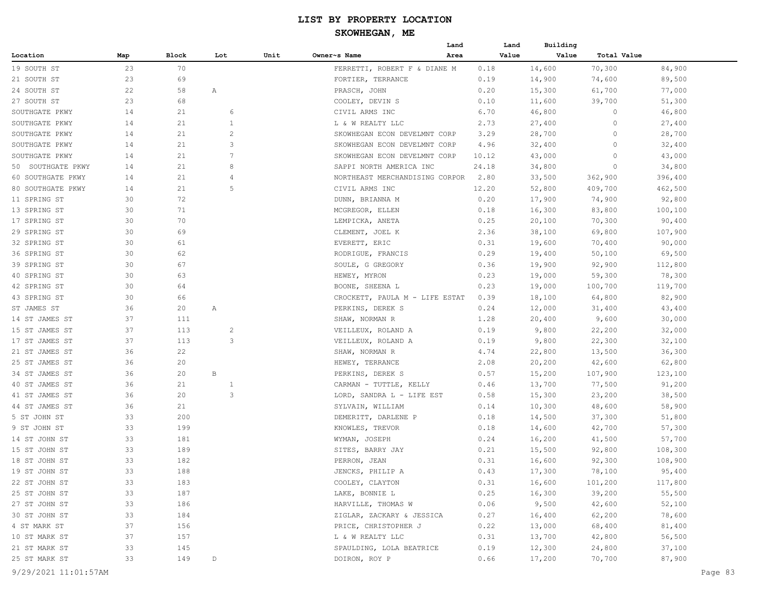# LIST BY PROPERTY LOCATION

## SKOWHEGAN, ME

| Location | Map | Block | Lot | Unit | Owner~s Name | Land Area | Land Value | Building Value | Total Value |
|---|---|---|---|---|---|---|---|---|---|
| 19 SOUTH ST | 23 | 70 | | | FERRETTI, ROBERT F & DIANE M | 0.18 | 14,600 | 70,300 | 84,900 |
| 21 SOUTH ST | 23 | 69 | | | FORTIER, TERRANCE | 0.19 | 14,900 | 74,600 | 89,500 |
| 24 SOUTH ST | 22 | 58 | A | | PRASCH, JOHN | 0.20 | 15,300 | 61,700 | 77,000 |
| 27 SOUTH ST | 23 | 68 | | | COOLEY, DEVIN S | 0.10 | 11,600 | 39,700 | 51,300 |
| SOUTHGATE PKWY | 14 | 21 | 6 | | CIVIL ARMS INC | 6.70 | 46,800 | 0 | 46,800 |
| SOUTHGATE PKWY | 14 | 21 | 1 | | L & W REALTY LLC | 2.73 | 27,400 | 0 | 27,400 |
| SOUTHGATE PKWY | 14 | 21 | 2 | | SKOWHEGAN ECON DEVELMNT CORP | 3.29 | 28,700 | 0 | 28,700 |
| SOUTHGATE PKWY | 14 | 21 | 3 | | SKOWHEGAN ECON DEVELMNT CORP | 4.96 | 32,400 | 0 | 32,400 |
| SOUTHGATE PKWY | 14 | 21 | 7 | | SKOWHEGAN ECON DEVELMNT CORP | 10.12 | 43,000 | 0 | 43,000 |
| 50 SOUTHGATE PKWY | 14 | 21 | 8 | | SAPPI NORTH AMERICA INC | 24.18 | 34,800 | 0 | 34,800 |
| 60 SOUTHGATE PKWY | 14 | 21 | 4 | | NORTHEAST MERCHANDISING CORPOR | 2.80 | 33,500 | 362,900 | 396,400 |
| 80 SOUTHGATE PKWY | 14 | 21 | 5 | | CIVIL ARMS INC | 12.20 | 52,800 | 409,700 | 462,500 |
| 11 SPRING ST | 30 | 72 | | | DUNN, BRIANNA M | 0.20 | 17,900 | 74,900 | 92,800 |
| 13 SPRING ST | 30 | 71 | | | MCGREGOR, ELLEN | 0.18 | 16,300 | 83,800 | 100,100 |
| 17 SPRING ST | 30 | 70 | | | LEMPICKA, ANETA | 0.25 | 20,100 | 70,300 | 90,400 |
| 29 SPRING ST | 30 | 69 | | | CLEMENT, JOEL K | 2.36 | 38,100 | 69,800 | 107,900 |
| 32 SPRING ST | 30 | 61 | | | EVERETT, ERIC | 0.31 | 19,600 | 70,400 | 90,000 |
| 36 SPRING ST | 30 | 62 | | | RODRIGUE, FRANCIS | 0.29 | 19,400 | 50,100 | 69,500 |
| 39 SPRING ST | 30 | 67 | | | SOULE, G GREGORY | 0.36 | 19,900 | 92,900 | 112,800 |
| 40 SPRING ST | 30 | 63 | | | HEWEY, MYRON | 0.23 | 19,000 | 59,300 | 78,300 |
| 42 SPRING ST | 30 | 64 | | | BOONE, SHEENA L | 0.23 | 19,000 | 100,700 | 119,700 |
| 43 SPRING ST | 30 | 66 | | | CROCKETT, PAULA M - LIFE ESTAT | 0.39 | 18,100 | 64,800 | 82,900 |
| ST JAMES ST | 36 | 20 | A | | PERKINS, DEREK S | 0.24 | 12,000 | 31,400 | 43,400 |
| 14 ST JAMES ST | 37 | 111 | | | SHAW, NORMAN R | 1.28 | 20,400 | 9,600 | 30,000 |
| 15 ST JAMES ST | 37 | 113 | 2 | | VEILLEUX, ROLAND A | 0.19 | 9,800 | 22,200 | 32,000 |
| 17 ST JAMES ST | 37 | 113 | 3 | | VEILLEUX, ROLAND A | 0.19 | 9,800 | 22,300 | 32,100 |
| 21 ST JAMES ST | 36 | 22 | | | SHAW, NORMAN R | 4.74 | 22,800 | 13,500 | 36,300 |
| 25 ST JAMES ST | 36 | 20 | | | HEWEY, TERRANCE | 2.08 | 20,200 | 42,600 | 62,800 |
| 34 ST JAMES ST | 36 | 20 | B | | PERKINS, DEREK S | 0.57 | 15,200 | 107,900 | 123,100 |
| 40 ST JAMES ST | 36 | 21 | 1 | | CARMAN - TUTTLE, KELLY | 0.46 | 13,700 | 77,500 | 91,200 |
| 41 ST JAMES ST | 36 | 20 | 3 | | LORD, SANDRA L - LIFE EST | 0.58 | 15,300 | 23,200 | 38,500 |
| 44 ST JAMES ST | 36 | 21 | | | SYLVAIN, WILLIAM | 0.14 | 10,300 | 48,600 | 58,900 |
| 5 ST JOHN ST | 33 | 200 | | | DEMERITT, DARLENE P | 0.18 | 14,500 | 37,300 | 51,800 |
| 9 ST JOHN ST | 33 | 199 | | | KNOWLES, TREVOR | 0.18 | 14,600 | 42,700 | 57,300 |
| 14 ST JOHN ST | 33 | 181 | | | WYMAN, JOSEPH | 0.24 | 16,200 | 41,500 | 57,700 |
| 15 ST JOHN ST | 33 | 189 | | | SITES, BARRY JAY | 0.21 | 15,500 | 92,800 | 108,300 |
| 18 ST JOHN ST | 33 | 182 | | | PERRON, JEAN | 0.31 | 16,600 | 92,300 | 108,900 |
| 19 ST JOHN ST | 33 | 188 | | | JENCKS, PHILIP A | 0.43 | 17,300 | 78,100 | 95,400 |
| 22 ST JOHN ST | 33 | 183 | | | COOLEY, CLAYTON | 0.31 | 16,600 | 101,200 | 117,800 |
| 25 ST JOHN ST | 33 | 187 | | | LAKE, BONNIE L | 0.25 | 16,300 | 39,200 | 55,500 |
| 27 ST JOHN ST | 33 | 186 | | | HARVILLE, THOMAS W | 0.06 | 9,500 | 42,600 | 52,100 |
| 30 ST JOHN ST | 33 | 184 | | | ZIGLAR, ZACKARY & JESSICA | 0.27 | 16,400 | 62,200 | 78,600 |
| 4 ST MARK ST | 37 | 156 | | | PRICE, CHRISTOPHER J | 0.22 | 13,000 | 68,400 | 81,400 |
| 10 ST MARK ST | 37 | 157 | | | L & W REALTY LLC | 0.31 | 13,700 | 42,800 | 56,500 |
| 21 ST MARK ST | 33 | 145 | | | SPAULDING, LOLA BEATRICE | 0.19 | 12,300 | 24,800 | 37,100 |
| 25 ST MARK ST | 33 | 149 | D | | DOIRON, ROY P | 0.66 | 17,200 | 70,700 | 87,900 |

9/29/2021 11:01:57AM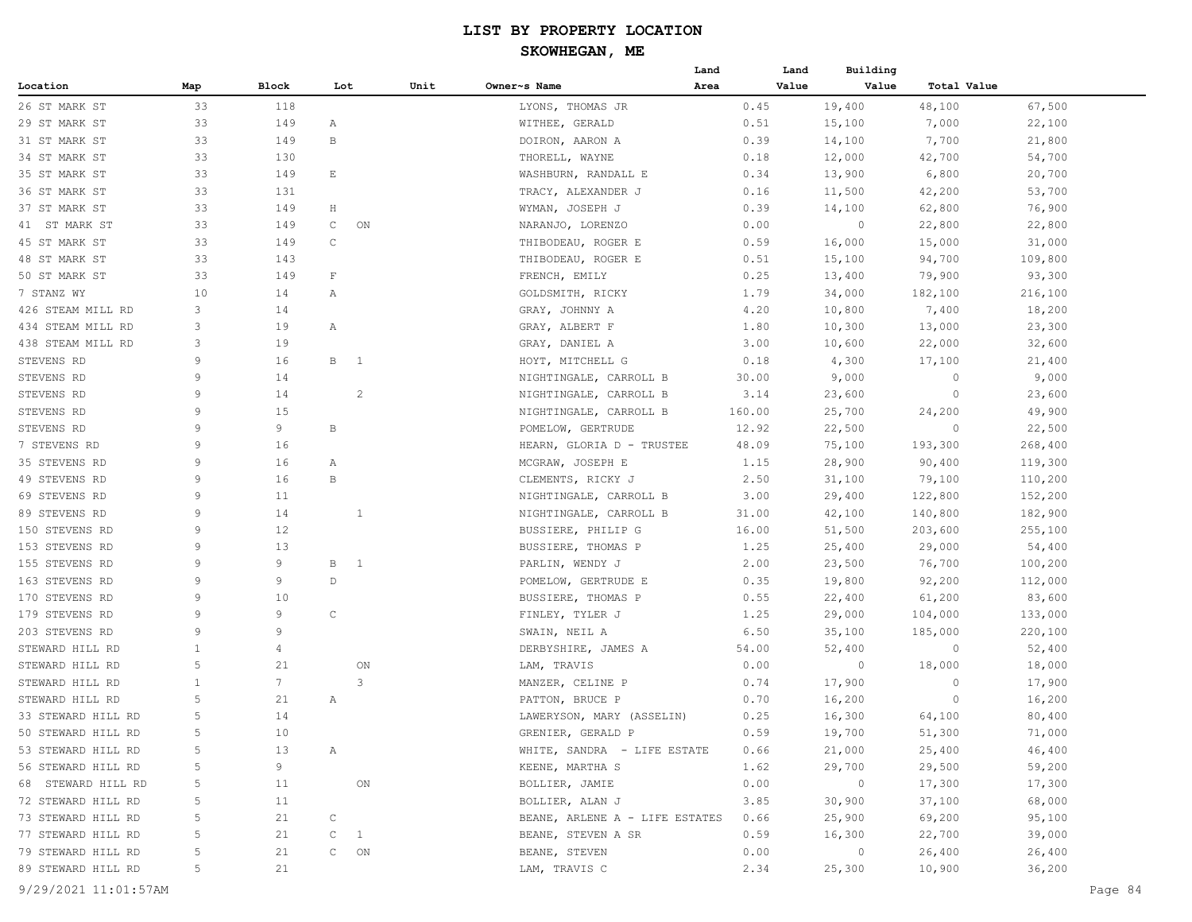# LIST BY PROPERTY LOCATION

## SKOWHEGAN, ME

| Location | Map | Block | Lot | Unit | Owner~s Name | Land Area | Land Value | Building Value | Total Value |
|---|---|---|---|---|---|---|---|---|---|
| 26 ST MARK ST | 33 | 118 | | | LYONS, THOMAS JR | 0.45 | 19,400 | 48,100 | 67,500 |
| 29 ST MARK ST | 33 | 149 | A | | WITHEE, GERALD | 0.51 | 15,100 | 7,000 | 22,100 |
| 31 ST MARK ST | 33 | 149 | B | | DOIRON, AARON A | 0.39 | 14,100 | 7,700 | 21,800 |
| 34 ST MARK ST | 33 | 130 | | | THORELL, WAYNE | 0.18 | 12,000 | 42,700 | 54,700 |
| 35 ST MARK ST | 33 | 149 | E | | WASHBURN, RANDALL E | 0.34 | 13,900 | 6,800 | 20,700 |
| 36 ST MARK ST | 33 | 131 | | | TRACY, ALEXANDER J | 0.16 | 11,500 | 42,200 | 53,700 |
| 37 ST MARK ST | 33 | 149 | H | | WYMAN, JOSEPH J | 0.39 | 14,100 | 62,800 | 76,900 |
| 41 ST MARK ST | 33 | 149 | C ON | | NARANJO, LORENZO | 0.00 | 0 | 22,800 | 22,800 |
| 45 ST MARK ST | 33 | 149 | C | | THIBODEAU, ROGER E | 0.59 | 16,000 | 15,000 | 31,000 |
| 48 ST MARK ST | 33 | 143 | | | THIBODEAU, ROGER E | 0.51 | 15,100 | 94,700 | 109,800 |
| 50 ST MARK ST | 33 | 149 | F | | FRENCH, EMILY | 0.25 | 13,400 | 79,900 | 93,300 |
| 7 STANZ WY | 10 | 14 | A | | GOLDSMITH, RICKY | 1.79 | 34,000 | 182,100 | 216,100 |
| 426 STEAM MILL RD | 3 | 14 | | | GRAY, JOHNNY A | 4.20 | 10,800 | 7,400 | 18,200 |
| 434 STEAM MILL RD | 3 | 19 | A | | GRAY, ALBERT F | 1.80 | 10,300 | 13,000 | 23,300 |
| 438 STEAM MILL RD | 3 | 19 | | | GRAY, DANIEL A | 3.00 | 10,600 | 22,000 | 32,600 |
| STEVENS RD | 9 | 16 | B 1 | | HOYT, MITCHELL G | 0.18 | 4,300 | 17,100 | 21,400 |
| STEVENS RD | 9 | 14 | | | NIGHTINGALE, CARROLL B | 30.00 | 9,000 | 0 | 9,000 |
| STEVENS RD | 9 | 14 | 2 | | NIGHTINGALE, CARROLL B | 3.14 | 23,600 | 0 | 23,600 |
| STEVENS RD | 9 | 15 | | | NIGHTINGALE, CARROLL B | 160.00 | 25,700 | 24,200 | 49,900 |
| STEVENS RD | 9 | 9 | B | | POMELOW, GERTRUDE | 12.92 | 22,500 | 0 | 22,500 |
| 7 STEVENS RD | 9 | 16 | | | HEARN, GLORIA D - TRUSTEE | 48.09 | 75,100 | 193,300 | 268,400 |
| 35 STEVENS RD | 9 | 16 | A | | MCGRAW, JOSEPH E | 1.15 | 28,900 | 90,400 | 119,300 |
| 49 STEVENS RD | 9 | 16 | B | | CLEMENTS, RICKY J | 2.50 | 31,100 | 79,100 | 110,200 |
| 69 STEVENS RD | 9 | 11 | | | NIGHTINGALE, CARROLL B | 3.00 | 29,400 | 122,800 | 152,200 |
| 89 STEVENS RD | 9 | 14 | 1 | | NIGHTINGALE, CARROLL B | 31.00 | 42,100 | 140,800 | 182,900 |
| 150 STEVENS RD | 9 | 12 | | | BUSSIERE, PHILIP G | 16.00 | 51,500 | 203,600 | 255,100 |
| 153 STEVENS RD | 9 | 13 | | | BUSSIERE, THOMAS P | 1.25 | 25,400 | 29,000 | 54,400 |
| 155 STEVENS RD | 9 | 9 | B 1 | | PARLIN, WENDY J | 2.00 | 23,500 | 76,700 | 100,200 |
| 163 STEVENS RD | 9 | 9 | D | | POMELOW, GERTRUDE E | 0.35 | 19,800 | 92,200 | 112,000 |
| 170 STEVENS RD | 9 | 10 | | | BUSSIERE, THOMAS P | 0.55 | 22,400 | 61,200 | 83,600 |
| 179 STEVENS RD | 9 | 9 | C | | FINLEY, TYLER J | 1.25 | 29,000 | 104,000 | 133,000 |
| 203 STEVENS RD | 9 | 9 | | | SWAIN, NEIL A | 6.50 | 35,100 | 185,000 | 220,100 |
| STEWARD HILL RD | 1 | 4 | | | DERBYSHIRE, JAMES A | 54.00 | 52,400 | 0 | 52,400 |
| STEWARD HILL RD | 5 | 21 | ON | | LAM, TRAVIS | 0.00 | 0 | 18,000 | 18,000 |
| STEWARD HILL RD | 1 | 7 | 3 | | MANZER, CELINE P | 0.74 | 17,900 | 0 | 17,900 |
| STEWARD HILL RD | 5 | 21 | A | | PATTON, BRUCE P | 0.70 | 16,200 | 0 | 16,200 |
| 33 STEWARD HILL RD | 5 | 14 | | | LAWERYSON, MARY (ASSELIN) | 0.25 | 16,300 | 64,100 | 80,400 |
| 50 STEWARD HILL RD | 5 | 10 | | | GRENIER, GERALD P | 0.59 | 19,700 | 51,300 | 71,000 |
| 53 STEWARD HILL RD | 5 | 13 | A | | WHITE, SANDRA - LIFE ESTATE | 0.66 | 21,000 | 25,400 | 46,400 |
| 56 STEWARD HILL RD | 5 | 9 | | | KEENE, MARTHA S | 1.62 | 29,700 | 29,500 | 59,200 |
| 68 STEWARD HILL RD | 5 | 11 | ON | | BOLLIER, JAMIE | 0.00 | 0 | 17,300 | 17,300 |
| 72 STEWARD HILL RD | 5 | 11 | | | BOLLIER, ALAN J | 3.85 | 30,900 | 37,100 | 68,000 |
| 73 STEWARD HILL RD | 5 | 21 | C | | BEANE, ARLENE A - LIFE ESTATES | 0.66 | 25,900 | 69,200 | 95,100 |
| 77 STEWARD HILL RD | 5 | 21 | C 1 | | BEANE, STEVEN A SR | 0.59 | 16,300 | 22,700 | 39,000 |
| 79 STEWARD HILL RD | 5 | 21 | C ON | | BEANE, STEVEN | 0.00 | 0 | 26,400 | 26,400 |
| 89 STEWARD HILL RD | 5 | 21 | | | LAM, TRAVIS C | 2.34 | 25,300 | 10,900 | 36,200 |

9/29/2021 11:01:57AM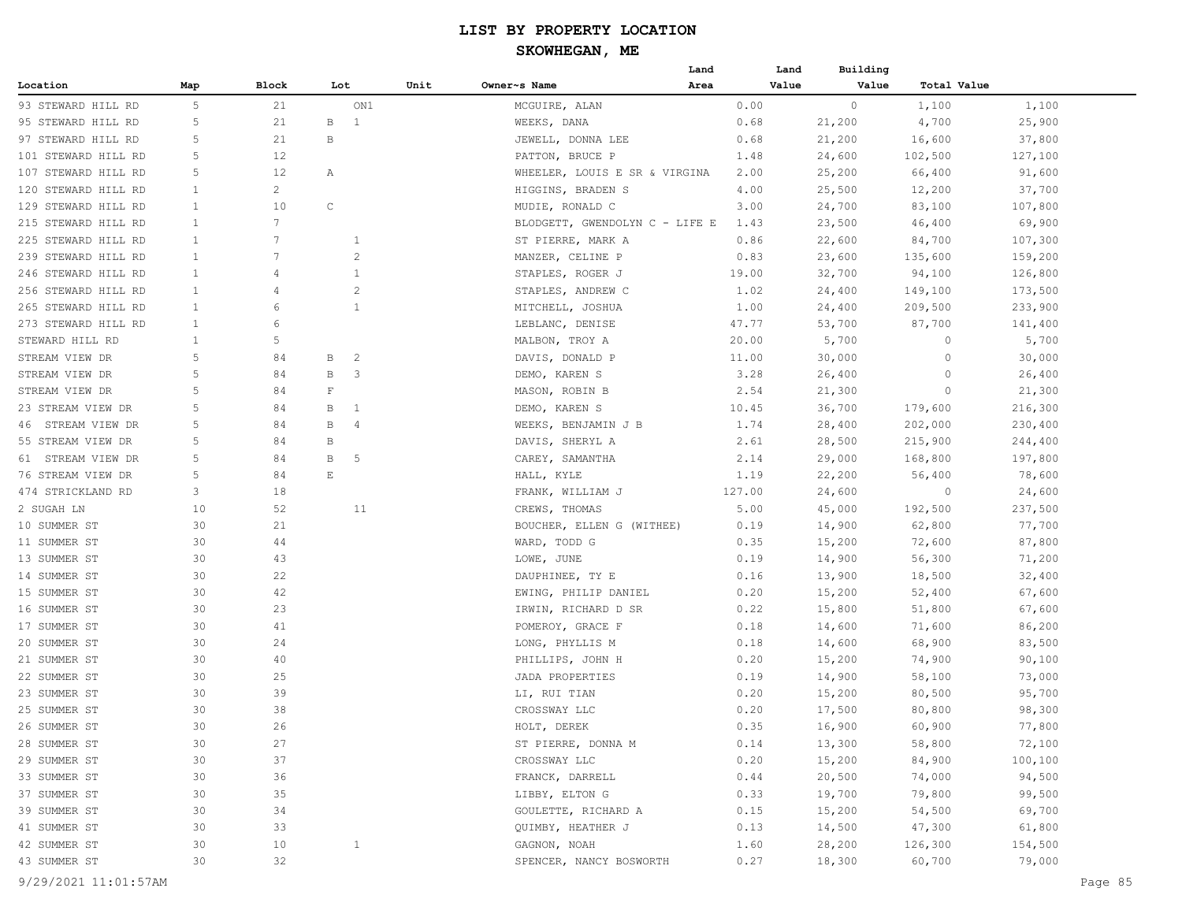# LIST BY PROPERTY LOCATION

## SKOWHEGAN, ME

| Location | Map | Block | Lot | Unit | Owner~s Name | Land Area | Land Value | Building Value | Total Value |
|---|---|---|---|---|---|---|---|---|---|
| 93 STEWARD HILL RD | 5 | 21 | ON1 | | MCGUIRE, ALAN | 0.00 | 0 | 1,100 | 1,100 |
| 95 STEWARD HILL RD | 5 | 21 | B 1 | | WEEKS, DANA | 0.68 | 21,200 | 4,700 | 25,900 |
| 97 STEWARD HILL RD | 5 | 21 | B | | JEWELL, DONNA LEE | 0.68 | 21,200 | 16,600 | 37,800 |
| 101 STEWARD HILL RD | 5 | 12 | | | PATTON, BRUCE P | 1.48 | 24,600 | 102,500 | 127,100 |
| 107 STEWARD HILL RD | 5 | 12 | A | | WHEELER, LOUIS E SR & VIRGINA | 2.00 | 25,200 | 66,400 | 91,600 |
| 120 STEWARD HILL RD | 1 | 2 | | | HIGGINS, BRADEN S | 4.00 | 25,500 | 12,200 | 37,700 |
| 129 STEWARD HILL RD | 1 | 10 | C | | MUDIE, RONALD C | 3.00 | 24,700 | 83,100 | 107,800 |
| 215 STEWARD HILL RD | 1 | 7 | | | BLODGETT, GWENDOLYN C - LIFE E | 1.43 | 23,500 | 46,400 | 69,900 |
| 225 STEWARD HILL RD | 1 | 7 | 1 | | ST PIERRE, MARK A | 0.86 | 22,600 | 84,700 | 107,300 |
| 239 STEWARD HILL RD | 1 | 7 | 2 | | MANZER, CELINE P | 0.83 | 23,600 | 135,600 | 159,200 |
| 246 STEWARD HILL RD | 1 | 4 | 1 | | STAPLES, ROGER J | 19.00 | 32,700 | 94,100 | 126,800 |
| 256 STEWARD HILL RD | 1 | 4 | 2 | | STAPLES, ANDREW C | 1.02 | 24,400 | 149,100 | 173,500 |
| 265 STEWARD HILL RD | 1 | 6 | 1 | | MITCHELL, JOSHUA | 1.00 | 24,400 | 209,500 | 233,900 |
| 273 STEWARD HILL RD | 1 | 6 | | | LEBLANC, DENISE | 47.77 | 53,700 | 87,700 | 141,400 |
| STEWARD HILL RD | 1 | 5 | | | MALBON, TROY A | 20.00 | 5,700 | 0 | 5,700 |
| STREAM VIEW DR | 5 | 84 | B 2 | | DAVIS, DONALD P | 11.00 | 30,000 | 0 | 30,000 |
| STREAM VIEW DR | 5 | 84 | B 3 | | DEMO, KAREN S | 3.28 | 26,400 | 0 | 26,400 |
| STREAM VIEW DR | 5 | 84 | F | | MASON, ROBIN B | 2.54 | 21,300 | 0 | 21,300 |
| 23 STREAM VIEW DR | 5 | 84 | B 1 | | DEMO, KAREN S | 10.45 | 36,700 | 179,600 | 216,300 |
| 46 STREAM VIEW DR | 5 | 84 | B 4 | | WEEKS, BENJAMIN J B | 1.74 | 28,400 | 202,000 | 230,400 |
| 55 STREAM VIEW DR | 5 | 84 | B | | DAVIS, SHERYL A | 2.61 | 28,500 | 215,900 | 244,400 |
| 61 STREAM VIEW DR | 5 | 84 | B 5 | | CAREY, SAMANTHA | 2.14 | 29,000 | 168,800 | 197,800 |
| 76 STREAM VIEW DR | 5 | 84 | E | | HALL, KYLE | 1.19 | 22,200 | 56,400 | 78,600 |
| 474 STRICKLAND RD | 3 | 18 | | | FRANK, WILLIAM J | 127.00 | 24,600 | 0 | 24,600 |
| 2 SUGAH LN | 10 | 52 | 11 | | CREWS, THOMAS | 5.00 | 45,000 | 192,500 | 237,500 |
| 10 SUMMER ST | 30 | 21 | | | BOUCHER, ELLEN G (WITHEE) | 0.19 | 14,900 | 62,800 | 77,700 |
| 11 SUMMER ST | 30 | 44 | | | WARD, TODD G | 0.35 | 15,200 | 72,600 | 87,800 |
| 13 SUMMER ST | 30 | 43 | | | LOWE, JUNE | 0.19 | 14,900 | 56,300 | 71,200 |
| 14 SUMMER ST | 30 | 22 | | | DAUPHINEE, TY E | 0.16 | 13,900 | 18,500 | 32,400 |
| 15 SUMMER ST | 30 | 42 | | | EWING, PHILIP DANIEL | 0.20 | 15,200 | 52,400 | 67,600 |
| 16 SUMMER ST | 30 | 23 | | | IRWIN, RICHARD D SR | 0.22 | 15,800 | 51,800 | 67,600 |
| 17 SUMMER ST | 30 | 41 | | | POMEROY, GRACE F | 0.18 | 14,600 | 71,600 | 86,200 |
| 20 SUMMER ST | 30 | 24 | | | LONG, PHYLLIS M | 0.18 | 14,600 | 68,900 | 83,500 |
| 21 SUMMER ST | 30 | 40 | | | PHILLIPS, JOHN H | 0.20 | 15,200 | 74,900 | 90,100 |
| 22 SUMMER ST | 30 | 25 | | | JADA PROPERTIES | 0.19 | 14,900 | 58,100 | 73,000 |
| 23 SUMMER ST | 30 | 39 | | | LI, RUI TIAN | 0.20 | 15,200 | 80,500 | 95,700 |
| 25 SUMMER ST | 30 | 38 | | | CROSSWAY LLC | 0.20 | 17,500 | 80,800 | 98,300 |
| 26 SUMMER ST | 30 | 26 | | | HOLT, DEREK | 0.35 | 16,900 | 60,900 | 77,800 |
| 28 SUMMER ST | 30 | 27 | | | ST PIERRE, DONNA M | 0.14 | 13,300 | 58,800 | 72,100 |
| 29 SUMMER ST | 30 | 37 | | | CROSSWAY LLC | 0.20 | 15,200 | 84,900 | 100,100 |
| 33 SUMMER ST | 30 | 36 | | | FRANCK, DARRELL | 0.44 | 20,500 | 74,000 | 94,500 |
| 37 SUMMER ST | 30 | 35 | | | LIBBY, ELTON G | 0.33 | 19,700 | 79,800 | 99,500 |
| 39 SUMMER ST | 30 | 34 | | | GOULETTE, RICHARD A | 0.15 | 15,200 | 54,500 | 69,700 |
| 41 SUMMER ST | 30 | 33 | | | QUIMBY, HEATHER J | 0.13 | 14,500 | 47,300 | 61,800 |
| 42 SUMMER ST | 30 | 10 | 1 | | GAGNON, NOAH | 1.60 | 28,200 | 126,300 | 154,500 |
| 43 SUMMER ST | 30 | 32 | | | SPENCER, NANCY BOSWORTH | 0.27 | 18,300 | 60,700 | 79,000 |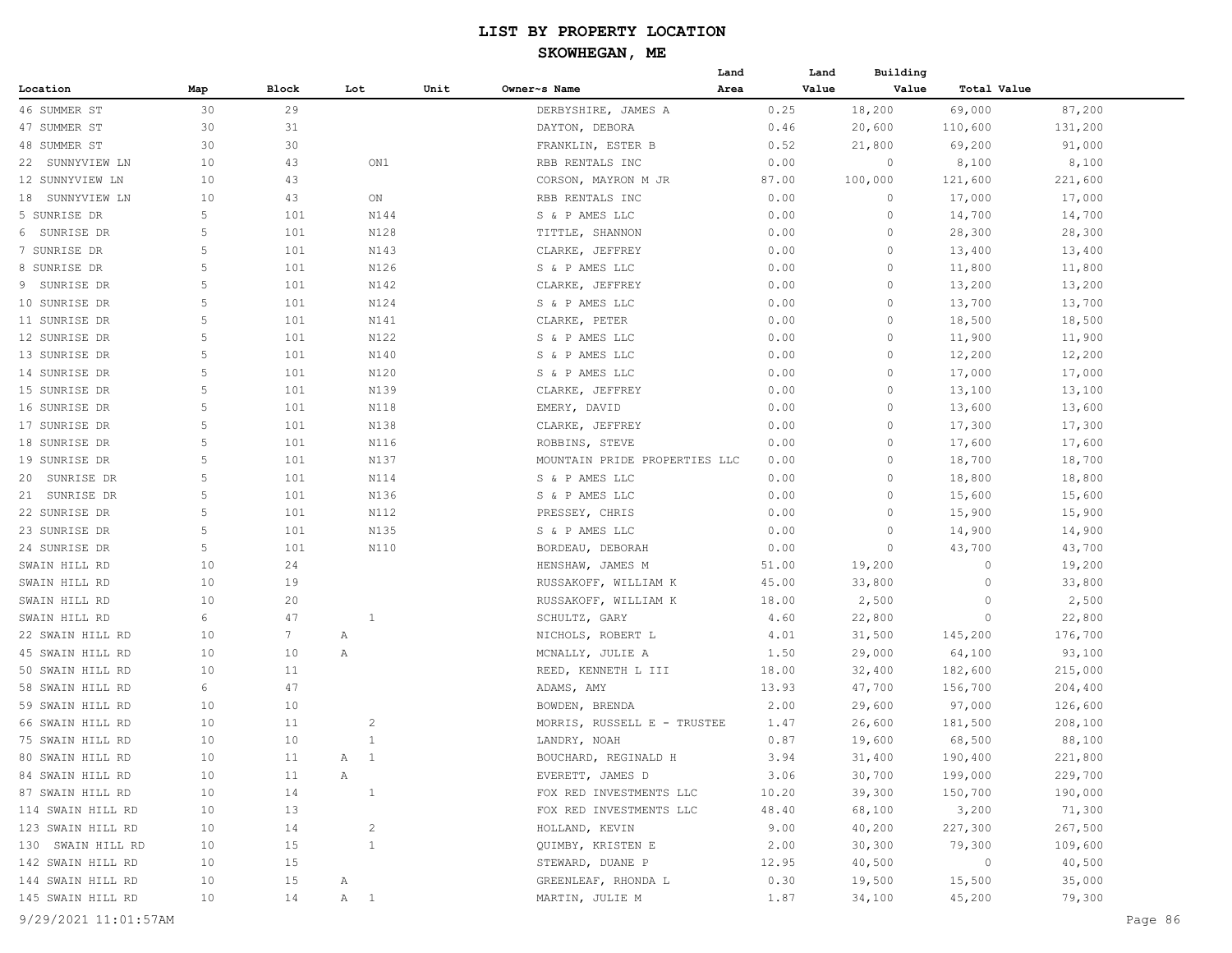| Location | Map | Block | Lot | Unit | Owner~s Name | Land Area | Land Value | Building Value | Total Value |
|---|---|---|---|---|---|---|---|---|---|
| 46 SUMMER ST | 30 | 29 | | | DERBYSHIRE, JAMES A | 0.25 | 18,200 | 69,000 | 87,200 |
| 47 SUMMER ST | 30 | 31 | | | DAYTON, DEBORA | 0.46 | 20,600 | 110,600 | 131,200 |
| 48 SUMMER ST | 30 | 30 | | | FRANKLIN, ESTER B | 0.52 | 21,800 | 69,200 | 91,000 |
| 22 SUNNYVIEW LN | 10 | 43 | ON1 | | RBB RENTALS INC | 0.00 | 0 | 8,100 | 8,100 |
| 12 SUNNYVIEW LN | 10 | 43 | | | CORSON, MAYRON M JR | 87.00 | 100,000 | 121,600 | 221,600 |
| 18 SUNNYVIEW LN | 10 | 43 | ON | | RBB RENTALS INC | 0.00 | 0 | 17,000 | 17,000 |
| 5 SUNRISE DR | 5 | 101 | N144 | | S & P AMES LLC | 0.00 | 0 | 14,700 | 14,700 |
| 6 SUNRISE DR | 5 | 101 | N128 | | TITTLE, SHANNON | 0.00 | 0 | 28,300 | 28,300 |
| 7 SUNRISE DR | 5 | 101 | N143 | | CLARKE, JEFFREY | 0.00 | 0 | 13,400 | 13,400 |
| 8 SUNRISE DR | 5 | 101 | N126 | | S & P AMES LLC | 0.00 | 0 | 11,800 | 11,800 |
| 9 SUNRISE DR | 5 | 101 | N142 | | CLARKE, JEFFREY | 0.00 | 0 | 13,200 | 13,200 |
| 10 SUNRISE DR | 5 | 101 | N124 | | S & P AMES LLC | 0.00 | 0 | 13,700 | 13,700 |
| 11 SUNRISE DR | 5 | 101 | N141 | | CLARKE, PETER | 0.00 | 0 | 18,500 | 18,500 |
| 12 SUNRISE DR | 5 | 101 | N122 | | S & P AMES LLC | 0.00 | 0 | 11,900 | 11,900 |
| 13 SUNRISE DR | 5 | 101 | N140 | | S & P AMES LLC | 0.00 | 0 | 12,200 | 12,200 |
| 14 SUNRISE DR | 5 | 101 | N120 | | S & P AMES LLC | 0.00 | 0 | 17,000 | 17,000 |
| 15 SUNRISE DR | 5 | 101 | N139 | | CLARKE, JEFFREY | 0.00 | 0 | 13,100 | 13,100 |
| 16 SUNRISE DR | 5 | 101 | N118 | | EMERY, DAVID | 0.00 | 0 | 13,600 | 13,600 |
| 17 SUNRISE DR | 5 | 101 | N138 | | CLARKE, JEFFREY | 0.00 | 0 | 17,300 | 17,300 |
| 18 SUNRISE DR | 5 | 101 | N116 | | ROBBINS, STEVE | 0.00 | 0 | 17,600 | 17,600 |
| 19 SUNRISE DR | 5 | 101 | N137 | | MOUNTAIN PRIDE PROPERTIES LLC | 0.00 | 0 | 18,700 | 18,700 |
| 20 SUNRISE DR | 5 | 101 | N114 | | S & P AMES LLC | 0.00 | 0 | 18,800 | 18,800 |
| 21 SUNRISE DR | 5 | 101 | N136 | | S & P AMES LLC | 0.00 | 0 | 15,600 | 15,600 |
| 22 SUNRISE DR | 5 | 101 | N112 | | PRESSEY, CHRIS | 0.00 | 0 | 15,900 | 15,900 |
| 23 SUNRISE DR | 5 | 101 | N135 | | S & P AMES LLC | 0.00 | 0 | 14,900 | 14,900 |
| 24 SUNRISE DR | 5 | 101 | N110 | | BORDEAU, DEBORAH | 0.00 | 0 | 43,700 | 43,700 |
| SWAIN HILL RD | 10 | 24 | | | HENSHAW, JAMES M | 51.00 | 19,200 | 0 | 19,200 |
| SWAIN HILL RD | 10 | 19 | | | RUSSAKOFF, WILLIAM K | 45.00 | 33,800 | 0 | 33,800 |
| SWAIN HILL RD | 10 | 20 | | | RUSSAKOFF, WILLIAM K | 18.00 | 2,500 | 0 | 2,500 |
| SWAIN HILL RD | 6 | 47 | 1 | | SCHULTZ, GARY | 4.60 | 22,800 | 0 | 22,800 |
| 22 SWAIN HILL RD | 10 | 7 | A | | NICHOLS, ROBERT L | 4.01 | 31,500 | 145,200 | 176,700 |
| 45 SWAIN HILL RD | 10 | 10 | A | | MCNALLY, JULIE A | 1.50 | 29,000 | 64,100 | 93,100 |
| 50 SWAIN HILL RD | 10 | 11 | | | REED, KENNETH L III | 18.00 | 32,400 | 182,600 | 215,000 |
| 58 SWAIN HILL RD | 6 | 47 | | | ADAMS, AMY | 13.93 | 47,700 | 156,700 | 204,400 |
| 59 SWAIN HILL RD | 10 | 10 | | | BOWDEN, BRENDA | 2.00 | 29,600 | 97,000 | 126,600 |
| 66 SWAIN HILL RD | 10 | 11 | 2 | | MORRIS, RUSSELL E - TRUSTEE | 1.47 | 26,600 | 181,500 | 208,100 |
| 75 SWAIN HILL RD | 10 | 10 | 1 | | LANDRY, NOAH | 0.87 | 19,600 | 68,500 | 88,100 |
| 80 SWAIN HILL RD | 10 | 11 | A 1 | | BOUCHARD, REGINALD H | 3.94 | 31,400 | 190,400 | 221,800 |
| 84 SWAIN HILL RD | 10 | 11 | A | | EVERETT, JAMES D | 3.06 | 30,700 | 199,000 | 229,700 |
| 87 SWAIN HILL RD | 10 | 14 | 1 | | FOX RED INVESTMENTS LLC | 10.20 | 39,300 | 150,700 | 190,000 |
| 114 SWAIN HILL RD | 10 | 13 | | | FOX RED INVESTMENTS LLC | 48.40 | 68,100 | 3,200 | 71,300 |
| 123 SWAIN HILL RD | 10 | 14 | 2 | | HOLLAND, KEVIN | 9.00 | 40,200 | 227,300 | 267,500 |
| 130 SWAIN HILL RD | 10 | 15 | 1 | | QUIMBY, KRISTEN E | 2.00 | 30,300 | 79,300 | 109,600 |
| 142 SWAIN HILL RD | 10 | 15 | | | STEWARD, DUANE P | 12.95 | 40,500 | 0 | 40,500 |
| 144 SWAIN HILL RD | 10 | 15 | A | | GREENLEAF, RHONDA L | 0.30 | 19,500 | 15,500 | 35,000 |
| 145 SWAIN HILL RD | 10 | 14 | A 1 | | MARTIN, JULIE M | 1.87 | 34,100 | 45,200 | 79,300 |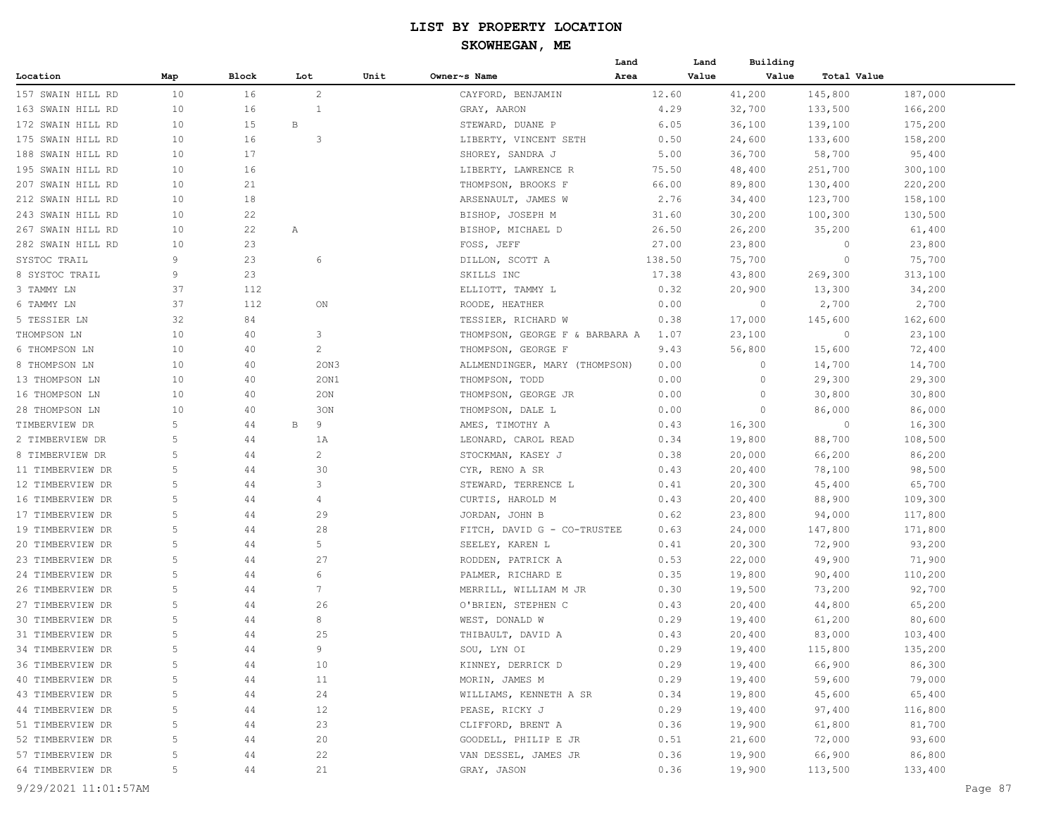# LIST BY PROPERTY LOCATION

## SKOWHEGAN, ME

| Location | Map | Block | Lot | Unit | Owner~s Name | Land Area | Land Value | Building Value | Total Value |
|---|---|---|---|---|---|---|---|---|---|
| 157 SWAIN HILL RD | 10 | 16 | 2 | | CAYFORD, BENJAMIN | 12.60 | 41,200 | 145,800 | 187,000 |
| 163 SWAIN HILL RD | 10 | 16 | 1 | | GRAY, AARON | 4.29 | 32,700 | 133,500 | 166,200 |
| 172 SWAIN HILL RD | 10 | 15 | B | | STEWARD, DUANE P | 6.05 | 36,100 | 139,100 | 175,200 |
| 175 SWAIN HILL RD | 10 | 16 | 3 | | LIBERTY, VINCENT SETH | 0.50 | 24,600 | 133,600 | 158,200 |
| 188 SWAIN HILL RD | 10 | 17 | | | SHOREY, SANDRA J | 5.00 | 36,700 | 58,700 | 95,400 |
| 195 SWAIN HILL RD | 10 | 16 | | | LIBERTY, LAWRENCE R | 75.50 | 48,400 | 251,700 | 300,100 |
| 207 SWAIN HILL RD | 10 | 21 | | | THOMPSON, BROOKS F | 66.00 | 89,800 | 130,400 | 220,200 |
| 212 SWAIN HILL RD | 10 | 18 | | | ARSENAULT, JAMES W | 2.76 | 34,400 | 123,700 | 158,100 |
| 243 SWAIN HILL RD | 10 | 22 | | | BISHOP, JOSEPH M | 31.60 | 30,200 | 100,300 | 130,500 |
| 267 SWAIN HILL RD | 10 | 22 | A | | BISHOP, MICHAEL D | 26.50 | 26,200 | 35,200 | 61,400 |
| 282 SWAIN HILL RD | 10 | 23 | | | FOSS, JEFF | 27.00 | 23,800 | 0 | 23,800 |
| SYSTOC TRAIL | 9 | 23 | 6 | | DILLON, SCOTT A | 138.50 | 75,700 | 0 | 75,700 |
| 8 SYSTOC TRAIL | 9 | 23 | | | SKILLS INC | 17.38 | 43,800 | 269,300 | 313,100 |
| 3 TAMMY LN | 37 | 112 | | | ELLIOTT, TAMMY L | 0.32 | 20,900 | 13,300 | 34,200 |
| 6 TAMMY LN | 37 | 112 | ON | | ROODE, HEATHER | 0.00 | 0 | 2,700 | 2,700 |
| 5 TESSIER LN | 32 | 84 | | | TESSIER, RICHARD W | 0.38 | 17,000 | 145,600 | 162,600 |
| THOMPSON LN | 10 | 40 | 3 | | THOMPSON, GEORGE F & BARBARA A | 1.07 | 23,100 | 0 | 23,100 |
| 6 THOMPSON LN | 10 | 40 | 2 | | THOMPSON, GEORGE F | 9.43 | 56,800 | 15,600 | 72,400 |
| 8 THOMPSON LN | 10 | 40 | 2ON3 | | ALLMENDINGER, MARY (THOMPSON) | 0.00 | 0 | 14,700 | 14,700 |
| 13 THOMPSON LN | 10 | 40 | 2ON1 | | THOMPSON, TODD | 0.00 | 0 | 29,300 | 29,300 |
| 16 THOMPSON LN | 10 | 40 | 2ON | | THOMPSON, GEORGE JR | 0.00 | 0 | 30,800 | 30,800 |
| 28 THOMPSON LN | 10 | 40 | 3ON | | THOMPSON, DALE L | 0.00 | 0 | 86,000 | 86,000 |
| TIMBERVIEW DR | 5 | 44 | B 9 | | AMES, TIMOTHY A | 0.43 | 16,300 | 0 | 16,300 |
| 2 TIMBERVIEW DR | 5 | 44 | 1A | | LEONARD, CAROL READ | 0.34 | 19,800 | 88,700 | 108,500 |
| 8 TIMBERVIEW DR | 5 | 44 | 2 | | STOCKMAN, KASEY J | 0.38 | 20,000 | 66,200 | 86,200 |
| 11 TIMBERVIEW DR | 5 | 44 | 30 | | CYR, RENO A SR | 0.43 | 20,400 | 78,100 | 98,500 |
| 12 TIMBERVIEW DR | 5 | 44 | 3 | | STEWARD, TERRENCE L | 0.41 | 20,300 | 45,400 | 65,700 |
| 16 TIMBERVIEW DR | 5 | 44 | 4 | | CURTIS, HAROLD M | 0.43 | 20,400 | 88,900 | 109,300 |
| 17 TIMBERVIEW DR | 5 | 44 | 29 | | JORDAN, JOHN B | 0.62 | 23,800 | 94,000 | 117,800 |
| 19 TIMBERVIEW DR | 5 | 44 | 28 | | FITCH, DAVID G - CO-TRUSTEE | 0.63 | 24,000 | 147,800 | 171,800 |
| 20 TIMBERVIEW DR | 5 | 44 | 5 | | SEELEY, KAREN L | 0.41 | 20,300 | 72,900 | 93,200 |
| 23 TIMBERVIEW DR | 5 | 44 | 27 | | RODDEN, PATRICK A | 0.53 | 22,000 | 49,900 | 71,900 |
| 24 TIMBERVIEW DR | 5 | 44 | 6 | | PALMER, RICHARD E | 0.35 | 19,800 | 90,400 | 110,200 |
| 26 TIMBERVIEW DR | 5 | 44 | 7 | | MERRILL, WILLIAM M JR | 0.30 | 19,500 | 73,200 | 92,700 |
| 27 TIMBERVIEW DR | 5 | 44 | 26 | | O'BRIEN, STEPHEN C | 0.43 | 20,400 | 44,800 | 65,200 |
| 30 TIMBERVIEW DR | 5 | 44 | 8 | | WEST, DONALD W | 0.29 | 19,400 | 61,200 | 80,600 |
| 31 TIMBERVIEW DR | 5 | 44 | 25 | | THIBAULT, DAVID A | 0.43 | 20,400 | 83,000 | 103,400 |
| 34 TIMBERVIEW DR | 5 | 44 | 9 | | SOU, LYN OI | 0.29 | 19,400 | 115,800 | 135,200 |
| 36 TIMBERVIEW DR | 5 | 44 | 10 | | KINNEY, DERRICK D | 0.29 | 19,400 | 66,900 | 86,300 |
| 40 TIMBERVIEW DR | 5 | 44 | 11 | | MORIN, JAMES M | 0.29 | 19,400 | 59,600 | 79,000 |
| 43 TIMBERVIEW DR | 5 | 44 | 24 | | WILLIAMS, KENNETH A SR | 0.34 | 19,800 | 45,600 | 65,400 |
| 44 TIMBERVIEW DR | 5 | 44 | 12 | | PEASE, RICKY J | 0.29 | 19,400 | 97,400 | 116,800 |
| 51 TIMBERVIEW DR | 5 | 44 | 23 | | CLIFFORD, BRENT A | 0.36 | 19,900 | 61,800 | 81,700 |
| 52 TIMBERVIEW DR | 5 | 44 | 20 | | GOODELL, PHILIP E JR | 0.51 | 21,600 | 72,000 | 93,600 |
| 57 TIMBERVIEW DR | 5 | 44 | 22 | | VAN DESSEL, JAMES JR | 0.36 | 19,900 | 66,900 | 86,800 |
| 64 TIMBERVIEW DR | 5 | 44 | 21 | | GRAY, JASON | 0.36 | 19,900 | 113,500 | 133,400 |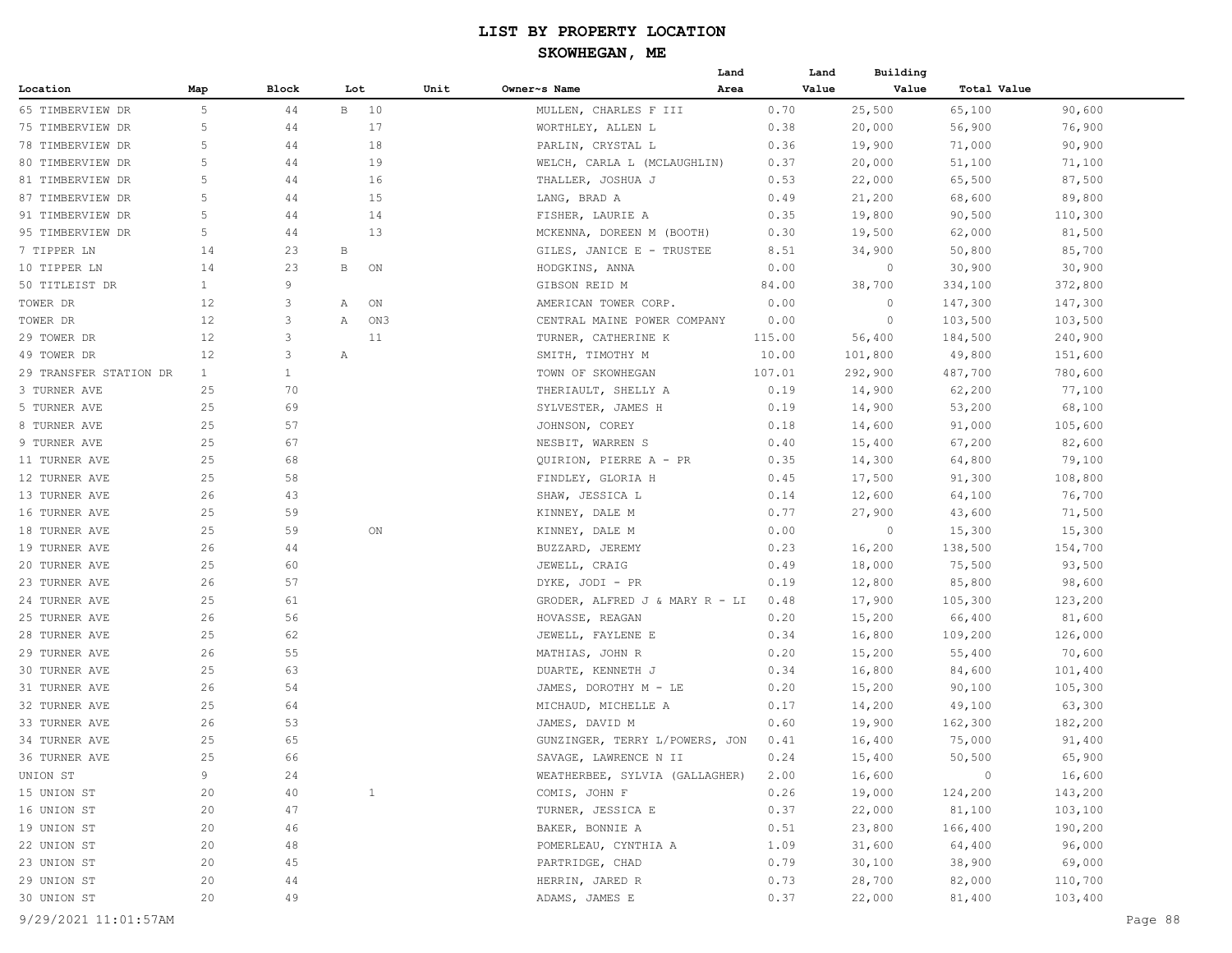# LIST BY PROPERTY LOCATION

## SKOWHEGAN, ME

| Location | Map | Block | Lot | Unit | Owner~s Name | Land Area | Land Value | Building Value | Total Value |
|---|---|---|---|---|---|---|---|---|---|
| 65 TIMBERVIEW DR | 5 | 44 | B 10 | | MULLEN, CHARLES F III | 0.70 | 25,500 | 65,100 | 90,600 |
| 75 TIMBERVIEW DR | 5 | 44 | 17 | | WORTHLEY, ALLEN L | 0.38 | 20,000 | 56,900 | 76,900 |
| 78 TIMBERVIEW DR | 5 | 44 | 18 | | PARLIN, CRYSTAL L | 0.36 | 19,900 | 71,000 | 90,900 |
| 80 TIMBERVIEW DR | 5 | 44 | 19 | | WELCH, CARLA L (MCLAUGHLIN) | 0.37 | 20,000 | 51,100 | 71,100 |
| 81 TIMBERVIEW DR | 5 | 44 | 16 | | THALLER, JOSHUA J | 0.53 | 22,000 | 65,500 | 87,500 |
| 87 TIMBERVIEW DR | 5 | 44 | 15 | | LANG, BRAD A | 0.49 | 21,200 | 68,600 | 89,800 |
| 91 TIMBERVIEW DR | 5 | 44 | 14 | | FISHER, LAURIE A | 0.35 | 19,800 | 90,500 | 110,300 |
| 95 TIMBERVIEW DR | 5 | 44 | 13 | | MCKENNA, DOREEN M (BOOTH) | 0.30 | 19,500 | 62,000 | 81,500 |
| 7 TIPPER LN | 14 | 23 | B | | GILES, JANICE E - TRUSTEE | 8.51 | 34,900 | 50,800 | 85,700 |
| 10 TIPPER LN | 14 | 23 | B ON | | HODGKINS, ANNA | 0.00 | 0 | 30,900 | 30,900 |
| 50 TITLEIST DR | 1 | 9 | | | GIBSON REID M | 84.00 | 38,700 | 334,100 | 372,800 |
| TOWER DR | 12 | 3 | A ON | | AMERICAN TOWER CORP. | 0.00 | 0 | 147,300 | 147,300 |
| TOWER DR | 12 | 3 | A ON3 | | CENTRAL MAINE POWER COMPANY | 0.00 | 0 | 103,500 | 103,500 |
| 29 TOWER DR | 12 | 3 | 11 | | TURNER, CATHERINE K | 115.00 | 56,400 | 184,500 | 240,900 |
| 49 TOWER DR | 12 | 3 | A | | SMITH, TIMOTHY M | 10.00 | 101,800 | 49,800 | 151,600 |
| 29 TRANSFER STATION DR | 1 | 1 | | | TOWN OF SKOWHEGAN | 107.01 | 292,900 | 487,700 | 780,600 |
| 3 TURNER AVE | 25 | 70 | | | THERIAULT, SHELLY A | 0.19 | 14,900 | 62,200 | 77,100 |
| 5 TURNER AVE | 25 | 69 | | | SYLVESTER, JAMES H | 0.19 | 14,900 | 53,200 | 68,100 |
| 8 TURNER AVE | 25 | 57 | | | JOHNSON, COREY | 0.18 | 14,600 | 91,000 | 105,600 |
| 9 TURNER AVE | 25 | 67 | | | NESBIT, WARREN S | 0.40 | 15,400 | 67,200 | 82,600 |
| 11 TURNER AVE | 25 | 68 | | | QUIRION, PIERRE A - PR | 0.35 | 14,300 | 64,800 | 79,100 |
| 12 TURNER AVE | 25 | 58 | | | FINDLEY, GLORIA H | 0.45 | 17,500 | 91,300 | 108,800 |
| 13 TURNER AVE | 26 | 43 | | | SHAW, JESSICA L | 0.14 | 12,600 | 64,100 | 76,700 |
| 16 TURNER AVE | 25 | 59 | | | KINNEY, DALE M | 0.77 | 27,900 | 43,600 | 71,500 |
| 18 TURNER AVE | 25 | 59 | ON | | KINNEY, DALE M | 0.00 | 0 | 15,300 | 15,300 |
| 19 TURNER AVE | 26 | 44 | | | BUZZARD, JEREMY | 0.23 | 16,200 | 138,500 | 154,700 |
| 20 TURNER AVE | 25 | 60 | | | JEWELL, CRAIG | 0.49 | 18,000 | 75,500 | 93,500 |
| 23 TURNER AVE | 26 | 57 | | | DYKE, JODI - PR | 0.19 | 12,800 | 85,800 | 98,600 |
| 24 TURNER AVE | 25 | 61 | | | GRODER, ALFRED J & MARY R - LI | 0.48 | 17,900 | 105,300 | 123,200 |
| 25 TURNER AVE | 26 | 56 | | | HOVASSE, REAGAN | 0.20 | 15,200 | 66,400 | 81,600 |
| 28 TURNER AVE | 25 | 62 | | | JEWELL, FAYLENE E | 0.34 | 16,800 | 109,200 | 126,000 |
| 29 TURNER AVE | 26 | 55 | | | MATHIAS, JOHN R | 0.20 | 15,200 | 55,400 | 70,600 |
| 30 TURNER AVE | 25 | 63 | | | DUARTE, KENNETH J | 0.34 | 16,800 | 84,600 | 101,400 |
| 31 TURNER AVE | 26 | 54 | | | JAMES, DOROTHY M - LE | 0.20 | 15,200 | 90,100 | 105,300 |
| 32 TURNER AVE | 25 | 64 | | | MICHAUD, MICHELLE A | 0.17 | 14,200 | 49,100 | 63,300 |
| 33 TURNER AVE | 26 | 53 | | | JAMES, DAVID M | 0.60 | 19,900 | 162,300 | 182,200 |
| 34 TURNER AVE | 25 | 65 | | | GUNZINGER, TERRY L/POWERS, JON | 0.41 | 16,400 | 75,000 | 91,400 |
| 36 TURNER AVE | 25 | 66 | | | SAVAGE, LAWRENCE N II | 0.24 | 15,400 | 50,500 | 65,900 |
| UNION ST | 9 | 24 | | | WEATHERBEE, SYLVIA (GALLAGHER) | 2.00 | 16,600 | 0 | 16,600 |
| 15 UNION ST | 20 | 40 | 1 | | COMIS, JOHN F | 0.26 | 19,000 | 124,200 | 143,200 |
| 16 UNION ST | 20 | 47 | | | TURNER, JESSICA E | 0.37 | 22,000 | 81,100 | 103,100 |
| 19 UNION ST | 20 | 46 | | | BAKER, BONNIE A | 0.51 | 23,800 | 166,400 | 190,200 |
| 22 UNION ST | 20 | 48 | | | POMERLEAU, CYNTHIA A | 1.09 | 31,600 | 64,400 | 96,000 |
| 23 UNION ST | 20 | 45 | | | PARTRIDGE, CHAD | 0.79 | 30,100 | 38,900 | 69,000 |
| 29 UNION ST | 20 | 44 | | | HERRIN, JARED R | 0.73 | 28,700 | 82,000 | 110,700 |
| 30 UNION ST | 20 | 49 | | | ADAMS, JAMES E | 0.37 | 22,000 | 81,400 | 103,400 |

9/29/2021 11:01:57AM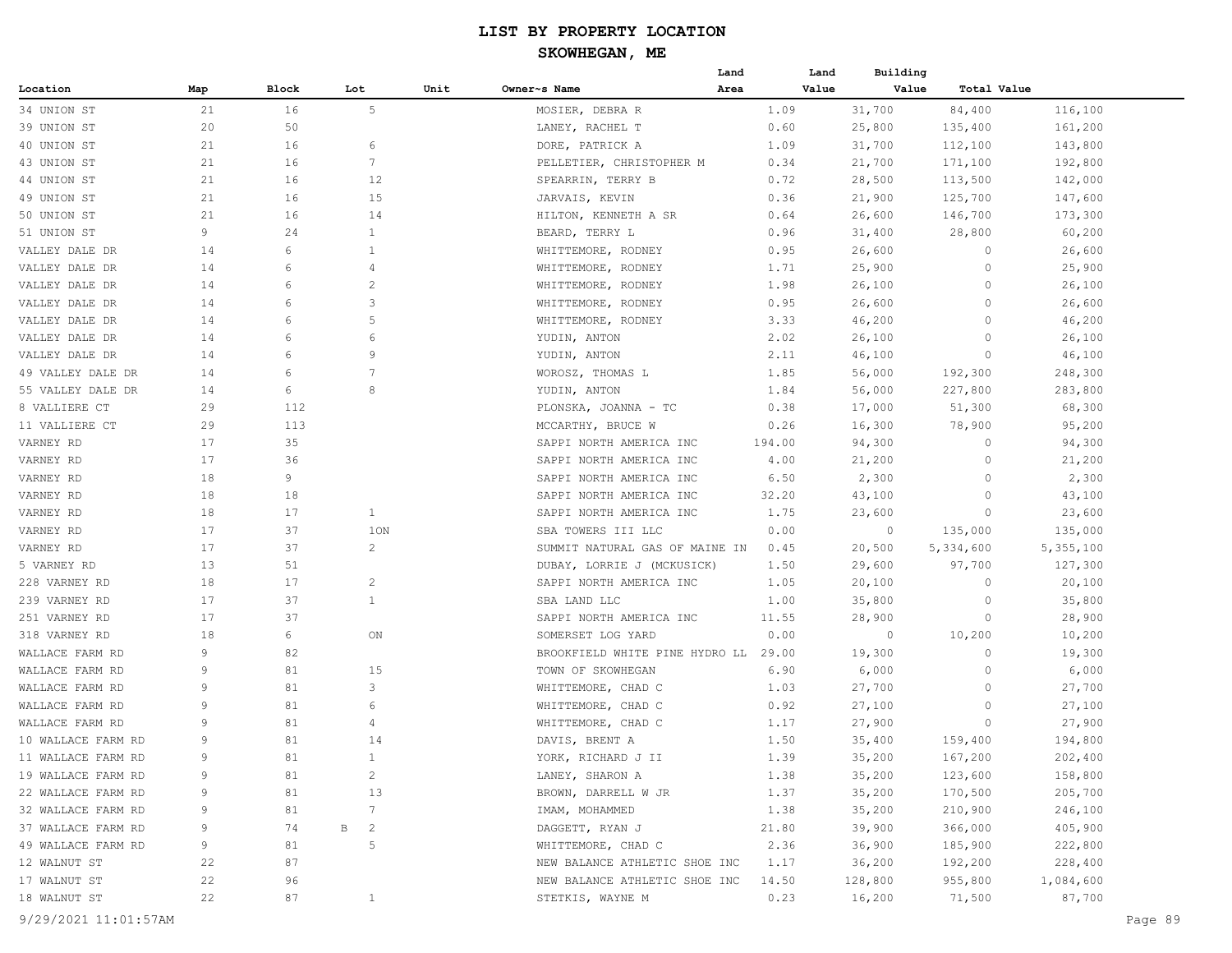# LIST BY PROPERTY LOCATION

## SKOWHEGAN, ME

| Location | Map | Block | Lot | Unit | Owner~s Name | Land Area | Land Value | Building Value | Total Value |
|---|---|---|---|---|---|---|---|---|---|
| 34 UNION ST | 21 | 16 | 5 | | MOSIER, DEBRA R | 1.09 | 31,700 | 84,400 | 116,100 |
| 39 UNION ST | 20 | 50 | | | LANEY, RACHEL T | 0.60 | 25,800 | 135,400 | 161,200 |
| 40 UNION ST | 21 | 16 | 6 | | DORE, PATRICK A | 1.09 | 31,700 | 112,100 | 143,800 |
| 43 UNION ST | 21 | 16 | 7 | | PELLETIER, CHRISTOPHER M | 0.34 | 21,700 | 171,100 | 192,800 |
| 44 UNION ST | 21 | 16 | 12 | | SPEARRIN, TERRY B | 0.72 | 28,500 | 113,500 | 142,000 |
| 49 UNION ST | 21 | 16 | 15 | | JARVAIS, KEVIN | 0.36 | 21,900 | 125,700 | 147,600 |
| 50 UNION ST | 21 | 16 | 14 | | HILTON, KENNETH A SR | 0.64 | 26,600 | 146,700 | 173,300 |
| 51 UNION ST | 9 | 24 | 1 | | BEARD, TERRY L | 0.96 | 31,400 | 28,800 | 60,200 |
| VALLEY DALE DR | 14 | 6 | 1 | | WHITTEMORE, RODNEY | 0.95 | 26,600 | 0 | 26,600 |
| VALLEY DALE DR | 14 | 6 | 4 | | WHITTEMORE, RODNEY | 1.71 | 25,900 | 0 | 25,900 |
| VALLEY DALE DR | 14 | 6 | 2 | | WHITTEMORE, RODNEY | 1.98 | 26,100 | 0 | 26,100 |
| VALLEY DALE DR | 14 | 6 | 3 | | WHITTEMORE, RODNEY | 0.95 | 26,600 | 0 | 26,600 |
| VALLEY DALE DR | 14 | 6 | 5 | | WHITTEMORE, RODNEY | 3.33 | 46,200 | 0 | 46,200 |
| VALLEY DALE DR | 14 | 6 | 6 | | YUDIN, ANTON | 2.02 | 26,100 | 0 | 26,100 |
| VALLEY DALE DR | 14 | 6 | 9 | | YUDIN, ANTON | 2.11 | 46,100 | 0 | 46,100 |
| 49 VALLEY DALE DR | 14 | 6 | 7 | | WOROSZ, THOMAS L | 1.85 | 56,000 | 192,300 | 248,300 |
| 55 VALLEY DALE DR | 14 | 6 | 8 | | YUDIN, ANTON | 1.84 | 56,000 | 227,800 | 283,800 |
| 8 VALLIERE CT | 29 | 112 | | | PLONSKA, JOANNA - TC | 0.38 | 17,000 | 51,300 | 68,300 |
| 11 VALLIERE CT | 29 | 113 | | | MCCARTHY, BRUCE W | 0.26 | 16,300 | 78,900 | 95,200 |
| VARNEY RD | 17 | 35 | | | SAPPI NORTH AMERICA INC | 194.00 | 94,300 | 0 | 94,300 |
| VARNEY RD | 17 | 36 | | | SAPPI NORTH AMERICA INC | 4.00 | 21,200 | 0 | 21,200 |
| VARNEY RD | 18 | 9 | | | SAPPI NORTH AMERICA INC | 6.50 | 2,300 | 0 | 2,300 |
| VARNEY RD | 18 | 18 | | | SAPPI NORTH AMERICA INC | 32.20 | 43,100 | 0 | 43,100 |
| VARNEY RD | 18 | 17 | 1 | | SAPPI NORTH AMERICA INC | 1.75 | 23,600 | 0 | 23,600 |
| VARNEY RD | 17 | 37 | 1ON | | SBA TOWERS III LLC | 0.00 | 0 | 135,000 | 135,000 |
| VARNEY RD | 17 | 37 | 2 | | SUMMIT NATURAL GAS OF MAINE IN | 0.45 | 20,500 | 5,334,600 | 5,355,100 |
| 5 VARNEY RD | 13 | 51 | | | DUBAY, LORRIE J (MCKUSICK) | 1.50 | 29,600 | 97,700 | 127,300 |
| 228 VARNEY RD | 18 | 17 | 2 | | SAPPI NORTH AMERICA INC | 1.05 | 20,100 | 0 | 20,100 |
| 239 VARNEY RD | 17 | 37 | 1 | | SBA LAND LLC | 1.00 | 35,800 | 0 | 35,800 |
| 251 VARNEY RD | 17 | 37 | | | SAPPI NORTH AMERICA INC | 11.55 | 28,900 | 0 | 28,900 |
| 318 VARNEY RD | 18 | 6 | ON | | SOMERSET LOG YARD | 0.00 | 0 | 10,200 | 10,200 |
| WALLACE FARM RD | 9 | 82 | | | BROOKFIELD WHITE PINE HYDRO LL | 29.00 | 19,300 | 0 | 19,300 |
| WALLACE FARM RD | 9 | 81 | 15 | | TOWN OF SKOWHEGAN | 6.90 | 6,000 | 0 | 6,000 |
| WALLACE FARM RD | 9 | 81 | 3 | | WHITTEMORE, CHAD C | 1.03 | 27,700 | 0 | 27,700 |
| WALLACE FARM RD | 9 | 81 | 6 | | WHITTEMORE, CHAD C | 0.92 | 27,100 | 0 | 27,100 |
| WALLACE FARM RD | 9 | 81 | 4 | | WHITTEMORE, CHAD C | 1.17 | 27,900 | 0 | 27,900 |
| 10 WALLACE FARM RD | 9 | 81 | 14 | | DAVIS, BRENT A | 1.50 | 35,400 | 159,400 | 194,800 |
| 11 WALLACE FARM RD | 9 | 81 | 1 | | YORK, RICHARD J II | 1.39 | 35,200 | 167,200 | 202,400 |
| 19 WALLACE FARM RD | 9 | 81 | 2 | | LANEY, SHARON A | 1.38 | 35,200 | 123,600 | 158,800 |
| 22 WALLACE FARM RD | 9 | 81 | 13 | | BROWN, DARRELL W JR | 1.37 | 35,200 | 170,500 | 205,700 |
| 32 WALLACE FARM RD | 9 | 81 | 7 | | IMAM, MOHAMMED | 1.38 | 35,200 | 210,900 | 246,100 |
| 37 WALLACE FARM RD | 9 | 74 | B 2 | | DAGGETT, RYAN J | 21.80 | 39,900 | 366,000 | 405,900 |
| 49 WALLACE FARM RD | 9 | 81 | 5 | | WHITTEMORE, CHAD C | 2.36 | 36,900 | 185,900 | 222,800 |
| 12 WALNUT ST | 22 | 87 | | | NEW BALANCE ATHLETIC SHOE INC | 1.17 | 36,200 | 192,200 | 228,400 |
| 17 WALNUT ST | 22 | 96 | | | NEW BALANCE ATHLETIC SHOE INC | 14.50 | 128,800 | 955,800 | 1,084,600 |
| 18 WALNUT ST | 22 | 87 | 1 | | STETKIS, WAYNE M | 0.23 | 16,200 | 71,500 | 87,700 |

9/29/2021 11:01:57AM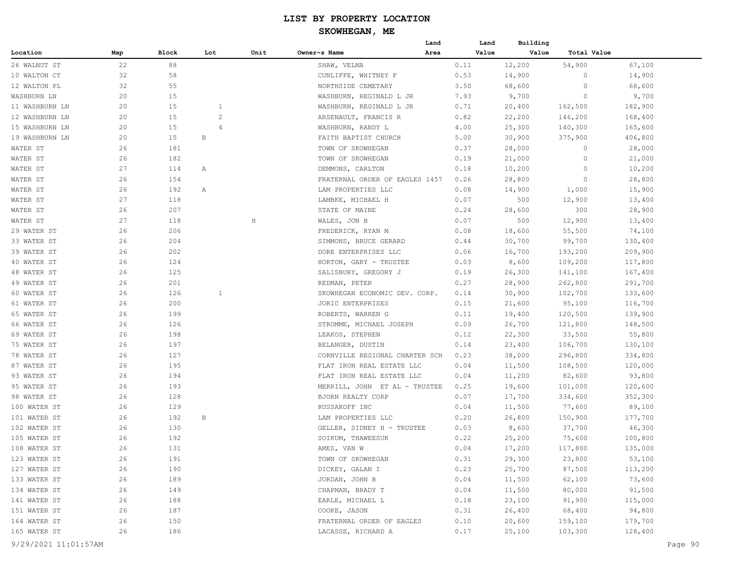# LIST BY PROPERTY LOCATION

## SKOWHEGAN, ME

| Location | Map | Block | Lot | Unit | Owner~s Name | Land Area | Land Value | Building Value | Total Value |
|---|---|---|---|---|---|---|---|---|---|
| 26 WALNUT ST | 22 | 88 | | | SHAW, VELMA | 0.11 | 12,200 | 54,900 | 67,100 |
| 10 WALTON CT | 32 | 58 | | | CUNLIFFE, WHITNEY F | 0.53 | 14,900 | 0 | 14,900 |
| 12 WALTON PL | 32 | 55 | | | NORTHSIDE CEMETARY | 3.50 | 68,600 | 0 | 68,600 |
| WASHBURN LN | 20 | 15 | | | WASHBURN, REGINALD L JR | 7.93 | 9,700 | 0 | 9,700 |
| 11 WASHBURN LN | 20 | 15 | 1 | | WASHBURN, REGINALD L JR | 0.71 | 20,400 | 162,500 | 182,900 |
| 12 WASHBURN LN | 20 | 15 | 2 | | ARSENAULT, FRANCIS R | 0.82 | 22,200 | 146,200 | 168,400 |
| 15 WASHBURN LN | 20 | 15 | 4 | | WASHBURN, RANDY L | 4.00 | 25,300 | 140,300 | 165,600 |
| 19 WASHBURN LN | 20 | 15 | B | | FAITH BAPTIST CHURCH | 5.00 | 30,900 | 375,900 | 406,800 |
| WATER ST | 26 | 181 | | | TOWN OF SKOWHEGAN | 0.37 | 28,000 | 0 | 28,000 |
| WATER ST | 26 | 182 | | | TOWN OF SKOWHEGAN | 0.19 | 21,000 | 0 | 21,000 |
| WATER ST | 27 | 114 | A | | DEMMONS, CARLTON | 0.18 | 10,200 | 0 | 10,200 |
| WATER ST | 26 | 154 | | | FRATERNAL ORDER OF EAGLES 1457 | 0.26 | 28,800 | 0 | 28,800 |
| WATER ST | 26 | 192 | A | | LAM PROPERTIES LLC | 0.08 | 14,900 | 1,000 | 15,900 |
| WATER ST | 27 | 118 | | | LAMBKE, MICHAEL H | 0.07 | 500 | 12,900 | 13,400 |
| WATER ST | 26 | 207 | | | STATE OF MAINE | 0.24 | 28,600 | 300 | 28,900 |
| WATER ST | 27 | 118 | | H | WALES, JON B | 0.07 | 500 | 12,900 | 13,400 |
| 29 WATER ST | 26 | 206 | | | FREDERICK, RYAN M | 0.08 | 18,600 | 55,500 | 74,100 |
| 33 WATER ST | 26 | 204 | | | SIMMONS, BRUCE GERARD | 0.44 | 30,700 | 99,700 | 130,400 |
| 39 WATER ST | 26 | 202 | | | DORE ENTERPRISES LLC | 0.06 | 16,700 | 193,200 | 209,900 |
| 40 WATER ST | 26 | 124 | | | HORTON, GARY - TRUSTEE | 0.03 | 8,600 | 109,200 | 117,800 |
| 48 WATER ST | 26 | 125 | | | SALISBURY, GREGORY J | 0.19 | 26,300 | 141,100 | 167,400 |
| 49 WATER ST | 26 | 201 | | | REDMAN, PETER | 0.27 | 28,900 | 262,800 | 291,700 |
| 60 WATER ST | 26 | 126 | 1 | | SKOWHEGAN ECONOMIC DEV. CORP. | 0.14 | 30,900 | 102,700 | 133,600 |
| 61 WATER ST | 26 | 200 | | | JORIC ENTERPRISES | 0.15 | 21,600 | 95,100 | 116,700 |
| 65 WATER ST | 26 | 199 | | | ROBERTS, WARREN G | 0.11 | 19,400 | 120,500 | 139,900 |
| 66 WATER ST | 26 | 126 | | | STROMME, MICHAEL JOSEPH | 0.09 | 26,700 | 121,800 | 148,500 |
| 69 WATER ST | 26 | 198 | | | LEAKOS, STEPHEN | 0.12 | 22,300 | 33,500 | 55,800 |
| 75 WATER ST | 26 | 197 | | | BELANGER, DUSTIN | 0.14 | 23,400 | 106,700 | 130,100 |
| 78 WATER ST | 26 | 127 | | | CORNVILLE REGIONAL CHARTER SCH | 0.23 | 38,000 | 296,800 | 334,800 |
| 87 WATER ST | 26 | 195 | | | FLAT IRON REAL ESTATE LLC | 0.04 | 11,500 | 108,500 | 120,000 |
| 93 WATER ST | 26 | 194 | | | FLAT IRON REAL ESTATE LLC | 0.04 | 11,200 | 82,600 | 93,800 |
| 95 WATER ST | 26 | 193 | | | MERRILL, JOHN ET AL - TRUSTEE | 0.25 | 19,600 | 101,000 | 120,600 |
| 98 WATER ST | 26 | 128 | | | BJORN REALTY CORP | 0.07 | 17,700 | 334,600 | 352,300 |
| 100 WATER ST | 26 | 129 | | | RUSSAKOFF INC | 0.04 | 11,500 | 77,600 | 89,100 |
| 101 WATER ST | 26 | 192 | B | | LAM PROPERTIES LLC | 0.20 | 26,800 | 150,900 | 177,700 |
| 102 WATER ST | 26 | 130 | | | GELLER, SIDNEY H - TRUSTEE | 0.03 | 8,600 | 37,700 | 46,300 |
| 105 WATER ST | 26 | 192 | | | SOIKUM, THAWEESUK | 0.22 | 25,200 | 75,600 | 100,800 |
| 108 WATER ST | 26 | 131 | | | AMES, VAN W | 0.04 | 17,200 | 117,800 | 135,000 |
| 123 WATER ST | 26 | 191 | | | TOWN OF SKOWHEGAN | 0.31 | 29,300 | 23,800 | 53,100 |
| 127 WATER ST | 26 | 190 | | | DICKEY, GALAN I | 0.23 | 25,700 | 87,500 | 113,200 |
| 133 WATER ST | 26 | 189 | | | JORDAN, JOHN B | 0.04 | 11,500 | 62,100 | 73,600 |
| 134 WATER ST | 26 | 149 | | | CHAPMAN, BRADY T | 0.04 | 11,500 | 80,000 | 91,500 |
| 141 WATER ST | 26 | 188 | | | EARLE, MICHAEL L | 0.18 | 23,100 | 91,900 | 115,000 |
| 151 WATER ST | 26 | 187 | | | COOKE, JASON | 0.31 | 26,400 | 68,400 | 94,800 |
| 164 WATER ST | 26 | 150 | | | FRATERNAL ORDER OF EAGLES | 0.10 | 20,600 | 159,100 | 179,700 |
| 165 WATER ST | 26 | 186 | | | LACASSE, RICHARD A | 0.17 | 25,100 | 103,300 | 128,400 |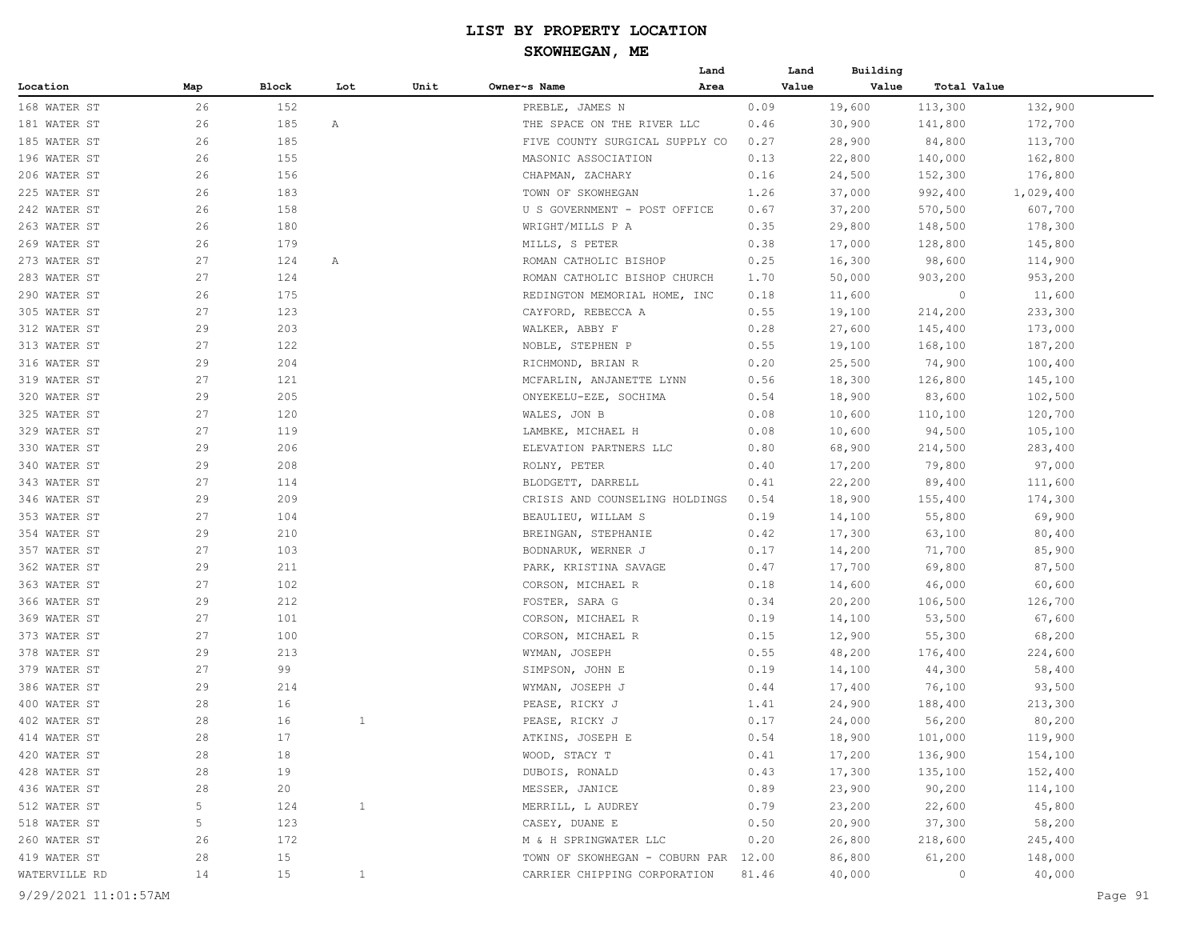# LIST BY PROPERTY LOCATION

## SKOWHEGAN, ME

| Location | Map | Block | Lot | Unit | Owner~s Name | Land Area | Land Value | Building Value | Total Value |
|---|---|---|---|---|---|---|---|---|---|
| 168 WATER ST | 26 | 152 | | | PREBLE, JAMES N | 0.09 | 19,600 | 113,300 | 132,900 |
| 181 WATER ST | 26 | 185 | A | | THE SPACE ON THE RIVER LLC | 0.46 | 30,900 | 141,800 | 172,700 |
| 185 WATER ST | 26 | 185 | | | FIVE COUNTY SURGICAL SUPPLY CO | 0.27 | 28,900 | 84,800 | 113,700 |
| 196 WATER ST | 26 | 155 | | | MASONIC ASSOCIATION | 0.13 | 22,800 | 140,000 | 162,800 |
| 206 WATER ST | 26 | 156 | | | CHAPMAN, ZACHARY | 0.16 | 24,500 | 152,300 | 176,800 |
| 225 WATER ST | 26 | 183 | | | TOWN OF SKOWHEGAN | 1.26 | 37,000 | 992,400 | 1,029,400 |
| 242 WATER ST | 26 | 158 | | | U S GOVERNMENT - POST OFFICE | 0.67 | 37,200 | 570,500 | 607,700 |
| 263 WATER ST | 26 | 180 | | | WRIGHT/MILLS P A | 0.35 | 29,800 | 148,500 | 178,300 |
| 269 WATER ST | 26 | 179 | | | MILLS, S PETER | 0.38 | 17,000 | 128,800 | 145,800 |
| 273 WATER ST | 27 | 124 | A | | ROMAN CATHOLIC BISHOP | 0.25 | 16,300 | 98,600 | 114,900 |
| 283 WATER ST | 27 | 124 | | | ROMAN CATHOLIC BISHOP CHURCH | 1.70 | 50,000 | 903,200 | 953,200 |
| 290 WATER ST | 26 | 175 | | | REDINGTON MEMORIAL HOME, INC | 0.18 | 11,600 | 0 | 11,600 |
| 305 WATER ST | 27 | 123 | | | CAYFORD, REBECCA A | 0.55 | 19,100 | 214,200 | 233,300 |
| 312 WATER ST | 29 | 203 | | | WALKER, ABBY F | 0.28 | 27,600 | 145,400 | 173,000 |
| 313 WATER ST | 27 | 122 | | | NOBLE, STEPHEN P | 0.55 | 19,100 | 168,100 | 187,200 |
| 316 WATER ST | 29 | 204 | | | RICHMOND, BRIAN R | 0.20 | 25,500 | 74,900 | 100,400 |
| 319 WATER ST | 27 | 121 | | | MCFARLIN, ANJANETTE LYNN | 0.56 | 18,300 | 126,800 | 145,100 |
| 320 WATER ST | 29 | 205 | | | ONYEKELU-EZE, SOCHIMA | 0.54 | 18,900 | 83,600 | 102,500 |
| 325 WATER ST | 27 | 120 | | | WALES, JON B | 0.08 | 10,600 | 110,100 | 120,700 |
| 329 WATER ST | 27 | 119 | | | LAMBKE, MICHAEL H | 0.08 | 10,600 | 94,500 | 105,100 |
| 330 WATER ST | 29 | 206 | | | ELEVATION PARTNERS LLC | 0.80 | 68,900 | 214,500 | 283,400 |
| 340 WATER ST | 29 | 208 | | | ROLNY, PETER | 0.40 | 17,200 | 79,800 | 97,000 |
| 343 WATER ST | 27 | 114 | | | BLODGETT, DARRELL | 0.41 | 22,200 | 89,400 | 111,600 |
| 346 WATER ST | 29 | 209 | | | CRISIS AND COUNSELING HOLDINGS | 0.54 | 18,900 | 155,400 | 174,300 |
| 353 WATER ST | 27 | 104 | | | BEAULIEU, WILLAM S | 0.19 | 14,100 | 55,800 | 69,900 |
| 354 WATER ST | 29 | 210 | | | BREINGAN, STEPHANIE | 0.42 | 17,300 | 63,100 | 80,400 |
| 357 WATER ST | 27 | 103 | | | BODNARUK, WERNER J | 0.17 | 14,200 | 71,700 | 85,900 |
| 362 WATER ST | 29 | 211 | | | PARK, KRISTINA SAVAGE | 0.47 | 17,700 | 69,800 | 87,500 |
| 363 WATER ST | 27 | 102 | | | CORSON, MICHAEL R | 0.18 | 14,600 | 46,000 | 60,600 |
| 366 WATER ST | 29 | 212 | | | FOSTER, SARA G | 0.34 | 20,200 | 106,500 | 126,700 |
| 369 WATER ST | 27 | 101 | | | CORSON, MICHAEL R | 0.19 | 14,100 | 53,500 | 67,600 |
| 373 WATER ST | 27 | 100 | | | CORSON, MICHAEL R | 0.15 | 12,900 | 55,300 | 68,200 |
| 378 WATER ST | 29 | 213 | | | WYMAN, JOSEPH | 0.55 | 48,200 | 176,400 | 224,600 |
| 379 WATER ST | 27 | 99 | | | SIMPSON, JOHN E | 0.19 | 14,100 | 44,300 | 58,400 |
| 386 WATER ST | 29 | 214 | | | WYMAN, JOSEPH J | 0.44 | 17,400 | 76,100 | 93,500 |
| 400 WATER ST | 28 | 16 | | | PEASE, RICKY J | 1.41 | 24,900 | 188,400 | 213,300 |
| 402 WATER ST | 28 | 16 | 1 | | PEASE, RICKY J | 0.17 | 24,000 | 56,200 | 80,200 |
| 414 WATER ST | 28 | 17 | | | ATKINS, JOSEPH E | 0.54 | 18,900 | 101,000 | 119,900 |
| 420 WATER ST | 28 | 18 | | | WOOD, STACY T | 0.41 | 17,200 | 136,900 | 154,100 |
| 428 WATER ST | 28 | 19 | | | DUBOIS, RONALD | 0.43 | 17,300 | 135,100 | 152,400 |
| 436 WATER ST | 28 | 20 | | | MESSER, JANICE | 0.89 | 23,900 | 90,200 | 114,100 |
| 512 WATER ST | 5 | 124 | 1 | | MERRILL, L AUDREY | 0.79 | 23,200 | 22,600 | 45,800 |
| 518 WATER ST | 5 | 123 | | | CASEY, DUANE E | 0.50 | 20,900 | 37,300 | 58,200 |
| 260 WATER ST | 26 | 172 | | | M & H SPRINGWATER LLC | 0.20 | 26,800 | 218,600 | 245,400 |
| 419 WATER ST | 28 | 15 | | | TOWN OF SKOWHEGAN - COBURN PAR | 12.00 | 86,800 | 61,200 | 148,000 |
| WATERVILLE RD | 14 | 15 | 1 | | CARRIER CHIPPING CORPORATION | 81.46 | 40,000 | 0 | 40,000 |

9/29/2021 11:01:57AM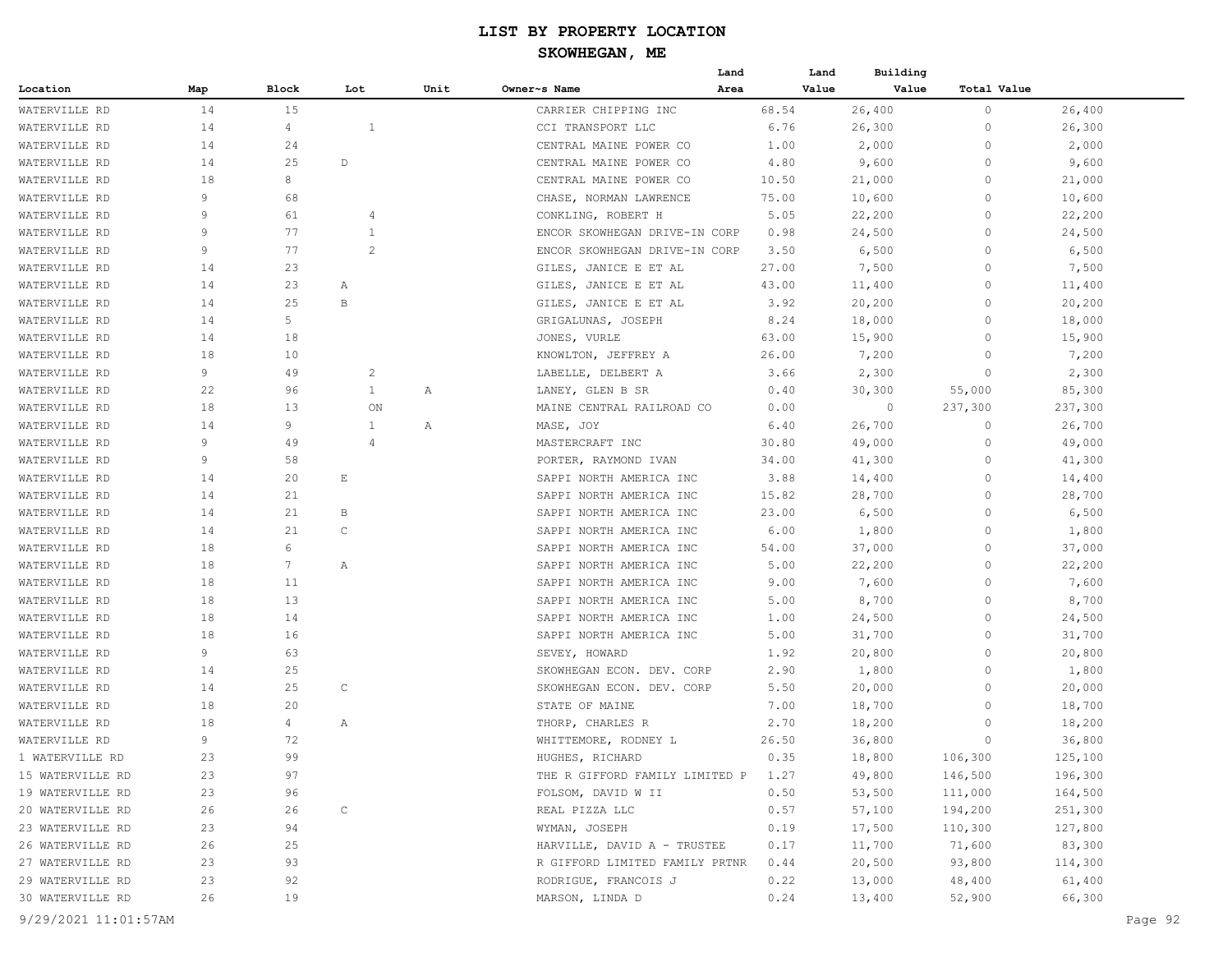# LIST BY PROPERTY LOCATION

## SKOWHEGAN, ME

| Location | Map | Block | Lot | Unit | Owner~s Name | Land Area | Land Value | Building Value | Total Value |
|---|---|---|---|---|---|---|---|---|---|
| WATERVILLE RD | 14 | 15 | | | CARRIER CHIPPING INC | 68.54 | 26,400 | 0 | 26,400 |
| WATERVILLE RD | 14 | 4 | 1 | | CCI TRANSPORT LLC | 6.76 | 26,300 | 0 | 26,300 |
| WATERVILLE RD | 14 | 24 | | | CENTRAL MAINE POWER CO | 1.00 | 2,000 | 0 | 2,000 |
| WATERVILLE RD | 14 | 25 | D | | CENTRAL MAINE POWER CO | 4.80 | 9,600 | 0 | 9,600 |
| WATERVILLE RD | 18 | 8 | | | CENTRAL MAINE POWER CO | 10.50 | 21,000 | 0 | 21,000 |
| WATERVILLE RD | 9 | 68 | | | CHASE, NORMAN LAWRENCE | 75.00 | 10,600 | 0 | 10,600 |
| WATERVILLE RD | 9 | 61 | 4 | | CONKLING, ROBERT H | 5.05 | 22,200 | 0 | 22,200 |
| WATERVILLE RD | 9 | 77 | 1 | | ENCOR SKOWHEGAN DRIVE-IN CORP | 0.98 | 24,500 | 0 | 24,500 |
| WATERVILLE RD | 9 | 77 | 2 | | ENCOR SKOWHEGAN DRIVE-IN CORP | 3.50 | 6,500 | 0 | 6,500 |
| WATERVILLE RD | 14 | 23 | | | GILES, JANICE E ET AL | 27.00 | 7,500 | 0 | 7,500 |
| WATERVILLE RD | 14 | 23 | A | | GILES, JANICE E ET AL | 43.00 | 11,400 | 0 | 11,400 |
| WATERVILLE RD | 14 | 25 | B | | GILES, JANICE E ET AL | 3.92 | 20,200 | 0 | 20,200 |
| WATERVILLE RD | 14 | 5 | | | GRIGALUNAS, JOSEPH | 8.24 | 18,000 | 0 | 18,000 |
| WATERVILLE RD | 14 | 18 | | | JONES, VURLE | 63.00 | 15,900 | 0 | 15,900 |
| WATERVILLE RD | 18 | 10 | | | KNOWLTON, JEFFREY A | 26.00 | 7,200 | 0 | 7,200 |
| WATERVILLE RD | 9 | 49 | 2 | | LABELLE, DELBERT A | 3.66 | 2,300 | 0 | 2,300 |
| WATERVILLE RD | 22 | 96 | 1 | A | LANEY, GLEN B SR | 0.40 | 30,300 | 55,000 | 85,300 |
| WATERVILLE RD | 18 | 13 | ON | | MAINE CENTRAL RAILROAD CO | 0.00 | 0 | 237,300 | 237,300 |
| WATERVILLE RD | 14 | 9 | 1 | A | MASE, JOY | 6.40 | 26,700 | 0 | 26,700 |
| WATERVILLE RD | 9 | 49 | 4 | | MASTERCRAFT INC | 30.80 | 49,000 | 0 | 49,000 |
| WATERVILLE RD | 9 | 58 | | | PORTER, RAYMOND IVAN | 34.00 | 41,300 | 0 | 41,300 |
| WATERVILLE RD | 14 | 20 | E | | SAPPI NORTH AMERICA INC | 3.88 | 14,400 | 0 | 14,400 |
| WATERVILLE RD | 14 | 21 | | | SAPPI NORTH AMERICA INC | 15.82 | 28,700 | 0 | 28,700 |
| WATERVILLE RD | 14 | 21 | B | | SAPPI NORTH AMERICA INC | 23.00 | 6,500 | 0 | 6,500 |
| WATERVILLE RD | 14 | 21 | C | | SAPPI NORTH AMERICA INC | 6.00 | 1,800 | 0 | 1,800 |
| WATERVILLE RD | 18 | 6 | | | SAPPI NORTH AMERICA INC | 54.00 | 37,000 | 0 | 37,000 |
| WATERVILLE RD | 18 | 7 | A | | SAPPI NORTH AMERICA INC | 5.00 | 22,200 | 0 | 22,200 |
| WATERVILLE RD | 18 | 11 | | | SAPPI NORTH AMERICA INC | 9.00 | 7,600 | 0 | 7,600 |
| WATERVILLE RD | 18 | 13 | | | SAPPI NORTH AMERICA INC | 5.00 | 8,700 | 0 | 8,700 |
| WATERVILLE RD | 18 | 14 | | | SAPPI NORTH AMERICA INC | 1.00 | 24,500 | 0 | 24,500 |
| WATERVILLE RD | 18 | 16 | | | SAPPI NORTH AMERICA INC | 5.00 | 31,700 | 0 | 31,700 |
| WATERVILLE RD | 9 | 63 | | | SEVEY, HOWARD | 1.92 | 20,800 | 0 | 20,800 |
| WATERVILLE RD | 14 | 25 | | | SKOWHEGAN ECON. DEV. CORP | 2.90 | 1,800 | 0 | 1,800 |
| WATERVILLE RD | 14 | 25 | C | | SKOWHEGAN ECON. DEV. CORP | 5.50 | 20,000 | 0 | 20,000 |
| WATERVILLE RD | 18 | 20 | | | STATE OF MAINE | 7.00 | 18,700 | 0 | 18,700 |
| WATERVILLE RD | 18 | 4 | A | | THORP, CHARLES R | 2.70 | 18,200 | 0 | 18,200 |
| WATERVILLE RD | 9 | 72 | | | WHITTEMORE, RODNEY L | 26.50 | 36,800 | 0 | 36,800 |
| 1 WATERVILLE RD | 23 | 99 | | | HUGHES, RICHARD | 0.35 | 18,800 | 106,300 | 125,100 |
| 15 WATERVILLE RD | 23 | 97 | | | THE R GIFFORD FAMILY LIMITED P | 1.27 | 49,800 | 146,500 | 196,300 |
| 19 WATERVILLE RD | 23 | 96 | | | FOLSOM, DAVID W II | 0.50 | 53,500 | 111,000 | 164,500 |
| 20 WATERVILLE RD | 26 | 26 | C | | REAL PIZZA LLC | 0.57 | 57,100 | 194,200 | 251,300 |
| 23 WATERVILLE RD | 23 | 94 | | | WYMAN, JOSEPH | 0.19 | 17,500 | 110,300 | 127,800 |
| 26 WATERVILLE RD | 26 | 25 | | | HARVILLE, DAVID A - TRUSTEE | 0.17 | 11,700 | 71,600 | 83,300 |
| 27 WATERVILLE RD | 23 | 93 | | | R GIFFORD LIMITED FAMILY PRTNR | 0.44 | 20,500 | 93,800 | 114,300 |
| 29 WATERVILLE RD | 23 | 92 | | | RODRIGUE, FRANCOIS J | 0.22 | 13,000 | 48,400 | 61,400 |
| 30 WATERVILLE RD | 26 | 19 | | | MARSON, LINDA D | 0.24 | 13,400 | 52,900 | 66,300 |

9/29/2021 11:01:57AM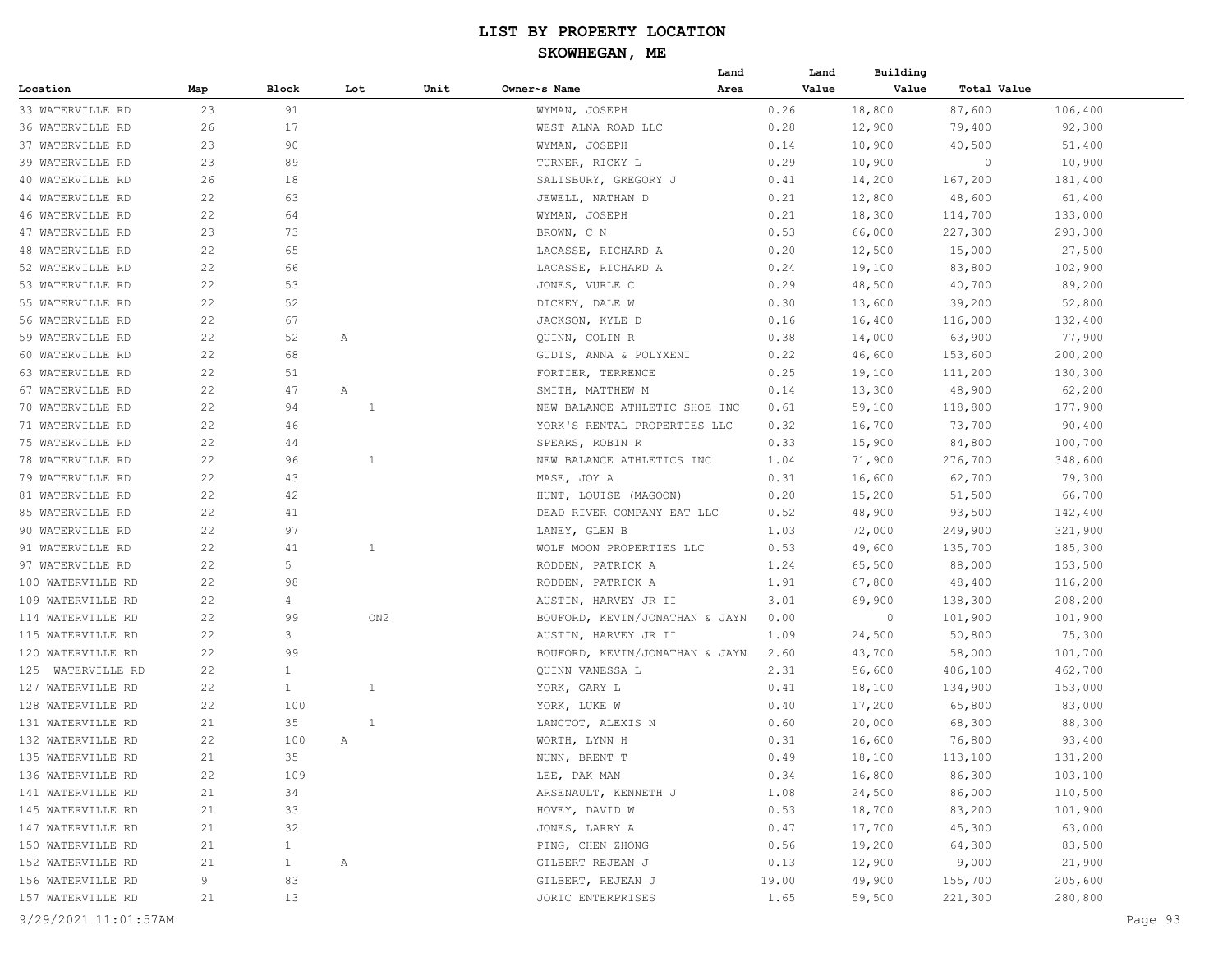# LIST BY PROPERTY LOCATION

## SKOWHEGAN, ME

| Location | Map | Block | Lot | Unit | Owner~s Name | Land Area | Land Value | Building Value | Total Value |
|---|---|---|---|---|---|---|---|---|---|
| 33 WATERVILLE RD | 23 | 91 | | | WYMAN, JOSEPH | 0.26 | 18,800 | 87,600 | 106,400 |
| 36 WATERVILLE RD | 26 | 17 | | | WEST ALNA ROAD LLC | 0.28 | 12,900 | 79,400 | 92,300 |
| 37 WATERVILLE RD | 23 | 90 | | | WYMAN, JOSEPH | 0.14 | 10,900 | 40,500 | 51,400 |
| 39 WATERVILLE RD | 23 | 89 | | | TURNER, RICKY L | 0.29 | 10,900 | 0 | 10,900 |
| 40 WATERVILLE RD | 26 | 18 | | | SALISBURY, GREGORY J | 0.41 | 14,200 | 167,200 | 181,400 |
| 44 WATERVILLE RD | 22 | 63 | | | JEWELL, NATHAN D | 0.21 | 12,800 | 48,600 | 61,400 |
| 46 WATERVILLE RD | 22 | 64 | | | WYMAN, JOSEPH | 0.21 | 18,300 | 114,700 | 133,000 |
| 47 WATERVILLE RD | 23 | 73 | | | BROWN, C N | 0.53 | 66,000 | 227,300 | 293,300 |
| 48 WATERVILLE RD | 22 | 65 | | | LACASSE, RICHARD A | 0.20 | 12,500 | 15,000 | 27,500 |
| 52 WATERVILLE RD | 22 | 66 | | | LACASSE, RICHARD A | 0.24 | 19,100 | 83,800 | 102,900 |
| 53 WATERVILLE RD | 22 | 53 | | | JONES, VURLE C | 0.29 | 48,500 | 40,700 | 89,200 |
| 55 WATERVILLE RD | 22 | 52 | | | DICKEY, DALE W | 0.30 | 13,600 | 39,200 | 52,800 |
| 56 WATERVILLE RD | 22 | 67 | | | JACKSON, KYLE D | 0.16 | 16,400 | 116,000 | 132,400 |
| 59 WATERVILLE RD | 22 | 52 | A | | QUINN, COLIN R | 0.38 | 14,000 | 63,900 | 77,900 |
| 60 WATERVILLE RD | 22 | 68 | | | GUDIS, ANNA & POLYXENI | 0.22 | 46,600 | 153,600 | 200,200 |
| 63 WATERVILLE RD | 22 | 51 | | | FORTIER, TERRENCE | 0.25 | 19,100 | 111,200 | 130,300 |
| 67 WATERVILLE RD | 22 | 47 | A | | SMITH, MATTHEW M | 0.14 | 13,300 | 48,900 | 62,200 |
| 70 WATERVILLE RD | 22 | 94 | 1 | | NEW BALANCE ATHLETIC SHOE INC | 0.61 | 59,100 | 118,800 | 177,900 |
| 71 WATERVILLE RD | 22 | 46 | | | YORK'S RENTAL PROPERTIES LLC | 0.32 | 16,700 | 73,700 | 90,400 |
| 75 WATERVILLE RD | 22 | 44 | | | SPEARS, ROBIN R | 0.33 | 15,900 | 84,800 | 100,700 |
| 78 WATERVILLE RD | 22 | 96 | 1 | | NEW BALANCE ATHLETICS INC | 1.04 | 71,900 | 276,700 | 348,600 |
| 79 WATERVILLE RD | 22 | 43 | | | MASE, JOY A | 0.31 | 16,600 | 62,700 | 79,300 |
| 81 WATERVILLE RD | 22 | 42 | | | HUNT, LOUISE (MAGOON) | 0.20 | 15,200 | 51,500 | 66,700 |
| 85 WATERVILLE RD | 22 | 41 | | | DEAD RIVER COMPANY EAT LLC | 0.52 | 48,900 | 93,500 | 142,400 |
| 90 WATERVILLE RD | 22 | 97 | | | LANEY, GLEN B | 1.03 | 72,000 | 249,900 | 321,900 |
| 91 WATERVILLE RD | 22 | 41 | 1 | | WOLF MOON PROPERTIES LLC | 0.53 | 49,600 | 135,700 | 185,300 |
| 97 WATERVILLE RD | 22 | 5 | | | RODDEN, PATRICK A | 1.24 | 65,500 | 88,000 | 153,500 |
| 100 WATERVILLE RD | 22 | 98 | | | RODDEN, PATRICK A | 1.91 | 67,800 | 48,400 | 116,200 |
| 109 WATERVILLE RD | 22 | 4 | | | AUSTIN, HARVEY JR II | 3.01 | 69,900 | 138,300 | 208,200 |
| 114 WATERVILLE RD | 22 | 99 | ON2 | | BOUFORD, KEVIN/JONATHAN & JAYN | 0.00 | 0 | 101,900 | 101,900 |
| 115 WATERVILLE RD | 22 | 3 | | | AUSTIN, HARVEY JR II | 1.09 | 24,500 | 50,800 | 75,300 |
| 120 WATERVILLE RD | 22 | 99 | | | BOUFORD, KEVIN/JONATHAN & JAYN | 2.60 | 43,700 | 58,000 | 101,700 |
| 125 WATERVILLE RD | 22 | 1 | | | QUINN VANESSA L | 2.31 | 56,600 | 406,100 | 462,700 |
| 127 WATERVILLE RD | 22 | 1 | 1 | | YORK, GARY L | 0.41 | 18,100 | 134,900 | 153,000 |
| 128 WATERVILLE RD | 22 | 100 | | | YORK, LUKE W | 0.40 | 17,200 | 65,800 | 83,000 |
| 131 WATERVILLE RD | 21 | 35 | 1 | | LANCTOT, ALEXIS N | 0.60 | 20,000 | 68,300 | 88,300 |
| 132 WATERVILLE RD | 22 | 100 | A | | WORTH, LYNN H | 0.31 | 16,600 | 76,800 | 93,400 |
| 135 WATERVILLE RD | 21 | 35 | | | NUNN, BRENT T | 0.49 | 18,100 | 113,100 | 131,200 |
| 136 WATERVILLE RD | 22 | 109 | | | LEE, PAK MAN | 0.34 | 16,800 | 86,300 | 103,100 |
| 141 WATERVILLE RD | 21 | 34 | | | ARSENAULT, KENNETH J | 1.08 | 24,500 | 86,000 | 110,500 |
| 145 WATERVILLE RD | 21 | 33 | | | HOVEY, DAVID W | 0.53 | 18,700 | 83,200 | 101,900 |
| 147 WATERVILLE RD | 21 | 32 | | | JONES, LARRY A | 0.47 | 17,700 | 45,300 | 63,000 |
| 150 WATERVILLE RD | 21 | 1 | | | PING, CHEN ZHONG | 0.56 | 19,200 | 64,300 | 83,500 |
| 152 WATERVILLE RD | 21 | 1 | A | | GILBERT REJEAN J | 0.13 | 12,900 | 9,000 | 21,900 |
| 156 WATERVILLE RD | 9 | 83 | | | GILBERT, REJEAN J | 19.00 | 49,900 | 155,700 | 205,600 |
| 157 WATERVILLE RD | 21 | 13 | | | JORIC ENTERPRISES | 1.65 | 59,500 | 221,300 | 280,800 |

9/29/2021 11:01:57AM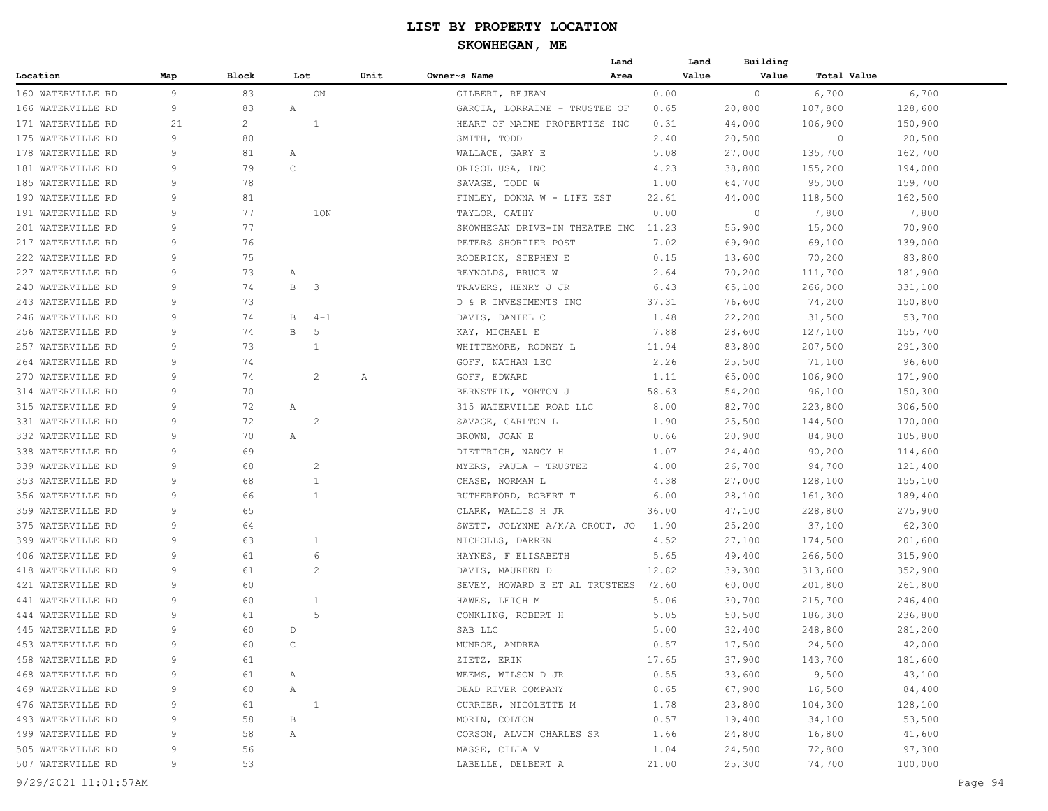# LIST BY PROPERTY LOCATION

## SKOWHEGAN, ME

| Location | Map | Block | Lot | Unit | Owner~s Name | Land Area | Land Value | Building Value | Total Value |
|---|---|---|---|---|---|---|---|---|---|
| 160 WATERVILLE RD | 9 | 83 | ON | | GILBERT, REJEAN | 0.00 | 0 | 6,700 | 6,700 |
| 166 WATERVILLE RD | 9 | 83 | A | | GARCIA, LORRAINE - TRUSTEE OF | 0.65 | 20,800 | 107,800 | 128,600 |
| 171 WATERVILLE RD | 21 | 2 | 1 | | HEART OF MAINE PROPERTIES INC | 0.31 | 44,000 | 106,900 | 150,900 |
| 175 WATERVILLE RD | 9 | 80 | | | SMITH, TODD | 2.40 | 20,500 | 0 | 20,500 |
| 178 WATERVILLE RD | 9 | 81 | A | | WALLACE, GARY E | 5.08 | 27,000 | 135,700 | 162,700 |
| 181 WATERVILLE RD | 9 | 79 | C | | ORISOL USA, INC | 4.23 | 38,800 | 155,200 | 194,000 |
| 185 WATERVILLE RD | 9 | 78 | | | SAVAGE, TODD W | 1.00 | 64,700 | 95,000 | 159,700 |
| 190 WATERVILLE RD | 9 | 81 | | | FINLEY, DONNA W - LIFE EST | 22.61 | 44,000 | 118,500 | 162,500 |
| 191 WATERVILLE RD | 9 | 77 | 1ON | | TAYLOR, CATHY | 0.00 | 0 | 7,800 | 7,800 |
| 201 WATERVILLE RD | 9 | 77 | | | SKOWHEGAN DRIVE-IN THEATRE INC | 11.23 | 55,900 | 15,000 | 70,900 |
| 217 WATERVILLE RD | 9 | 76 | | | PETERS SHORTIER POST | 7.02 | 69,900 | 69,100 | 139,000 |
| 222 WATERVILLE RD | 9 | 75 | | | RODERICK, STEPHEN E | 0.15 | 13,600 | 70,200 | 83,800 |
| 227 WATERVILLE RD | 9 | 73 | A | | REYNOLDS, BRUCE W | 2.64 | 70,200 | 111,700 | 181,900 |
| 240 WATERVILLE RD | 9 | 74 | B 3 | | TRAVERS, HENRY J JR | 6.43 | 65,100 | 266,000 | 331,100 |
| 243 WATERVILLE RD | 9 | 73 | | | D & R INVESTMENTS INC | 37.31 | 76,600 | 74,200 | 150,800 |
| 246 WATERVILLE RD | 9 | 74 | B 4-1 | | DAVIS, DANIEL C | 1.48 | 22,200 | 31,500 | 53,700 |
| 256 WATERVILLE RD | 9 | 74 | B 5 | | KAY, MICHAEL E | 7.88 | 28,600 | 127,100 | 155,700 |
| 257 WATERVILLE RD | 9 | 73 | 1 | | WHITTEMORE, RODNEY L | 11.94 | 83,800 | 207,500 | 291,300 |
| 264 WATERVILLE RD | 9 | 74 | | | GOFF, NATHAN LEO | 2.26 | 25,500 | 71,100 | 96,600 |
| 270 WATERVILLE RD | 9 | 74 | 2 | A | GOFF, EDWARD | 1.11 | 65,000 | 106,900 | 171,900 |
| 314 WATERVILLE RD | 9 | 70 | | | BERNSTEIN, MORTON J | 58.63 | 54,200 | 96,100 | 150,300 |
| 315 WATERVILLE RD | 9 | 72 | A | | 315 WATERVILLE ROAD LLC | 8.00 | 82,700 | 223,800 | 306,500 |
| 331 WATERVILLE RD | 9 | 72 | 2 | | SAVAGE, CARLTON L | 1.90 | 25,500 | 144,500 | 170,000 |
| 332 WATERVILLE RD | 9 | 70 | A | | BROWN, JOAN E | 0.66 | 20,900 | 84,900 | 105,800 |
| 338 WATERVILLE RD | 9 | 69 | | | DIETTRICH, NANCY H | 1.07 | 24,400 | 90,200 | 114,600 |
| 339 WATERVILLE RD | 9 | 68 | 2 | | MYERS, PAULA - TRUSTEE | 4.00 | 26,700 | 94,700 | 121,400 |
| 353 WATERVILLE RD | 9 | 68 | 1 | | CHASE, NORMAN L | 4.38 | 27,000 | 128,100 | 155,100 |
| 356 WATERVILLE RD | 9 | 66 | 1 | | RUTHERFORD, ROBERT T | 6.00 | 28,100 | 161,300 | 189,400 |
| 359 WATERVILLE RD | 9 | 65 | | | CLARK, WALLIS H JR | 36.00 | 47,100 | 228,800 | 275,900 |
| 375 WATERVILLE RD | 9 | 64 | | | SWETT, JOLYNNE A/K/A CROUT, JO | 1.90 | 25,200 | 37,100 | 62,300 |
| 399 WATERVILLE RD | 9 | 63 | 1 | | NICHOLLS, DARREN | 4.52 | 27,100 | 174,500 | 201,600 |
| 406 WATERVILLE RD | 9 | 61 | 6 | | HAYNES, F ELISABETH | 5.65 | 49,400 | 266,500 | 315,900 |
| 418 WATERVILLE RD | 9 | 61 | 2 | | DAVIS, MAUREEN D | 12.82 | 39,300 | 313,600 | 352,900 |
| 421 WATERVILLE RD | 9 | 60 | | | SEVEY, HOWARD E ET AL TRUSTEES | 72.60 | 60,000 | 201,800 | 261,800 |
| 441 WATERVILLE RD | 9 | 60 | 1 | | HAWES, LEIGH M | 5.06 | 30,700 | 215,700 | 246,400 |
| 444 WATERVILLE RD | 9 | 61 | 5 | | CONKLING, ROBERT H | 5.05 | 50,500 | 186,300 | 236,800 |
| 445 WATERVILLE RD | 9 | 60 | D | | SAB LLC | 5.00 | 32,400 | 248,800 | 281,200 |
| 453 WATERVILLE RD | 9 | 60 | C | | MUNROE, ANDREA | 0.57 | 17,500 | 24,500 | 42,000 |
| 458 WATERVILLE RD | 9 | 61 | | | ZIETZ, ERIN | 17.65 | 37,900 | 143,700 | 181,600 |
| 468 WATERVILLE RD | 9 | 61 | A | | WEEMS, WILSON D JR | 0.55 | 33,600 | 9,500 | 43,100 |
| 469 WATERVILLE RD | 9 | 60 | A | | DEAD RIVER COMPANY | 8.65 | 67,900 | 16,500 | 84,400 |
| 476 WATERVILLE RD | 9 | 61 | 1 | | CURRIER, NICOLETTE M | 1.78 | 23,800 | 104,300 | 128,100 |
| 493 WATERVILLE RD | 9 | 58 | B | | MORIN, COLTON | 0.57 | 19,400 | 34,100 | 53,500 |
| 499 WATERVILLE RD | 9 | 58 | A | | CORSON, ALVIN CHARLES SR | 1.66 | 24,800 | 16,800 | 41,600 |
| 505 WATERVILLE RD | 9 | 56 | | | MASSE, CILLA V | 1.04 | 24,500 | 72,800 | 97,300 |
| 507 WATERVILLE RD | 9 | 53 | | | LABELLE, DELBERT A | 21.00 | 25,300 | 74,700 | 100,000 |

9/29/2021 11:01:57AM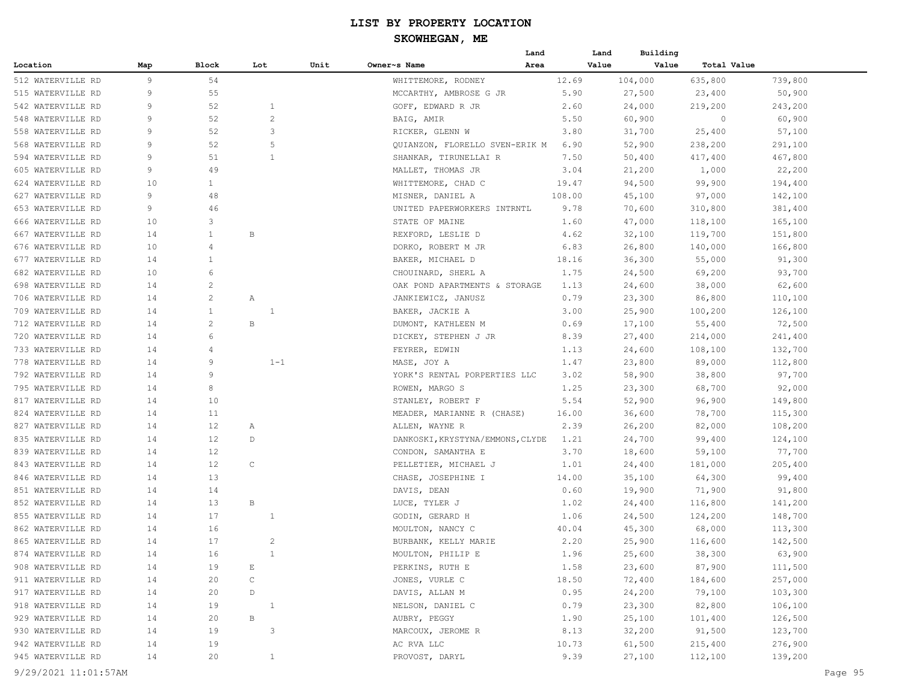# LIST BY PROPERTY LOCATION

## SKOWHEGAN, ME

| Location | Map | Block | Lot | Unit | Owner~s Name | Land Area | Land Value | Building Value | Total Value |
|---|---|---|---|---|---|---|---|---|---|
| 512 WATERVILLE RD | 9 | 54 | | | WHITTEMORE, RODNEY | 12.69 | 104,000 | 635,800 | 739,800 |
| 515 WATERVILLE RD | 9 | 55 | | | MCCARTHY, AMBROSE G JR | 5.90 | 27,500 | 23,400 | 50,900 |
| 542 WATERVILLE RD | 9 | 52 | 1 | | GOFF, EDWARD R JR | 2.60 | 24,000 | 219,200 | 243,200 |
| 548 WATERVILLE RD | 9 | 52 | 2 | | BAIG, AMIR | 5.50 | 60,900 | 0 | 60,900 |
| 558 WATERVILLE RD | 9 | 52 | 3 | | RICKER, GLENN W | 3.80 | 31,700 | 25,400 | 57,100 |
| 568 WATERVILLE RD | 9 | 52 | 5 | | QUIANZON, FLORELLO SVEN-ERIK M | 6.90 | 52,900 | 238,200 | 291,100 |
| 594 WATERVILLE RD | 9 | 51 | 1 | | SHANKAR, TIRUNELLAI R | 7.50 | 50,400 | 417,400 | 467,800 |
| 605 WATERVILLE RD | 9 | 49 | | | MALLET, THOMAS JR | 3.04 | 21,200 | 1,000 | 22,200 |
| 624 WATERVILLE RD | 10 | 1 | | | WHITTEMORE, CHAD C | 19.47 | 94,500 | 99,900 | 194,400 |
| 627 WATERVILLE RD | 9 | 48 | | | MISNER, DANIEL A | 108.00 | 45,100 | 97,000 | 142,100 |
| 653 WATERVILLE RD | 9 | 46 | | | UNITED PAPERWORKERS INTRNTL | 9.78 | 70,600 | 310,800 | 381,400 |
| 666 WATERVILLE RD | 10 | 3 | | | STATE OF MAINE | 1.60 | 47,000 | 118,100 | 165,100 |
| 667 WATERVILLE RD | 14 | 1 | B | | REXFORD, LESLIE D | 4.62 | 32,100 | 119,700 | 151,800 |
| 676 WATERVILLE RD | 10 | 4 | | | DORKO, ROBERT M JR | 6.83 | 26,800 | 140,000 | 166,800 |
| 677 WATERVILLE RD | 14 | 1 | | | BAKER, MICHAEL D | 18.16 | 36,300 | 55,000 | 91,300 |
| 682 WATERVILLE RD | 10 | 6 | | | CHOUINARD, SHERL A | 1.75 | 24,500 | 69,200 | 93,700 |
| 698 WATERVILLE RD | 14 | 2 | | | OAK POND APARTMENTS & STORAGE | 1.13 | 24,600 | 38,000 | 62,600 |
| 706 WATERVILLE RD | 14 | 2 | A | | JANKIEWICZ, JANUSZ | 0.79 | 23,300 | 86,800 | 110,100 |
| 709 WATERVILLE RD | 14 | 1 | 1 | | BAKER, JACKIE A | 3.00 | 25,900 | 100,200 | 126,100 |
| 712 WATERVILLE RD | 14 | 2 | B | | DUMONT, KATHLEEN M | 0.69 | 17,100 | 55,400 | 72,500 |
| 720 WATERVILLE RD | 14 | 6 | | | DICKEY, STEPHEN J JR | 8.39 | 27,400 | 214,000 | 241,400 |
| 733 WATERVILLE RD | 14 | 4 | | | FEYRER, EDWIN | 1.13 | 24,600 | 108,100 | 132,700 |
| 778 WATERVILLE RD | 14 | 9 | 1-1 | | MASE, JOY A | 1.47 | 23,800 | 89,000 | 112,800 |
| 792 WATERVILLE RD | 14 | 9 | | | YORK'S RENTAL PORPERTIES LLC | 3.02 | 58,900 | 38,800 | 97,700 |
| 795 WATERVILLE RD | 14 | 8 | | | ROWEN, MARGO S | 1.25 | 23,300 | 68,700 | 92,000 |
| 817 WATERVILLE RD | 14 | 10 | | | STANLEY, ROBERT F | 5.54 | 52,900 | 96,900 | 149,800 |
| 824 WATERVILLE RD | 14 | 11 | | | MEADER, MARIANNE R (CHASE) | 16.00 | 36,600 | 78,700 | 115,300 |
| 827 WATERVILLE RD | 14 | 12 | A | | ALLEN, WAYNE R | 2.39 | 26,200 | 82,000 | 108,200 |
| 835 WATERVILLE RD | 14 | 12 | D | | DANKOSKI,KRYSTYNA/EMMONS,CLYDE | 1.21 | 24,700 | 99,400 | 124,100 |
| 839 WATERVILLE RD | 14 | 12 | | | CONDON, SAMANTHA E | 3.70 | 18,600 | 59,100 | 77,700 |
| 843 WATERVILLE RD | 14 | 12 | C | | PELLETIER, MICHAEL J | 1.01 | 24,400 | 181,000 | 205,400 |
| 846 WATERVILLE RD | 14 | 13 | | | CHASE, JOSEPHINE I | 14.00 | 35,100 | 64,300 | 99,400 |
| 851 WATERVILLE RD | 14 | 14 | | | DAVIS, DEAN | 0.60 | 19,900 | 71,900 | 91,800 |
| 852 WATERVILLE RD | 14 | 13 | B | | LUCE, TYLER J | 1.02 | 24,400 | 116,800 | 141,200 |
| 855 WATERVILLE RD | 14 | 17 | 1 | | GODIN, GERARD H | 1.06 | 24,500 | 124,200 | 148,700 |
| 862 WATERVILLE RD | 14 | 16 | | | MOULTON, NANCY C | 40.04 | 45,300 | 68,000 | 113,300 |
| 865 WATERVILLE RD | 14 | 17 | 2 | | BURBANK, KELLY MARIE | 2.20 | 25,900 | 116,600 | 142,500 |
| 874 WATERVILLE RD | 14 | 16 | 1 | | MOULTON, PHILIP E | 1.96 | 25,600 | 38,300 | 63,900 |
| 908 WATERVILLE RD | 14 | 19 | E | | PERKINS, RUTH E | 1.58 | 23,600 | 87,900 | 111,500 |
| 911 WATERVILLE RD | 14 | 20 | C | | JONES, VURLE C | 18.50 | 72,400 | 184,600 | 257,000 |
| 917 WATERVILLE RD | 14 | 20 | D | | DAVIS, ALLAN M | 0.95 | 24,200 | 79,100 | 103,300 |
| 918 WATERVILLE RD | 14 | 19 | 1 | | NELSON, DANIEL C | 0.79 | 23,300 | 82,800 | 106,100 |
| 929 WATERVILLE RD | 14 | 20 | B | | AUBRY, PEGGY | 1.90 | 25,100 | 101,400 | 126,500 |
| 930 WATERVILLE RD | 14 | 19 | 3 | | MARCOUX, JEROME R | 8.13 | 32,200 | 91,500 | 123,700 |
| 942 WATERVILLE RD | 14 | 19 | | | AC RVA LLC | 10.73 | 61,500 | 215,400 | 276,900 |
| 945 WATERVILLE RD | 14 | 20 | 1 | | PROVOST, DARYL | 9.39 | 27,100 | 112,100 | 139,200 |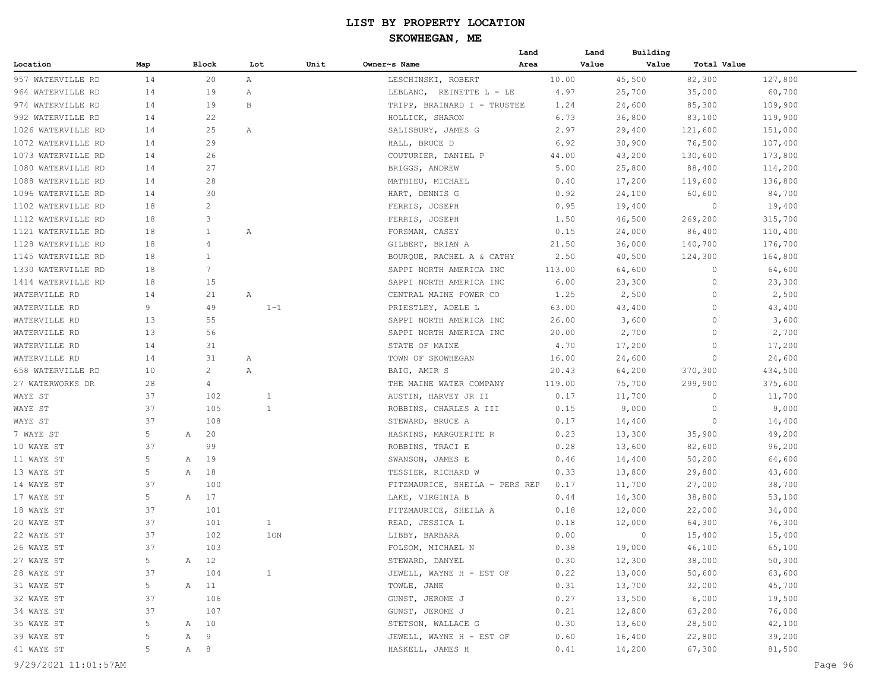# LIST BY PROPERTY LOCATION

## SKOWHEGAN, ME

| Location | Map | Block | Lot | Unit | Owner~s Name | Land Area | Land Value | Building Value | Total Value |
|---|---|---|---|---|---|---|---|---|---|
| 957 WATERVILLE RD | 14 | 20 | A | | LESCHINSKI, ROBERT | 10.00 | 45,500 | 82,300 | 127,800 |
| 964 WATERVILLE RD | 14 | 19 | A | | LEBLANC, REINETTE L - LE | 4.97 | 25,700 | 35,000 | 60,700 |
| 974 WATERVILLE RD | 14 | 19 | B | | TRIPP, BRAINARD I - TRUSTEE | 1.24 | 24,600 | 85,300 | 109,900 |
| 992 WATERVILLE RD | 14 | 22 | | | HOLLICK, SHARON | 6.73 | 36,800 | 83,100 | 119,900 |
| 1026 WATERVILLE RD | 14 | 25 | A | | SALISBURY, JAMES G | 2.97 | 29,400 | 121,600 | 151,000 |
| 1072 WATERVILLE RD | 14 | 29 | | | HALL, BRUCE D | 6.92 | 30,900 | 76,500 | 107,400 |
| 1073 WATERVILLE RD | 14 | 26 | | | COUTURIER, DANIEL P | 44.00 | 43,200 | 130,600 | 173,800 |
| 1080 WATERVILLE RD | 14 | 27 | | | BRIGGS, ANDREW | 5.00 | 25,800 | 88,400 | 114,200 |
| 1088 WATERVILLE RD | 14 | 28 | | | MATHIEU, MICHAEL | 0.40 | 17,200 | 119,600 | 136,800 |
| 1096 WATERVILLE RD | 14 | 30 | | | HART, DENNIS G | 0.92 | 24,100 | 60,600 | 84,700 |
| 1102 WATERVILLE RD | 18 | 2 | | | FERRIS, JOSEPH | 0.95 | 19,400 | 0 | 19,400 |
| 1112 WATERVILLE RD | 18 | 3 | | | FERRIS, JOSEPH | 1.50 | 46,500 | 269,200 | 315,700 |
| 1121 WATERVILLE RD | 18 | 1 | A | | FORSMAN, CASEY | 0.15 | 24,000 | 86,400 | 110,400 |
| 1128 WATERVILLE RD | 18 | 4 | | | GILBERT, BRIAN A | 21.50 | 36,000 | 140,700 | 176,700 |
| 1145 WATERVILLE RD | 18 | 1 | | | BOURQUE, RACHEL A & CATHY | 2.50 | 40,500 | 124,300 | 164,800 |
| 1330 WATERVILLE RD | 18 | 7 | | | SAPPI NORTH AMERICA INC | 113.00 | 64,600 | 0 | 64,600 |
| 1414 WATERVILLE RD | 18 | 15 | | | SAPPI NORTH AMERICA INC | 6.00 | 23,300 | 0 | 23,300 |
| WATERVILLE RD | 14 | 21 | A | | CENTRAL MAINE POWER CO | 1.25 | 2,500 | 0 | 2,500 |
| WATERVILLE RD | 9 | 49 | 1-1 | | PRIESTLEY, ADELE L | 63.00 | 43,400 | 0 | 43,400 |
| WATERVILLE RD | 13 | 55 | | | SAPPI NORTH AMERICA INC | 26.00 | 3,600 | 0 | 3,600 |
| WATERVILLE RD | 13 | 56 | | | SAPPI NORTH AMERICA INC | 20.00 | 2,700 | 0 | 2,700 |
| WATERVILLE RD | 14 | 31 | | | STATE OF MAINE | 4.70 | 17,200 | 0 | 17,200 |
| WATERVILLE RD | 14 | 31 | A | | TOWN OF SKOWHEGAN | 16.00 | 24,600 | 0 | 24,600 |
| 658 WATERVILLE RD | 10 | 2 | A | | BAIG, AMIR S | 20.43 | 64,200 | 370,300 | 434,500 |
| 27 WATERWORKS DR | 28 | 4 | | | THE MAINE WATER COMPANY | 119.00 | 75,700 | 299,900 | 375,600 |
| WAYE ST | 37 | 102 | 1 | | AUSTIN, HARVEY JR II | 0.17 | 11,700 | 0 | 11,700 |
| WAYE ST | 37 | 105 | 1 | | ROBBINS, CHARLES A III | 0.15 | 9,000 | 0 | 9,000 |
| WAYE ST | 37 | 108 | | | STEWARD, BRUCE A | 0.17 | 14,400 | 0 | 14,400 |
| 7 WAYE ST | 5 | A 20 | | | HASKINS, MARGUERITE R | 0.23 | 13,300 | 35,900 | 49,200 |
| 10 WAYE ST | 37 | 99 | | | ROBBINS, TRACI E | 0.28 | 13,600 | 82,600 | 96,200 |
| 11 WAYE ST | 5 | A 19 | | | SWANSON, JAMES E | 0.46 | 14,400 | 50,200 | 64,600 |
| 13 WAYE ST | 5 | A 18 | | | TESSIER, RICHARD W | 0.33 | 13,800 | 29,800 | 43,600 |
| 14 WAYE ST | 37 | 100 | | | FITZMAURICE, SHEILA - PERS REP | 0.17 | 11,700 | 27,000 | 38,700 |
| 17 WAYE ST | 5 | A 17 | | | LAKE, VIRGINIA B | 0.44 | 14,300 | 38,800 | 53,100 |
| 18 WAYE ST | 37 | 101 | | | FITZMAURICE, SHEILA A | 0.18 | 12,000 | 22,000 | 34,000 |
| 20 WAYE ST | 37 | 101 | 1 | | READ, JESSICA L | 0.18 | 12,000 | 64,300 | 76,300 |
| 22 WAYE ST | 37 | 102 | 1ON | | LIBBY, BARBARA | 0.00 | 0 | 15,400 | 15,400 |
| 26 WAYE ST | 37 | 103 | | | FOLSOM, MICHAEL N | 0.38 | 19,000 | 46,100 | 65,100 |
| 27 WAYE ST | 5 | A 12 | | | STEWARD, DANYEL | 0.30 | 12,300 | 38,000 | 50,300 |
| 28 WAYE ST | 37 | 104 | 1 | | JEWELL, WAYNE H - EST OF | 0.22 | 13,000 | 50,600 | 63,600 |
| 31 WAYE ST | 5 | A 11 | | | TOWLE, JANE | 0.31 | 13,700 | 32,000 | 45,700 |
| 32 WAYE ST | 37 | 106 | | | GUNST, JEROME J | 0.27 | 13,500 | 6,000 | 19,500 |
| 34 WAYE ST | 37 | 107 | | | GUNST, JEROME J | 0.21 | 12,800 | 63,200 | 76,000 |
| 35 WAYE ST | 5 | A 10 | | | STETSON, WALLACE G | 0.30 | 13,600 | 28,500 | 42,100 |
| 39 WAYE ST | 5 | A 9 | | | JEWELL, WAYNE H - EST OF | 0.60 | 16,400 | 22,800 | 39,200 |
| 41 WAYE ST | 5 | A 8 | | | HASKELL, JAMES H | 0.41 | 14,200 | 67,300 | 81,500 |

9/29/2021 11:01:57AM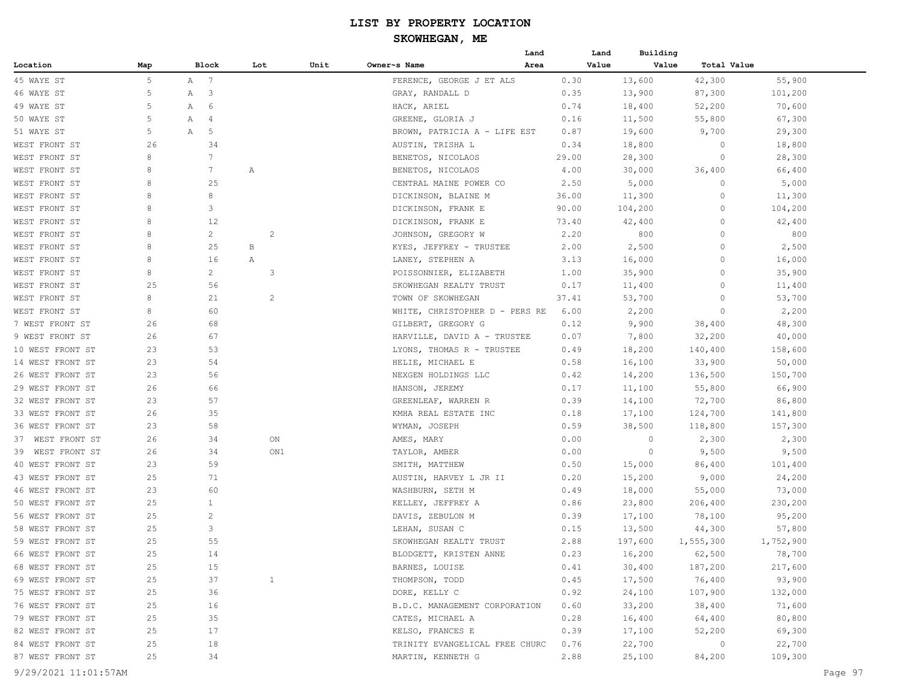# LIST BY PROPERTY LOCATION

## SKOWHEGAN, ME

| Location | Map | Block | Lot | Unit | Owner~s Name | Land Area | Land Value | Building Value | Total Value |
|---|---|---|---|---|---|---|---|---|---|
| 45 WAYE ST | 5 | A 7 | | | FERENCE, GEORGE J ET ALS | 0.30 | 13,600 | 42,300 | 55,900 |
| 46 WAYE ST | 5 | A 3 | | | GRAY, RANDALL D | 0.35 | 13,900 | 87,300 | 101,200 |
| 49 WAYE ST | 5 | A 6 | | | HACK, ARIEL | 0.74 | 18,400 | 52,200 | 70,600 |
| 50 WAYE ST | 5 | A 4 | | | GREENE, GLORIA J | 0.16 | 11,500 | 55,800 | 67,300 |
| 51 WAYE ST | 5 | A 5 | | | BROWN, PATRICIA A - LIFE EST | 0.87 | 19,600 | 9,700 | 29,300 |
| WEST FRONT ST | 26 | 34 | | | AUSTIN, TRISHA L | 0.34 | 18,800 | 0 | 18,800 |
| WEST FRONT ST | 8 | 7 | | | BENETOS, NICOLAOS | 29.00 | 28,300 | 0 | 28,300 |
| WEST FRONT ST | 8 | 7 | A | | BENETOS, NICOLAOS | 4.00 | 30,000 | 36,400 | 66,400 |
| WEST FRONT ST | 8 | 25 | | | CENTRAL MAINE POWER CO | 2.50 | 5,000 | 0 | 5,000 |
| WEST FRONT ST | 8 | 8 | | | DICKINSON, BLAINE M | 36.00 | 11,300 | 0 | 11,300 |
| WEST FRONT ST | 8 | 3 | | | DICKINSON, FRANK E | 90.00 | 104,200 | 0 | 104,200 |
| WEST FRONT ST | 8 | 12 | | | DICKINSON, FRANK E | 73.40 | 42,400 | 0 | 42,400 |
| WEST FRONT ST | 8 | 2 | 2 | | JOHNSON, GREGORY W | 2.20 | 800 | 0 | 800 |
| WEST FRONT ST | 8 | 25 | B | | KYES, JEFFREY - TRUSTEE | 2.00 | 2,500 | 0 | 2,500 |
| WEST FRONT ST | 8 | 16 | A | | LANEY, STEPHEN A | 3.13 | 16,000 | 0 | 16,000 |
| WEST FRONT ST | 8 | 2 | 3 | | POISSONNIER, ELIZABETH | 1.00 | 35,900 | 0 | 35,900 |
| WEST FRONT ST | 25 | 56 | | | SKOWHEGAN REALTY TRUST | 0.17 | 11,400 | 0 | 11,400 |
| WEST FRONT ST | 8 | 21 | 2 | | TOWN OF SKOWHEGAN | 37.41 | 53,700 | 0 | 53,700 |
| WEST FRONT ST | 8 | 60 | | | WHITE, CHRISTOPHER D - PERS RE | 6.00 | 2,200 | 0 | 2,200 |
| 7 WEST FRONT ST | 26 | 68 | | | GILBERT, GREGORY G | 0.12 | 9,900 | 38,400 | 48,300 |
| 9 WEST FRONT ST | 26 | 67 | | | HARVILLE, DAVID A - TRUSTEE | 0.07 | 7,800 | 32,200 | 40,000 |
| 10 WEST FRONT ST | 23 | 53 | | | LYONS, THOMAS R - TRUSTEE | 0.49 | 18,200 | 140,400 | 158,600 |
| 14 WEST FRONT ST | 23 | 54 | | | HELIE, MICHAEL E | 0.58 | 16,100 | 33,900 | 50,000 |
| 26 WEST FRONT ST | 23 | 56 | | | NEXGEN HOLDINGS LLC | 0.42 | 14,200 | 136,500 | 150,700 |
| 29 WEST FRONT ST | 26 | 66 | | | HANSON, JEREMY | 0.17 | 11,100 | 55,800 | 66,900 |
| 32 WEST FRONT ST | 23 | 57 | | | GREENLEAF, WARREN R | 0.39 | 14,100 | 72,700 | 86,800 |
| 33 WEST FRONT ST | 26 | 35 | | | KMHA REAL ESTATE INC | 0.18 | 17,100 | 124,700 | 141,800 |
| 36 WEST FRONT ST | 23 | 58 | | | WYMAN, JOSEPH | 0.59 | 38,500 | 118,800 | 157,300 |
| 37 WEST FRONT ST | 26 | 34 | ON | | AMES, MARY | 0.00 | 0 | 2,300 | 2,300 |
| 39 WEST FRONT ST | 26 | 34 | ON1 | | TAYLOR, AMBER | 0.00 | 0 | 9,500 | 9,500 |
| 40 WEST FRONT ST | 23 | 59 | | | SMITH, MATTHEW | 0.50 | 15,000 | 86,400 | 101,400 |
| 43 WEST FRONT ST | 25 | 71 | | | AUSTIN, HARVEY L JR II | 0.20 | 15,200 | 9,000 | 24,200 |
| 46 WEST FRONT ST | 23 | 60 | | | WASHBURN, SETH M | 0.49 | 18,000 | 55,000 | 73,000 |
| 50 WEST FRONT ST | 25 | 1 | | | KELLEY, JEFFREY A | 0.86 | 23,800 | 206,400 | 230,200 |
| 56 WEST FRONT ST | 25 | 2 | | | DAVIS, ZEBULON M | 0.39 | 17,100 | 78,100 | 95,200 |
| 58 WEST FRONT ST | 25 | 3 | | | LEHAN, SUSAN C | 0.15 | 13,500 | 44,300 | 57,800 |
| 59 WEST FRONT ST | 25 | 55 | | | SKOWHEGAN REALTY TRUST | 2.88 | 197,600 | 1,555,300 | 1,752,900 |
| 66 WEST FRONT ST | 25 | 14 | | | BLODGETT, KRISTEN ANNE | 0.23 | 16,200 | 62,500 | 78,700 |
| 68 WEST FRONT ST | 25 | 15 | | | BARNES, LOUISE | 0.41 | 30,400 | 187,200 | 217,600 |
| 69 WEST FRONT ST | 25 | 37 | 1 | | THOMPSON, TODD | 0.45 | 17,500 | 76,400 | 93,900 |
| 75 WEST FRONT ST | 25 | 36 | | | DORE, KELLY C | 0.92 | 24,100 | 107,900 | 132,000 |
| 76 WEST FRONT ST | 25 | 16 | | | B.D.C. MANAGEMENT CORPORATION | 0.60 | 33,200 | 38,400 | 71,600 |
| 79 WEST FRONT ST | 25 | 35 | | | CATES, MICHAEL A | 0.28 | 16,400 | 64,400 | 80,800 |
| 82 WEST FRONT ST | 25 | 17 | | | KELSO, FRANCES E | 0.39 | 17,100 | 52,200 | 69,300 |
| 84 WEST FRONT ST | 25 | 18 | | | TRINITY EVANGELICAL FREE CHURC | 0.76 | 22,700 | 0 | 22,700 |
| 87 WEST FRONT ST | 25 | 34 | | | MARTIN, KENNETH G | 2.88 | 25,100 | 84,200 | 109,300 |

9/29/2021 11:01:57AM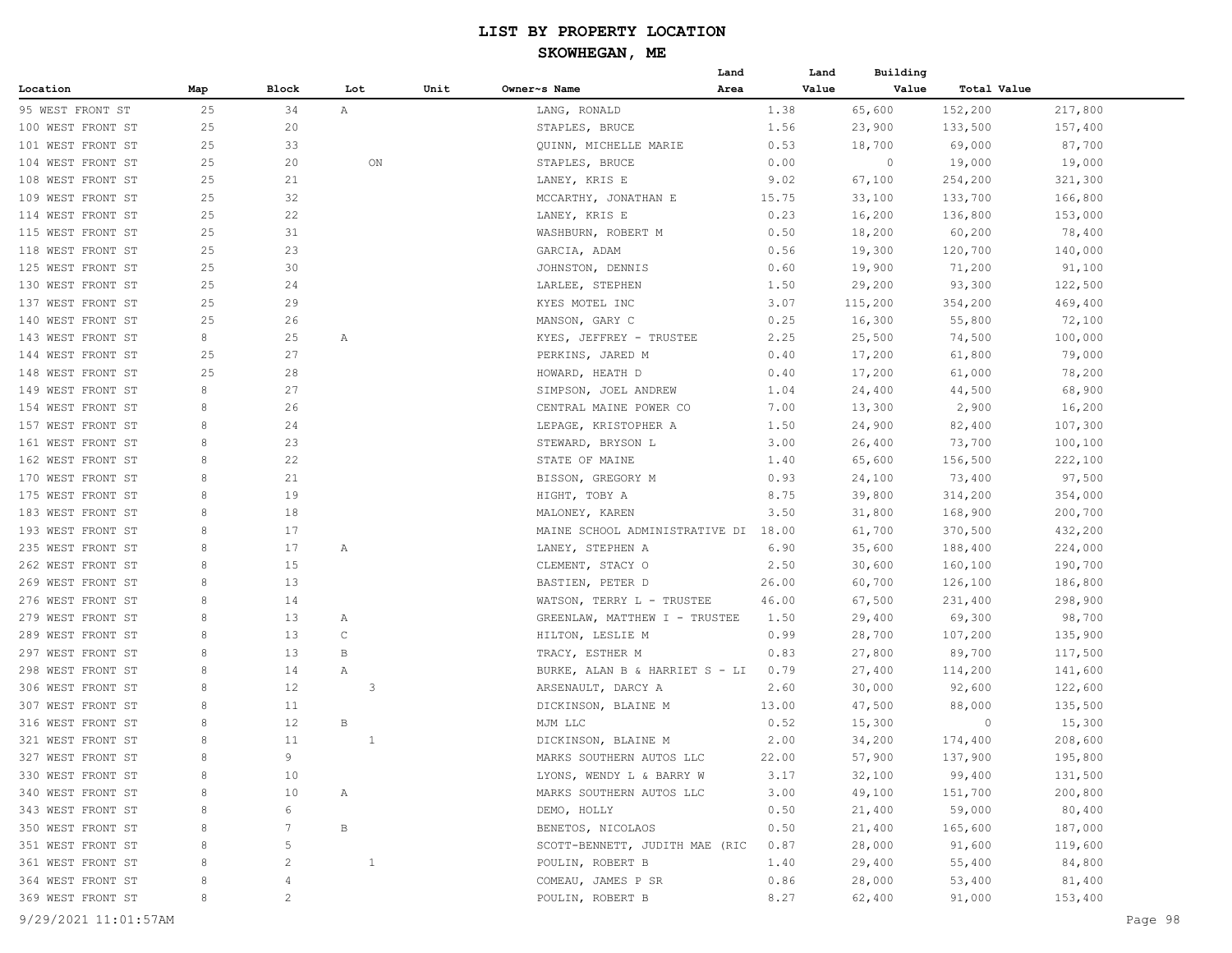# LIST BY PROPERTY LOCATION

## SKOWHEGAN, ME

| Location | Map | Block | Lot | Unit | Owner~s Name | Land Area | Land Value | Building Value | Total Value |
|---|---|---|---|---|---|---|---|---|---|
| 95 WEST FRONT ST | 25 | 34 | A | | LANG, RONALD | 1.38 | 65,600 | 152,200 | 217,800 |
| 100 WEST FRONT ST | 25 | 20 | | | STAPLES, BRUCE | 1.56 | 23,900 | 133,500 | 157,400 |
| 101 WEST FRONT ST | 25 | 33 | | | QUINN, MICHELLE MARIE | 0.53 | 18,700 | 69,000 | 87,700 |
| 104 WEST FRONT ST | 25 | 20 | | ON | STAPLES, BRUCE | 0.00 | 0 | 19,000 | 19,000 |
| 108 WEST FRONT ST | 25 | 21 | | | LANEY, KRIS E | 9.02 | 67,100 | 254,200 | 321,300 |
| 109 WEST FRONT ST | 25 | 32 | | | MCCARTHY, JONATHAN E | 15.75 | 33,100 | 133,700 | 166,800 |
| 114 WEST FRONT ST | 25 | 22 | | | LANEY, KRIS E | 0.23 | 16,200 | 136,800 | 153,000 |
| 115 WEST FRONT ST | 25 | 31 | | | WASHBURN, ROBERT M | 0.50 | 18,200 | 60,200 | 78,400 |
| 118 WEST FRONT ST | 25 | 23 | | | GARCIA, ADAM | 0.56 | 19,300 | 120,700 | 140,000 |
| 125 WEST FRONT ST | 25 | 30 | | | JOHNSTON, DENNIS | 0.60 | 19,900 | 71,200 | 91,100 |
| 130 WEST FRONT ST | 25 | 24 | | | LARLEE, STEPHEN | 1.50 | 29,200 | 93,300 | 122,500 |
| 137 WEST FRONT ST | 25 | 29 | | | KYES MOTEL INC | 3.07 | 115,200 | 354,200 | 469,400 |
| 140 WEST FRONT ST | 25 | 26 | | | MANSON, GARY C | 0.25 | 16,300 | 55,800 | 72,100 |
| 143 WEST FRONT ST | 8 | 25 | A | | KYES, JEFFREY - TRUSTEE | 2.25 | 25,500 | 74,500 | 100,000 |
| 144 WEST FRONT ST | 25 | 27 | | | PERKINS, JARED M | 0.40 | 17,200 | 61,800 | 79,000 |
| 148 WEST FRONT ST | 25 | 28 | | | HOWARD, HEATH D | 0.40 | 17,200 | 61,000 | 78,200 |
| 149 WEST FRONT ST | 8 | 27 | | | SIMPSON, JOEL ANDREW | 1.04 | 24,400 | 44,500 | 68,900 |
| 154 WEST FRONT ST | 8 | 26 | | | CENTRAL MAINE POWER CO | 7.00 | 13,300 | 2,900 | 16,200 |
| 157 WEST FRONT ST | 8 | 24 | | | LEPAGE, KRISTOPHER A | 1.50 | 24,900 | 82,400 | 107,300 |
| 161 WEST FRONT ST | 8 | 23 | | | STEWARD, BRYSON L | 3.00 | 26,400 | 73,700 | 100,100 |
| 162 WEST FRONT ST | 8 | 22 | | | STATE OF MAINE | 1.40 | 65,600 | 156,500 | 222,100 |
| 170 WEST FRONT ST | 8 | 21 | | | BISSON, GREGORY M | 0.93 | 24,100 | 73,400 | 97,500 |
| 175 WEST FRONT ST | 8 | 19 | | | HIGHT, TOBY A | 8.75 | 39,800 | 314,200 | 354,000 |
| 183 WEST FRONT ST | 8 | 18 | | | MALONEY, KAREN | 3.50 | 31,800 | 168,900 | 200,700 |
| 193 WEST FRONT ST | 8 | 17 | | | MAINE SCHOOL ADMINISTRATIVE DI | 18.00 | 61,700 | 370,500 | 432,200 |
| 235 WEST FRONT ST | 8 | 17 | A | | LANEY, STEPHEN A | 6.90 | 35,600 | 188,400 | 224,000 |
| 262 WEST FRONT ST | 8 | 15 | | | CLEMENT, STACY O | 2.50 | 30,600 | 160,100 | 190,700 |
| 269 WEST FRONT ST | 8 | 13 | | | BASTIEN, PETER D | 26.00 | 60,700 | 126,100 | 186,800 |
| 276 WEST FRONT ST | 8 | 14 | | | WATSON, TERRY L - TRUSTEE | 46.00 | 67,500 | 231,400 | 298,900 |
| 279 WEST FRONT ST | 8 | 13 | A | | GREENLAW, MATTHEW I - TRUSTEE | 1.50 | 29,400 | 69,300 | 98,700 |
| 289 WEST FRONT ST | 8 | 13 | C | | HILTON, LESLIE M | 0.99 | 28,700 | 107,200 | 135,900 |
| 297 WEST FRONT ST | 8 | 13 | B | | TRACY, ESTHER M | 0.83 | 27,800 | 89,700 | 117,500 |
| 298 WEST FRONT ST | 8 | 14 | A | | BURKE, ALAN B & HARRIET S - LI | 0.79 | 27,400 | 114,200 | 141,600 |
| 306 WEST FRONT ST | 8 | 12 | | 3 | ARSENAULT, DARCY A | 2.60 | 30,000 | 92,600 | 122,600 |
| 307 WEST FRONT ST | 8 | 11 | | | DICKINSON, BLAINE M | 13.00 | 47,500 | 88,000 | 135,500 |
| 316 WEST FRONT ST | 8 | 12 | B | | MJM LLC | 0.52 | 15,300 | 0 | 15,300 |
| 321 WEST FRONT ST | 8 | 11 | | 1 | DICKINSON, BLAINE M | 2.00 | 34,200 | 174,400 | 208,600 |
| 327 WEST FRONT ST | 8 | 9 | | | MARKS SOUTHERN AUTOS LLC | 22.00 | 57,900 | 137,900 | 195,800 |
| 330 WEST FRONT ST | 8 | 10 | | | LYONS, WENDY L & BARRY W | 3.17 | 32,100 | 99,400 | 131,500 |
| 340 WEST FRONT ST | 8 | 10 | A | | MARKS SOUTHERN AUTOS LLC | 3.00 | 49,100 | 151,700 | 200,800 |
| 343 WEST FRONT ST | 8 | 6 | | | DEMO, HOLLY | 0.50 | 21,400 | 59,000 | 80,400 |
| 350 WEST FRONT ST | 8 | 7 | B | | BENETOS, NICOLAOS | 0.50 | 21,400 | 165,600 | 187,000 |
| 351 WEST FRONT ST | 8 | 5 | | | SCOTT-BENNETT, JUDITH MAE (RIC | 0.87 | 28,000 | 91,600 | 119,600 |
| 361 WEST FRONT ST | 8 | 2 | | 1 | POULIN, ROBERT B | 1.40 | 29,400 | 55,400 | 84,800 |
| 364 WEST FRONT ST | 8 | 4 | | | COMEAU, JAMES P SR | 0.86 | 28,000 | 53,400 | 81,400 |
| 369 WEST FRONT ST | 8 | 2 | | | POULIN, ROBERT B | 8.27 | 62,400 | 91,000 | 153,400 |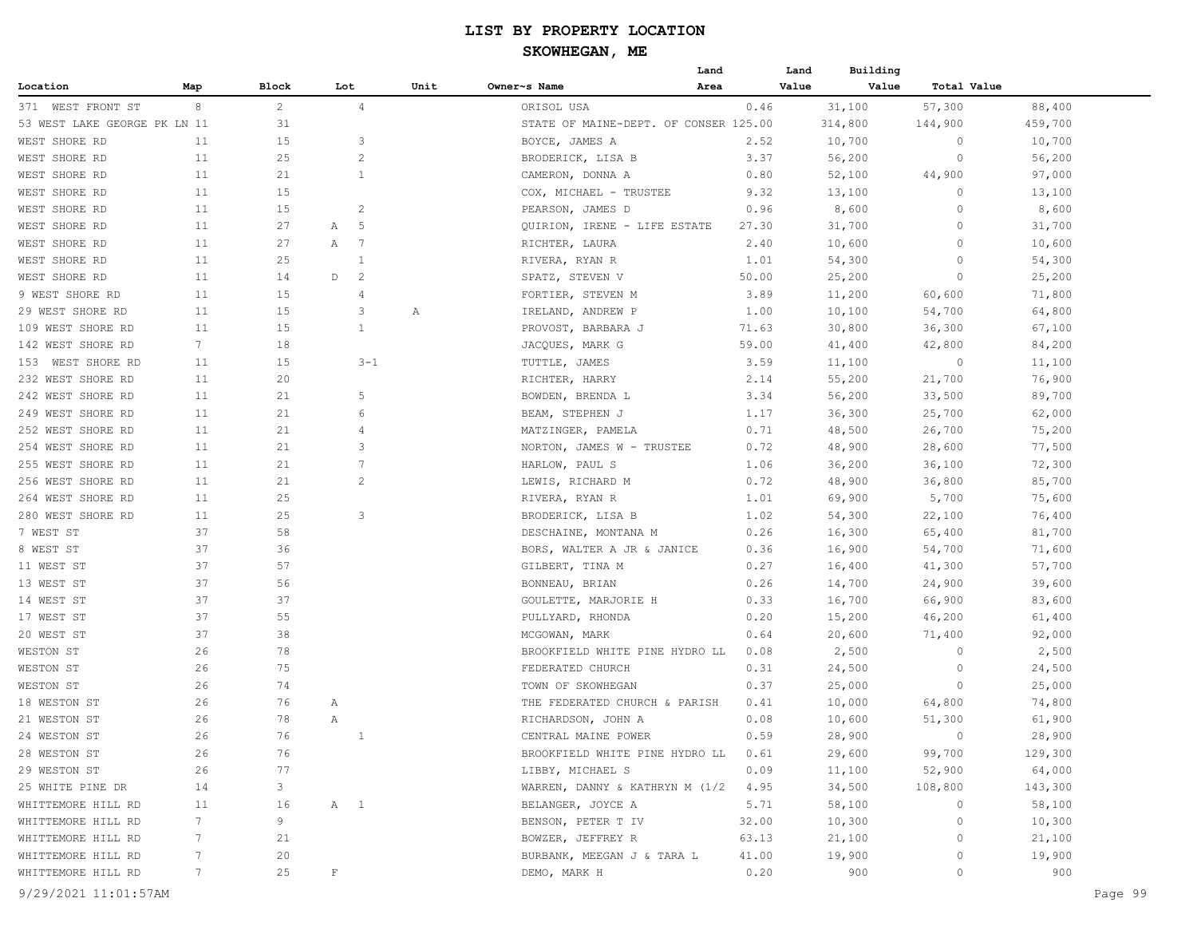# LIST BY PROPERTY LOCATION

## SKOWHEGAN, ME

| Location | Map | Block | Lot | Unit | Owner~s Name | Land Area | Land Value | Building Value | Total Value |
|---|---|---|---|---|---|---|---|---|---|
| 371 WEST FRONT ST | 8 | 2 | 4 | | ORISOL USA | 0.46 | 31,100 | 57,300 | 88,400 |
| 53 WEST LAKE GEORGE PK LN | 11 | 31 | | | STATE OF MAINE-DEPT. OF CONSER | 125.00 | 314,800 | 144,900 | 459,700 |
| WEST SHORE RD | 11 | 15 | 3 | | BOYCE, JAMES A | 2.52 | 10,700 | 0 | 10,700 |
| WEST SHORE RD | 11 | 25 | 2 | | BRODERICK, LISA B | 3.37 | 56,200 | 0 | 56,200 |
| WEST SHORE RD | 11 | 21 | 1 | | CAMERON, DONNA A | 0.80 | 52,100 | 44,900 | 97,000 |
| WEST SHORE RD | 11 | 15 | | | COX, MICHAEL - TRUSTEE | 9.32 | 13,100 | 0 | 13,100 |
| WEST SHORE RD | 11 | 15 | 2 | | PEARSON, JAMES D | 0.96 | 8,600 | 0 | 8,600 |
| WEST SHORE RD | 11 | 27 | A 5 | | QUIRION, IRENE - LIFE ESTATE | 27.30 | 31,700 | 0 | 31,700 |
| WEST SHORE RD | 11 | 27 | A 7 | | RICHTER, LAURA | 2.40 | 10,600 | 0 | 10,600 |
| WEST SHORE RD | 11 | 25 | 1 | | RIVERA, RYAN R | 1.01 | 54,300 | 0 | 54,300 |
| WEST SHORE RD | 11 | 14 | D 2 | | SPATZ, STEVEN V | 50.00 | 25,200 | 0 | 25,200 |
| 9 WEST SHORE RD | 11 | 15 | 4 | | FORTIER, STEVEN M | 3.89 | 11,200 | 60,600 | 71,800 |
| 29 WEST SHORE RD | 11 | 15 | 3 | A | IRELAND, ANDREW P | 1.00 | 10,100 | 54,700 | 64,800 |
| 109 WEST SHORE RD | 11 | 15 | 1 | | PROVOST, BARBARA J | 71.63 | 30,800 | 36,300 | 67,100 |
| 142 WEST SHORE RD | 7 | 18 | | | JACQUES, MARK G | 59.00 | 41,400 | 42,800 | 84,200 |
| 153 WEST SHORE RD | 11 | 15 | 3-1 | | TUTTLE, JAMES | 3.59 | 11,100 | 0 | 11,100 |
| 232 WEST SHORE RD | 11 | 20 | | | RICHTER, HARRY | 2.14 | 55,200 | 21,700 | 76,900 |
| 242 WEST SHORE RD | 11 | 21 | 5 | | BOWDEN, BRENDA L | 3.34 | 56,200 | 33,500 | 89,700 |
| 249 WEST SHORE RD | 11 | 21 | 6 | | BEAM, STEPHEN J | 1.17 | 36,300 | 25,700 | 62,000 |
| 252 WEST SHORE RD | 11 | 21 | 4 | | MATZINGER, PAMELA | 0.71 | 48,500 | 26,700 | 75,200 |
| 254 WEST SHORE RD | 11 | 21 | 3 | | NORTON, JAMES W - TRUSTEE | 0.72 | 48,900 | 28,600 | 77,500 |
| 255 WEST SHORE RD | 11 | 21 | 7 | | HARLOW, PAUL S | 1.06 | 36,200 | 36,100 | 72,300 |
| 256 WEST SHORE RD | 11 | 21 | 2 | | LEWIS, RICHARD M | 0.72 | 48,900 | 36,800 | 85,700 |
| 264 WEST SHORE RD | 11 | 25 | | | RIVERA, RYAN R | 1.01 | 69,900 | 5,700 | 75,600 |
| 280 WEST SHORE RD | 11 | 25 | 3 | | BRODERICK, LISA B | 1.02 | 54,300 | 22,100 | 76,400 |
| 7 WEST ST | 37 | 58 | | | DESCHAINE, MONTANA M | 0.26 | 16,300 | 65,400 | 81,700 |
| 8 WEST ST | 37 | 36 | | | BORS, WALTER A JR & JANICE | 0.36 | 16,900 | 54,700 | 71,600 |
| 11 WEST ST | 37 | 57 | | | GILBERT, TINA M | 0.27 | 16,400 | 41,300 | 57,700 |
| 13 WEST ST | 37 | 56 | | | BONNEAU, BRIAN | 0.26 | 14,700 | 24,900 | 39,600 |
| 14 WEST ST | 37 | 37 | | | GOULETTE, MARJORIE H | 0.33 | 16,700 | 66,900 | 83,600 |
| 17 WEST ST | 37 | 55 | | | PULLYARD, RHONDA | 0.20 | 15,200 | 46,200 | 61,400 |
| 20 WEST ST | 37 | 38 | | | MCGOWAN, MARK | 0.64 | 20,600 | 71,400 | 92,000 |
| WESTON ST | 26 | 78 | | | BROOKFIELD WHITE PINE HYDRO LL | 0.08 | 2,500 | 0 | 2,500 |
| WESTON ST | 26 | 75 | | | FEDERATED CHURCH | 0.31 | 24,500 | 0 | 24,500 |
| WESTON ST | 26 | 74 | | | TOWN OF SKOWHEGAN | 0.37 | 25,000 | 0 | 25,000 |
| 18 WESTON ST | 26 | 76 | A | | THE FEDERATED CHURCH & PARISH | 0.41 | 10,000 | 64,800 | 74,800 |
| 21 WESTON ST | 26 | 78 | A | | RICHARDSON, JOHN A | 0.08 | 10,600 | 51,300 | 61,900 |
| 24 WESTON ST | 26 | 76 | 1 | | CENTRAL MAINE POWER | 0.59 | 28,900 | 0 | 28,900 |
| 28 WESTON ST | 26 | 76 | | | BROOKFIELD WHITE PINE HYDRO LL | 0.61 | 29,600 | 99,700 | 129,300 |
| 29 WESTON ST | 26 | 77 | | | LIBBY, MICHAEL S | 0.09 | 11,100 | 52,900 | 64,000 |
| 25 WHITE PINE DR | 14 | 3 | | | WARREN, DANNY & KATHRYN M (1/2 | 4.95 | 34,500 | 108,800 | 143,300 |
| WHITTEMORE HILL RD | 11 | 16 | A 1 | | BELANGER, JOYCE A | 5.71 | 58,100 | 0 | 58,100 |
| WHITTEMORE HILL RD | 7 | 9 | | | BENSON, PETER T IV | 32.00 | 10,300 | 0 | 10,300 |
| WHITTEMORE HILL RD | 7 | 21 | | | BOWZER, JEFFREY R | 63.13 | 21,100 | 0 | 21,100 |
| WHITTEMORE HILL RD | 7 | 20 | | | BURBANK, MEEGAN J & TARA L | 41.00 | 19,900 | 0 | 19,900 |
| WHITTEMORE HILL RD | 7 | 25 | F | | DEMO, MARK H | 0.20 | 900 | 0 | 900 |

9/29/2021 11:01:57AM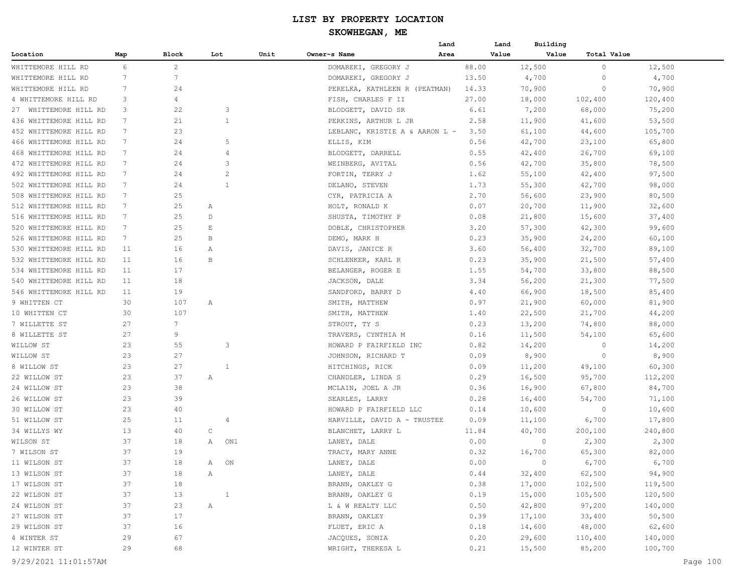# LIST BY PROPERTY LOCATION

## SKOWHEGAN, ME

| Location | Map | Block | Lot | Unit | Owner~s Name | Land Area | Land Value | Building Value | Total Value |
|---|---|---|---|---|---|---|---|---|---|
| WHITTEMORE HILL RD | 6 | 2 | | | DOMAREKI, GREGORY J | 88.00 | 12,500 | 0 | 12,500 |
| WHITTEMORE HILL RD | 7 | 7 | | | DOMAREKI, GREGORY J | 13.50 | 4,700 | 0 | 4,700 |
| WHITTEMORE HILL RD | 7 | 24 | | | PERELKA, KATHLEEN R (PEATMAN) | 14.33 | 70,900 | 0 | 70,900 |
| 4 WHITTEMORE HILL RD | 3 | 4 | | | FISH, CHARLES F II | 27.00 | 18,000 | 102,400 | 120,400 |
| 27 WHITTEMORE HILL RD | 3 | 22 | 3 | | BLODGETT, DAVID SR | 6.61 | 7,200 | 68,000 | 75,200 |
| 436 WHITTEMORE HILL RD | 7 | 21 | 1 | | PERKINS, ARTHUR L JR | 2.58 | 11,900 | 41,600 | 53,500 |
| 452 WHITTEMORE HILL RD | 7 | 23 | | | LEBLANC, KRISTIE A & AARON L - | 3.50 | 61,100 | 44,600 | 105,700 |
| 466 WHITTEMORE HILL RD | 7 | 24 | 5 | | ELLIS, KIM | 0.56 | 42,700 | 23,100 | 65,800 |
| 468 WHITTEMORE HILL RD | 7 | 24 | 4 | | BLODGETT, DARRELL | 0.55 | 42,400 | 26,700 | 69,100 |
| 472 WHITTEMORE HILL RD | 7 | 24 | 3 | | WEINBERG, AVITAL | 0.56 | 42,700 | 35,800 | 78,500 |
| 492 WHITTEMORE HILL RD | 7 | 24 | 2 | | FORTIN, TERRY J | 1.62 | 55,100 | 42,400 | 97,500 |
| 502 WHITTEMORE HILL RD | 7 | 24 | 1 | | DELANO, STEVEN | 1.73 | 55,300 | 42,700 | 98,000 |
| 508 WHITTEMORE HILL RD | 7 | 25 | | | CYR, PATRICIA A | 2.70 | 56,600 | 23,900 | 80,500 |
| 512 WHITTEMORE HILL RD | 7 | 25 | A | | HOLT, RONALD K | 0.07 | 20,700 | 11,900 | 32,600 |
| 516 WHITTEMORE HILL RD | 7 | 25 | D | | SHUSTA, TIMOTHY P | 0.08 | 21,800 | 15,600 | 37,400 |
| 520 WHITTEMORE HILL RD | 7 | 25 | E | | DOBLE, CHRISTOPHER | 3.20 | 57,300 | 42,300 | 99,600 |
| 526 WHITTEMORE HILL RD | 7 | 25 | B | | DEMO, MARK H | 0.23 | 35,900 | 24,200 | 60,100 |
| 530 WHITTEMORE HILL RD | 11 | 16 | A | | DAVIS, JANICE R | 3.60 | 56,400 | 32,700 | 89,100 |
| 532 WHITTEMORE HILL RD | 11 | 16 | B | | SCHLENKER, KARL R | 0.23 | 35,900 | 21,500 | 57,400 |
| 534 WHITTEMORE HILL RD | 11 | 17 | | | BELANGER, ROGER E | 1.55 | 54,700 | 33,800 | 88,500 |
| 540 WHITTEMORE HILL RD | 11 | 18 | | | JACKSON, DALE | 3.34 | 56,200 | 21,300 | 77,500 |
| 546 WHITTEMORE HILL RD | 11 | 19 | | | SANDFORD, BARRY D | 4.40 | 66,900 | 18,500 | 85,400 |
| 9 WHITTEN CT | 30 | 107 | A | | SMITH, MATTHEW | 0.97 | 21,900 | 60,000 | 81,900 |
| 10 WHITTEN CT | 30 | 107 | | | SMITH, MATTHEW | 1.40 | 22,500 | 21,700 | 44,200 |
| 7 WILLETTE ST | 27 | 7 | | | STROUT, TY S | 0.23 | 13,200 | 74,800 | 88,000 |
| 8 WILLETTE ST | 27 | 9 | | | TRAVERS, CYNTHIA M | 0.16 | 11,500 | 54,100 | 65,600 |
| WILLOW ST | 23 | 55 | 3 | | HOWARD P FAIRFIELD INC | 0.82 | 14,200 | 0 | 14,200 |
| WILLOW ST | 23 | 27 | | | JOHNSON, RICHARD T | 0.09 | 8,900 | 0 | 8,900 |
| 8 WILLOW ST | 23 | 27 | 1 | | HITCHINGS, RICK | 0.09 | 11,200 | 49,100 | 60,300 |
| 22 WILLOW ST | 23 | 37 | A | | CHANDLER, LINDA S | 0.29 | 16,500 | 95,700 | 112,200 |
| 24 WILLOW ST | 23 | 38 | | | MCLAIN, JOEL A JR | 0.36 | 16,900 | 67,800 | 84,700 |
| 26 WILLOW ST | 23 | 39 | | | SEARLES, LARRY | 0.28 | 16,400 | 54,700 | 71,100 |
| 30 WILLOW ST | 23 | 40 | | | HOWARD P FAIRFIELD LLC | 0.14 | 10,600 | 0 | 10,600 |
| 51 WILLOW ST | 25 | 11 | 4 | | HARVILLE, DAVID A - TRUSTEE | 0.09 | 11,100 | 6,700 | 17,800 |
| 34 WILLYS WY | 13 | 40 | C | | BLANCHET, LARRY L | 11.84 | 40,700 | 200,100 | 240,800 |
| WILSON ST | 37 | 18 | A | ON1 | LANEY, DALE | 0.00 | 0 | 2,300 | 2,300 |
| 7 WILSON ST | 37 | 19 | | | TRACY, MARY ANNE | 0.32 | 16,700 | 65,300 | 82,000 |
| 11 WILSON ST | 37 | 18 | A | ON | LANEY, DALE | 0.00 | 0 | 6,700 | 6,700 |
| 13 WILSON ST | 37 | 18 | A | | LANEY, DALE | 0.44 | 32,400 | 62,500 | 94,900 |
| 17 WILSON ST | 37 | 18 | | | BRANN, OAKLEY G | 0.38 | 17,000 | 102,500 | 119,500 |
| 22 WILSON ST | 37 | 13 | 1 | | BRANN, OAKLEY G | 0.19 | 15,000 | 105,500 | 120,500 |
| 24 WILSON ST | 37 | 23 | A | | L & W REALTY LLC | 0.50 | 42,800 | 97,200 | 140,000 |
| 27 WILSON ST | 37 | 17 | | | BRANN, OAKLEY | 0.39 | 17,100 | 33,400 | 50,500 |
| 29 WILSON ST | 37 | 16 | | | FLUET, ERIC A | 0.18 | 14,600 | 48,000 | 62,600 |
| 4 WINTER ST | 29 | 67 | | | JACQUES, SONIA | 0.20 | 29,600 | 110,400 | 140,000 |
| 12 WINTER ST | 29 | 68 | | | WRIGHT, THERESA L | 0.21 | 15,500 | 85,200 | 100,700 |

9/29/2021 11:01:57AM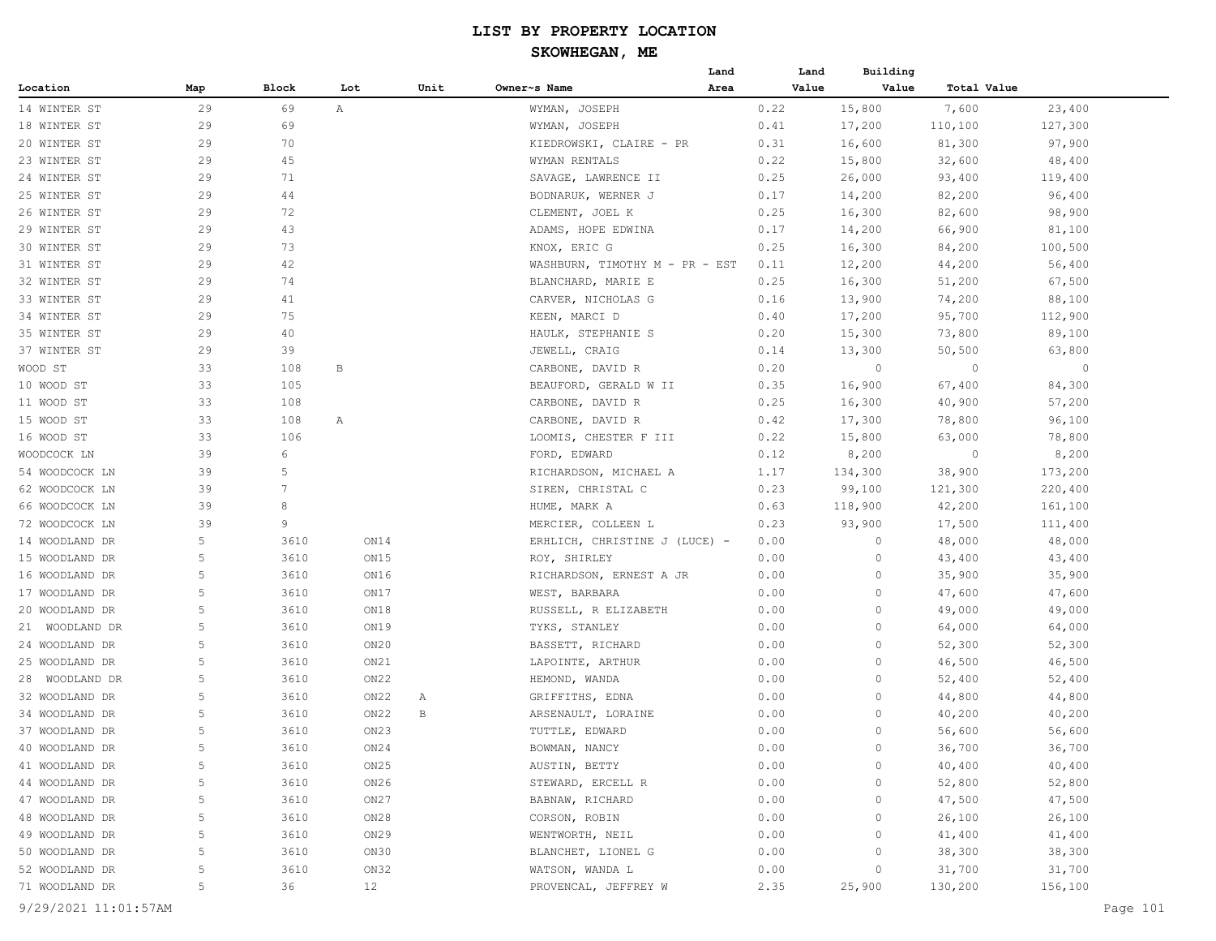# LIST BY PROPERTY LOCATION

## SKOWHEGAN, ME

| Location | Map | Block | Lot | Unit | Owner~s Name | Land Area | Land Value | Building Value | Total Value |
|---|---|---|---|---|---|---|---|---|---|
| 14 WINTER ST | 29 | 69 | A | | WYMAN, JOSEPH | 0.22 | 15,800 | 7,600 | 23,400 |
| 18 WINTER ST | 29 | 69 | | | WYMAN, JOSEPH | 0.41 | 17,200 | 110,100 | 127,300 |
| 20 WINTER ST | 29 | 70 | | | KIEDROWSKI, CLAIRE - PR | 0.31 | 16,600 | 81,300 | 97,900 |
| 23 WINTER ST | 29 | 45 | | | WYMAN RENTALS | 0.22 | 15,800 | 32,600 | 48,400 |
| 24 WINTER ST | 29 | 71 | | | SAVAGE, LAWRENCE II | 0.25 | 26,000 | 93,400 | 119,400 |
| 25 WINTER ST | 29 | 44 | | | BODNARUK, WERNER J | 0.17 | 14,200 | 82,200 | 96,400 |
| 26 WINTER ST | 29 | 72 | | | CLEMENT, JOEL K | 0.25 | 16,300 | 82,600 | 98,900 |
| 29 WINTER ST | 29 | 43 | | | ADAMS, HOPE EDWINA | 0.17 | 14,200 | 66,900 | 81,100 |
| 30 WINTER ST | 29 | 73 | | | KNOX, ERIC G | 0.25 | 16,300 | 84,200 | 100,500 |
| 31 WINTER ST | 29 | 42 | | | WASHBURN, TIMOTHY M - PR - EST | 0.11 | 12,200 | 44,200 | 56,400 |
| 32 WINTER ST | 29 | 74 | | | BLANCHARD, MARIE E | 0.25 | 16,300 | 51,200 | 67,500 |
| 33 WINTER ST | 29 | 41 | | | CARVER, NICHOLAS G | 0.16 | 13,900 | 74,200 | 88,100 |
| 34 WINTER ST | 29 | 75 | | | KEEN, MARCI D | 0.40 | 17,200 | 95,700 | 112,900 |
| 35 WINTER ST | 29 | 40 | | | HAULK, STEPHANIE S | 0.20 | 15,300 | 73,800 | 89,100 |
| 37 WINTER ST | 29 | 39 | | | JEWELL, CRAIG | 0.14 | 13,300 | 50,500 | 63,800 |
| WOOD ST | 33 | 108 | B | | CARBONE, DAVID R | 0.20 | 0 | 0 | 0 |
| 10 WOOD ST | 33 | 105 | | | BEAUFORD, GERALD W II | 0.35 | 16,900 | 67,400 | 84,300 |
| 11 WOOD ST | 33 | 108 | | | CARBONE, DAVID R | 0.25 | 16,300 | 40,900 | 57,200 |
| 15 WOOD ST | 33 | 108 | A | | CARBONE, DAVID R | 0.42 | 17,300 | 78,800 | 96,100 |
| 16 WOOD ST | 33 | 106 | | | LOOMIS, CHESTER F III | 0.22 | 15,800 | 63,000 | 78,800 |
| WOODCOCK LN | 39 | 6 | | | FORD, EDWARD | 0.12 | 8,200 | 0 | 8,200 |
| 54 WOODCOCK LN | 39 | 5 | | | RICHARDSON, MICHAEL A | 1.17 | 134,300 | 38,900 | 173,200 |
| 62 WOODCOCK LN | 39 | 7 | | | SIREN, CHRISTAL C | 0.23 | 99,100 | 121,300 | 220,400 |
| 66 WOODCOCK LN | 39 | 8 | | | HUME, MARK A | 0.63 | 118,900 | 42,200 | 161,100 |
| 72 WOODCOCK LN | 39 | 9 | | | MERCIER, COLLEEN L | 0.23 | 93,900 | 17,500 | 111,400 |
| 14 WOODLAND DR | 5 | 3610 | ON14 | | ERHLICH, CHRISTINE J (LUCE) - | 0.00 | 0 | 48,000 | 48,000 |
| 15 WOODLAND DR | 5 | 3610 | ON15 | | ROY, SHIRLEY | 0.00 | 0 | 43,400 | 43,400 |
| 16 WOODLAND DR | 5 | 3610 | ON16 | | RICHARDSON, ERNEST A JR | 0.00 | 0 | 35,900 | 35,900 |
| 17 WOODLAND DR | 5 | 3610 | ON17 | | WEST, BARBARA | 0.00 | 0 | 47,600 | 47,600 |
| 20 WOODLAND DR | 5 | 3610 | ON18 | | RUSSELL, R ELIZABETH | 0.00 | 0 | 49,000 | 49,000 |
| 21 WOODLAND DR | 5 | 3610 | ON19 | | TYKS, STANLEY | 0.00 | 0 | 64,000 | 64,000 |
| 24 WOODLAND DR | 5 | 3610 | ON20 | | BASSETT, RICHARD | 0.00 | 0 | 52,300 | 52,300 |
| 25 WOODLAND DR | 5 | 3610 | ON21 | | LAPOINTE, ARTHUR | 0.00 | 0 | 46,500 | 46,500 |
| 28 WOODLAND DR | 5 | 3610 | ON22 | | HEMOND, WANDA | 0.00 | 0 | 52,400 | 52,400 |
| 32 WOODLAND DR | 5 | 3610 | ON22 | A | GRIFFITHS, EDNA | 0.00 | 0 | 44,800 | 44,800 |
| 34 WOODLAND DR | 5 | 3610 | ON22 | B | ARSENAULT, LORAINE | 0.00 | 0 | 40,200 | 40,200 |
| 37 WOODLAND DR | 5 | 3610 | ON23 | | TUTTLE, EDWARD | 0.00 | 0 | 56,600 | 56,600 |
| 40 WOODLAND DR | 5 | 3610 | ON24 | | BOWMAN, NANCY | 0.00 | 0 | 36,700 | 36,700 |
| 41 WOODLAND DR | 5 | 3610 | ON25 | | AUSTIN, BETTY | 0.00 | 0 | 40,400 | 40,400 |
| 44 WOODLAND DR | 5 | 3610 | ON26 | | STEWARD, ERCELL R | 0.00 | 0 | 52,800 | 52,800 |
| 47 WOODLAND DR | 5 | 3610 | ON27 | | BABNAW, RICHARD | 0.00 | 0 | 47,500 | 47,500 |
| 48 WOODLAND DR | 5 | 3610 | ON28 | | CORSON, ROBIN | 0.00 | 0 | 26,100 | 26,100 |
| 49 WOODLAND DR | 5 | 3610 | ON29 | | WENTWORTH, NEIL | 0.00 | 0 | 41,400 | 41,400 |
| 50 WOODLAND DR | 5 | 3610 | ON30 | | BLANCHET, LIONEL G | 0.00 | 0 | 38,300 | 38,300 |
| 52 WOODLAND DR | 5 | 3610 | ON32 | | WATSON, WANDA L | 0.00 | 0 | 31,700 | 31,700 |
| 71 WOODLAND DR | 5 | 36 | 12 | | PROVENCAL, JEFFREY W | 2.35 | 25,900 | 130,200 | 156,100 |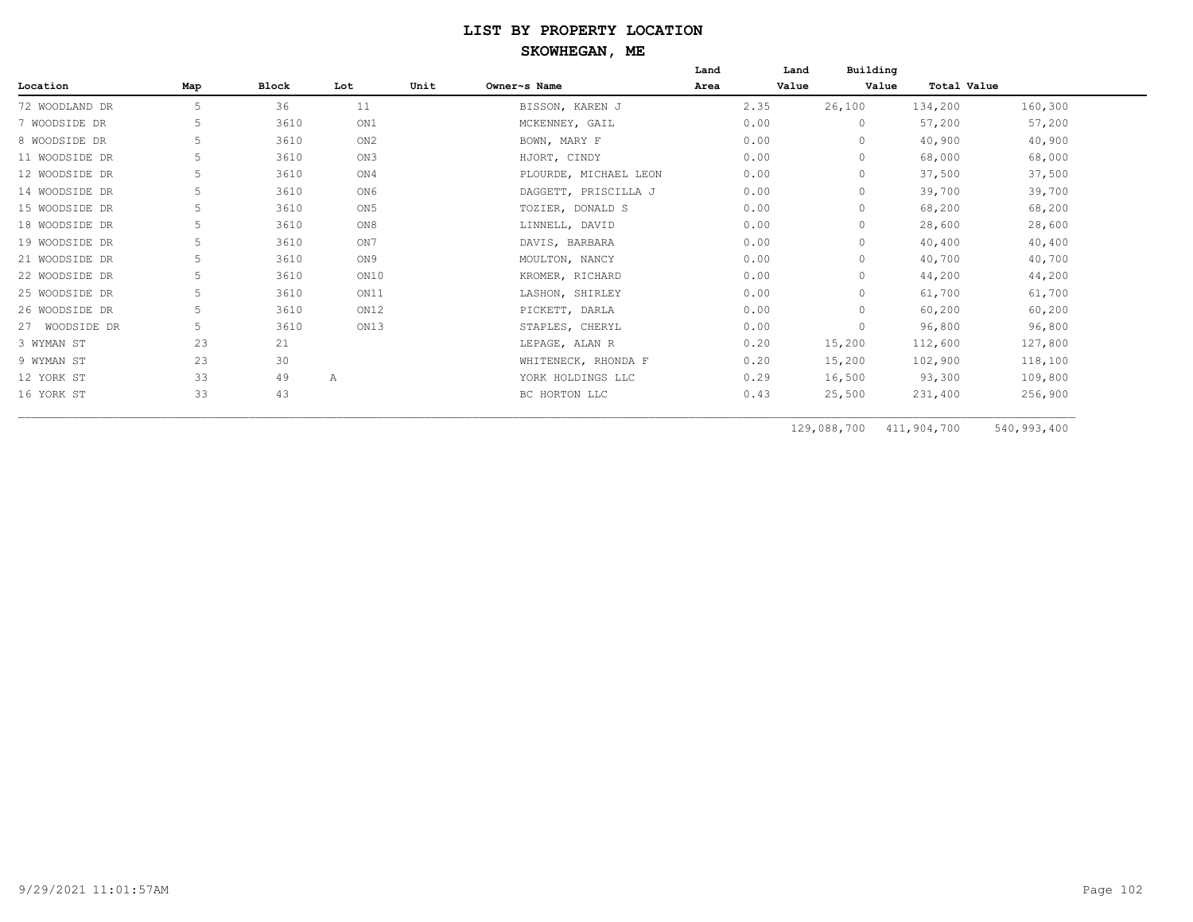# LIST BY PROPERTY LOCATION

## SKOWHEGAN, ME

| Location | Map | Block | Lot | Unit | Owner~s Name | Land Area | Land Value | Building Value | Total Value |
|---|---|---|---|---|---|---|---|---|---|
| 72 WOODLAND DR | 5 | 36 | 11 | | BISSON, KAREN J | 2.35 | 26,100 | 134,200 | 160,300 |
| 7 WOODSIDE DR | 5 | 3610 | ON1 | | MCKENNEY, GAIL | 0.00 | 0 | 57,200 | 57,200 |
| 8 WOODSIDE DR | 5 | 3610 | ON2 | | BOWN, MARY F | 0.00 | 0 | 40,900 | 40,900 |
| 11 WOODSIDE DR | 5 | 3610 | ON3 | | HJORT, CINDY | 0.00 | 0 | 68,000 | 68,000 |
| 12 WOODSIDE DR | 5 | 3610 | ON4 | | PLOURDE, MICHAEL LEON | 0.00 | 0 | 37,500 | 37,500 |
| 14 WOODSIDE DR | 5 | 3610 | ON6 | | DAGGETT, PRISCILLA J | 0.00 | 0 | 39,700 | 39,700 |
| 15 WOODSIDE DR | 5 | 3610 | ON5 | | TOZIER, DONALD S | 0.00 | 0 | 68,200 | 68,200 |
| 18 WOODSIDE DR | 5 | 3610 | ON8 | | LINNELL, DAVID | 0.00 | 0 | 28,600 | 28,600 |
| 19 WOODSIDE DR | 5 | 3610 | ON7 | | DAVIS, BARBARA | 0.00 | 0 | 40,400 | 40,400 |
| 21 WOODSIDE DR | 5 | 3610 | ON9 | | MOULTON, NANCY | 0.00 | 0 | 40,700 | 40,700 |
| 22 WOODSIDE DR | 5 | 3610 | ON10 | | KROMER, RICHARD | 0.00 | 0 | 44,200 | 44,200 |
| 25 WOODSIDE DR | 5 | 3610 | ON11 | | LASHON, SHIRLEY | 0.00 | 0 | 61,700 | 61,700 |
| 26 WOODSIDE DR | 5 | 3610 | ON12 | | PICKETT, DARLA | 0.00 | 0 | 60,200 | 60,200 |
| 27 WOODSIDE DR | 5 | 3610 | ON13 | | STAPLES, CHERYL | 0.00 | 0 | 96,800 | 96,800 |
| 3 WYMAN ST | 23 | 21 | | | LEPAGE, ALAN R | 0.20 | 15,200 | 112,600 | 127,800 |
| 9 WYMAN ST | 23 | 30 | | | WHITENECK, RHONDA F | 0.20 | 15,200 | 102,900 | 118,100 |
| 12 YORK ST | 33 | 49 | A | | YORK HOLDINGS LLC | 0.29 | 16,500 | 93,300 | 109,800 |
| 16 YORK ST | 33 | 43 | | | BC HORTON LLC | 0.43 | 25,500 | 231,400 | 256,900 |
| | | | | | | | 129,088,700 | 411,904,700 | 540,993,400 |